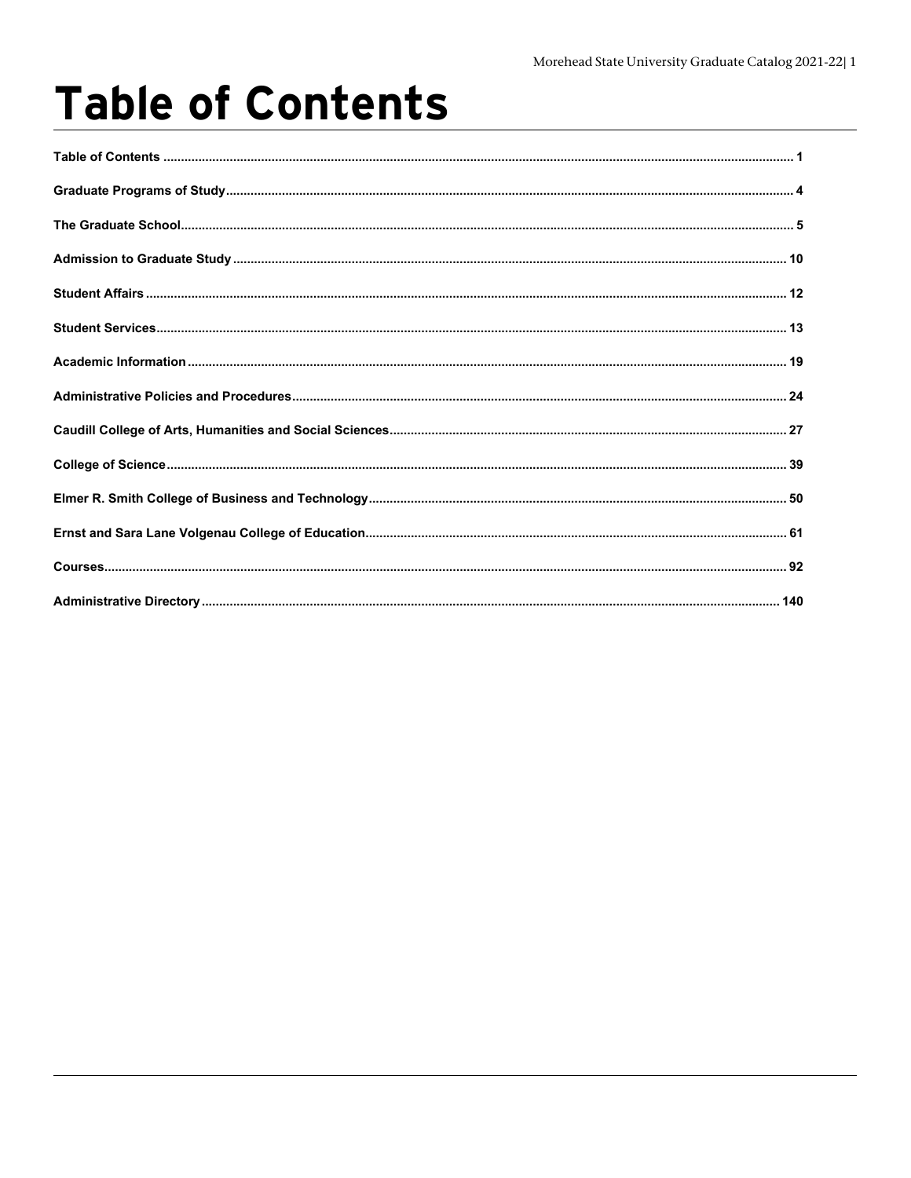# Table of Contents

Table of Contents ........................................................................................................ 1

Graduate Programs of Study ....................................................................................... 4

The Graduate School .................................................................................................. 5

Admission to Graduate Study ..................................................................................... 10

Student Affairs ............................................................................................................ 12

Student Services ......................................................................................................... 13

Academic Information ................................................................................................. 19

Administrative Policies and Procedures ...................................................................... 24

Caudill College of Arts, Humanities and Social Sciences ............................................ 27

College of Science ...................................................................................................... 39

Elmer R. Smith College of Business and Technology .................................................. 50

Ernst and Sara Lane Volgenau College of Education ................................................... 61

Courses ....................................................................................................................... 92

Administrative Directory ............................................................................................. 140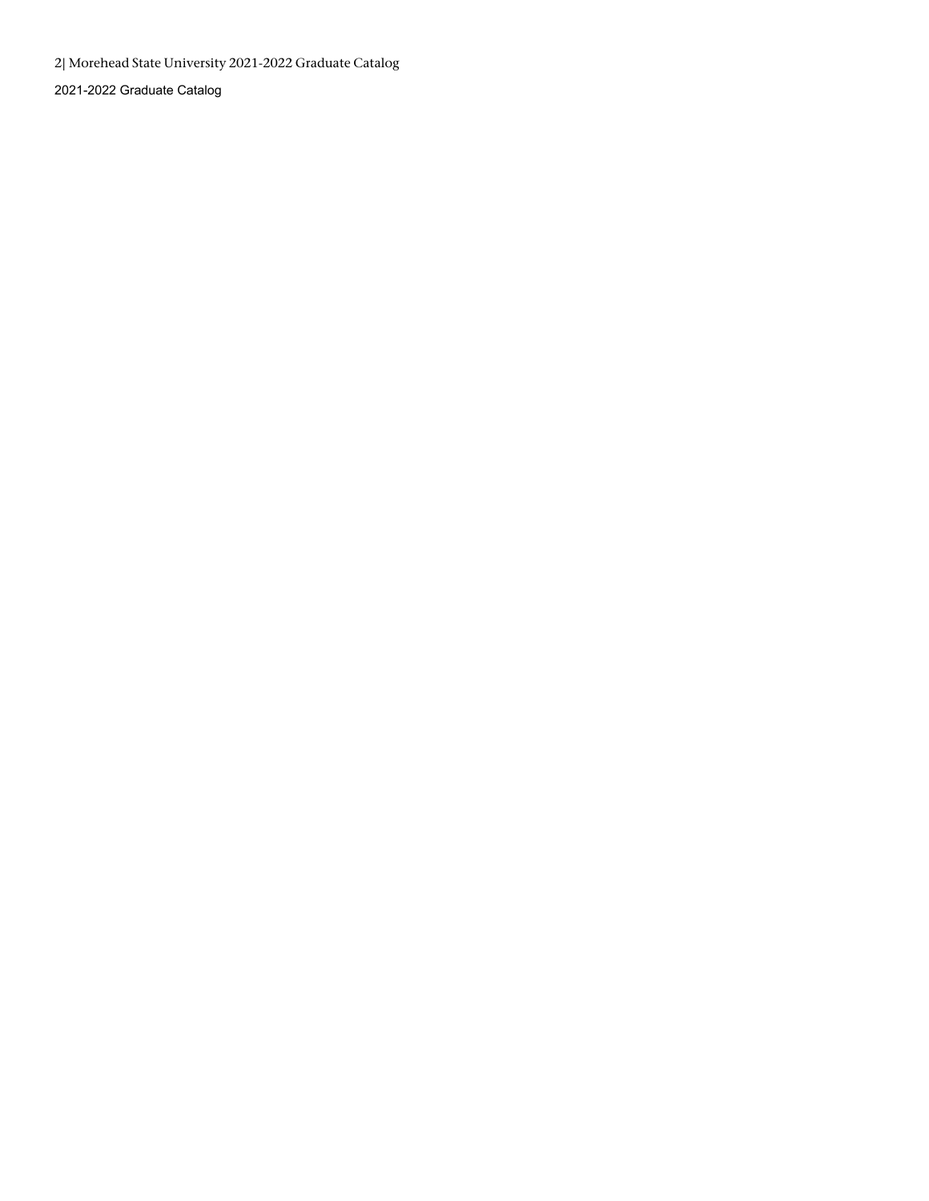2021-2022 Graduate Catalog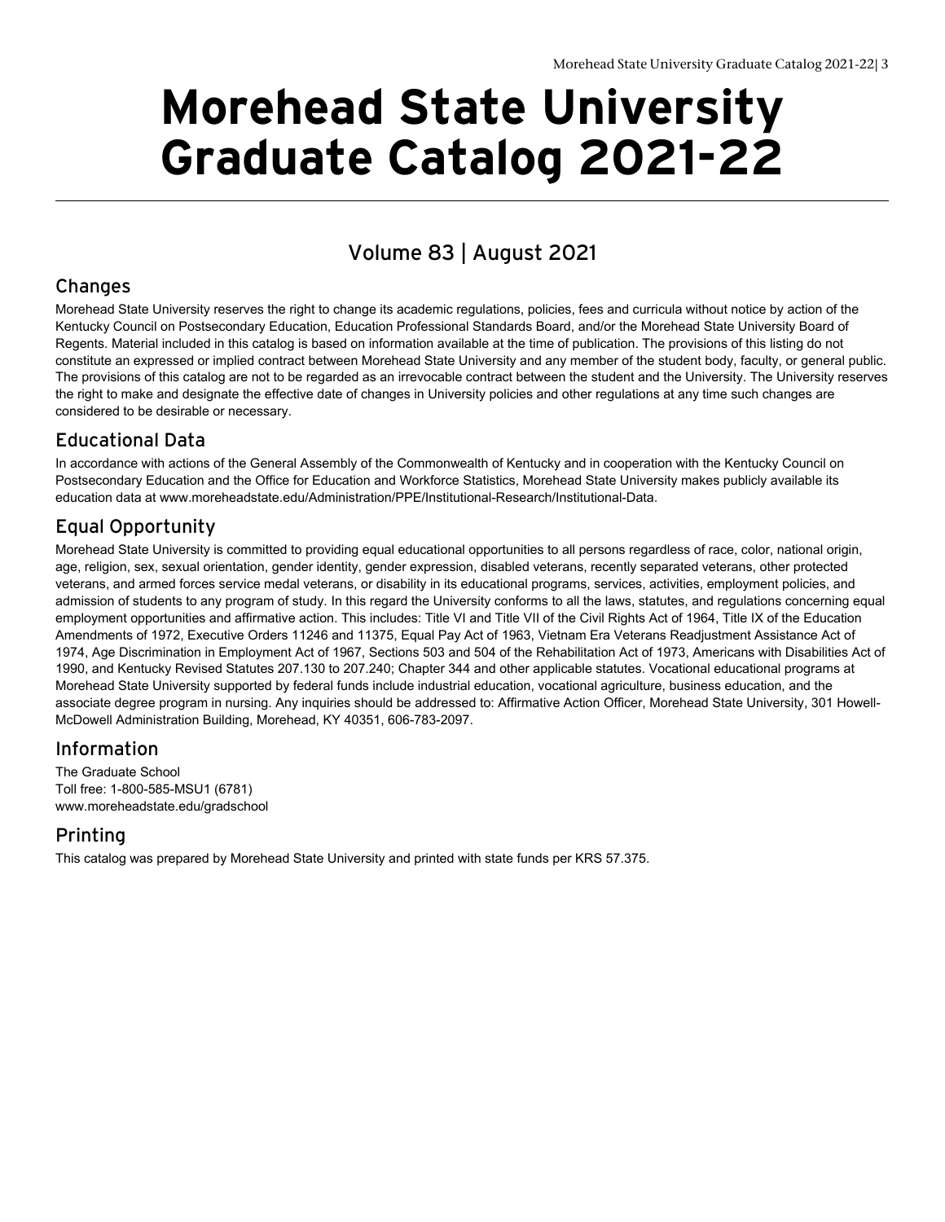# Morehead State University Graduate Catalog 2021-22

## Volume 83 | August 2021

### Changes

Morehead State University reserves the right to change its academic regulations, policies, fees and curricula without notice by action of the Kentucky Council on Postsecondary Education, Education Professional Standards Board, and/or the Morehead State University Board of Regents. Material included in this catalog is based on information available at the time of publication. The provisions of this listing do not constitute an expressed or implied contract between Morehead State University and any member of the student body, faculty, or general public. The provisions of this catalog are not to be regarded as an irrevocable contract between the student and the University. The University reserves the right to make and designate the effective date of changes in University policies and other regulations at any time such changes are considered to be desirable or necessary.

### Educational Data

In accordance with actions of the General Assembly of the Commonwealth of Kentucky and in cooperation with the Kentucky Council on Postsecondary Education and the Office for Education and Workforce Statistics, Morehead State University makes publicly available its education data at www.moreheadstate.edu/Administration/PPE/Institutional-Research/Institutional-Data.

### Equal Opportunity

Morehead State University is committed to providing equal educational opportunities to all persons regardless of race, color, national origin, age, religion, sex, sexual orientation, gender identity, gender expression, disabled veterans, recently separated veterans, other protected veterans, and armed forces service medal veterans, or disability in its educational programs, services, activities, employment policies, and admission of students to any program of study. In this regard the University conforms to all the laws, statutes, and regulations concerning equal employment opportunities and affirmative action. This includes: Title VI and Title VII of the Civil Rights Act of 1964, Title IX of the Education Amendments of 1972, Executive Orders 11246 and 11375, Equal Pay Act of 1963, Vietnam Era Veterans Readjustment Assistance Act of 1974, Age Discrimination in Employment Act of 1967, Sections 503 and 504 of the Rehabilitation Act of 1973, Americans with Disabilities Act of 1990, and Kentucky Revised Statutes 207.130 to 207.240; Chapter 344 and other applicable statutes. Vocational educational programs at Morehead State University supported by federal funds include industrial education, vocational agriculture, business education, and the associate degree program in nursing. Any inquiries should be addressed to: Affirmative Action Officer, Morehead State University, 301 Howell-McDowell Administration Building, Morehead, KY 40351, 606-783-2097.

### Information

The Graduate School  
Toll free: 1-800-585-MSU1 (6781)  
www.moreheadstate.edu/gradschool

### Printing

This catalog was prepared by Morehead State University and printed with state funds per KRS 57.375.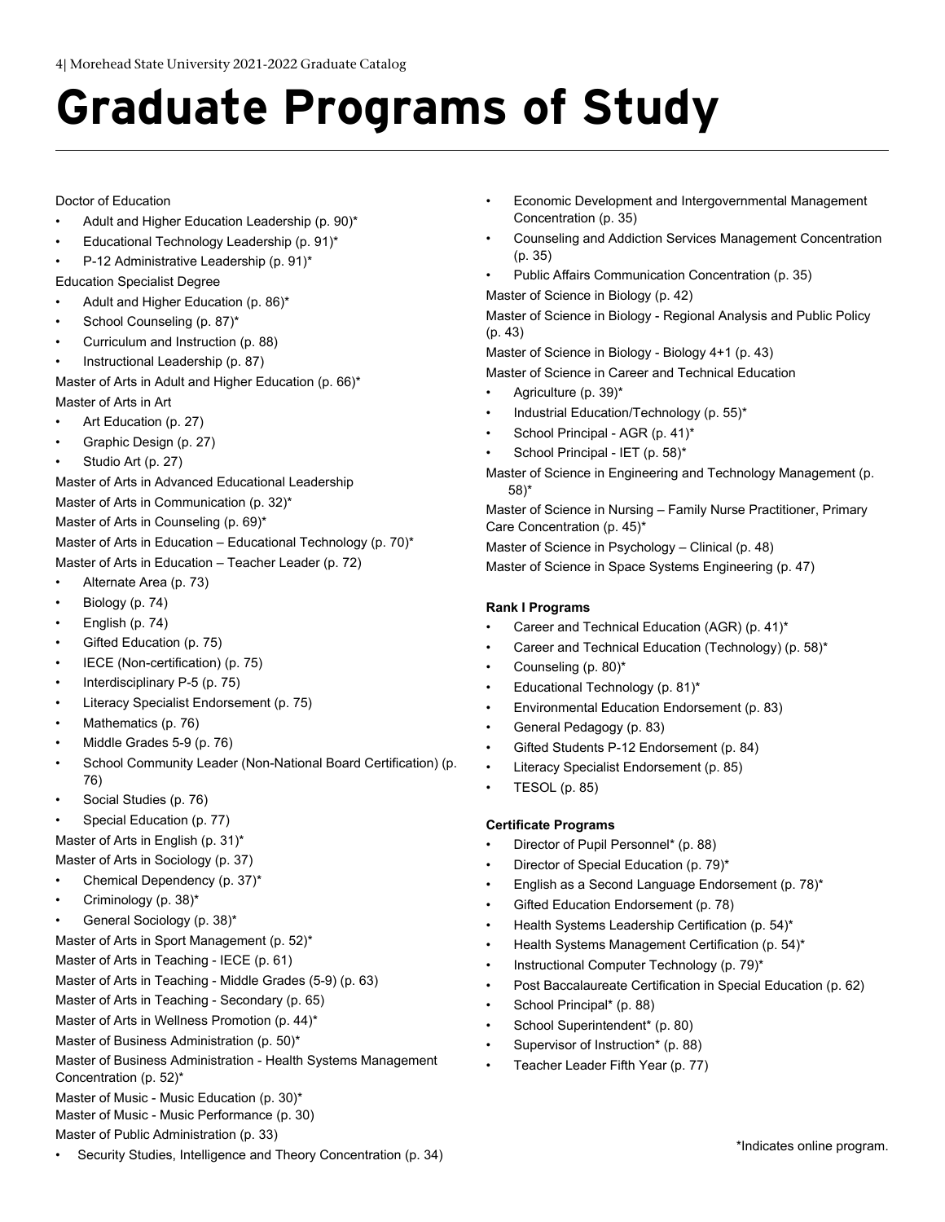# Graduate Programs of Study

Doctor of Education

- Adult and Higher Education Leadership (p. 90)*
- Educational Technology Leadership (p. 91)*
- P-12 Administrative Leadership (p. 91)*

Education Specialist Degree

- Adult and Higher Education (p. 86)*
- School Counseling (p. 87)*
- Curriculum and Instruction (p. 88)
- Instructional Leadership (p. 87)

Master of Arts in Adult and Higher Education (p. 66)*

Master of Arts in Art

- Art Education (p. 27)
- Graphic Design (p. 27)
- Studio Art (p. 27)

Master of Arts in Advanced Educational Leadership

Master of Arts in Communication (p. 32)*

Master of Arts in Counseling (p. 69)*

Master of Arts in Education – Educational Technology (p. 70)*

Master of Arts in Education – Teacher Leader (p. 72)

- Alternate Area (p. 73)
- Biology (p. 74)
- English (p. 74)
- Gifted Education (p. 75)
- IECE (Non-certification) (p. 75)
- Interdisciplinary P-5 (p. 75)
- Literacy Specialist Endorsement (p. 75)
- Mathematics (p. 76)
- Middle Grades 5-9 (p. 76)
- School Community Leader (Non-National Board Certification) (p. 76)
- Social Studies (p. 76)
- Special Education (p. 77)

Master of Arts in English (p. 31)*

Master of Arts in Sociology (p. 37)

- Chemical Dependency (p. 37)*
- Criminology (p. 38)*
- General Sociology (p. 38)*

Master of Arts in Sport Management (p. 52)*

Master of Arts in Teaching - IECE (p. 61)

Master of Arts in Teaching - Middle Grades (5-9) (p. 63)

Master of Arts in Teaching - Secondary (p. 65)

Master of Arts in Wellness Promotion (p. 44)*

Master of Business Administration (p. 50)*

Master of Business Administration - Health Systems Management Concentration (p. 52)*

Master of Music - Music Education (p. 30)*

Master of Music - Music Performance (p. 30)

Master of Public Administration (p. 33)

- Security Studies, Intelligence and Theory Concentration (p. 34)
- Economic Development and Intergovernmental Management Concentration (p. 35)
- Counseling and Addiction Services Management Concentration (p. 35)
- Public Affairs Communication Concentration (p. 35)

Master of Science in Biology (p. 42)

Master of Science in Biology - Regional Analysis and Public Policy (p. 43)

Master of Science in Biology - Biology 4+1 (p. 43)

Master of Science in Career and Technical Education

- Agriculture (p. 39)*
- Industrial Education/Technology (p. 55)*
- School Principal - AGR (p. 41)*
- School Principal - IET (p. 58)*

Master of Science in Engineering and Technology Management (p. 58)*

Master of Science in Nursing – Family Nurse Practitioner, Primary Care Concentration (p. 45)*

Master of Science in Psychology – Clinical (p. 48)

Master of Science in Space Systems Engineering (p. 47)

**Rank I Programs**

- Career and Technical Education (AGR) (p. 41)*
- Career and Technical Education (Technology) (p. 58)*
- Counseling (p. 80)*
- Educational Technology (p. 81)*
- Environmental Education Endorsement (p. 83)
- General Pedagogy (p. 83)
- Gifted Students P-12 Endorsement (p. 84)
- Literacy Specialist Endorsement (p. 85)
- TESOL (p. 85)

**Certificate Programs**

- Director of Pupil Personnel* (p. 88)
- Director of Special Education (p. 79)*
- English as a Second Language Endorsement (p. 78)*
- Gifted Education Endorsement (p. 78)
- Health Systems Leadership Certification (p. 54)*
- Health Systems Management Certification (p. 54)*
- Instructional Computer Technology (p. 79)*
- Post Baccalaureate Certification in Special Education (p. 62)
- School Principal* (p. 88)
- School Superintendent* (p. 80)
- Supervisor of Instruction* (p. 88)
- Teacher Leader Fifth Year (p. 77)

*Indicates online program.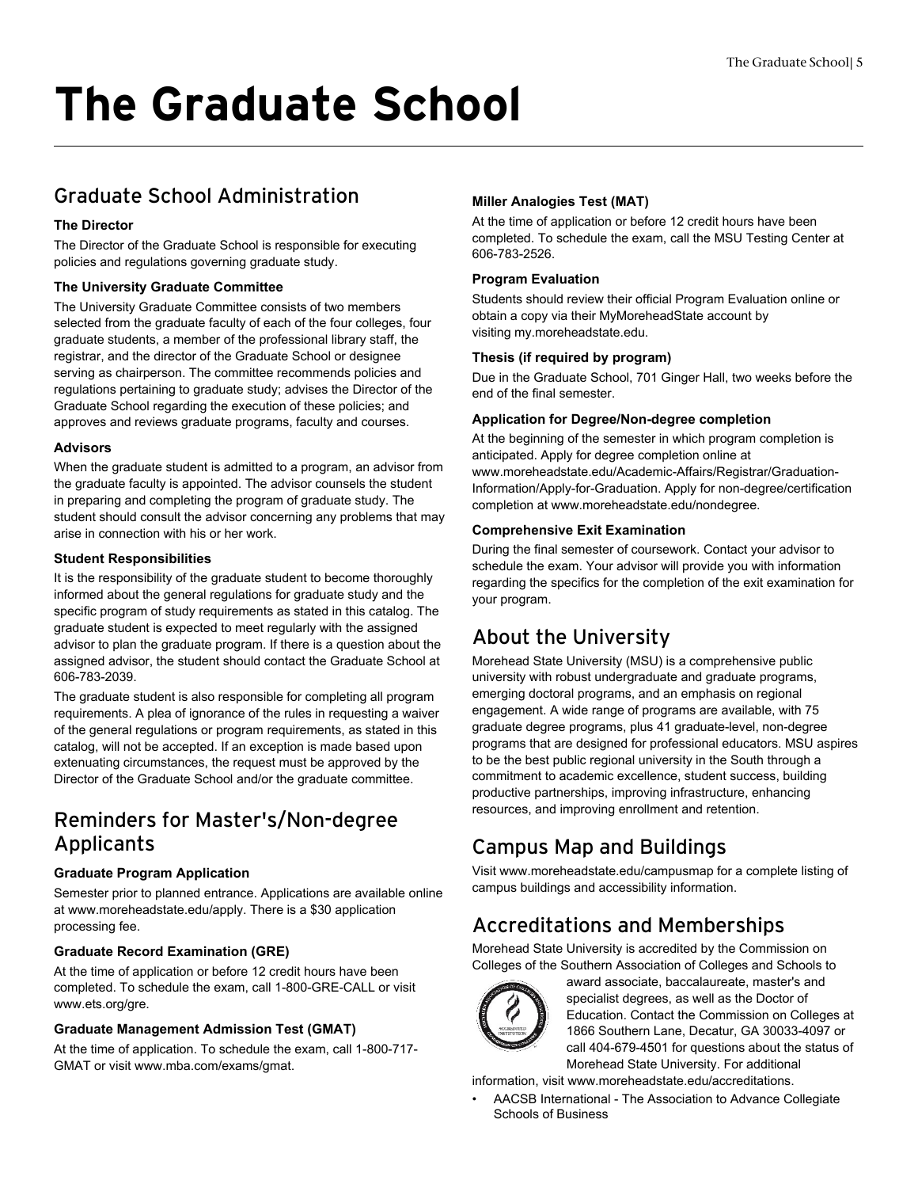# The Graduate School

## Graduate School Administration

### The Director

The Director of the Graduate School is responsible for executing policies and regulations governing graduate study.

### The University Graduate Committee

The University Graduate Committee consists of two members selected from the graduate faculty of each of the four colleges, four graduate students, a member of the professional library staff, the registrar, and the director of the Graduate School or designee serving as chairperson. The committee recommends policies and regulations pertaining to graduate study; advises the Director of the Graduate School regarding the execution of these policies; and approves and reviews graduate programs, faculty and courses.

### Advisors

When the graduate student is admitted to a program, an advisor from the graduate faculty is appointed. The advisor counsels the student in preparing and completing the program of graduate study. The student should consult the advisor concerning any problems that may arise in connection with his or her work.

### Student Responsibilities

It is the responsibility of the graduate student to become thoroughly informed about the general regulations for graduate study and the specific program of study requirements as stated in this catalog. The graduate student is expected to meet regularly with the assigned advisor to plan the graduate program. If there is a question about the assigned advisor, the student should contact the Graduate School at 606-783-2039.

The graduate student is also responsible for completing all program requirements. A plea of ignorance of the rules in requesting a waiver of the general regulations or program requirements, as stated in this catalog, will not be accepted. If an exception is made based upon extenuating circumstances, the request must be approved by the Director of the Graduate School and/or the graduate committee.

## Reminders for Master's/Non-degree Applicants

### Graduate Program Application

Semester prior to planned entrance. Applications are available online at www.moreheadstate.edu/apply. There is a $30 application processing fee.

### Graduate Record Examination (GRE)

At the time of application or before 12 credit hours have been completed. To schedule the exam, call 1-800-GRE-CALL or visit www.ets.org/gre.

### Graduate Management Admission Test (GMAT)

At the time of application. To schedule the exam, call 1-800-717-GMAT or visit www.mba.com/exams/gmat.

### Miller Analogies Test (MAT)

At the time of application or before 12 credit hours have been completed. To schedule the exam, call the MSU Testing Center at 606-783-2526.

### Program Evaluation

Students should review their official Program Evaluation online or obtain a copy via their MyMoreheadState account by visiting my.moreheadstate.edu.

### Thesis (if required by program)

Due in the Graduate School, 701 Ginger Hall, two weeks before the end of the final semester.

### Application for Degree/Non-degree completion

At the beginning of the semester in which program completion is anticipated. Apply for degree completion online at www.moreheadstate.edu/Academic-Affairs/Registrar/Graduation-Information/Apply-for-Graduation. Apply for non-degree/certification completion at www.moreheadstate.edu/nondegree.

### Comprehensive Exit Examination

During the final semester of coursework. Contact your advisor to schedule the exam. Your advisor will provide you with information regarding the specifics for the completion of the exit examination for your program.

## About the University

Morehead State University (MSU) is a comprehensive public university with robust undergraduate and graduate programs, emerging doctoral programs, and an emphasis on regional engagement. A wide range of programs are available, with 75 graduate degree programs, plus 41 graduate-level, non-degree programs that are designed for professional educators. MSU aspires to be the best public regional university in the South through a commitment to academic excellence, student success, building productive partnerships, improving infrastructure, enhancing resources, and improving enrollment and retention.

## Campus Map and Buildings

Visit www.moreheadstate.edu/campusmap for a complete listing of campus buildings and accessibility information.

## Accreditations and Memberships

Morehead State University is accredited by the Commission on Colleges of the Southern Association of Colleges and Schools to award associate, baccalaureate, master's and specialist degrees, as well as the Doctor of Education. Contact the Commission on Colleges at 1866 Southern Lane, Decatur, GA 30033-4097 or call 404-679-4501 for questions about the status of Morehead State University. For additional information, visit www.moreheadstate.edu/accreditations.

- AACSB International - The Association to Advance Collegiate Schools of Business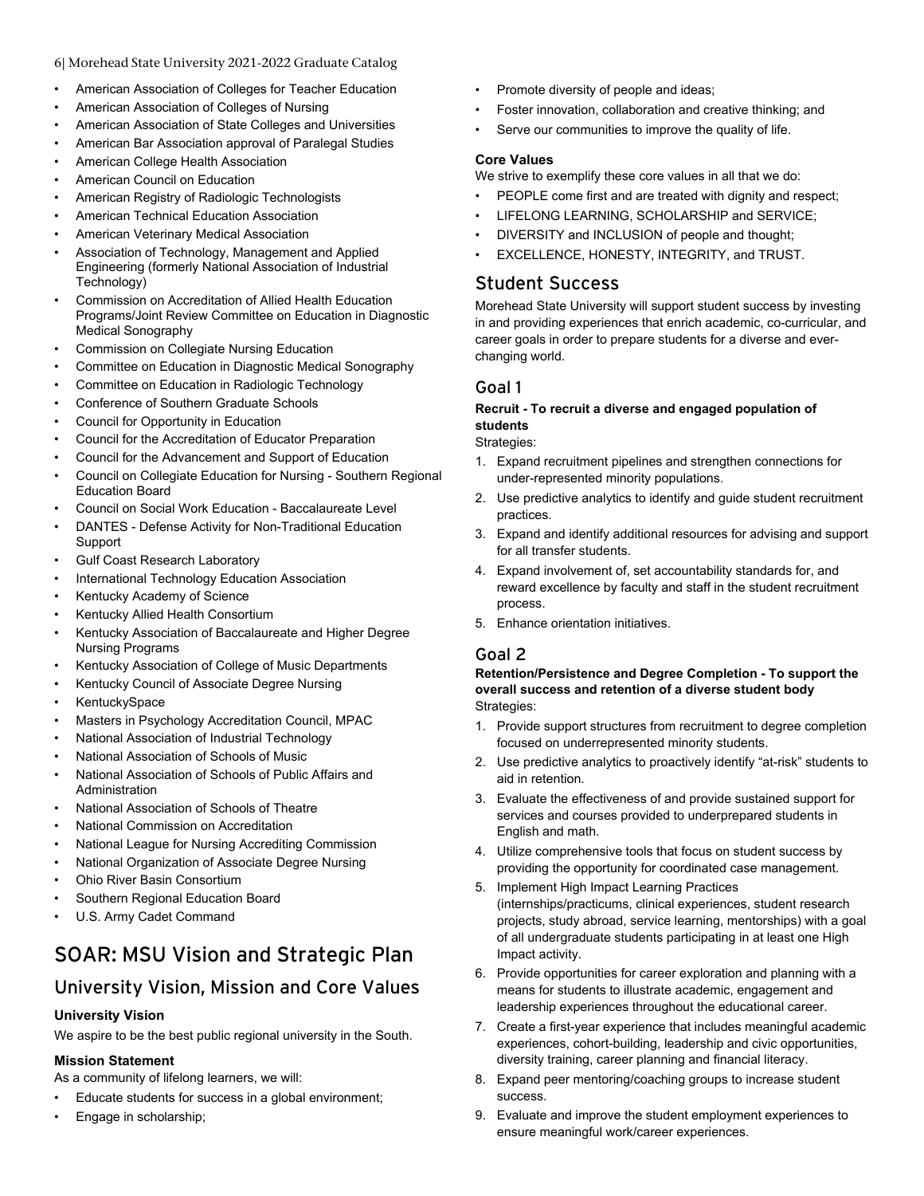- American Association of Colleges for Teacher Education
- American Association of Colleges of Nursing
- American Association of State Colleges and Universities
- American Bar Association approval of Paralegal Studies
- American College Health Association
- American Council on Education
- American Registry of Radiologic Technologists
- American Technical Education Association
- American Veterinary Medical Association
- Association of Technology, Management and Applied Engineering (formerly National Association of Industrial Technology)
- Commission on Accreditation of Allied Health Education Programs/Joint Review Committee on Education in Diagnostic Medical Sonography
- Commission on Collegiate Nursing Education
- Committee on Education in Diagnostic Medical Sonography
- Committee on Education in Radiologic Technology
- Conference of Southern Graduate Schools
- Council for Opportunity in Education
- Council for the Accreditation of Educator Preparation
- Council for the Advancement and Support of Education
- Council on Collegiate Education for Nursing - Southern Regional Education Board
- Council on Social Work Education - Baccalaureate Level
- DANTES - Defense Activity for Non-Traditional Education Support
- Gulf Coast Research Laboratory
- International Technology Education Association
- Kentucky Academy of Science
- Kentucky Allied Health Consortium
- Kentucky Association of Baccalaureate and Higher Degree Nursing Programs
- Kentucky Association of College of Music Departments
- Kentucky Council of Associate Degree Nursing
- KentuckySpace
- Masters in Psychology Accreditation Council, MPAC
- National Association of Industrial Technology
- National Association of Schools of Music
- National Association of Schools of Public Affairs and Administration
- National Association of Schools of Theatre
- National Commission on Accreditation
- National League for Nursing Accrediting Commission
- National Organization of Associate Degree Nursing
- Ohio River Basin Consortium
- Southern Regional Education Board
- U.S. Army Cadet Command

# SOAR: MSU Vision and Strategic Plan

## University Vision, Mission and Core Values

**University Vision**

We aspire to be the best public regional university in the South.

**Mission Statement**

As a community of lifelong learners, we will:

- Educate students for success in a global environment;
- Engage in scholarship;
- Promote diversity of people and ideas;
- Foster innovation, collaboration and creative thinking; and
- Serve our communities to improve the quality of life.

**Core Values**

We strive to exemplify these core values in all that we do:

- PEOPLE come first and are treated with dignity and respect;
- LIFELONG LEARNING, SCHOLARSHIP and SERVICE;
- DIVERSITY and INCLUSION of people and thought;
- EXCELLENCE, HONESTY, INTEGRITY, and TRUST.

## Student Success

Morehead State University will support student success by investing in and providing experiences that enrich academic, co-curricular, and career goals in order to prepare students for a diverse and ever-changing world.

### Goal 1

**Recruit - To recruit a diverse and engaged population of students**

Strategies:

1. Expand recruitment pipelines and strengthen connections for under-represented minority populations.
2. Use predictive analytics to identify and guide student recruitment practices.
3. Expand and identify additional resources for advising and support for all transfer students.
4. Expand involvement of, set accountability standards for, and reward excellence by faculty and staff in the student recruitment process.
5. Enhance orientation initiatives.

### Goal 2

**Retention/Persistence and Degree Completion - To support the overall success and retention of a diverse student body**

Strategies:

1. Provide support structures from recruitment to degree completion focused on underrepresented minority students.
2. Use predictive analytics to proactively identify "at-risk" students to aid in retention.
3. Evaluate the effectiveness of and provide sustained support for services and courses provided to underprepared students in English and math.
4. Utilize comprehensive tools that focus on student success by providing the opportunity for coordinated case management.
5. Implement High Impact Learning Practices (internships/practicums, clinical experiences, student research projects, study abroad, service learning, mentorships) with a goal of all undergraduate students participating in at least one High Impact activity.
6. Provide opportunities for career exploration and planning with a means for students to illustrate academic, engagement and leadership experiences throughout the educational career.
7. Create a first-year experience that includes meaningful academic experiences, cohort-building, leadership and civic opportunities, diversity training, career planning and financial literacy.
8. Expand peer mentoring/coaching groups to increase student success.
9. Evaluate and improve the student employment experiences to ensure meaningful work/career experiences.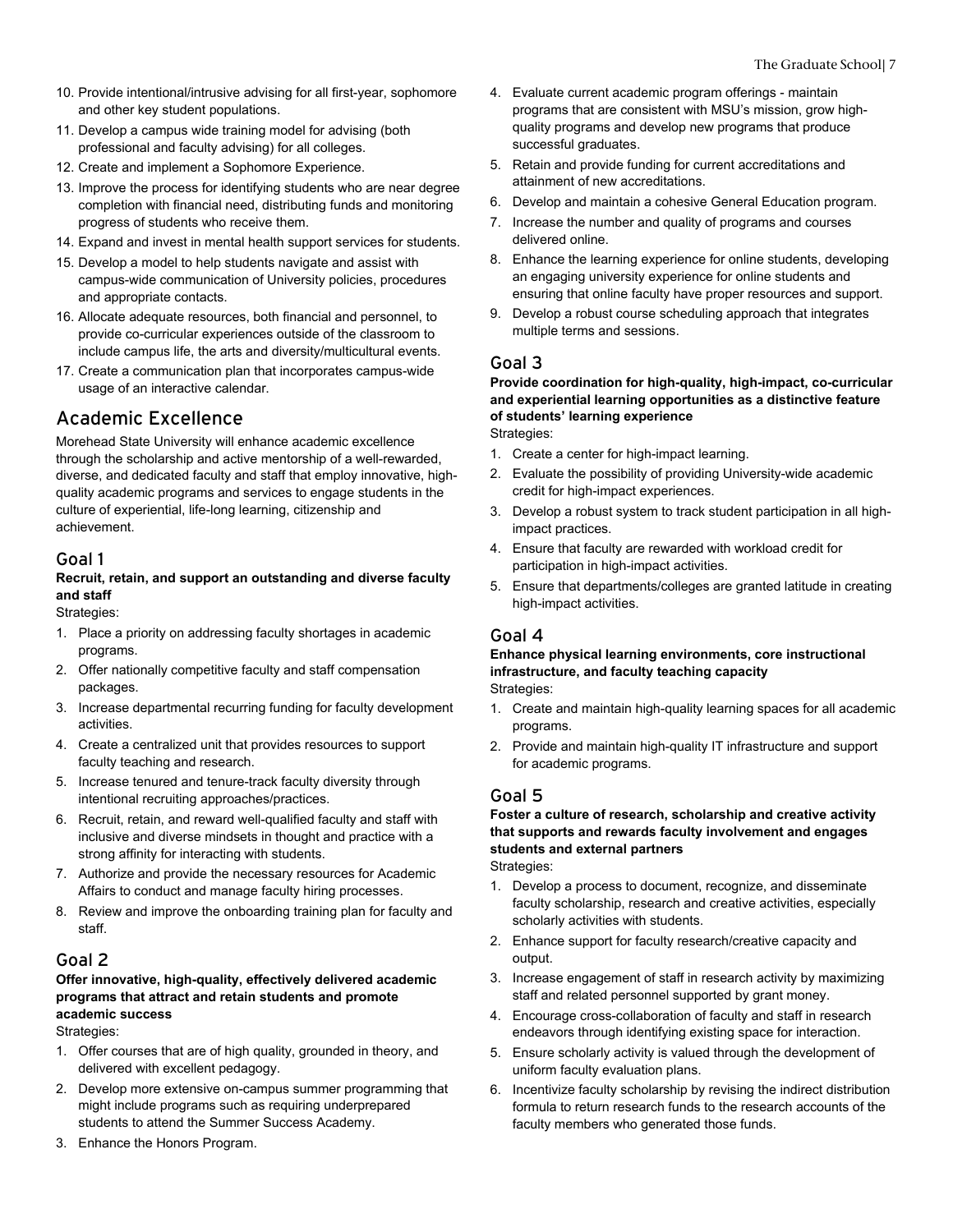10. Provide intentional/intrusive advising for all first-year, sophomore and other key student populations.
11. Develop a campus wide training model for advising (both professional and faculty advising) for all colleges.
12. Create and implement a Sophomore Experience.
13. Improve the process for identifying students who are near degree completion with financial need, distributing funds and monitoring progress of students who receive them.
14. Expand and invest in mental health support services for students.
15. Develop a model to help students navigate and assist with campus-wide communication of University policies, procedures and appropriate contacts.
16. Allocate adequate resources, both financial and personnel, to provide co-curricular experiences outside of the classroom to include campus life, the arts and diversity/multicultural events.
17. Create a communication plan that incorporates campus-wide usage of an interactive calendar.

## Academic Excellence

Morehead State University will enhance academic excellence through the scholarship and active mentorship of a well-rewarded, diverse, and dedicated faculty and staff that employ innovative, high-quality academic programs and services to engage students in the culture of experiential, life-long learning, citizenship and achievement.

### Goal 1

**Recruit, retain, and support an outstanding and diverse faculty and staff**

Strategies:

1. Place a priority on addressing faculty shortages in academic programs.
2. Offer nationally competitive faculty and staff compensation packages.
3. Increase departmental recurring funding for faculty development activities.
4. Create a centralized unit that provides resources to support faculty teaching and research.
5. Increase tenured and tenure-track faculty diversity through intentional recruiting approaches/practices.
6. Recruit, retain, and reward well-qualified faculty and staff with inclusive and diverse mindsets in thought and practice with a strong affinity for interacting with students.
7. Authorize and provide the necessary resources for Academic Affairs to conduct and manage faculty hiring processes.
8. Review and improve the onboarding training plan for faculty and staff.

### Goal 2

**Offer innovative, high-quality, effectively delivered academic programs that attract and retain students and promote academic success**

Strategies:

1. Offer courses that are of high quality, grounded in theory, and delivered with excellent pedagogy.
2. Develop more extensive on-campus summer programming that might include programs such as requiring underprepared students to attend the Summer Success Academy.
3. Enhance the Honors Program.
4. Evaluate current academic program offerings - maintain programs that are consistent with MSU's mission, grow high-quality programs and develop new programs that produce successful graduates.
5. Retain and provide funding for current accreditations and attainment of new accreditations.
6. Develop and maintain a cohesive General Education program.
7. Increase the number and quality of programs and courses delivered online.
8. Enhance the learning experience for online students, developing an engaging university experience for online students and ensuring that online faculty have proper resources and support.
9. Develop a robust course scheduling approach that integrates multiple terms and sessions.

### Goal 3

**Provide coordination for high-quality, high-impact, co-curricular and experiential learning opportunities as a distinctive feature of students' learning experience**

Strategies:

1. Create a center for high-impact learning.
2. Evaluate the possibility of providing University-wide academic credit for high-impact experiences.
3. Develop a robust system to track student participation in all high-impact practices.
4. Ensure that faculty are rewarded with workload credit for participation in high-impact activities.
5. Ensure that departments/colleges are granted latitude in creating high-impact activities.

### Goal 4

**Enhance physical learning environments, core instructional infrastructure, and faculty teaching capacity**

Strategies:

1. Create and maintain high-quality learning spaces for all academic programs.
2. Provide and maintain high-quality IT infrastructure and support for academic programs.

### Goal 5

**Foster a culture of research, scholarship and creative activity that supports and rewards faculty involvement and engages students and external partners**

Strategies:

1. Develop a process to document, recognize, and disseminate faculty scholarship, research and creative activities, especially scholarly activities with students.
2. Enhance support for faculty research/creative capacity and output.
3. Increase engagement of staff in research activity by maximizing staff and related personnel supported by grant money.
4. Encourage cross-collaboration of faculty and staff in research endeavors through identifying existing space for interaction.
5. Ensure scholarly activity is valued through the development of uniform faculty evaluation plans.
6. Incentivize faculty scholarship by revising the indirect distribution formula to return research funds to the research accounts of the faculty members who generated those funds.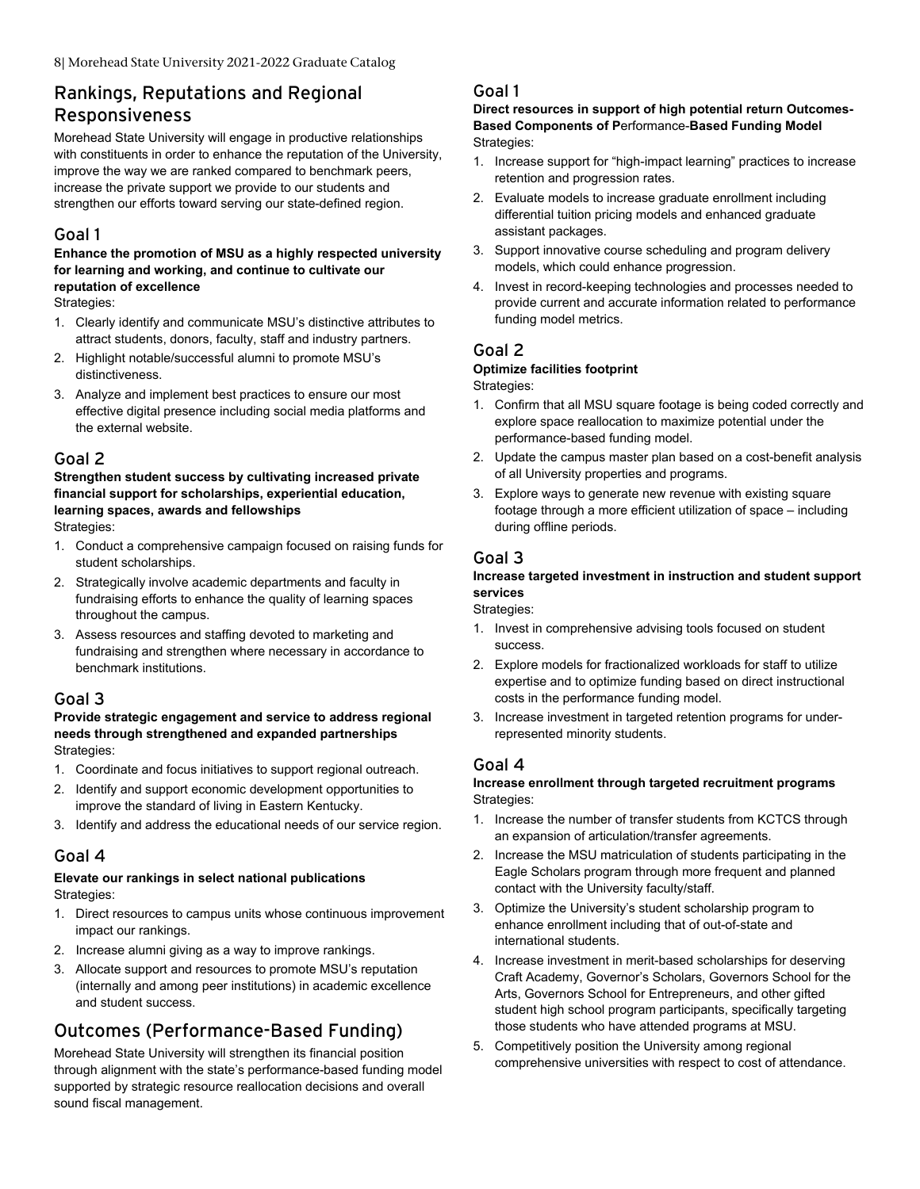## Rankings, Reputations and Regional Responsiveness

Morehead State University will engage in productive relationships with constituents in order to enhance the reputation of the University, improve the way we are ranked compared to benchmark peers, increase the private support we provide to our students and strengthen our efforts toward serving our state-defined region.

### Goal 1

**Enhance the promotion of MSU as a highly respected university for learning and working, and continue to cultivate our reputation of excellence**

Strategies:

1. Clearly identify and communicate MSU's distinctive attributes to attract students, donors, faculty, staff and industry partners.
2. Highlight notable/successful alumni to promote MSU's distinctiveness.
3. Analyze and implement best practices to ensure our most effective digital presence including social media platforms and the external website.

### Goal 2

**Strengthen student success by cultivating increased private financial support for scholarships, experiential education, learning spaces, awards and fellowships**

Strategies:

1. Conduct a comprehensive campaign focused on raising funds for student scholarships.
2. Strategically involve academic departments and faculty in fundraising efforts to enhance the quality of learning spaces throughout the campus.
3. Assess resources and staffing devoted to marketing and fundraising and strengthen where necessary in accordance to benchmark institutions.

### Goal 3

**Provide strategic engagement and service to address regional needs through strengthened and expanded partnerships**

Strategies:

1. Coordinate and focus initiatives to support regional outreach.
2. Identify and support economic development opportunities to improve the standard of living in Eastern Kentucky.
3. Identify and address the educational needs of our service region.

### Goal 4

**Elevate our rankings in select national publications**

Strategies:

1. Direct resources to campus units whose continuous improvement impact our rankings.
2. Increase alumni giving as a way to improve rankings.
3. Allocate support and resources to promote MSU's reputation (internally and among peer institutions) in academic excellence and student success.

## Outcomes (Performance-Based Funding)

Morehead State University will strengthen its financial position through alignment with the state's performance-based funding model supported by strategic resource reallocation decisions and overall sound fiscal management.

### Goal 1

**Direct resources in support of high potential return Outcomes-Based Components of Performance-Based Funding Model**

Strategies:

1. Increase support for "high-impact learning" practices to increase retention and progression rates.
2. Evaluate models to increase graduate enrollment including differential tuition pricing models and enhanced graduate assistant packages.
3. Support innovative course scheduling and program delivery models, which could enhance progression.
4. Invest in record-keeping technologies and processes needed to provide current and accurate information related to performance funding model metrics.

### Goal 2

**Optimize facilities footprint**

Strategies:

1. Confirm that all MSU square footage is being coded correctly and explore space reallocation to maximize potential under the performance-based funding model.
2. Update the campus master plan based on a cost-benefit analysis of all University properties and programs.
3. Explore ways to generate new revenue with existing square footage through a more efficient utilization of space – including during offline periods.

### Goal 3

**Increase targeted investment in instruction and student support services**

Strategies:

1. Invest in comprehensive advising tools focused on student success.
2. Explore models for fractionalized workloads for staff to utilize expertise and to optimize funding based on direct instructional costs in the performance funding model.
3. Increase investment in targeted retention programs for under-represented minority students.

### Goal 4

**Increase enrollment through targeted recruitment programs**

Strategies:

1. Increase the number of transfer students from KCTCS through an expansion of articulation/transfer agreements.
2. Increase the MSU matriculation of students participating in the Eagle Scholars program through more frequent and planned contact with the University faculty/staff.
3. Optimize the University's student scholarship program to enhance enrollment including that of out-of-state and international students.
4. Increase investment in merit-based scholarships for deserving Craft Academy, Governor's Scholars, Governors School for the Arts, Governors School for Entrepreneurs, and other gifted student high school program participants, specifically targeting those students who have attended programs at MSU.
5. Competitively position the University among regional comprehensive universities with respect to cost of attendance.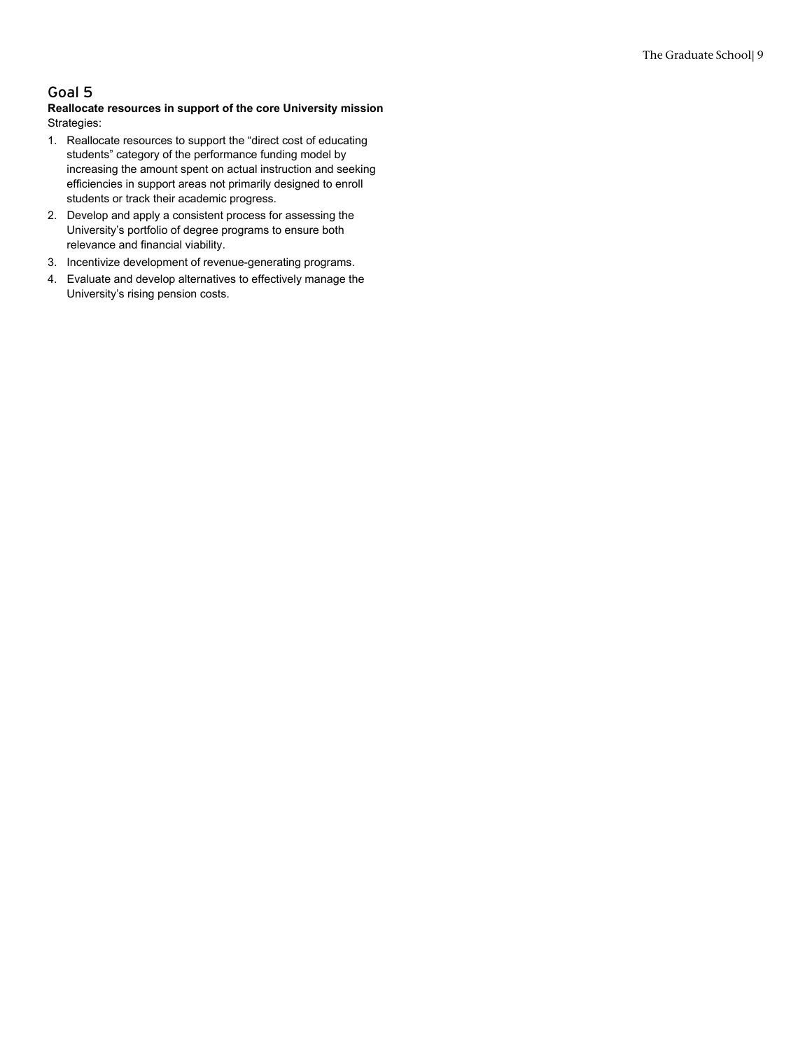## Goal 5

**Reallocate resources in support of the core University mission**

Strategies:

1. Reallocate resources to support the "direct cost of educating students" category of the performance funding model by increasing the amount spent on actual instruction and seeking efficiencies in support areas not primarily designed to enroll students or track their academic progress.
2. Develop and apply a consistent process for assessing the University's portfolio of degree programs to ensure both relevance and financial viability.
3. Incentivize development of revenue-generating programs.
4. Evaluate and develop alternatives to effectively manage the University's rising pension costs.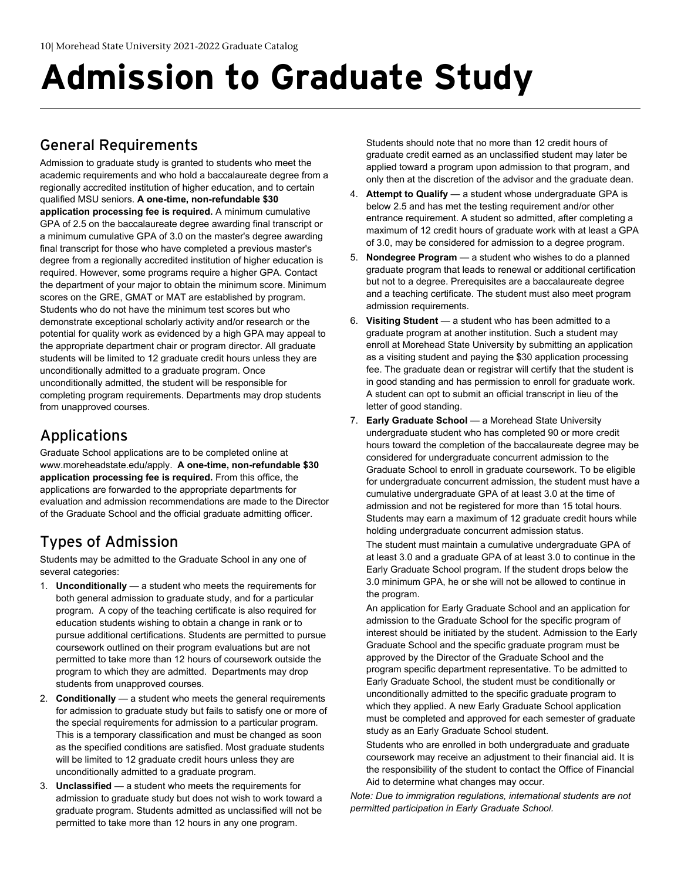# Admission to Graduate Study

## General Requirements

Admission to graduate study is granted to students who meet the academic requirements and who hold a baccalaureate degree from a regionally accredited institution of higher education, and to certain qualified MSU seniors. **A one-time, non-refundable $30 application processing fee is required.** A minimum cumulative GPA of 2.5 on the baccalaureate degree awarding final transcript or a minimum cumulative GPA of 3.0 on the master's degree awarding final transcript for those who have completed a previous master's degree from a regionally accredited institution of higher education is required. However, some programs require a higher GPA. Contact the department of your major to obtain the minimum score. Minimum scores on the GRE, GMAT or MAT are established by program. Students who do not have the minimum test scores but who demonstrate exceptional scholarly activity and/or research or the potential for quality work as evidenced by a high GPA may appeal to the appropriate department chair or program director. All graduate students will be limited to 12 graduate credit hours unless they are unconditionally admitted to a graduate program. Once unconditionally admitted, the student will be responsible for completing program requirements. Departments may drop students from unapproved courses.

## Applications

Graduate School applications are to be completed online at www.moreheadstate.edu/apply. **A one-time, non-refundable $30 application processing fee is required.** From this office, the applications are forwarded to the appropriate departments for evaluation and admission recommendations are made to the Director of the Graduate School and the official graduate admitting officer.

## Types of Admission

Students may be admitted to the Graduate School in any one of several categories:

1. **Unconditionally** — a student who meets the requirements for both general admission to graduate study, and for a particular program. A copy of the teaching certificate is also required for education students wishing to obtain a change in rank or to pursue additional certifications. Students are permitted to pursue coursework outlined on their program evaluations but are not permitted to take more than 12 hours of coursework outside the program to which they are admitted. Departments may drop students from unapproved courses.
2. **Conditionally** — a student who meets the general requirements for admission to graduate study but fails to satisfy one or more of the special requirements for admission to a particular program. This is a temporary classification and must be changed as soon as the specified conditions are satisfied. Most graduate students will be limited to 12 graduate credit hours unless they are unconditionally admitted to a graduate program.
3. **Unclassified** — a student who meets the requirements for admission to graduate study but does not wish to work toward a graduate program. Students admitted as unclassified will not be permitted to take more than 12 hours in any one program.

   Students should note that no more than 12 credit hours of graduate credit earned as an unclassified student may later be applied toward a program upon admission to that program, and only then at the discretion of the advisor and the graduate dean.
4. **Attempt to Qualify** — a student whose undergraduate GPA is below 2.5 and has met the testing requirement and/or other entrance requirement. A student so admitted, after completing a maximum of 12 credit hours of graduate work with at least a GPA of 3.0, may be considered for admission to a degree program.
5. **Nondegree Program** — a student who wishes to do a planned graduate program that leads to renewal or additional certification but not to a degree. Prerequisites are a baccalaureate degree and a teaching certificate. The student must also meet program admission requirements.
6. **Visiting Student** — a student who has been admitted to a graduate program at another institution. Such a student may enroll at Morehead State University by submitting an application as a visiting student and paying the $30 application processing fee. The graduate dean or registrar will certify that the student is in good standing and has permission to enroll for graduate work. A student can opt to submit an official transcript in lieu of the letter of good standing.
7. **Early Graduate School** — a Morehead State University undergraduate student who has completed 90 or more credit hours toward the completion of the baccalaureate degree may be considered for undergraduate concurrent admission to the Graduate School to enroll in graduate coursework. To be eligible for undergraduate concurrent admission, the student must have a cumulative undergraduate GPA of at least 3.0 at the time of admission and not be registered for more than 15 total hours. Students may earn a maximum of 12 graduate credit hours while holding undergraduate concurrent admission status.

   The student must maintain a cumulative undergraduate GPA of at least 3.0 and a graduate GPA of at least 3.0 to continue in the Early Graduate School program. If the student drops below the 3.0 minimum GPA, he or she will not be allowed to continue in the program.

   An application for Early Graduate School and an application for admission to the Graduate School for the specific program of interest should be initiated by the student. Admission to the Early Graduate School and the specific graduate program must be approved by the Director of the Graduate School and the program specific department representative. To be admitted to Early Graduate School, the student must be conditionally or unconditionally admitted to the specific graduate program to which they applied. A new Early Graduate School application must be completed and approved for each semester of graduate study as an Early Graduate School student.

   Students who are enrolled in both undergraduate and graduate coursework may receive an adjustment to their financial aid. It is the responsibility of the student to contact the Office of Financial Aid to determine what changes may occur.

*Note: Due to immigration regulations, international students are not permitted participation in Early Graduate School.*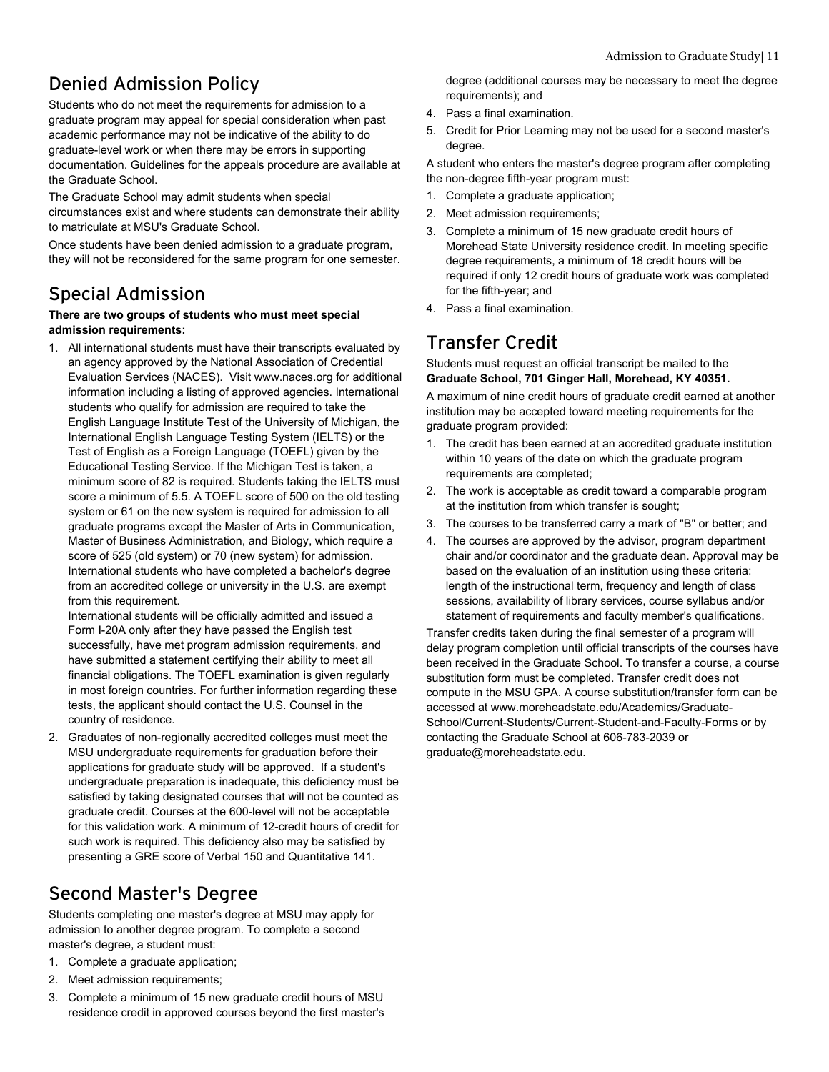## Denied Admission Policy

Students who do not meet the requirements for admission to a graduate program may appeal for special consideration when past academic performance may not be indicative of the ability to do graduate-level work or when there may be errors in supporting documentation. Guidelines for the appeals procedure are available at the Graduate School.

The Graduate School may admit students when special circumstances exist and where students can demonstrate their ability to matriculate at MSU's Graduate School.

Once students have been denied admission to a graduate program, they will not be reconsidered for the same program for one semester.

## Special Admission

**There are two groups of students who must meet special admission requirements:**

1. All international students must have their transcripts evaluated by an agency approved by the National Association of Credential Evaluation Services (NACES). Visit www.naces.org for additional information including a listing of approved agencies. International students who qualify for admission are required to take the English Language Institute Test of the University of Michigan, the International English Language Testing System (IELTS) or the Test of English as a Foreign Language (TOEFL) given by the Educational Testing Service. If the Michigan Test is taken, a minimum score of 82 is required. Students taking the IELTS must score a minimum of 5.5. A TOEFL score of 500 on the old testing system or 61 on the new system is required for admission to all graduate programs except the Master of Arts in Communication, Master of Business Administration, and Biology, which require a score of 525 (old system) or 70 (new system) for admission. International students who have completed a bachelor's degree from an accredited college or university in the U.S. are exempt from this requirement.
   International students will be officially admitted and issued a Form I-20A only after they have passed the English test successfully, have met program admission requirements, and have submitted a statement certifying their ability to meet all financial obligations. The TOEFL examination is given regularly in most foreign countries. For further information regarding these tests, the applicant should contact the U.S. Counsel in the country of residence.
2. Graduates of non-regionally accredited colleges must meet the MSU undergraduate requirements for graduation before their applications for graduate study will be approved. If a student's undergraduate preparation is inadequate, this deficiency must be satisfied by taking designated courses that will not be counted as graduate credit. Courses at the 600-level will not be acceptable for this validation work. A minimum of 12-credit hours of credit for such work is required. This deficiency also may be satisfied by presenting a GRE score of Verbal 150 and Quantitative 141.

## Second Master's Degree

Students completing one master's degree at MSU may apply for admission to another degree program. To complete a second master's degree, a student must:

1. Complete a graduate application;
2. Meet admission requirements;
3. Complete a minimum of 15 new graduate credit hours of MSU residence credit in approved courses beyond the first master's degree (additional courses may be necessary to meet the degree requirements); and
4. Pass a final examination.
5. Credit for Prior Learning may not be used for a second master's degree.

A student who enters the master's degree program after completing the non-degree fifth-year program must:

1. Complete a graduate application;
2. Meet admission requirements;
3. Complete a minimum of 15 new graduate credit hours of Morehead State University residence credit. In meeting specific degree requirements, a minimum of 18 credit hours will be required if only 12 credit hours of graduate work was completed for the fifth-year; and
4. Pass a final examination.

## Transfer Credit

Students must request an official transcript be mailed to the **Graduate School, 701 Ginger Hall, Morehead, KY 40351.**

A maximum of nine credit hours of graduate credit earned at another institution may be accepted toward meeting requirements for the graduate program provided:

1. The credit has been earned at an accredited graduate institution within 10 years of the date on which the graduate program requirements are completed;
2. The work is acceptable as credit toward a comparable program at the institution from which transfer is sought;
3. The courses to be transferred carry a mark of "B" or better; and
4. The courses are approved by the advisor, program department chair and/or coordinator and the graduate dean. Approval may be based on the evaluation of an institution using these criteria: length of the instructional term, frequency and length of class sessions, availability of library services, course syllabus and/or statement of requirements and faculty member's qualifications.

Transfer credits taken during the final semester of a program will delay program completion until official transcripts of the courses have been received in the Graduate School. To transfer a course, a course substitution form must be completed. Transfer credit does not compute in the MSU GPA. A course substitution/transfer form can be accessed at www.moreheadstate.edu/Academics/Graduate-School/Current-Students/Current-Student-and-Faculty-Forms or by contacting the Graduate School at 606-783-2039 or graduate@moreheadstate.edu.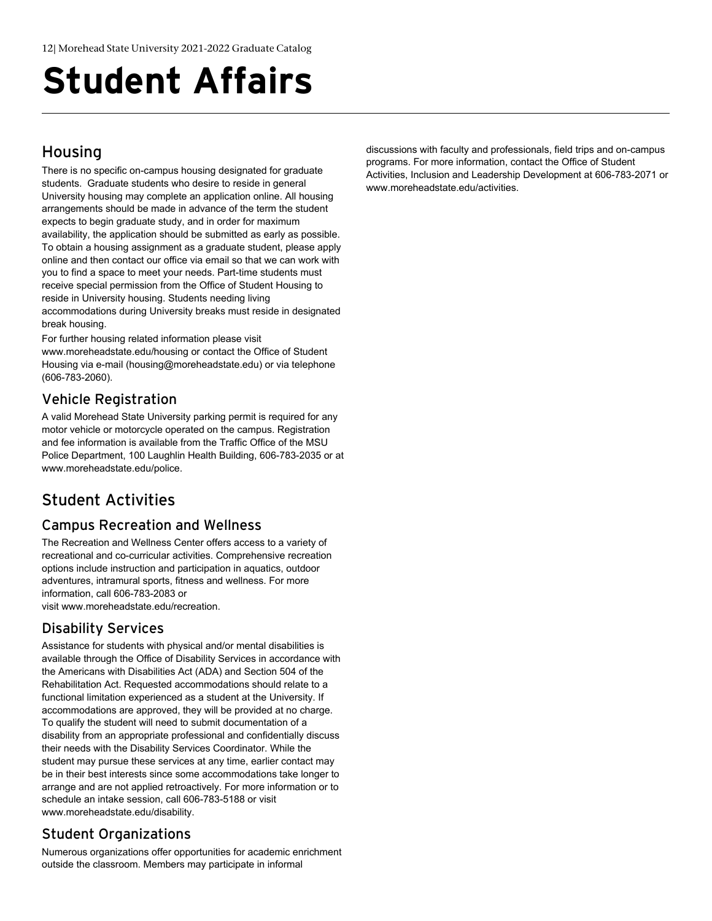# Student Affairs

## Housing

There is no specific on-campus housing designated for graduate students. Graduate students who desire to reside in general University housing may complete an application online. All housing arrangements should be made in advance of the term the student expects to begin graduate study, and in order for maximum availability, the application should be submitted as early as possible. To obtain a housing assignment as a graduate student, please apply online and then contact our office via email so that we can work with you to find a space to meet your needs. Part-time students must receive special permission from the Office of Student Housing to reside in University housing. Students needing living accommodations during University breaks must reside in designated break housing.

For further housing related information please visit www.moreheadstate.edu/housing or contact the Office of Student Housing via e-mail (housing@moreheadstate.edu) or via telephone (606-783-2060).

## Vehicle Registration

A valid Morehead State University parking permit is required for any motor vehicle or motorcycle operated on the campus. Registration and fee information is available from the Traffic Office of the MSU Police Department, 100 Laughlin Health Building, 606-783-2035 or at www.moreheadstate.edu/police.

## Student Activities

### Campus Recreation and Wellness

The Recreation and Wellness Center offers access to a variety of recreational and co-curricular activities. Comprehensive recreation options include instruction and participation in aquatics, outdoor adventures, intramural sports, fitness and wellness. For more information, call 606-783-2083 or visit www.moreheadstate.edu/recreation.

### Disability Services

Assistance for students with physical and/or mental disabilities is available through the Office of Disability Services in accordance with the Americans with Disabilities Act (ADA) and Section 504 of the Rehabilitation Act. Requested accommodations should relate to a functional limitation experienced as a student at the University. If accommodations are approved, they will be provided at no charge. To qualify the student will need to submit documentation of a disability from an appropriate professional and confidentially discuss their needs with the Disability Services Coordinator. While the student may pursue these services at any time, earlier contact may be in their best interests since some accommodations take longer to arrange and are not applied retroactively. For more information or to schedule an intake session, call 606-783-5188 or visit www.moreheadstate.edu/disability.

### Student Organizations

Numerous organizations offer opportunities for academic enrichment outside the classroom. Members may participate in informal discussions with faculty and professionals, field trips and on-campus programs. For more information, contact the Office of Student Activities, Inclusion and Leadership Development at 606-783-2071 or www.moreheadstate.edu/activities.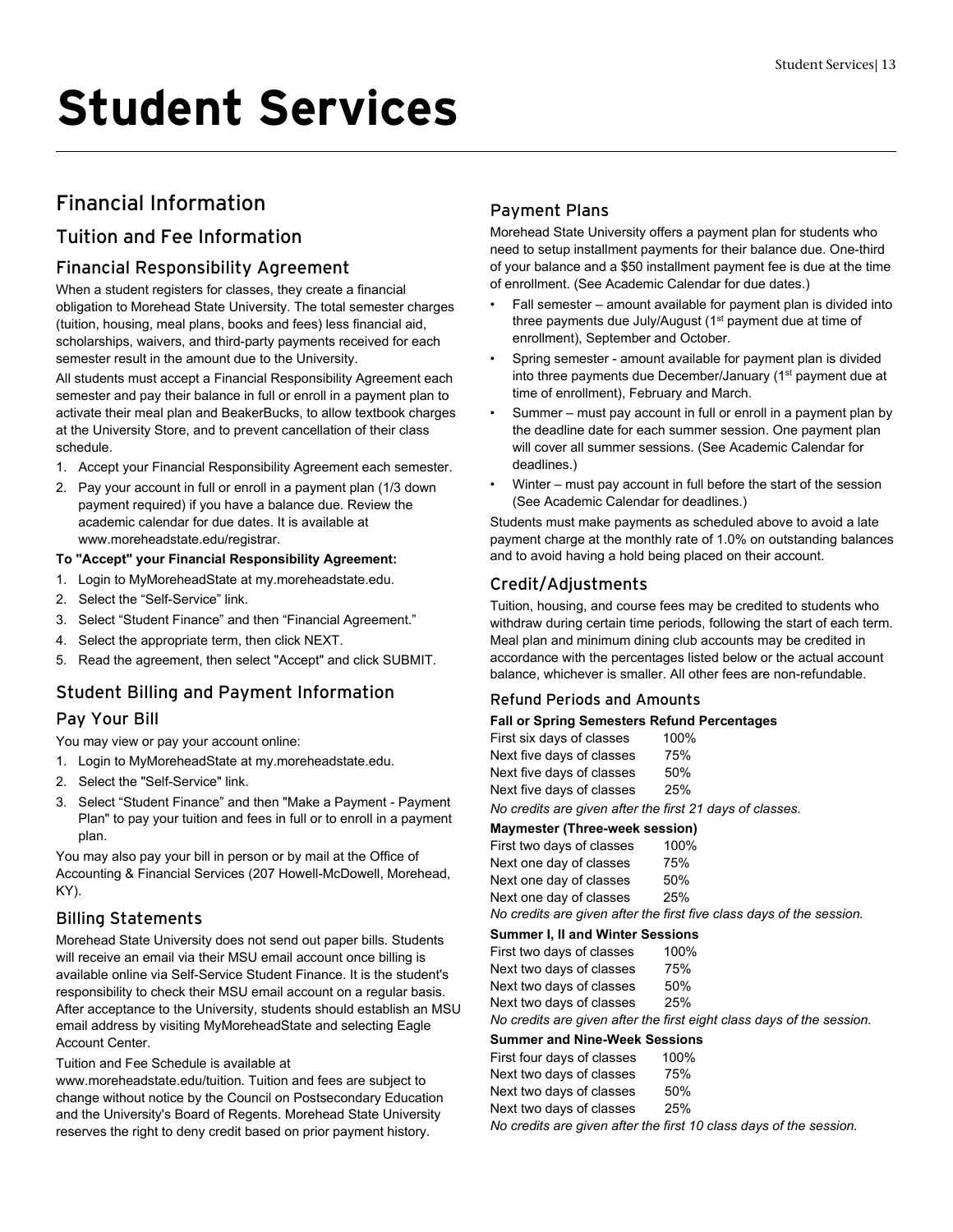# Student Services

## Financial Information

### Tuition and Fee Information

### Financial Responsibility Agreement

When a student registers for classes, they create a financial obligation to Morehead State University. The total semester charges (tuition, housing, meal plans, books and fees) less financial aid, scholarships, waivers, and third-party payments received for each semester result in the amount due to the University.

All students must accept a Financial Responsibility Agreement each semester and pay their balance in full or enroll in a payment plan to activate their meal plan and BeakerBucks, to allow textbook charges at the University Store, and to prevent cancellation of their class schedule.

1. Accept your Financial Responsibility Agreement each semester.
2. Pay your account in full or enroll in a payment plan (1/3 down payment required) if you have a balance due. Review the academic calendar for due dates. It is available at www.moreheadstate.edu/registrar.

**To "Accept" your Financial Responsibility Agreement:**

1. Login to MyMoreheadState at my.moreheadstate.edu.
2. Select the "Self-Service" link.
3. Select "Student Finance" and then "Financial Agreement."
4. Select the appropriate term, then click NEXT.
5. Read the agreement, then select "Accept" and click SUBMIT.

### Student Billing and Payment Information

### Pay Your Bill

You may view or pay your account online:

1. Login to MyMoreheadState at my.moreheadstate.edu.
2. Select the "Self-Service" link.
3. Select "Student Finance" and then "Make a Payment - Payment Plan" to pay your tuition and fees in full or to enroll in a payment plan.

You may also pay your bill in person or by mail at the Office of Accounting & Financial Services (207 Howell-McDowell, Morehead, KY).

### Billing Statements

Morehead State University does not send out paper bills. Students will receive an email via their MSU email account once billing is available online via Self-Service Student Finance. It is the student's responsibility to check their MSU email account on a regular basis. After acceptance to the University, students should establish an MSU email address by visiting MyMoreheadState and selecting Eagle Account Center.

Tuition and Fee Schedule is available at www.moreheadstate.edu/tuition. Tuition and fees are subject to change without notice by the Council on Postsecondary Education and the University's Board of Regents. Morehead State University reserves the right to deny credit based on prior payment history.

### Payment Plans

Morehead State University offers a payment plan for students who need to setup installment payments for their balance due. One-third of your balance and a $50 installment payment fee is due at the time of enrollment. (See Academic Calendar for due dates.)

- Fall semester – amount available for payment plan is divided into three payments due July/August (1st payment due at time of enrollment), September and October.
- Spring semester - amount available for payment plan is divided into three payments due December/January (1st payment due at time of enrollment), February and March.
- Summer – must pay account in full or enroll in a payment plan by the deadline date for each summer session. One payment plan will cover all summer sessions. (See Academic Calendar for deadlines.)
- Winter – must pay account in full before the start of the session (See Academic Calendar for deadlines.)

Students must make payments as scheduled above to avoid a late payment charge at the monthly rate of 1.0% on outstanding balances and to avoid having a hold being placed on their account.

### Credit/Adjustments

Tuition, housing, and course fees may be credited to students who withdraw during certain time periods, following the start of each term. Meal plan and minimum dining club accounts may be credited in accordance with the percentages listed below or the actual account balance, whichever is smaller. All other fees are non-refundable.

#### Refund Periods and Amounts

**Fall or Spring Semesters Refund Percentages**

| | |
|---|---|
| First six days of classes | 100% |
| Next five days of classes | 75% |
| Next five days of classes | 50% |
| Next five days of classes | 25% |

*No credits are given after the first 21 days of classes.*

**Maymester (Three-week session)**

| | |
|---|---|
| First two days of classes | 100% |
| Next one day of classes | 75% |
| Next one day of classes | 50% |
| Next one day of classes | 25% |

*No credits are given after the first five class days of the session.*

**Summer I, II and Winter Sessions**

| | |
|---|---|
| First two days of classes | 100% |
| Next two days of classes | 75% |
| Next two days of classes | 50% |
| Next two days of classes | 25% |

*No credits are given after the first eight class days of the session.*

**Summer and Nine-Week Sessions**

| | |
|---|---|
| First four days of classes | 100% |
| Next two days of classes | 75% |
| Next two days of classes | 50% |
| Next two days of classes | 25% |

*No credits are given after the first 10 class days of the session.*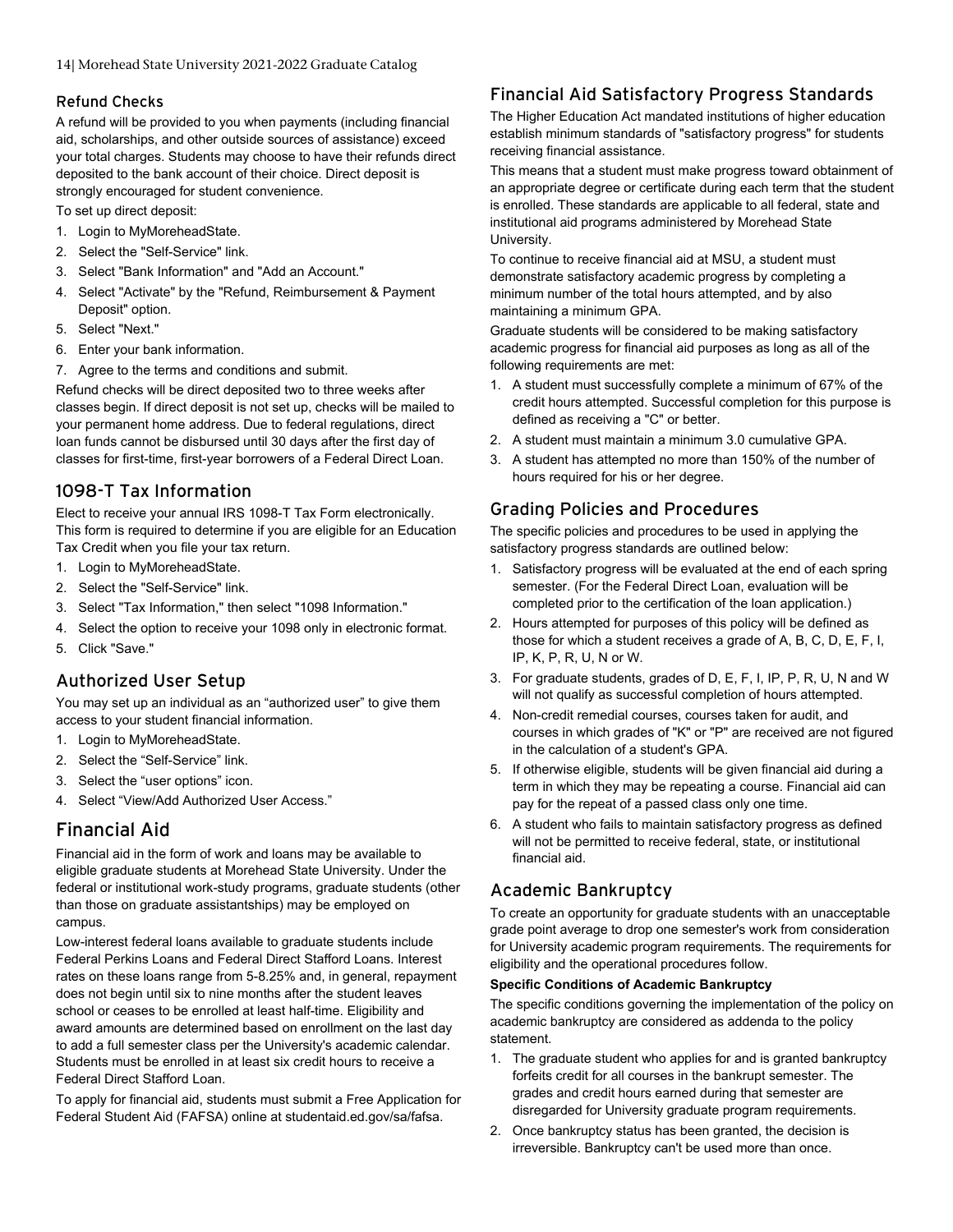### Refund Checks

A refund will be provided to you when payments (including financial aid, scholarships, and other outside sources of assistance) exceed your total charges. Students may choose to have their refunds direct deposited to the bank account of their choice. Direct deposit is strongly encouraged for student convenience.

To set up direct deposit:

1. Login to MyMoreheadState.
2. Select the "Self-Service" link.
3. Select "Bank Information" and "Add an Account."
4. Select "Activate" by the "Refund, Reimbursement & Payment Deposit" option.
5. Select "Next."
6. Enter your bank information.
7. Agree to the terms and conditions and submit.

Refund checks will be direct deposited two to three weeks after classes begin. If direct deposit is not set up, checks will be mailed to your permanent home address. Due to federal regulations, direct loan funds cannot be disbursed until 30 days after the first day of classes for first-time, first-year borrowers of a Federal Direct Loan.

## 1098-T Tax Information

Elect to receive your annual IRS 1098-T Tax Form electronically. This form is required to determine if you are eligible for an Education Tax Credit when you file your tax return.

1. Login to MyMoreheadState.
2. Select the "Self-Service" link.
3. Select "Tax Information," then select "1098 Information."
4. Select the option to receive your 1098 only in electronic format.
5. Click "Save."

## Authorized User Setup

You may set up an individual as an “authorized user” to give them access to your student financial information.

1. Login to MyMoreheadState.
2. Select the “Self-Service” link.
3. Select the “user options” icon.
4. Select “View/Add Authorized User Access.”

# Financial Aid

Financial aid in the form of work and loans may be available to eligible graduate students at Morehead State University. Under the federal or institutional work-study programs, graduate students (other than those on graduate assistantships) may be employed on campus.

Low-interest federal loans available to graduate students include Federal Perkins Loans and Federal Direct Stafford Loans. Interest rates on these loans range from 5-8.25% and, in general, repayment does not begin until six to nine months after the student leaves school or ceases to be enrolled at least half-time. Eligibility and award amounts are determined based on enrollment on the last day to add a full semester class per the University's academic calendar. Students must be enrolled in at least six credit hours to receive a Federal Direct Stafford Loan.

To apply for financial aid, students must submit a Free Application for Federal Student Aid (FAFSA) online at studentaid.ed.gov/sa/fafsa.

## Financial Aid Satisfactory Progress Standards

The Higher Education Act mandated institutions of higher education establish minimum standards of "satisfactory progress" for students receiving financial assistance.

This means that a student must make progress toward obtainment of an appropriate degree or certificate during each term that the student is enrolled. These standards are applicable to all federal, state and institutional aid programs administered by Morehead State University.

To continue to receive financial aid at MSU, a student must demonstrate satisfactory academic progress by completing a minimum number of the total hours attempted, and by also maintaining a minimum GPA.

Graduate students will be considered to be making satisfactory academic progress for financial aid purposes as long as all of the following requirements are met:

1. A student must successfully complete a minimum of 67% of the credit hours attempted. Successful completion for this purpose is defined as receiving a "C" or better.
2. A student must maintain a minimum 3.0 cumulative GPA.
3. A student has attempted no more than 150% of the number of hours required for his or her degree.

## Grading Policies and Procedures

The specific policies and procedures to be used in applying the satisfactory progress standards are outlined below:

1. Satisfactory progress will be evaluated at the end of each spring semester. (For the Federal Direct Loan, evaluation will be completed prior to the certification of the loan application.)
2. Hours attempted for purposes of this policy will be defined as those for which a student receives a grade of A, B, C, D, E, F, I, IP, K, P, R, U, N or W.
3. For graduate students, grades of D, E, F, I, IP, P, R, U, N and W will not qualify as successful completion of hours attempted.
4. Non-credit remedial courses, courses taken for audit, and courses in which grades of "K" or "P" are received are not figured in the calculation of a student's GPA.
5. If otherwise eligible, students will be given financial aid during a term in which they may be repeating a course. Financial aid can pay for the repeat of a passed class only one time.
6. A student who fails to maintain satisfactory progress as defined will not be permitted to receive federal, state, or institutional financial aid.

## Academic Bankruptcy

To create an opportunity for graduate students with an unacceptable grade point average to drop one semester's work from consideration for University academic program requirements. The requirements for eligibility and the operational procedures follow.

**Specific Conditions of Academic Bankruptcy**

The specific conditions governing the implementation of the policy on academic bankruptcy are considered as addenda to the policy statement.

1. The graduate student who applies for and is granted bankruptcy forfeits credit for all courses in the bankrupt semester. The grades and credit hours earned during that semester are disregarded for University graduate program requirements.
2. Once bankruptcy status has been granted, the decision is irreversible. Bankruptcy can't be used more than once.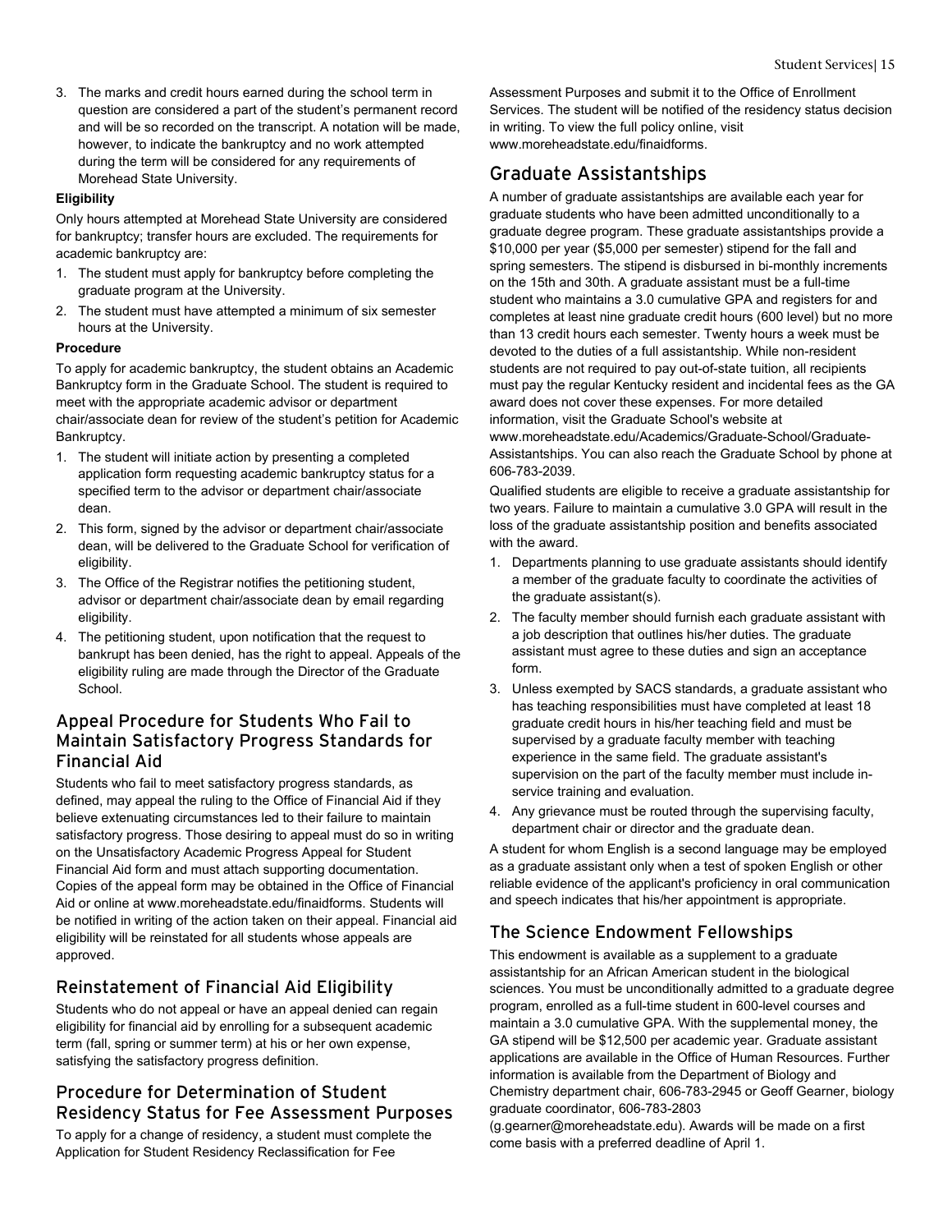3. The marks and credit hours earned during the school term in question are considered a part of the student's permanent record and will be so recorded on the transcript. A notation will be made, however, to indicate the bankruptcy and no work attempted during the term will be considered for any requirements of Morehead State University.

**Eligibility**

Only hours attempted at Morehead State University are considered for bankruptcy; transfer hours are excluded. The requirements for academic bankruptcy are:

1. The student must apply for bankruptcy before completing the graduate program at the University.
2. The student must have attempted a minimum of six semester hours at the University.

**Procedure**

To apply for academic bankruptcy, the student obtains an Academic Bankruptcy form in the Graduate School. The student is required to meet with the appropriate academic advisor or department chair/associate dean for review of the student's petition for Academic Bankruptcy.

1. The student will initiate action by presenting a completed application form requesting academic bankruptcy status for a specified term to the advisor or department chair/associate dean.
2. This form, signed by the advisor or department chair/associate dean, will be delivered to the Graduate School for verification of eligibility.
3. The Office of the Registrar notifies the petitioning student, advisor or department chair/associate dean by email regarding eligibility.
4. The petitioning student, upon notification that the request to bankrupt has been denied, has the right to appeal. Appeals of the eligibility ruling are made through the Director of the Graduate School.

### Appeal Procedure for Students Who Fail to Maintain Satisfactory Progress Standards for Financial Aid

Students who fail to meet satisfactory progress standards, as defined, may appeal the ruling to the Office of Financial Aid if they believe extenuating circumstances led to their failure to maintain satisfactory progress. Those desiring to appeal must do so in writing on the Unsatisfactory Academic Progress Appeal for Student Financial Aid form and must attach supporting documentation. Copies of the appeal form may be obtained in the Office of Financial Aid or online at www.moreheadstate.edu/finaidforms. Students will be notified in writing of the action taken on their appeal. Financial aid eligibility will be reinstated for all students whose appeals are approved.

### Reinstatement of Financial Aid Eligibility

Students who do not appeal or have an appeal denied can regain eligibility for financial aid by enrolling for a subsequent academic term (fall, spring or summer term) at his or her own expense, satisfying the satisfactory progress definition.

### Procedure for Determination of Student Residency Status for Fee Assessment Purposes

To apply for a change of residency, a student must complete the Application for Student Residency Reclassification for Fee Assessment Purposes and submit it to the Office of Enrollment Services. The student will be notified of the residency status decision in writing. To view the full policy online, visit www.moreheadstate.edu/finaidforms.

## Graduate Assistantships

A number of graduate assistantships are available each year for graduate students who have been admitted unconditionally to a graduate degree program. These graduate assistantships provide a $10,000 per year ($5,000 per semester) stipend for the fall and spring semesters. The stipend is disbursed in bi-monthly increments on the 15th and 30th. A graduate assistant must be a full-time student who maintains a 3.0 cumulative GPA and registers for and completes at least nine graduate credit hours (600 level) but no more than 13 credit hours each semester. Twenty hours a week must be devoted to the duties of a full assistantship. While non-resident students are not required to pay out-of-state tuition, all recipients must pay the regular Kentucky resident and incidental fees as the GA award does not cover these expenses. For more detailed information, visit the Graduate School's website at www.moreheadstate.edu/Academics/Graduate-School/Graduate-Assistantships. You can also reach the Graduate School by phone at 606-783-2039.

Qualified students are eligible to receive a graduate assistantship for two years. Failure to maintain a cumulative 3.0 GPA will result in the loss of the graduate assistantship position and benefits associated with the award.

1. Departments planning to use graduate assistants should identify a member of the graduate faculty to coordinate the activities of the graduate assistant(s).
2. The faculty member should furnish each graduate assistant with a job description that outlines his/her duties. The graduate assistant must agree to these duties and sign an acceptance form.
3. Unless exempted by SACS standards, a graduate assistant who has teaching responsibilities must have completed at least 18 graduate credit hours in his/her teaching field and must be supervised by a graduate faculty member with teaching experience in the same field. The graduate assistant's supervision on the part of the faculty member must include in-service training and evaluation.
4. Any grievance must be routed through the supervising faculty, department chair or director and the graduate dean.

A student for whom English is a second language may be employed as a graduate assistant only when a test of spoken English or other reliable evidence of the applicant's proficiency in oral communication and speech indicates that his/her appointment is appropriate.

### The Science Endowment Fellowships

This endowment is available as a supplement to a graduate assistantship for an African American student in the biological sciences. You must be unconditionally admitted to a graduate degree program, enrolled as a full-time student in 600-level courses and maintain a 3.0 cumulative GPA. With the supplemental money, the GA stipend will be $12,500 per academic year. Graduate assistant applications are available in the Office of Human Resources. Further information is available from the Department of Biology and Chemistry department chair, 606-783-2945 or Geoff Gearner, biology graduate coordinator, 606-783-2803 (g.gearner@moreheadstate.edu). Awards will be made on a first come basis with a preferred deadline of April 1.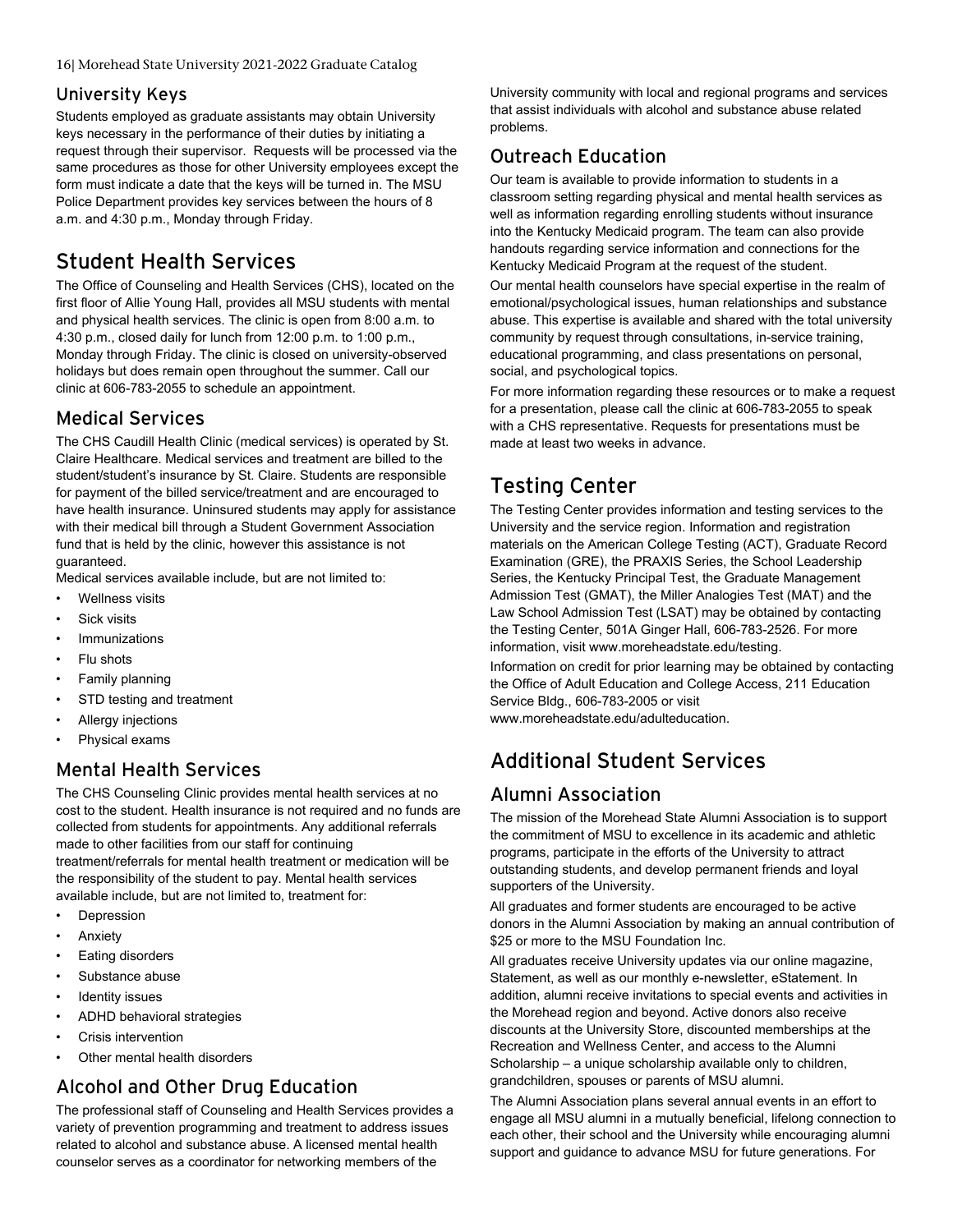## University Keys

Students employed as graduate assistants may obtain University keys necessary in the performance of their duties by initiating a request through their supervisor. Requests will be processed via the same procedures as those for other University employees except the form must indicate a date that the keys will be turned in. The MSU Police Department provides key services between the hours of 8 a.m. and 4:30 p.m., Monday through Friday.

# Student Health Services

The Office of Counseling and Health Services (CHS), located on the first floor of Allie Young Hall, provides all MSU students with mental and physical health services. The clinic is open from 8:00 a.m. to 4:30 p.m., closed daily for lunch from 12:00 p.m. to 1:00 p.m., Monday through Friday. The clinic is closed on university-observed holidays but does remain open throughout the summer. Call our clinic at 606-783-2055 to schedule an appointment.

## Medical Services

The CHS Caudill Health Clinic (medical services) is operated by St. Claire Healthcare. Medical services and treatment are billed to the student/student's insurance by St. Claire. Students are responsible for payment of the billed service/treatment and are encouraged to have health insurance. Uninsured students may apply for assistance with their medical bill through a Student Government Association fund that is held by the clinic, however this assistance is not guaranteed.

Medical services available include, but are not limited to:

- Wellness visits
- Sick visits
- Immunizations
- Flu shots
- Family planning
- STD testing and treatment
- Allergy injections
- Physical exams

## Mental Health Services

The CHS Counseling Clinic provides mental health services at no cost to the student. Health insurance is not required and no funds are collected from students for appointments. Any additional referrals made to other facilities from our staff for continuing treatment/referrals for mental health treatment or medication will be the responsibility of the student to pay. Mental health services available include, but are not limited to, treatment for:

- Depression
- Anxiety
- Eating disorders
- Substance abuse
- Identity issues
- ADHD behavioral strategies
- Crisis intervention
- Other mental health disorders

## Alcohol and Other Drug Education

The professional staff of Counseling and Health Services provides a variety of prevention programming and treatment to address issues related to alcohol and substance abuse. A licensed mental health counselor serves as a coordinator for networking members of the University community with local and regional programs and services that assist individuals with alcohol and substance abuse related problems.

## Outreach Education

Our team is available to provide information to students in a classroom setting regarding physical and mental health services as well as information regarding enrolling students without insurance into the Kentucky Medicaid program. The team can also provide handouts regarding service information and connections for the Kentucky Medicaid Program at the request of the student.

Our mental health counselors have special expertise in the realm of emotional/psychological issues, human relationships and substance abuse. This expertise is available and shared with the total university community by request through consultations, in-service training, educational programming, and class presentations on personal, social, and psychological topics.

For more information regarding these resources or to make a request for a presentation, please call the clinic at 606-783-2055 to speak with a CHS representative. Requests for presentations must be made at least two weeks in advance.

# Testing Center

The Testing Center provides information and testing services to the University and the service region. Information and registration materials on the American College Testing (ACT), Graduate Record Examination (GRE), the PRAXIS Series, the School Leadership Series, the Kentucky Principal Test, the Graduate Management Admission Test (GMAT), the Miller Analogies Test (MAT) and the Law School Admission Test (LSAT) may be obtained by contacting the Testing Center, 501A Ginger Hall, 606-783-2526. For more information, visit www.moreheadstate.edu/testing.

Information on credit for prior learning may be obtained by contacting the Office of Adult Education and College Access, 211 Education Service Bldg., 606-783-2005 or visit www.moreheadstate.edu/adulteducation.

# Additional Student Services

## Alumni Association

The mission of the Morehead State Alumni Association is to support the commitment of MSU to excellence in its academic and athletic programs, participate in the efforts of the University to attract outstanding students, and develop permanent friends and loyal supporters of the University.

All graduates and former students are encouraged to be active donors in the Alumni Association by making an annual contribution of $25 or more to the MSU Foundation Inc.

All graduates receive University updates via our online magazine, Statement, as well as our monthly e-newsletter, eStatement. In addition, alumni receive invitations to special events and activities in the Morehead region and beyond. Active donors also receive discounts at the University Store, discounted memberships at the Recreation and Wellness Center, and access to the Alumni Scholarship – a unique scholarship available only to children, grandchildren, spouses or parents of MSU alumni.

The Alumni Association plans several annual events in an effort to engage all MSU alumni in a mutually beneficial, lifelong connection to each other, their school and the University while encouraging alumni support and guidance to advance MSU for future generations. For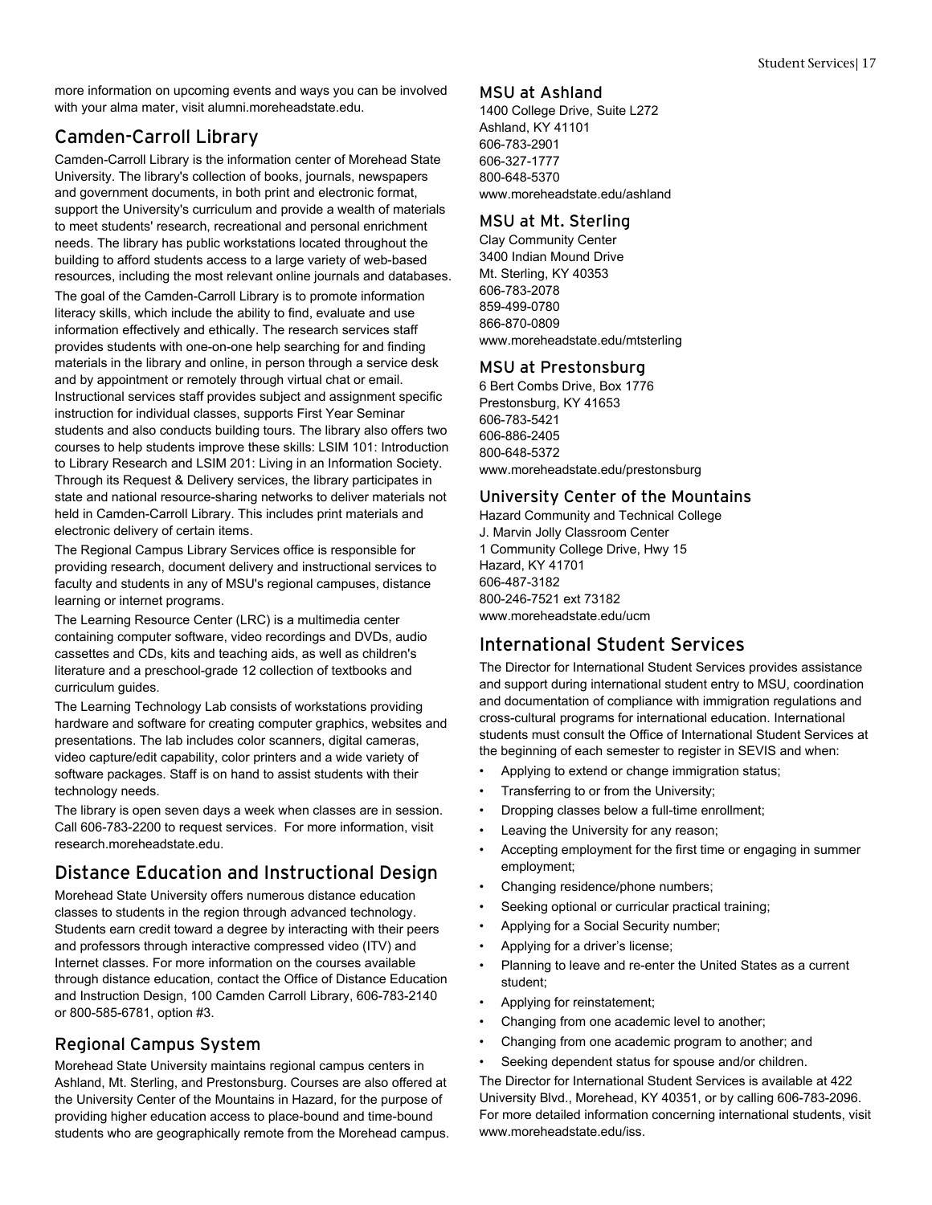more information on upcoming events and ways you can be involved with your alma mater, visit alumni.moreheadstate.edu.

## Camden-Carroll Library

Camden-Carroll Library is the information center of Morehead State University. The library's collection of books, journals, newspapers and government documents, in both print and electronic format, support the University's curriculum and provide a wealth of materials to meet students' research, recreational and personal enrichment needs. The library has public workstations located throughout the building to afford students access to a large variety of web-based resources, including the most relevant online journals and databases.

The goal of the Camden-Carroll Library is to promote information literacy skills, which include the ability to find, evaluate and use information effectively and ethically. The research services staff provides students with one-on-one help searching for and finding materials in the library and online, in person through a service desk and by appointment or remotely through virtual chat or email. Instructional services staff provides subject and assignment specific instruction for individual classes, supports First Year Seminar students and also conducts building tours. The library also offers two courses to help students improve these skills: LSIM 101: Introduction to Library Research and LSIM 201: Living in an Information Society. Through its Request & Delivery services, the library participates in state and national resource-sharing networks to deliver materials not held in Camden-Carroll Library. This includes print materials and electronic delivery of certain items.

The Regional Campus Library Services office is responsible for providing research, document delivery and instructional services to faculty and students in any of MSU's regional campuses, distance learning or internet programs.

The Learning Resource Center (LRC) is a multimedia center containing computer software, video recordings and DVDs, audio cassettes and CDs, kits and teaching aids, as well as children's literature and a preschool-grade 12 collection of textbooks and curriculum guides.

The Learning Technology Lab consists of workstations providing hardware and software for creating computer graphics, websites and presentations. The lab includes color scanners, digital cameras, video capture/edit capability, color printers and a wide variety of software packages. Staff is on hand to assist students with their technology needs.

The library is open seven days a week when classes are in session. Call 606-783-2200 to request services. For more information, visit research.moreheadstate.edu.

## Distance Education and Instructional Design

Morehead State University offers numerous distance education classes to students in the region through advanced technology. Students earn credit toward a degree by interacting with their peers and professors through interactive compressed video (ITV) and Internet classes. For more information on the courses available through distance education, contact the Office of Distance Education and Instruction Design, 100 Camden Carroll Library, 606-783-2140 or 800-585-6781, option #3.

## Regional Campus System

Morehead State University maintains regional campus centers in Ashland, Mt. Sterling, and Prestonsburg. Courses are also offered at the University Center of the Mountains in Hazard, for the purpose of providing higher education access to place-bound and time-bound students who are geographically remote from the Morehead campus.

### MSU at Ashland

1400 College Drive, Suite L272
Ashland, KY 41101
606-783-2901
606-327-1777
800-648-5370
www.moreheadstate.edu/ashland

### MSU at Mt. Sterling

Clay Community Center
3400 Indian Mound Drive
Mt. Sterling, KY 40353
606-783-2078
859-499-0780
866-870-0809
www.moreheadstate.edu/mtsterling

### MSU at Prestonsburg

6 Bert Combs Drive, Box 1776
Prestonsburg, KY 41653
606-783-5421
606-886-2405
800-648-5372
www.moreheadstate.edu/prestonsburg

### University Center of the Mountains

Hazard Community and Technical College
J. Marvin Jolly Classroom Center
1 Community College Drive, Hwy 15
Hazard, KY 41701
606-487-3182
800-246-7521 ext 73182
www.moreheadstate.edu/ucm

## International Student Services

The Director for International Student Services provides assistance and support during international student entry to MSU, coordination and documentation of compliance with immigration regulations and cross-cultural programs for international education. International students must consult the Office of International Student Services at the beginning of each semester to register in SEVIS and when:

- Applying to extend or change immigration status;
- Transferring to or from the University;
- Dropping classes below a full-time enrollment;
- Leaving the University for any reason;
- Accepting employment for the first time or engaging in summer employment;
- Changing residence/phone numbers;
- Seeking optional or curricular practical training;
- Applying for a Social Security number;
- Applying for a driver's license;
- Planning to leave and re-enter the United States as a current student;
- Applying for reinstatement;
- Changing from one academic level to another;
- Changing from one academic program to another; and
- Seeking dependent status for spouse and/or children.

The Director for International Student Services is available at 422 University Blvd., Morehead, KY 40351, or by calling 606-783-2096. For more detailed information concerning international students, visit www.moreheadstate.edu/iss.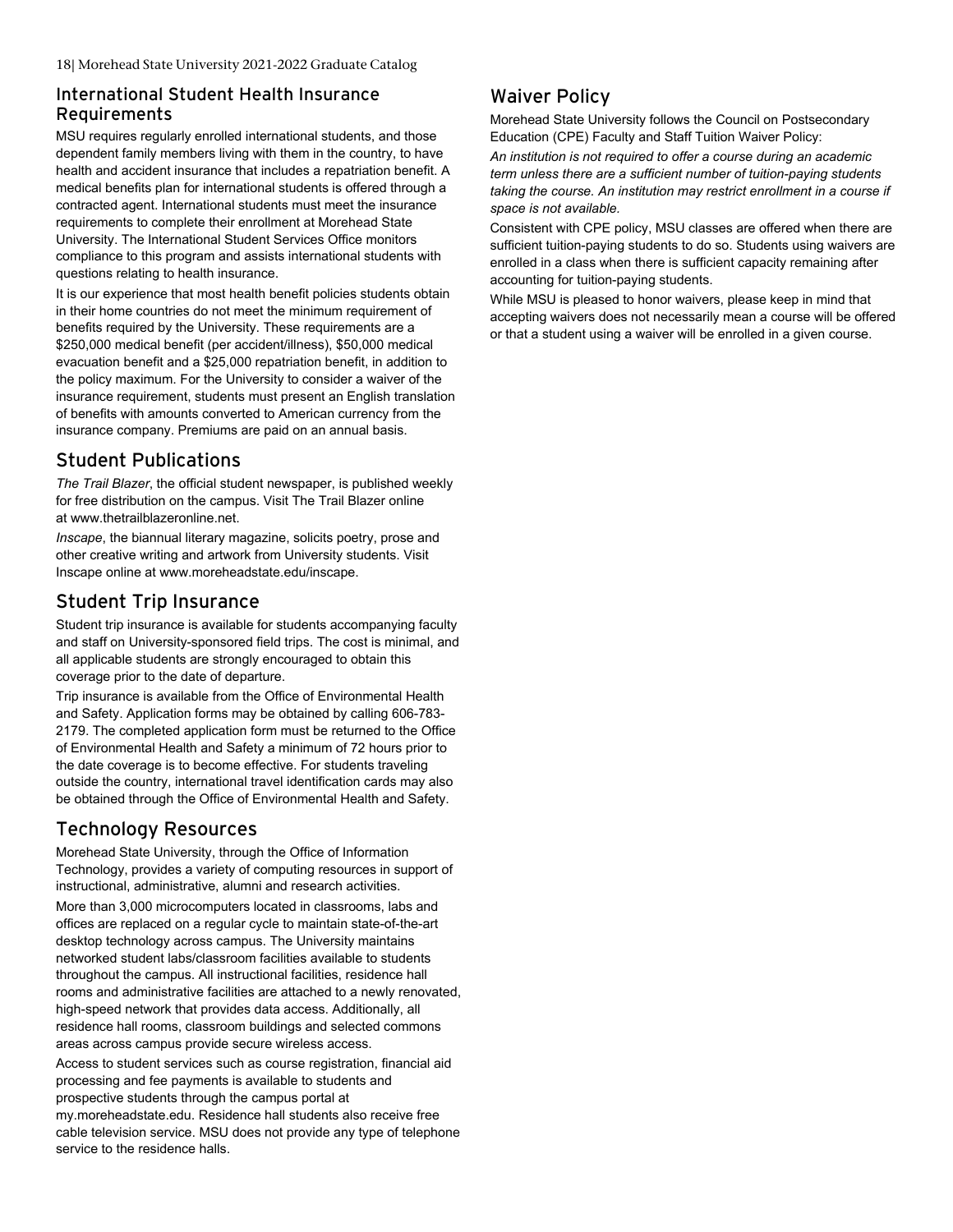## International Student Health Insurance Requirements

MSU requires regularly enrolled international students, and those dependent family members living with them in the country, to have health and accident insurance that includes a repatriation benefit. A medical benefits plan for international students is offered through a contracted agent. International students must meet the insurance requirements to complete their enrollment at Morehead State University. The International Student Services Office monitors compliance to this program and assists international students with questions relating to health insurance.

It is our experience that most health benefit policies students obtain in their home countries do not meet the minimum requirement of benefits required by the University. These requirements are a $250,000 medical benefit (per accident/illness), $50,000 medical evacuation benefit and a $25,000 repatriation benefit, in addition to the policy maximum. For the University to consider a waiver of the insurance requirement, students must present an English translation of benefits with amounts converted to American currency from the insurance company. Premiums are paid on an annual basis.

## Student Publications

*The Trail Blazer*, the official student newspaper, is published weekly for free distribution on the campus. Visit The Trail Blazer online at www.thetrailblazeronline.net.

*Inscape*, the biannual literary magazine, solicits poetry, prose and other creative writing and artwork from University students. Visit Inscape online at www.moreheadstate.edu/inscape.

## Student Trip Insurance

Student trip insurance is available for students accompanying faculty and staff on University-sponsored field trips. The cost is minimal, and all applicable students are strongly encouraged to obtain this coverage prior to the date of departure.

Trip insurance is available from the Office of Environmental Health and Safety. Application forms may be obtained by calling 606-783-2179. The completed application form must be returned to the Office of Environmental Health and Safety a minimum of 72 hours prior to the date coverage is to become effective. For students traveling outside the country, international travel identification cards may also be obtained through the Office of Environmental Health and Safety.

## Technology Resources

Morehead State University, through the Office of Information Technology, provides a variety of computing resources in support of instructional, administrative, alumni and research activities.

More than 3,000 microcomputers located in classrooms, labs and offices are replaced on a regular cycle to maintain state-of-the-art desktop technology across campus. The University maintains networked student labs/classroom facilities available to students throughout the campus. All instructional facilities, residence hall rooms and administrative facilities are attached to a newly renovated, high-speed network that provides data access. Additionally, all residence hall rooms, classroom buildings and selected commons areas across campus provide secure wireless access.

Access to student services such as course registration, financial aid processing and fee payments is available to students and prospective students through the campus portal at my.moreheadstate.edu. Residence hall students also receive free cable television service. MSU does not provide any type of telephone service to the residence halls.

## Waiver Policy

Morehead State University follows the Council on Postsecondary Education (CPE) Faculty and Staff Tuition Waiver Policy:

*An institution is not required to offer a course during an academic term unless there are a sufficient number of tuition-paying students taking the course. An institution may restrict enrollment in a course if space is not available.*

Consistent with CPE policy, MSU classes are offered when there are sufficient tuition-paying students to do so. Students using waivers are enrolled in a class when there is sufficient capacity remaining after accounting for tuition-paying students.

While MSU is pleased to honor waivers, please keep in mind that accepting waivers does not necessarily mean a course will be offered or that a student using a waiver will be enrolled in a given course.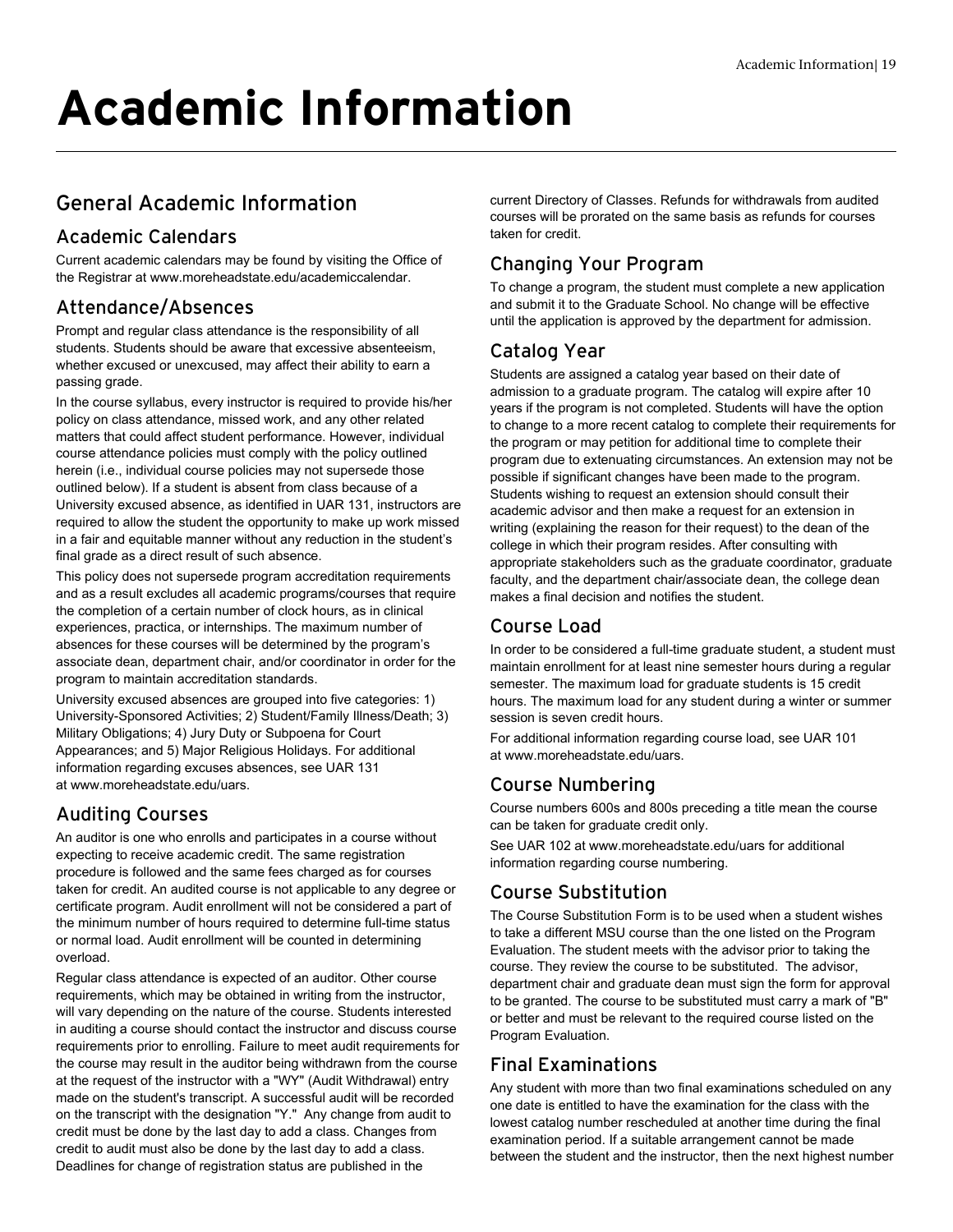# Academic Information

## General Academic Information

### Academic Calendars

Current academic calendars may be found by visiting the Office of the Registrar at www.moreheadstate.edu/academiccalendar.

### Attendance/Absences

Prompt and regular class attendance is the responsibility of all students. Students should be aware that excessive absenteeism, whether excused or unexcused, may affect their ability to earn a passing grade.

In the course syllabus, every instructor is required to provide his/her policy on class attendance, missed work, and any other related matters that could affect student performance. However, individual course attendance policies must comply with the policy outlined herein (i.e., individual course policies may not supersede those outlined below). If a student is absent from class because of a University excused absence, as identified in UAR 131, instructors are required to allow the student the opportunity to make up work missed in a fair and equitable manner without any reduction in the student's final grade as a direct result of such absence.

This policy does not supersede program accreditation requirements and as a result excludes all academic programs/courses that require the completion of a certain number of clock hours, as in clinical experiences, practica, or internships. The maximum number of absences for these courses will be determined by the program's associate dean, department chair, and/or coordinator in order for the program to maintain accreditation standards.

University excused absences are grouped into five categories: 1) University-Sponsored Activities; 2) Student/Family Illness/Death; 3) Military Obligations; 4) Jury Duty or Subpoena for Court Appearances; and 5) Major Religious Holidays. For additional information regarding excuses absences, see UAR 131 at www.moreheadstate.edu/uars.

### Auditing Courses

An auditor is one who enrolls and participates in a course without expecting to receive academic credit. The same registration procedure is followed and the same fees charged as for courses taken for credit. An audited course is not applicable to any degree or certificate program. Audit enrollment will not be considered a part of the minimum number of hours required to determine full-time status or normal load. Audit enrollment will be counted in determining overload.

Regular class attendance is expected of an auditor. Other course requirements, which may be obtained in writing from the instructor, will vary depending on the nature of the course. Students interested in auditing a course should contact the instructor and discuss course requirements prior to enrolling. Failure to meet audit requirements for the course may result in the auditor being withdrawn from the course at the request of the instructor with a "WY" (Audit Withdrawal) entry made on the student's transcript. A successful audit will be recorded on the transcript with the designation "Y." Any change from audit to credit must be done by the last day to add a class. Changes from credit to audit must also be done by the last day to add a class. Deadlines for change of registration status are published in the current Directory of Classes. Refunds for withdrawals from audited courses will be prorated on the same basis as refunds for courses taken for credit.

### Changing Your Program

To change a program, the student must complete a new application and submit it to the Graduate School. No change will be effective until the application is approved by the department for admission.

### Catalog Year

Students are assigned a catalog year based on their date of admission to a graduate program. The catalog will expire after 10 years if the program is not completed. Students will have the option to change to a more recent catalog to complete their requirements for the program or may petition for additional time to complete their program due to extenuating circumstances. An extension may not be possible if significant changes have been made to the program. Students wishing to request an extension should consult their academic advisor and then make a request for an extension in writing (explaining the reason for their request) to the dean of the college in which their program resides. After consulting with appropriate stakeholders such as the graduate coordinator, graduate faculty, and the department chair/associate dean, the college dean makes a final decision and notifies the student.

### Course Load

In order to be considered a full-time graduate student, a student must maintain enrollment for at least nine semester hours during a regular semester. The maximum load for graduate students is 15 credit hours. The maximum load for any student during a winter or summer session is seven credit hours.

For additional information regarding course load, see UAR 101 at www.moreheadstate.edu/uars.

### Course Numbering

Course numbers 600s and 800s preceding a title mean the course can be taken for graduate credit only.

See UAR 102 at www.moreheadstate.edu/uars for additional information regarding course numbering.

### Course Substitution

The Course Substitution Form is to be used when a student wishes to take a different MSU course than the one listed on the Program Evaluation. The student meets with the advisor prior to taking the course. They review the course to be substituted. The advisor, department chair and graduate dean must sign the form for approval to be granted. The course to be substituted must carry a mark of "B" or better and must be relevant to the required course listed on the Program Evaluation.

### Final Examinations

Any student with more than two final examinations scheduled on any one date is entitled to have the examination for the class with the lowest catalog number rescheduled at another time during the final examination period. If a suitable arrangement cannot be made between the student and the instructor, then the next highest number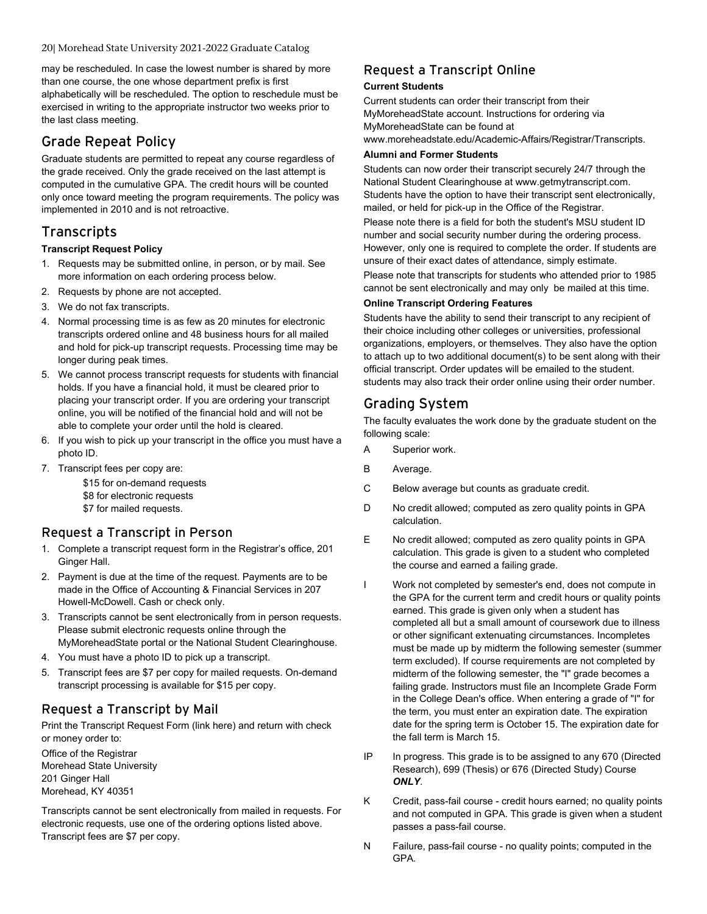may be rescheduled. In case the lowest number is shared by more than one course, the one whose department prefix is first alphabetically will be rescheduled. The option to reschedule must be exercised in writing to the appropriate instructor two weeks prior to the last class meeting.

## Grade Repeat Policy

Graduate students are permitted to repeat any course regardless of the grade received. Only the grade received on the last attempt is computed in the cumulative GPA. The credit hours will be counted only once toward meeting the program requirements. The policy was implemented in 2010 and is not retroactive.

## Transcripts

**Transcript Request Policy**

1. Requests may be submitted online, in person, or by mail. See more information on each ordering process below.
2. Requests by phone are not accepted.
3. We do not fax transcripts.
4. Normal processing time is as few as 20 minutes for electronic transcripts ordered online and 48 business hours for all mailed and hold for pick-up transcript requests. Processing time may be longer during peak times.
5. We cannot process transcript requests for students with financial holds. If you have a financial hold, it must be cleared prior to placing your transcript order. If you are ordering your transcript online, you will be notified of the financial hold and will not be able to complete your order until the hold is cleared.
6. If you wish to pick up your transcript in the office you must have a photo ID.
7. Transcript fees per copy are:

   $15 for on-demand requests
   $8 for electronic requests
   $7 for mailed requests.

### Request a Transcript in Person

1. Complete a transcript request form in the Registrar's office, 201 Ginger Hall.
2. Payment is due at the time of the request. Payments are to be made in the Office of Accounting & Financial Services in 207 Howell-McDowell. Cash or check only.
3. Transcripts cannot be sent electronically from in person requests. Please submit electronic requests online through the MyMoreheadState portal or the National Student Clearinghouse.
4. You must have a photo ID to pick up a transcript.
5. Transcript fees are $7 per copy for mailed requests. On-demand transcript processing is available for $15 per copy.

### Request a Transcript by Mail

Print the Transcript Request Form (link here) and return with check or money order to:

Office of the Registrar
Morehead State University
201 Ginger Hall
Morehead, KY 40351

Transcripts cannot be sent electronically from mailed in requests. For electronic requests, use one of the ordering options listed above. Transcript fees are $7 per copy.

### Request a Transcript Online

**Current Students**

Current students can order their transcript from their MyMoreheadState account. Instructions for ordering via MyMoreheadState can be found at www.moreheadstate.edu/Academic-Affairs/Registrar/Transcripts.

**Alumni and Former Students**

Students can now order their transcript securely 24/7 through the National Student Clearinghouse at www.getmytranscript.com. Students have the option to have their transcript sent electronically, mailed, or held for pick-up in the Office of the Registrar.

Please note there is a field for both the student's MSU student ID number and social security number during the ordering process. However, only one is required to complete the order. If students are unsure of their exact dates of attendance, simply estimate.

Please note that transcripts for students who attended prior to 1985 cannot be sent electronically and may only be mailed at this time.

**Online Transcript Ordering Features**

Students have the ability to send their transcript to any recipient of their choice including other colleges or universities, professional organizations, employers, or themselves. They also have the option to attach up to two additional document(s) to be sent along with their official transcript. Order updates will be emailed to the student. students may also track their order online using their order number.

## Grading System

The faculty evaluates the work done by the graduate student on the following scale:

- A — Superior work.
- B — Average.
- C — Below average but counts as graduate credit.
- D — No credit allowed; computed as zero quality points in GPA calculation.
- E — No credit allowed; computed as zero quality points in GPA calculation. This grade is given to a student who completed the course and earned a failing grade.
- I — Work not completed by semester's end, does not compute in the GPA for the current term and credit hours or quality points earned. This grade is given only when a student has completed all but a small amount of coursework due to illness or other significant extenuating circumstances. Incompletes must be made up by midterm the following semester (summer term excluded). If course requirements are not completed by midterm of the following semester, the "I" grade becomes a failing grade. Instructors must file an Incomplete Grade Form in the College Dean's office. When entering a grade of "I" for the term, you must enter an expiration date. The expiration date for the spring term is October 15. The expiration date for the fall term is March 15.
- IP — In progress. This grade is to be assigned to any 670 (Directed Research), 699 (Thesis) or 676 (Directed Study) Course ***ONLY***.
- K — Credit, pass-fail course - credit hours earned; no quality points and not computed in GPA. This grade is given when a student passes a pass-fail course.
- N — Failure, pass-fail course - no quality points; computed in the GPA.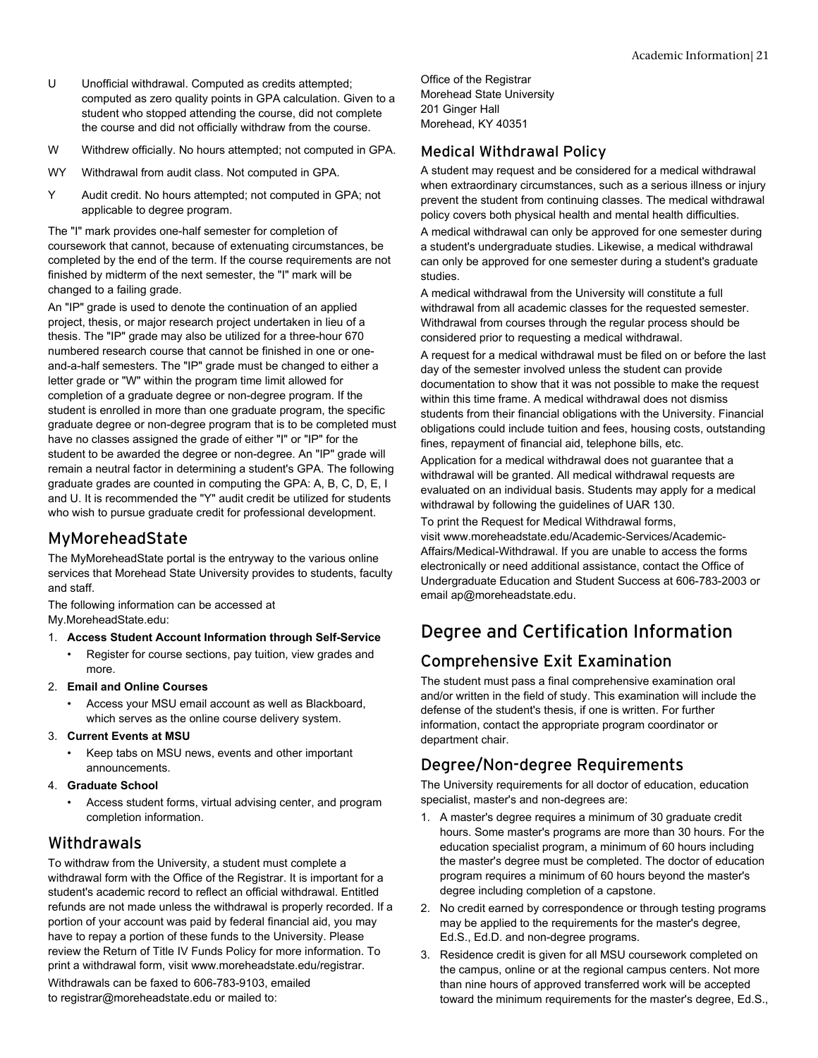U Unofficial withdrawal. Computed as credits attempted; computed as zero quality points in GPA calculation. Given to a student who stopped attending the course, did not complete the course and did not officially withdraw from the course.

W Withdrew officially. No hours attempted; not computed in GPA.

WY Withdrawal from audit class. Not computed in GPA.

Y Audit credit. No hours attempted; not computed in GPA; not applicable to degree program.

The "I" mark provides one-half semester for completion of coursework that cannot, because of extenuating circumstances, be completed by the end of the term. If the course requirements are not finished by midterm of the next semester, the "I" mark will be changed to a failing grade.

An "IP" grade is used to denote the continuation of an applied project, thesis, or major research project undertaken in lieu of a thesis. The "IP" grade may also be utilized for a three-hour 670 numbered research course that cannot be finished in one or one-and-a-half semesters. The "IP" grade must be changed to either a letter grade or "W" within the program time limit allowed for completion of a graduate degree or non-degree program. If the student is enrolled in more than one graduate program, the specific graduate degree or non-degree program that is to be completed must have no classes assigned the grade of either "I" or "IP" for the student to be awarded the degree or non-degree. An "IP" grade will remain a neutral factor in determining a student's GPA. The following graduate grades are counted in computing the GPA: A, B, C, D, E, I and U. It is recommended the "Y" audit credit be utilized for students who wish to pursue graduate credit for professional development.

## MyMoreheadState

The MyMoreheadState portal is the entryway to the various online services that Morehead State University provides to students, faculty and staff.

The following information can be accessed at My.MoreheadState.edu:

1. **Access Student Account Information through Self-Service**
   - Register for course sections, pay tuition, view grades and more.
2. **Email and Online Courses**
   - Access your MSU email account as well as Blackboard, which serves as the online course delivery system.
3. **Current Events at MSU**
   - Keep tabs on MSU news, events and other important announcements.
4. **Graduate School**
   - Access student forms, virtual advising center, and program completion information.

## Withdrawals

To withdraw from the University, a student must complete a withdrawal form with the Office of the Registrar. It is important for a student's academic record to reflect an official withdrawal. Entitled refunds are not made unless the withdrawal is properly recorded. If a portion of your account was paid by federal financial aid, you may have to repay a portion of these funds to the University. Please review the Return of Title IV Funds Policy for more information. To print a withdrawal form, visit www.moreheadstate.edu/registrar.

Withdrawals can be faxed to 606-783-9103, emailed to registrar@moreheadstate.edu or mailed to:

Office of the Registrar
Morehead State University
201 Ginger Hall
Morehead, KY 40351

## Medical Withdrawal Policy

A student may request and be considered for a medical withdrawal when extraordinary circumstances, such as a serious illness or injury prevent the student from continuing classes. The medical withdrawal policy covers both physical health and mental health difficulties.

A medical withdrawal can only be approved for one semester during a student's undergraduate studies. Likewise, a medical withdrawal can only be approved for one semester during a student's graduate studies.

A medical withdrawal from the University will constitute a full withdrawal from all academic classes for the requested semester. Withdrawal from courses through the regular process should be considered prior to requesting a medical withdrawal.

A request for a medical withdrawal must be filed on or before the last day of the semester involved unless the student can provide documentation to show that it was not possible to make the request within this time frame. A medical withdrawal does not dismiss students from their financial obligations with the University. Financial obligations could include tuition and fees, housing costs, outstanding fines, repayment of financial aid, telephone bills, etc.

Application for a medical withdrawal does not guarantee that a withdrawal will be granted. All medical withdrawal requests are evaluated on an individual basis. Students may apply for a medical withdrawal by following the guidelines of UAR 130.

To print the Request for Medical Withdrawal forms, visit www.moreheadstate.edu/Academic-Services/Academic-Affairs/Medical-Withdrawal. If you are unable to access the forms electronically or need additional assistance, contact the Office of Undergraduate Education and Student Success at 606-783-2003 or email ap@moreheadstate.edu.

# Degree and Certification Information

## Comprehensive Exit Examination

The student must pass a final comprehensive examination oral and/or written in the field of study. This examination will include the defense of the student's thesis, if one is written. For further information, contact the appropriate program coordinator or department chair.

## Degree/Non-degree Requirements

The University requirements for all doctor of education, education specialist, master's and non-degrees are:

1. A master's degree requires a minimum of 30 graduate credit hours. Some master's programs are more than 30 hours. For the education specialist program, a minimum of 60 hours including the master's degree must be completed. The doctor of education program requires a minimum of 60 hours beyond the master's degree including completion of a capstone.
2. No credit earned by correspondence or through testing programs may be applied to the requirements for the master's degree, Ed.S., Ed.D. and non-degree programs.
3. Residence credit is given for all MSU coursework completed on the campus, online or at the regional campus centers. Not more than nine hours of approved transferred work will be accepted toward the minimum requirements for the master's degree, Ed.S.,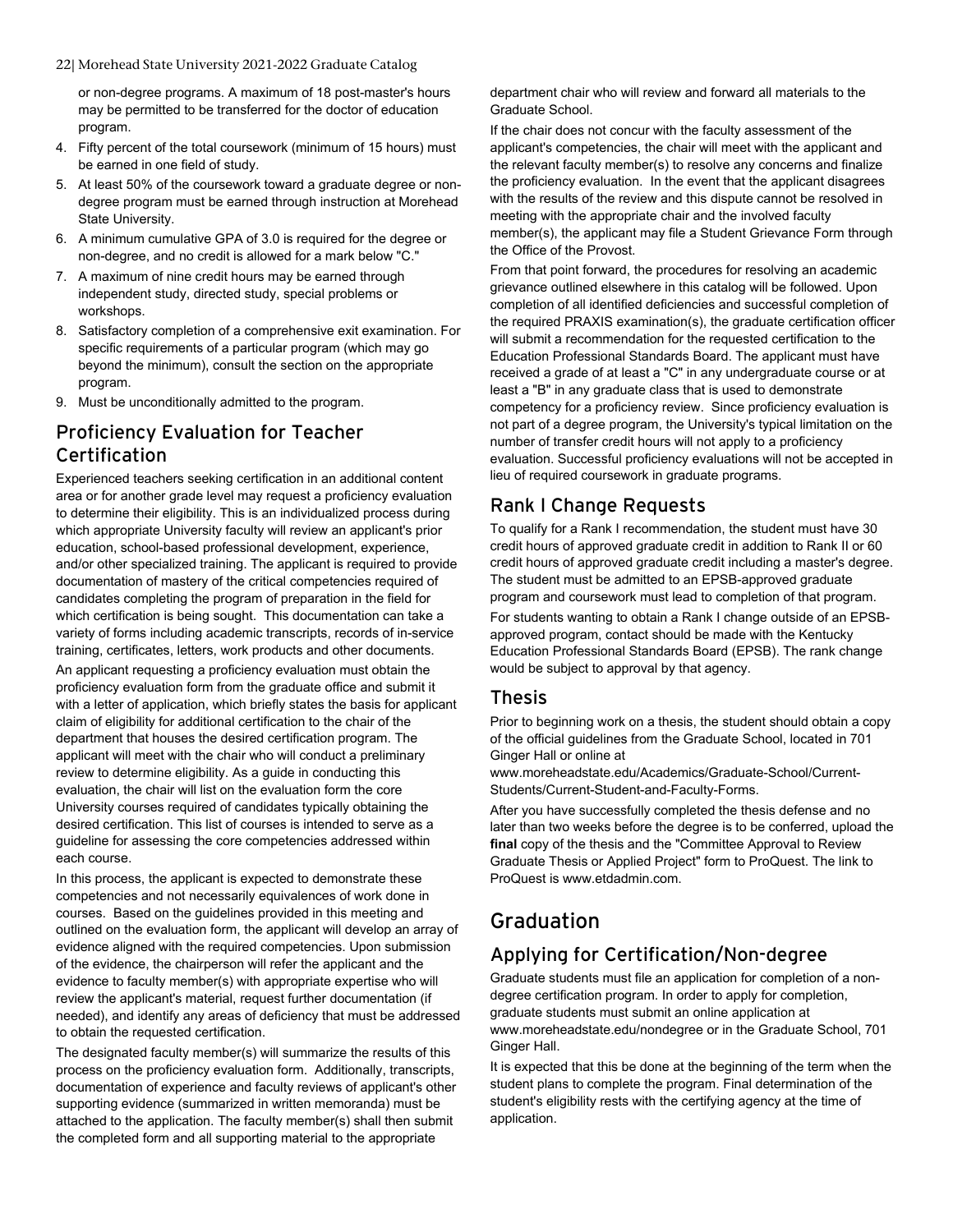or non-degree programs. A maximum of 18 post-master's hours may be permitted to be transferred for the doctor of education program.

4. Fifty percent of the total coursework (minimum of 15 hours) must be earned in one field of study.
5. At least 50% of the coursework toward a graduate degree or non-degree program must be earned through instruction at Morehead State University.
6. A minimum cumulative GPA of 3.0 is required for the degree or non-degree, and no credit is allowed for a mark below "C."
7. A maximum of nine credit hours may be earned through independent study, directed study, special problems or workshops.
8. Satisfactory completion of a comprehensive exit examination. For specific requirements of a particular program (which may go beyond the minimum), consult the section on the appropriate program.
9. Must be unconditionally admitted to the program.

## Proficiency Evaluation for Teacher Certification

Experienced teachers seeking certification in an additional content area or for another grade level may request a proficiency evaluation to determine their eligibility. This is an individualized process during which appropriate University faculty will review an applicant's prior education, school-based professional development, experience, and/or other specialized training. The applicant is required to provide documentation of mastery of the critical competencies required of candidates completing the program of preparation in the field for which certification is being sought. This documentation can take a variety of forms including academic transcripts, records of in-service training, certificates, letters, work products and other documents.

An applicant requesting a proficiency evaluation must obtain the proficiency evaluation form from the graduate office and submit it with a letter of application, which briefly states the basis for applicant claim of eligibility for additional certification to the chair of the department that houses the desired certification program. The applicant will meet with the chair who will conduct a preliminary review to determine eligibility. As a guide in conducting this evaluation, the chair will list on the evaluation form the core University courses required of candidates typically obtaining the desired certification. This list of courses is intended to serve as a guideline for assessing the core competencies addressed within each course.

In this process, the applicant is expected to demonstrate these competencies and not necessarily equivalences of work done in courses. Based on the guidelines provided in this meeting and outlined on the evaluation form, the applicant will develop an array of evidence aligned with the required competencies. Upon submission of the evidence, the chairperson will refer the applicant and the evidence to faculty member(s) with appropriate expertise who will review the applicant's material, request further documentation (if needed), and identify any areas of deficiency that must be addressed to obtain the requested certification.

The designated faculty member(s) will summarize the results of this process on the proficiency evaluation form. Additionally, transcripts, documentation of experience and faculty reviews of applicant's other supporting evidence (summarized in written memoranda) must be attached to the application. The faculty member(s) shall then submit the completed form and all supporting material to the appropriate department chair who will review and forward all materials to the Graduate School.

If the chair does not concur with the faculty assessment of the applicant's competencies, the chair will meet with the applicant and the relevant faculty member(s) to resolve any concerns and finalize the proficiency evaluation. In the event that the applicant disagrees with the results of the review and this dispute cannot be resolved in meeting with the appropriate chair and the involved faculty member(s), the applicant may file a Student Grievance Form through the Office of the Provost.

From that point forward, the procedures for resolving an academic grievance outlined elsewhere in this catalog will be followed. Upon completion of all identified deficiencies and successful completion of the required PRAXIS examination(s), the graduate certification officer will submit a recommendation for the requested certification to the Education Professional Standards Board. The applicant must have received a grade of at least a "C" in any undergraduate course or at least a "B" in any graduate class that is used to demonstrate competency for a proficiency review. Since proficiency evaluation is not part of a degree program, the University's typical limitation on the number of transfer credit hours will not apply to a proficiency evaluation. Successful proficiency evaluations will not be accepted in lieu of required coursework in graduate programs.

## Rank I Change Requests

To qualify for a Rank I recommendation, the student must have 30 credit hours of approved graduate credit in addition to Rank II or 60 credit hours of approved graduate credit including a master's degree. The student must be admitted to an EPSB-approved graduate program and coursework must lead to completion of that program.

For students wanting to obtain a Rank I change outside of an EPSB-approved program, contact should be made with the Kentucky Education Professional Standards Board (EPSB). The rank change would be subject to approval by that agency.

## Thesis

Prior to beginning work on a thesis, the student should obtain a copy of the official guidelines from the Graduate School, located in 701 Ginger Hall or online at www.moreheadstate.edu/Academics/Graduate-School/Current-Students/Current-Student-and-Faculty-Forms.

After you have successfully completed the thesis defense and no later than two weeks before the degree is to be conferred, upload the **final** copy of the thesis and the "Committee Approval to Review Graduate Thesis or Applied Project" form to ProQuest. The link to ProQuest is www.etdadmin.com.

# Graduation

## Applying for Certification/Non-degree

Graduate students must file an application for completion of a non-degree certification program. In order to apply for completion, graduate students must submit an online application at www.moreheadstate.edu/nondegree or in the Graduate School, 701 Ginger Hall.

It is expected that this be done at the beginning of the term when the student plans to complete the program. Final determination of the student's eligibility rests with the certifying agency at the time of application.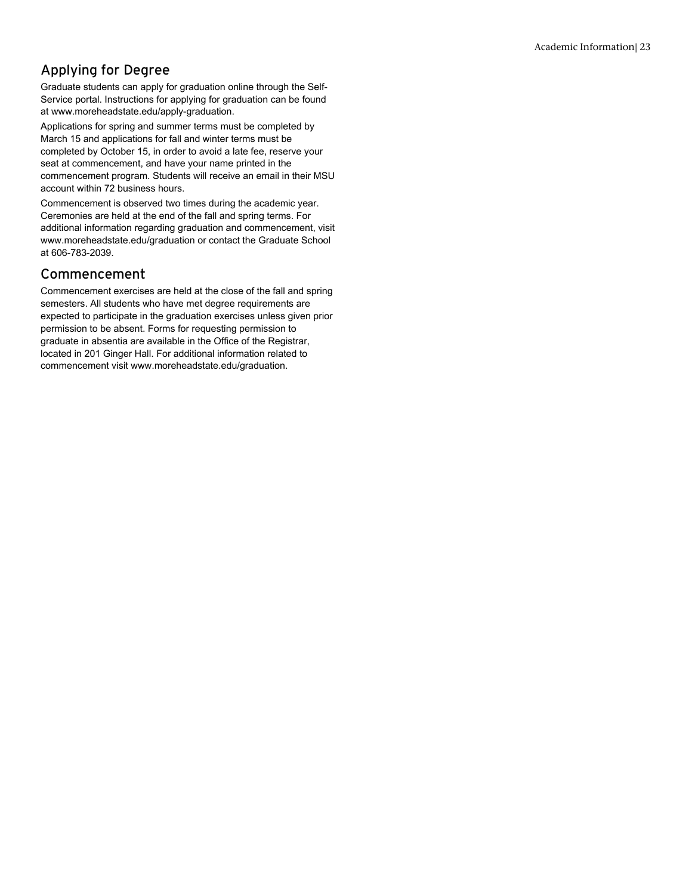## Applying for Degree

Graduate students can apply for graduation online through the Self-Service portal. Instructions for applying for graduation can be found at www.moreheadstate.edu/apply-graduation.

Applications for spring and summer terms must be completed by March 15 and applications for fall and winter terms must be completed by October 15, in order to avoid a late fee, reserve your seat at commencement, and have your name printed in the commencement program. Students will receive an email in their MSU account within 72 business hours.

Commencement is observed two times during the academic year. Ceremonies are held at the end of the fall and spring terms. For additional information regarding graduation and commencement, visit www.moreheadstate.edu/graduation or contact the Graduate School at 606-783-2039.

## Commencement

Commencement exercises are held at the close of the fall and spring semesters. All students who have met degree requirements are expected to participate in the graduation exercises unless given prior permission to be absent. Forms for requesting permission to graduate in absentia are available in the Office of the Registrar, located in 201 Ginger Hall. For additional information related to commencement visit www.moreheadstate.edu/graduation.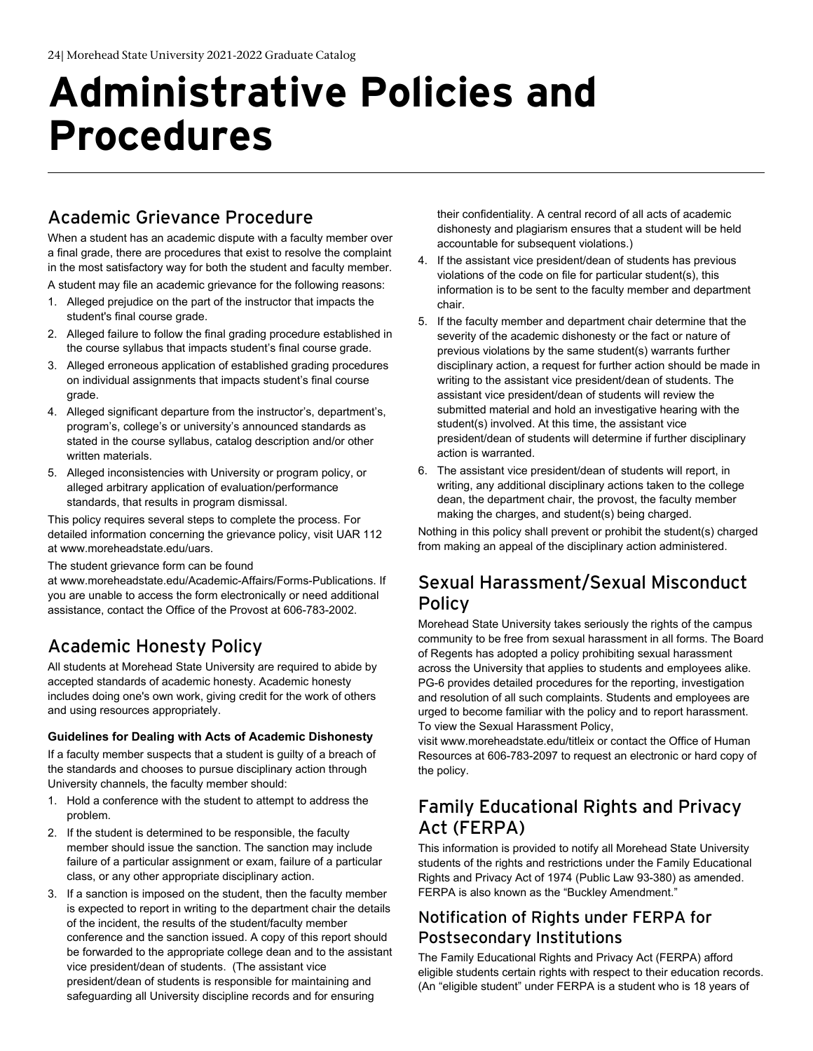# Administrative Policies and Procedures

## Academic Grievance Procedure

When a student has an academic dispute with a faculty member over a final grade, there are procedures that exist to resolve the complaint in the most satisfactory way for both the student and faculty member.

A student may file an academic grievance for the following reasons:

1. Alleged prejudice on the part of the instructor that impacts the student's final course grade.
2. Alleged failure to follow the final grading procedure established in the course syllabus that impacts student's final course grade.
3. Alleged erroneous application of established grading procedures on individual assignments that impacts student's final course grade.
4. Alleged significant departure from the instructor's, department's, program's, college's or university's announced standards as stated in the course syllabus, catalog description and/or other written materials.
5. Alleged inconsistencies with University or program policy, or alleged arbitrary application of evaluation/performance standards, that results in program dismissal.

This policy requires several steps to complete the process. For detailed information concerning the grievance policy, visit UAR 112 at www.moreheadstate.edu/uars.

The student grievance form can be found at www.moreheadstate.edu/Academic-Affairs/Forms-Publications. If you are unable to access the form electronically or need additional assistance, contact the Office of the Provost at 606-783-2002.

## Academic Honesty Policy

All students at Morehead State University are required to abide by accepted standards of academic honesty. Academic honesty includes doing one's own work, giving credit for the work of others and using resources appropriately.

#### Guidelines for Dealing with Acts of Academic Dishonesty

If a faculty member suspects that a student is guilty of a breach of the standards and chooses to pursue disciplinary action through University channels, the faculty member should:

1. Hold a conference with the student to attempt to address the problem.
2. If the student is determined to be responsible, the faculty member should issue the sanction. The sanction may include failure of a particular assignment or exam, failure of a particular class, or any other appropriate disciplinary action.
3. If a sanction is imposed on the student, then the faculty member is expected to report in writing to the department chair the details of the incident, the results of the student/faculty member conference and the sanction issued. A copy of this report should be forwarded to the appropriate college dean and to the assistant vice president/dean of students. (The assistant vice president/dean of students is responsible for maintaining and safeguarding all University discipline records and for ensuring their confidentiality. A central record of all acts of academic dishonesty and plagiarism ensures that a student will be held accountable for subsequent violations.)
4. If the assistant vice president/dean of students has previous violations of the code on file for particular student(s), this information is to be sent to the faculty member and department chair.
5. If the faculty member and department chair determine that the severity of the academic dishonesty or the fact or nature of previous violations by the same student(s) warrants further disciplinary action, a request for further action should be made in writing to the assistant vice president/dean of students. The assistant vice president/dean of students will review the submitted material and hold an investigative hearing with the student(s) involved. At this time, the assistant vice president/dean of students will determine if further disciplinary action is warranted.
6. The assistant vice president/dean of students will report, in writing, any additional disciplinary actions taken to the college dean, the department chair, the provost, the faculty member making the charges, and student(s) being charged.

Nothing in this policy shall prevent or prohibit the student(s) charged from making an appeal of the disciplinary action administered.

## Sexual Harassment/Sexual Misconduct Policy

Morehead State University takes seriously the rights of the campus community to be free from sexual harassment in all forms. The Board of Regents has adopted a policy prohibiting sexual harassment across the University that applies to students and employees alike. PG-6 provides detailed procedures for the reporting, investigation and resolution of all such complaints. Students and employees are urged to become familiar with the policy and to report harassment. To view the Sexual Harassment Policy, visit www.moreheadstate.edu/titleix or contact the Office of Human Resources at 606-783-2097 to request an electronic or hard copy of the policy.

## Family Educational Rights and Privacy Act (FERPA)

This information is provided to notify all Morehead State University students of the rights and restrictions under the Family Educational Rights and Privacy Act of 1974 (Public Law 93-380) as amended. FERPA is also known as the "Buckley Amendment."

### Notification of Rights under FERPA for Postsecondary Institutions

The Family Educational Rights and Privacy Act (FERPA) afford eligible students certain rights with respect to their education records. (An "eligible student" under FERPA is a student who is 18 years of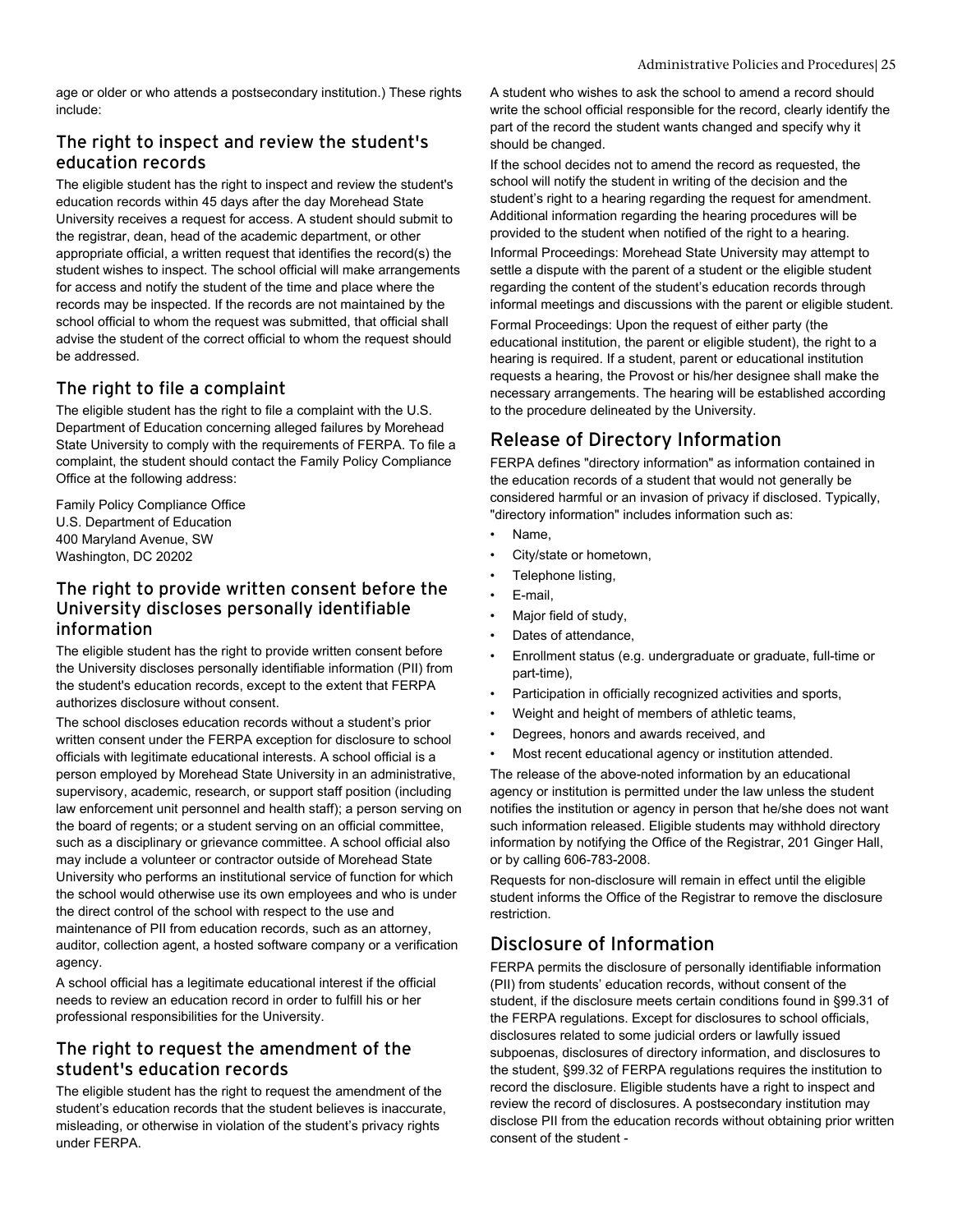age or older or who attends a postsecondary institution.) These rights include:

### The right to inspect and review the student's education records

The eligible student has the right to inspect and review the student's education records within 45 days after the day Morehead State University receives a request for access. A student should submit to the registrar, dean, head of the academic department, or other appropriate official, a written request that identifies the record(s) the student wishes to inspect. The school official will make arrangements for access and notify the student of the time and place where the records may be inspected. If the records are not maintained by the school official to whom the request was submitted, that official shall advise the student of the correct official to whom the request should be addressed.

### The right to file a complaint

The eligible student has the right to file a complaint with the U.S. Department of Education concerning alleged failures by Morehead State University to comply with the requirements of FERPA. To file a complaint, the student should contact the Family Policy Compliance Office at the following address:

Family Policy Compliance Office
U.S. Department of Education
400 Maryland Avenue, SW
Washington, DC 20202

### The right to provide written consent before the University discloses personally identifiable information

The eligible student has the right to provide written consent before the University discloses personally identifiable information (PII) from the student's education records, except to the extent that FERPA authorizes disclosure without consent.

The school discloses education records without a student's prior written consent under the FERPA exception for disclosure to school officials with legitimate educational interests. A school official is a person employed by Morehead State University in an administrative, supervisory, academic, research, or support staff position (including law enforcement unit personnel and health staff); a person serving on the board of regents; or a student serving on an official committee, such as a disciplinary or grievance committee. A school official also may include a volunteer or contractor outside of Morehead State University who performs an institutional service of function for which the school would otherwise use its own employees and who is under the direct control of the school with respect to the use and maintenance of PII from education records, such as an attorney, auditor, collection agent, a hosted software company or a verification agency.

A school official has a legitimate educational interest if the official needs to review an education record in order to fulfill his or her professional responsibilities for the University.

### The right to request the amendment of the student's education records

The eligible student has the right to request the amendment of the student's education records that the student believes is inaccurate, misleading, or otherwise in violation of the student's privacy rights under FERPA.

A student who wishes to ask the school to amend a record should write the school official responsible for the record, clearly identify the part of the record the student wants changed and specify why it should be changed.

If the school decides not to amend the record as requested, the school will notify the student in writing of the decision and the student's right to a hearing regarding the request for amendment. Additional information regarding the hearing procedures will be provided to the student when notified of the right to a hearing.

Informal Proceedings: Morehead State University may attempt to settle a dispute with the parent of a student or the eligible student regarding the content of the student's education records through informal meetings and discussions with the parent or eligible student.

Formal Proceedings: Upon the request of either party (the educational institution, the parent or eligible student), the right to a hearing is required. If a student, parent or educational institution requests a hearing, the Provost or his/her designee shall make the necessary arrangements. The hearing will be established according to the procedure delineated by the University.

## Release of Directory Information

FERPA defines "directory information" as information contained in the education records of a student that would not generally be considered harmful or an invasion of privacy if disclosed. Typically, "directory information" includes information such as:

- Name,
- City/state or hometown,
- Telephone listing,
- E-mail,
- Major field of study,
- Dates of attendance,
- Enrollment status (e.g. undergraduate or graduate, full-time or part-time),
- Participation in officially recognized activities and sports,
- Weight and height of members of athletic teams,
- Degrees, honors and awards received, and
- Most recent educational agency or institution attended.

The release of the above-noted information by an educational agency or institution is permitted under the law unless the student notifies the institution or agency in person that he/she does not want such information released. Eligible students may withhold directory information by notifying the Office of the Registrar, 201 Ginger Hall, or by calling 606-783-2008.

Requests for non-disclosure will remain in effect until the eligible student informs the Office of the Registrar to remove the disclosure restriction.

## Disclosure of Information

FERPA permits the disclosure of personally identifiable information (PII) from students' education records, without consent of the student, if the disclosure meets certain conditions found in §99.31 of the FERPA regulations. Except for disclosures to school officials, disclosures related to some judicial orders or lawfully issued subpoenas, disclosures of directory information, and disclosures to the student, §99.32 of FERPA regulations requires the institution to record the disclosure. Eligible students have a right to inspect and review the record of disclosures. A postsecondary institution may disclose PII from the education records without obtaining prior written consent of the student -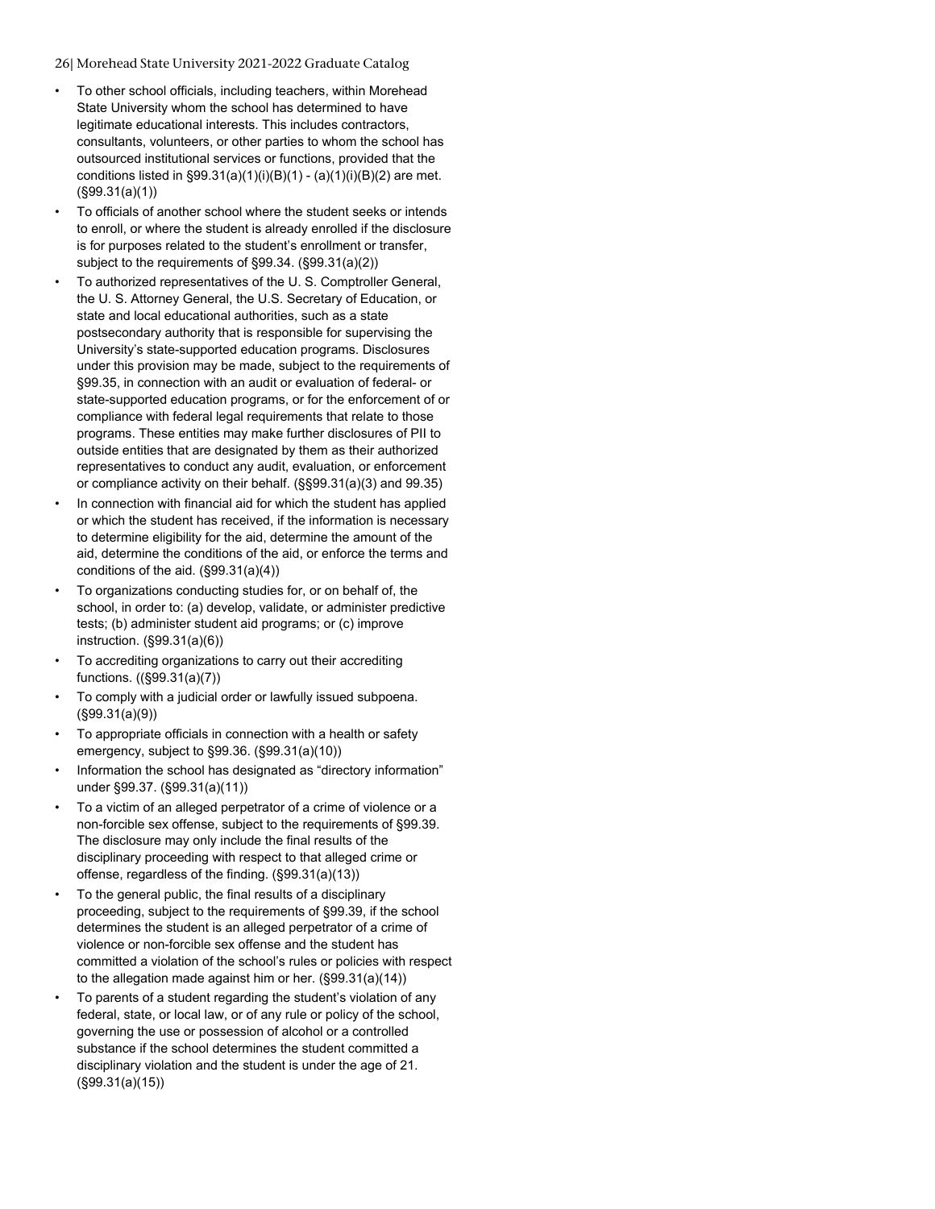- To other school officials, including teachers, within Morehead State University whom the school has determined to have legitimate educational interests. This includes contractors, consultants, volunteers, or other parties to whom the school has outsourced institutional services or functions, provided that the conditions listed in §99.31(a)(1)(i)(B)(1) - (a)(1)(i)(B)(2) are met. (§99.31(a)(1))
- To officials of another school where the student seeks or intends to enroll, or where the student is already enrolled if the disclosure is for purposes related to the student's enrollment or transfer, subject to the requirements of §99.34. (§99.31(a)(2))
- To authorized representatives of the U. S. Comptroller General, the U. S. Attorney General, the U.S. Secretary of Education, or state and local educational authorities, such as a state postsecondary authority that is responsible for supervising the University's state-supported education programs. Disclosures under this provision may be made, subject to the requirements of §99.35, in connection with an audit or evaluation of federal- or state-supported education programs, or for the enforcement of or compliance with federal legal requirements that relate to those programs. These entities may make further disclosures of PII to outside entities that are designated by them as their authorized representatives to conduct any audit, evaluation, or enforcement or compliance activity on their behalf. (§§99.31(a)(3) and 99.35)
- In connection with financial aid for which the student has applied or which the student has received, if the information is necessary to determine eligibility for the aid, determine the amount of the aid, determine the conditions of the aid, or enforce the terms and conditions of the aid. (§99.31(a)(4))
- To organizations conducting studies for, or on behalf of, the school, in order to: (a) develop, validate, or administer predictive tests; (b) administer student aid programs; or (c) improve instruction. (§99.31(a)(6))
- To accrediting organizations to carry out their accrediting functions. ((§99.31(a)(7))
- To comply with a judicial order or lawfully issued subpoena. (§99.31(a)(9))
- To appropriate officials in connection with a health or safety emergency, subject to §99.36. (§99.31(a)(10))
- Information the school has designated as "directory information" under §99.37. (§99.31(a)(11))
- To a victim of an alleged perpetrator of a crime of violence or a non-forcible sex offense, subject to the requirements of §99.39. The disclosure may only include the final results of the disciplinary proceeding with respect to that alleged crime or offense, regardless of the finding. (§99.31(a)(13))
- To the general public, the final results of a disciplinary proceeding, subject to the requirements of §99.39, if the school determines the student is an alleged perpetrator of a crime of violence or non-forcible sex offense and the student has committed a violation of the school's rules or policies with respect to the allegation made against him or her. (§99.31(a)(14))
- To parents of a student regarding the student's violation of any federal, state, or local law, or of any rule or policy of the school, governing the use or possession of alcohol or a controlled substance if the school determines the student committed a disciplinary violation and the student is under the age of 21. (§99.31(a)(15))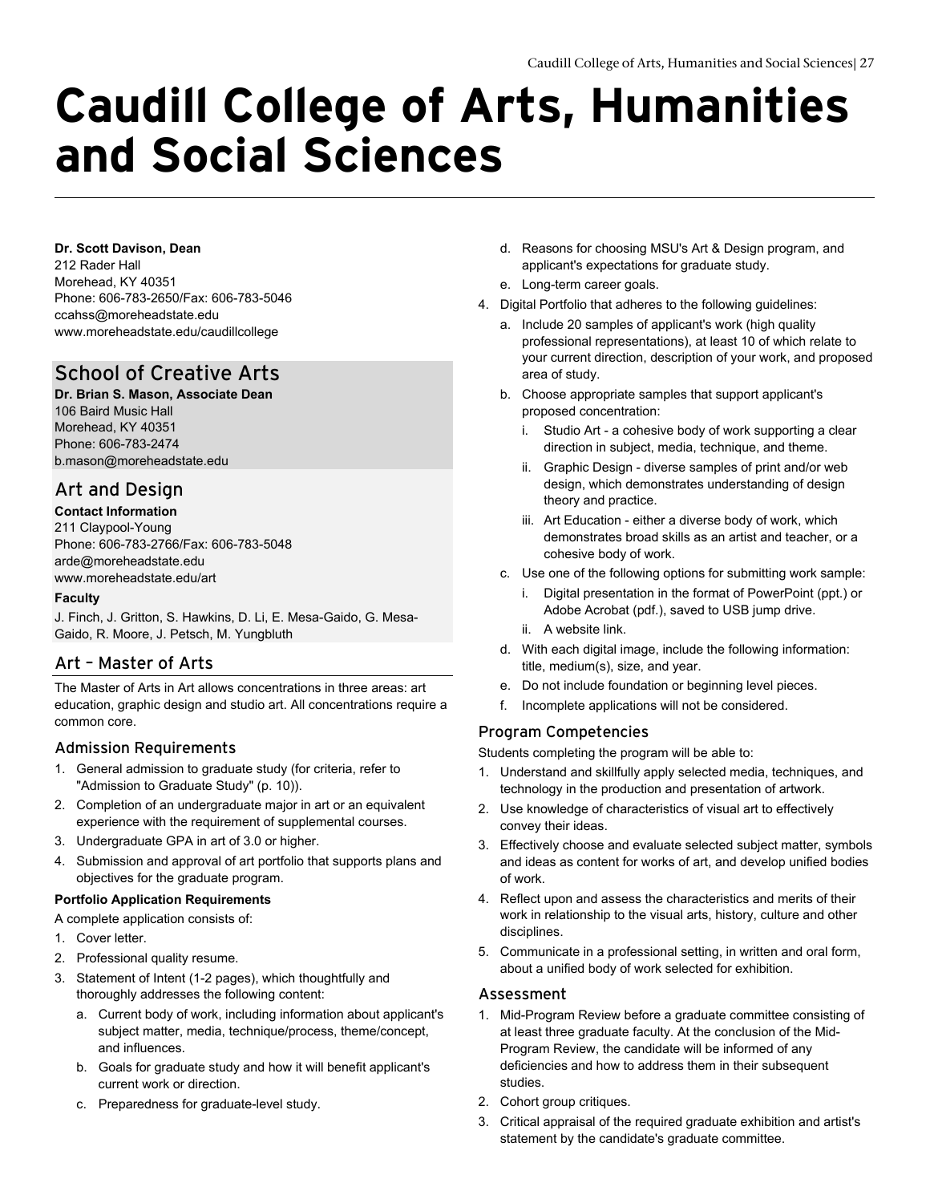# Caudill College of Arts, Humanities and Social Sciences

**Dr. Scott Davison, Dean**
212 Rader Hall
Morehead, KY 40351
Phone: 606-783-2650/Fax: 606-783-5046
ccahss@moreheadstate.edu
www.moreheadstate.edu/caudillcollege

## School of Creative Arts

**Dr. Brian S. Mason, Associate Dean**
106 Baird Music Hall
Morehead, KY 40351
Phone: 606-783-2474
b.mason@moreheadstate.edu

## Art and Design

**Contact Information**
211 Claypool-Young
Phone: 606-783-2766/Fax: 606-783-5048
arde@moreheadstate.edu
www.moreheadstate.edu/art

**Faculty**

J. Finch, J. Gritton, S. Hawkins, D. Li, E. Mesa-Gaido, G. Mesa-Gaido, R. Moore, J. Petsch, M. Yungbluth

### Art – Master of Arts

The Master of Arts in Art allows concentrations in three areas: art education, graphic design and studio art. All concentrations require a common core.

#### Admission Requirements

1. General admission to graduate study (for criteria, refer to "Admission to Graduate Study" (p. 10)).
2. Completion of an undergraduate major in art or an equivalent experience with the requirement of supplemental courses.
3. Undergraduate GPA in art of 3.0 or higher.
4. Submission and approval of art portfolio that supports plans and objectives for the graduate program.

**Portfolio Application Requirements**

A complete application consists of:

1. Cover letter.
2. Professional quality resume.
3. Statement of Intent (1-2 pages), which thoughtfully and thoroughly addresses the following content:
   a. Current body of work, including information about applicant's subject matter, media, technique/process, theme/concept, and influences.
   b. Goals for graduate study and how it will benefit applicant's current work or direction.
   c. Preparedness for graduate-level study.
   d. Reasons for choosing MSU's Art & Design program, and applicant's expectations for graduate study.
   e. Long-term career goals.
4. Digital Portfolio that adheres to the following guidelines:
   a. Include 20 samples of applicant's work (high quality professional representations), at least 10 of which relate to your current direction, description of your work, and proposed area of study.
   b. Choose appropriate samples that support applicant's proposed concentration:
      i. Studio Art - a cohesive body of work supporting a clear direction in subject, media, technique, and theme.
      ii. Graphic Design - diverse samples of print and/or web design, which demonstrates understanding of design theory and practice.
      iii. Art Education - either a diverse body of work, which demonstrates broad skills as an artist and teacher, or a cohesive body of work.
   c. Use one of the following options for submitting work sample:
      i. Digital presentation in the format of PowerPoint (ppt.) or Adobe Acrobat (pdf.), saved to USB jump drive.
      ii. A website link.
   d. With each digital image, include the following information: title, medium(s), size, and year.
   e. Do not include foundation or beginning level pieces.
   f. Incomplete applications will not be considered.

#### Program Competencies

Students completing the program will be able to:

1. Understand and skillfully apply selected media, techniques, and technology in the production and presentation of artwork.
2. Use knowledge of characteristics of visual art to effectively convey their ideas.
3. Effectively choose and evaluate selected subject matter, symbols and ideas as content for works of art, and develop unified bodies of work.
4. Reflect upon and assess the characteristics and merits of their work in relationship to the visual arts, history, culture and other disciplines.
5. Communicate in a professional setting, in written and oral form, about a unified body of work selected for exhibition.

#### Assessment

1. Mid-Program Review before a graduate committee consisting of at least three graduate faculty. At the conclusion of the Mid-Program Review, the candidate will be informed of any deficiencies and how to address them in their subsequent studies.
2. Cohort group critiques.
3. Critical appraisal of the required graduate exhibition and artist's statement by the candidate's graduate committee.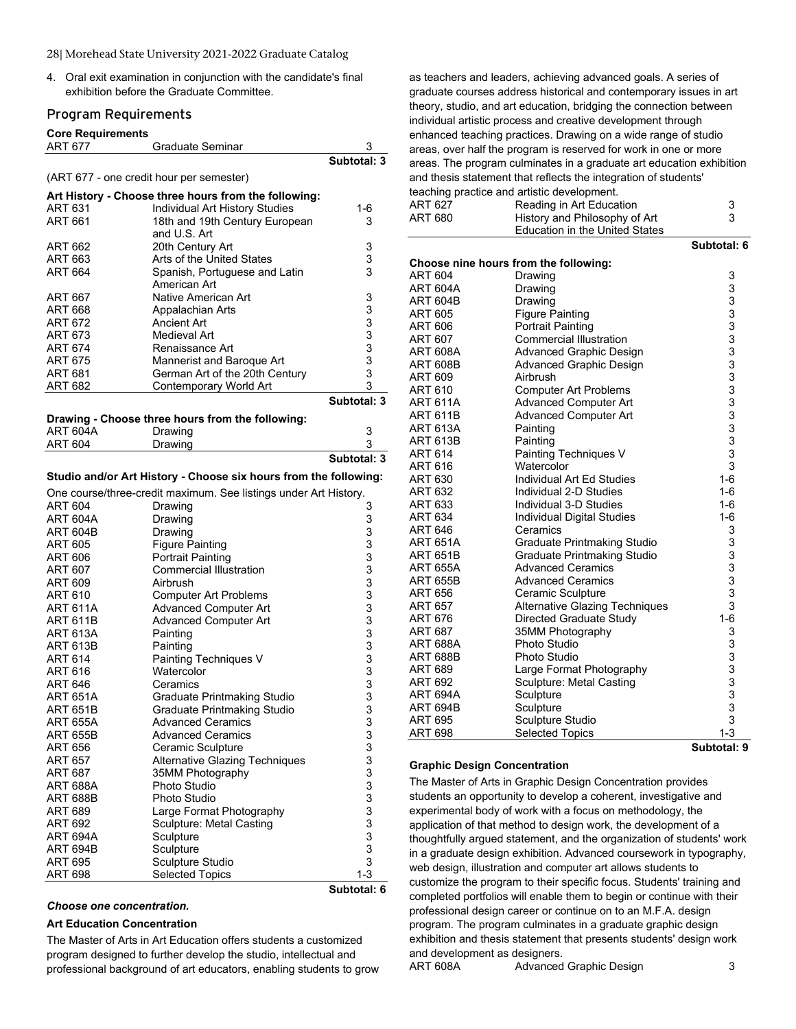4. Oral exit examination in conjunction with the candidate's final exhibition before the Graduate Committee.

## Program Requirements

**Core Requirements**

| | | |
|---|---|---|
| ART 677 | Graduate Seminar | 3 |
| | | **Subtotal: 3** |

(ART 677 - one credit hour per semester)

**Art History - Choose three hours from the following:**

| | | |
|---|---|---|
| ART 631 | Individual Art History Studies | 1-6 |
| ART 661 | 18th and 19th Century European and U.S. Art | 3 |
| ART 662 | 20th Century Art | 3 |
| ART 663 | Arts of the United States | 3 |
| ART 664 | Spanish, Portuguese and Latin American Art | 3 |
| ART 667 | Native American Art | 3 |
| ART 668 | Appalachian Arts | 3 |
| ART 672 | Ancient Art | 3 |
| ART 673 | Medieval Art | 3 |
| ART 674 | Renaissance Art | 3 |
| ART 675 | Mannerist and Baroque Art | 3 |
| ART 681 | German Art of the 20th Century | 3 |
| ART 682 | Contemporary World Art | 3 |
| | | **Subtotal: 3** |

**Drawing - Choose three hours from the following:**

| | | |
|---|---|---|
| ART 604A | Drawing | 3 |
| ART 604 | Drawing | 3 |
| | | **Subtotal: 3** |

**Studio and/or Art History - Choose six hours from the following:**

One course/three-credit maximum. See listings under Art History.

| | | |
|---|---|---|
| ART 604 | Drawing | 3 |
| ART 604A | Drawing | 3 |
| ART 604B | Drawing | 3 |
| ART 605 | Figure Painting | 3 |
| ART 606 | Portrait Painting | 3 |
| ART 607 | Commercial Illustration | 3 |
| ART 609 | Airbrush | 3 |
| ART 610 | Computer Art Problems | 3 |
| ART 611A | Advanced Computer Art | 3 |
| ART 611B | Advanced Computer Art | 3 |
| ART 613A | Painting | 3 |
| ART 613B | Painting | 3 |
| ART 614 | Painting Techniques V | 3 |
| ART 616 | Watercolor | 3 |
| ART 646 | Ceramics | 3 |
| ART 651A | Graduate Printmaking Studio | 3 |
| ART 651B | Graduate Printmaking Studio | 3 |
| ART 655A | Advanced Ceramics | 3 |
| ART 655B | Advanced Ceramics | 3 |
| ART 656 | Ceramic Sculpture | 3 |
| ART 657 | Alternative Glazing Techniques | 3 |
| ART 687 | 35MM Photography | 3 |
| ART 688A | Photo Studio | 3 |
| ART 688B | Photo Studio | 3 |
| ART 689 | Large Format Photography | 3 |
| ART 692 | Sculpture: Metal Casting | 3 |
| ART 694A | Sculpture | 3 |
| ART 694B | Sculpture | 3 |
| ART 695 | Sculpture Studio | 3 |
| ART 698 | Selected Topics | 1-3 |
| | | **Subtotal: 6** |

***Choose one concentration.***

### Art Education Concentration

The Master of Arts in Art Education offers students a customized program designed to further develop the studio, intellectual and professional background of art educators, enabling students to grow as teachers and leaders, achieving advanced goals. A series of graduate courses address historical and contemporary issues in art theory, studio, and art education, bridging the connection between individual artistic process and creative development through enhanced teaching practices. Drawing on a wide range of studio areas, over half the program is reserved for work in one or more areas. The program culminates in a graduate art education exhibition and thesis statement that reflects the integration of students' teaching practice and artistic development.

| | | |
|---|---|---|
| ART 627 | Reading in Art Education | 3 |
| ART 680 | History and Philosophy of Art Education in the United States | 3 |
| | | **Subtotal: 6** |

**Choose nine hours from the following:**

| | | |
|---|---|---|
| ART 604 | Drawing | 3 |
| ART 604A | Drawing | 3 |
| ART 604B | Drawing | 3 |
| ART 605 | Figure Painting | 3 |
| ART 606 | Portrait Painting | 3 |
| ART 607 | Commercial Illustration | 3 |
| ART 608A | Advanced Graphic Design | 3 |
| ART 608B | Advanced Graphic Design | 3 |
| ART 609 | Airbrush | 3 |
| ART 610 | Computer Art Problems | 3 |
| ART 611A | Advanced Computer Art | 3 |
| ART 611B | Advanced Computer Art | 3 |
| ART 613A | Painting | 3 |
| ART 613B | Painting | 3 |
| ART 614 | Painting Techniques V | 3 |
| ART 616 | Watercolor | 3 |
| ART 630 | Individual Art Ed Studies | 1-6 |
| ART 632 | Individual 2-D Studies | 1-6 |
| ART 633 | Individual 3-D Studies | 1-6 |
| ART 634 | Individual Digital Studies | 1-6 |
| ART 646 | Ceramics | 3 |
| ART 651A | Graduate Printmaking Studio | 3 |
| ART 651B | Graduate Printmaking Studio | 3 |
| ART 655A | Advanced Ceramics | 3 |
| ART 655B | Advanced Ceramics | 3 |
| ART 656 | Ceramic Sculpture | 3 |
| ART 657 | Alternative Glazing Techniques | 3 |
| ART 676 | Directed Graduate Study | 1-6 |
| ART 687 | 35MM Photography | 3 |
| ART 688A | Photo Studio | 3 |
| ART 688B | Photo Studio | 3 |
| ART 689 | Large Format Photography | 3 |
| ART 692 | Sculpture: Metal Casting | 3 |
| ART 694A | Sculpture | 3 |
| ART 694B | Sculpture | 3 |
| ART 695 | Sculpture Studio | 3 |
| ART 698 | Selected Topics | 1-3 |
| | | **Subtotal: 9** |

### Graphic Design Concentration

The Master of Arts in Graphic Design Concentration provides students an opportunity to develop a coherent, investigative and experimental body of work with a focus on methodology, the application of that method to design work, the development of a thoughtfully argued statement, and the organization of students' work in a graduate design exhibition. Advanced coursework in typography, web design, illustration and computer art allows students to customize the program to their specific focus. Students' training and completed portfolios will enable them to begin or continue with their professional design career or continue on to an M.F.A. design program. The program culminates in a graduate graphic design exhibition and thesis statement that presents students' design work and development as designers.

| | | |
|---|---|---|
| ART 608A | Advanced Graphic Design | 3 |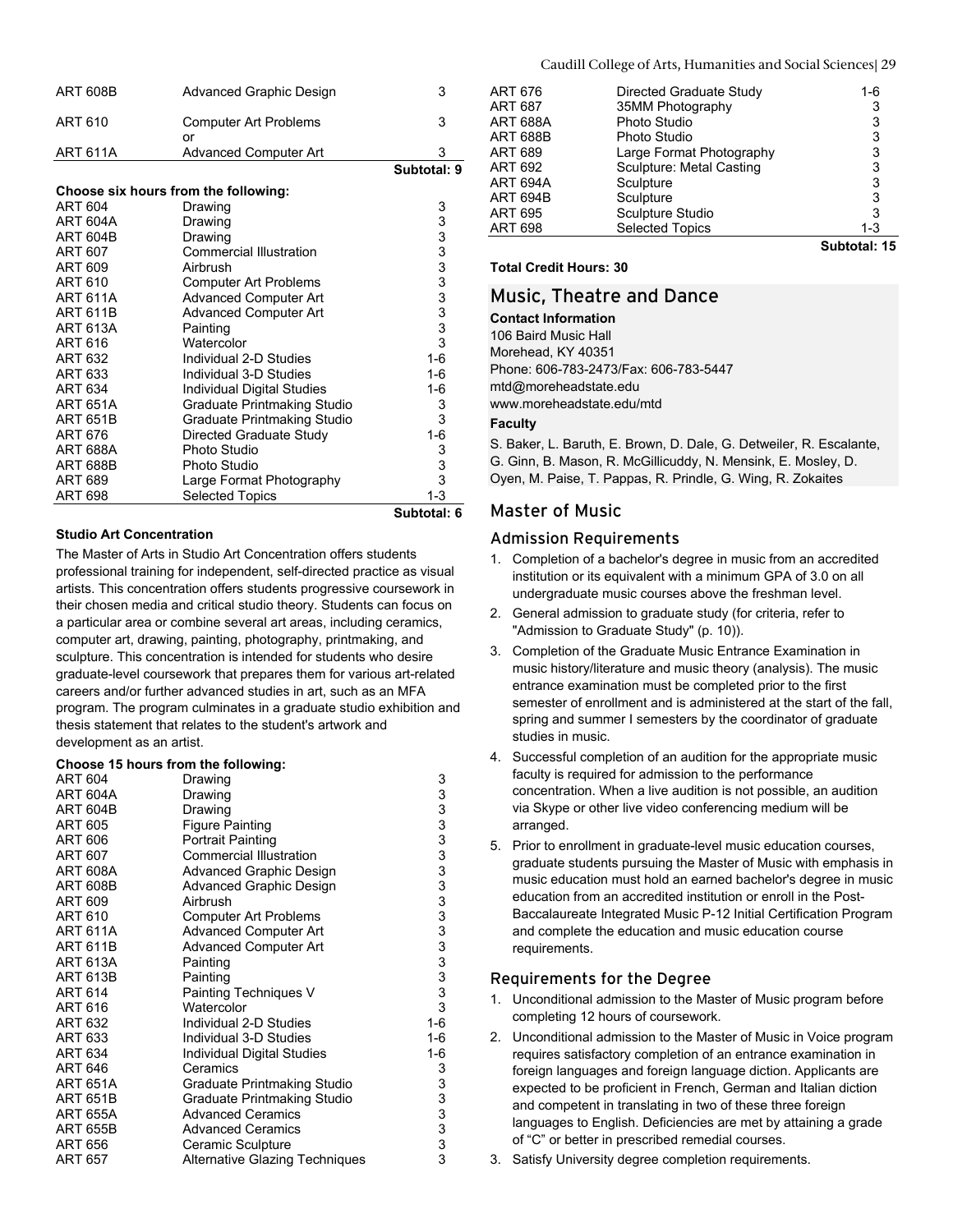| | | |
|---|---|---|
| ART 608B | Advanced Graphic Design | 3 |
| ART 610 | Computer Art Problems<br>or | 3 |
| ART 611A | Advanced Computer Art | 3 |
| | | **Subtotal: 9** |

**Choose six hours from the following:**

| | | |
|---|---|---|
| ART 604 | Drawing | 3 |
| ART 604A | Drawing | 3 |
| ART 604B | Drawing | 3 |
| ART 607 | Commercial Illustration | 3 |
| ART 609 | Airbrush | 3 |
| ART 610 | Computer Art Problems | 3 |
| ART 611A | Advanced Computer Art | 3 |
| ART 611B | Advanced Computer Art | 3 |
| ART 613A | Painting | 3 |
| ART 616 | Watercolor | 3 |
| ART 632 | Individual 2-D Studies | 1-6 |
| ART 633 | Individual 3-D Studies | 1-6 |
| ART 634 | Individual Digital Studies | 1-6 |
| ART 651A | Graduate Printmaking Studio | 3 |
| ART 651B | Graduate Printmaking Studio | 3 |
| ART 676 | Directed Graduate Study | 1-6 |
| ART 688A | Photo Studio | 3 |
| ART 688B | Photo Studio | 3 |
| ART 689 | Large Format Photography | 3 |
| ART 698 | Selected Topics | 1-3 |
| | | **Subtotal: 6** |

**Studio Art Concentration**

The Master of Arts in Studio Art Concentration offers students professional training for independent, self-directed practice as visual artists. This concentration offers students progressive coursework in their chosen media and critical studio theory. Students can focus on a particular area or combine several art areas, including ceramics, computer art, drawing, painting, photography, printmaking, and sculpture. This concentration is intended for students who desire graduate-level coursework that prepares them for various art-related careers and/or further advanced studies in art, such as an MFA program. The program culminates in a graduate studio exhibition and thesis statement that relates to the student's artwork and development as an artist.

**Choose 15 hours from the following:**

| | | |
|---|---|---|
| ART 604 | Drawing | 3 |
| ART 604A | Drawing | 3 |
| ART 604B | Drawing | 3 |
| ART 605 | Figure Painting | 3 |
| ART 606 | Portrait Painting | 3 |
| ART 607 | Commercial Illustration | 3 |
| ART 608A | Advanced Graphic Design | 3 |
| ART 608B | Advanced Graphic Design | 3 |
| ART 609 | Airbrush | 3 |
| ART 610 | Computer Art Problems | 3 |
| ART 611A | Advanced Computer Art | 3 |
| ART 611B | Advanced Computer Art | 3 |
| ART 613A | Painting | 3 |
| ART 613B | Painting | 3 |
| ART 614 | Painting Techniques V | 3 |
| ART 616 | Watercolor | 3 |
| ART 632 | Individual 2-D Studies | 1-6 |
| ART 633 | Individual 3-D Studies | 1-6 |
| ART 634 | Individual Digital Studies | 1-6 |
| ART 646 | Ceramics | 3 |
| ART 651A | Graduate Printmaking Studio | 3 |
| ART 651B | Graduate Printmaking Studio | 3 |
| ART 655A | Advanced Ceramics | 3 |
| ART 655B | Advanced Ceramics | 3 |
| ART 656 | Ceramic Sculpture | 3 |
| ART 657 | Alternative Glazing Techniques | 3 |
| ART 676 | Directed Graduate Study | 1-6 |
| ART 687 | 35MM Photography | 3 |
| ART 688A | Photo Studio | 3 |
| ART 688B | Photo Studio | 3 |
| ART 689 | Large Format Photography | 3 |
| ART 692 | Sculpture: Metal Casting | 3 |
| ART 694A | Sculpture | 3 |
| ART 694B | Sculpture | 3 |
| ART 695 | Sculpture Studio | 3 |
| ART 698 | Selected Topics | 1-3 |
| | | **Subtotal: 15** |

**Total Credit Hours: 30**

## Music, Theatre and Dance

**Contact Information**

106 Baird Music Hall
Morehead, KY 40351
Phone: 606-783-2473/Fax: 606-783-5447
mtd@moreheadstate.edu
www.moreheadstate.edu/mtd

**Faculty**

S. Baker, L. Baruth, E. Brown, D. Dale, G. Detweiler, R. Escalante, G. Ginn, B. Mason, R. McGillicuddy, N. Mensink, E. Mosley, D. Oyen, M. Paise, T. Pappas, R. Prindle, G. Wing, R. Zokaites

## Master of Music

### Admission Requirements

1. Completion of a bachelor's degree in music from an accredited institution or its equivalent with a minimum GPA of 3.0 on all undergraduate music courses above the freshman level.
2. General admission to graduate study (for criteria, refer to "Admission to Graduate Study" (p. 10)).
3. Completion of the Graduate Music Entrance Examination in music history/literature and music theory (analysis). The music entrance examination must be completed prior to the first semester of enrollment and is administered at the start of the fall, spring and summer I semesters by the coordinator of graduate studies in music.
4. Successful completion of an audition for the appropriate music faculty is required for admission to the performance concentration. When a live audition is not possible, an audition via Skype or other live video conferencing medium will be arranged.
5. Prior to enrollment in graduate-level music education courses, graduate students pursuing the Master of Music with emphasis in music education must hold an earned bachelor's degree in music education from an accredited institution or enroll in the Post-Baccalaureate Integrated Music P-12 Initial Certification Program and complete the education and music education course requirements.

### Requirements for the Degree

1. Unconditional admission to the Master of Music program before completing 12 hours of coursework.
2. Unconditional admission to the Master of Music in Voice program requires satisfactory completion of an entrance examination in foreign languages and foreign language diction. Applicants are expected to be proficient in French, German and Italian diction and competent in translating in two of these three foreign languages to English. Deficiencies are met by attaining a grade of "C" or better in prescribed remedial courses.
3. Satisfy University degree completion requirements.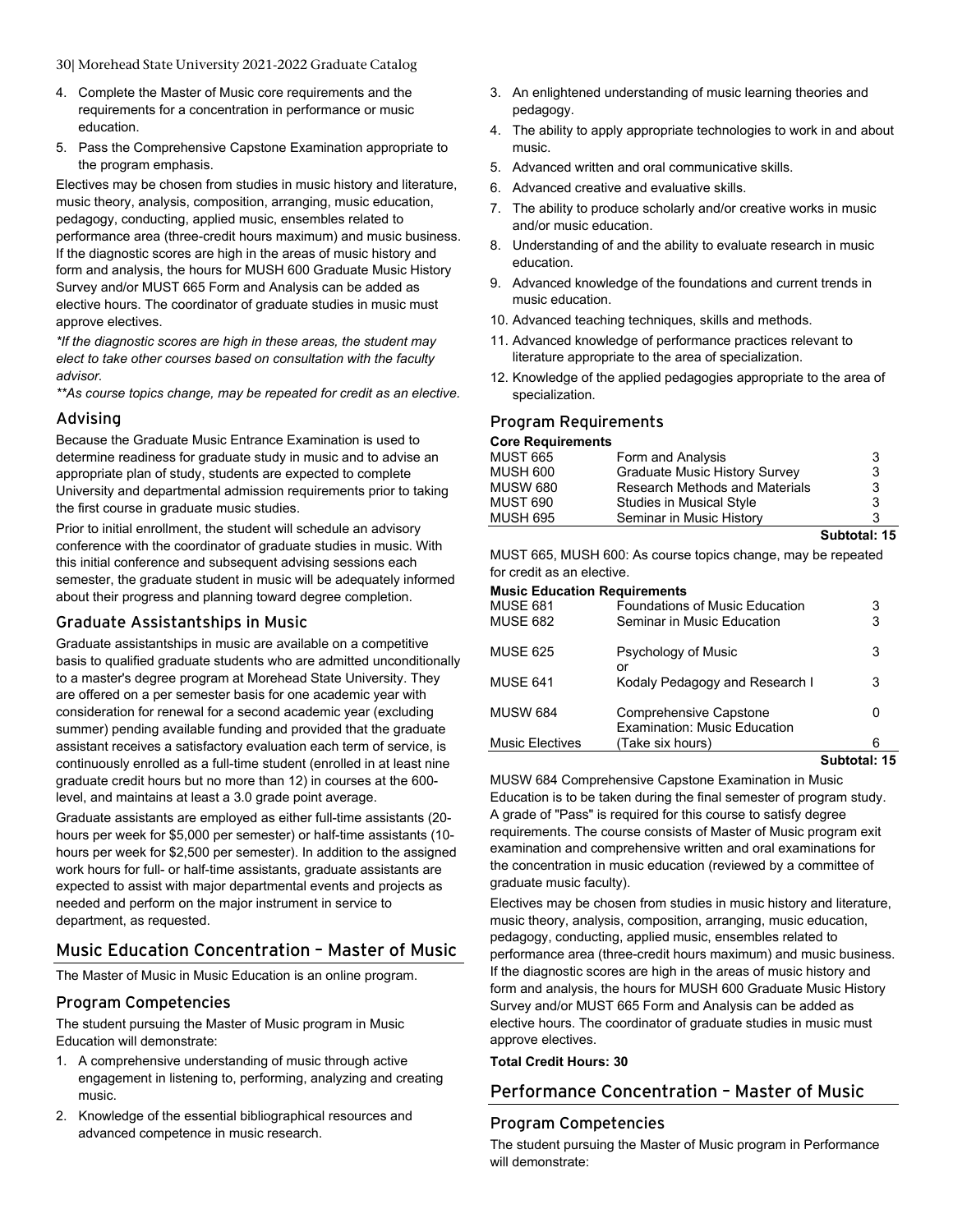4. Complete the Master of Music core requirements and the requirements for a concentration in performance or music education.
5. Pass the Comprehensive Capstone Examination appropriate to the program emphasis.

Electives may be chosen from studies in music history and literature, music theory, analysis, composition, arranging, music education, pedagogy, conducting, applied music, ensembles related to performance area (three-credit hours maximum) and music business. If the diagnostic scores are high in the areas of music history and form and analysis, the hours for MUSH 600 Graduate Music History Survey and/or MUST 665 Form and Analysis can be added as elective hours. The coordinator of graduate studies in music must approve electives.

*\*If the diagnostic scores are high in these areas, the student may elect to take other courses based on consultation with the faculty advisor.*

*\*\*As course topics change, may be repeated for credit as an elective.*

### Advising

Because the Graduate Music Entrance Examination is used to determine readiness for graduate study in music and to advise an appropriate plan of study, students are expected to complete University and departmental admission requirements prior to taking the first course in graduate music studies.

Prior to initial enrollment, the student will schedule an advisory conference with the coordinator of graduate studies in music. With this initial conference and subsequent advising sessions each semester, the graduate student in music will be adequately informed about their progress and planning toward degree completion.

### Graduate Assistantships in Music

Graduate assistantships in music are available on a competitive basis to qualified graduate students who are admitted unconditionally to a master's degree program at Morehead State University. They are offered on a per semester basis for one academic year with consideration for renewal for a second academic year (excluding summer) pending available funding and provided that the graduate assistant receives a satisfactory evaluation each term of service, is continuously enrolled as a full-time student (enrolled in at least nine graduate credit hours but no more than 12) in courses at the 600-level, and maintains at least a 3.0 grade point average.

Graduate assistants are employed as either full-time assistants (20-hours per week for $5,000 per semester) or half-time assistants (10-hours per week for $2,500 per semester). In addition to the assigned work hours for full- or half-time assistants, graduate assistants are expected to assist with major departmental events and projects as needed and perform on the major instrument in service to department, as requested.

## Music Education Concentration – Master of Music

The Master of Music in Music Education is an online program.

### Program Competencies

The student pursuing the Master of Music program in Music Education will demonstrate:

1. A comprehensive understanding of music through active engagement in listening to, performing, analyzing and creating music.
2. Knowledge of the essential bibliographical resources and advanced competence in music research.
3. An enlightened understanding of music learning theories and pedagogy.
4. The ability to apply appropriate technologies to work in and about music.
5. Advanced written and oral communicative skills.
6. Advanced creative and evaluative skills.
7. The ability to produce scholarly and/or creative works in music and/or music education.
8. Understanding of and the ability to evaluate research in music education.
9. Advanced knowledge of the foundations and current trends in music education.
10. Advanced teaching techniques, skills and methods.
11. Advanced knowledge of performance practices relevant to literature appropriate to the area of specialization.
12. Knowledge of the applied pedagogies appropriate to the area of specialization.

### Program Requirements

**Core Requirements**

| | | |
|---|---|---|
| MUST 665 | Form and Analysis | 3 |
| MUSH 600 | Graduate Music History Survey | 3 |
| MUSW 680 | Research Methods and Materials | 3 |
| MUST 690 | Studies in Musical Style | 3 |
| MUSH 695 | Seminar in Music History | 3 |
| | | **Subtotal: 15** |

MUST 665, MUSH 600: As course topics change, may be repeated for credit as an elective.

**Music Education Requirements**

| | | |
|---|---|---|
| MUSE 681 | Foundations of Music Education | 3 |
| MUSE 682 | Seminar in Music Education | 3 |
| MUSE 625 | Psychology of Music<br>or | 3 |
| MUSE 641 | Kodaly Pedagogy and Research I | 3 |
| MUSW 684 | Comprehensive Capstone Examination: Music Education | 0 |
| Music Electives | (Take six hours) | 6 |
| | | **Subtotal: 15** |

MUSW 684 Comprehensive Capstone Examination in Music Education is to be taken during the final semester of program study. A grade of "Pass" is required for this course to satisfy degree requirements. The course consists of Master of Music program exit examination and comprehensive written and oral examinations for the concentration in music education (reviewed by a committee of graduate music faculty).

Electives may be chosen from studies in music history and literature, music theory, analysis, composition, arranging, music education, pedagogy, conducting, applied music, ensembles related to performance area (three-credit hours maximum) and music business. If the diagnostic scores are high in the areas of music history and form and analysis, the hours for MUSH 600 Graduate Music History Survey and/or MUST 665 Form and Analysis can be added as elective hours. The coordinator of graduate studies in music must approve electives.

**Total Credit Hours: 30**

## Performance Concentration – Master of Music

### Program Competencies

The student pursuing the Master of Music program in Performance will demonstrate: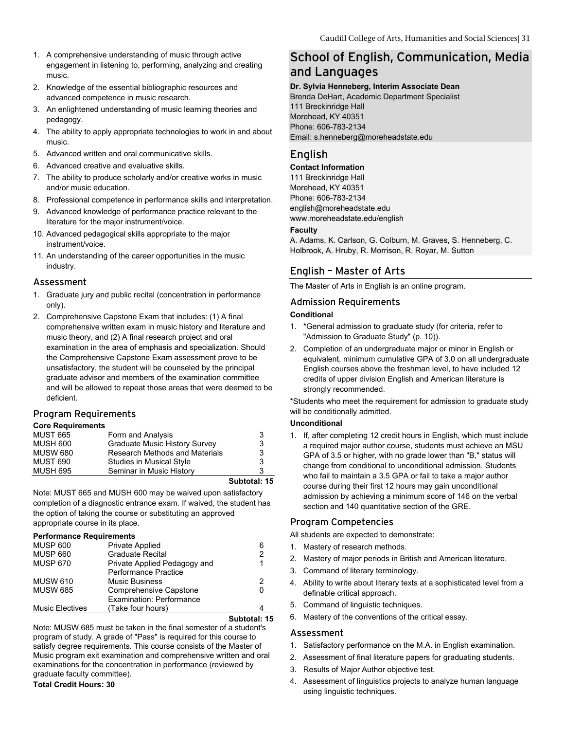1. A comprehensive understanding of music through active engagement in listening to, performing, analyzing and creating music.
2. Knowledge of the essential bibliographic resources and advanced competence in music research.
3. An enlightened understanding of music learning theories and pedagogy.
4. The ability to apply appropriate technologies to work in and about music.
5. Advanced written and oral communicative skills.
6. Advanced creative and evaluative skills.
7. The ability to produce scholarly and/or creative works in music and/or music education.
8. Professional competence in performance skills and interpretation.
9. Advanced knowledge of performance practice relevant to the literature for the major instrument/voice.
10. Advanced pedagogical skills appropriate to the major instrument/voice.
11. An understanding of the career opportunities in the music industry.

### Assessment

1. Graduate jury and public recital (concentration in performance only).
2. Comprehensive Capstone Exam that includes: (1) A final comprehensive written exam in music history and literature and music theory, and (2) A final research project and oral examination in the area of emphasis and specialization. Should the Comprehensive Capstone Exam assessment prove to be unsatisfactory, the student will be counseled by the principal graduate advisor and members of the examination committee and will be allowed to repeat those areas that were deemed to be deficient.

### Program Requirements

**Core Requirements**

| | | |
|---|---|---|
| MUST 665 | Form and Analysis | 3 |
| MUSH 600 | Graduate Music History Survey | 3 |
| MUSW 680 | Research Methods and Materials | 3 |
| MUST 690 | Studies in Musical Style | 3 |
| MUSH 695 | Seminar in Music History | 3 |
| | | **Subtotal: 15** |

Note: MUST 665 and MUSH 600 may be waived upon satisfactory completion of a diagnostic entrance exam. If waived, the student has the option of taking the course or substituting an approved appropriate course in its place.

**Performance Requirements**

| | | |
|---|---|---|
| MUSP 600 | Private Applied | 6 |
| MUSP 660 | Graduate Recital | 2 |
| MUSP 670 | Private Applied Pedagogy and Performance Practice | 1 |
| MUSW 610 | Music Business | 2 |
| MUSW 685 | Comprehensive Capstone Examination: Performance | 0 |
| Music Electives | (Take four hours) | 4 |
| | | **Subtotal: 15** |

Note: MUSW 685 must be taken in the final semester of a student's program of study. A grade of "Pass" is required for this course to satisfy degree requirements. This course consists of the Master of Music program exit examination and comprehensive written and oral examinations for the concentration in performance (reviewed by graduate faculty committee).

**Total Credit Hours: 30**

# School of English, Communication, Media and Languages

**Dr. Sylvia Henneberg, Interim Associate Dean**
Brenda DeHart, Academic Department Specialist
111 Breckinridge Hall
Morehead, KY 40351
Phone: 606-783-2134
Email: s.henneberg@moreheadstate.edu

## English

**Contact Information**
111 Breckinridge Hall
Morehead, KY 40351
Phone: 606-783-2134
english@moreheadstate.edu
www.moreheadstate.edu/english

**Faculty**
A. Adams, K. Carlson, G. Colburn, M. Graves, S. Henneberg, C. Holbrook, A. Hruby, R. Morrison, R. Royar, M. Sutton

## English – Master of Arts

The Master of Arts in English is an online program.

### Admission Requirements

**Conditional**

1. *General admission to graduate study (for criteria, refer to "Admission to Graduate Study" (p. 10)).
2. Completion of an undergraduate major or minor in English or equivalent, minimum cumulative GPA of 3.0 on all undergraduate English courses above the freshman level, to have included 12 credits of upper division English and American literature is strongly recommended.

*Students who meet the requirement for admission to graduate study will be conditionally admitted.

**Unconditional**

1. If, after completing 12 credit hours in English, which must include a required major author course, students must achieve an MSU GPA of 3.5 or higher, with no grade lower than "B," status will change from conditional to unconditional admission. Students who fail to maintain a 3.5 GPA or fail to take a major author course during their first 12 hours may gain unconditional admission by achieving a minimum score of 146 on the verbal section and 140 quantitative section of the GRE.

### Program Competencies

All students are expected to demonstrate:

1. Mastery of research methods.
2. Mastery of major periods in British and American literature.
3. Command of literary terminology.
4. Ability to write about literary texts at a sophisticated level from a definable critical approach.
5. Command of linguistic techniques.
6. Mastery of the conventions of the critical essay.

### Assessment

1. Satisfactory performance on the M.A. in English examination.
2. Assessment of final literature papers for graduating students.
3. Results of Major Author objective test.
4. Assessment of linguistics projects to analyze human language using linguistic techniques.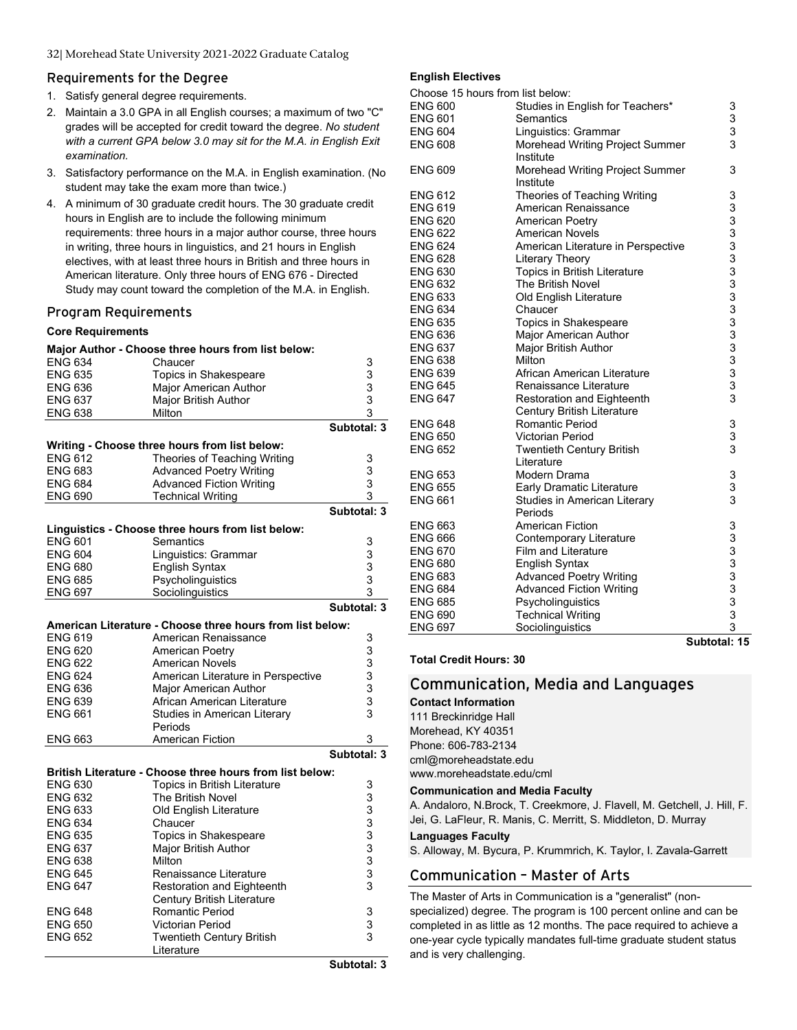## Requirements for the Degree

1. Satisfy general degree requirements.
2. Maintain a 3.0 GPA in all English courses; a maximum of two "C" grades will be accepted for credit toward the degree. *No student with a current GPA below 3.0 may sit for the M.A. in English Exit examination.*
3. Satisfactory performance on the M.A. in English examination. (No student may take the exam more than twice.)
4. A minimum of 30 graduate credit hours. The 30 graduate credit hours in English are to include the following minimum requirements: three hours in a major author course, three hours in writing, three hours in linguistics, and 21 hours in English electives, with at least three hours in British and three hours in American literature. Only three hours of ENG 676 - Directed Study may count toward the completion of the M.A. in English.

## Program Requirements

### Core Requirements

**Major Author - Choose three hours from list below:**

| | | |
|---|---|---|
| ENG 634 | Chaucer | 3 |
| ENG 635 | Topics in Shakespeare | 3 |
| ENG 636 | Major American Author | 3 |
| ENG 637 | Major British Author | 3 |
| ENG 638 | Milton | 3 |
| | | **Subtotal: 3** |

**Writing - Choose three hours from list below:**

| | | |
|---|---|---|
| ENG 612 | Theories of Teaching Writing | 3 |
| ENG 683 | Advanced Poetry Writing | 3 |
| ENG 684 | Advanced Fiction Writing | 3 |
| ENG 690 | Technical Writing | 3 |
| | | **Subtotal: 3** |

**Linguistics - Choose three hours from list below:**

| | | |
|---|---|---|
| ENG 601 | Semantics | 3 |
| ENG 604 | Linguistics: Grammar | 3 |
| ENG 680 | English Syntax | 3 |
| ENG 685 | Psycholinguistics | 3 |
| ENG 697 | Sociolinguistics | 3 |
| | | **Subtotal: 3** |

**American Literature - Choose three hours from list below:**

| | | |
|---|---|---|
| ENG 619 | American Renaissance | 3 |
| ENG 620 | American Poetry | 3 |
| ENG 622 | American Novels | 3 |
| ENG 624 | American Literature in Perspective | 3 |
| ENG 636 | Major American Author | 3 |
| ENG 639 | African American Literature | 3 |
| ENG 661 | Studies in American Literary Periods | 3 |
| ENG 663 | American Fiction | 3 |
| | | **Subtotal: 3** |

**British Literature - Choose three hours from list below:**

| | | |
|---|---|---|
| ENG 630 | Topics in British Literature | 3 |
| ENG 632 | The British Novel | 3 |
| ENG 633 | Old English Literature | 3 |
| ENG 634 | Chaucer | 3 |
| ENG 635 | Topics in Shakespeare | 3 |
| ENG 637 | Major British Author | 3 |
| ENG 638 | Milton | 3 |
| ENG 645 | Renaissance Literature | 3 |
| ENG 647 | Restoration and Eighteenth Century British Literature | 3 |
| ENG 648 | Romantic Period | 3 |
| ENG 650 | Victorian Period | 3 |
| ENG 652 | Twentieth Century British Literature | 3 |
| | | **Subtotal: 3** |

**English Electives**

Choose 15 hours from list below:

| | | |
|---|---|---|
| ENG 600 | Studies in English for Teachers* | 3 |
| ENG 601 | Semantics | 3 |
| ENG 604 | Linguistics: Grammar | 3 |
| ENG 608 | Morehead Writing Project Summer Institute | 3 |
| ENG 609 | Morehead Writing Project Summer Institute | 3 |
| ENG 612 | Theories of Teaching Writing | 3 |
| ENG 619 | American Renaissance | 3 |
| ENG 620 | American Poetry | 3 |
| ENG 622 | American Novels | 3 |
| ENG 624 | American Literature in Perspective | 3 |
| ENG 628 | Literary Theory | 3 |
| ENG 630 | Topics in British Literature | 3 |
| ENG 632 | The British Novel | 3 |
| ENG 633 | Old English Literature | 3 |
| ENG 634 | Chaucer | 3 |
| ENG 635 | Topics in Shakespeare | 3 |
| ENG 636 | Major American Author | 3 |
| ENG 637 | Major British Author | 3 |
| ENG 638 | Milton | 3 |
| ENG 639 | African American Literature | 3 |
| ENG 645 | Renaissance Literature | 3 |
| ENG 647 | Restoration and Eighteenth Century British Literature | 3 |
| ENG 648 | Romantic Period | 3 |
| ENG 650 | Victorian Period | 3 |
| ENG 652 | Twentieth Century British Literature | 3 |
| ENG 653 | Modern Drama | 3 |
| ENG 655 | Early Dramatic Literature | 3 |
| ENG 661 | Studies in American Literary Periods | 3 |
| ENG 663 | American Fiction | 3 |
| ENG 666 | Contemporary Literature | 3 |
| ENG 670 | Film and Literature | 3 |
| ENG 680 | English Syntax | 3 |
| ENG 683 | Advanced Poetry Writing | 3 |
| ENG 684 | Advanced Fiction Writing | 3 |
| ENG 685 | Psycholinguistics | 3 |
| ENG 690 | Technical Writing | 3 |
| ENG 697 | Sociolinguistics | 3 |
| | | **Subtotal: 15** |

**Total Credit Hours: 30**

# Communication, Media and Languages

**Contact Information**

111 Breckinridge Hall
Morehead, KY 40351
Phone: 606-783-2134
cml@moreheadstate.edu
www.moreheadstate.edu/cml

**Communication and Media Faculty**

A. Andaloro, N.Brock, T. Creekmore, J. Flavell, M. Getchell, J. Hill, F. Jei, G. LaFleur, R. Manis, C. Merritt, S. Middleton, D. Murray

**Languages Faculty**

S. Alloway, M. Bycura, P. Krummrich, K. Taylor, I. Zavala-Garrett

## Communication – Master of Arts

The Master of Arts in Communication is a "generalist" (non-specialized) degree. The program is 100 percent online and can be completed in as little as 12 months. The pace required to achieve a one-year cycle typically mandates full-time graduate student status and is very challenging.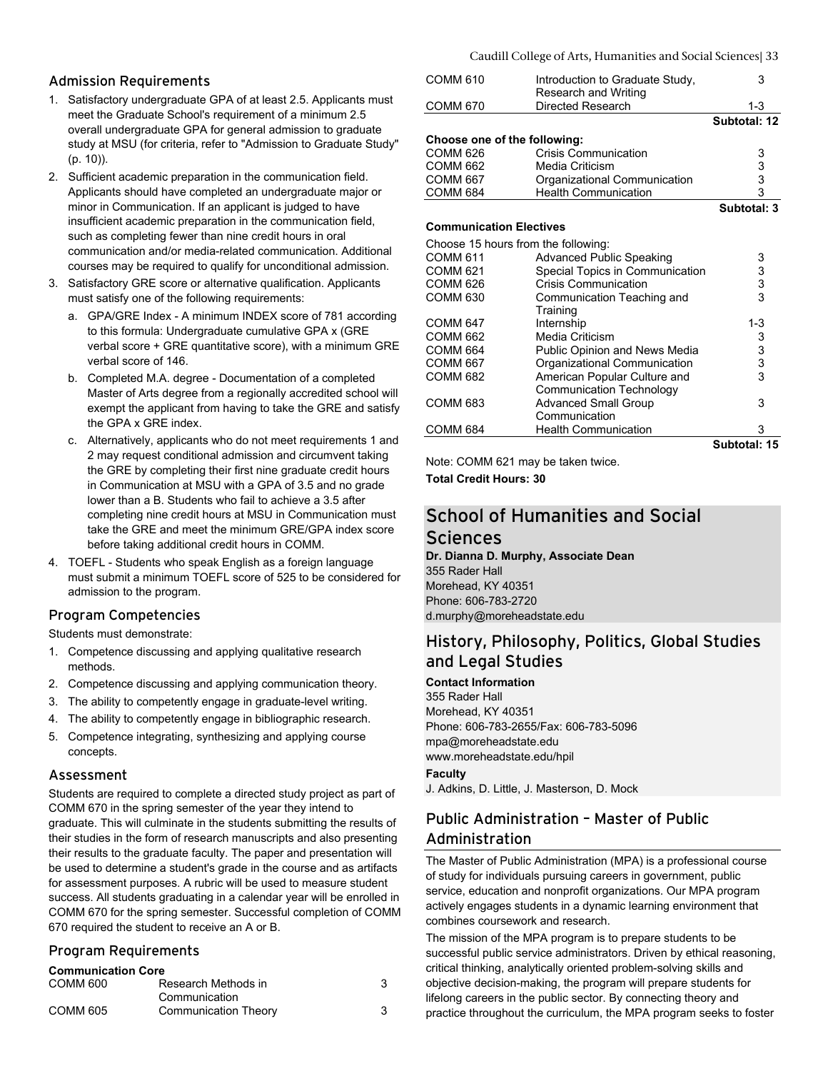### Admission Requirements

1. Satisfactory undergraduate GPA of at least 2.5. Applicants must meet the Graduate School's requirement of a minimum 2.5 overall undergraduate GPA for general admission to graduate study at MSU (for criteria, refer to "Admission to Graduate Study" (p. 10)).
2. Sufficient academic preparation in the communication field. Applicants should have completed an undergraduate major or minor in Communication. If an applicant is judged to have insufficient academic preparation in the communication field, such as completing fewer than nine credit hours in oral communication and/or media-related communication. Additional courses may be required to qualify for unconditional admission.
3. Satisfactory GRE score or alternative qualification. Applicants must satisfy one of the following requirements:
   a. GPA/GRE Index - A minimum INDEX score of 781 according to this formula: Undergraduate cumulative GPA x (GRE verbal score + GRE quantitative score), with a minimum GRE verbal score of 146.
   b. Completed M.A. degree - Documentation of a completed Master of Arts degree from a regionally accredited school will exempt the applicant from having to take the GRE and satisfy the GPA x GRE index.
   c. Alternatively, applicants who do not meet requirements 1 and 2 may request conditional admission and circumvent taking the GRE by completing their first nine graduate credit hours in Communication at MSU with a GPA of 3.5 and no grade lower than a B. Students who fail to achieve a 3.5 after completing nine credit hours at MSU in Communication must take the GRE and meet the minimum GRE/GPA index score before taking additional credit hours in COMM.
4. TOEFL - Students who speak English as a foreign language must submit a minimum TOEFL score of 525 to be considered for admission to the program.

### Program Competencies

Students must demonstrate:

1. Competence discussing and applying qualitative research methods.
2. Competence discussing and applying communication theory.
3. The ability to competently engage in graduate-level writing.
4. The ability to competently engage in bibliographic research.
5. Competence integrating, synthesizing and applying course concepts.

### Assessment

Students are required to complete a directed study project as part of COMM 670 in the spring semester of the year they intend to graduate. This will culminate in the students submitting the results of their studies in the form of research manuscripts and also presenting their results to the graduate faculty. The paper and presentation will be used to determine a student's grade in the course and as artifacts for assessment purposes. A rubric will be used to measure student success. All students graduating in a calendar year will be enrolled in COMM 670 for the spring semester. Successful completion of COMM 670 required the student to receive an A or B.

### Program Requirements

**Communication Core**

| | | |
|---|---|---|
| COMM 600 | Research Methods in Communication | 3 |
| COMM 605 | Communication Theory | 3 |
| COMM 610 | Introduction to Graduate Study, Research and Writing | 3 |
| COMM 670 | Directed Research | 1-3 |
| | | **Subtotal: 12** |

| **Choose one of the following:** | | |
|---|---|---|
| COMM 626 | Crisis Communication | 3 |
| COMM 662 | Media Criticism | 3 |
| COMM 667 | Organizational Communication | 3 |
| COMM 684 | Health Communication | 3 |
| | | **Subtotal: 3** |

**Communication Electives**

| Choose 15 hours from the following: | | |
|---|---|---|
| COMM 611 | Advanced Public Speaking | 3 |
| COMM 621 | Special Topics in Communication | 3 |
| COMM 626 | Crisis Communication | 3 |
| COMM 630 | Communication Teaching and Training | 3 |
| COMM 647 | Internship | 1-3 |
| COMM 662 | Media Criticism | 3 |
| COMM 664 | Public Opinion and News Media | 3 |
| COMM 667 | Organizational Communication | 3 |
| COMM 682 | American Popular Culture and Communication Technology | 3 |
| COMM 683 | Advanced Small Group Communication | 3 |
| COMM 684 | Health Communication | 3 |
| | | **Subtotal: 15** |

Note: COMM 621 may be taken twice.

**Total Credit Hours: 30**

# School of Humanities and Social Sciences

**Dr. Dianna D. Murphy, Associate Dean**
355 Rader Hall
Morehead, KY 40351
Phone: 606-783-2720
d.murphy@moreheadstate.edu

## History, Philosophy, Politics, Global Studies and Legal Studies

**Contact Information**
355 Rader Hall
Morehead, KY 40351
Phone: 606-783-2655/Fax: 606-783-5096
mpa@moreheadstate.edu
www.moreheadstate.edu/hpil

**Faculty**
J. Adkins, D. Little, J. Masterson, D. Mock

### Public Administration – Master of Public Administration

The Master of Public Administration (MPA) is a professional course of study for individuals pursuing careers in government, public service, education and nonprofit organizations. Our MPA program actively engages students in a dynamic learning environment that combines coursework and research.

The mission of the MPA program is to prepare students to be successful public service administrators. Driven by ethical reasoning, critical thinking, analytically oriented problem-solving skills and objective decision-making, the program will prepare students for lifelong careers in the public sector. By connecting theory and practice throughout the curriculum, the MPA program seeks to foster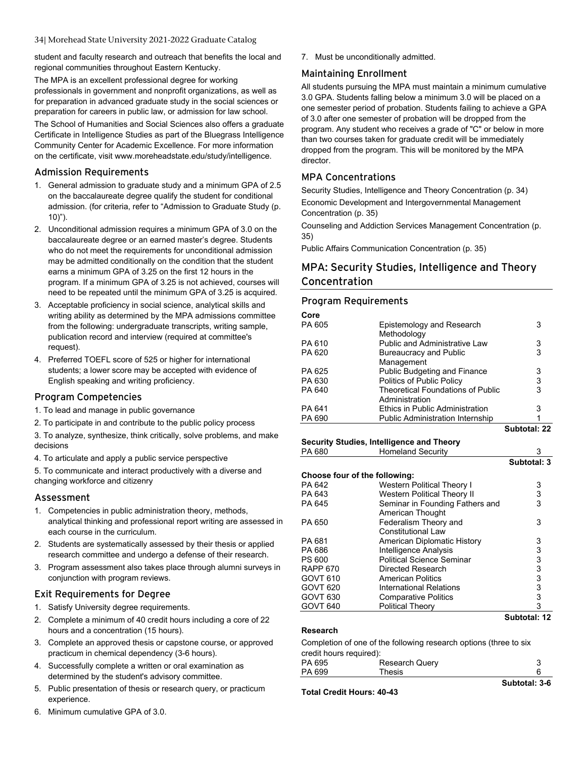student and faculty research and outreach that benefits the local and regional communities throughout Eastern Kentucky.

The MPA is an excellent professional degree for working professionals in government and nonprofit organizations, as well as for preparation in advanced graduate study in the social sciences or preparation for careers in public law, or admission for law school.

The School of Humanities and Social Sciences also offers a graduate Certificate in Intelligence Studies as part of the Bluegrass Intelligence Community Center for Academic Excellence. For more information on the certificate, visit www.moreheadstate.edu/study/intelligence.

### Admission Requirements

1. General admission to graduate study and a minimum GPA of 2.5 on the baccalaureate degree qualify the student for conditional admission. (for criteria, refer to "Admission to Graduate Study (p. 10)").
2. Unconditional admission requires a minimum GPA of 3.0 on the baccalaureate degree or an earned master's degree. Students who do not meet the requirements for unconditional admission may be admitted conditionally on the condition that the student earns a minimum GPA of 3.25 on the first 12 hours in the program. If a minimum GPA of 3.25 is not achieved, courses will need to be repeated until the minimum GPA of 3.25 is acquired.
3. Acceptable proficiency in social science, analytical skills and writing ability as determined by the MPA admissions committee from the following: undergraduate transcripts, writing sample, publication record and interview (required at committee's request).
4. Preferred TOEFL score of 525 or higher for international students; a lower score may be accepted with evidence of English speaking and writing proficiency.

### Program Competencies

1. To lead and manage in public governance

2. To participate in and contribute to the public policy process

3. To analyze, synthesize, think critically, solve problems, and make decisions

4. To articulate and apply a public service perspective

5. To communicate and interact productively with a diverse and changing workforce and citizenry

### Assessment

1. Competencies in public administration theory, methods, analytical thinking and professional report writing are assessed in each course in the curriculum.
2. Students are systematically assessed by their thesis or applied research committee and undergo a defense of their research.
3. Program assessment also takes place through alumni surveys in conjunction with program reviews.

### Exit Requirements for Degree

1. Satisfy University degree requirements.
2. Complete a minimum of 40 credit hours including a core of 22 hours and a concentration (15 hours).
3. Complete an approved thesis or capstone course, or approved practicum in chemical dependency (3-6 hours).
4. Successfully complete a written or oral examination as determined by the student's advisory committee.
5. Public presentation of thesis or research query, or practicum experience.
6. Minimum cumulative GPA of 3.0.
7. Must be unconditionally admitted.

### Maintaining Enrollment

All students pursuing the MPA must maintain a minimum cumulative 3.0 GPA. Students falling below a minimum 3.0 will be placed on a one semester period of probation. Students failing to achieve a GPA of 3.0 after one semester of probation will be dropped from the program. Any student who receives a grade of "C" or below in more than two courses taken for graduate credit will be immediately dropped from the program. This will be monitored by the MPA director.

### MPA Concentrations

Security Studies, Intelligence and Theory Concentration (p. 34)

Economic Development and Intergovernmental Management Concentration (p. 35)

Counseling and Addiction Services Management Concentration (p. 35)

Public Affairs Communication Concentration (p. 35)

## MPA: Security Studies, Intelligence and Theory Concentration

### Program Requirements

**Core**

| | | |
|---|---|---|
| PA 605 | Epistemology and Research Methodology | 3 |
| PA 610 | Public and Administrative Law | 3 |
| PA 620 | Bureaucracy and Public Management | 3 |
| PA 625 | Public Budgeting and Finance | 3 |
| PA 630 | Politics of Public Policy | 3 |
| PA 640 | Theoretical Foundations of Public Administration | 3 |
| PA 641 | Ethics in Public Administration | 3 |
| PA 690 | Public Administration Internship | 1 |
| | | **Subtotal: 22** |

**Security Studies, Intelligence and Theory**

| | | |
|---|---|---|
| PA 680 | Homeland Security | 3 |
| | | **Subtotal: 3** |

**Choose four of the following:**

| | | |
|---|---|---|
| PA 642 | Western Political Theory I | 3 |
| PA 643 | Western Political Theory II | 3 |
| PA 645 | Seminar in Founding Fathers and American Thought | 3 |
| PA 650 | Federalism Theory and Constitutional Law | 3 |
| PA 681 | American Diplomatic History | 3 |
| PA 686 | Intelligence Analysis | 3 |
| PS 600 | Political Science Seminar | 3 |
| RAPP 670 | Directed Research | 3 |
| GOVT 610 | American Politics | 3 |
| GOVT 620 | International Relations | 3 |
| GOVT 630 | Comparative Politics | 3 |
| GOVT 640 | Political Theory | 3 |
| | | **Subtotal: 12** |

**Research**

Completion of one of the following research options (three to six credit hours required):

| | | |
|---|---|---|
| PA 695 | Research Query | 3 |
| PA 699 | Thesis | 6 |
| | | **Subtotal: 3-6** |

**Total Credit Hours: 40-43**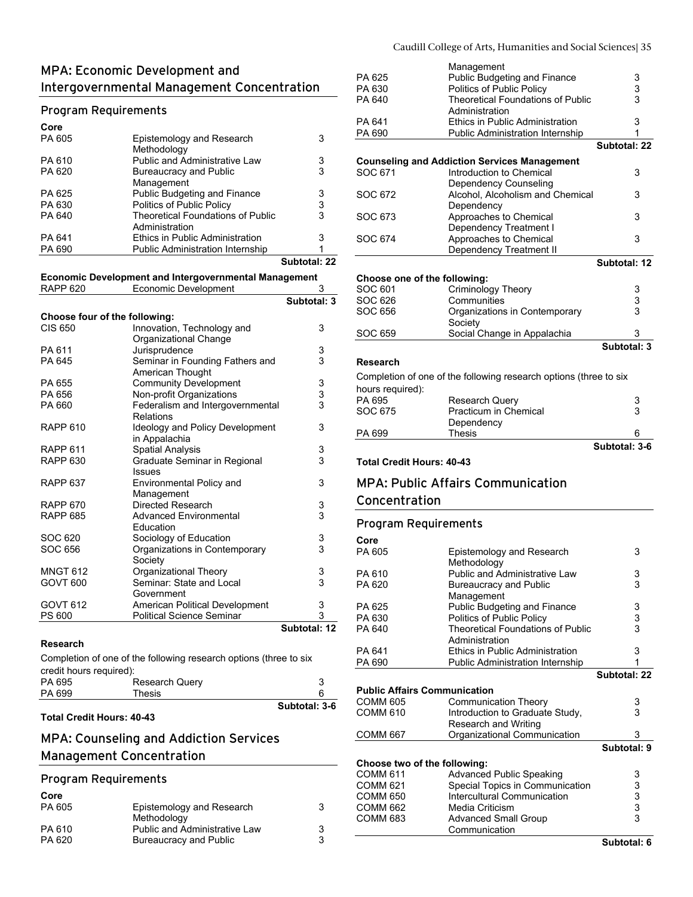## MPA: Economic Development and Intergovernmental Management Concentration

### Program Requirements

**Core**

| | | |
|---|---|---|
| PA 605 | Epistemology and Research Methodology | 3 |
| PA 610 | Public and Administrative Law | 3 |
| PA 620 | Bureaucracy and Public Management | 3 |
| PA 625 | Public Budgeting and Finance | 3 |
| PA 630 | Politics of Public Policy | 3 |
| PA 640 | Theoretical Foundations of Public Administration | 3 |
| PA 641 | Ethics in Public Administration | 3 |
| PA 690 | Public Administration Internship | 1 |
| | | **Subtotal: 22** |

**Economic Development and Intergovernmental Management**

| | | |
|---|---|---|
| RAPP 620 | Economic Development | 3 |
| | | **Subtotal: 3** |

**Choose four of the following:**

| | | |
|---|---|---|
| CIS 650 | Innovation, Technology and Organizational Change | 3 |
| PA 611 | Jurisprudence | 3 |
| PA 645 | Seminar in Founding Fathers and American Thought | 3 |
| PA 655 | Community Development | 3 |
| PA 656 | Non-profit Organizations | 3 |
| PA 660 | Federalism and Intergovernmental Relations | 3 |
| RAPP 610 | Ideology and Policy Development in Appalachia | 3 |
| RAPP 611 | Spatial Analysis | 3 |
| RAPP 630 | Graduate Seminar in Regional Issues | 3 |
| RAPP 637 | Environmental Policy and Management | 3 |
| RAPP 670 | Directed Research | 3 |
| RAPP 685 | Advanced Environmental Education | 3 |
| SOC 620 | Sociology of Education | 3 |
| SOC 656 | Organizations in Contemporary Society | 3 |
| MNGT 612 | Organizational Theory | 3 |
| GOVT 600 | Seminar: State and Local Government | 3 |
| GOVT 612 | American Political Development | 3 |
| PS 600 | Political Science Seminar | 3 |
| | | **Subtotal: 12** |

**Research**

Completion of one of the following research options (three to six credit hours required):

| | | |
|---|---|---|
| PA 695 | Research Query | 3 |
| PA 699 | Thesis | 6 |
| | | **Subtotal: 3-6** |

**Total Credit Hours: 40-43**

## MPA: Counseling and Addiction Services Management Concentration

### Program Requirements

**Core**

| | | |
|---|---|---|
| PA 605 | Epistemology and Research Methodology | 3 |
| PA 610 | Public and Administrative Law | 3 |
| PA 620 | Bureaucracy and Public Management | 3 |
| PA 625 | Public Budgeting and Finance | 3 |
| PA 630 | Politics of Public Policy | 3 |
| PA 640 | Theoretical Foundations of Public Administration | 3 |
| PA 641 | Ethics in Public Administration | 3 |
| PA 690 | Public Administration Internship | 1 |
| | | **Subtotal: 22** |

**Counseling and Addiction Services Management**

| | | |
|---|---|---|
| SOC 671 | Introduction to Chemical Dependency Counseling | 3 |
| SOC 672 | Alcohol, Alcoholism and Chemical Dependency | 3 |
| SOC 673 | Approaches to Chemical Dependency Treatment I | 3 |
| SOC 674 | Approaches to Chemical Dependency Treatment II | 3 |
| | | **Subtotal: 12** |

**Choose one of the following:**

| | | |
|---|---|---|
| SOC 601 | Criminology Theory | 3 |
| SOC 626 | Communities | 3 |
| SOC 656 | Organizations in Contemporary Society | 3 |
| SOC 659 | Social Change in Appalachia | 3 |
| | | **Subtotal: 3** |

**Research**

Completion of one of the following research options (three to six hours required):

| | | |
|---|---|---|
| PA 695 | Research Query | 3 |
| SOC 675 | Practicum in Chemical Dependency | 3 |
| PA 699 | Thesis | 6 |
| | | **Subtotal: 3-6** |

**Total Credit Hours: 40-43**

## MPA: Public Affairs Communication Concentration

### Program Requirements

**Core**

| | | |
|---|---|---|
| PA 605 | Epistemology and Research Methodology | 3 |
| PA 610 | Public and Administrative Law | 3 |
| PA 620 | Bureaucracy and Public Management | 3 |
| PA 625 | Public Budgeting and Finance | 3 |
| PA 630 | Politics of Public Policy | 3 |
| PA 640 | Theoretical Foundations of Public Administration | 3 |
| PA 641 | Ethics in Public Administration | 3 |
| PA 690 | Public Administration Internship | 1 |
| | | **Subtotal: 22** |

**Public Affairs Communication**

| | | |
|---|---|---|
| COMM 605 | Communication Theory | 3 |
| COMM 610 | Introduction to Graduate Study, Research and Writing | 3 |
| COMM 667 | Organizational Communication | 3 |
| | | **Subtotal: 9** |

**Choose two of the following:**

| | | |
|---|---|---|
| COMM 611 | Advanced Public Speaking | 3 |
| COMM 621 | Special Topics in Communication | 3 |
| COMM 650 | Intercultural Communication | 3 |
| COMM 662 | Media Criticism | 3 |
| COMM 683 | Advanced Small Group Communication | 3 |
| | | **Subtotal: 6** |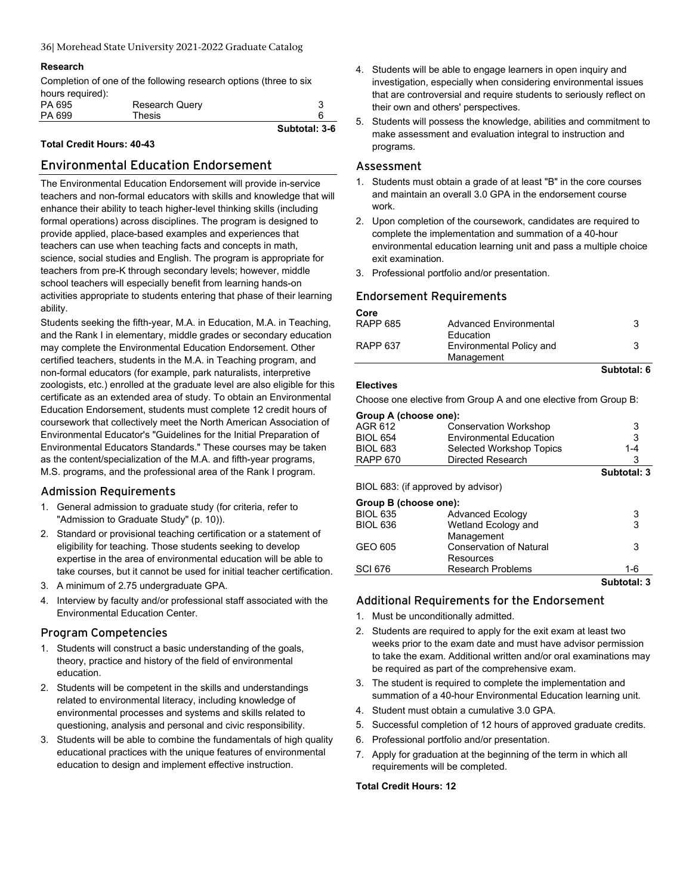**Research**

Completion of one of the following research options (three to six hours required):

| | | |
|---|---|---|
| PA 695 | Research Query | 3 |
| PA 699 | Thesis | 6 |
| | | **Subtotal: 3-6** |

**Total Credit Hours: 40-43**

## Environmental Education Endorsement

The Environmental Education Endorsement will provide in-service teachers and non-formal educators with skills and knowledge that will enhance their ability to teach higher-level thinking skills (including formal operations) across disciplines. The program is designed to provide applied, place-based examples and experiences that teachers can use when teaching facts and concepts in math, science, social studies and English. The program is appropriate for teachers from pre-K through secondary levels; however, middle school teachers will especially benefit from learning hands-on activities appropriate to students entering that phase of their learning ability.

Students seeking the fifth-year, M.A. in Education, M.A. in Teaching, and the Rank I in elementary, middle grades or secondary education may complete the Environmental Education Endorsement. Other certified teachers, students in the M.A. in Teaching program, and non-formal educators (for example, park naturalists, interpretive zoologists, etc.) enrolled at the graduate level are also eligible for this certificate as an extended area of study. To obtain an Environmental Education Endorsement, students must complete 12 credit hours of coursework that collectively meet the North American Association of Environmental Educator's "Guidelines for the Initial Preparation of Environmental Educators Standards." These courses may be taken as the content/specialization of the M.A. and fifth-year programs, M.S. programs, and the professional area of the Rank I program.

### Admission Requirements

1. General admission to graduate study (for criteria, refer to "Admission to Graduate Study" (p. 10)).
2. Standard or provisional teaching certification or a statement of eligibility for teaching. Those students seeking to develop expertise in the area of environmental education will be able to take courses, but it cannot be used for initial teacher certification.
3. A minimum of 2.75 undergraduate GPA.
4. Interview by faculty and/or professional staff associated with the Environmental Education Center.

### Program Competencies

1. Students will construct a basic understanding of the goals, theory, practice and history of the field of environmental education.
2. Students will be competent in the skills and understandings related to environmental literacy, including knowledge of environmental processes and systems and skills related to questioning, analysis and personal and civic responsibility.
3. Students will be able to combine the fundamentals of high quality educational practices with the unique features of environmental education to design and implement effective instruction.
4. Students will be able to engage learners in open inquiry and investigation, especially when considering environmental issues that are controversial and require students to seriously reflect on their own and others' perspectives.
5. Students will possess the knowledge, abilities and commitment to make assessment and evaluation integral to instruction and programs.

### Assessment

1. Students must obtain a grade of at least "B" in the core courses and maintain an overall 3.0 GPA in the endorsement course work.
2. Upon completion of the coursework, candidates are required to complete the implementation and summation of a 40-hour environmental education learning unit and pass a multiple choice exit examination.
3. Professional portfolio and/or presentation.

### Endorsement Requirements

**Core**

| | | |
|---|---|---|
| RAPP 685 | Advanced Environmental Education | 3 |
| RAPP 637 | Environmental Policy and Management | 3 |
| | | **Subtotal: 6** |

**Electives**

Choose one elective from Group A and one elective from Group B:

**Group A (choose one):**

| | | |
|---|---|---|
| AGR 612 | Conservation Workshop | 3 |
| BIOL 654 | Environmental Education | 3 |
| BIOL 683 | Selected Workshop Topics | 1-4 |
| RAPP 670 | Directed Research | 3 |
| | | **Subtotal: 3** |

BIOL 683: (if approved by advisor)

**Group B (choose one):**

| | | |
|---|---|---|
| BIOL 635 | Advanced Ecology | 3 |
| BIOL 636 | Wetland Ecology and Management | 3 |
| GEO 605 | Conservation of Natural Resources | 3 |
| SCI 676 | Research Problems | 1-6 |
| | | **Subtotal: 3** |

### Additional Requirements for the Endorsement

1. Must be unconditionally admitted.
2. Students are required to apply for the exit exam at least two weeks prior to the exam date and must have advisor permission to take the exam. Additional written and/or oral examinations may be required as part of the comprehensive exam.
3. The student is required to complete the implementation and summation of a 40-hour Environmental Education learning unit.
4. Student must obtain a cumulative 3.0 GPA.
5. Successful completion of 12 hours of approved graduate credits.
6. Professional portfolio and/or presentation.
7. Apply for graduation at the beginning of the term in which all requirements will be completed.

**Total Credit Hours: 12**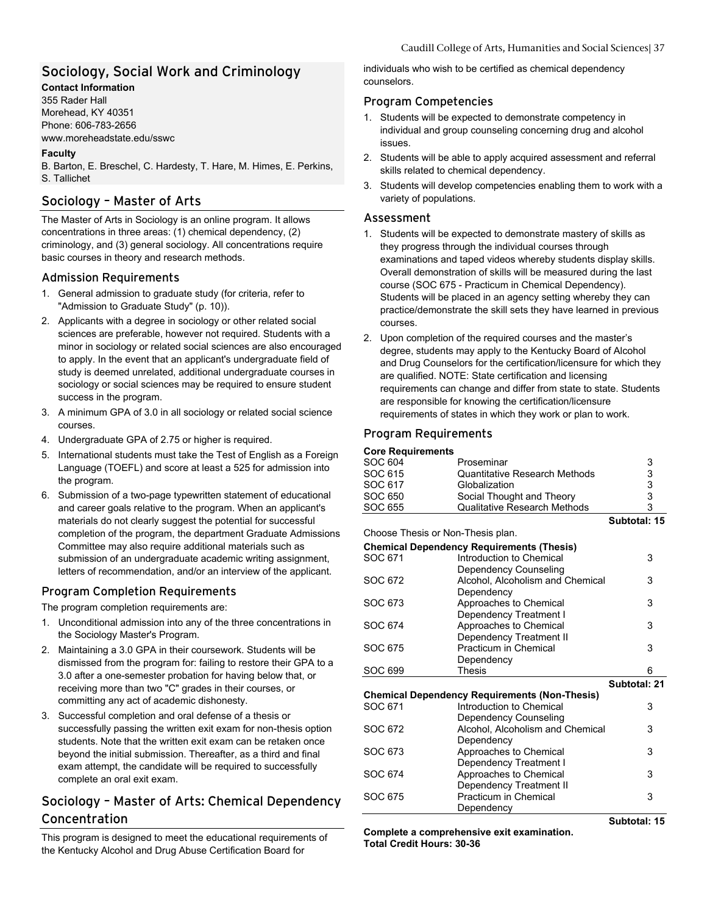## Sociology, Social Work and Criminology

**Contact Information**

355 Rader Hall
Morehead, KY 40351
Phone: 606-783-2656
www.moreheadstate.edu/sswc

**Faculty**

B. Barton, E. Breschel, C. Hardesty, T. Hare, M. Himes, E. Perkins, S. Tallichet

## Sociology – Master of Arts

The Master of Arts in Sociology is an online program. It allows concentrations in three areas: (1) chemical dependency, (2) criminology, and (3) general sociology. All concentrations require basic courses in theory and research methods.

### Admission Requirements

1. General admission to graduate study (for criteria, refer to "Admission to Graduate Study" (p. 10)).
2. Applicants with a degree in sociology or other related social sciences are preferable, however not required. Students with a minor in sociology or related social sciences are also encouraged to apply. In the event that an applicant's undergraduate field of study is deemed unrelated, additional undergraduate courses in sociology or social sciences may be required to ensure student success in the program.
3. A minimum GPA of 3.0 in all sociology or related social science courses.
4. Undergraduate GPA of 2.75 or higher is required.
5. International students must take the Test of English as a Foreign Language (TOEFL) and score at least a 525 for admission into the program.
6. Submission of a two-page typewritten statement of educational and career goals relative to the program. When an applicant's materials do not clearly suggest the potential for successful completion of the program, the department Graduate Admissions Committee may also require additional materials such as submission of an undergraduate academic writing assignment, letters of recommendation, and/or an interview of the applicant.

### Program Completion Requirements

The program completion requirements are:

1. Unconditional admission into any of the three concentrations in the Sociology Master's Program.
2. Maintaining a 3.0 GPA in their coursework. Students will be dismissed from the program for: failing to restore their GPA to a 3.0 after a one-semester probation for having below that, or receiving more than two "C" grades in their courses, or committing any act of academic dishonesty.
3. Successful completion and oral defense of a thesis or successfully passing the written exit exam for non-thesis option students. Note that the written exit exam can be retaken once beyond the initial submission. Thereafter, as a third and final exam attempt, the candidate will be required to successfully complete an oral exit exam.

## Sociology – Master of Arts: Chemical Dependency Concentration

This program is designed to meet the educational requirements of the Kentucky Alcohol and Drug Abuse Certification Board for individuals who wish to be certified as chemical dependency counselors.

### Program Competencies

1. Students will be expected to demonstrate competency in individual and group counseling concerning drug and alcohol issues.
2. Students will be able to apply acquired assessment and referral skills related to chemical dependency.
3. Students will develop competencies enabling them to work with a variety of populations.

### Assessment

1. Students will be expected to demonstrate mastery of skills as they progress through the individual courses through examinations and taped videos whereby students display skills. Overall demonstration of skills will be measured during the last course (SOC 675 - Practicum in Chemical Dependency). Students will be placed in an agency setting whereby they can practice/demonstrate the skill sets they have learned in previous courses.
2. Upon completion of the required courses and the master's degree, students may apply to the Kentucky Board of Alcohol and Drug Counselors for the certification/licensure for which they are qualified. NOTE: State certification and licensing requirements can change and differ from state to state. Students are responsible for knowing the certification/licensure requirements of states in which they work or plan to work.

### Program Requirements

**Core Requirements**

| | | |
|---|---|---|
| SOC 604 | Proseminar | 3 |
| SOC 615 | Quantitative Research Methods | 3 |
| SOC 617 | Globalization | 3 |
| SOC 650 | Social Thought and Theory | 3 |
| SOC 655 | Qualitative Research Methods | 3 |
| | | **Subtotal: 15** |

Choose Thesis or Non-Thesis plan.

**Chemical Dependency Requirements (Thesis)**

| | | |
|---|---|---|
| SOC 671 | Introduction to Chemical Dependency Counseling | 3 |
| SOC 672 | Alcohol, Alcoholism and Chemical Dependency | 3 |
| SOC 673 | Approaches to Chemical Dependency Treatment I | 3 |
| SOC 674 | Approaches to Chemical Dependency Treatment II | 3 |
| SOC 675 | Practicum in Chemical Dependency | 3 |
| SOC 699 | Thesis | 6 |
| | | **Subtotal: 21** |

**Chemical Dependency Requirements (Non-Thesis)**

| | | |
|---|---|---|
| SOC 671 | Introduction to Chemical Dependency Counseling | 3 |
| SOC 672 | Alcohol, Alcoholism and Chemical Dependency | 3 |
| SOC 673 | Approaches to Chemical Dependency Treatment I | 3 |
| SOC 674 | Approaches to Chemical Dependency Treatment II | 3 |
| SOC 675 | Practicum in Chemical Dependency | 3 |
| | | **Subtotal: 15** |

**Complete a comprehensive exit examination.**

**Total Credit Hours: 30-36**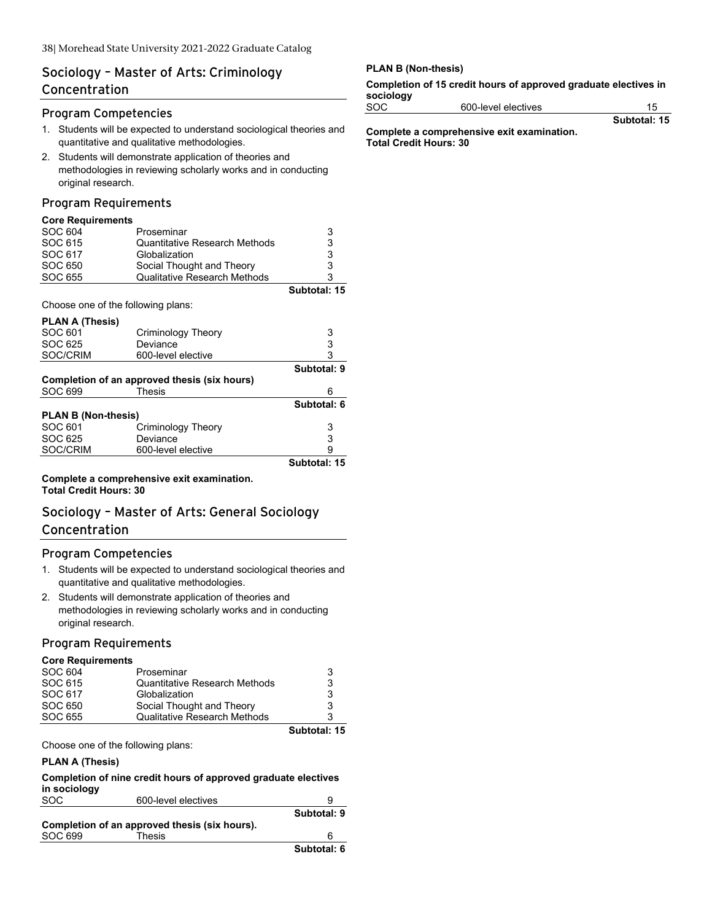## Sociology – Master of Arts: Criminology Concentration

### Program Competencies

1. Students will be expected to understand sociological theories and quantitative and qualitative methodologies.
2. Students will demonstrate application of theories and methodologies in reviewing scholarly works and in conducting original research.

### Program Requirements

**Core Requirements**

| | | |
|---|---|---|
| SOC 604 | Proseminar | 3 |
| SOC 615 | Quantitative Research Methods | 3 |
| SOC 617 | Globalization | 3 |
| SOC 650 | Social Thought and Theory | 3 |
| SOC 655 | Qualitative Research Methods | 3 |
| | | **Subtotal: 15** |

Choose one of the following plans:

**PLAN A (Thesis)**

| | | |
|---|---|---|
| SOC 601 | Criminology Theory | 3 |
| SOC 625 | Deviance | 3 |
| SOC/CRIM | 600-level elective | 3 |
| | | **Subtotal: 9** |

**Completion of an approved thesis (six hours)**

| | | |
|---|---|---|
| SOC 699 | Thesis | 6 |
| | | **Subtotal: 6** |

**PLAN B (Non-thesis)**

| | | |
|---|---|---|
| SOC 601 | Criminology Theory | 3 |
| SOC 625 | Deviance | 3 |
| SOC/CRIM | 600-level elective | 9 |
| | | **Subtotal: 15** |

**Complete a comprehensive exit examination.**
**Total Credit Hours: 30**

## Sociology – Master of Arts: General Sociology Concentration

### Program Competencies

1. Students will be expected to understand sociological theories and quantitative and qualitative methodologies.
2. Students will demonstrate application of theories and methodologies in reviewing scholarly works and in conducting original research.

### Program Requirements

**Core Requirements**

| | | |
|---|---|---|
| SOC 604 | Proseminar | 3 |
| SOC 615 | Quantitative Research Methods | 3 |
| SOC 617 | Globalization | 3 |
| SOC 650 | Social Thought and Theory | 3 |
| SOC 655 | Qualitative Research Methods | 3 |
| | | **Subtotal: 15** |

Choose one of the following plans:

**PLAN A (Thesis)**

**Completion of nine credit hours of approved graduate electives in sociology**

| | | |
|---|---|---|
| SOC | 600-level electives | 9 |
| | | **Subtotal: 9** |

**Completion of an approved thesis (six hours).**

| | | |
|---|---|---|
| SOC 699 | Thesis | 6 |
| | | **Subtotal: 6** |

**PLAN B (Non-thesis)**

**Completion of 15 credit hours of approved graduate electives in sociology**

| | | |
|---|---|---|
| SOC | 600-level electives | 15 |
| | | **Subtotal: 15** |

**Complete a comprehensive exit examination.**
**Total Credit Hours: 30**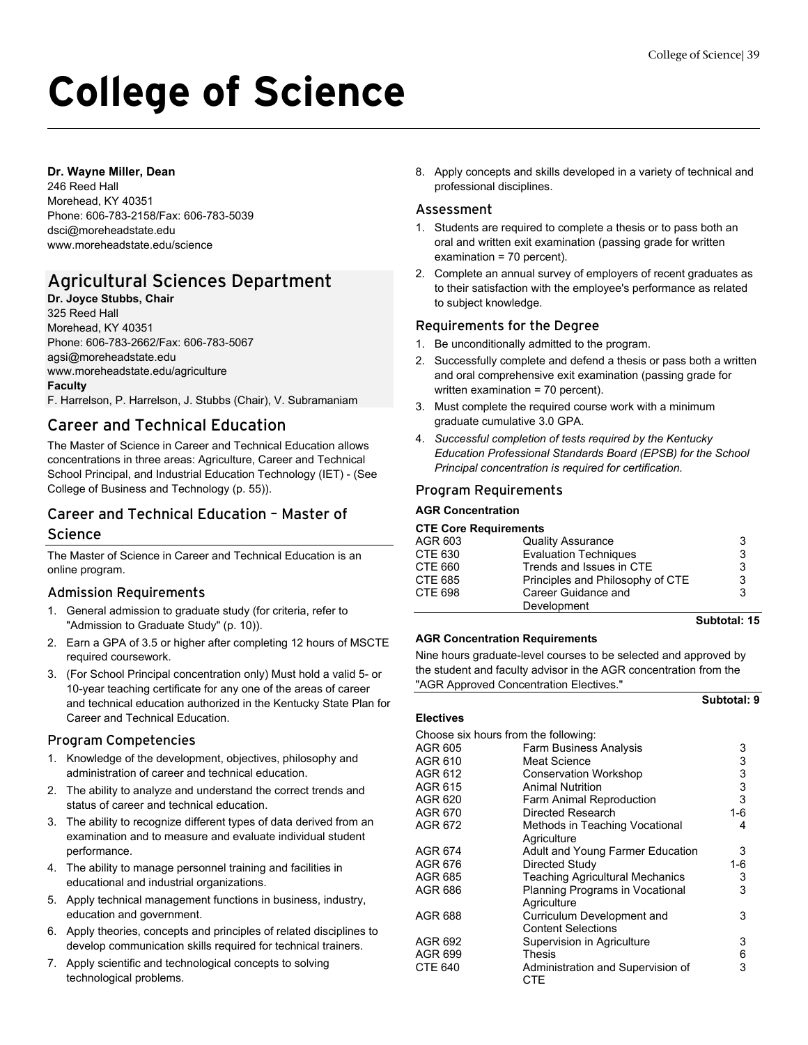# College of Science

**Dr. Wayne Miller, Dean**
246 Reed Hall
Morehead, KY 40351
Phone: 606-783-2158/Fax: 606-783-5039
dsci@moreheadstate.edu
www.moreheadstate.edu/science

## Agricultural Sciences Department

**Dr. Joyce Stubbs, Chair**
325 Reed Hall
Morehead, KY 40351
Phone: 606-783-2662/Fax: 606-783-5067
agsi@moreheadstate.edu
www.moreheadstate.edu/agriculture
**Faculty**
F. Harrelson, P. Harrelson, J. Stubbs (Chair), V. Subramaniam

## Career and Technical Education

The Master of Science in Career and Technical Education allows concentrations in three areas: Agriculture, Career and Technical School Principal, and Industrial Education Technology (IET) - (See College of Business and Technology (p. 55)).

### Career and Technical Education – Master of Science

The Master of Science in Career and Technical Education is an online program.

#### Admission Requirements

1. General admission to graduate study (for criteria, refer to "Admission to Graduate Study" (p. 10)).
2. Earn a GPA of 3.5 or higher after completing 12 hours of MSCTE required coursework.
3. (For School Principal concentration only) Must hold a valid 5- or 10-year teaching certificate for any one of the areas of career and technical education authorized in the Kentucky State Plan for Career and Technical Education.

#### Program Competencies

1. Knowledge of the development, objectives, philosophy and administration of career and technical education.
2. The ability to analyze and understand the correct trends and status of career and technical education.
3. The ability to recognize different types of data derived from an examination and to measure and evaluate individual student performance.
4. The ability to manage personnel training and facilities in educational and industrial organizations.
5. Apply technical management functions in business, industry, education and government.
6. Apply theories, concepts and principles of related disciplines to develop communication skills required for technical trainers.
7. Apply scientific and technological concepts to solving technological problems.
8. Apply concepts and skills developed in a variety of technical and professional disciplines.

#### Assessment

1. Students are required to complete a thesis or to pass both an oral and written exit examination (passing grade for written examination = 70 percent).
2. Complete an annual survey of employers of recent graduates as to their satisfaction with the employee's performance as related to subject knowledge.

#### Requirements for the Degree

1. Be unconditionally admitted to the program.
2. Successfully complete and defend a thesis or pass both a written and oral comprehensive exit examination (passing grade for written examination = 70 percent).
3. Must complete the required course work with a minimum graduate cumulative 3.0 GPA.
4. *Successful completion of tests required by the Kentucky Education Professional Standards Board (EPSB) for the School Principal concentration is required for certification.*

#### Program Requirements

**AGR Concentration**

**CTE Core Requirements**

| | | |
|---|---|---|
| AGR 603 | Quality Assurance | 3 |
| CTE 630 | Evaluation Techniques | 3 |
| CTE 660 | Trends and Issues in CTE | 3 |
| CTE 685 | Principles and Philosophy of CTE | 3 |
| CTE 698 | Career Guidance and Development | 3 |

**Subtotal: 15**

**AGR Concentration Requirements**

Nine hours graduate-level courses to be selected and approved by the student and faculty advisor in the AGR concentration from the "AGR Approved Concentration Electives."

**Subtotal: 9**

**Electives**

Choose six hours from the following:

| | | |
|---|---|---|
| AGR 605 | Farm Business Analysis | 3 |
| AGR 610 | Meat Science | 3 |
| AGR 612 | Conservation Workshop | 3 |
| AGR 615 | Animal Nutrition | 3 |
| AGR 620 | Farm Animal Reproduction | 3 |
| AGR 670 | Directed Research | 1-6 |
| AGR 672 | Methods in Teaching Vocational Agriculture | 4 |
| AGR 674 | Adult and Young Farmer Education | 3 |
| AGR 676 | Directed Study | 1-6 |
| AGR 685 | Teaching Agricultural Mechanics | 3 |
| AGR 686 | Planning Programs in Vocational Agriculture | 3 |
| AGR 688 | Curriculum Development and Content Selections | 3 |
| AGR 692 | Supervision in Agriculture | 3 |
| AGR 699 | Thesis | 6 |
| CTE 640 | Administration and Supervision of CTE | 3 |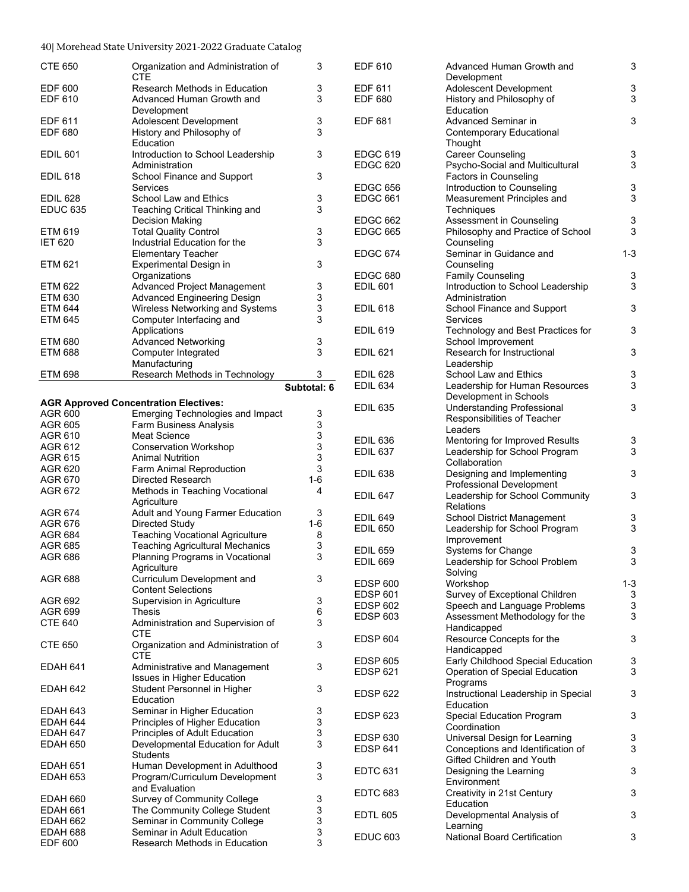| | | |
|---|---|---|
| CTE 650 | Organization and Administration of CTE | 3 |
| EDF 600 | Research Methods in Education | 3 |
| EDF 610 | Advanced Human Growth and Development | 3 |
| EDF 611 | Adolescent Development | 3 |
| EDF 680 | History and Philosophy of Education | 3 |
| EDIL 601 | Introduction to School Leadership Administration | 3 |
| EDIL 618 | School Finance and Support Services | 3 |
| EDIL 628 | School Law and Ethics | 3 |
| EDUC 635 | Teaching Critical Thinking and Decision Making | 3 |
| ETM 619 | Total Quality Control | 3 |
| IET 620 | Industrial Education for the Elementary Teacher | 3 |
| ETM 621 | Experimental Design in Organizations | 3 |
| ETM 622 | Advanced Project Management | 3 |
| ETM 630 | Advanced Engineering Design | 3 |
| ETM 644 | Wireless Networking and Systems | 3 |
| ETM 645 | Computer Interfacing and Applications | 3 |
| ETM 680 | Advanced Networking | 3 |
| ETM 688 | Computer Integrated Manufacturing | 3 |
| ETM 698 | Research Methods in Technology | 3 |
| | | **Subtotal: 6** |

**AGR Approved Concentration Electives:**

| | | |
|---|---|---|
| AGR 600 | Emerging Technologies and Impact | 3 |
| AGR 605 | Farm Business Analysis | 3 |
| AGR 610 | Meat Science | 3 |
| AGR 612 | Conservation Workshop | 3 |
| AGR 615 | Animal Nutrition | 3 |
| AGR 620 | Farm Animal Reproduction | 3 |
| AGR 670 | Directed Research | 1-6 |
| AGR 672 | Methods in Teaching Vocational Agriculture | 4 |
| AGR 674 | Adult and Young Farmer Education | 3 |
| AGR 676 | Directed Study | 1-6 |
| AGR 684 | Teaching Vocational Agriculture | 8 |
| AGR 685 | Teaching Agricultural Mechanics | 3 |
| AGR 686 | Planning Programs in Vocational Agriculture | 3 |
| AGR 688 | Curriculum Development and Content Selections | 3 |
| AGR 692 | Supervision in Agriculture | 3 |
| AGR 699 | Thesis | 6 |
| CTE 640 | Administration and Supervision of CTE | 3 |
| CTE 650 | Organization and Administration of CTE | 3 |
| EDAH 641 | Administrative and Management Issues in Higher Education | 3 |
| EDAH 642 | Student Personnel in Higher Education | 3 |
| EDAH 643 | Seminar in Higher Education | 3 |
| EDAH 644 | Principles of Higher Education | 3 |
| EDAH 647 | Principles of Adult Education | 3 |
| EDAH 650 | Developmental Education for Adult Students | 3 |
| EDAH 651 | Human Development in Adulthood | 3 |
| EDAH 653 | Program/Curriculum Development and Evaluation | 3 |
| EDAH 660 | Survey of Community College | 3 |
| EDAH 661 | The Community College Student | 3 |
| EDAH 662 | Seminar in Community College | 3 |
| EDAH 688 | Seminar in Adult Education | 3 |
| EDF 600 | Research Methods in Education | 3 |
| EDF 610 | Advanced Human Growth and Development | 3 |
| EDF 611 | Adolescent Development | 3 |
| EDF 680 | History and Philosophy of Education | 3 |
| EDF 681 | Advanced Seminar in Contemporary Educational Thought | 3 |
| EDGC 619 | Career Counseling | 3 |
| EDGC 620 | Psycho-Social and Multicultural Factors in Counseling | 3 |
| EDGC 656 | Introduction to Counseling | 3 |
| EDGC 661 | Measurement Principles and Techniques | 3 |
| EDGC 662 | Assessment in Counseling | 3 |
| EDGC 665 | Philosophy and Practice of School Counseling | 3 |
| EDGC 674 | Seminar in Guidance and Counseling | 1-3 |
| EDGC 680 | Family Counseling | 3 |
| EDIL 601 | Introduction to School Leadership Administration | 3 |
| EDIL 618 | School Finance and Support Services | 3 |
| EDIL 619 | Technology and Best Practices for School Improvement | 3 |
| EDIL 621 | Research for Instructional Leadership | 3 |
| EDIL 628 | School Law and Ethics | 3 |
| EDIL 634 | Leadership for Human Resources Development in Schools | 3 |
| EDIL 635 | Understanding Professional Responsibilities of Teacher Leaders | 3 |
| EDIL 636 | Mentoring for Improved Results | 3 |
| EDIL 637 | Leadership for School Program Collaboration | 3 |
| EDIL 638 | Designing and Implementing Professional Development | 3 |
| EDIL 647 | Leadership for School Community Relations | 3 |
| EDIL 649 | School District Management | 3 |
| EDIL 650 | Leadership for School Program Improvement | 3 |
| EDIL 659 | Systems for Change | 3 |
| EDIL 669 | Leadership for School Problem Solving | 3 |
| EDSP 600 | Workshop | 1-3 |
| EDSP 601 | Survey of Exceptional Children | 3 |
| EDSP 602 | Speech and Language Problems | 3 |
| EDSP 603 | Assessment Methodology for the Handicapped | 3 |
| EDSP 604 | Resource Concepts for the Handicapped | 3 |
| EDSP 605 | Early Childhood Special Education | 3 |
| EDSP 621 | Operation of Special Education Programs | 3 |
| EDSP 622 | Instructional Leadership in Special Education | 3 |
| EDSP 623 | Special Education Program Coordination | 3 |
| EDSP 630 | Universal Design for Learning | 3 |
| EDSP 641 | Conceptions and Identification of Gifted Children and Youth | 3 |
| EDTC 631 | Designing the Learning Environment | 3 |
| EDTC 683 | Creativity in 21st Century Education | 3 |
| EDTL 605 | Developmental Analysis of Learning | 3 |
| EDUC 603 | National Board Certification | 3 |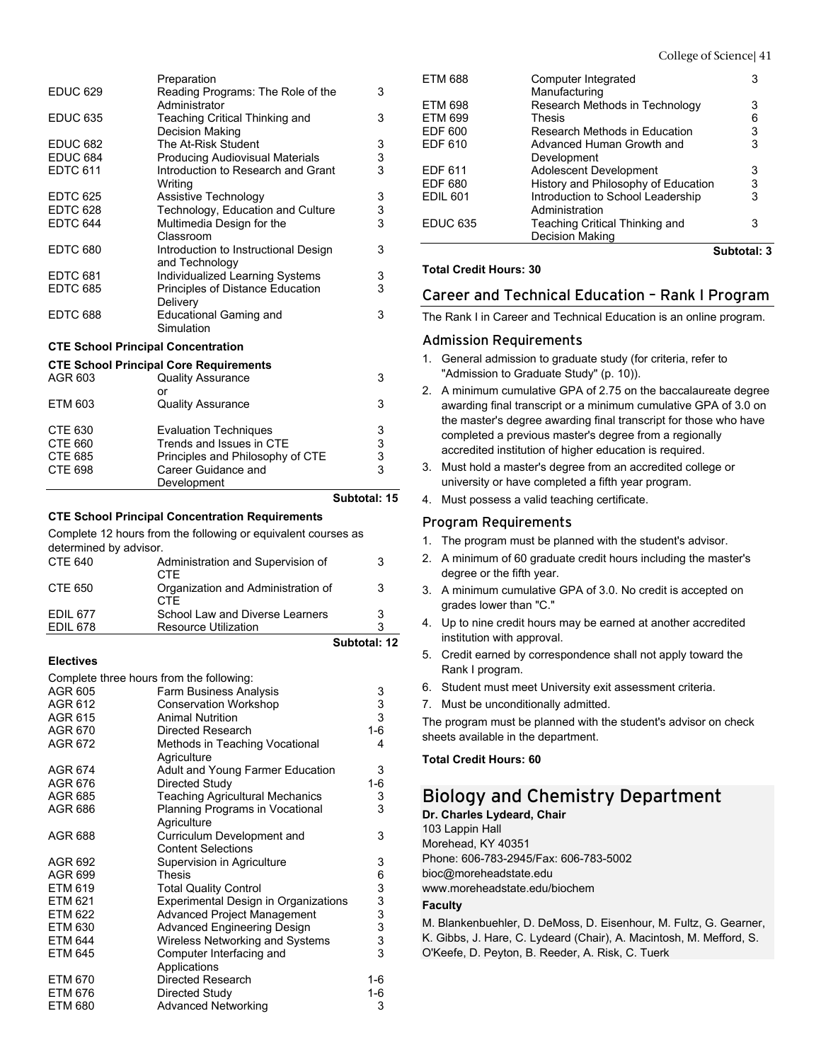| | | |
|---|---|---|
| | Preparation | |
| EDUC 629 | Reading Programs: The Role of the Administrator | 3 |
| EDUC 635 | Teaching Critical Thinking and Decision Making | 3 |
| EDUC 682 | The At-Risk Student | 3 |
| EDUC 684 | Producing Audiovisual Materials | 3 |
| EDTC 611 | Introduction to Research and Grant Writing | 3 |
| EDTC 625 | Assistive Technology | 3 |
| EDTC 628 | Technology, Education and Culture | 3 |
| EDTC 644 | Multimedia Design for the Classroom | 3 |
| EDTC 680 | Introduction to Instructional Design and Technology | 3 |
| EDTC 681 | Individualized Learning Systems | 3 |
| EDTC 685 | Principles of Distance Education Delivery | 3 |
| EDTC 688 | Educational Gaming and Simulation | 3 |

**CTE School Principal Concentration**

**CTE School Principal Core Requirements**

| | | |
|---|---|---|
| AGR 603 | Quality Assurance<br>or | 3 |
| ETM 603 | Quality Assurance | 3 |
| CTE 630 | Evaluation Techniques | 3 |
| CTE 660 | Trends and Issues in CTE | 3 |
| CTE 685 | Principles and Philosophy of CTE | 3 |
| CTE 698 | Career Guidance and Development | 3 |
| | | **Subtotal: 15** |

**CTE School Principal Concentration Requirements**

Complete 12 hours from the following or equivalent courses as determined by advisor.

| | | |
|---|---|---|
| CTE 640 | Administration and Supervision of CTE | 3 |
| CTE 650 | Organization and Administration of CTE | 3 |
| EDIL 677 | School Law and Diverse Learners | 3 |
| EDIL 678 | Resource Utilization | 3 |
| | | **Subtotal: 12** |

**Electives**

Complete three hours from the following:

| | | |
|---|---|---|
| AGR 605 | Farm Business Analysis | 3 |
| AGR 612 | Conservation Workshop | 3 |
| AGR 615 | Animal Nutrition | 3 |
| AGR 670 | Directed Research | 1-6 |
| AGR 672 | Methods in Teaching Vocational Agriculture | 4 |
| AGR 674 | Adult and Young Farmer Education | 3 |
| AGR 676 | Directed Study | 1-6 |
| AGR 685 | Teaching Agricultural Mechanics | 3 |
| AGR 686 | Planning Programs in Vocational Agriculture | 3 |
| AGR 688 | Curriculum Development and Content Selections | 3 |
| AGR 692 | Supervision in Agriculture | 3 |
| AGR 699 | Thesis | 6 |
| ETM 619 | Total Quality Control | 3 |
| ETM 621 | Experimental Design in Organizations | 3 |
| ETM 622 | Advanced Project Management | 3 |
| ETM 630 | Advanced Engineering Design | 3 |
| ETM 644 | Wireless Networking and Systems | 3 |
| ETM 645 | Computer Interfacing and Applications | 3 |
| ETM 670 | Directed Research | 1-6 |
| ETM 676 | Directed Study | 1-6 |
| ETM 680 | Advanced Networking | 3 |
| ETM 688 | Computer Integrated Manufacturing | 3 |
| ETM 698 | Research Methods in Technology | 3 |
| ETM 699 | Thesis | 6 |
| EDF 600 | Research Methods in Education | 3 |
| EDF 610 | Advanced Human Growth and Development | 3 |
| EDF 611 | Adolescent Development | 3 |
| EDF 680 | History and Philosophy of Education | 3 |
| EDIL 601 | Introduction to School Leadership Administration | 3 |
| EDUC 635 | Teaching Critical Thinking and Decision Making | 3 |
| | | **Subtotal: 3** |

**Total Credit Hours: 30**

## Career and Technical Education – Rank I Program

The Rank I in Career and Technical Education is an online program.

### Admission Requirements

1. General admission to graduate study (for criteria, refer to "Admission to Graduate Study" (p. 10)).
2. A minimum cumulative GPA of 2.75 on the baccalaureate degree awarding final transcript or a minimum cumulative GPA of 3.0 on the master's degree awarding final transcript for those who have completed a previous master's degree from a regionally accredited institution of higher education is required.
3. Must hold a master's degree from an accredited college or university or have completed a fifth year program.
4. Must possess a valid teaching certificate.

### Program Requirements

1. The program must be planned with the student's advisor.
2. A minimum of 60 graduate credit hours including the master's degree or the fifth year.
3. A minimum cumulative GPA of 3.0. No credit is accepted on grades lower than "C."
4. Up to nine credit hours may be earned at another accredited institution with approval.
5. Credit earned by correspondence shall not apply toward the Rank I program.
6. Student must meet University exit assessment criteria.
7. Must be unconditionally admitted.

The program must be planned with the student's advisor on check sheets available in the department.

**Total Credit Hours: 60**

# Biology and Chemistry Department

**Dr. Charles Lydeard, Chair**
103 Lappin Hall
Morehead, KY 40351
Phone: 606-783-2945/Fax: 606-783-5002
bioc@moreheadstate.edu
www.moreheadstate.edu/biochem

**Faculty**

M. Blankenbuehler, D. DeMoss, D. Eisenhour, M. Fultz, G. Gearner, K. Gibbs, J. Hare, C. Lydeard (Chair), A. Macintosh, M. Mefford, S. O'Keefe, D. Peyton, B. Reeder, A. Risk, C. Tuerk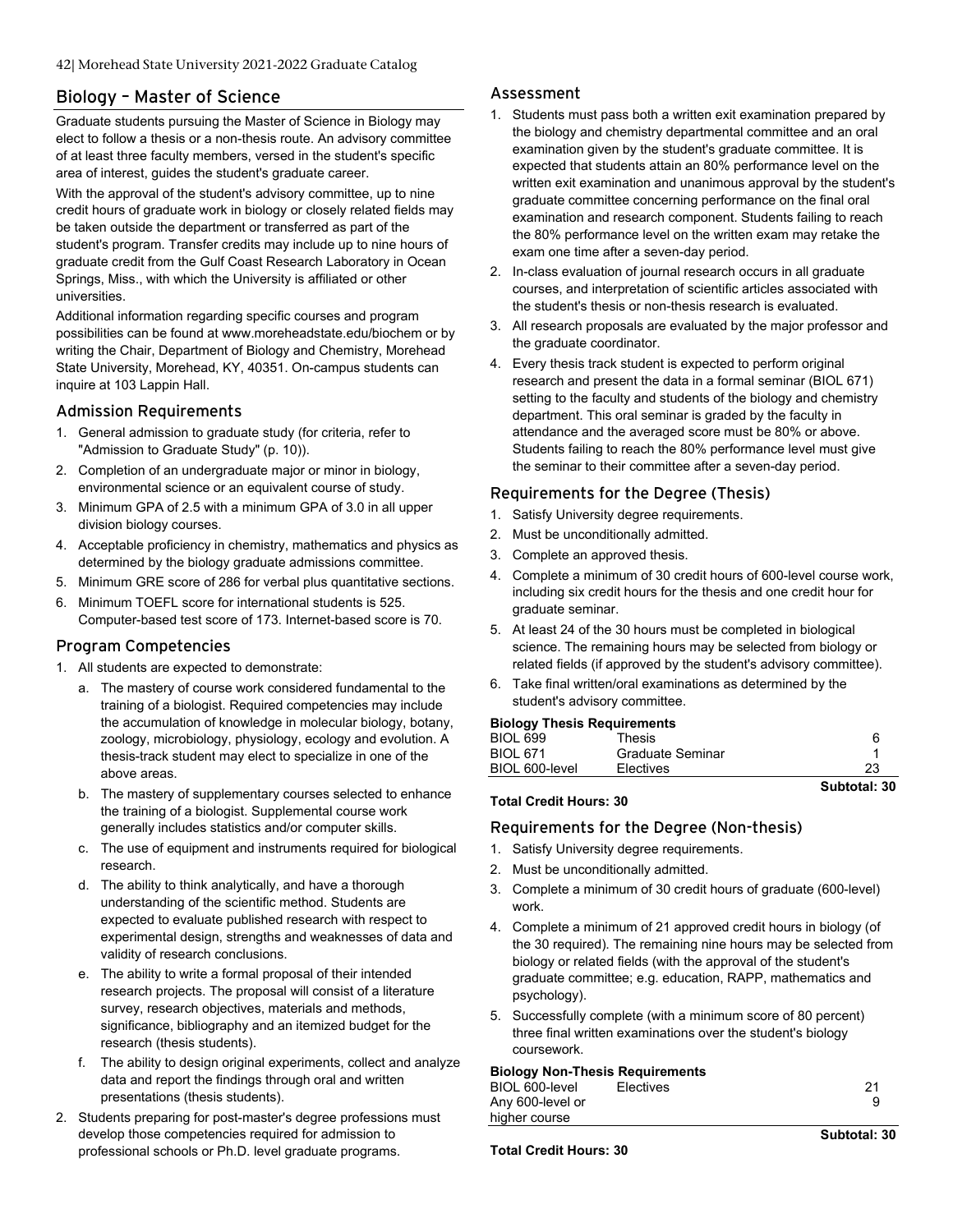## Biology – Master of Science

Graduate students pursuing the Master of Science in Biology may elect to follow a thesis or a non-thesis route. An advisory committee of at least three faculty members, versed in the student's specific area of interest, guides the student's graduate career.

With the approval of the student's advisory committee, up to nine credit hours of graduate work in biology or closely related fields may be taken outside the department or transferred as part of the student's program. Transfer credits may include up to nine hours of graduate credit from the Gulf Coast Research Laboratory in Ocean Springs, Miss., with which the University is affiliated or other universities.

Additional information regarding specific courses and program possibilities can be found at www.moreheadstate.edu/biochem or by writing the Chair, Department of Biology and Chemistry, Morehead State University, Morehead, KY, 40351. On-campus students can inquire at 103 Lappin Hall.

### Admission Requirements

1. General admission to graduate study (for criteria, refer to "Admission to Graduate Study" (p. 10)).
2. Completion of an undergraduate major or minor in biology, environmental science or an equivalent course of study.
3. Minimum GPA of 2.5 with a minimum GPA of 3.0 in all upper division biology courses.
4. Acceptable proficiency in chemistry, mathematics and physics as determined by the biology graduate admissions committee.
5. Minimum GRE score of 286 for verbal plus quantitative sections.
6. Minimum TOEFL score for international students is 525. Computer-based test score of 173. Internet-based score is 70.

### Program Competencies

1. All students are expected to demonstrate:
   a. The mastery of course work considered fundamental to the training of a biologist. Required competencies may include the accumulation of knowledge in molecular biology, botany, zoology, microbiology, physiology, ecology and evolution. A thesis-track student may elect to specialize in one of the above areas.
   b. The mastery of supplementary courses selected to enhance the training of a biologist. Supplemental course work generally includes statistics and/or computer skills.
   c. The use of equipment and instruments required for biological research.
   d. The ability to think analytically, and have a thorough understanding of the scientific method. Students are expected to evaluate published research with respect to experimental design, strengths and weaknesses of data and validity of research conclusions.
   e. The ability to write a formal proposal of their intended research projects. The proposal will consist of a literature survey, research objectives, materials and methods, significance, bibliography and an itemized budget for the research (thesis students).
   f. The ability to design original experiments, collect and analyze data and report the findings through oral and written presentations (thesis students).
2. Students preparing for post-master's degree professions must develop those competencies required for admission to professional schools or Ph.D. level graduate programs.

### Assessment

1. Students must pass both a written exit examination prepared by the biology and chemistry departmental committee and an oral examination given by the student's graduate committee. It is expected that students attain an 80% performance level on the written exit examination and unanimous approval by the student's graduate committee concerning performance on the final oral examination and research component. Students failing to reach the 80% performance level on the written exam may retake the exam one time after a seven-day period.
2. In-class evaluation of journal research occurs in all graduate courses, and interpretation of scientific articles associated with the student's thesis or non-thesis research is evaluated.
3. All research proposals are evaluated by the major professor and the graduate coordinator.
4. Every thesis track student is expected to perform original research and present the data in a formal seminar (BIOL 671) setting to the faculty and students of the biology and chemistry department. This oral seminar is graded by the faculty in attendance and the averaged score must be 80% or above. Students failing to reach the 80% performance level must give the seminar to their committee after a seven-day period.

### Requirements for the Degree (Thesis)

1. Satisfy University degree requirements.
2. Must be unconditionally admitted.
3. Complete an approved thesis.
4. Complete a minimum of 30 credit hours of 600-level course work, including six credit hours for the thesis and one credit hour for graduate seminar.
5. At least 24 of the 30 hours must be completed in biological science. The remaining hours may be selected from biology or related fields (if approved by the student's advisory committee).
6. Take final written/oral examinations as determined by the student's advisory committee.

**Biology Thesis Requirements**

| | | |
|---|---|---|
| BIOL 699 | Thesis | 6 |
| BIOL 671 | Graduate Seminar | 1 |
| BIOL 600-level | Electives | 23 |
| | | **Subtotal: 30** |

**Total Credit Hours: 30**

### Requirements for the Degree (Non-thesis)

1. Satisfy University degree requirements.
2. Must be unconditionally admitted.
3. Complete a minimum of 30 credit hours of graduate (600-level) work.
4. Complete a minimum of 21 approved credit hours in biology (of the 30 required). The remaining nine hours may be selected from biology or related fields (with the approval of the student's graduate committee; e.g. education, RAPP, mathematics and psychology).
5. Successfully complete (with a minimum score of 80 percent) three final written examinations over the student's biology coursework.

**Biology Non-Thesis Requirements**

| | | |
|---|---|---|
| BIOL 600-level | Electives | 21 |
| Any 600-level or higher course | | 9 |
| | | **Subtotal: 30** |

**Total Credit Hours: 30**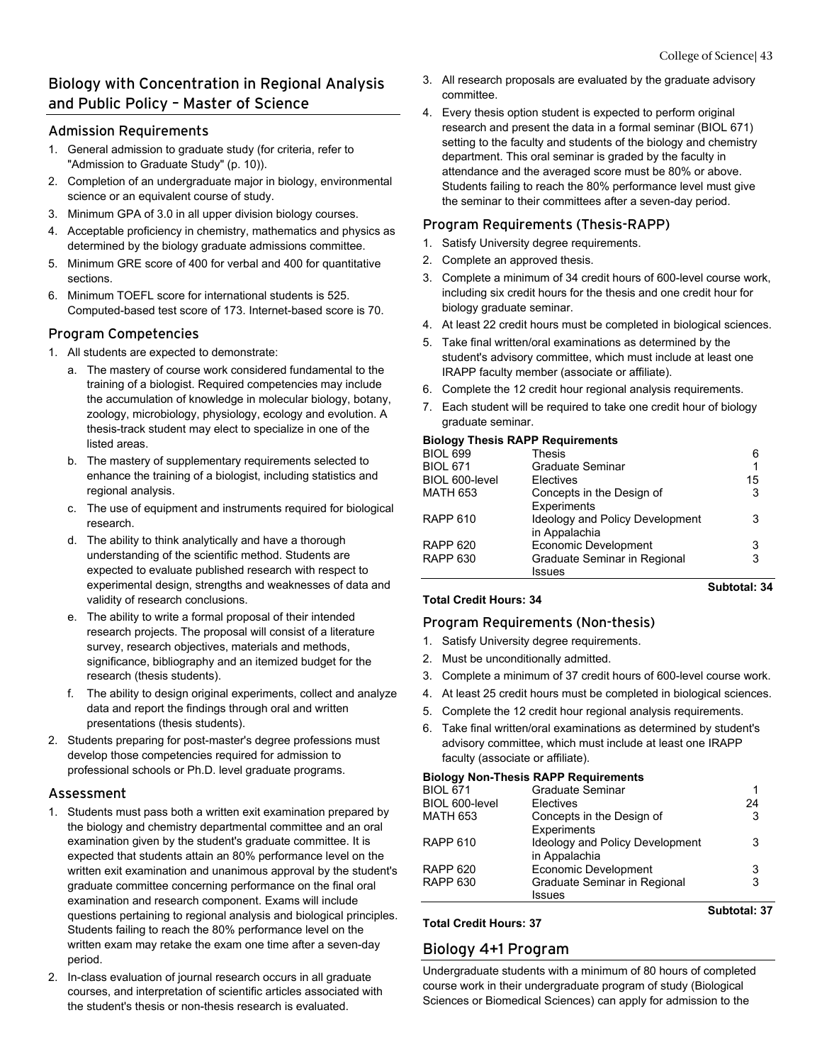## Biology with Concentration in Regional Analysis and Public Policy – Master of Science

### Admission Requirements

1. General admission to graduate study (for criteria, refer to "Admission to Graduate Study" (p. 10)).
2. Completion of an undergraduate major in biology, environmental science or an equivalent course of study.
3. Minimum GPA of 3.0 in all upper division biology courses.
4. Acceptable proficiency in chemistry, mathematics and physics as determined by the biology graduate admissions committee.
5. Minimum GRE score of 400 for verbal and 400 for quantitative sections.
6. Minimum TOEFL score for international students is 525. Computed-based test score of 173. Internet-based score is 70.

### Program Competencies

1. All students are expected to demonstrate:
   a. The mastery of course work considered fundamental to the training of a biologist. Required competencies may include the accumulation of knowledge in molecular biology, botany, zoology, microbiology, physiology, ecology and evolution. A thesis-track student may elect to specialize in one of the listed areas.
   b. The mastery of supplementary requirements selected to enhance the training of a biologist, including statistics and regional analysis.
   c. The use of equipment and instruments required for biological research.
   d. The ability to think analytically and have a thorough understanding of the scientific method. Students are expected to evaluate published research with respect to experimental design, strengths and weaknesses of data and validity of research conclusions.
   e. The ability to write a formal proposal of their intended research projects. The proposal will consist of a literature survey, research objectives, materials and methods, significance, bibliography and an itemized budget for the research (thesis students).
   f. The ability to design original experiments, collect and analyze data and report the findings through oral and written presentations (thesis students).
2. Students preparing for post-master's degree professions must develop those competencies required for admission to professional schools or Ph.D. level graduate programs.

### Assessment

1. Students must pass both a written exit examination prepared by the biology and chemistry departmental committee and an oral examination given by the student's graduate committee. It is expected that students attain an 80% performance level on the written exit examination and unanimous approval by the student's graduate committee concerning performance on the final oral examination and research component. Exams will include questions pertaining to regional analysis and biological principles. Students failing to reach the 80% performance level on the written exam may retake the exam one time after a seven-day period.
2. In-class evaluation of journal research occurs in all graduate courses, and interpretation of scientific articles associated with the student's thesis or non-thesis research is evaluated.
3. All research proposals are evaluated by the graduate advisory committee.
4. Every thesis option student is expected to perform original research and present the data in a formal seminar (BIOL 671) setting to the faculty and students of the biology and chemistry department. This oral seminar is graded by the faculty in attendance and the averaged score must be 80% or above. Students failing to reach the 80% performance level must give the seminar to their committees after a seven-day period.

### Program Requirements (Thesis-RAPP)

1. Satisfy University degree requirements.
2. Complete an approved thesis.
3. Complete a minimum of 34 credit hours of 600-level course work, including six credit hours for the thesis and one credit hour for biology graduate seminar.
4. At least 22 credit hours must be completed in biological sciences.
5. Take final written/oral examinations as determined by the student's advisory committee, which must include at least one IRAPP faculty member (associate or affiliate).
6. Complete the 12 credit hour regional analysis requirements.
7. Each student will be required to take one credit hour of biology graduate seminar.

**Biology Thesis RAPP Requirements**

| | | |
|---|---|---|
| BIOL 699 | Thesis | 6 |
| BIOL 671 | Graduate Seminar | 1 |
| BIOL 600-level | Electives | 15 |
| MATH 653 | Concepts in the Design of Experiments | 3 |
| RAPP 610 | Ideology and Policy Development in Appalachia | 3 |
| RAPP 620 | Economic Development | 3 |
| RAPP 630 | Graduate Seminar in Regional Issues | 3 |
| | | **Subtotal: 34** |

**Total Credit Hours: 34**

### Program Requirements (Non-thesis)

1. Satisfy University degree requirements.
2. Must be unconditionally admitted.
3. Complete a minimum of 37 credit hours of 600-level course work.
4. At least 25 credit hours must be completed in biological sciences.
5. Complete the 12 credit hour regional analysis requirements.
6. Take final written/oral examinations as determined by student's advisory committee, which must include at least one IRAPP faculty (associate or affiliate).

**Biology Non-Thesis RAPP Requirements**

| | | |
|---|---|---|
| BIOL 671 | Graduate Seminar | 1 |
| BIOL 600-level | Electives | 24 |
| MATH 653 | Concepts in the Design of Experiments | 3 |
| RAPP 610 | Ideology and Policy Development in Appalachia | 3 |
| RAPP 620 | Economic Development | 3 |
| RAPP 630 | Graduate Seminar in Regional Issues | 3 |
| | | **Subtotal: 37** |

**Total Credit Hours: 37**

## Biology 4+1 Program

Undergraduate students with a minimum of 80 hours of completed course work in their undergraduate program of study (Biological Sciences or Biomedical Sciences) can apply for admission to the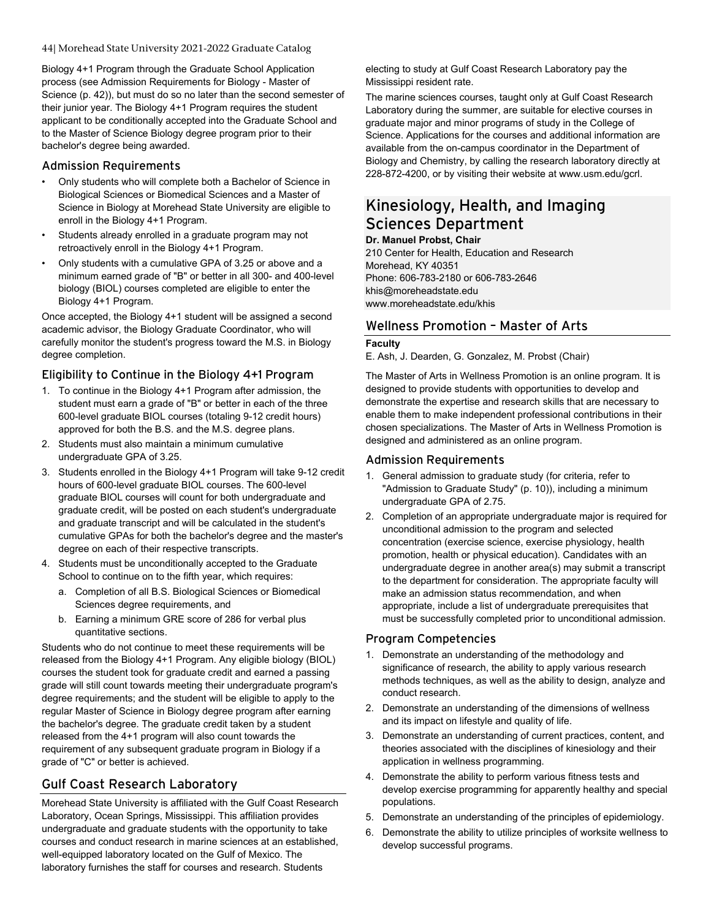Biology 4+1 Program through the Graduate School Application process (see Admission Requirements for Biology - Master of Science (p. 42)), but must do so no later than the second semester of their junior year. The Biology 4+1 Program requires the student applicant to be conditionally accepted into the Graduate School and to the Master of Science Biology degree program prior to their bachelor's degree being awarded.

### Admission Requirements

- Only students who will complete both a Bachelor of Science in Biological Sciences or Biomedical Sciences and a Master of Science in Biology at Morehead State University are eligible to enroll in the Biology 4+1 Program.
- Students already enrolled in a graduate program may not retroactively enroll in the Biology 4+1 Program.
- Only students with a cumulative GPA of 3.25 or above and a minimum earned grade of "B" or better in all 300- and 400-level biology (BIOL) courses completed are eligible to enter the Biology 4+1 Program.

Once accepted, the Biology 4+1 student will be assigned a second academic advisor, the Biology Graduate Coordinator, who will carefully monitor the student's progress toward the M.S. in Biology degree completion.

### Eligibility to Continue in the Biology 4+1 Program

1. To continue in the Biology 4+1 Program after admission, the student must earn a grade of "B" or better in each of the three 600-level graduate BIOL courses (totaling 9-12 credit hours) approved for both the B.S. and the M.S. degree plans.
2. Students must also maintain a minimum cumulative undergraduate GPA of 3.25.
3. Students enrolled in the Biology 4+1 Program will take 9-12 credit hours of 600-level graduate BIOL courses. The 600-level graduate BIOL courses will count for both undergraduate and graduate credit, will be posted on each student's undergraduate and graduate transcript and will be calculated in the student's cumulative GPAs for both the bachelor's degree and the master's degree on each of their respective transcripts.
4. Students must be unconditionally accepted to the Graduate School to continue on to the fifth year, which requires:
   a. Completion of all B.S. Biological Sciences or Biomedical Sciences degree requirements, and
   b. Earning a minimum GRE score of 286 for verbal plus quantitative sections.

Students who do not continue to meet these requirements will be released from the Biology 4+1 Program. Any eligible biology (BIOL) courses the student took for graduate credit and earned a passing grade will still count towards meeting their undergraduate program's degree requirements; and the student will be eligible to apply to the regular Master of Science in Biology degree program after earning the bachelor's degree. The graduate credit taken by a student released from the 4+1 program will also count towards the requirement of any subsequent graduate program in Biology if a grade of "C" or better is achieved.

## Gulf Coast Research Laboratory

Morehead State University is affiliated with the Gulf Coast Research Laboratory, Ocean Springs, Mississippi. This affiliation provides undergraduate and graduate students with the opportunity to take courses and conduct research in marine sciences at an established, well-equipped laboratory located on the Gulf of Mexico. The laboratory furnishes the staff for courses and research. Students electing to study at Gulf Coast Research Laboratory pay the Mississippi resident rate.

The marine sciences courses, taught only at Gulf Coast Research Laboratory during the summer, are suitable for elective courses in graduate major and minor programs of study in the College of Science. Applications for the courses and additional information are available from the on-campus coordinator in the Department of Biology and Chemistry, by calling the research laboratory directly at 228-872-4200, or by visiting their website at www.usm.edu/gcrl.

# Kinesiology, Health, and Imaging Sciences Department

**Dr. Manuel Probst, Chair**
210 Center for Health, Education and Research
Morehead, KY 40351
Phone: 606-783-2180 or 606-783-2646
khis@moreheadstate.edu
www.moreheadstate.edu/khis

## Wellness Promotion – Master of Arts

**Faculty**

E. Ash, J. Dearden, G. Gonzalez, M. Probst (Chair)

The Master of Arts in Wellness Promotion is an online program. It is designed to provide students with opportunities to develop and demonstrate the expertise and research skills that are necessary to enable them to make independent professional contributions in their chosen specializations. The Master of Arts in Wellness Promotion is designed and administered as an online program.

### Admission Requirements

1. General admission to graduate study (for criteria, refer to "Admission to Graduate Study" (p. 10)), including a minimum undergraduate GPA of 2.75.
2. Completion of an appropriate undergraduate major is required for unconditional admission to the program and selected concentration (exercise science, exercise physiology, health promotion, health or physical education). Candidates with an undergraduate degree in another area(s) may submit a transcript to the department for consideration. The appropriate faculty will make an admission status recommendation, and when appropriate, include a list of undergraduate prerequisites that must be successfully completed prior to unconditional admission.

### Program Competencies

1. Demonstrate an understanding of the methodology and significance of research, the ability to apply various research methods techniques, as well as the ability to design, analyze and conduct research.
2. Demonstrate an understanding of the dimensions of wellness and its impact on lifestyle and quality of life.
3. Demonstrate an understanding of current practices, content, and theories associated with the disciplines of kinesiology and their application in wellness programming.
4. Demonstrate the ability to perform various fitness tests and develop exercise programming for apparently healthy and special populations.
5. Demonstrate an understanding of the principles of epidemiology.
6. Demonstrate the ability to utilize principles of worksite wellness to develop successful programs.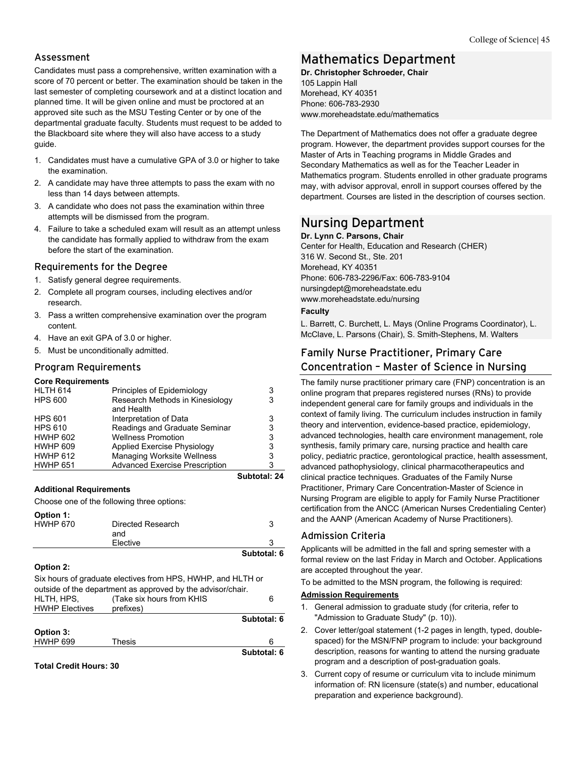### Assessment

Candidates must pass a comprehensive, written examination with a score of 70 percent or better. The examination should be taken in the last semester of completing coursework and at a distinct location and planned time. It will be given online and must be proctored at an approved site such as the MSU Testing Center or by one of the departmental graduate faculty. Students must request to be added to the Blackboard site where they will also have access to a study guide.

1. Candidates must have a cumulative GPA of 3.0 or higher to take the examination.
2. A candidate may have three attempts to pass the exam with no less than 14 days between attempts.
3. A candidate who does not pass the examination within three attempts will be dismissed from the program.
4. Failure to take a scheduled exam will result as an attempt unless the candidate has formally applied to withdraw from the exam before the start of the examination.

### Requirements for the Degree

1. Satisfy general degree requirements.
2. Complete all program courses, including electives and/or research.
3. Pass a written comprehensive examination over the program content.
4. Have an exit GPA of 3.0 or higher.
5. Must be unconditionally admitted.

### Program Requirements

**Core Requirements**

| | | |
|---|---|---|
| HLTH 614 | Principles of Epidemiology | 3 |
| HPS 600 | Research Methods in Kinesiology and Health | 3 |
| HPS 601 | Interpretation of Data | 3 |
| HPS 610 | Readings and Graduate Seminar | 3 |
| HWHP 602 | Wellness Promotion | 3 |
| HWHP 609 | Applied Exercise Physiology | 3 |
| HWHP 612 | Managing Worksite Wellness | 3 |
| HWHP 651 | Advanced Exercise Prescription | 3 |
| | | **Subtotal: 24** |

**Additional Requirements**

Choose one of the following three options:

**Option 1:**

| | | |
|---|---|---|
| HWHP 670 | Directed Research | 3 |
| | and | |
| | Elective | 3 |
| | | **Subtotal: 6** |

**Option 2:**

Six hours of graduate electives from HPS, HWHP, and HLTH or outside of the department as approved by the advisor/chair.

| | | |
|---|---|---|
| HLTH, HPS, HWHP Electives | (Take six hours from KHIS prefixes) | 6 |
| | | **Subtotal: 6** |

**Option 3:**

| | | |
|---|---|---|
| HWHP 699 | Thesis | 6 |
| | | **Subtotal: 6** |

**Total Credit Hours: 30**

## Mathematics Department

**Dr. Christopher Schroeder, Chair**
105 Lappin Hall
Morehead, KY 40351
Phone: 606-783-2930
www.moreheadstate.edu/mathematics

The Department of Mathematics does not offer a graduate degree program. However, the department provides support courses for the Master of Arts in Teaching programs in Middle Grades and Secondary Mathematics as well as for the Teacher Leader in Mathematics program. Students enrolled in other graduate programs may, with advisor approval, enroll in support courses offered by the department. Courses are listed in the description of courses section.

## Nursing Department

**Dr. Lynn C. Parsons, Chair**
Center for Health, Education and Research (CHER)
316 W. Second St., Ste. 201
Morehead, KY 40351
Phone: 606-783-2296/Fax: 606-783-9104
nursingdept@moreheadstate.edu
www.moreheadstate.edu/nursing

**Faculty**

L. Barrett, C. Burchett, L. Mays (Online Programs Coordinator), L. McClave, L. Parsons (Chair), S. Smith-Stephens, M. Walters

### Family Nurse Practitioner, Primary Care Concentration – Master of Science in Nursing

The family nurse practitioner primary care (FNP) concentration is an online program that prepares registered nurses (RNs) to provide independent general care for family groups and individuals in the context of family living. The curriculum includes instruction in family theory and intervention, evidence-based practice, epidemiology, advanced technologies, health care environment management, role synthesis, family primary care, nursing practice and health care policy, pediatric practice, gerontological practice, health assessment, advanced pathophysiology, clinical pharmacotherapeutics and clinical practice techniques. Graduates of the Family Nurse Practitioner, Primary Care Concentration-Master of Science in Nursing Program are eligible to apply for Family Nurse Practitioner certification from the ANCC (American Nurses Credentialing Center) and the AANP (American Academy of Nurse Practitioners).

### Admission Criteria

Applicants will be admitted in the fall and spring semester with a formal review on the last Friday in March and October. Applications are accepted throughout the year.

To be admitted to the MSN program, the following is required:

**Admission Requirements**

1. General admission to graduate study (for criteria, refer to "Admission to Graduate Study" (p. 10)).
2. Cover letter/goal statement (1-2 pages in length, typed, double-spaced) for the MSN/FNP program to include: your background description, reasons for wanting to attend the nursing graduate program and a description of post-graduation goals.
3. Current copy of resume or curriculum vita to include minimum information of: RN licensure (state(s) and number, educational preparation and experience background).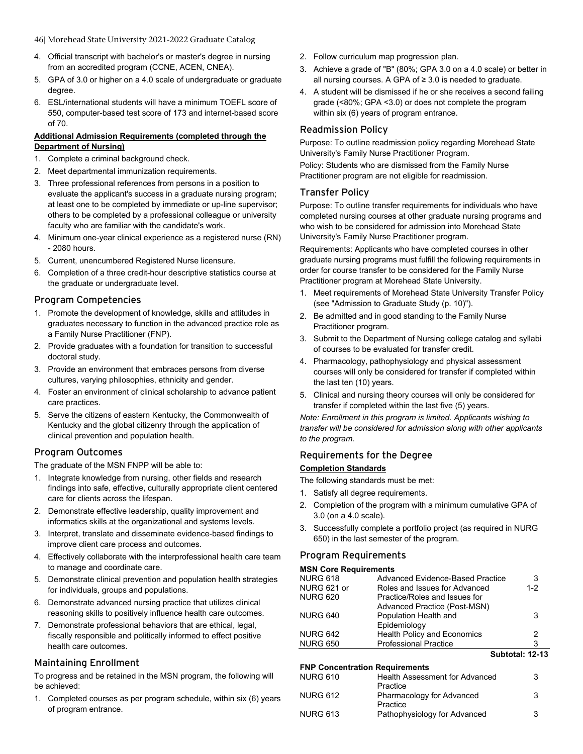4. Official transcript with bachelor's or master's degree in nursing from an accredited program (CCNE, ACEN, CNEA).
5. GPA of 3.0 or higher on a 4.0 scale of undergraduate or graduate degree.
6. ESL/international students will have a minimum TOEFL score of 550, computer-based test score of 173 and internet-based score of 70.

**Additional Admission Requirements (completed through the Department of Nursing)**

1. Complete a criminal background check.
2. Meet departmental immunization requirements.
3. Three professional references from persons in a position to evaluate the applicant's success in a graduate nursing program; at least one to be completed by immediate or up-line supervisor; others to be completed by a professional colleague or university faculty who are familiar with the candidate's work.
4. Minimum one-year clinical experience as a registered nurse (RN) - 2080 hours.
5. Current, unencumbered Registered Nurse licensure.
6. Completion of a three credit-hour descriptive statistics course at the graduate or undergraduate level.

## Program Competencies

1. Promote the development of knowledge, skills and attitudes in graduates necessary to function in the advanced practice role as a Family Nurse Practitioner (FNP).
2. Provide graduates with a foundation for transition to successful doctoral study.
3. Provide an environment that embraces persons from diverse cultures, varying philosophies, ethnicity and gender.
4. Foster an environment of clinical scholarship to advance patient care practices.
5. Serve the citizens of eastern Kentucky, the Commonwealth of Kentucky and the global citizenry through the application of clinical prevention and population health.

## Program Outcomes

The graduate of the MSN FNPP will be able to:

1. Integrate knowledge from nursing, other fields and research findings into safe, effective, culturally appropriate client centered care for clients across the lifespan.
2. Demonstrate effective leadership, quality improvement and informatics skills at the organizational and systems levels.
3. Interpret, translate and disseminate evidence-based findings to improve client care process and outcomes.
4. Effectively collaborate with the interprofessional health care team to manage and coordinate care.
5. Demonstrate clinical prevention and population health strategies for individuals, groups and populations.
6. Demonstrate advanced nursing practice that utilizes clinical reasoning skills to positively influence health care outcomes.
7. Demonstrate professional behaviors that are ethical, legal, fiscally responsible and politically informed to effect positive health care outcomes.

## Maintaining Enrollment

To progress and be retained in the MSN program, the following will be achieved:

1. Completed courses as per program schedule, within six (6) years of program entrance.
2. Follow curriculum map progression plan.
3. Achieve a grade of "B" (80%; GPA 3.0 on a 4.0 scale) or better in all nursing courses. A GPA of ≥ 3.0 is needed to graduate.
4. A student will be dismissed if he or she receives a second failing grade (<80%; GPA <3.0) or does not complete the program within six (6) years of program entrance.

## Readmission Policy

Purpose: To outline readmission policy regarding Morehead State University's Family Nurse Practitioner Program.

Policy: Students who are dismissed from the Family Nurse Practitioner program are not eligible for readmission.

## Transfer Policy

Purpose: To outline transfer requirements for individuals who have completed nursing courses at other graduate nursing programs and who wish to be considered for admission into Morehead State University's Family Nurse Practitioner program.

Requirements: Applicants who have completed courses in other graduate nursing programs must fulfill the following requirements in order for course transfer to be considered for the Family Nurse Practitioner program at Morehead State University.

1. Meet requirements of Morehead State University Transfer Policy (see "Admission to Graduate Study (p. 10)").
2. Be admitted and in good standing to the Family Nurse Practitioner program.
3. Submit to the Department of Nursing college catalog and syllabi of courses to be evaluated for transfer credit.
4. Pharmacology, pathophysiology and physical assessment courses will only be considered for transfer if completed within the last ten (10) years.
5. Clinical and nursing theory courses will only be considered for transfer if completed within the last five (5) years.

*Note: Enrollment in this program is limited. Applicants wishing to transfer will be considered for admission along with other applicants to the program.*

## Requirements for the Degree

**Completion Standards**

The following standards must be met:

1. Satisfy all degree requirements.
2. Completion of the program with a minimum cumulative GPA of 3.0 (on a 4.0 scale).
3. Successfully complete a portfolio project (as required in NURG 650) in the last semester of the program.

## Program Requirements

**MSN Core Requirements**

| | | |
|---|---|---|
| NURG 618 | Advanced Evidence-Based Practice | 3 |
| NURG 621 or NURG 620 | Roles and Issues for Advanced Practice/Roles and Issues for Advanced Practice (Post-MSN) | 1-2 |
| NURG 640 | Population Health and Epidemiology | 3 |
| NURG 642 | Health Policy and Economics | 2 |
| NURG 650 | Professional Practice | 3 |
| | **Subtotal: 12-13** | |

**FNP Concentration Requirements**

| | | |
|---|---|---|
| NURG 610 | Health Assessment for Advanced Practice | 3 |
| NURG 612 | Pharmacology for Advanced Practice | 3 |
| NURG 613 | Pathophysiology for Advanced | 3 |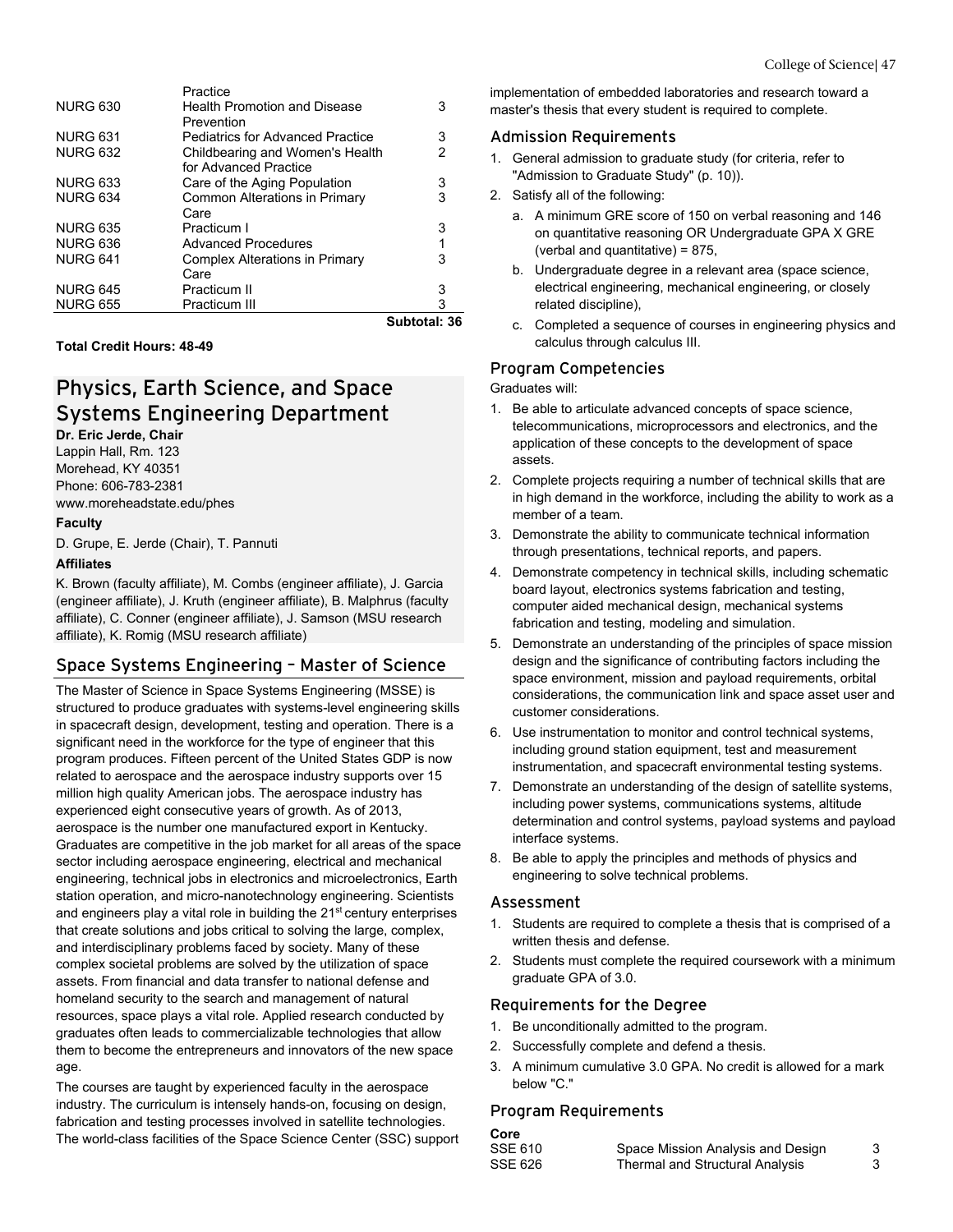| | | |
|---|---|---|
| | Practice | |
| NURG 630 | Health Promotion and Disease Prevention | 3 |
| NURG 631 | Pediatrics for Advanced Practice | 3 |
| NURG 632 | Childbearing and Women's Health for Advanced Practice | 2 |
| NURG 633 | Care of the Aging Population | 3 |
| NURG 634 | Common Alterations in Primary Care | 3 |
| NURG 635 | Practicum I | 3 |
| NURG 636 | Advanced Procedures | 1 |
| NURG 641 | Complex Alterations in Primary Care | 3 |
| NURG 645 | Practicum II | 3 |
| NURG 655 | Practicum III | 3 |
| | | **Subtotal: 36** |

**Total Credit Hours: 48-49**

# Physics, Earth Science, and Space Systems Engineering Department

**Dr. Eric Jerde, Chair**
Lappin Hall, Rm. 123
Morehead, KY 40351
Phone: 606-783-2381
www.moreheadstate.edu/phes

**Faculty**

D. Grupe, E. Jerde (Chair), T. Pannuti

**Affiliates**

K. Brown (faculty affiliate), M. Combs (engineer affiliate), J. Garcia (engineer affiliate), J. Kruth (engineer affiliate), B. Malphrus (faculty affiliate), C. Conner (engineer affiliate), J. Samson (MSU research affiliate), K. Romig (MSU research affiliate)

## Space Systems Engineering – Master of Science

The Master of Science in Space Systems Engineering (MSSE) is structured to produce graduates with systems-level engineering skills in spacecraft design, development, testing and operation. There is a significant need in the workforce for the type of engineer that this program produces. Fifteen percent of the United States GDP is now related to aerospace and the aerospace industry supports over 15 million high quality American jobs. The aerospace industry has experienced eight consecutive years of growth. As of 2013, aerospace is the number one manufactured export in Kentucky. Graduates are competitive in the job market for all areas of the space sector including aerospace engineering, electrical and mechanical engineering, technical jobs in electronics and microelectronics, Earth station operation, and micro-nanotechnology engineering. Scientists and engineers play a vital role in building the 21st century enterprises that create solutions and jobs critical to solving the large, complex, and interdisciplinary problems faced by society. Many of these complex societal problems are solved by the utilization of space assets. From financial and data transfer to national defense and homeland security to the search and management of natural resources, space plays a vital role. Applied research conducted by graduates often leads to commercializable technologies that allow them to become the entrepreneurs and innovators of the new space age.

The courses are taught by experienced faculty in the aerospace industry. The curriculum is intensely hands-on, focusing on design, fabrication and testing processes involved in satellite technologies. The world-class facilities of the Space Science Center (SSC) support implementation of embedded laboratories and research toward a master's thesis that every student is required to complete.

### Admission Requirements

1. General admission to graduate study (for criteria, refer to "Admission to Graduate Study" (p. 10)).
2. Satisfy all of the following:
   a. A minimum GRE score of 150 on verbal reasoning and 146 on quantitative reasoning OR Undergraduate GPA X GRE (verbal and quantitative) = 875,
   b. Undergraduate degree in a relevant area (space science, electrical engineering, mechanical engineering, or closely related discipline),
   c. Completed a sequence of courses in engineering physics and calculus through calculus III.

### Program Competencies

Graduates will:

1. Be able to articulate advanced concepts of space science, telecommunications, microprocessors and electronics, and the application of these concepts to the development of space assets.
2. Complete projects requiring a number of technical skills that are in high demand in the workforce, including the ability to work as a member of a team.
3. Demonstrate the ability to communicate technical information through presentations, technical reports, and papers.
4. Demonstrate competency in technical skills, including schematic board layout, electronics systems fabrication and testing, computer aided mechanical design, mechanical systems fabrication and testing, modeling and simulation.
5. Demonstrate an understanding of the principles of space mission design and the significance of contributing factors including the space environment, mission and payload requirements, orbital considerations, the communication link and space asset user and customer considerations.
6. Use instrumentation to monitor and control technical systems, including ground station equipment, test and measurement instrumentation, and spacecraft environmental testing systems.
7. Demonstrate an understanding of the design of satellite systems, including power systems, communications systems, altitude determination and control systems, payload systems and payload interface systems.
8. Be able to apply the principles and methods of physics and engineering to solve technical problems.

### Assessment

1. Students are required to complete a thesis that is comprised of a written thesis and defense.
2. Students must complete the required coursework with a minimum graduate GPA of 3.0.

### Requirements for the Degree

1. Be unconditionally admitted to the program.
2. Successfully complete and defend a thesis.
3. A minimum cumulative 3.0 GPA. No credit is allowed for a mark below "C."

### Program Requirements

**Core**

| | | |
|---|---|---|
| SSE 610 | Space Mission Analysis and Design | 3 |
| SSE 626 | Thermal and Structural Analysis | 3 |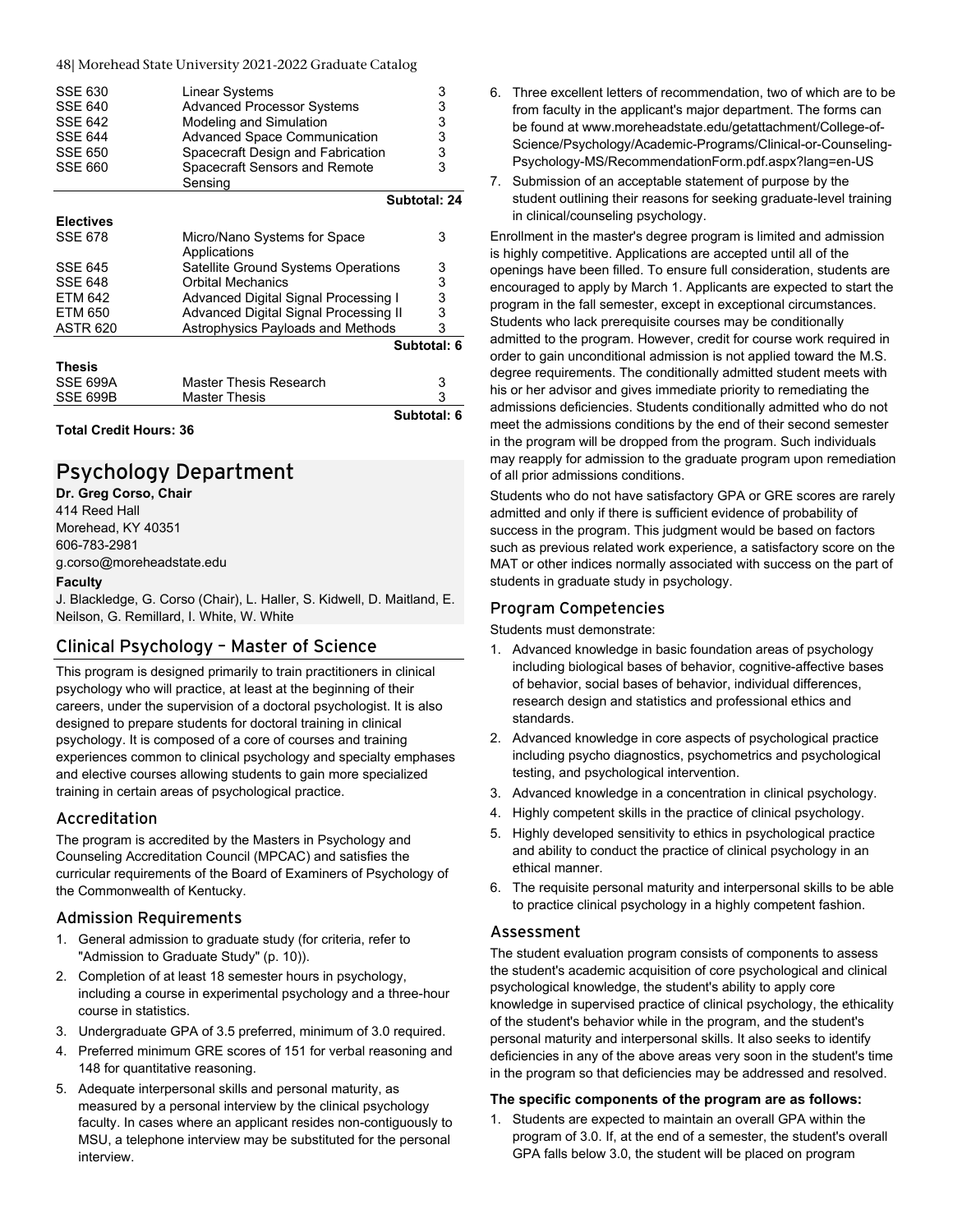| | | |
|---|---|---|
| SSE 630 | Linear Systems | 3 |
| SSE 640 | Advanced Processor Systems | 3 |
| SSE 642 | Modeling and Simulation | 3 |
| SSE 644 | Advanced Space Communication | 3 |
| SSE 650 | Spacecraft Design and Fabrication | 3 |
| SSE 660 | Spacecraft Sensors and Remote Sensing | 3 |
| | | **Subtotal: 24** |

**Electives**

| | | |
|---|---|---|
| SSE 678 | Micro/Nano Systems for Space Applications | 3 |
| SSE 645 | Satellite Ground Systems Operations | 3 |
| SSE 648 | Orbital Mechanics | 3 |
| ETM 642 | Advanced Digital Signal Processing I | 3 |
| ETM 650 | Advanced Digital Signal Processing II | 3 |
| ASTR 620 | Astrophysics Payloads and Methods | 3 |
| | | **Subtotal: 6** |

**Thesis**

| | | |
|---|---|---|
| SSE 699A | Master Thesis Research | 3 |
| SSE 699B | Master Thesis | 3 |
| | | **Subtotal: 6** |

**Total Credit Hours: 36**

# Psychology Department

**Dr. Greg Corso, Chair**
414 Reed Hall
Morehead, KY 40351
606-783-2981
g.corso@moreheadstate.edu

**Faculty**

J. Blackledge, G. Corso (Chair), L. Haller, S. Kidwell, D. Maitland, E. Neilson, G. Remillard, I. White, W. White

## Clinical Psychology – Master of Science

This program is designed primarily to train practitioners in clinical psychology who will practice, at least at the beginning of their careers, under the supervision of a doctoral psychologist. It is also designed to prepare students for doctoral training in clinical psychology. It is composed of a core of courses and training experiences common to clinical psychology and specialty emphases and elective courses allowing students to gain more specialized training in certain areas of psychological practice.

### Accreditation

The program is accredited by the Masters in Psychology and Counseling Accreditation Council (MPCAC) and satisfies the curricular requirements of the Board of Examiners of Psychology of the Commonwealth of Kentucky.

### Admission Requirements

1. General admission to graduate study (for criteria, refer to "Admission to Graduate Study" (p. 10)).
2. Completion of at least 18 semester hours in psychology, including a course in experimental psychology and a three-hour course in statistics.
3. Undergraduate GPA of 3.5 preferred, minimum of 3.0 required.
4. Preferred minimum GRE scores of 151 for verbal reasoning and 148 for quantitative reasoning.
5. Adequate interpersonal skills and personal maturity, as measured by a personal interview by the clinical psychology faculty. In cases where an applicant resides non-contiguously to MSU, a telephone interview may be substituted for the personal interview.
6. Three excellent letters of recommendation, two of which are to be from faculty in the applicant's major department. The forms can be found at www.moreheadstate.edu/getattachment/College-of-Science/Psychology/Academic-Programs/Clinical-or-Counseling-Psychology-MS/RecommendationForm.pdf.aspx?lang=en-US
7. Submission of an acceptable statement of purpose by the student outlining their reasons for seeking graduate-level training in clinical/counseling psychology.

Enrollment in the master's degree program is limited and admission is highly competitive. Applications are accepted until all of the openings have been filled. To ensure full consideration, students are encouraged to apply by March 1. Applicants are expected to start the program in the fall semester, except in exceptional circumstances. Students who lack prerequisite courses may be conditionally admitted to the program. However, credit for course work required in order to gain unconditional admission is not applied toward the M.S. degree requirements. The conditionally admitted student meets with his or her advisor and gives immediate priority to remediating the admissions deficiencies. Students conditionally admitted who do not meet the admissions conditions by the end of their second semester in the program will be dropped from the program. Such individuals may reapply for admission to the graduate program upon remediation of all prior admissions conditions.

Students who do not have satisfactory GPA or GRE scores are rarely admitted and only if there is sufficient evidence of probability of success in the program. This judgment would be based on factors such as previous related work experience, a satisfactory score on the MAT or other indices normally associated with success on the part of students in graduate study in psychology.

### Program Competencies

Students must demonstrate:

1. Advanced knowledge in basic foundation areas of psychology including biological bases of behavior, cognitive-affective bases of behavior, social bases of behavior, individual differences, research design and statistics and professional ethics and standards.
2. Advanced knowledge in core aspects of psychological practice including psycho diagnostics, psychometrics and psychological testing, and psychological intervention.
3. Advanced knowledge in a concentration in clinical psychology.
4. Highly competent skills in the practice of clinical psychology.
5. Highly developed sensitivity to ethics in psychological practice and ability to conduct the practice of clinical psychology in an ethical manner.
6. The requisite personal maturity and interpersonal skills to be able to practice clinical psychology in a highly competent fashion.

### Assessment

The student evaluation program consists of components to assess the student's academic acquisition of core psychological and clinical psychological knowledge, the student's ability to apply core knowledge in supervised practice of clinical psychology, the ethicality of the student's behavior while in the program, and the student's personal maturity and interpersonal skills. It also seeks to identify deficiencies in any of the above areas very soon in the student's time in the program so that deficiencies may be addressed and resolved.

**The specific components of the program are as follows:**

1. Students are expected to maintain an overall GPA within the program of 3.0. If, at the end of a semester, the student's overall GPA falls below 3.0, the student will be placed on program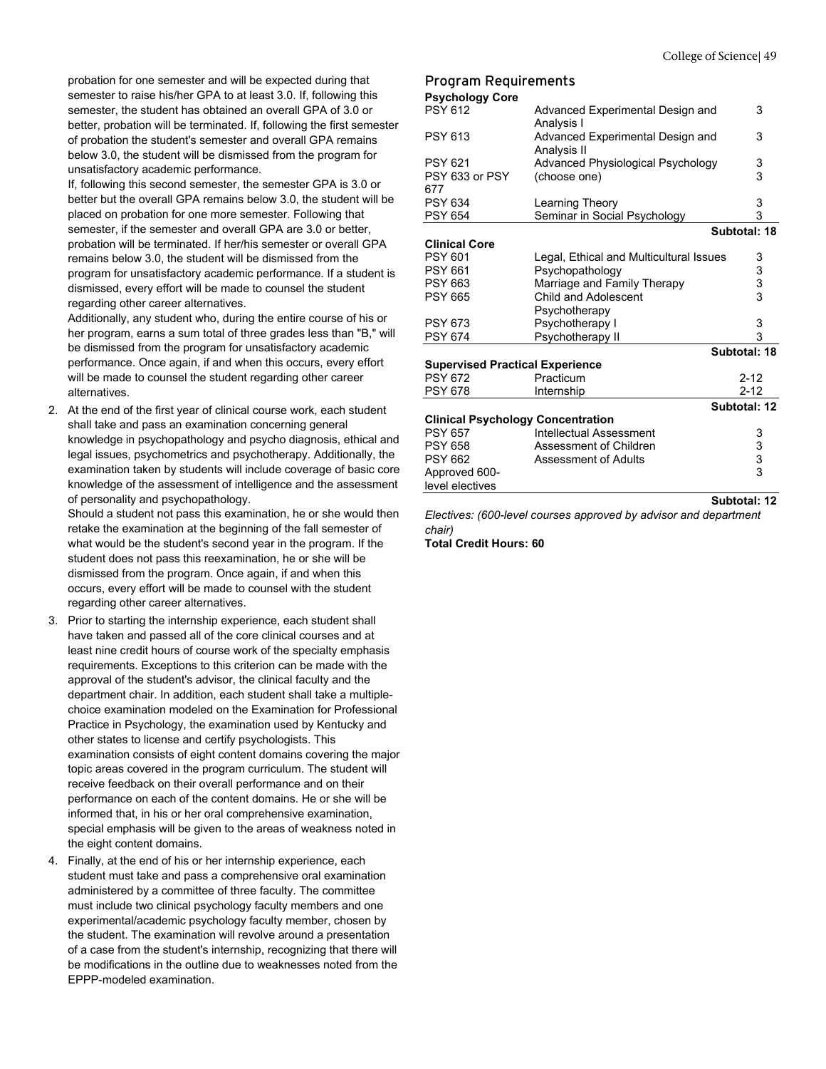probation for one semester and will be expected during that semester to raise his/her GPA to at least 3.0. If, following this semester, the student has obtained an overall GPA of 3.0 or better, probation will be terminated. If, following the first semester of probation the student's semester and overall GPA remains below 3.0, the student will be dismissed from the program for unsatisfactory academic performance.

If, following this second semester, the semester GPA is 3.0 or better but the overall GPA remains below 3.0, the student will be placed on probation for one more semester. Following that semester, if the semester and overall GPA are 3.0 or better, probation will be terminated. If her/his semester or overall GPA remains below 3.0, the student will be dismissed from the program for unsatisfactory academic performance. If a student is dismissed, every effort will be made to counsel the student regarding other career alternatives.

Additionally, any student who, during the entire course of his or her program, earns a sum total of three grades less than "B," will be dismissed from the program for unsatisfactory academic performance. Once again, if and when this occurs, every effort will be made to counsel the student regarding other career alternatives.

2. At the end of the first year of clinical course work, each student shall take and pass an examination concerning general knowledge in psychopathology and psycho diagnosis, ethical and legal issues, psychometrics and psychotherapy. Additionally, the examination taken by students will include coverage of basic core knowledge of the assessment of intelligence and the assessment of personality and psychopathology.

   Should a student not pass this examination, he or she would then retake the examination at the beginning of the fall semester of what would be the student's second year in the program. If the student does not pass this reexamination, he or she will be dismissed from the program. Once again, if and when this occurs, every effort will be made to counsel with the student regarding other career alternatives.

3. Prior to starting the internship experience, each student shall have taken and passed all of the core clinical courses and at least nine credit hours of course work of the specialty emphasis requirements. Exceptions to this criterion can be made with the approval of the student's advisor, the clinical faculty and the department chair. In addition, each student shall take a multiple-choice examination modeled on the Examination for Professional Practice in Psychology, the examination used by Kentucky and other states to license and certify psychologists. This examination consists of eight content domains covering the major topic areas covered in the program curriculum. The student will receive feedback on their overall performance and on their performance on each of the content domains. He or she will be informed that, in his or her oral comprehensive examination, special emphasis will be given to the areas of weakness noted in the eight content domains.

4. Finally, at the end of his or her internship experience, each student must take and pass a comprehensive oral examination administered by a committee of three faculty. The committee must include two clinical psychology faculty members and one experimental/academic psychology faculty member, chosen by the student. The examination will revolve around a presentation of a case from the student's internship, recognizing that there will be modifications in the outline due to weaknesses noted from the EPPP-modeled examination.

## Program Requirements

**Psychology Core**

| | | |
|---|---|---|
| PSY 612 | Advanced Experimental Design and Analysis I | 3 |
| PSY 613 | Advanced Experimental Design and Analysis II | 3 |
| PSY 621 | Advanced Physiological Psychology | 3 |
| PSY 633 or PSY 677 | (choose one) | 3 |
| PSY 634 | Learning Theory | 3 |
| PSY 654 | Seminar in Social Psychology | 3 |
| | | **Subtotal: 18** |

**Clinical Core**

| | | |
|---|---|---|
| PSY 601 | Legal, Ethical and Multicultural Issues | 3 |
| PSY 661 | Psychopathology | 3 |
| PSY 663 | Marriage and Family Therapy | 3 |
| PSY 665 | Child and Adolescent Psychotherapy | 3 |
| PSY 673 | Psychotherapy I | 3 |
| PSY 674 | Psychotherapy II | 3 |
| | | **Subtotal: 18** |

**Supervised Practical Experience**

| | | |
|---|---|---|
| PSY 672 | Practicum | 2-12 |
| PSY 678 | Internship | 2-12 |
| | | **Subtotal: 12** |

**Clinical Psychology Concentration**

| | | |
|---|---|---|
| PSY 657 | Intellectual Assessment | 3 |
| PSY 658 | Assessment of Children | 3 |
| PSY 662 | Assessment of Adults | 3 |
| Approved 600-level electives | | 3 |
| | | **Subtotal: 12** |

*Electives: (600-level courses approved by advisor and department chair)*

**Total Credit Hours: 60**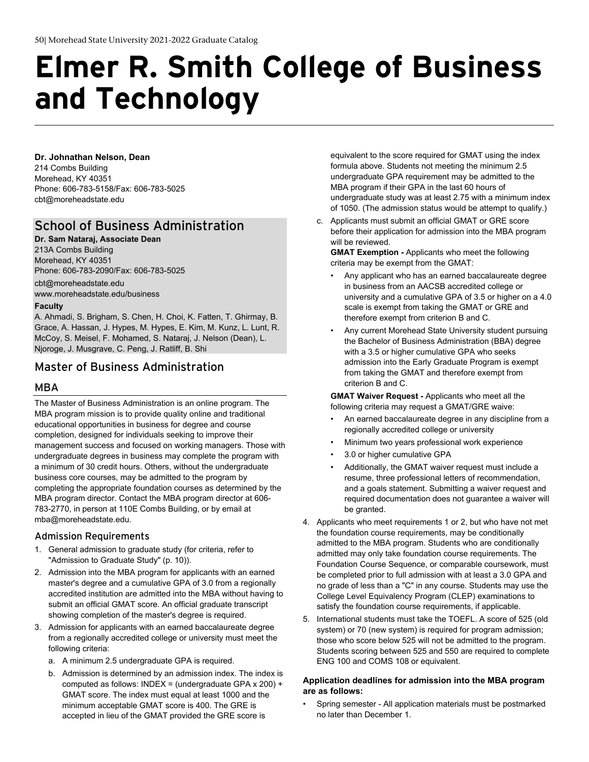# Elmer R. Smith College of Business and Technology

**Dr. Johnathan Nelson, Dean**
214 Combs Building
Morehead, KY 40351
Phone: 606-783-5158/Fax: 606-783-5025
cbt@moreheadstate.edu

## School of Business Administration

**Dr. Sam Nataraj, Associate Dean**
213A Combs Building
Morehead, KY 40351
Phone: 606-783-2090/Fax: 606-783-5025
cbt@moreheadstate.edu
www.moreheadstate.edu/business

**Faculty**
A. Ahmadi, S. Brigham, S. Chen, H. Choi, K. Fatten, T. Ghirmay, B. Grace, A. Hassan, J. Hypes, M. Hypes, E. Kim, M. Kunz, L. Lunt, R. McCoy, S. Meisel, F. Mohamed, S. Nataraj, J. Nelson (Dean), L. Njoroge, J. Musgrave, C. Peng, J. Ratliff, B. Shi

## Master of Business Administration

### MBA

The Master of Business Administration is an online program. The MBA program mission is to provide quality online and traditional educational opportunities in business for degree and course completion, designed for individuals seeking to improve their management success and focused on working managers. Those with undergraduate degrees in business may complete the program with a minimum of 30 credit hours. Others, without the undergraduate business core courses, may be admitted to the program by completing the appropriate foundation courses as determined by the MBA program director. Contact the MBA program director at 606-783-2770, in person at 110E Combs Building, or by email at mba@moreheadstate.edu.

#### Admission Requirements

1. General admission to graduate study (for criteria, refer to "Admission to Graduate Study" (p. 10)).
2. Admission into the MBA program for applicants with an earned master's degree and a cumulative GPA of 3.0 from a regionally accredited institution are admitted into the MBA without having to submit an official GMAT score. An official graduate transcript showing completion of the master's degree is required.
3. Admission for applicants with an earned baccalaureate degree from a regionally accredited college or university must meet the following criteria:
   a. A minimum 2.5 undergraduate GPA is required.
   b. Admission is determined by an admission index. The index is computed as follows: INDEX = (undergraduate GPA x 200) + GMAT score. The index must equal at least 1000 and the minimum acceptable GMAT score is 400. The GRE is accepted in lieu of the GMAT provided the GRE score is equivalent to the score required for GMAT using the index formula above. Students not meeting the minimum 2.5 undergraduate GPA requirement may be admitted to the MBA program if their GPA in the last 60 hours of undergraduate study was at least 2.75 with a minimum index of 1050. (The admission status would be attempt to qualify.)
   c. Applicants must submit an official GMAT or GRE score before their application for admission into the MBA program will be reviewed.

      **GMAT Exemption -** Applicants who meet the following criteria may be exempt from the GMAT:

      - Any applicant who has an earned baccalaureate degree in business from an AACSB accredited college or university and a cumulative GPA of 3.5 or higher on a 4.0 scale is exempt from taking the GMAT or GRE and therefore exempt from criterion B and C.
      - Any current Morehead State University student pursuing the Bachelor of Business Administration (BBA) degree with a 3.5 or higher cumulative GPA who seeks admission into the Early Graduate Program is exempt from taking the GMAT and therefore exempt from criterion B and C.

      **GMAT Waiver Request -** Applicants who meet all the following criteria may request a GMAT/GRE waive:

      - An earned baccalaureate degree in any discipline from a regionally accredited college or university
      - Minimum two years professional work experience
      - 3.0 or higher cumulative GPA
      - Additionally, the GMAT waiver request must include a resume, three professional letters of recommendation, and a goals statement. Submitting a waiver request and required documentation does not guarantee a waiver will be granted.
4. Applicants who meet requirements 1 or 2, but who have not met the foundation course requirements, may be conditionally admitted to the MBA program. Students who are conditionally admitted may only take foundation course requirements. The Foundation Course Sequence, or comparable coursework, must be completed prior to full admission with at least a 3.0 GPA and no grade of less than a "C" in any course. Students may use the College Level Equivalency Program (CLEP) examinations to satisfy the foundation course requirements, if applicable.
5. International students must take the TOEFL. A score of 525 (old system) or 70 (new system) is required for program admission; those who score below 525 will not be admitted to the program. Students scoring between 525 and 550 are required to complete ENG 100 and COMS 108 or equivalent.

**Application deadlines for admission into the MBA program are as follows:**

- Spring semester - All application materials must be postmarked no later than December 1.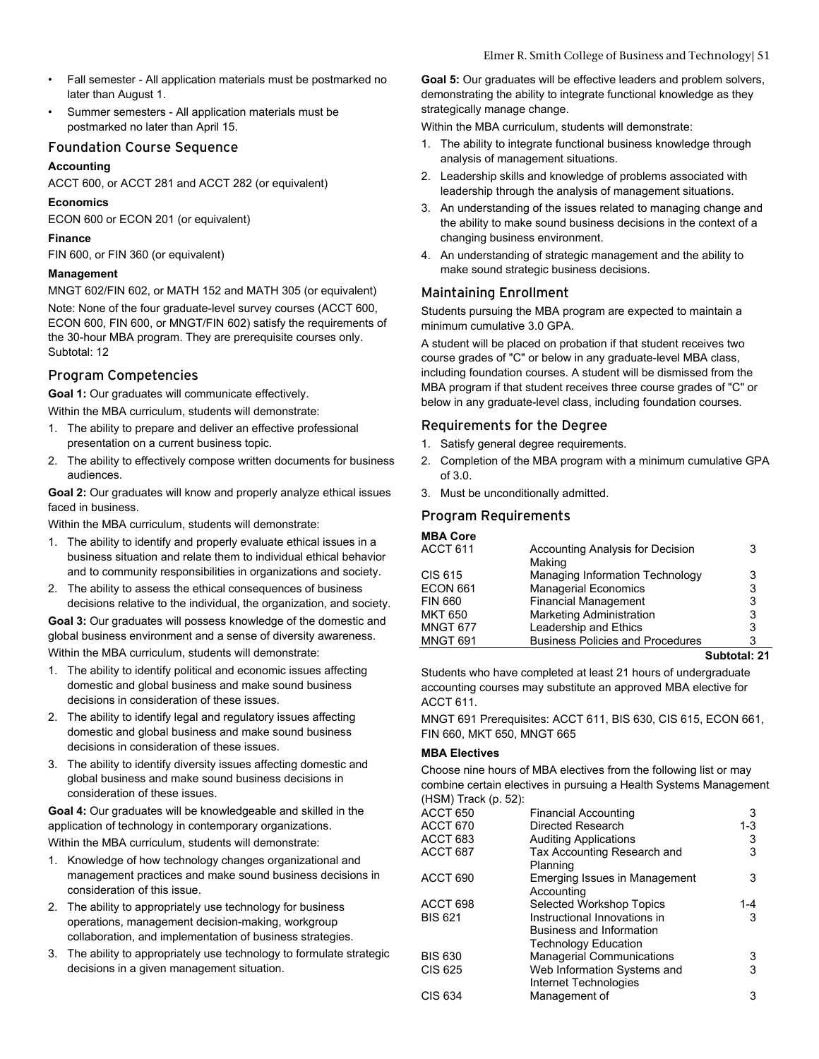- Fall semester - All application materials must be postmarked no later than August 1.
- Summer semesters - All application materials must be postmarked no later than April 15.

## Foundation Course Sequence

**Accounting**

ACCT 600, or ACCT 281 and ACCT 282 (or equivalent)

**Economics**

ECON 600 or ECON 201 (or equivalent)

**Finance**

FIN 600, or FIN 360 (or equivalent)

**Management**

MNGT 602/FIN 602, or MATH 152 and MATH 305 (or equivalent)

Note: None of the four graduate-level survey courses (ACCT 600, ECON 600, FIN 600, or MNGT/FIN 602) satisfy the requirements of the 30-hour MBA program. They are prerequisite courses only.
Subtotal: 12

## Program Competencies

**Goal 1:** Our graduates will communicate effectively.

Within the MBA curriculum, students will demonstrate:

1. The ability to prepare and deliver an effective professional presentation on a current business topic.
2. The ability to effectively compose written documents for business audiences.

**Goal 2:** Our graduates will know and properly analyze ethical issues faced in business.

Within the MBA curriculum, students will demonstrate:

1. The ability to identify and properly evaluate ethical issues in a business situation and relate them to individual ethical behavior and to community responsibilities in organizations and society.
2. The ability to assess the ethical consequences of business decisions relative to the individual, the organization, and society.

**Goal 3:** Our graduates will possess knowledge of the domestic and global business environment and a sense of diversity awareness.

Within the MBA curriculum, students will demonstrate:

1. The ability to identify political and economic issues affecting domestic and global business and make sound business decisions in consideration of these issues.
2. The ability to identify legal and regulatory issues affecting domestic and global business and make sound business decisions in consideration of these issues.
3. The ability to identify diversity issues affecting domestic and global business and make sound business decisions in consideration of these issues.

**Goal 4:** Our graduates will be knowledgeable and skilled in the application of technology in contemporary organizations.

Within the MBA curriculum, students will demonstrate:

1. Knowledge of how technology changes organizational and management practices and make sound business decisions in consideration of this issue.
2. The ability to appropriately use technology for business operations, management decision-making, workgroup collaboration, and implementation of business strategies.
3. The ability to appropriately use technology to formulate strategic decisions in a given management situation.

**Goal 5:** Our graduates will be effective leaders and problem solvers, demonstrating the ability to integrate functional knowledge as they strategically manage change.

Within the MBA curriculum, students will demonstrate:

1. The ability to integrate functional business knowledge through analysis of management situations.
2. Leadership skills and knowledge of problems associated with leadership through the analysis of management situations.
3. An understanding of the issues related to managing change and the ability to make sound business decisions in the context of a changing business environment.
4. An understanding of strategic management and the ability to make sound strategic business decisions.

## Maintaining Enrollment

Students pursuing the MBA program are expected to maintain a minimum cumulative 3.0 GPA.

A student will be placed on probation if that student receives two course grades of "C" or below in any graduate-level MBA class, including foundation courses. A student will be dismissed from the MBA program if that student receives three course grades of "C" or below in any graduate-level class, including foundation courses.

## Requirements for the Degree

1. Satisfy general degree requirements.
2. Completion of the MBA program with a minimum cumulative GPA of 3.0.
3. Must be unconditionally admitted.

## Program Requirements

**MBA Core**

| | | |
|---|---|---|
| ACCT 611 | Accounting Analysis for Decision Making | 3 |
| CIS 615 | Managing Information Technology | 3 |
| ECON 661 | Managerial Economics | 3 |
| FIN 660 | Financial Management | 3 |
| MKT 650 | Marketing Administration | 3 |
| MNGT 677 | Leadership and Ethics | 3 |
| MNGT 691 | Business Policies and Procedures | 3 |
| | | **Subtotal: 21** |

Students who have completed at least 21 hours of undergraduate accounting courses may substitute an approved MBA elective for ACCT 611.

MNGT 691 Prerequisites: ACCT 611, BIS 630, CIS 615, ECON 661, FIN 660, MKT 650, MNGT 665

**MBA Electives**

Choose nine hours of MBA electives from the following list or may combine certain electives in pursuing a Health Systems Management (HSM) Track (p. 52):

| | | |
|---|---|---|
| ACCT 650 | Financial Accounting | 3 |
| ACCT 670 | Directed Research | 1-3 |
| ACCT 683 | Auditing Applications | 3 |
| ACCT 687 | Tax Accounting Research and Planning | 3 |
| ACCT 690 | Emerging Issues in Management Accounting | 3 |
| ACCT 698 | Selected Workshop Topics | 1-4 |
| BIS 621 | Instructional Innovations in Business and Information Technology Education | 3 |
| BIS 630 | Managerial Communications | 3 |
| CIS 625 | Web Information Systems and Internet Technologies | 3 |
| CIS 634 | Management of | 3 |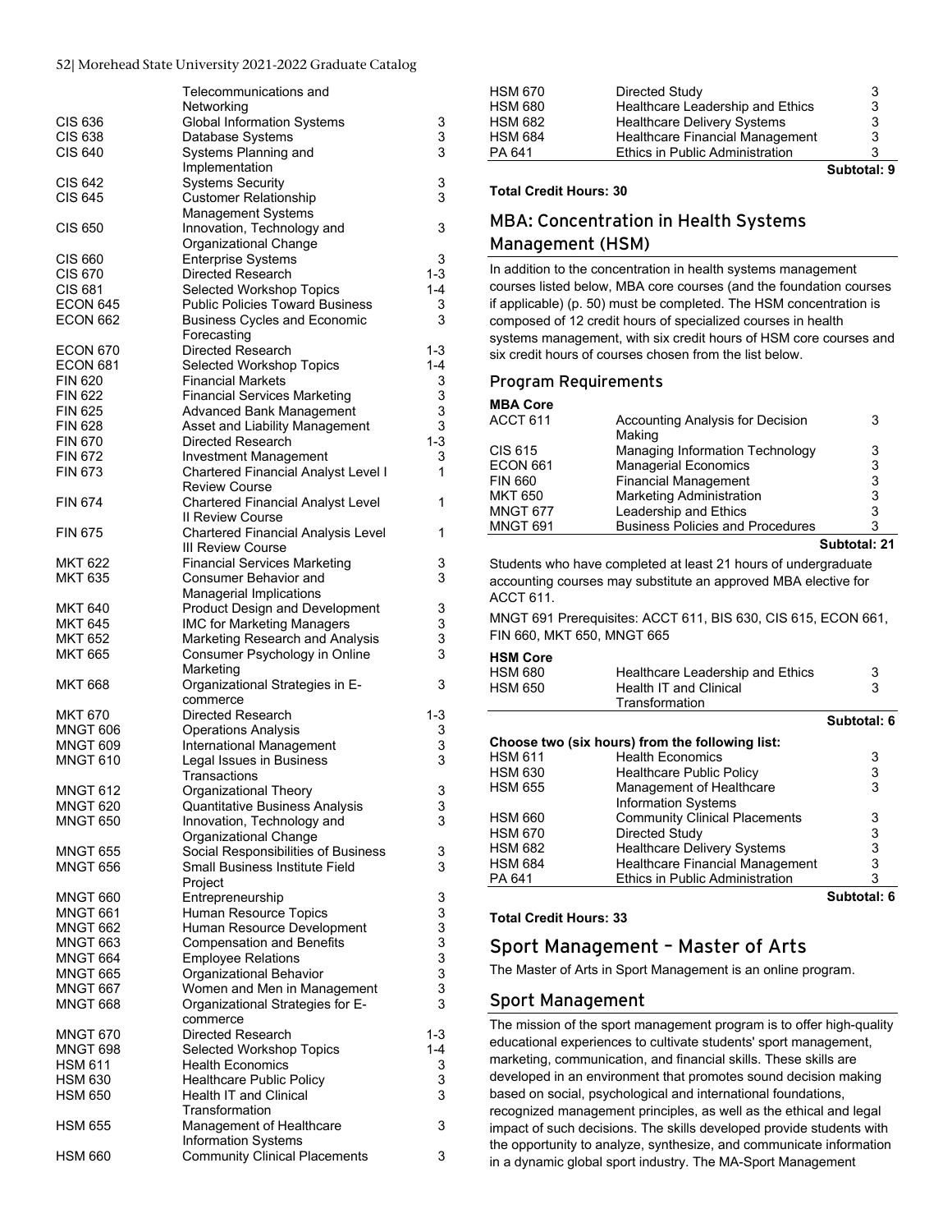| | | |
|---|---|---|
| | Telecommunications and Networking | |
| CIS 636 | Global Information Systems | 3 |
| CIS 638 | Database Systems | 3 |
| CIS 640 | Systems Planning and Implementation | 3 |
| CIS 642 | Systems Security | 3 |
| CIS 645 | Customer Relationship Management Systems | 3 |
| CIS 650 | Innovation, Technology and Organizational Change | 3 |
| CIS 660 | Enterprise Systems | 3 |
| CIS 670 | Directed Research | 1-3 |
| CIS 681 | Selected Workshop Topics | 1-4 |
| ECON 645 | Public Policies Toward Business | 3 |
| ECON 662 | Business Cycles and Economic Forecasting | 3 |
| ECON 670 | Directed Research | 1-3 |
| ECON 681 | Selected Workshop Topics | 1-4 |
| FIN 620 | Financial Markets | 3 |
| FIN 622 | Financial Services Marketing | 3 |
| FIN 625 | Advanced Bank Management | 3 |
| FIN 628 | Asset and Liability Management | 3 |
| FIN 670 | Directed Research | 1-3 |
| FIN 672 | Investment Management | 3 |
| FIN 673 | Chartered Financial Analyst Level I Review Course | 1 |
| FIN 674 | Chartered Financial Analyst Level II Review Course | 1 |
| FIN 675 | Chartered Financial Analysis Level III Review Course | 1 |
| MKT 622 | Financial Services Marketing | 3 |
| MKT 635 | Consumer Behavior and Managerial Implications | 3 |
| MKT 640 | Product Design and Development | 3 |
| MKT 645 | IMC for Marketing Managers | 3 |
| MKT 652 | Marketing Research and Analysis | 3 |
| MKT 665 | Consumer Psychology in Online Marketing | 3 |
| MKT 668 | Organizational Strategies in E-commerce | 3 |
| MKT 670 | Directed Research | 1-3 |
| MNGT 606 | Operations Analysis | 3 |
| MNGT 609 | International Management | 3 |
| MNGT 610 | Legal Issues in Business Transactions | 3 |
| MNGT 612 | Organizational Theory | 3 |
| MNGT 620 | Quantitative Business Analysis | 3 |
| MNGT 650 | Innovation, Technology and Organizational Change | 3 |
| MNGT 655 | Social Responsibilities of Business | 3 |
| MNGT 656 | Small Business Institute Field Project | 3 |
| MNGT 660 | Entrepreneurship | 3 |
| MNGT 661 | Human Resource Topics | 3 |
| MNGT 662 | Human Resource Development | 3 |
| MNGT 663 | Compensation and Benefits | 3 |
| MNGT 664 | Employee Relations | 3 |
| MNGT 665 | Organizational Behavior | 3 |
| MNGT 667 | Women and Men in Management | 3 |
| MNGT 668 | Organizational Strategies for E-commerce | 3 |
| MNGT 670 | Directed Research | 1-3 |
| MNGT 698 | Selected Workshop Topics | 1-4 |
| HSM 611 | Health Economics | 3 |
| HSM 630 | Healthcare Public Policy | 3 |
| HSM 650 | Health IT and Clinical Transformation | 3 |
| HSM 655 | Management of Healthcare Information Systems | 3 |
| HSM 660 | Community Clinical Placements | 3 |
| HSM 670 | Directed Study | 3 |
| HSM 680 | Healthcare Leadership and Ethics | 3 |
| HSM 682 | Healthcare Delivery Systems | 3 |
| HSM 684 | Healthcare Financial Management | 3 |
| PA 641 | Ethics in Public Administration | 3 |
| | | **Subtotal: 9** |

**Total Credit Hours: 30**

## MBA: Concentration in Health Systems Management (HSM)

In addition to the concentration in health systems management courses listed below, MBA core courses (and the foundation courses if applicable) (p. 50) must be completed. The HSM concentration is composed of 12 credit hours of specialized courses in health systems management, with six credit hours of HSM core courses and six credit hours of courses chosen from the list below.

### Program Requirements

**MBA Core**

| | | |
|---|---|---|
| ACCT 611 | Accounting Analysis for Decision Making | 3 |
| CIS 615 | Managing Information Technology | 3 |
| ECON 661 | Managerial Economics | 3 |
| FIN 660 | Financial Management | 3 |
| MKT 650 | Marketing Administration | 3 |
| MNGT 677 | Leadership and Ethics | 3 |
| MNGT 691 | Business Policies and Procedures | 3 |
| | | **Subtotal: 21** |

Students who have completed at least 21 hours of undergraduate accounting courses may substitute an approved MBA elective for ACCT 611.

MNGT 691 Prerequisites: ACCT 611, BIS 630, CIS 615, ECON 661, FIN 660, MKT 650, MNGT 665

**HSM Core**

| | | |
|---|---|---|
| HSM 680 | Healthcare Leadership and Ethics | 3 |
| HSM 650 | Health IT and Clinical Transformation | 3 |
| | | **Subtotal: 6** |

**Choose two (six hours) from the following list:**

| | | |
|---|---|---|
| HSM 611 | Health Economics | 3 |
| HSM 630 | Healthcare Public Policy | 3 |
| HSM 655 | Management of Healthcare Information Systems | 3 |
| HSM 660 | Community Clinical Placements | 3 |
| HSM 670 | Directed Study | 3 |
| HSM 682 | Healthcare Delivery Systems | 3 |
| HSM 684 | Healthcare Financial Management | 3 |
| PA 641 | Ethics in Public Administration | 3 |
| | | **Subtotal: 6** |

**Total Credit Hours: 33**

## Sport Management – Master of Arts

The Master of Arts in Sport Management is an online program.

### Sport Management

The mission of the sport management program is to offer high-quality educational experiences to cultivate students' sport management, marketing, communication, and financial skills. These skills are developed in an environment that promotes sound decision making based on social, psychological and international foundations, recognized management principles, as well as the ethical and legal impact of such decisions. The skills developed provide students with the opportunity to analyze, synthesize, and communicate information in a dynamic global sport industry. The MA-Sport Management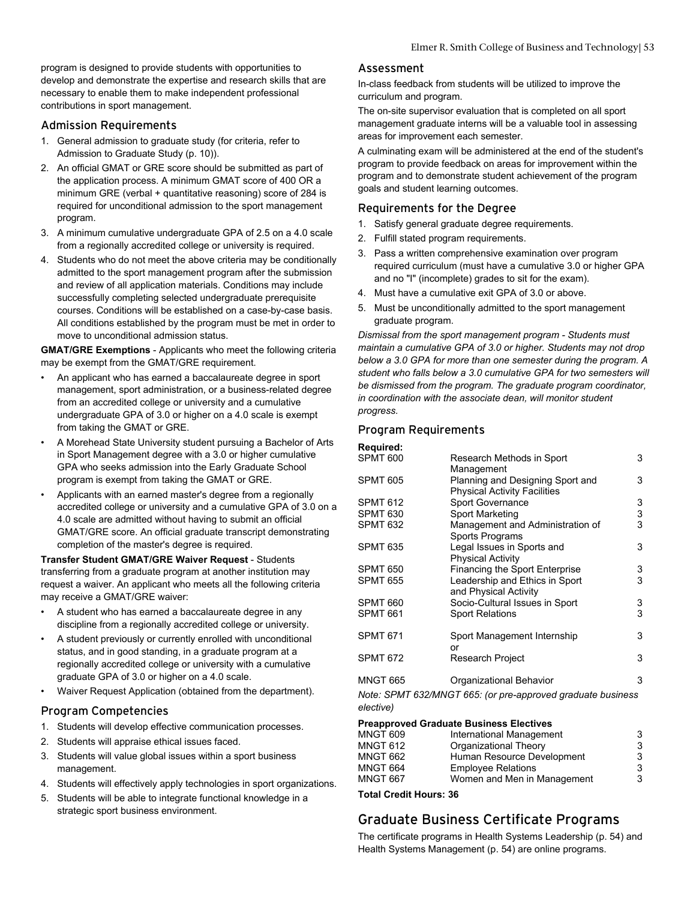program is designed to provide students with opportunities to develop and demonstrate the expertise and research skills that are necessary to enable them to make independent professional contributions in sport management.

### Admission Requirements

1. General admission to graduate study (for criteria, refer to Admission to Graduate Study (p. 10)).
2. An official GMAT or GRE score should be submitted as part of the application process. A minimum GMAT score of 400 OR a minimum GRE (verbal + quantitative reasoning) score of 284 is required for unconditional admission to the sport management program.
3. A minimum cumulative undergraduate GPA of 2.5 on a 4.0 scale from a regionally accredited college or university is required.
4. Students who do not meet the above criteria may be conditionally admitted to the sport management program after the submission and review of all application materials. Conditions may include successfully completing selected undergraduate prerequisite courses. Conditions will be established on a case-by-case basis. All conditions established by the program must be met in order to move to unconditional admission status.

**GMAT/GRE Exemptions** - Applicants who meet the following criteria may be exempt from the GMAT/GRE requirement.

- An applicant who has earned a baccalaureate degree in sport management, sport administration, or a business-related degree from an accredited college or university and a cumulative undergraduate GPA of 3.0 or higher on a 4.0 scale is exempt from taking the GMAT or GRE.
- A Morehead State University student pursuing a Bachelor of Arts in Sport Management degree with a 3.0 or higher cumulative GPA who seeks admission into the Early Graduate School program is exempt from taking the GMAT or GRE.
- Applicants with an earned master's degree from a regionally accredited college or university and a cumulative GPA of 3.0 on a 4.0 scale are admitted without having to submit an official GMAT/GRE score. An official graduate transcript demonstrating completion of the master's degree is required.

**Transfer Student GMAT/GRE Waiver Request** - Students transferring from a graduate program at another institution may request a waiver. An applicant who meets all the following criteria may receive a GMAT/GRE waiver:

- A student who has earned a baccalaureate degree in any discipline from a regionally accredited college or university.
- A student previously or currently enrolled with unconditional status, and in good standing, in a graduate program at a regionally accredited college or university with a cumulative graduate GPA of 3.0 or higher on a 4.0 scale.
- Waiver Request Application (obtained from the department).

### Program Competencies

1. Students will develop effective communication processes.
2. Students will appraise ethical issues faced.
3. Students will value global issues within a sport business management.
4. Students will effectively apply technologies in sport organizations.
5. Students will be able to integrate functional knowledge in a strategic sport business environment.

### Assessment

In-class feedback from students will be utilized to improve the curriculum and program.

The on-site supervisor evaluation that is completed on all sport management graduate interns will be a valuable tool in assessing areas for improvement each semester.

A culminating exam will be administered at the end of the student's program to provide feedback on areas for improvement within the program and to demonstrate student achievement of the program goals and student learning outcomes.

### Requirements for the Degree

1. Satisfy general graduate degree requirements.
2. Fulfill stated program requirements.
3. Pass a written comprehensive examination over program required curriculum (must have a cumulative 3.0 or higher GPA and no "I" (incomplete) grades to sit for the exam).
4. Must have a cumulative exit GPA of 3.0 or above.
5. Must be unconditionally admitted to the sport management graduate program.

*Dismissal from the sport management program - Students must maintain a cumulative GPA of 3.0 or higher. Students may not drop below a 3.0 GPA for more than one semester during the program. A student who falls below a 3.0 cumulative GPA for two semesters will be dismissed from the program. The graduate program coordinator, in coordination with the associate dean, will monitor student progress.*

### Program Requirements

**Required:**

| | | |
|---|---|---|
| SPMT 600 | Research Methods in Sport Management | 3 |
| SPMT 605 | Planning and Designing Sport and Physical Activity Facilities | 3 |
| SPMT 612 | Sport Governance | 3 |
| SPMT 630 | Sport Marketing | 3 |
| SPMT 632 | Management and Administration of Sports Programs | 3 |
| SPMT 635 | Legal Issues in Sports and Physical Activity | 3 |
| SPMT 650 | Financing the Sport Enterprise | 3 |
| SPMT 655 | Leadership and Ethics in Sport and Physical Activity | 3 |
| SPMT 660 | Socio-Cultural Issues in Sport | 3 |
| SPMT 661 | Sport Relations | 3 |
| SPMT 671 | Sport Management Internship or | 3 |
| SPMT 672 | Research Project | 3 |
| MNGT 665 | Organizational Behavior | 3 |

*Note: SPMT 632/MNGT 665: (or pre-approved graduate business elective)*

**Preapproved Graduate Business Electives**

| | | |
|---|---|---|
| MNGT 609 | International Management | 3 |
| MNGT 612 | Organizational Theory | 3 |
| MNGT 662 | Human Resource Development | 3 |
| MNGT 664 | Employee Relations | 3 |
| MNGT 667 | Women and Men in Management | 3 |

**Total Credit Hours: 36**

## Graduate Business Certificate Programs

The certificate programs in Health Systems Leadership (p. 54) and Health Systems Management (p. 54) are online programs.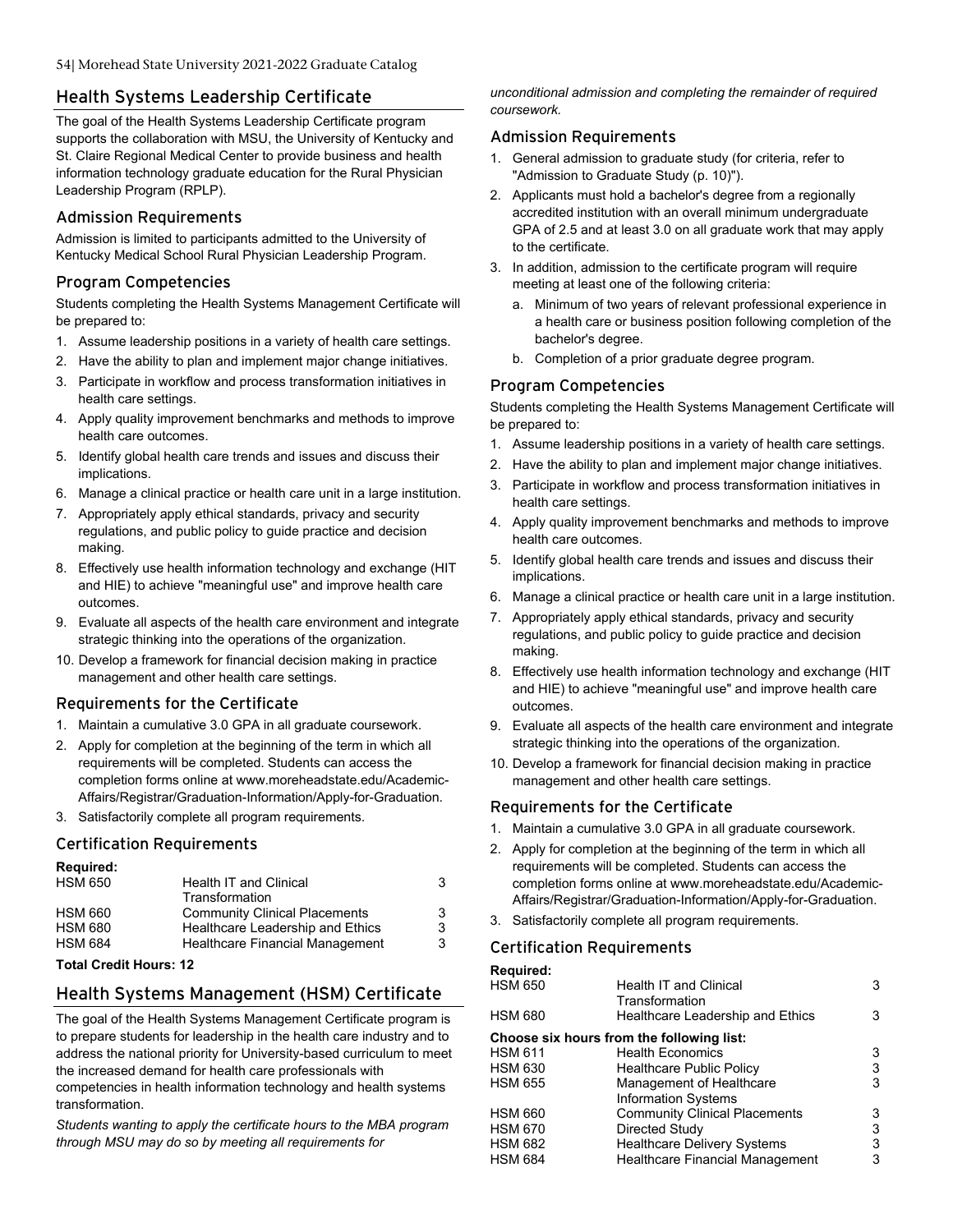## Health Systems Leadership Certificate

The goal of the Health Systems Leadership Certificate program supports the collaboration with MSU, the University of Kentucky and St. Claire Regional Medical Center to provide business and health information technology graduate education for the Rural Physician Leadership Program (RPLP).

### Admission Requirements

Admission is limited to participants admitted to the University of Kentucky Medical School Rural Physician Leadership Program.

### Program Competencies

Students completing the Health Systems Management Certificate will be prepared to:

1. Assume leadership positions in a variety of health care settings.
2. Have the ability to plan and implement major change initiatives.
3. Participate in workflow and process transformation initiatives in health care settings.
4. Apply quality improvement benchmarks and methods to improve health care outcomes.
5. Identify global health care trends and issues and discuss their implications.
6. Manage a clinical practice or health care unit in a large institution.
7. Appropriately apply ethical standards, privacy and security regulations, and public policy to guide practice and decision making.
8. Effectively use health information technology and exchange (HIT and HIE) to achieve "meaningful use" and improve health care outcomes.
9. Evaluate all aspects of the health care environment and integrate strategic thinking into the operations of the organization.
10. Develop a framework for financial decision making in practice management and other health care settings.

### Requirements for the Certificate

1. Maintain a cumulative 3.0 GPA in all graduate coursework.
2. Apply for completion at the beginning of the term in which all requirements will be completed. Students can access the completion forms online at www.moreheadstate.edu/Academic-Affairs/Registrar/Graduation-Information/Apply-for-Graduation.
3. Satisfactorily complete all program requirements.

### Certification Requirements

**Required:**

| | | |
|---|---|---|
| HSM 650 | Health IT and Clinical Transformation | 3 |
| HSM 660 | Community Clinical Placements | 3 |
| HSM 680 | Healthcare Leadership and Ethics | 3 |
| HSM 684 | Healthcare Financial Management | 3 |

**Total Credit Hours: 12**

## Health Systems Management (HSM) Certificate

The goal of the Health Systems Management Certificate program is to prepare students for leadership in the health care industry and to address the national priority for University-based curriculum to meet the increased demand for health care professionals with competencies in health information technology and health systems transformation.

*Students wanting to apply the certificate hours to the MBA program through MSU may do so by meeting all requirements for unconditional admission and completing the remainder of required coursework.*

### Admission Requirements

1. General admission to graduate study (for criteria, refer to "Admission to Graduate Study (p. 10)").
2. Applicants must hold a bachelor's degree from a regionally accredited institution with an overall minimum undergraduate GPA of 2.5 and at least 3.0 on all graduate work that may apply to the certificate.
3. In addition, admission to the certificate program will require meeting at least one of the following criteria:
   a. Minimum of two years of relevant professional experience in a health care or business position following completion of the bachelor's degree.
   b. Completion of a prior graduate degree program.

### Program Competencies

Students completing the Health Systems Management Certificate will be prepared to:

1. Assume leadership positions in a variety of health care settings.
2. Have the ability to plan and implement major change initiatives.
3. Participate in workflow and process transformation initiatives in health care settings.
4. Apply quality improvement benchmarks and methods to improve health care outcomes.
5. Identify global health care trends and issues and discuss their implications.
6. Manage a clinical practice or health care unit in a large institution.
7. Appropriately apply ethical standards, privacy and security regulations, and public policy to guide practice and decision making.
8. Effectively use health information technology and exchange (HIT and HIE) to achieve "meaningful use" and improve health care outcomes.
9. Evaluate all aspects of the health care environment and integrate strategic thinking into the operations of the organization.
10. Develop a framework for financial decision making in practice management and other health care settings.

### Requirements for the Certificate

1. Maintain a cumulative 3.0 GPA in all graduate coursework.
2. Apply for completion at the beginning of the term in which all requirements will be completed. Students can access the completion forms online at www.moreheadstate.edu/Academic-Affairs/Registrar/Graduation-Information/Apply-for-Graduation.
3. Satisfactorily complete all program requirements.

### Certification Requirements

**Required:**

| | | |
|---|---|---|
| HSM 650 | Health IT and Clinical Transformation | 3 |
| HSM 680 | Healthcare Leadership and Ethics | 3 |

**Choose six hours from the following list:**

| | | |
|---|---|---|
| HSM 611 | Health Economics | 3 |
| HSM 630 | Healthcare Public Policy | 3 |
| HSM 655 | Management of Healthcare Information Systems | 3 |
| HSM 660 | Community Clinical Placements | 3 |
| HSM 670 | Directed Study | 3 |
| HSM 682 | Healthcare Delivery Systems | 3 |
| HSM 684 | Healthcare Financial Management | 3 |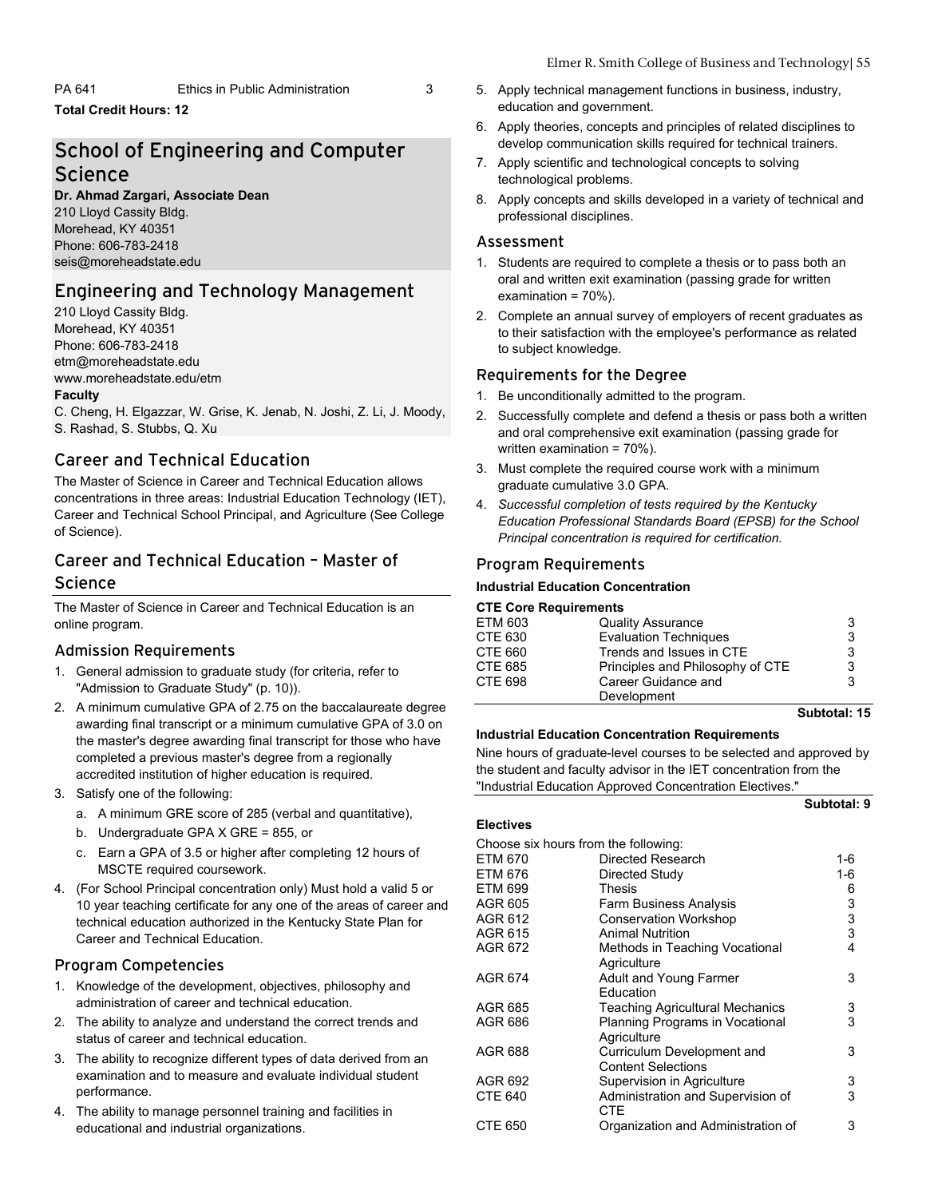| | | |
|---|---|---|
| PA 641 | Ethics in Public Administration | 3 |

**Total Credit Hours: 12**

# School of Engineering and Computer Science

**Dr. Ahmad Zargari, Associate Dean**
210 Lloyd Cassity Bldg.
Morehead, KY 40351
Phone: 606-783-2418
seis@moreheadstate.edu

## Engineering and Technology Management

210 Lloyd Cassity Bldg.
Morehead, KY 40351
Phone: 606-783-2418
etm@moreheadstate.edu
www.moreheadstate.edu/etm

**Faculty**

C. Cheng, H. Elgazzar, W. Grise, K. Jenab, N. Joshi, Z. Li, J. Moody, S. Rashad, S. Stubbs, Q. Xu

## Career and Technical Education

The Master of Science in Career and Technical Education allows concentrations in three areas: Industrial Education Technology (IET), Career and Technical School Principal, and Agriculture (See College of Science).

## Career and Technical Education – Master of Science

The Master of Science in Career and Technical Education is an online program.

### Admission Requirements

1. General admission to graduate study (for criteria, refer to "Admission to Graduate Study" (p. 10)).
2. A minimum cumulative GPA of 2.75 on the baccalaureate degree awarding final transcript or a minimum cumulative GPA of 3.0 on the master's degree awarding final transcript for those who have completed a previous master's degree from a regionally accredited institution of higher education is required.
3. Satisfy one of the following:
   a. A minimum GRE score of 285 (verbal and quantitative),
   b. Undergraduate GPA X GRE = 855, or
   c. Earn a GPA of 3.5 or higher after completing 12 hours of MSCTE required coursework.
4. (For School Principal concentration only) Must hold a valid 5 or 10 year teaching certificate for any one of the areas of career and technical education authorized in the Kentucky State Plan for Career and Technical Education.

### Program Competencies

1. Knowledge of the development, objectives, philosophy and administration of career and technical education.
2. The ability to analyze and understand the correct trends and status of career and technical education.
3. The ability to recognize different types of data derived from an examination and to measure and evaluate individual student performance.
4. The ability to manage personnel training and facilities in educational and industrial organizations.
5. Apply technical management functions in business, industry, education and government.
6. Apply theories, concepts and principles of related disciplines to develop communication skills required for technical trainers.
7. Apply scientific and technological concepts to solving technological problems.
8. Apply concepts and skills developed in a variety of technical and professional disciplines.

### Assessment

1. Students are required to complete a thesis or to pass both an oral and written exit examination (passing grade for written examination = 70%).
2. Complete an annual survey of employers of recent graduates as to their satisfaction with the employee's performance as related to subject knowledge.

### Requirements for the Degree

1. Be unconditionally admitted to the program.
2. Successfully complete and defend a thesis or pass both a written and oral comprehensive exit examination (passing grade for written examination = 70%).
3. Must complete the required course work with a minimum graduate cumulative 3.0 GPA.
4. *Successful completion of tests required by the Kentucky Education Professional Standards Board (EPSB) for the School Principal concentration is required for certification.*

### Program Requirements

**Industrial Education Concentration**

**CTE Core Requirements**

| | | |
|---|---|---|
| ETM 603 | Quality Assurance | 3 |
| CTE 630 | Evaluation Techniques | 3 |
| CTE 660 | Trends and Issues in CTE | 3 |
| CTE 685 | Principles and Philosophy of CTE | 3 |
| CTE 698 | Career Guidance and Development | 3 |

**Subtotal: 15**

**Industrial Education Concentration Requirements**

Nine hours of graduate-level courses to be selected and approved by the student and faculty advisor in the IET concentration from the "Industrial Education Approved Concentration Electives."

**Subtotal: 9**

**Electives**

Choose six hours from the following:

| | | |
|---|---|---|
| ETM 670 | Directed Research | 1-6 |
| ETM 676 | Directed Study | 1-6 |
| ETM 699 | Thesis | 6 |
| AGR 605 | Farm Business Analysis | 3 |
| AGR 612 | Conservation Workshop | 3 |
| AGR 615 | Animal Nutrition | 3 |
| AGR 672 | Methods in Teaching Vocational Agriculture | 4 |
| AGR 674 | Adult and Young Farmer Education | 3 |
| AGR 685 | Teaching Agricultural Mechanics | 3 |
| AGR 686 | Planning Programs in Vocational Agriculture | 3 |
| AGR 688 | Curriculum Development and Content Selections | 3 |
| AGR 692 | Supervision in Agriculture | 3 |
| CTE 640 | Administration and Supervision of CTE | 3 |
| CTE 650 | Organization and Administration of | 3 |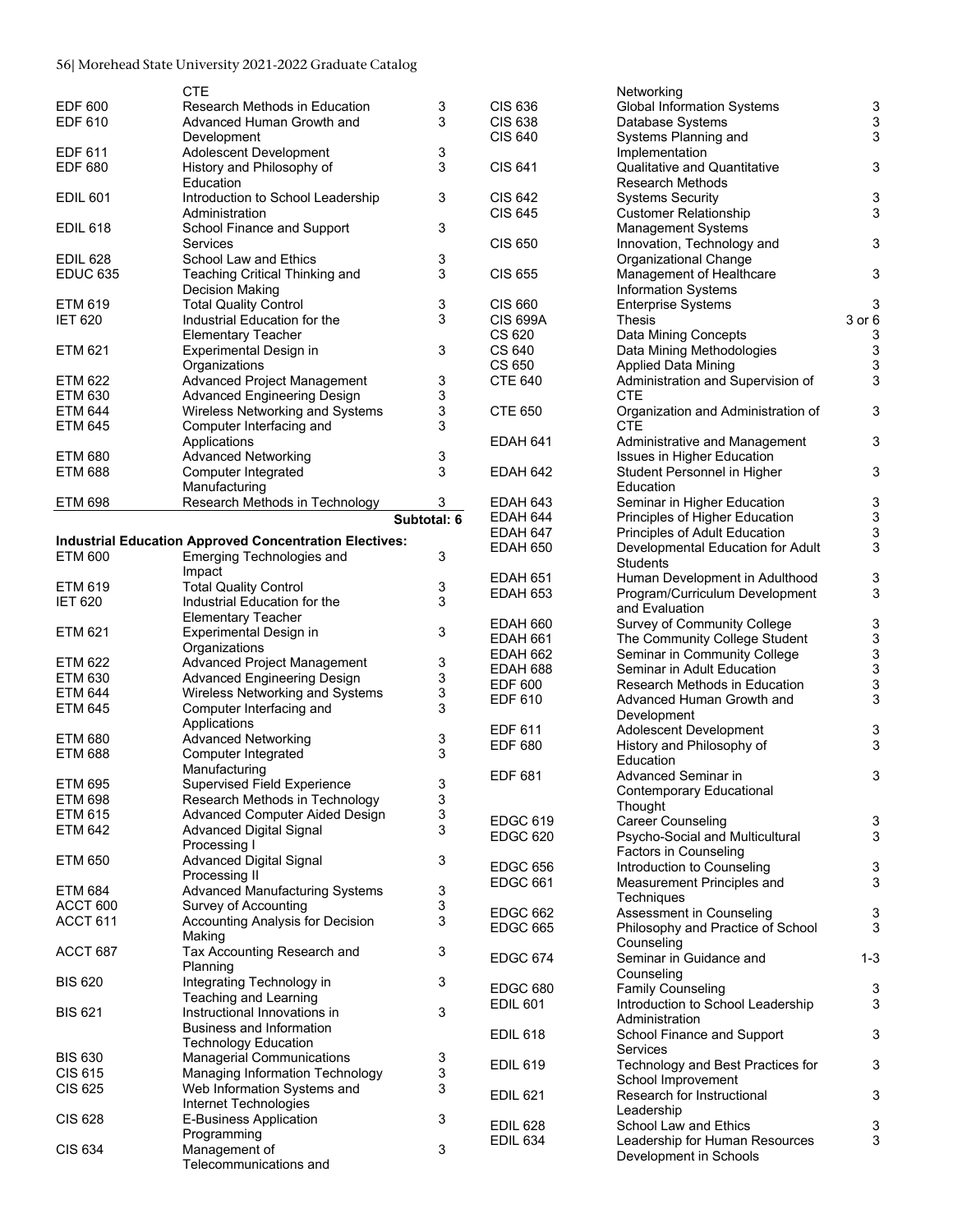| | | |
|---|---|---|
| | CTE | |
| EDF 600 | Research Methods in Education | 3 |
| EDF 610 | Advanced Human Growth and Development | 3 |
| EDF 611 | Adolescent Development | 3 |
| EDF 680 | History and Philosophy of Education | 3 |
| EDIL 601 | Introduction to School Leadership Administration | 3 |
| EDIL 618 | School Finance and Support Services | 3 |
| EDIL 628 | School Law and Ethics | 3 |
| EDUC 635 | Teaching Critical Thinking and Decision Making | 3 |
| ETM 619 | Total Quality Control | 3 |
| IET 620 | Industrial Education for the Elementary Teacher | 3 |
| ETM 621 | Experimental Design in Organizations | 3 |
| ETM 622 | Advanced Project Management | 3 |
| ETM 630 | Advanced Engineering Design | 3 |
| ETM 644 | Wireless Networking and Systems | 3 |
| ETM 645 | Computer Interfacing and Applications | 3 |
| ETM 680 | Advanced Networking | 3 |
| ETM 688 | Computer Integrated Manufacturing | 3 |
| ETM 698 | Research Methods in Technology | 3 |
| | | **Subtotal: 6** |

**Industrial Education Approved Concentration Electives:**

| | | |
|---|---|---|
| ETM 600 | Emerging Technologies and Impact | 3 |
| ETM 619 | Total Quality Control | 3 |
| IET 620 | Industrial Education for the Elementary Teacher | 3 |
| ETM 621 | Experimental Design in Organizations | 3 |
| ETM 622 | Advanced Project Management | 3 |
| ETM 630 | Advanced Engineering Design | 3 |
| ETM 644 | Wireless Networking and Systems | 3 |
| ETM 645 | Computer Interfacing and Applications | 3 |
| ETM 680 | Advanced Networking | 3 |
| ETM 688 | Computer Integrated Manufacturing | 3 |
| ETM 695 | Supervised Field Experience | 3 |
| ETM 698 | Research Methods in Technology | 3 |
| ETM 615 | Advanced Computer Aided Design | 3 |
| ETM 642 | Advanced Digital Signal Processing I | 3 |
| ETM 650 | Advanced Digital Signal Processing II | 3 |
| ETM 684 | Advanced Manufacturing Systems | 3 |
| ACCT 600 | Survey of Accounting | 3 |
| ACCT 611 | Accounting Analysis for Decision Making | 3 |
| ACCT 687 | Tax Accounting Research and Planning | 3 |
| BIS 620 | Integrating Technology in Teaching and Learning | 3 |
| BIS 621 | Instructional Innovations in Business and Information Technology Education | 3 |
| BIS 630 | Managerial Communications | 3 |
| CIS 615 | Managing Information Technology | 3 |
| CIS 625 | Web Information Systems and Internet Technologies | 3 |
| CIS 628 | E-Business Application Programming | 3 |
| CIS 634 | Management of Telecommunications and Networking | 3 |
| CIS 636 | Global Information Systems | 3 |
| CIS 638 | Database Systems | 3 |
| CIS 640 | Systems Planning and Implementation | 3 |
| CIS 641 | Qualitative and Quantitative Research Methods | 3 |
| CIS 642 | Systems Security | 3 |
| CIS 645 | Customer Relationship Management Systems | 3 |
| CIS 650 | Innovation, Technology and Organizational Change | 3 |
| CIS 655 | Management of Healthcare Information Systems | 3 |
| CIS 660 | Enterprise Systems | 3 |
| CIS 699A | Thesis | 3 or 6 |
| CS 620 | Data Mining Concepts | 3 |
| CS 640 | Data Mining Methodologies | 3 |
| CS 650 | Applied Data Mining | 3 |
| CTE 640 | Administration and Supervision of CTE | 3 |
| CTE 650 | Organization and Administration of CTE | 3 |
| EDAH 641 | Administrative and Management Issues in Higher Education | 3 |
| EDAH 642 | Student Personnel in Higher Education | 3 |
| EDAH 643 | Seminar in Higher Education | 3 |
| EDAH 644 | Principles of Higher Education | 3 |
| EDAH 647 | Principles of Adult Education | 3 |
| EDAH 650 | Developmental Education for Adult Students | 3 |
| EDAH 651 | Human Development in Adulthood | 3 |
| EDAH 653 | Program/Curriculum Development and Evaluation | 3 |
| EDAH 660 | Survey of Community College | 3 |
| EDAH 661 | The Community College Student | 3 |
| EDAH 662 | Seminar in Community College | 3 |
| EDAH 688 | Seminar in Adult Education | 3 |
| EDF 600 | Research Methods in Education | 3 |
| EDF 610 | Advanced Human Growth and Development | 3 |
| EDF 611 | Adolescent Development | 3 |
| EDF 680 | History and Philosophy of Education | 3 |
| EDF 681 | Advanced Seminar in Contemporary Educational Thought | 3 |
| EDGC 619 | Career Counseling | 3 |
| EDGC 620 | Psycho-Social and Multicultural Factors in Counseling | 3 |
| EDGC 656 | Introduction to Counseling | 3 |
| EDGC 661 | Measurement Principles and Techniques | 3 |
| EDGC 662 | Assessment in Counseling | 3 |
| EDGC 665 | Philosophy and Practice of School Counseling | 3 |
| EDGC 674 | Seminar in Guidance and Counseling | 1-3 |
| EDGC 680 | Family Counseling | 3 |
| EDIL 601 | Introduction to School Leadership Administration | 3 |
| EDIL 618 | School Finance and Support Services | 3 |
| EDIL 619 | Technology and Best Practices for School Improvement | 3 |
| EDIL 621 | Research for Instructional Leadership | 3 |
| EDIL 628 | School Law and Ethics | 3 |
| EDIL 634 | Leadership for Human Resources Development in Schools | 3 |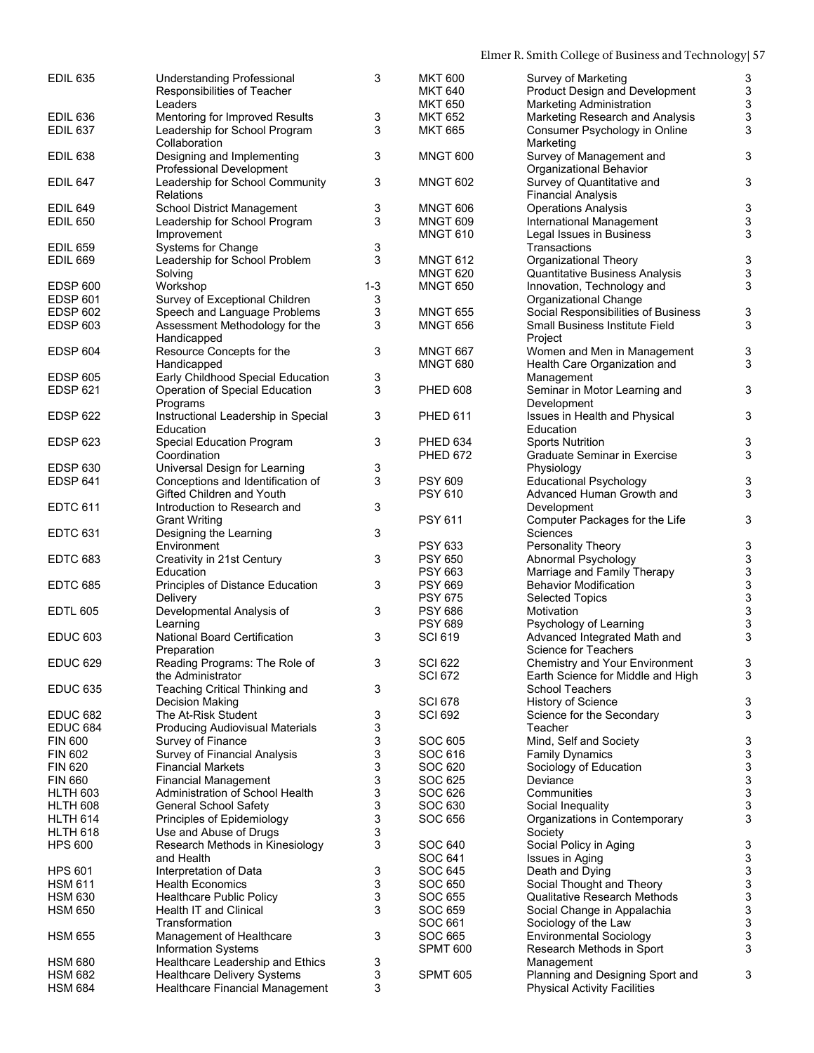| Course | Title | Credits |
|---|---|---|
| EDIL 635 | Understanding Professional Responsibilities of Teacher Leaders | 3 |
| EDIL 636 | Mentoring for Improved Results | 3 |
| EDIL 637 | Leadership for School Program Collaboration | 3 |
| EDIL 638 | Designing and Implementing Professional Development | 3 |
| EDIL 647 | Leadership for School Community Relations | 3 |
| EDIL 649 | School District Management | 3 |
| EDIL 650 | Leadership for School Program Improvement | 3 |
| EDIL 659 | Systems for Change | 3 |
| EDIL 669 | Leadership for School Problem Solving | 3 |
| EDSP 600 | Workshop | 1-3 |
| EDSP 601 | Survey of Exceptional Children | 3 |
| EDSP 602 | Speech and Language Problems | 3 |
| EDSP 603 | Assessment Methodology for the Handicapped | 3 |
| EDSP 604 | Resource Concepts for the Handicapped | 3 |
| EDSP 605 | Early Childhood Special Education | 3 |
| EDSP 621 | Operation of Special Education Programs | 3 |
| EDSP 622 | Instructional Leadership in Special Education | 3 |
| EDSP 623 | Special Education Program Coordination | 3 |
| EDSP 630 | Universal Design for Learning | 3 |
| EDSP 641 | Conceptions and Identification of Gifted Children and Youth | 3 |
| EDTC 611 | Introduction to Research and Grant Writing | 3 |
| EDTC 631 | Designing the Learning Environment | 3 |
| EDTC 683 | Creativity in 21st Century Education | 3 |
| EDTC 685 | Principles of Distance Education Delivery | 3 |
| EDTL 605 | Developmental Analysis of Learning | 3 |
| EDUC 603 | National Board Certification Preparation | 3 |
| EDUC 629 | Reading Programs: The Role of the Administrator | 3 |
| EDUC 635 | Teaching Critical Thinking and Decision Making | 3 |
| EDUC 682 | The At-Risk Student | 3 |
| EDUC 684 | Producing Audiovisual Materials | 3 |
| FIN 600 | Survey of Finance | 3 |
| FIN 602 | Survey of Financial Analysis | 3 |
| FIN 620 | Financial Markets | 3 |
| FIN 660 | Financial Management | 3 |
| HLTH 603 | Administration of School Health | 3 |
| HLTH 608 | General School Safety | 3 |
| HLTH 614 | Principles of Epidemiology | 3 |
| HLTH 618 | Use and Abuse of Drugs | 3 |
| HPS 600 | Research Methods in Kinesiology and Health | 3 |
| HPS 601 | Interpretation of Data | 3 |
| HSM 611 | Health Economics | 3 |
| HSM 630 | Healthcare Public Policy | 3 |
| HSM 650 | Health IT and Clinical Transformation | 3 |
| HSM 655 | Management of Healthcare Information Systems | 3 |
| HSM 680 | Healthcare Leadership and Ethics | 3 |
| HSM 682 | Healthcare Delivery Systems | 3 |
| HSM 684 | Healthcare Financial Management | 3 |
| MKT 600 | Survey of Marketing | 3 |
| MKT 640 | Product Design and Development | 3 |
| MKT 650 | Marketing Administration | 3 |
| MKT 652 | Marketing Research and Analysis | 3 |
| MKT 665 | Consumer Psychology in Online Marketing | 3 |
| MNGT 600 | Survey of Management and Organizational Behavior | 3 |
| MNGT 602 | Survey of Quantitative and Financial Analysis | 3 |
| MNGT 606 | Operations Analysis | 3 |
| MNGT 609 | International Management | 3 |
| MNGT 610 | Legal Issues in Business Transactions | 3 |
| MNGT 612 | Organizational Theory | 3 |
| MNGT 620 | Quantitative Business Analysis | 3 |
| MNGT 650 | Innovation, Technology and Organizational Change | 3 |
| MNGT 655 | Social Responsibilities of Business | 3 |
| MNGT 656 | Small Business Institute Field Project | 3 |
| MNGT 667 | Women and Men in Management | 3 |
| MNGT 680 | Health Care Organization and Management | 3 |
| PHED 608 | Seminar in Motor Learning and Development | 3 |
| PHED 611 | Issues in Health and Physical Education | 3 |
| PHED 634 | Sports Nutrition | 3 |
| PHED 672 | Graduate Seminar in Exercise Physiology | 3 |
| PSY 609 | Educational Psychology | 3 |
| PSY 610 | Advanced Human Growth and Development | 3 |
| PSY 611 | Computer Packages for the Life Sciences | 3 |
| PSY 633 | Personality Theory | 3 |
| PSY 650 | Abnormal Psychology | 3 |
| PSY 663 | Marriage and Family Therapy | 3 |
| PSY 669 | Behavior Modification | 3 |
| PSY 675 | Selected Topics | 3 |
| PSY 686 | Motivation | 3 |
| PSY 689 | Psychology of Learning | 3 |
| SCI 619 | Advanced Integrated Math and Science for Teachers | 3 |
| SCI 622 | Chemistry and Your Environment | 3 |
| SCI 672 | Earth Science for Middle and High School Teachers | 3 |
| SCI 678 | History of Science | 3 |
| SCI 692 | Science for the Secondary Teacher | 3 |
| SOC 605 | Mind, Self and Society | 3 |
| SOC 616 | Family Dynamics | 3 |
| SOC 620 | Sociology of Education | 3 |
| SOC 625 | Deviance | 3 |
| SOC 626 | Communities | 3 |
| SOC 630 | Social Inequality | 3 |
| SOC 656 | Organizations in Contemporary Society | 3 |
| SOC 640 | Social Policy in Aging | 3 |
| SOC 641 | Issues in Aging | 3 |
| SOC 645 | Death and Dying | 3 |
| SOC 650 | Social Thought and Theory | 3 |
| SOC 655 | Qualitative Research Methods | 3 |
| SOC 659 | Social Change in Appalachia | 3 |
| SOC 661 | Sociology of the Law | 3 |
| SOC 665 | Environmental Sociology | 3 |
| SPMT 600 | Research Methods in Sport Management | 3 |
| SPMT 605 | Planning and Designing Sport and Physical Activity Facilities | 3 |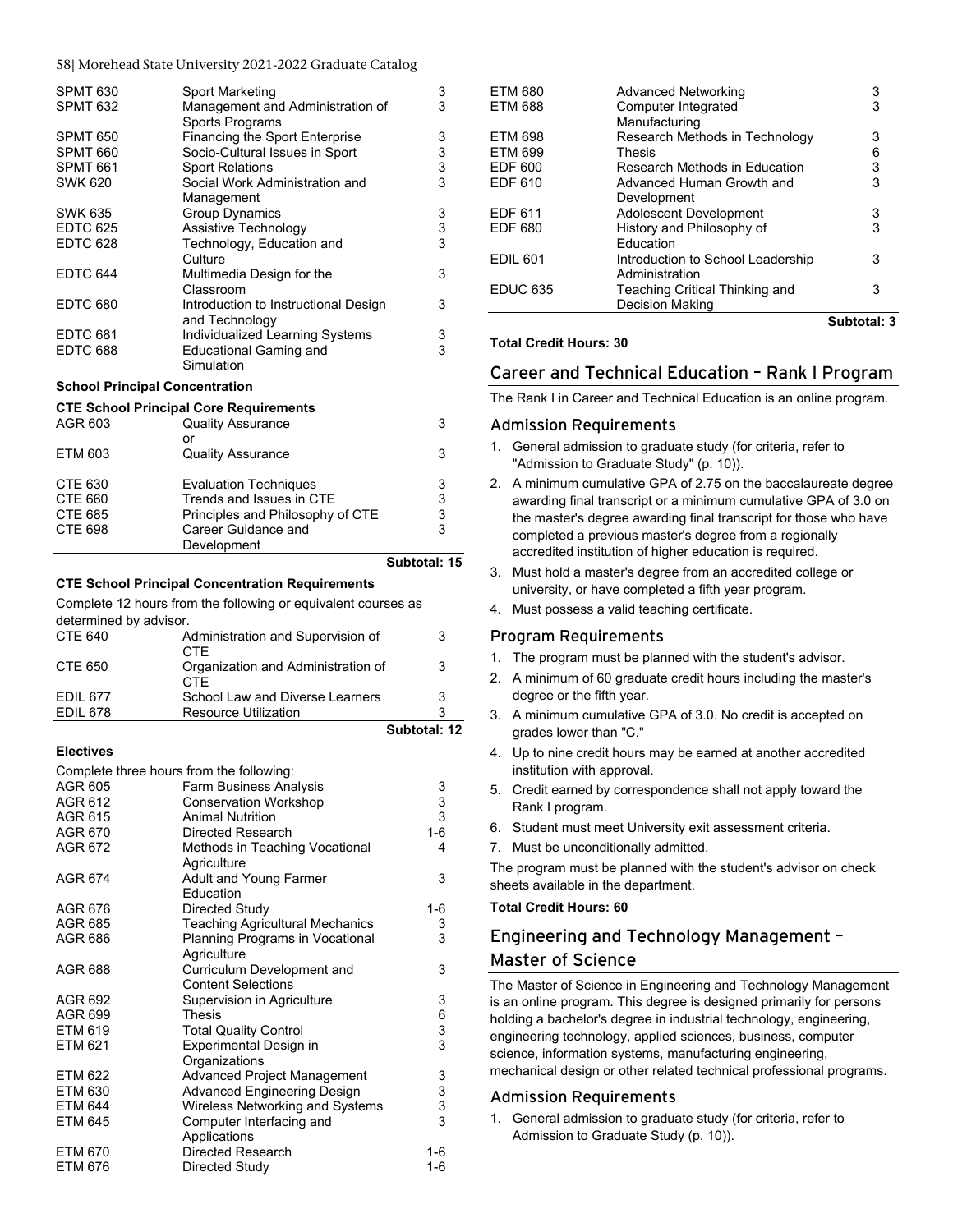| | | |
|---|---|---|
| SPMT 630 | Sport Marketing | 3 |
| SPMT 632 | Management and Administration of Sports Programs | 3 |
| SPMT 650 | Financing the Sport Enterprise | 3 |
| SPMT 660 | Socio-Cultural Issues in Sport | 3 |
| SPMT 661 | Sport Relations | 3 |
| SWK 620 | Social Work Administration and Management | 3 |
| SWK 635 | Group Dynamics | 3 |
| EDTC 625 | Assistive Technology | 3 |
| EDTC 628 | Technology, Education and Culture | 3 |
| EDTC 644 | Multimedia Design for the Classroom | 3 |
| EDTC 680 | Introduction to Instructional Design and Technology | 3 |
| EDTC 681 | Individualized Learning Systems | 3 |
| EDTC 688 | Educational Gaming and Simulation | 3 |

**School Principal Concentration**

**CTE School Principal Core Requirements**

| | | |
|---|---|---|
| AGR 603 | Quality Assurance<br>or | 3 |
| ETM 603 | Quality Assurance | 3 |
| CTE 630 | Evaluation Techniques | 3 |
| CTE 660 | Trends and Issues in CTE | 3 |
| CTE 685 | Principles and Philosophy of CTE | 3 |
| CTE 698 | Career Guidance and Development | 3 |
| | | **Subtotal: 15** |

**CTE School Principal Concentration Requirements**

Complete 12 hours from the following or equivalent courses as determined by advisor.

| | | |
|---|---|---|
| CTE 640 | Administration and Supervision of CTE | 3 |
| CTE 650 | Organization and Administration of CTE | 3 |
| EDIL 677 | School Law and Diverse Learners | 3 |
| EDIL 678 | Resource Utilization | 3 |
| | | **Subtotal: 12** |

**Electives**

Complete three hours from the following:

| | | |
|---|---|---|
| AGR 605 | Farm Business Analysis | 3 |
| AGR 612 | Conservation Workshop | 3 |
| AGR 615 | Animal Nutrition | 3 |
| AGR 670 | Directed Research | 1-6 |
| AGR 672 | Methods in Teaching Vocational Agriculture | 4 |
| AGR 674 | Adult and Young Farmer Education | 3 |
| AGR 676 | Directed Study | 1-6 |
| AGR 685 | Teaching Agricultural Mechanics | 3 |
| AGR 686 | Planning Programs in Vocational Agriculture | 3 |
| AGR 688 | Curriculum Development and Content Selections | 3 |
| AGR 692 | Supervision in Agriculture | 3 |
| AGR 699 | Thesis | 6 |
| ETM 619 | Total Quality Control | 3 |
| ETM 621 | Experimental Design in Organizations | 3 |
| ETM 622 | Advanced Project Management | 3 |
| ETM 630 | Advanced Engineering Design | 3 |
| ETM 644 | Wireless Networking and Systems | 3 |
| ETM 645 | Computer Interfacing and Applications | 3 |
| ETM 670 | Directed Research | 1-6 |
| ETM 676 | Directed Study | 1-6 |
| ETM 680 | Advanced Networking | 3 |
| ETM 688 | Computer Integrated Manufacturing | 3 |
| ETM 698 | Research Methods in Technology | 3 |
| ETM 699 | Thesis | 6 |
| EDF 600 | Research Methods in Education | 3 |
| EDF 610 | Advanced Human Growth and Development | 3 |
| EDF 611 | Adolescent Development | 3 |
| EDF 680 | History and Philosophy of Education | 3 |
| EDIL 601 | Introduction to School Leadership Administration | 3 |
| EDUC 635 | Teaching Critical Thinking and Decision Making | 3 |
| | | **Subtotal: 3** |

**Total Credit Hours: 30**

## Career and Technical Education – Rank I Program

The Rank I in Career and Technical Education is an online program.

### Admission Requirements

1. General admission to graduate study (for criteria, refer to "Admission to Graduate Study" (p. 10)).
2. A minimum cumulative GPA of 2.75 on the baccalaureate degree awarding final transcript or a minimum cumulative GPA of 3.0 on the master's degree awarding final transcript for those who have completed a previous master's degree from a regionally accredited institution of higher education is required.
3. Must hold a master's degree from an accredited college or university, or have completed a fifth year program.
4. Must possess a valid teaching certificate.

### Program Requirements

1. The program must be planned with the student's advisor.
2. A minimum of 60 graduate credit hours including the master's degree or the fifth year.
3. A minimum cumulative GPA of 3.0. No credit is accepted on grades lower than "C."
4. Up to nine credit hours may be earned at another accredited institution with approval.
5. Credit earned by correspondence shall not apply toward the Rank I program.
6. Student must meet University exit assessment criteria.
7. Must be unconditionally admitted.

The program must be planned with the student's advisor on check sheets available in the department.

**Total Credit Hours: 60**

## Engineering and Technology Management – Master of Science

The Master of Science in Engineering and Technology Management is an online program. This degree is designed primarily for persons holding a bachelor's degree in industrial technology, engineering, engineering technology, applied sciences, business, computer science, information systems, manufacturing engineering, mechanical design or other related technical professional programs.

### Admission Requirements

1. General admission to graduate study (for criteria, refer to Admission to Graduate Study (p. 10)).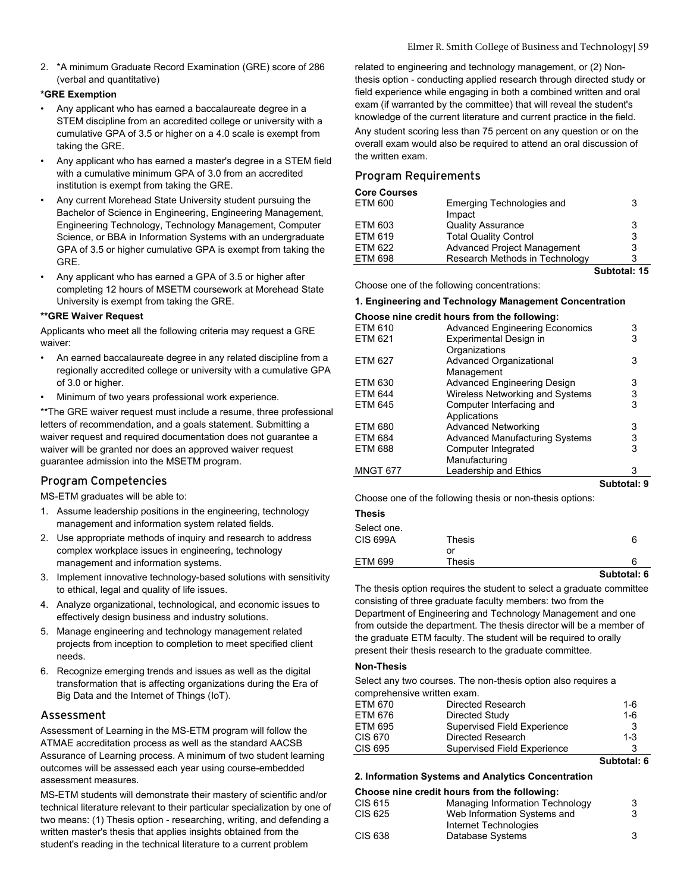2. *A minimum Graduate Record Examination (GRE) score of 286 (verbal and quantitative)

**\*GRE Exemption**

- Any applicant who has earned a baccalaureate degree in a STEM discipline from an accredited college or university with a cumulative GPA of 3.5 or higher on a 4.0 scale is exempt from taking the GRE.
- Any applicant who has earned a master's degree in a STEM field with a cumulative minimum GPA of 3.0 from an accredited institution is exempt from taking the GRE.
- Any current Morehead State University student pursuing the Bachelor of Science in Engineering, Engineering Management, Engineering Technology, Technology Management, Computer Science, or BBA in Information Systems with an undergraduate GPA of 3.5 or higher cumulative GPA is exempt from taking the GRE.
- Any applicant who has earned a GPA of 3.5 or higher after completing 12 hours of MSETM coursework at Morehead State University is exempt from taking the GRE.

**\*\*GRE Waiver Request**

Applicants who meet all the following criteria may request a GRE waiver:

- An earned baccalaureate degree in any related discipline from a regionally accredited college or university with a cumulative GPA of 3.0 or higher.
- Minimum of two years professional work experience.

**The GRE waiver request must include a resume, three professional letters of recommendation, and a goals statement. Submitting a waiver request and required documentation does not guarantee a waiver will be granted nor does an approved waiver request guarantee admission into the MSETM program.

## Program Competencies

MS-ETM graduates will be able to:

1. Assume leadership positions in the engineering, technology management and information system related fields.
2. Use appropriate methods of inquiry and research to address complex workplace issues in engineering, technology management and information systems.
3. Implement innovative technology-based solutions with sensitivity to ethical, legal and quality of life issues.
4. Analyze organizational, technological, and economic issues to effectively design business and industry solutions.
5. Manage engineering and technology management related projects from inception to completion to meet specified client needs.
6. Recognize emerging trends and issues as well as the digital transformation that is affecting organizations during the Era of Big Data and the Internet of Things (IoT).

## Assessment

Assessment of Learning in the MS-ETM program will follow the ATMAE accreditation process as well as the standard AACSB Assurance of Learning process. A minimum of two student learning outcomes will be assessed each year using course-embedded assessment measures.

MS-ETM students will demonstrate their mastery of scientific and/or technical literature relevant to their particular specialization by one of two means: (1) Thesis option - researching, writing, and defending a written master's thesis that applies insights obtained from the student's reading in the technical literature to a current problem related to engineering and technology management, or (2) Non-thesis option - conducting applied research through directed study or field experience while engaging in both a combined written and oral exam (if warranted by the committee) that will reveal the student's knowledge of the current literature and current practice in the field.

Any student scoring less than 75 percent on any question or on the overall exam would also be required to attend an oral discussion of the written exam.

## Program Requirements

**Core Courses**

| | | |
|---|---|---|
| ETM 600 | Emerging Technologies and Impact | 3 |
| ETM 603 | Quality Assurance | 3 |
| ETM 619 | Total Quality Control | 3 |
| ETM 622 | Advanced Project Management | 3 |
| ETM 698 | Research Methods in Technology | 3 |
| | | **Subtotal: 15** |

Choose one of the following concentrations:

**1. Engineering and Technology Management Concentration**

**Choose nine credit hours from the following:**

| | | |
|---|---|---|
| ETM 610 | Advanced Engineering Economics | 3 |
| ETM 621 | Experimental Design in Organizations | 3 |
| ETM 627 | Advanced Organizational Management | 3 |
| ETM 630 | Advanced Engineering Design | 3 |
| ETM 644 | Wireless Networking and Systems | 3 |
| ETM 645 | Computer Interfacing and Applications | 3 |
| ETM 680 | Advanced Networking | 3 |
| ETM 684 | Advanced Manufacturing Systems | 3 |
| ETM 688 | Computer Integrated Manufacturing | 3 |
| MNGT 677 | Leadership and Ethics | 3 |
| | | **Subtotal: 9** |

Choose one of the following thesis or non-thesis options:

**Thesis**

| | | |
|---|---|---|
| Select one. | | |
| CIS 699A | Thesis | 6 |
| | or | |
| ETM 699 | Thesis | 6 |
| | | **Subtotal: 6** |

The thesis option requires the student to select a graduate committee consisting of three graduate faculty members: two from the Department of Engineering and Technology Management and one from outside the department. The thesis director will be a member of the graduate ETM faculty. The student will be required to orally present their thesis research to the graduate committee.

**Non-Thesis**

Select any two courses. The non-thesis option also requires a comprehensive written exam.

| | | |
|---|---|---|
| ETM 670 | Directed Research | 1-6 |
| ETM 676 | Directed Study | 1-6 |
| ETM 695 | Supervised Field Experience | 3 |
| CIS 670 | Directed Research | 1-3 |
| CIS 695 | Supervised Field Experience | 3 |
| | | **Subtotal: 6** |

**2. Information Systems and Analytics Concentration**

**Choose nine credit hours from the following:**

| | | |
|---|---|---|
| CIS 615 | Managing Information Technology | 3 |
| CIS 625 | Web Information Systems and Internet Technologies | 3 |
| CIS 638 | Database Systems | 3 |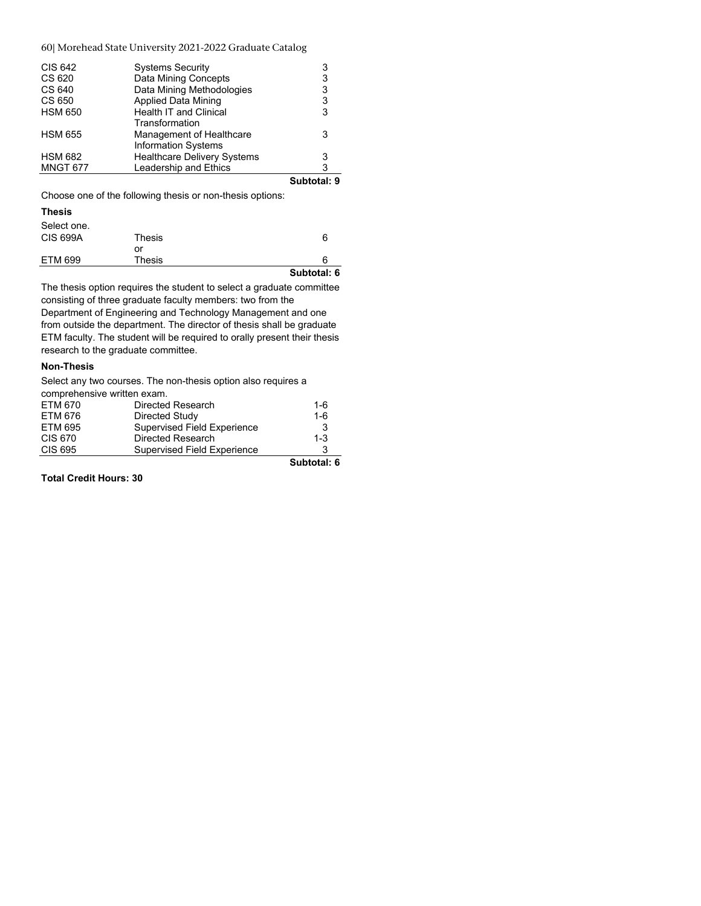| | | |
|---|---|---|
| CIS 642 | Systems Security | 3 |
| CS 620 | Data Mining Concepts | 3 |
| CS 640 | Data Mining Methodologies | 3 |
| CS 650 | Applied Data Mining | 3 |
| HSM 650 | Health IT and Clinical Transformation | 3 |
| HSM 655 | Management of Healthcare Information Systems | 3 |
| HSM 682 | Healthcare Delivery Systems | 3 |
| MNGT 677 | Leadership and Ethics | 3 |
| | | **Subtotal: 9** |

Choose one of the following thesis or non-thesis options:

**Thesis**

Select one.

| | | |
|---|---|---|
| CIS 699A | Thesis | 6 |
| | or | |
| ETM 699 | Thesis | 6 |
| | | **Subtotal: 6** |

The thesis option requires the student to select a graduate committee consisting of three graduate faculty members: two from the Department of Engineering and Technology Management and one from outside the department. The director of thesis shall be graduate ETM faculty. The student will be required to orally present their thesis research to the graduate committee.

**Non-Thesis**

Select any two courses. The non-thesis option also requires a comprehensive written exam.

| | | |
|---|---|---|
| ETM 670 | Directed Research | 1-6 |
| ETM 676 | Directed Study | 1-6 |
| ETM 695 | Supervised Field Experience | 3 |
| CIS 670 | Directed Research | 1-3 |
| CIS 695 | Supervised Field Experience | 3 |
| | | **Subtotal: 6** |

**Total Credit Hours: 30**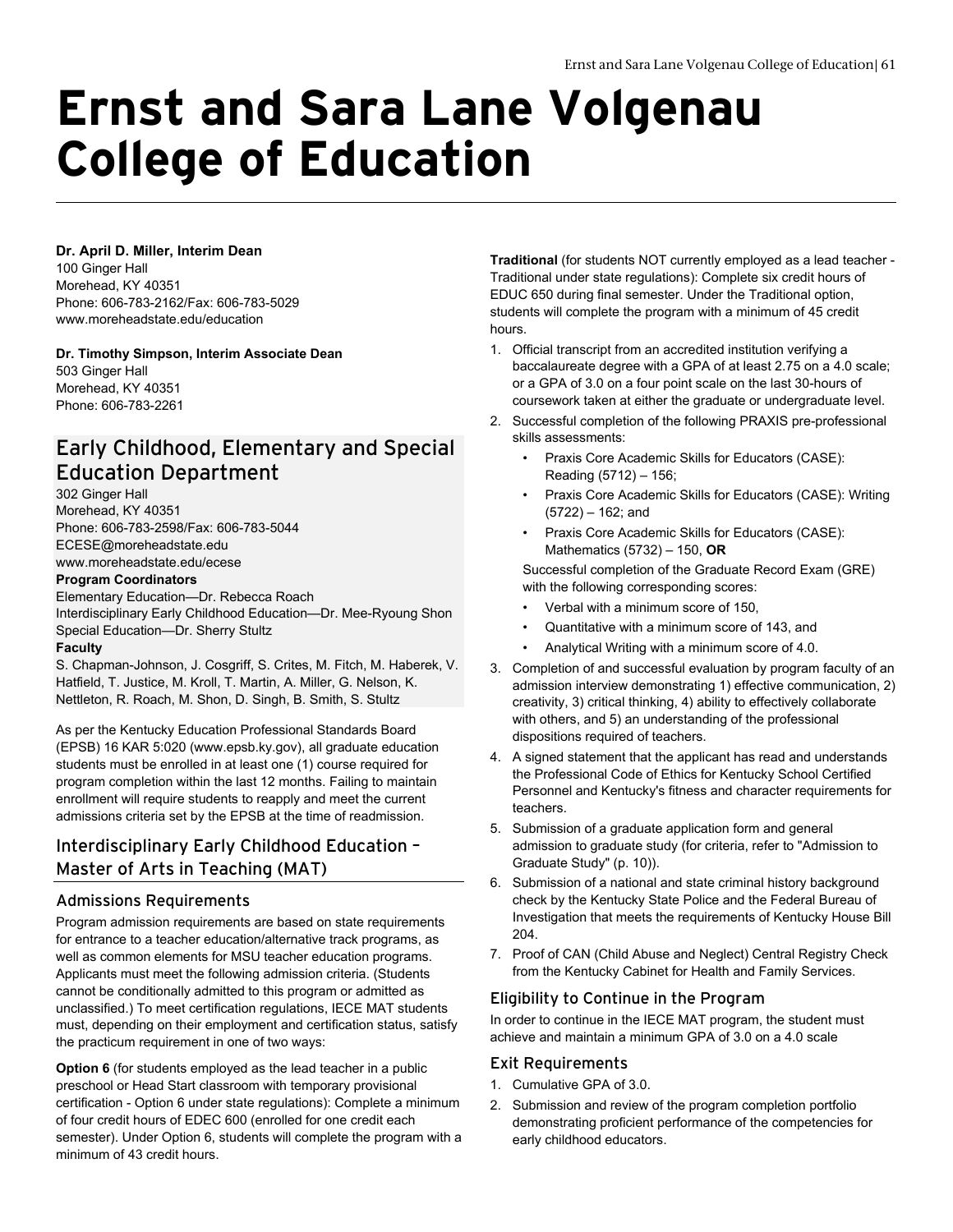# Ernst and Sara Lane Volgenau College of Education

**Dr. April D. Miller, Interim Dean**
100 Ginger Hall
Morehead, KY 40351
Phone: 606-783-2162/Fax: 606-783-5029
www.moreheadstate.edu/education

**Dr. Timothy Simpson, Interim Associate Dean**
503 Ginger Hall
Morehead, KY 40351
Phone: 606-783-2261

## Early Childhood, Elementary and Special Education Department

302 Ginger Hall
Morehead, KY 40351
Phone: 606-783-2598/Fax: 606-783-5044
ECESE@moreheadstate.edu
www.moreheadstate.edu/ecese

**Program Coordinators**
Elementary Education—Dr. Rebecca Roach
Interdisciplinary Early Childhood Education—Dr. Mee-Ryoung Shon
Special Education—Dr. Sherry Stultz

**Faculty**
S. Chapman-Johnson, J. Cosgriff, S. Crites, M. Fitch, M. Haberek, V. Hatfield, T. Justice, M. Kroll, T. Martin, A. Miller, G. Nelson, K. Nettleton, R. Roach, M. Shon, D. Singh, B. Smith, S. Stultz

As per the Kentucky Education Professional Standards Board (EPSB) 16 KAR 5:020 (www.epsb.ky.gov), all graduate education students must be enrolled in at least one (1) course required for program completion within the last 12 months. Failing to maintain enrollment will require students to reapply and meet the current admissions criteria set by the EPSB at the time of readmission.

### Interdisciplinary Early Childhood Education – Master of Arts in Teaching (MAT)

#### Admissions Requirements

Program admission requirements are based on state requirements for entrance to a teacher education/alternative track programs, as well as common elements for MSU teacher education programs. Applicants must meet the following admission criteria. (Students cannot be conditionally admitted to this program or admitted as unclassified.) To meet certification regulations, IECE MAT students must, depending on their employment and certification status, satisfy the practicum requirement in one of two ways:

**Option 6** (for students employed as the lead teacher in a public preschool or Head Start classroom with temporary provisional certification - Option 6 under state regulations): Complete a minimum of four credit hours of EDEC 600 (enrolled for one credit each semester). Under Option 6, students will complete the program with a minimum of 43 credit hours.

**Traditional** (for students NOT currently employed as a lead teacher - Traditional under state regulations): Complete six credit hours of EDUC 650 during final semester. Under the Traditional option, students will complete the program with a minimum of 45 credit hours.

1. Official transcript from an accredited institution verifying a baccalaureate degree with a GPA of at least 2.75 on a 4.0 scale; or a GPA of 3.0 on a four point scale on the last 30-hours of coursework taken at either the graduate or undergraduate level.
2. Successful completion of the following PRAXIS pre-professional skills assessments:
   - Praxis Core Academic Skills for Educators (CASE): Reading (5712) – 156;
   - Praxis Core Academic Skills for Educators (CASE): Writing (5722) – 162; and
   - Praxis Core Academic Skills for Educators (CASE): Mathematics (5732) – 150, **OR**

   Successful completion of the Graduate Record Exam (GRE) with the following corresponding scores:
   - Verbal with a minimum score of 150,
   - Quantitative with a minimum score of 143, and
   - Analytical Writing with a minimum score of 4.0.
3. Completion of and successful evaluation by program faculty of an admission interview demonstrating 1) effective communication, 2) creativity, 3) critical thinking, 4) ability to effectively collaborate with others, and 5) an understanding of the professional dispositions required of teachers.
4. A signed statement that the applicant has read and understands the Professional Code of Ethics for Kentucky School Certified Personnel and Kentucky's fitness and character requirements for teachers.
5. Submission of a graduate application form and general admission to graduate study (for criteria, refer to "Admission to Graduate Study" (p. 10)).
6. Submission of a national and state criminal history background check by the Kentucky State Police and the Federal Bureau of Investigation that meets the requirements of Kentucky House Bill 204.
7. Proof of CAN (Child Abuse and Neglect) Central Registry Check from the Kentucky Cabinet for Health and Family Services.

#### Eligibility to Continue in the Program

In order to continue in the IECE MAT program, the student must achieve and maintain a minimum GPA of 3.0 on a 4.0 scale

#### Exit Requirements

1. Cumulative GPA of 3.0.
2. Submission and review of the program completion portfolio demonstrating proficient performance of the competencies for early childhood educators.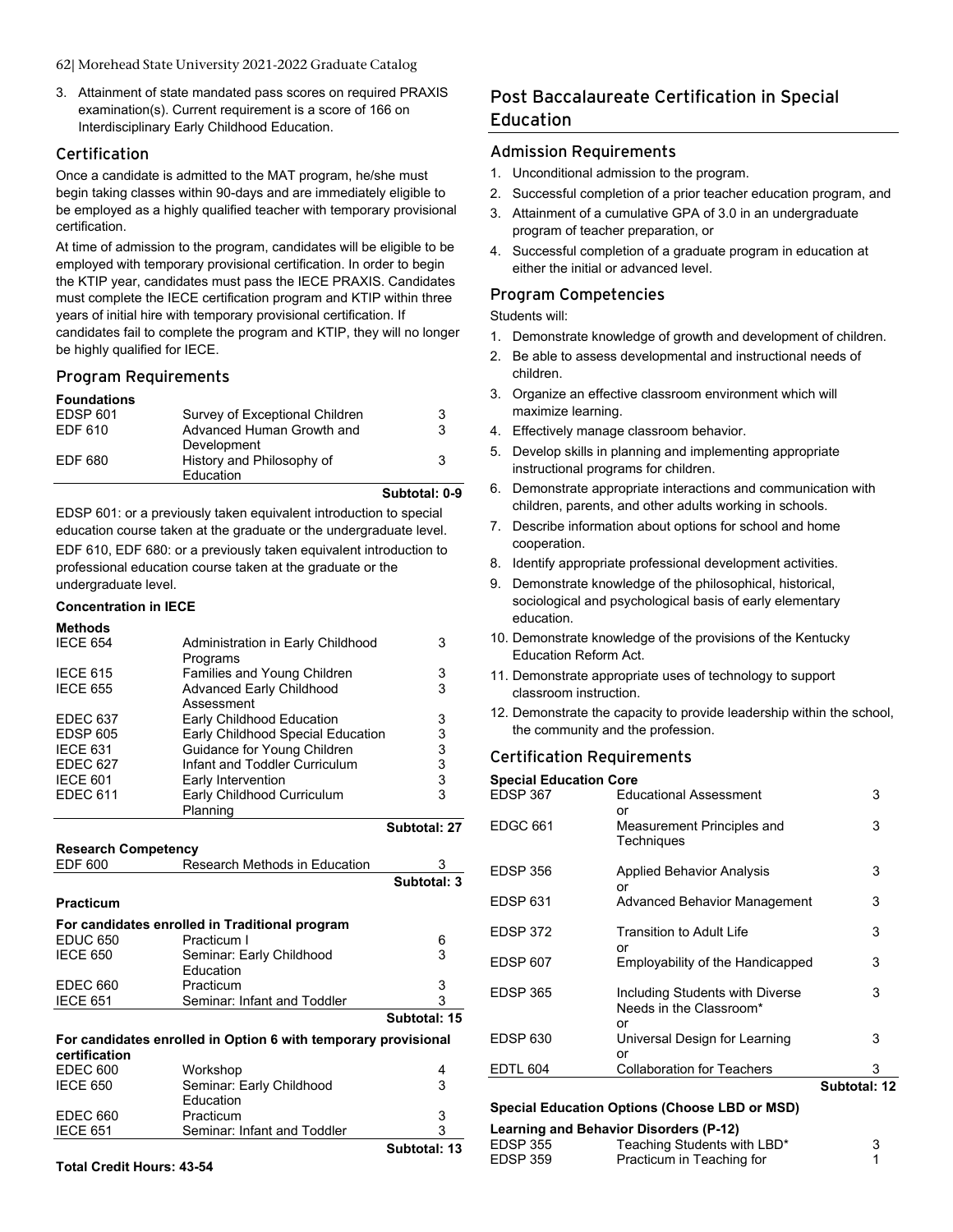3. Attainment of state mandated pass scores on required PRAXIS examination(s). Current requirement is a score of 166 on Interdisciplinary Early Childhood Education.

### Certification

Once a candidate is admitted to the MAT program, he/she must begin taking classes within 90-days and are immediately eligible to be employed as a highly qualified teacher with temporary provisional certification.

At time of admission to the program, candidates will be eligible to be employed with temporary provisional certification. In order to begin the KTIP year, candidates must pass the IECE PRAXIS. Candidates must complete the IECE certification program and KTIP within three years of initial hire with temporary provisional certification. If candidates fail to complete the program and KTIP, they will no longer be highly qualified for IECE.

### Program Requirements

**Foundations**

| | | |
|---|---|---|
| EDSP 601 | Survey of Exceptional Children | 3 |
| EDF 610 | Advanced Human Growth and Development | 3 |
| EDF 680 | History and Philosophy of Education | 3 |
| | | **Subtotal: 0-9** |

EDSP 601: or a previously taken equivalent introduction to special education course taken at the graduate or the undergraduate level.

EDF 610, EDF 680: or a previously taken equivalent introduction to professional education course taken at the graduate or the undergraduate level.

**Concentration in IECE**

**Methods**

| | | |
|---|---|---|
| IECE 654 | Administration in Early Childhood Programs | 3 |
| IECE 615 | Families and Young Children | 3 |
| IECE 655 | Advanced Early Childhood Assessment | 3 |
| EDEC 637 | Early Childhood Education | 3 |
| EDSP 605 | Early Childhood Special Education | 3 |
| IECE 631 | Guidance for Young Children | 3 |
| EDEC 627 | Infant and Toddler Curriculum | 3 |
| IECE 601 | Early Intervention | 3 |
| EDEC 611 | Early Childhood Curriculum Planning | 3 |
| | | **Subtotal: 27** |

**Research Competency**

| | | |
|---|---|---|
| EDF 600 | Research Methods in Education | 3 |
| | | **Subtotal: 3** |

**Practicum**

**For candidates enrolled in Traditional program**

| | | |
|---|---|---|
| EDUC 650 | Practicum I | 6 |
| IECE 650 | Seminar: Early Childhood Education | 3 |
| EDEC 660 | Practicum | 3 |
| IECE 651 | Seminar: Infant and Toddler | 3 |
| | | **Subtotal: 15** |

**For candidates enrolled in Option 6 with temporary provisional certification**

| | | |
|---|---|---|
| EDEC 600 | Workshop | 4 |
| IECE 650 | Seminar: Early Childhood Education | 3 |
| EDEC 660 | Practicum | 3 |
| IECE 651 | Seminar: Infant and Toddler | 3 |
| | | **Subtotal: 13** |

**Total Credit Hours: 43-54**

## Post Baccalaureate Certification in Special Education

### Admission Requirements

1. Unconditional admission to the program.
2. Successful completion of a prior teacher education program, and
3. Attainment of a cumulative GPA of 3.0 in an undergraduate program of teacher preparation, or
4. Successful completion of a graduate program in education at either the initial or advanced level.

### Program Competencies

Students will:

1. Demonstrate knowledge of growth and development of children.
2. Be able to assess developmental and instructional needs of children.
3. Organize an effective classroom environment which will maximize learning.
4. Effectively manage classroom behavior.
5. Develop skills in planning and implementing appropriate instructional programs for children.
6. Demonstrate appropriate interactions and communication with children, parents, and other adults working in schools.
7. Describe information about options for school and home cooperation.
8. Identify appropriate professional development activities.
9. Demonstrate knowledge of the philosophical, historical, sociological and psychological basis of early elementary education.
10. Demonstrate knowledge of the provisions of the Kentucky Education Reform Act.
11. Demonstrate appropriate uses of technology to support classroom instruction.
12. Demonstrate the capacity to provide leadership within the school, the community and the profession.

### Certification Requirements

**Special Education Core**

| | | |
|---|---|---|
| EDSP 367 | Educational Assessment<br>or | 3 |
| EDGC 661 | Measurement Principles and Techniques | 3 |
| EDSP 356 | Applied Behavior Analysis<br>or | 3 |
| EDSP 631 | Advanced Behavior Management | 3 |
| EDSP 372 | Transition to Adult Life<br>or | 3 |
| EDSP 607 | Employability of the Handicapped | 3 |
| EDSP 365 | Including Students with Diverse Needs in the Classroom*<br>or | 3 |
| EDSP 630 | Universal Design for Learning<br>or | 3 |
| EDTL 604 | Collaboration for Teachers | 3 |
| | | **Subtotal: 12** |

**Special Education Options (Choose LBD or MSD)**

**Learning and Behavior Disorders (P-12)**

| | | |
|---|---|---|
| EDSP 355 | Teaching Students with LBD* | 3 |
| EDSP 359 | Practicum in Teaching for | 1 |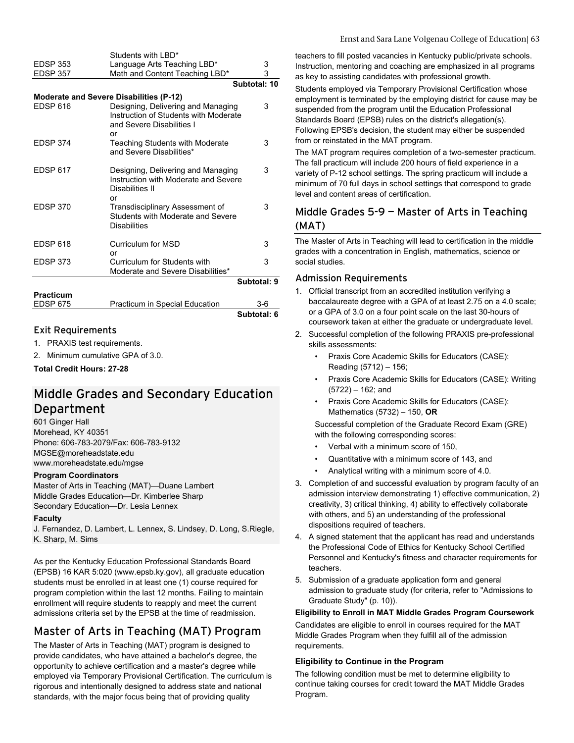| | Students with LBD* | |
|---|---|---|
| EDSP 353 | Language Arts Teaching LBD* | 3 |
| EDSP 357 | Math and Content Teaching LBD* | 3 |
| | | **Subtotal: 10** |

**Moderate and Severe Disabilities (P-12)**

| | | |
|---|---|---|
| EDSP 616 | Designing, Delivering and Managing Instruction of Students with Moderate and Severe Disabilities I | 3 |
| | or | |
| EDSP 374 | Teaching Students with Moderate and Severe Disabilities* | 3 |
| EDSP 617 | Designing, Delivering and Managing Instruction with Moderate and Severe Disabilities II | 3 |
| | or | |
| EDSP 370 | Transdisciplinary Assessment of Students with Moderate and Severe Disabilities | 3 |
| EDSP 618 | Curriculum for MSD | 3 |
| | or | |
| EDSP 373 | Curriculum for Students with Moderate and Severe Disabilities* | 3 |
| | | **Subtotal: 9** |

**Practicum**

| | | |
|---|---|---|
| EDSP 675 | Practicum in Special Education | 3-6 |
| | | **Subtotal: 6** |

### Exit Requirements

1. PRAXIS test requirements.
2. Minimum cumulative GPA of 3.0.

**Total Credit Hours: 27-28**

## Middle Grades and Secondary Education Department

601 Ginger Hall
Morehead, KY 40351
Phone: 606-783-2079/Fax: 606-783-9132
MGSE@moreheadstate.edu
www.moreheadstate.edu/mgse

**Program Coordinators**

Master of Arts in Teaching (MAT)—Duane Lambert
Middle Grades Education—Dr. Kimberlee Sharp
Secondary Education—Dr. Lesia Lennex

**Faculty**

J. Fernandez, D. Lambert, L. Lennex, S. Lindsey, D. Long, S.Riegle, K. Sharp, M. Sims

As per the Kentucky Education Professional Standards Board (EPSB) 16 KAR 5:020 (www.epsb.ky.gov), all graduate education students must be enrolled in at least one (1) course required for program completion within the last 12 months. Failing to maintain enrollment will require students to reapply and meet the current admissions criteria set by the EPSB at the time of readmission.

## Master of Arts in Teaching (MAT) Program

The Master of Arts in Teaching (MAT) program is designed to provide candidates, who have attained a bachelor's degree, the opportunity to achieve certification and a master's degree while employed via Temporary Provisional Certification. The curriculum is rigorous and intentionally designed to address state and national standards, with the major focus being that of providing quality teachers to fill posted vacancies in Kentucky public/private schools. Instruction, mentoring and coaching are emphasized in all programs as key to assisting candidates with professional growth.

Students employed via Temporary Provisional Certification whose employment is terminated by the employing district for cause may be suspended from the program until the Education Professional Standards Board (EPSB) rules on the district's allegation(s). Following EPSB's decision, the student may either be suspended from or reinstated in the MAT program.

The MAT program requires completion of a two-semester practicum. The fall practicum will include 200 hours of field experience in a variety of P-12 school settings. The spring practicum will include a minimum of 70 full days in school settings that correspond to grade level and content areas of certification.

## Middle Grades 5-9 — Master of Arts in Teaching (MAT)

The Master of Arts in Teaching will lead to certification in the middle grades with a concentration in English, mathematics, science or social studies.

### Admission Requirements

1. Official transcript from an accredited institution verifying a baccalaureate degree with a GPA of at least 2.75 on a 4.0 scale; or a GPA of 3.0 on a four point scale on the last 30-hours of coursework taken at either the graduate or undergraduate level.
2. Successful completion of the following PRAXIS pre-professional skills assessments:
   - Praxis Core Academic Skills for Educators (CASE): Reading (5712) – 156;
   - Praxis Core Academic Skills for Educators (CASE): Writing (5722) – 162; and
   - Praxis Core Academic Skills for Educators (CASE): Mathematics (5732) – 150, **OR**

   Successful completion of the Graduate Record Exam (GRE) with the following corresponding scores:
   - Verbal with a minimum score of 150,
   - Quantitative with a minimum score of 143, and
   - Analytical writing with a minimum score of 4.0.
3. Completion of and successful evaluation by program faculty of an admission interview demonstrating 1) effective communication, 2) creativity, 3) critical thinking, 4) ability to effectively collaborate with others, and 5) an understanding of the professional dispositions required of teachers.
4. A signed statement that the applicant has read and understands the Professional Code of Ethics for Kentucky School Certified Personnel and Kentucky's fitness and character requirements for teachers.
5. Submission of a graduate application form and general admission to graduate study (for criteria, refer to "Admissions to Graduate Study" (p. 10)).

**Eligibility to Enroll in MAT Middle Grades Program Coursework**

Candidates are eligible to enroll in courses required for the MAT Middle Grades Program when they fulfill all of the admission requirements.

**Eligibility to Continue in the Program**

The following condition must be met to determine eligibility to continue taking courses for credit toward the MAT Middle Grades Program.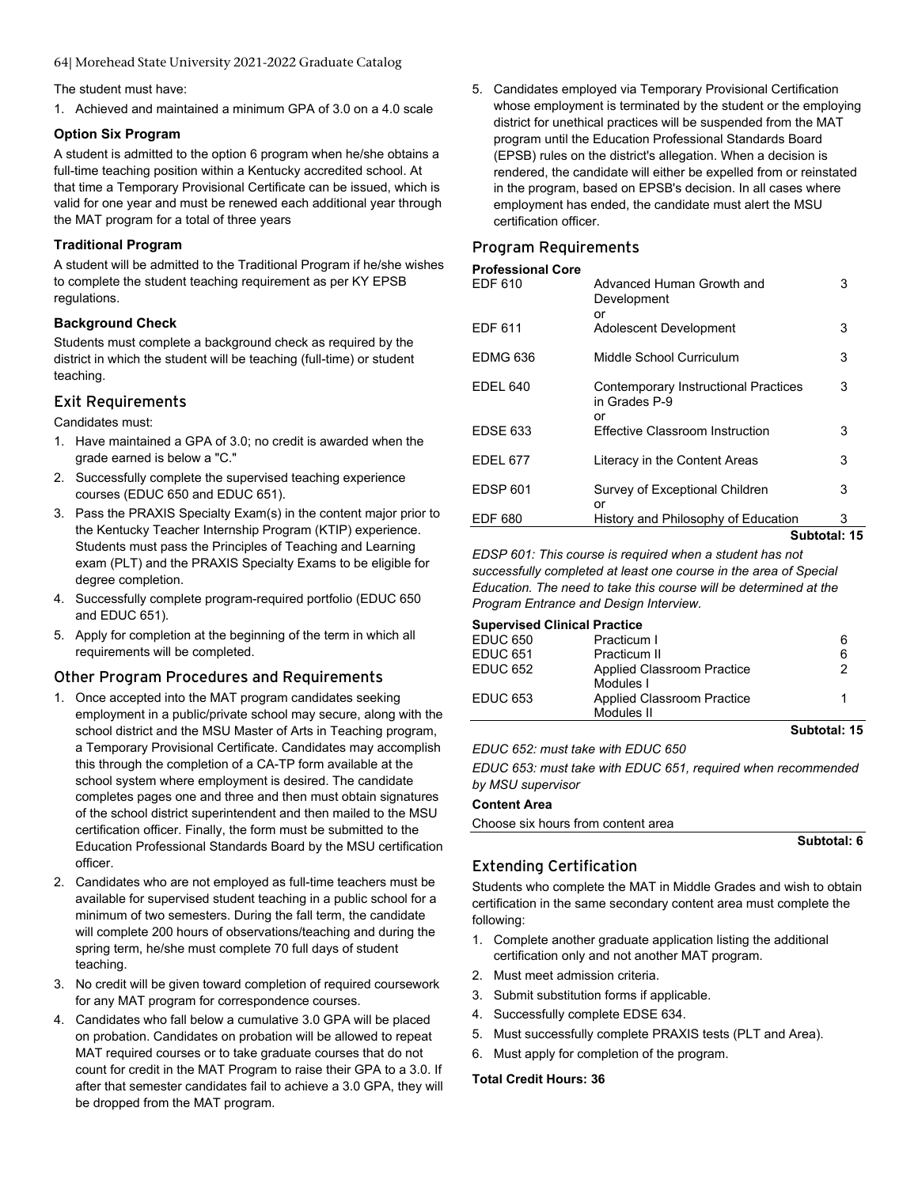The student must have:

1. Achieved and maintained a minimum GPA of 3.0 on a 4.0 scale

**Option Six Program**

A student is admitted to the option 6 program when he/she obtains a full-time teaching position within a Kentucky accredited school. At that time a Temporary Provisional Certificate can be issued, which is valid for one year and must be renewed each additional year through the MAT program for a total of three years

**Traditional Program**

A student will be admitted to the Traditional Program if he/she wishes to complete the student teaching requirement as per KY EPSB regulations.

**Background Check**

Students must complete a background check as required by the district in which the student will be teaching (full-time) or student teaching.

## Exit Requirements

Candidates must:

1. Have maintained a GPA of 3.0; no credit is awarded when the grade earned is below a "C."
2. Successfully complete the supervised teaching experience courses (EDUC 650 and EDUC 651).
3. Pass the PRAXIS Specialty Exam(s) in the content major prior to the Kentucky Teacher Internship Program (KTIP) experience. Students must pass the Principles of Teaching and Learning exam (PLT) and the PRAXIS Specialty Exams to be eligible for degree completion.
4. Successfully complete program-required portfolio (EDUC 650 and EDUC 651).
5. Apply for completion at the beginning of the term in which all requirements will be completed.

## Other Program Procedures and Requirements

1. Once accepted into the MAT program candidates seeking employment in a public/private school may secure, along with the school district and the MSU Master of Arts in Teaching program, a Temporary Provisional Certificate. Candidates may accomplish this through the completion of a CA-TP form available at the school system where employment is desired. The candidate completes pages one and three and then must obtain signatures of the school district superintendent and then mailed to the MSU certification officer. Finally, the form must be submitted to the Education Professional Standards Board by the MSU certification officer.
2. Candidates who are not employed as full-time teachers must be available for supervised student teaching in a public school for a minimum of two semesters. During the fall term, the candidate will complete 200 hours of observations/teaching and during the spring term, he/she must complete 70 full days of student teaching.
3. No credit will be given toward completion of required coursework for any MAT program for correspondence courses.
4. Candidates who fall below a cumulative 3.0 GPA will be placed on probation. Candidates on probation will be allowed to repeat MAT required courses or to take graduate courses that do not count for credit in the MAT Program to raise their GPA to a 3.0. If after that semester candidates fail to achieve a 3.0 GPA, they will be dropped from the MAT program.
5. Candidates employed via Temporary Provisional Certification whose employment is terminated by the student or the employing district for unethical practices will be suspended from the MAT program until the Education Professional Standards Board (EPSB) rules on the district's allegation. When a decision is rendered, the candidate will either be expelled from or reinstated in the program, based on EPSB's decision. In all cases where employment has ended, the candidate must alert the MSU certification officer.

## Program Requirements

**Professional Core**

| | | |
|---|---|---|
| EDF 610 | Advanced Human Growth and Development<br>or | 3 |
| EDF 611 | Adolescent Development | 3 |
| EDMG 636 | Middle School Curriculum | 3 |
| EDEL 640 | Contemporary Instructional Practices in Grades P-9<br>or | 3 |
| EDSE 633 | Effective Classroom Instruction | 3 |
| EDEL 677 | Literacy in the Content Areas | 3 |
| EDSP 601 | Survey of Exceptional Children<br>or | 3 |
| EDF 680 | History and Philosophy of Education | 3 |
| | | **Subtotal: 15** |

*EDSP 601: This course is required when a student has not successfully completed at least one course in the area of Special Education. The need to take this course will be determined at the Program Entrance and Design Interview.*

**Supervised Clinical Practice**

| | | |
|---|---|---|
| EDUC 650 | Practicum I | 6 |
| EDUC 651 | Practicum II | 6 |
| EDUC 652 | Applied Classroom Practice Modules I | 2 |
| EDUC 653 | Applied Classroom Practice Modules II | 1 |
| | | **Subtotal: 15** |

*EDUC 652: must take with EDUC 650*

*EDUC 653: must take with EDUC 651, required when recommended by MSU supervisor*

**Content Area**

Choose six hours from content area

**Subtotal: 6**

## Extending Certification

Students who complete the MAT in Middle Grades and wish to obtain certification in the same secondary content area must complete the following:

1. Complete another graduate application listing the additional certification only and not another MAT program.
2. Must meet admission criteria.
3. Submit substitution forms if applicable.
4. Successfully complete EDSE 634.
5. Must successfully complete PRAXIS tests (PLT and Area).
6. Must apply for completion of the program.

**Total Credit Hours: 36**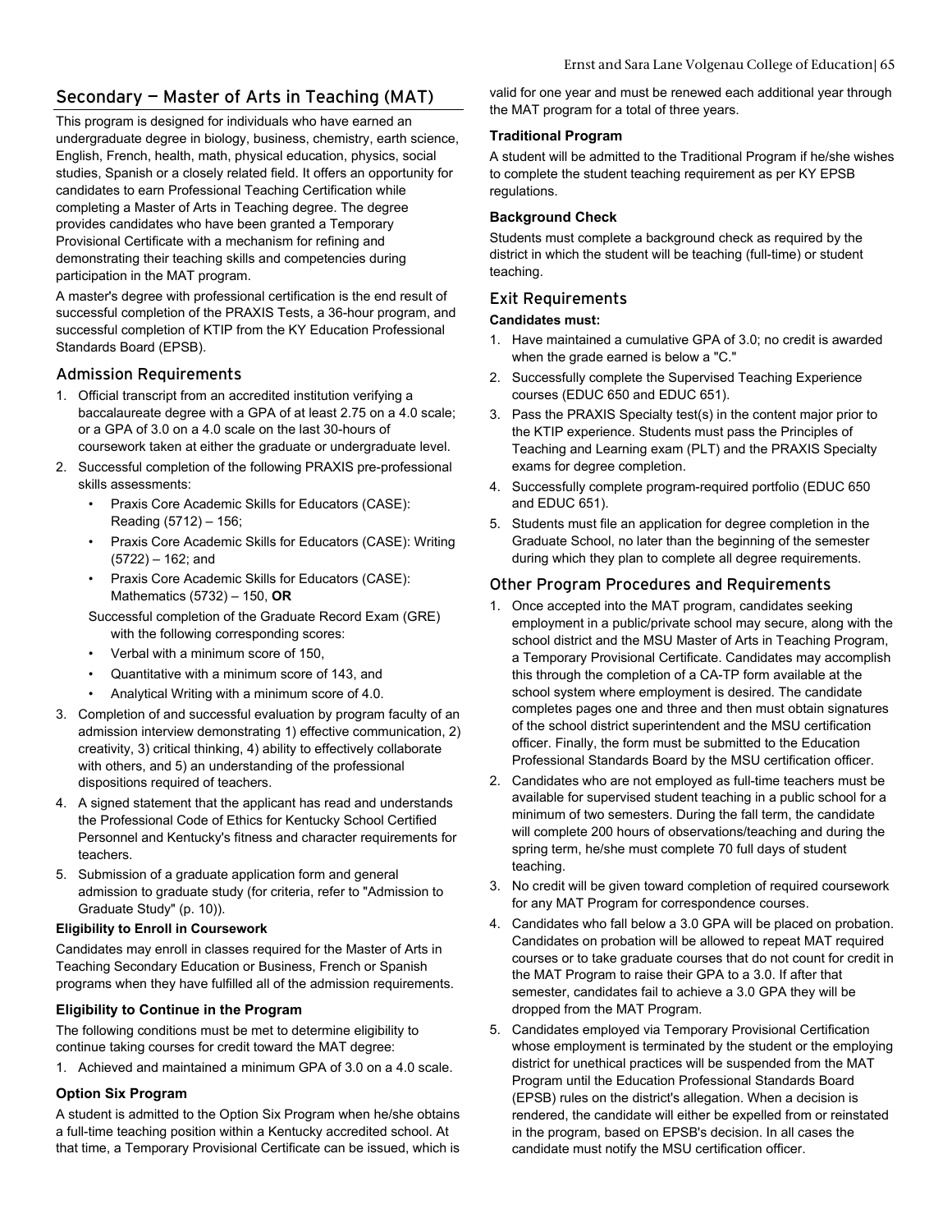## Secondary — Master of Arts in Teaching (MAT)

This program is designed for individuals who have earned an undergraduate degree in biology, business, chemistry, earth science, English, French, health, math, physical education, physics, social studies, Spanish or a closely related field. It offers an opportunity for candidates to earn Professional Teaching Certification while completing a Master of Arts in Teaching degree. The degree provides candidates who have been granted a Temporary Provisional Certificate with a mechanism for refining and demonstrating their teaching skills and competencies during participation in the MAT program.

A master's degree with professional certification is the end result of successful completion of the PRAXIS Tests, a 36-hour program, and successful completion of KTIP from the KY Education Professional Standards Board (EPSB).

### Admission Requirements

1. Official transcript from an accredited institution verifying a baccalaureate degree with a GPA of at least 2.75 on a 4.0 scale; or a GPA of 3.0 on a 4.0 scale on the last 30-hours of coursework taken at either the graduate or undergraduate level.
2. Successful completion of the following PRAXIS pre-professional skills assessments:
   - Praxis Core Academic Skills for Educators (CASE): Reading (5712) – 156;
   - Praxis Core Academic Skills for Educators (CASE): Writing (5722) – 162; and
   - Praxis Core Academic Skills for Educators (CASE): Mathematics (5732) – 150, **OR**

   Successful completion of the Graduate Record Exam (GRE) with the following corresponding scores:
   - Verbal with a minimum score of 150,
   - Quantitative with a minimum score of 143, and
   - Analytical Writing with a minimum score of 4.0.
3. Completion of and successful evaluation by program faculty of an admission interview demonstrating 1) effective communication, 2) creativity, 3) critical thinking, 4) ability to effectively collaborate with others, and 5) an understanding of the professional dispositions required of teachers.
4. A signed statement that the applicant has read and understands the Professional Code of Ethics for Kentucky School Certified Personnel and Kentucky's fitness and character requirements for teachers.
5. Submission of a graduate application form and general admission to graduate study (for criteria, refer to "Admission to Graduate Study" (p. 10)).

#### Eligibility to Enroll in Coursework

Candidates may enroll in classes required for the Master of Arts in Teaching Secondary Education or Business, French or Spanish programs when they have fulfilled all of the admission requirements.

#### Eligibility to Continue in the Program

The following conditions must be met to determine eligibility to continue taking courses for credit toward the MAT degree:

1. Achieved and maintained a minimum GPA of 3.0 on a 4.0 scale.

#### Option Six Program

A student is admitted to the Option Six Program when he/she obtains a full-time teaching position within a Kentucky accredited school. At that time, a Temporary Provisional Certificate can be issued, which is valid for one year and must be renewed each additional year through the MAT program for a total of three years.

#### Traditional Program

A student will be admitted to the Traditional Program if he/she wishes to complete the student teaching requirement as per KY EPSB regulations.

#### Background Check

Students must complete a background check as required by the district in which the student will be teaching (full-time) or student teaching.

### Exit Requirements

**Candidates must:**

1. Have maintained a cumulative GPA of 3.0; no credit is awarded when the grade earned is below a "C."
2. Successfully complete the Supervised Teaching Experience courses (EDUC 650 and EDUC 651).
3. Pass the PRAXIS Specialty test(s) in the content major prior to the KTIP experience. Students must pass the Principles of Teaching and Learning exam (PLT) and the PRAXIS Specialty exams for degree completion.
4. Successfully complete program-required portfolio (EDUC 650 and EDUC 651).
5. Students must file an application for degree completion in the Graduate School, no later than the beginning of the semester during which they plan to complete all degree requirements.

### Other Program Procedures and Requirements

1. Once accepted into the MAT program, candidates seeking employment in a public/private school may secure, along with the school district and the MSU Master of Arts in Teaching Program, a Temporary Provisional Certificate. Candidates may accomplish this through the completion of a CA-TP form available at the school system where employment is desired. The candidate completes pages one and three and then must obtain signatures of the school district superintendent and the MSU certification officer. Finally, the form must be submitted to the Education Professional Standards Board by the MSU certification officer.
2. Candidates who are not employed as full-time teachers must be available for supervised student teaching in a public school for a minimum of two semesters. During the fall term, the candidate will complete 200 hours of observations/teaching and during the spring term, he/she must complete 70 full days of student teaching.
3. No credit will be given toward completion of required coursework for any MAT Program for correspondence courses.
4. Candidates who fall below a 3.0 GPA will be placed on probation. Candidates on probation will be allowed to repeat MAT required courses or to take graduate courses that do not count for credit in the MAT Program to raise their GPA to a 3.0. If after that semester, candidates fail to achieve a 3.0 GPA they will be dropped from the MAT Program.
5. Candidates employed via Temporary Provisional Certification whose employment is terminated by the student or the employing district for unethical practices will be suspended from the MAT Program until the Education Professional Standards Board (EPSB) rules on the district's allegation. When a decision is rendered, the candidate will either be expelled from or reinstated in the program, based on EPSB's decision. In all cases the candidate must notify the MSU certification officer.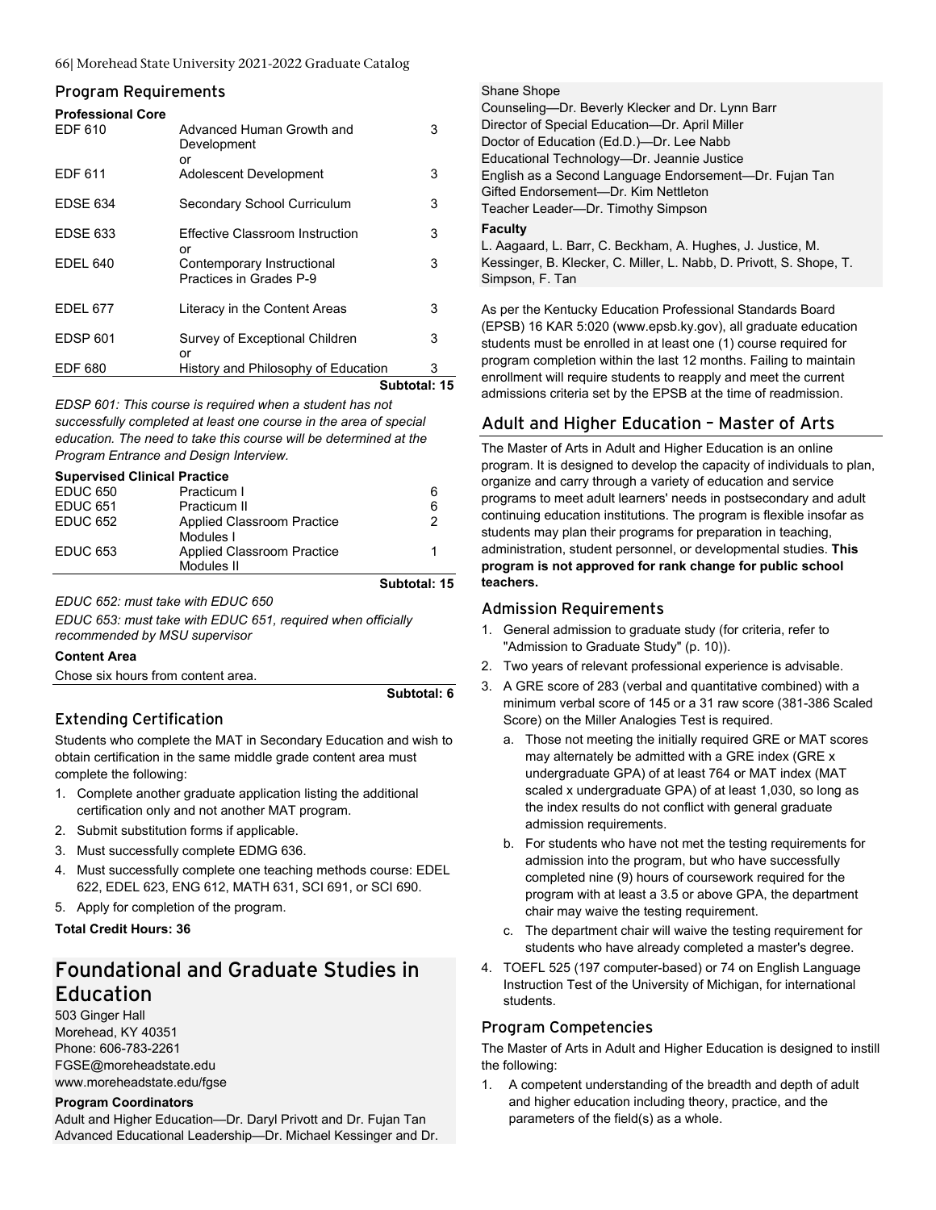## Program Requirements

**Professional Core**

| | | |
|---|---|---|
| EDF 610 | Advanced Human Growth and Development<br>or | 3 |
| EDF 611 | Adolescent Development | 3 |
| EDSE 634 | Secondary School Curriculum | 3 |
| EDSE 633 | Effective Classroom Instruction<br>or | 3 |
| EDEL 640 | Contemporary Instructional Practices in Grades P-9 | 3 |
| EDEL 677 | Literacy in the Content Areas | 3 |
| EDSP 601 | Survey of Exceptional Children<br>or | 3 |
| EDF 680 | History and Philosophy of Education | 3 |
| | | **Subtotal: 15** |

*EDSP 601: This course is required when a student has not successfully completed at least one course in the area of special education. The need to take this course will be determined at the Program Entrance and Design Interview.*

**Supervised Clinical Practice**

| | | |
|---|---|---|
| EDUC 650 | Practicum I | 6 |
| EDUC 651 | Practicum II | 6 |
| EDUC 652 | Applied Classroom Practice Modules I | 2 |
| EDUC 653 | Applied Classroom Practice Modules II | 1 |
| | | **Subtotal: 15** |

*EDUC 652: must take with EDUC 650*

*EDUC 653: must take with EDUC 651, required when officially recommended by MSU supervisor*

**Content Area**

Chose six hours from content area.

**Subtotal: 6**

### Extending Certification

Students who complete the MAT in Secondary Education and wish to obtain certification in the same middle grade content area must complete the following:

1. Complete another graduate application listing the additional certification only and not another MAT program.
2. Submit substitution forms if applicable.
3. Must successfully complete EDMG 636.
4. Must successfully complete one teaching methods course: EDEL 622, EDEL 623, ENG 612, MATH 631, SCI 691, or SCI 690.
5. Apply for completion of the program.

**Total Credit Hours: 36**

# Foundational and Graduate Studies in Education

503 Ginger Hall
Morehead, KY 40351
Phone: 606-783-2261
FGSE@moreheadstate.edu
www.moreheadstate.edu/fgse

**Program Coordinators**

Adult and Higher Education—Dr. Daryl Privott and Dr. Fujan Tan
Advanced Educational Leadership—Dr. Michael Kessinger and Dr. Shane Shope
Counseling—Dr. Beverly Klecker and Dr. Lynn Barr
Director of Special Education—Dr. April Miller
Doctor of Education (Ed.D.)—Dr. Lee Nabb
Educational Technology—Dr. Jeannie Justice
English as a Second Language Endorsement—Dr. Fujan Tan
Gifted Endorsement—Dr. Kim Nettleton
Teacher Leader—Dr. Timothy Simpson

**Faculty**

L. Aagaard, L. Barr, C. Beckham, A. Hughes, J. Justice, M. Kessinger, B. Klecker, C. Miller, L. Nabb, D. Privott, S. Shope, T. Simpson, F. Tan

As per the Kentucky Education Professional Standards Board (EPSB) 16 KAR 5:020 (www.epsb.ky.gov), all graduate education students must be enrolled in at least one (1) course required for program completion within the last 12 months. Failing to maintain enrollment will require students to reapply and meet the current admissions criteria set by the EPSB at the time of readmission.

## Adult and Higher Education – Master of Arts

The Master of Arts in Adult and Higher Education is an online program. It is designed to develop the capacity of individuals to plan, organize and carry through a variety of education and service programs to meet adult learners' needs in postsecondary and adult continuing education institutions. The program is flexible insofar as students may plan their programs for preparation in teaching, administration, student personnel, or developmental studies. **This program is not approved for rank change for public school teachers.**

### Admission Requirements

1. General admission to graduate study (for criteria, refer to "Admission to Graduate Study" (p. 10)).
2. Two years of relevant professional experience is advisable.
3. A GRE score of 283 (verbal and quantitative combined) with a minimum verbal score of 145 or a 31 raw score (381-386 Scaled Score) on the Miller Analogies Test is required.
   a. Those not meeting the initially required GRE or MAT scores may alternately be admitted with a GRE index (GRE x undergraduate GPA) of at least 764 or MAT index (MAT scaled x undergraduate GPA) of at least 1,030, so long as the index results do not conflict with general graduate admission requirements.
   b. For students who have not met the testing requirements for admission into the program, but who have successfully completed nine (9) hours of coursework required for the program with at least a 3.5 or above GPA, the department chair may waive the testing requirement.
   c. The department chair will waive the testing requirement for students who have already completed a master's degree.
4. TOEFL 525 (197 computer-based) or 74 on English Language Instruction Test of the University of Michigan, for international students.

### Program Competencies

The Master of Arts in Adult and Higher Education is designed to instill the following:

1. A competent understanding of the breadth and depth of adult and higher education including theory, practice, and the parameters of the field(s) as a whole.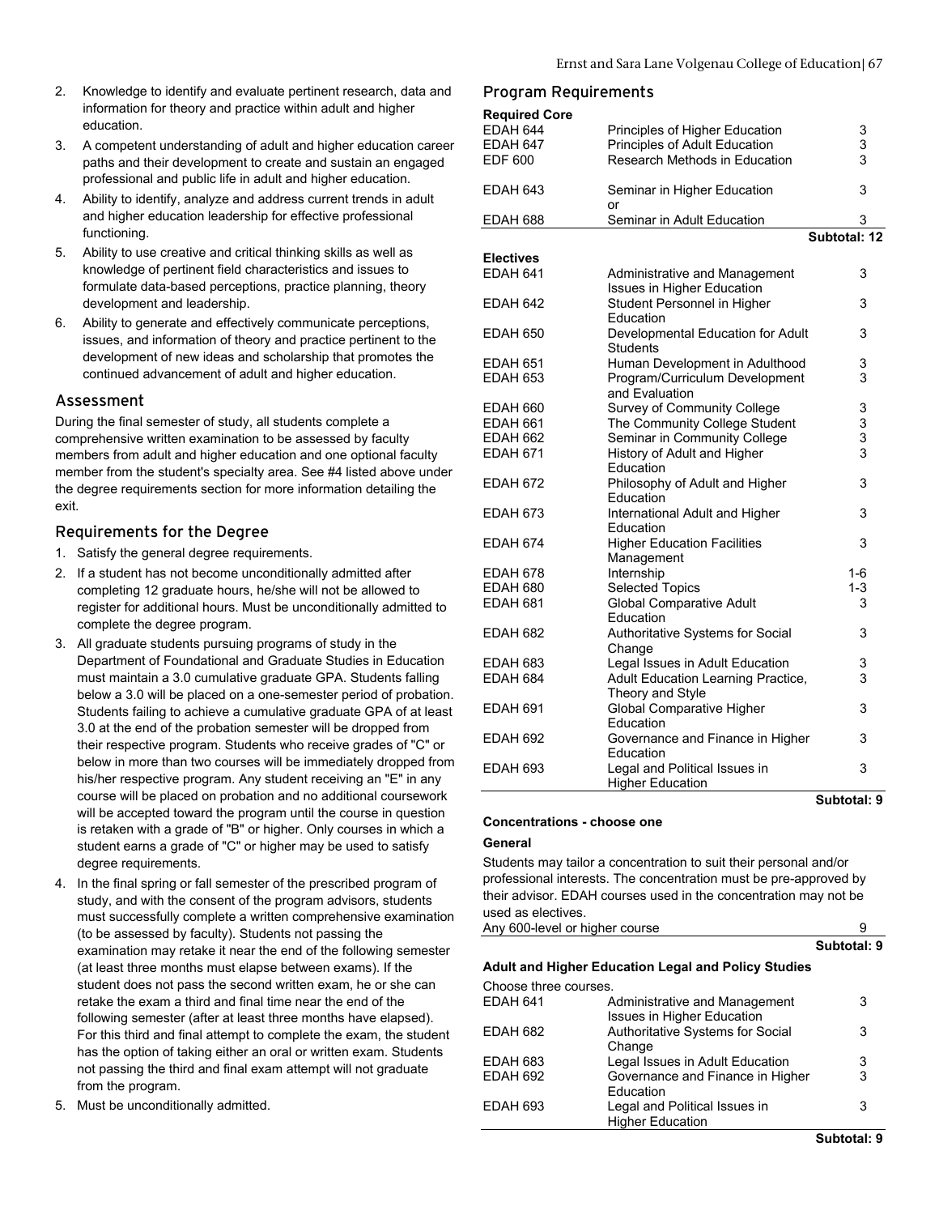2. Knowledge to identify and evaluate pertinent research, data and information for theory and practice within adult and higher education.
3. A competent understanding of adult and higher education career paths and their development to create and sustain an engaged professional and public life in adult and higher education.
4. Ability to identify, analyze and address current trends in adult and higher education leadership for effective professional functioning.
5. Ability to use creative and critical thinking skills as well as knowledge of pertinent field characteristics and issues to formulate data-based perceptions, practice planning, theory development and leadership.
6. Ability to generate and effectively communicate perceptions, issues, and information of theory and practice pertinent to the development of new ideas and scholarship that promotes the continued advancement of adult and higher education.

## Assessment

During the final semester of study, all students complete a comprehensive written examination to be assessed by faculty members from adult and higher education and one optional faculty member from the student's specialty area. See #4 listed above under the degree requirements section for more information detailing the exit.

## Requirements for the Degree

1. Satisfy the general degree requirements.
2. If a student has not become unconditionally admitted after completing 12 graduate hours, he/she will not be allowed to register for additional hours. Must be unconditionally admitted to complete the degree program.
3. All graduate students pursuing programs of study in the Department of Foundational and Graduate Studies in Education must maintain a 3.0 cumulative graduate GPA. Students falling below a 3.0 will be placed on a one-semester period of probation. Students failing to achieve a cumulative graduate GPA of at least 3.0 at the end of the probation semester will be dropped from their respective program. Students who receive grades of "C" or below in more than two courses will be immediately dropped from his/her respective program. Any student receiving an "E" in any course will be placed on probation and no additional coursework will be accepted toward the program until the course in question is retaken with a grade of "B" or higher. Only courses in which a student earns a grade of "C" or higher may be used to satisfy degree requirements.
4. In the final spring or fall semester of the prescribed program of study, and with the consent of the program advisors, students must successfully complete a written comprehensive examination (to be assessed by faculty). Students not passing the examination may retake it near the end of the following semester (at least three months must elapse between exams). If the student does not pass the second written exam, he or she can retake the exam a third and final time near the end of the following semester (after at least three months have elapsed). For this third and final attempt to complete the exam, the student has the option of taking either an oral or written exam. Students not passing the third and final exam attempt will not graduate from the program.
5. Must be unconditionally admitted.

## Program Requirements

**Required Core**

| | | |
|---|---|---|
| EDAH 644 | Principles of Higher Education | 3 |
| EDAH 647 | Principles of Adult Education | 3 |
| EDF 600 | Research Methods in Education | 3 |
| EDAH 643 | Seminar in Higher Education or | 3 |
| EDAH 688 | Seminar in Adult Education | 3 |
| | | **Subtotal: 12** |

**Electives**

| | | |
|---|---|---|
| EDAH 641 | Administrative and Management Issues in Higher Education | 3 |
| EDAH 642 | Student Personnel in Higher Education | 3 |
| EDAH 650 | Developmental Education for Adult Students | 3 |
| EDAH 651 | Human Development in Adulthood | 3 |
| EDAH 653 | Program/Curriculum Development and Evaluation | 3 |
| EDAH 660 | Survey of Community College | 3 |
| EDAH 661 | The Community College Student | 3 |
| EDAH 662 | Seminar in Community College | 3 |
| EDAH 671 | History of Adult and Higher Education | 3 |
| EDAH 672 | Philosophy of Adult and Higher Education | 3 |
| EDAH 673 | International Adult and Higher Education | 3 |
| EDAH 674 | Higher Education Facilities Management | 3 |
| EDAH 678 | Internship | 1-6 |
| EDAH 680 | Selected Topics | 1-3 |
| EDAH 681 | Global Comparative Adult Education | 3 |
| EDAH 682 | Authoritative Systems for Social Change | 3 |
| EDAH 683 | Legal Issues in Adult Education | 3 |
| EDAH 684 | Adult Education Learning Practice, Theory and Style | 3 |
| EDAH 691 | Global Comparative Higher Education | 3 |
| EDAH 692 | Governance and Finance in Higher Education | 3 |
| EDAH 693 | Legal and Political Issues in Higher Education | 3 |
| | | **Subtotal: 9** |

**Concentrations - choose one**

**General**

Students may tailor a concentration to suit their personal and/or professional interests. The concentration must be pre-approved by their advisor. EDAH courses used in the concentration may not be used as electives.

| | |
|---|---|
| Any 600-level or higher course | 9 |
| | **Subtotal: 9** |

**Adult and Higher Education Legal and Policy Studies**

Choose three courses.

| | | |
|---|---|---|
| EDAH 641 | Administrative and Management Issues in Higher Education | 3 |
| EDAH 682 | Authoritative Systems for Social Change | 3 |
| EDAH 683 | Legal Issues in Adult Education | 3 |
| EDAH 692 | Governance and Finance in Higher Education | 3 |
| EDAH 693 | Legal and Political Issues in Higher Education | 3 |
| | | **Subtotal: 9** |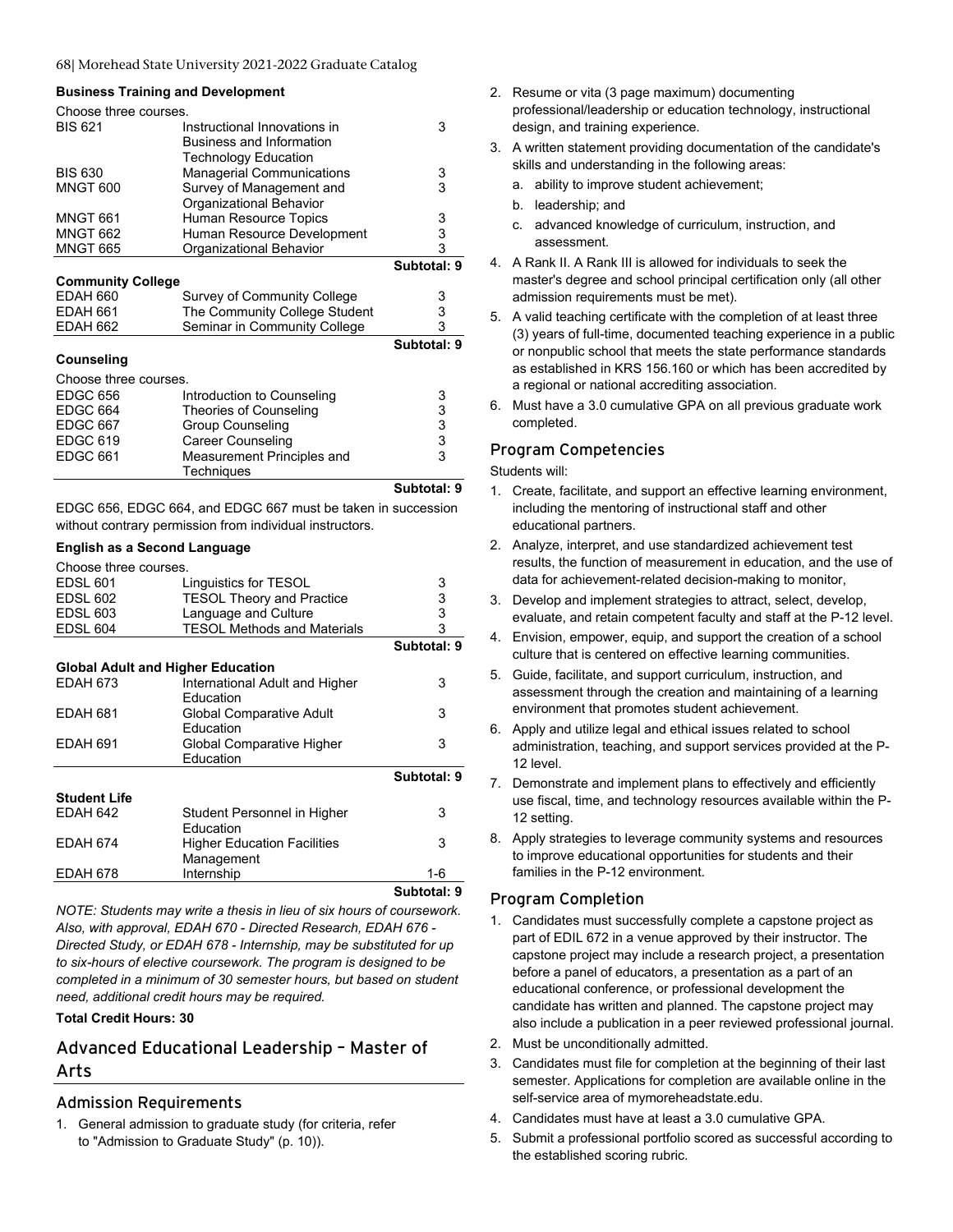#### Business Training and Development

Choose three courses.

| | | |
|---|---|---|
| BIS 621 | Instructional Innovations in Business and Information Technology Education | 3 |
| BIS 630 | Managerial Communications | 3 |
| MNGT 600 | Survey of Management and Organizational Behavior | 3 |
| MNGT 661 | Human Resource Topics | 3 |
| MNGT 662 | Human Resource Development | 3 |
| MNGT 665 | Organizational Behavior | 3 |
| | | **Subtotal: 9** |

#### Community College

| | | |
|---|---|---|
| EDAH 660 | Survey of Community College | 3 |
| EDAH 661 | The Community College Student | 3 |
| EDAH 662 | Seminar in Community College | 3 |
| | | **Subtotal: 9** |

#### Counseling

Choose three courses.

| | | |
|---|---|---|
| EDGC 656 | Introduction to Counseling | 3 |
| EDGC 664 | Theories of Counseling | 3 |
| EDGC 667 | Group Counseling | 3 |
| EDGC 619 | Career Counseling | 3 |
| EDGC 661 | Measurement Principles and Techniques | 3 |
| | | **Subtotal: 9** |

EDGC 656, EDGC 664, and EDGC 667 must be taken in succession without contrary permission from individual instructors.

#### English as a Second Language

Choose three courses.

| | | |
|---|---|---|
| EDSL 601 | Linguistics for TESOL | 3 |
| EDSL 602 | TESOL Theory and Practice | 3 |
| EDSL 603 | Language and Culture | 3 |
| EDSL 604 | TESOL Methods and Materials | 3 |
| | | **Subtotal: 9** |

#### Global Adult and Higher Education

| | | |
|---|---|---|
| EDAH 673 | International Adult and Higher Education | 3 |
| EDAH 681 | Global Comparative Adult Education | 3 |
| EDAH 691 | Global Comparative Higher Education | 3 |
| | | **Subtotal: 9** |

#### Student Life

| | | |
|---|---|---|
| EDAH 642 | Student Personnel in Higher Education | 3 |
| EDAH 674 | Higher Education Facilities Management | 3 |
| EDAH 678 | Internship | 1-6 |
| | | **Subtotal: 9** |

*NOTE: Students may write a thesis in lieu of six hours of coursework. Also, with approval, EDAH 670 - Directed Research, EDAH 676 - Directed Study, or EDAH 678 - Internship, may be substituted for up to six-hours of elective coursework. The program is designed to be completed in a minimum of 30 semester hours, but based on student need, additional credit hours may be required.*

**Total Credit Hours: 30**

## Advanced Educational Leadership – Master of Arts

### Admission Requirements

1. General admission to graduate study (for criteria, refer to "Admission to Graduate Study" (p. 10)).
2. Resume or vita (3 page maximum) documenting professional/leadership or education technology, instructional design, and training experience.
3. A written statement providing documentation of the candidate's skills and understanding in the following areas:
   a. ability to improve student achievement;
   b. leadership; and
   c. advanced knowledge of curriculum, instruction, and assessment.
4. A Rank II. A Rank III is allowed for individuals to seek the master's degree and school principal certification only (all other admission requirements must be met).
5. A valid teaching certificate with the completion of at least three (3) years of full-time, documented teaching experience in a public or nonpublic school that meets the state performance standards as established in KRS 156.160 or which has been accredited by a regional or national accrediting association.
6. Must have a 3.0 cumulative GPA on all previous graduate work completed.

### Program Competencies

Students will:

1. Create, facilitate, and support an effective learning environment, including the mentoring of instructional staff and other educational partners.
2. Analyze, interpret, and use standardized achievement test results, the function of measurement in education, and the use of data for achievement-related decision-making to monitor,
3. Develop and implement strategies to attract, select, develop, evaluate, and retain competent faculty and staff at the P-12 level.
4. Envision, empower, equip, and support the creation of a school culture that is centered on effective learning communities.
5. Guide, facilitate, and support curriculum, instruction, and assessment through the creation and maintaining of a learning environment that promotes student achievement.
6. Apply and utilize legal and ethical issues related to school administration, teaching, and support services provided at the P-12 level.
7. Demonstrate and implement plans to effectively and efficiently use fiscal, time, and technology resources available within the P-12 setting.
8. Apply strategies to leverage community systems and resources to improve educational opportunities for students and their families in the P-12 environment.

### Program Completion

1. Candidates must successfully complete a capstone project as part of EDIL 672 in a venue approved by their instructor. The capstone project may include a research project, a presentation before a panel of educators, a presentation as a part of an educational conference, or professional development the candidate has written and planned. The capstone project may also include a publication in a peer reviewed professional journal.
2. Must be unconditionally admitted.
3. Candidates must file for completion at the beginning of their last semester. Applications for completion are available online in the self-service area of mymoreheadstate.edu.
4. Candidates must have at least a 3.0 cumulative GPA.
5. Submit a professional portfolio scored as successful according to the established scoring rubric.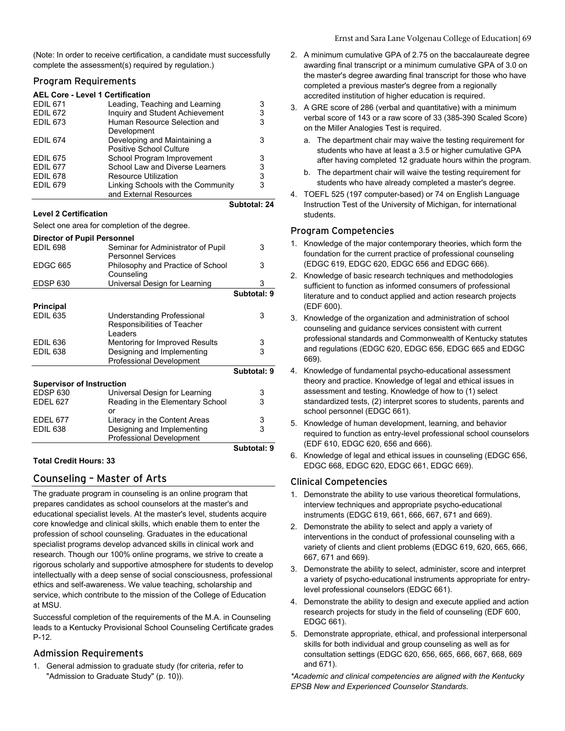(Note: In order to receive certification, a candidate must successfully complete the assessment(s) required by regulation.)

### Program Requirements

**AEL Core - Level 1 Certification**

| | | |
|---|---|---|
| EDIL 671 | Leading, Teaching and Learning | 3 |
| EDIL 672 | Inquiry and Student Achievement | 3 |
| EDIL 673 | Human Resource Selection and Development | 3 |
| EDIL 674 | Developing and Maintaining a Positive School Culture | 3 |
| EDIL 675 | School Program Improvement | 3 |
| EDIL 677 | School Law and Diverse Learners | 3 |
| EDIL 678 | Resource Utilization | 3 |
| EDIL 679 | Linking Schools with the Community and External Resources | 3 |
| | | **Subtotal: 24** |

**Level 2 Certification**

Select one area for completion of the degree.

**Director of Pupil Personnel**

| | | |
|---|---|---|
| EDIL 698 | Seminar for Administrator of Pupil Personnel Services | 3 |
| EDGC 665 | Philosophy and Practice of School Counseling | 3 |
| EDSP 630 | Universal Design for Learning | 3 |
| | | **Subtotal: 9** |

**Principal**

| | | |
|---|---|---|
| EDIL 635 | Understanding Professional Responsibilities of Teacher Leaders | 3 |
| EDIL 636 | Mentoring for Improved Results | 3 |
| EDIL 638 | Designing and Implementing Professional Development | 3 |
| | | **Subtotal: 9** |

**Supervisor of Instruction**

| | | |
|---|---|---|
| EDSP 630 | Universal Design for Learning | 3 |
| EDEL 627 | Reading in the Elementary School or | 3 |
| EDEL 677 | Literacy in the Content Areas | 3 |
| EDIL 638 | Designing and Implementing Professional Development | 3 |
| | | **Subtotal: 9** |

**Total Credit Hours: 33**

## Counseling – Master of Arts

The graduate program in counseling is an online program that prepares candidates as school counselors at the master's and educational specialist levels. At the master's level, students acquire core knowledge and clinical skills, which enable them to enter the profession of school counseling. Graduates in the educational specialist programs develop advanced skills in clinical work and research. Though our 100% online programs, we strive to create a rigorous scholarly and supportive atmosphere for students to develop intellectually with a deep sense of social consciousness, professional ethics and self-awareness. We value teaching, scholarship and service, which contribute to the mission of the College of Education at MSU.

Successful completion of the requirements of the M.A. in Counseling leads to a Kentucky Provisional School Counseling Certificate grades P-12.

### Admission Requirements

1. General admission to graduate study (for criteria, refer to "Admission to Graduate Study" (p. 10)).
2. A minimum cumulative GPA of 2.75 on the baccalaureate degree awarding final transcript or a minimum cumulative GPA of 3.0 on the master's degree awarding final transcript for those who have completed a previous master's degree from a regionally accredited institution of higher education is required.
3. A GRE score of 286 (verbal and quantitative) with a minimum verbal score of 143 or a raw score of 33 (385-390 Scaled Score) on the Miller Analogies Test is required.
   a. The department chair may waive the testing requirement for students who have at least a 3.5 or higher cumulative GPA after having completed 12 graduate hours within the program.
   b. The department chair will waive the testing requirement for students who have already completed a master's degree.
4. TOEFL 525 (197 computer-based) or 74 on English Language Instruction Test of the University of Michigan, for international students.

### Program Competencies

1. Knowledge of the major contemporary theories, which form the foundation for the current practice of professional counseling (EDGC 619, EDGC 620, EDGC 656 and EDGC 666).
2. Knowledge of basic research techniques and methodologies sufficient to function as informed consumers of professional literature and to conduct applied and action research projects (EDF 600).
3. Knowledge of the organization and administration of school counseling and guidance services consistent with current professional standards and Commonwealth of Kentucky statutes and regulations (EDGC 620, EDGC 656, EDGC 665 and EDGC 669).
4. Knowledge of fundamental psycho-educational assessment theory and practice. Knowledge of legal and ethical issues in assessment and testing. Knowledge of how to (1) select standardized tests, (2) interpret scores to students, parents and school personnel (EDGC 661).
5. Knowledge of human development, learning, and behavior required to function as entry-level professional school counselors (EDF 610, EDGC 620, 656 and 666).
6. Knowledge of legal and ethical issues in counseling (EDGC 656, EDGC 668, EDGC 620, EDGC 661, EDGC 669).

### Clinical Competencies

1. Demonstrate the ability to use various theoretical formulations, interview techniques and appropriate psycho-educational instruments (EDGC 619, 661, 666, 667, 671 and 669).
2. Demonstrate the ability to select and apply a variety of interventions in the conduct of professional counseling with a variety of clients and client problems (EDGC 619, 620, 665, 666, 667, 671 and 669).
3. Demonstrate the ability to select, administer, score and interpret a variety of psycho-educational instruments appropriate for entry-level professional counselors (EDGC 661).
4. Demonstrate the ability to design and execute applied and action research projects for study in the field of counseling (EDF 600, EDGC 661).
5. Demonstrate appropriate, ethical, and professional interpersonal skills for both individual and group counseling as well as for consultation settings (EDGC 620, 656, 665, 666, 667, 668, 669 and 671).

*\*Academic and clinical competencies are aligned with the Kentucky EPSB New and Experienced Counselor Standards.*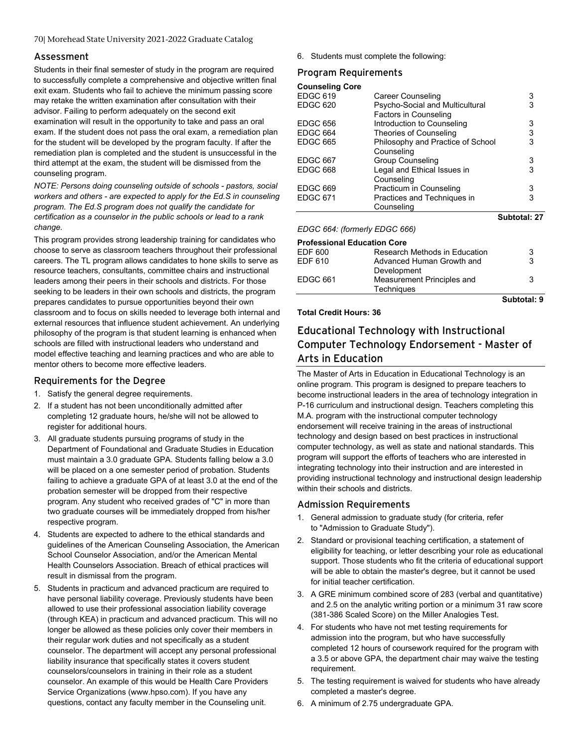## Assessment

Students in their final semester of study in the program are required to successfully complete a comprehensive and objective written final exit exam. Students who fail to achieve the minimum passing score may retake the written examination after consultation with their advisor. Failing to perform adequately on the second exit examination will result in the opportunity to take and pass an oral exam. If the student does not pass the oral exam, a remediation plan for the student will be developed by the program faculty. If after the remediation plan is completed and the student is unsuccessful in the third attempt at the exam, the student will be dismissed from the counseling program.

*NOTE: Persons doing counseling outside of schools - pastors, social workers and others - are expected to apply for the Ed.S in counseling program. The Ed.S program does not qualify the candidate for certification as a counselor in the public schools or lead to a rank change.*

This program provides strong leadership training for candidates who choose to serve as classroom teachers throughout their professional careers. The TL program allows candidates to hone skills to serve as resource teachers, consultants, committee chairs and instructional leaders among their peers in their schools and districts. For those seeking to be leaders in their own schools and districts, the program prepares candidates to pursue opportunities beyond their own classroom and to focus on skills needed to leverage both internal and external resources that influence student achievement. An underlying philosophy of the program is that student learning is enhanced when schools are filled with instructional leaders who understand and model effective teaching and learning practices and who are able to mentor others to become more effective leaders.

## Requirements for the Degree

1. Satisfy the general degree requirements.
2. If a student has not been unconditionally admitted after completing 12 graduate hours, he/she will not be allowed to register for additional hours.
3. All graduate students pursuing programs of study in the Department of Foundational and Graduate Studies in Education must maintain a 3.0 graduate GPA. Students falling below a 3.0 will be placed on a one semester period of probation. Students failing to achieve a graduate GPA of at least 3.0 at the end of the probation semester will be dropped from their respective program. Any student who received grades of "C" in more than two graduate courses will be immediately dropped from his/her respective program.
4. Students are expected to adhere to the ethical standards and guidelines of the American Counseling Association, the American School Counselor Association, and/or the American Mental Health Counselors Association. Breach of ethical practices will result in dismissal from the program.
5. Students in practicum and advanced practicum are required to have personal liability coverage. Previously students have been allowed to use their professional association liability coverage (through KEA) in practicum and advanced practicum. This will no longer be allowed as these policies only cover their members in their regular work duties and not specifically as a student counselor. The department will accept any personal professional liability insurance that specifically states it covers student counselors/counselors in training in their role as a student counselor. An example of this would be Health Care Providers Service Organizations (www.hpso.com). If you have any questions, contact any faculty member in the Counseling unit.
6. Students must complete the following:

## Program Requirements

**Counseling Core**

| | | |
|---|---|---|
| EDGC 619 | Career Counseling | 3 |
| EDGC 620 | Psycho-Social and Multicultural Factors in Counseling | 3 |
| EDGC 656 | Introduction to Counseling | 3 |
| EDGC 664 | Theories of Counseling | 3 |
| EDGC 665 | Philosophy and Practice of School Counseling | 3 |
| EDGC 667 | Group Counseling | 3 |
| EDGC 668 | Legal and Ethical Issues in Counseling | 3 |
| EDGC 669 | Practicum in Counseling | 3 |
| EDGC 671 | Practices and Techniques in Counseling | 3 |
| | | **Subtotal: 27** |

*EDGC 664: (formerly EDGC 666)*

**Professional Education Core**

| | | |
|---|---|---|
| EDF 600 | Research Methods in Education | 3 |
| EDF 610 | Advanced Human Growth and Development | 3 |
| EDGC 661 | Measurement Principles and Techniques | 3 |
| | | **Subtotal: 9** |

**Total Credit Hours: 36**

# Educational Technology with Instructional Computer Technology Endorsement - Master of Arts in Education

The Master of Arts in Education in Educational Technology is an online program. This program is designed to prepare teachers to become instructional leaders in the area of technology integration in P-16 curriculum and instructional design. Teachers completing this M.A. program with the instructional computer technology endorsement will receive training in the areas of instructional technology and design based on best practices in instructional computer technology, as well as state and national standards. This program will support the efforts of teachers who are interested in integrating technology into their instruction and are interested in providing instructional technology and instructional design leadership within their schools and districts.

## Admission Requirements

1. General admission to graduate study (for criteria, refer to "Admission to Graduate Study").
2. Standard or provisional teaching certification, a statement of eligibility for teaching, or letter describing your role as educational support. Those students who fit the criteria of educational support will be able to obtain the master's degree, but it cannot be used for initial teacher certification.
3. A GRE minimum combined score of 283 (verbal and quantitative) and 2.5 on the analytic writing portion or a minimum 31 raw score (381-386 Scaled Score) on the Miller Analogies Test.
4. For students who have not met testing requirements for admission into the program, but who have successfully completed 12 hours of coursework required for the program with a 3.5 or above GPA, the department chair may waive the testing requirement.
5. The testing requirement is waived for students who have already completed a master's degree.
6. A minimum of 2.75 undergraduate GPA.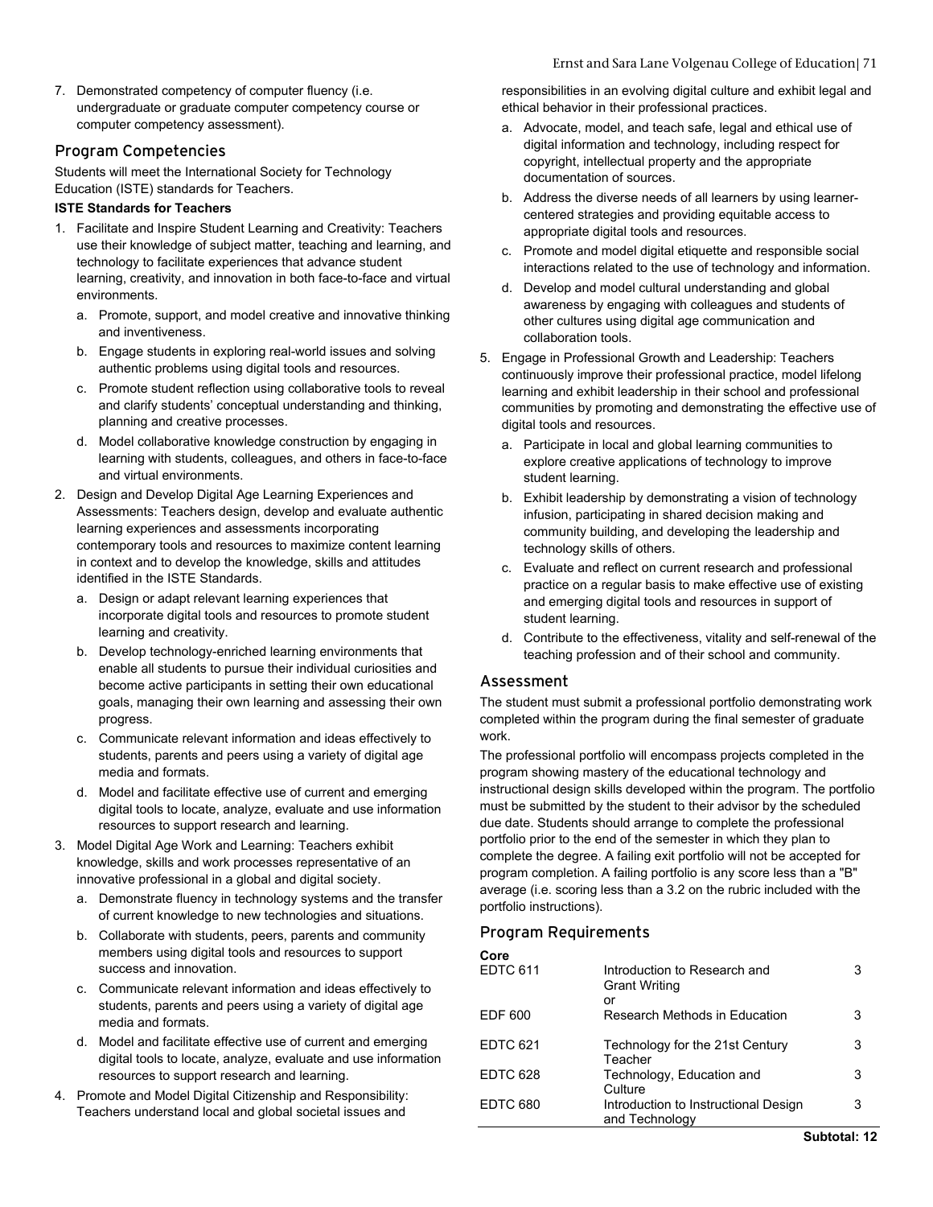7. Demonstrated competency of computer fluency (i.e. undergraduate or graduate computer competency course or computer competency assessment).

## Program Competencies

Students will meet the International Society for Technology Education (ISTE) standards for Teachers.

**ISTE Standards for Teachers**

1. Facilitate and Inspire Student Learning and Creativity: Teachers use their knowledge of subject matter, teaching and learning, and technology to facilitate experiences that advance student learning, creativity, and innovation in both face-to-face and virtual environments.
   a. Promote, support, and model creative and innovative thinking and inventiveness.
   b. Engage students in exploring real-world issues and solving authentic problems using digital tools and resources.
   c. Promote student reflection using collaborative tools to reveal and clarify students' conceptual understanding and thinking, planning and creative processes.
   d. Model collaborative knowledge construction by engaging in learning with students, colleagues, and others in face-to-face and virtual environments.
2. Design and Develop Digital Age Learning Experiences and Assessments: Teachers design, develop and evaluate authentic learning experiences and assessments incorporating contemporary tools and resources to maximize content learning in context and to develop the knowledge, skills and attitudes identified in the ISTE Standards.
   a. Design or adapt relevant learning experiences that incorporate digital tools and resources to promote student learning and creativity.
   b. Develop technology-enriched learning environments that enable all students to pursue their individual curiosities and become active participants in setting their own educational goals, managing their own learning and assessing their own progress.
   c. Communicate relevant information and ideas effectively to students, parents and peers using a variety of digital age media and formats.
   d. Model and facilitate effective use of current and emerging digital tools to locate, analyze, evaluate and use information resources to support research and learning.
3. Model Digital Age Work and Learning: Teachers exhibit knowledge, skills and work processes representative of an innovative professional in a global and digital society.
   a. Demonstrate fluency in technology systems and the transfer of current knowledge to new technologies and situations.
   b. Collaborate with students, peers, parents and community members using digital tools and resources to support success and innovation.
   c. Communicate relevant information and ideas effectively to students, parents and peers using a variety of digital age media and formats.
   d. Model and facilitate effective use of current and emerging digital tools to locate, analyze, evaluate and use information resources to support research and learning.
4. Promote and Model Digital Citizenship and Responsibility: Teachers understand local and global societal issues and responsibilities in an evolving digital culture and exhibit legal and ethical behavior in their professional practices.
   a. Advocate, model, and teach safe, legal and ethical use of digital information and technology, including respect for copyright, intellectual property and the appropriate documentation of sources.
   b. Address the diverse needs of all learners by using learner-centered strategies and providing equitable access to appropriate digital tools and resources.
   c. Promote and model digital etiquette and responsible social interactions related to the use of technology and information.
   d. Develop and model cultural understanding and global awareness by engaging with colleagues and students of other cultures using digital age communication and collaboration tools.
5. Engage in Professional Growth and Leadership: Teachers continuously improve their professional practice, model lifelong learning and exhibit leadership in their school and professional communities by promoting and demonstrating the effective use of digital tools and resources.
   a. Participate in local and global learning communities to explore creative applications of technology to improve student learning.
   b. Exhibit leadership by demonstrating a vision of technology infusion, participating in shared decision making and community building, and developing the leadership and technology skills of others.
   c. Evaluate and reflect on current research and professional practice on a regular basis to make effective use of existing and emerging digital tools and resources in support of student learning.
   d. Contribute to the effectiveness, vitality and self-renewal of the teaching profession and of their school and community.

## Assessment

The student must submit a professional portfolio demonstrating work completed within the program during the final semester of graduate work.

The professional portfolio will encompass projects completed in the program showing mastery of the educational technology and instructional design skills developed within the program. The portfolio must be submitted by the student to their advisor by the scheduled due date. Students should arrange to complete the professional portfolio prior to the end of the semester in which they plan to complete the degree. A failing exit portfolio will not be accepted for program completion. A failing portfolio is any score less than a "B" average (i.e. scoring less than a 3.2 on the rubric included with the portfolio instructions).

## Program Requirements

**Core**

| | | |
|---|---|---|
| EDTC 611 | Introduction to Research and Grant Writing<br>or | 3 |
| EDF 600 | Research Methods in Education | 3 |
| EDTC 621 | Technology for the 21st Century Teacher | 3 |
| EDTC 628 | Technology, Education and Culture | 3 |
| EDTC 680 | Introduction to Instructional Design and Technology | 3 |

**Subtotal: 12**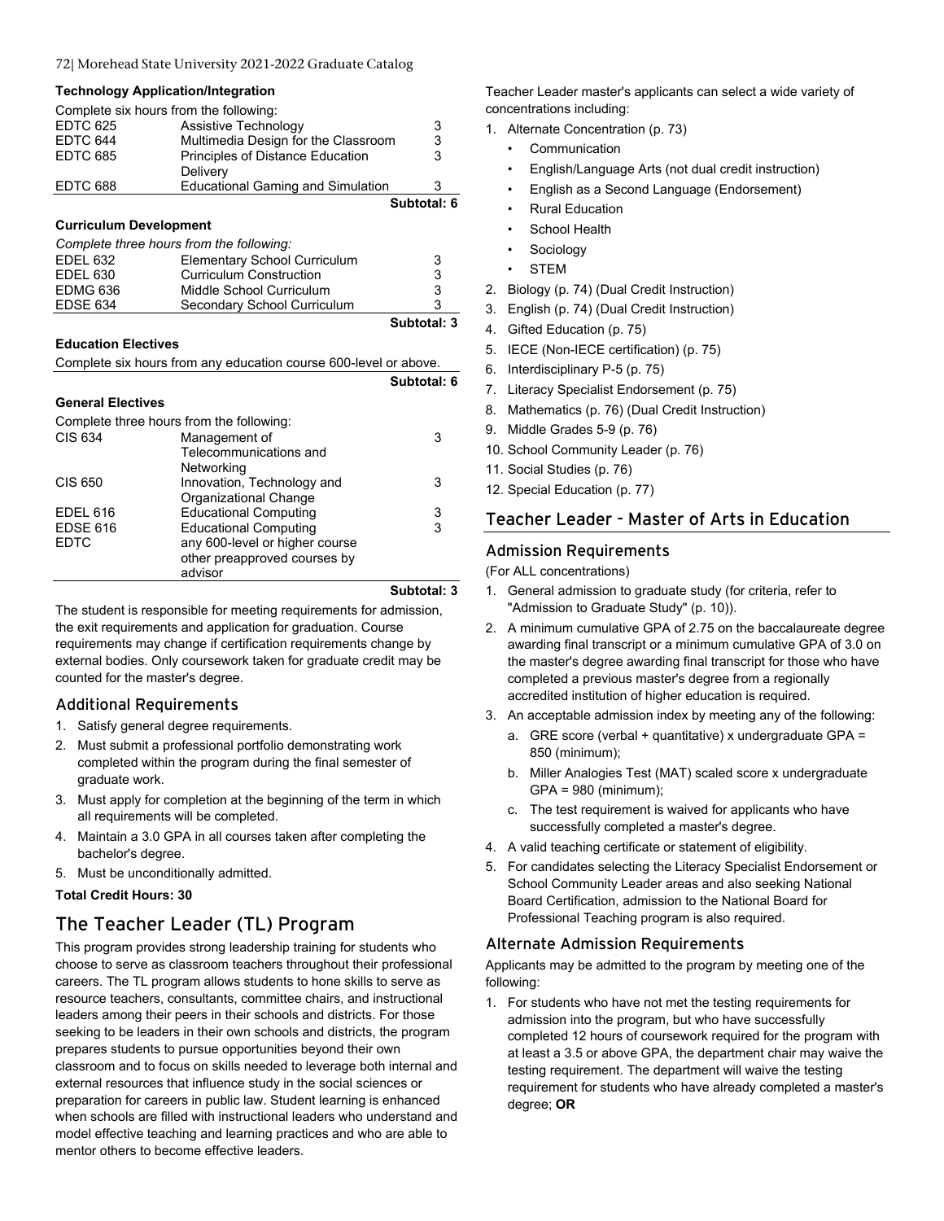**Technology Application/Integration**

Complete six hours from the following:

| | | |
|---|---|---|
| EDTC 625 | Assistive Technology | 3 |
| EDTC 644 | Multimedia Design for the Classroom | 3 |
| EDTC 685 | Principles of Distance Education Delivery | 3 |
| EDTC 688 | Educational Gaming and Simulation | 3 |
| | | **Subtotal: 6** |

**Curriculum Development**

*Complete three hours from the following:*

| | | |
|---|---|---|
| EDEL 632 | Elementary School Curriculum | 3 |
| EDEL 630 | Curriculum Construction | 3 |
| EDMG 636 | Middle School Curriculum | 3 |
| EDSE 634 | Secondary School Curriculum | 3 |
| | | **Subtotal: 3** |

**Education Electives**

Complete six hours from any education course 600-level or above.

**Subtotal: 6**

**General Electives**

Complete three hours from the following:

| | | |
|---|---|---|
| CIS 634 | Management of Telecommunications and Networking | 3 |
| CIS 650 | Innovation, Technology and Organizational Change | 3 |
| EDEL 616 | Educational Computing | 3 |
| EDSE 616 | Educational Computing | 3 |
| EDTC | any 600-level or higher course other preapproved courses by advisor | |
| | | **Subtotal: 3** |

The student is responsible for meeting requirements for admission, the exit requirements and application for graduation. Course requirements may change if certification requirements change by external bodies. Only coursework taken for graduate credit may be counted for the master's degree.

### Additional Requirements

1. Satisfy general degree requirements.
2. Must submit a professional portfolio demonstrating work completed within the program during the final semester of graduate work.
3. Must apply for completion at the beginning of the term in which all requirements will be completed.
4. Maintain a 3.0 GPA in all courses taken after completing the bachelor's degree.
5. Must be unconditionally admitted.

**Total Credit Hours: 30**

## The Teacher Leader (TL) Program

This program provides strong leadership training for students who choose to serve as classroom teachers throughout their professional careers. The TL program allows students to hone skills to serve as resource teachers, consultants, committee chairs, and instructional leaders among their peers in their schools and districts. For those seeking to be leaders in their own schools and districts, the program prepares students to pursue opportunities beyond their own classroom and to focus on skills needed to leverage both internal and external resources that influence study in the social sciences or preparation for careers in public law. Student learning is enhanced when schools are filled with instructional leaders who understand and model effective teaching and learning practices and who are able to mentor others to become effective leaders.

Teacher Leader master's applicants can select a wide variety of concentrations including:

1. Alternate Concentration (p. 73)
   - Communication
   - English/Language Arts (not dual credit instruction)
   - English as a Second Language (Endorsement)
   - Rural Education
   - School Health
   - Sociology
   - STEM
2. Biology (p. 74) (Dual Credit Instruction)
3. English (p. 74) (Dual Credit Instruction)
4. Gifted Education (p. 75)
5. IECE (Non-IECE certification) (p. 75)
6. Interdisciplinary P-5 (p. 75)
7. Literacy Specialist Endorsement (p. 75)
8. Mathematics (p. 76) (Dual Credit Instruction)
9. Middle Grades 5-9 (p. 76)
10. School Community Leader (p. 76)
11. Social Studies (p. 76)
12. Special Education (p. 77)

## Teacher Leader - Master of Arts in Education

### Admission Requirements

(For ALL concentrations)

1. General admission to graduate study (for criteria, refer to "Admission to Graduate Study" (p. 10)).
2. A minimum cumulative GPA of 2.75 on the baccalaureate degree awarding final transcript or a minimum cumulative GPA of 3.0 on the master's degree awarding final transcript for those who have completed a previous master's degree from a regionally accredited institution of higher education is required.
3. An acceptable admission index by meeting any of the following:
   a. GRE score (verbal + quantitative) x undergraduate GPA = 850 (minimum);
   b. Miller Analogies Test (MAT) scaled score x undergraduate GPA = 980 (minimum);
   c. The test requirement is waived for applicants who have successfully completed a master's degree.
4. A valid teaching certificate or statement of eligibility.
5. For candidates selecting the Literacy Specialist Endorsement or School Community Leader areas and also seeking National Board Certification, admission to the National Board for Professional Teaching program is also required.

### Alternate Admission Requirements

Applicants may be admitted to the program by meeting one of the following:

1. For students who have not met the testing requirements for admission into the program, but who have successfully completed 12 hours of coursework required for the program with at least a 3.5 or above GPA, the department chair may waive the testing requirement. The department will waive the testing requirement for students who have already completed a master's degree; **OR**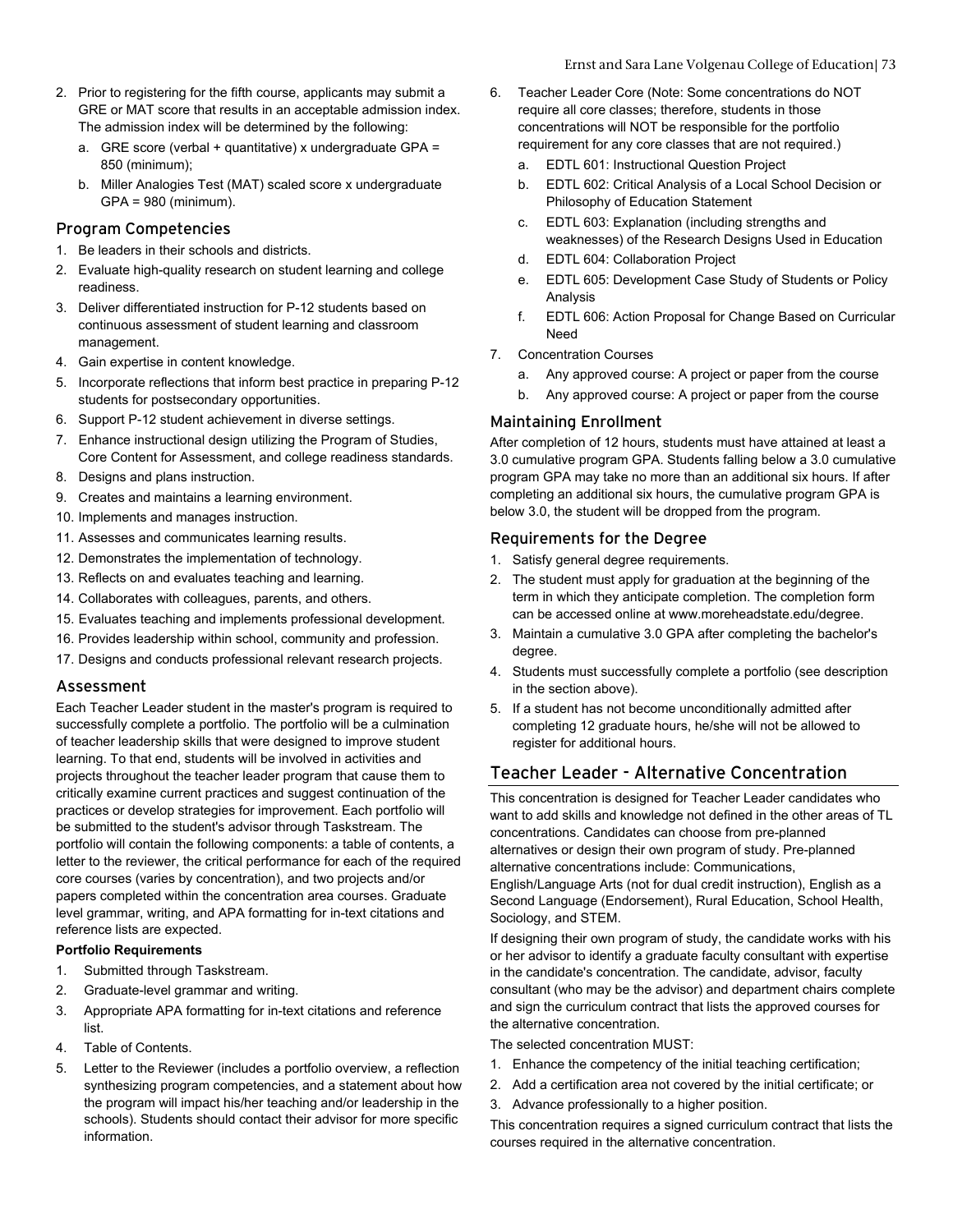2. Prior to registering for the fifth course, applicants may submit a GRE or MAT score that results in an acceptable admission index. The admission index will be determined by the following:
   a. GRE score (verbal + quantitative) x undergraduate GPA = 850 (minimum);
   b. Miller Analogies Test (MAT) scaled score x undergraduate GPA = 980 (minimum).

### Program Competencies

1. Be leaders in their schools and districts.
2. Evaluate high-quality research on student learning and college readiness.
3. Deliver differentiated instruction for P-12 students based on continuous assessment of student learning and classroom management.
4. Gain expertise in content knowledge.
5. Incorporate reflections that inform best practice in preparing P-12 students for postsecondary opportunities.
6. Support P-12 student achievement in diverse settings.
7. Enhance instructional design utilizing the Program of Studies, Core Content for Assessment, and college readiness standards.
8. Designs and plans instruction.
9. Creates and maintains a learning environment.
10. Implements and manages instruction.
11. Assesses and communicates learning results.
12. Demonstrates the implementation of technology.
13. Reflects on and evaluates teaching and learning.
14. Collaborates with colleagues, parents, and others.
15. Evaluates teaching and implements professional development.
16. Provides leadership within school, community and profession.
17. Designs and conducts professional relevant research projects.

### Assessment

Each Teacher Leader student in the master's program is required to successfully complete a portfolio. The portfolio will be a culmination of teacher leadership skills that were designed to improve student learning. To that end, students will be involved in activities and projects throughout the teacher leader program that cause them to critically examine current practices and suggest continuation of the practices or develop strategies for improvement. Each portfolio will be submitted to the student's advisor through Taskstream. The portfolio will contain the following components: a table of contents, a letter to the reviewer, the critical performance for each of the required core courses (varies by concentration), and two projects and/or papers completed within the concentration area courses. Graduate level grammar, writing, and APA formatting for in-text citations and reference lists are expected.

**Portfolio Requirements**

1. Submitted through Taskstream.
2. Graduate-level grammar and writing.
3. Appropriate APA formatting for in-text citations and reference list.
4. Table of Contents.
5. Letter to the Reviewer (includes a portfolio overview, a reflection synthesizing program competencies, and a statement about how the program will impact his/her teaching and/or leadership in the schools). Students should contact their advisor for more specific information.
6. Teacher Leader Core (Note: Some concentrations do NOT require all core classes; therefore, students in those concentrations will NOT be responsible for the portfolio requirement for any core classes that are not required.)
   a. EDTL 601: Instructional Question Project
   b. EDTL 602: Critical Analysis of a Local School Decision or Philosophy of Education Statement
   c. EDTL 603: Explanation (including strengths and weaknesses) of the Research Designs Used in Education
   d. EDTL 604: Collaboration Project
   e. EDTL 605: Development Case Study of Students or Policy Analysis
   f. EDTL 606: Action Proposal for Change Based on Curricular Need
7. Concentration Courses
   a. Any approved course: A project or paper from the course
   b. Any approved course: A project or paper from the course

### Maintaining Enrollment

After completion of 12 hours, students must have attained at least a 3.0 cumulative program GPA. Students falling below a 3.0 cumulative program GPA may take no more than an additional six hours. If after completing an additional six hours, the cumulative program GPA is below 3.0, the student will be dropped from the program.

### Requirements for the Degree

1. Satisfy general degree requirements.
2. The student must apply for graduation at the beginning of the term in which they anticipate completion. The completion form can be accessed online at www.moreheadstate.edu/degree.
3. Maintain a cumulative 3.0 GPA after completing the bachelor's degree.
4. Students must successfully complete a portfolio (see description in the section above).
5. If a student has not become unconditionally admitted after completing 12 graduate hours, he/she will not be allowed to register for additional hours.

## Teacher Leader - Alternative Concentration

This concentration is designed for Teacher Leader candidates who want to add skills and knowledge not defined in the other areas of TL concentrations. Candidates can choose from pre-planned alternatives or design their own program of study. Pre-planned alternative concentrations include: Communications, English/Language Arts (not for dual credit instruction), English as a Second Language (Endorsement), Rural Education, School Health, Sociology, and STEM.

If designing their own program of study, the candidate works with his or her advisor to identify a graduate faculty consultant with expertise in the candidate's concentration. The candidate, advisor, faculty consultant (who may be the advisor) and department chairs complete and sign the curriculum contract that lists the approved courses for the alternative concentration.

The selected concentration MUST:

1. Enhance the competency of the initial teaching certification;
2. Add a certification area not covered by the initial certificate; or
3. Advance professionally to a higher position.

This concentration requires a signed curriculum contract that lists the courses required in the alternative concentration.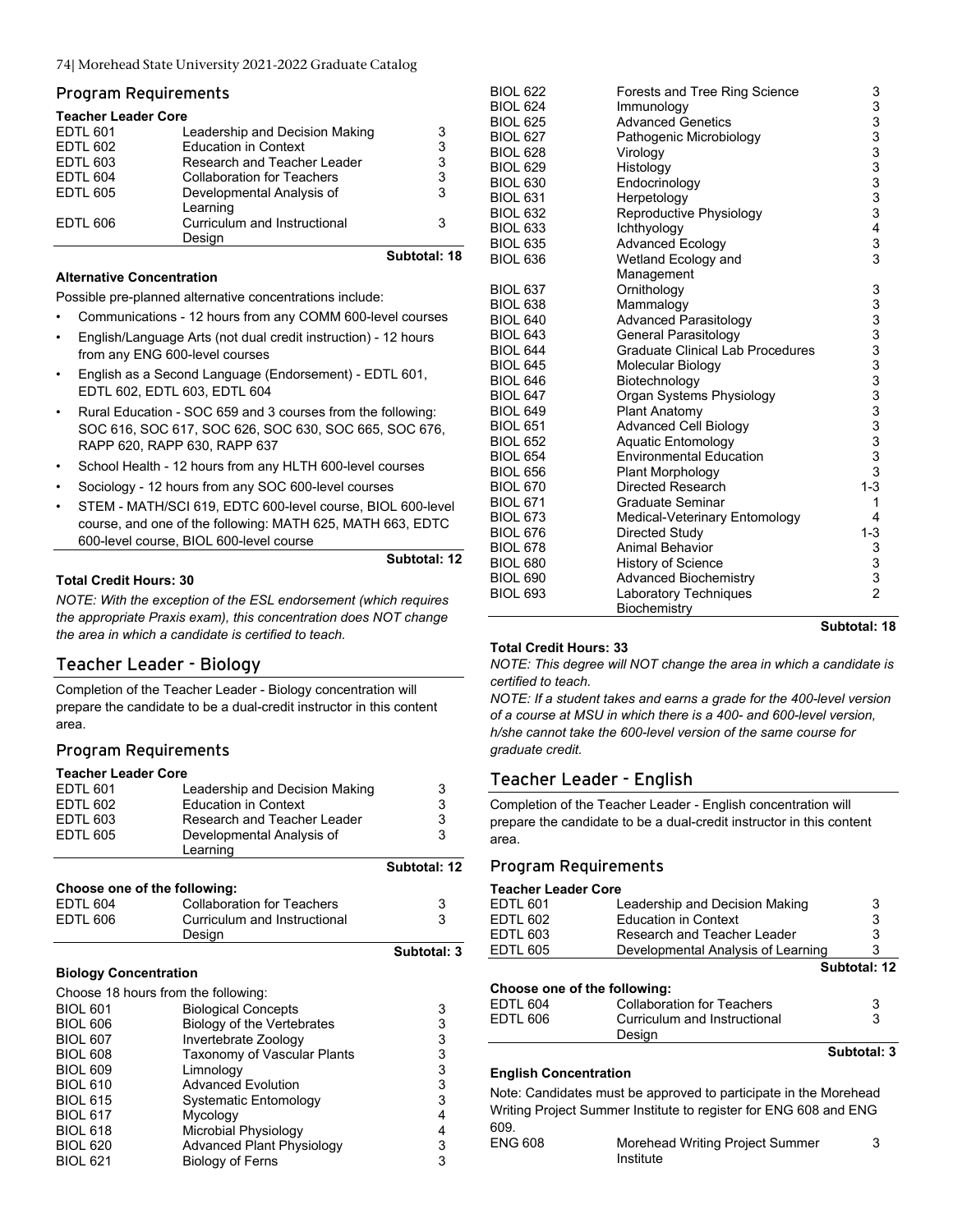## Program Requirements

**Teacher Leader Core**

| | | |
|---|---|---|
| EDTL 601 | Leadership and Decision Making | 3 |
| EDTL 602 | Education in Context | 3 |
| EDTL 603 | Research and Teacher Leader | 3 |
| EDTL 604 | Collaboration for Teachers | 3 |
| EDTL 605 | Developmental Analysis of Learning | 3 |
| EDTL 606 | Curriculum and Instructional Design | 3 |
| | | **Subtotal: 18** |

**Alternative Concentration**

Possible pre-planned alternative concentrations include:

- Communications - 12 hours from any COMM 600-level courses
- English/Language Arts (not dual credit instruction) - 12 hours from any ENG 600-level courses
- English as a Second Language (Endorsement) - EDTL 601, EDTL 602, EDTL 603, EDTL 604
- Rural Education - SOC 659 and 3 courses from the following: SOC 616, SOC 617, SOC 626, SOC 630, SOC 665, SOC 676, RAPP 620, RAPP 630, RAPP 637
- School Health - 12 hours from any HLTH 600-level courses
- Sociology - 12 hours from any SOC 600-level courses
- STEM - MATH/SCI 619, EDTC 600-level course, BIOL 600-level course, and one of the following: MATH 625, MATH 663, EDTC 600-level course, BIOL 600-level course

**Subtotal: 12**

**Total Credit Hours: 30**

*NOTE: With the exception of the ESL endorsement (which requires the appropriate Praxis exam), this concentration does NOT change the area in which a candidate is certified to teach.*

# Teacher Leader - Biology

Completion of the Teacher Leader - Biology concentration will prepare the candidate to be a dual-credit instructor in this content area.

## Program Requirements

**Teacher Leader Core**

| | | |
|---|---|---|
| EDTL 601 | Leadership and Decision Making | 3 |
| EDTL 602 | Education in Context | 3 |
| EDTL 603 | Research and Teacher Leader | 3 |
| EDTL 605 | Developmental Analysis of Learning | 3 |
| | | **Subtotal: 12** |

**Choose one of the following:**

| | | |
|---|---|---|
| EDTL 604 | Collaboration for Teachers | 3 |
| EDTL 606 | Curriculum and Instructional Design | 3 |
| | | **Subtotal: 3** |

**Biology Concentration**

Choose 18 hours from the following:

| | | |
|---|---|---|
| BIOL 601 | Biological Concepts | 3 |
| BIOL 606 | Biology of the Vertebrates | 3 |
| BIOL 607 | Invertebrate Zoology | 3 |
| BIOL 608 | Taxonomy of Vascular Plants | 3 |
| BIOL 609 | Limnology | 3 |
| BIOL 610 | Advanced Evolution | 3 |
| BIOL 615 | Systematic Entomology | 3 |
| BIOL 617 | Mycology | 4 |
| BIOL 618 | Microbial Physiology | 4 |
| BIOL 620 | Advanced Plant Physiology | 3 |
| BIOL 621 | Biology of Ferns | 3 |
| BIOL 622 | Forests and Tree Ring Science | 3 |
| BIOL 624 | Immunology | 3 |
| BIOL 625 | Advanced Genetics | 3 |
| BIOL 627 | Pathogenic Microbiology | 3 |
| BIOL 628 | Virology | 3 |
| BIOL 629 | Histology | 3 |
| BIOL 630 | Endocrinology | 3 |
| BIOL 631 | Herpetology | 3 |
| BIOL 632 | Reproductive Physiology | 3 |
| BIOL 633 | Ichthyology | 4 |
| BIOL 635 | Advanced Ecology | 3 |
| BIOL 636 | Wetland Ecology and Management | 3 |
| BIOL 637 | Ornithology | 3 |
| BIOL 638 | Mammalogy | 3 |
| BIOL 640 | Advanced Parasitology | 3 |
| BIOL 643 | General Parasitology | 3 |
| BIOL 644 | Graduate Clinical Lab Procedures | 3 |
| BIOL 645 | Molecular Biology | 3 |
| BIOL 646 | Biotechnology | 3 |
| BIOL 647 | Organ Systems Physiology | 3 |
| BIOL 649 | Plant Anatomy | 3 |
| BIOL 651 | Advanced Cell Biology | 3 |
| BIOL 652 | Aquatic Entomology | 3 |
| BIOL 654 | Environmental Education | 3 |
| BIOL 656 | Plant Morphology | 3 |
| BIOL 670 | Directed Research | 1-3 |
| BIOL 671 | Graduate Seminar | 1 |
| BIOL 673 | Medical-Veterinary Entomology | 4 |
| BIOL 676 | Directed Study | 1-3 |
| BIOL 678 | Animal Behavior | 3 |
| BIOL 680 | History of Science | 3 |
| BIOL 690 | Advanced Biochemistry | 3 |
| BIOL 693 | Laboratory Techniques Biochemistry | 2 |
| | | **Subtotal: 18** |

**Total Credit Hours: 33**

*NOTE: This degree will NOT change the area in which a candidate is certified to teach.*

*NOTE: If a student takes and earns a grade for the 400-level version of a course at MSU in which there is a 400- and 600-level version, h/she cannot take the 600-level version of the same course for graduate credit.*

# Teacher Leader - English

Completion of the Teacher Leader - English concentration will prepare the candidate to be a dual-credit instructor in this content area.

## Program Requirements

**Teacher Leader Core**

| | | |
|---|---|---|
| EDTL 601 | Leadership and Decision Making | 3 |
| EDTL 602 | Education in Context | 3 |
| EDTL 603 | Research and Teacher Leader | 3 |
| EDTL 605 | Developmental Analysis of Learning | 3 |
| | | **Subtotal: 12** |

**Choose one of the following:**

| | | |
|---|---|---|
| EDTL 604 | Collaboration for Teachers | 3 |
| EDTL 606 | Curriculum and Instructional Design | 3 |
| | | **Subtotal: 3** |

**English Concentration**

Note: Candidates must be approved to participate in the Morehead Writing Project Summer Institute to register for ENG 608 and ENG 609.

| | | |
|---|---|---|
| ENG 608 | Morehead Writing Project Summer Institute | 3 |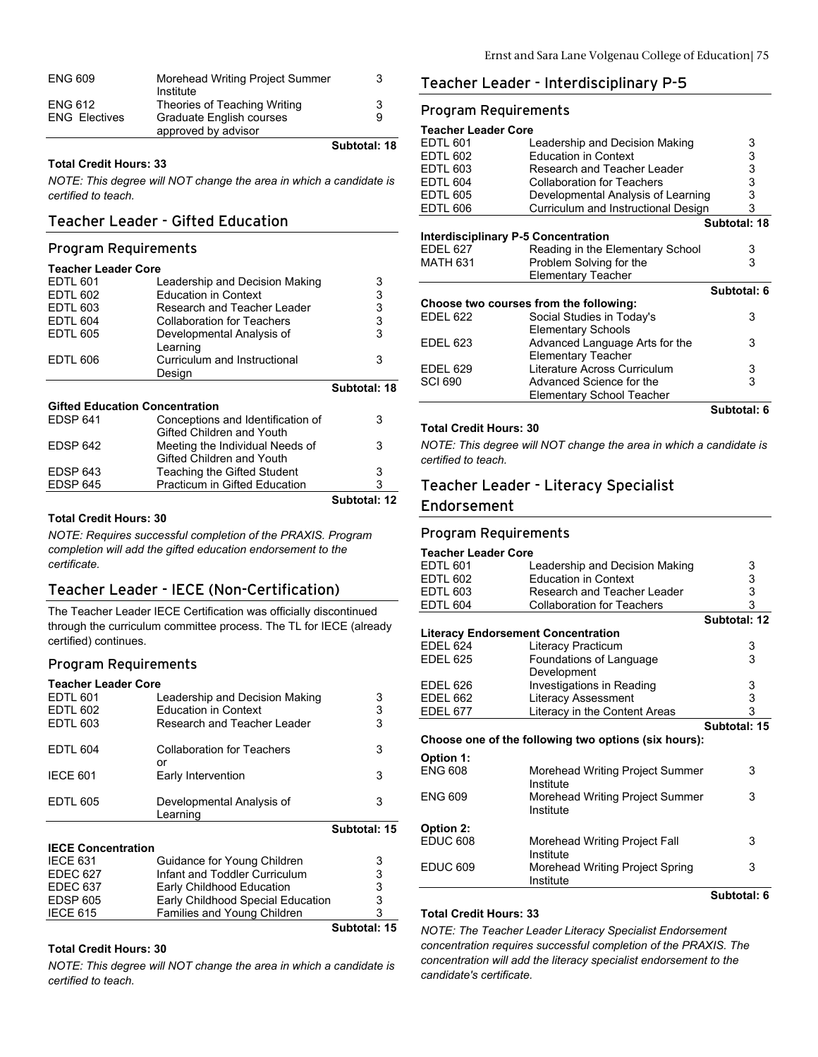| | | |
|---|---|---|
| ENG 609 | Morehead Writing Project Summer Institute | 3 |
| ENG 612 | Theories of Teaching Writing | 3 |
| ENG Electives | Graduate English courses approved by advisor | 9 |
| | | **Subtotal: 18** |

**Total Credit Hours: 33**

*NOTE: This degree will NOT change the area in which a candidate is certified to teach.*

## Teacher Leader - Gifted Education

### Program Requirements

**Teacher Leader Core**

| | | |
|---|---|---|
| EDTL 601 | Leadership and Decision Making | 3 |
| EDTL 602 | Education in Context | 3 |
| EDTL 603 | Research and Teacher Leader | 3 |
| EDTL 604 | Collaboration for Teachers | 3 |
| EDTL 605 | Developmental Analysis of Learning | 3 |
| EDTL 606 | Curriculum and Instructional Design | 3 |
| | | **Subtotal: 18** |

**Gifted Education Concentration**

| | | |
|---|---|---|
| EDSP 641 | Conceptions and Identification of Gifted Children and Youth | 3 |
| EDSP 642 | Meeting the Individual Needs of Gifted Children and Youth | 3 |
| EDSP 643 | Teaching the Gifted Student | 3 |
| EDSP 645 | Practicum in Gifted Education | 3 |
| | | **Subtotal: 12** |

**Total Credit Hours: 30**

*NOTE: Requires successful completion of the PRAXIS. Program completion will add the gifted education endorsement to the certificate.*

## Teacher Leader - IECE (Non-Certification)

The Teacher Leader IECE Certification was officially discontinued through the curriculum committee process. The TL for IECE (already certified) continues.

### Program Requirements

**Teacher Leader Core**

| | | |
|---|---|---|
| EDTL 601 | Leadership and Decision Making | 3 |
| EDTL 602 | Education in Context | 3 |
| EDTL 603 | Research and Teacher Leader | 3 |
| EDTL 604 | Collaboration for Teachers or | 3 |
| IECE 601 | Early Intervention | 3 |
| EDTL 605 | Developmental Analysis of Learning | 3 |
| | | **Subtotal: 15** |

**IECE Concentration**

| | | |
|---|---|---|
| IECE 631 | Guidance for Young Children | 3 |
| EDEC 627 | Infant and Toddler Curriculum | 3 |
| EDEC 637 | Early Childhood Education | 3 |
| EDSP 605 | Early Childhood Special Education | 3 |
| IECE 615 | Families and Young Children | 3 |
| | | **Subtotal: 15** |

**Total Credit Hours: 30**

*NOTE: This degree will NOT change the area in which a candidate is certified to teach.*

## Teacher Leader - Interdisciplinary P-5

### Program Requirements

**Teacher Leader Core**

| | | |
|---|---|---|
| EDTL 601 | Leadership and Decision Making | 3 |
| EDTL 602 | Education in Context | 3 |
| EDTL 603 | Research and Teacher Leader | 3 |
| EDTL 604 | Collaboration for Teachers | 3 |
| EDTL 605 | Developmental Analysis of Learning | 3 |
| EDTL 606 | Curriculum and Instructional Design | 3 |
| | | **Subtotal: 18** |

**Interdisciplinary P-5 Concentration**

| | | |
|---|---|---|
| EDEL 627 | Reading in the Elementary School | 3 |
| MATH 631 | Problem Solving for the Elementary Teacher | 3 |
| | | **Subtotal: 6** |

**Choose two courses from the following:**

| | | |
|---|---|---|
| EDEL 622 | Social Studies in Today's Elementary Schools | 3 |
| EDEL 623 | Advanced Language Arts for the Elementary Teacher | 3 |
| EDEL 629 | Literature Across Curriculum | 3 |
| SCI 690 | Advanced Science for the Elementary School Teacher | 3 |
| | | **Subtotal: 6** |

**Total Credit Hours: 30**

*NOTE: This degree will NOT change the area in which a candidate is certified to teach.*

## Teacher Leader - Literacy Specialist Endorsement

### Program Requirements

**Teacher Leader Core**

| | | |
|---|---|---|
| EDTL 601 | Leadership and Decision Making | 3 |
| EDTL 602 | Education in Context | 3 |
| EDTL 603 | Research and Teacher Leader | 3 |
| EDTL 604 | Collaboration for Teachers | 3 |
| | | **Subtotal: 12** |

**Literacy Endorsement Concentration**

| | | |
|---|---|---|
| EDEL 624 | Literacy Practicum | 3 |
| EDEL 625 | Foundations of Language Development | 3 |
| EDEL 626 | Investigations in Reading | 3 |
| EDEL 662 | Literacy Assessment | 3 |
| EDEL 677 | Literacy in the Content Areas | 3 |
| | | **Subtotal: 15** |

**Choose one of the following two options (six hours):**

| | | |
|---|---|---|
| **Option 1:** | | |
| ENG 608 | Morehead Writing Project Summer Institute | 3 |
| ENG 609 | Morehead Writing Project Summer Institute | 3 |
| **Option 2:** | | |
| EDUC 608 | Morehead Writing Project Fall Institute | 3 |
| EDUC 609 | Morehead Writing Project Spring Institute | 3 |
| | | **Subtotal: 6** |

**Total Credit Hours: 33**

*NOTE: The Teacher Leader Literacy Specialist Endorsement concentration requires successful completion of the PRAXIS. The concentration will add the literacy specialist endorsement to the candidate's certificate.*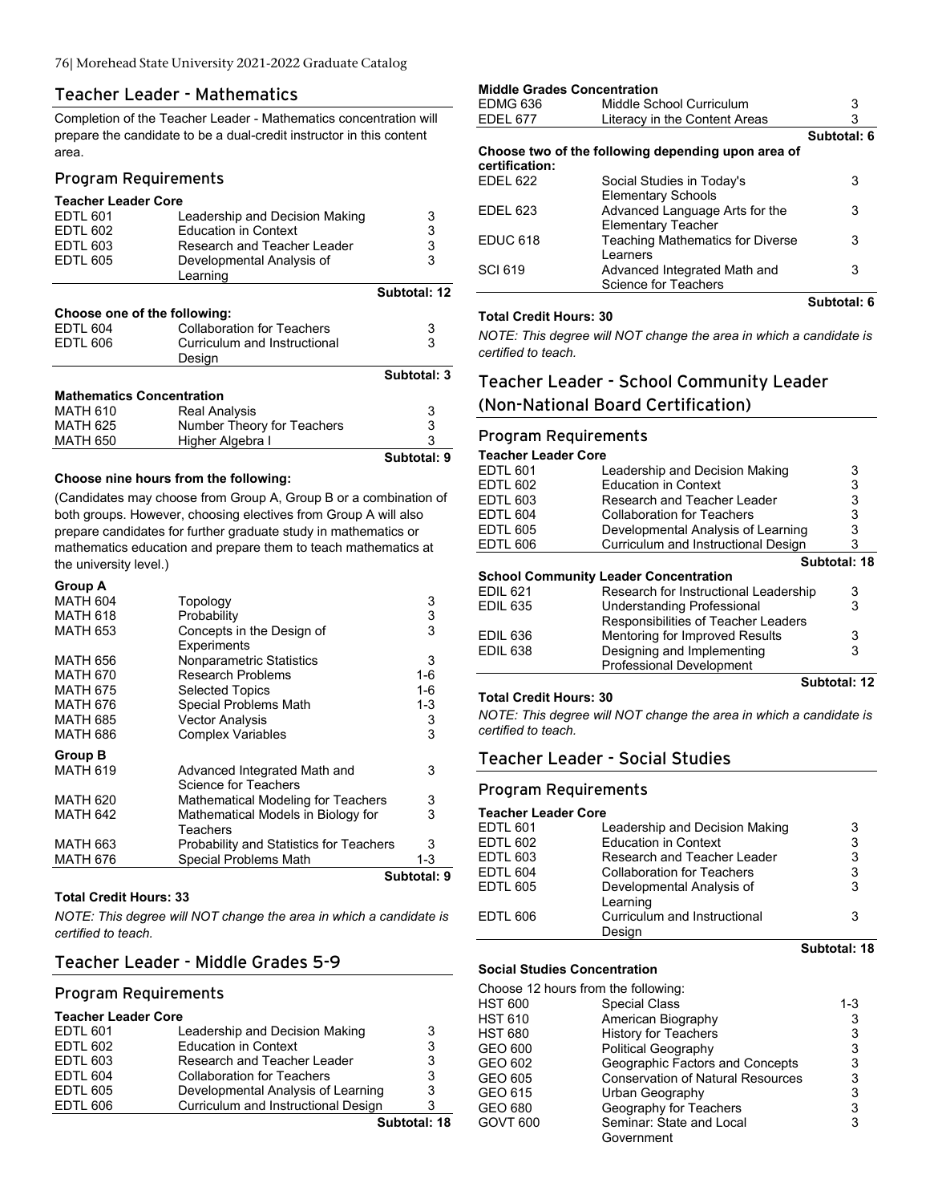## Teacher Leader - Mathematics

Completion of the Teacher Leader - Mathematics concentration will prepare the candidate to be a dual-credit instructor in this content area.

### Program Requirements

**Teacher Leader Core**

| | | |
|---|---|---|
| EDTL 601 | Leadership and Decision Making | 3 |
| EDTL 602 | Education in Context | 3 |
| EDTL 603 | Research and Teacher Leader | 3 |
| EDTL 605 | Developmental Analysis of Learning | 3 |
| | | **Subtotal: 12** |

**Choose one of the following:**

| | | |
|---|---|---|
| EDTL 604 | Collaboration for Teachers | 3 |
| EDTL 606 | Curriculum and Instructional Design | 3 |
| | | **Subtotal: 3** |

**Mathematics Concentration**

| | | |
|---|---|---|
| MATH 610 | Real Analysis | 3 |
| MATH 625 | Number Theory for Teachers | 3 |
| MATH 650 | Higher Algebra I | 3 |
| | | **Subtotal: 9** |

**Choose nine hours from the following:**

(Candidates may choose from Group A, Group B or a combination of both groups. However, choosing electives from Group A will also prepare candidates for further graduate study in mathematics or mathematics education and prepare them to teach mathematics at the university level.)

**Group A**

| | | |
|---|---|---|
| MATH 604 | Topology | 3 |
| MATH 618 | Probability | 3 |
| MATH 653 | Concepts in the Design of Experiments | 3 |
| MATH 656 | Nonparametric Statistics | 3 |
| MATH 670 | Research Problems | 1-6 |
| MATH 675 | Selected Topics | 1-6 |
| MATH 676 | Special Problems Math | 1-3 |
| MATH 685 | Vector Analysis | 3 |
| MATH 686 | Complex Variables | 3 |

**Group B**

| | | |
|---|---|---|
| MATH 619 | Advanced Integrated Math and Science for Teachers | 3 |
| MATH 620 | Mathematical Modeling for Teachers | 3 |
| MATH 642 | Mathematical Models in Biology for Teachers | 3 |
| MATH 663 | Probability and Statistics for Teachers | 3 |
| MATH 676 | Special Problems Math | 1-3 |
| | | **Subtotal: 9** |

**Total Credit Hours: 33**

*NOTE: This degree will NOT change the area in which a candidate is certified to teach.*

## Teacher Leader - Middle Grades 5-9

### Program Requirements

**Teacher Leader Core**

| | | |
|---|---|---|
| EDTL 601 | Leadership and Decision Making | 3 |
| EDTL 602 | Education in Context | 3 |
| EDTL 603 | Research and Teacher Leader | 3 |
| EDTL 604 | Collaboration for Teachers | 3 |
| EDTL 605 | Developmental Analysis of Learning | 3 |
| EDTL 606 | Curriculum and Instructional Design | 3 |
| | | **Subtotal: 18** |

**Middle Grades Concentration**

| | | |
|---|---|---|
| EDMG 636 | Middle School Curriculum | 3 |
| EDEL 677 | Literacy in the Content Areas | 3 |
| | | **Subtotal: 6** |

**Choose two of the following depending upon area of certification:**

| | | |
|---|---|---|
| EDEL 622 | Social Studies in Today's Elementary Schools | 3 |
| EDEL 623 | Advanced Language Arts for the Elementary Teacher | 3 |
| EDUC 618 | Teaching Mathematics for Diverse Learners | 3 |
| SCI 619 | Advanced Integrated Math and Science for Teachers | 3 |
| | | **Subtotal: 6** |

**Total Credit Hours: 30**

*NOTE: This degree will NOT change the area in which a candidate is certified to teach.*

## Teacher Leader - School Community Leader (Non-National Board Certification)

### Program Requirements

**Teacher Leader Core**

| | | |
|---|---|---|
| EDTL 601 | Leadership and Decision Making | 3 |
| EDTL 602 | Education in Context | 3 |
| EDTL 603 | Research and Teacher Leader | 3 |
| EDTL 604 | Collaboration for Teachers | 3 |
| EDTL 605 | Developmental Analysis of Learning | 3 |
| EDTL 606 | Curriculum and Instructional Design | 3 |
| | | **Subtotal: 18** |

**School Community Leader Concentration**

| | | |
|---|---|---|
| EDIL 621 | Research for Instructional Leadership | 3 |
| EDIL 635 | Understanding Professional Responsibilities of Teacher Leaders | 3 |
| EDIL 636 | Mentoring for Improved Results | 3 |
| EDIL 638 | Designing and Implementing Professional Development | 3 |
| | | **Subtotal: 12** |

**Total Credit Hours: 30**

*NOTE: This degree will NOT change the area in which a candidate is certified to teach.*

## Teacher Leader - Social Studies

### Program Requirements

**Teacher Leader Core**

| | | |
|---|---|---|
| EDTL 601 | Leadership and Decision Making | 3 |
| EDTL 602 | Education in Context | 3 |
| EDTL 603 | Research and Teacher Leader | 3 |
| EDTL 604 | Collaboration for Teachers | 3 |
| EDTL 605 | Developmental Analysis of Learning | 3 |
| EDTL 606 | Curriculum and Instructional Design | 3 |
| | | **Subtotal: 18** |

**Social Studies Concentration**

Choose 12 hours from the following:

| | | |
|---|---|---|
| HST 600 | Special Class | 1-3 |
| HST 610 | American Biography | 3 |
| HST 680 | History for Teachers | 3 |
| GEO 600 | Political Geography | 3 |
| GEO 602 | Geographic Factors and Concepts | 3 |
| GEO 605 | Conservation of Natural Resources | 3 |
| GEO 615 | Urban Geography | 3 |
| GEO 680 | Geography for Teachers | 3 |
| GOVT 600 | Seminar: State and Local Government | 3 |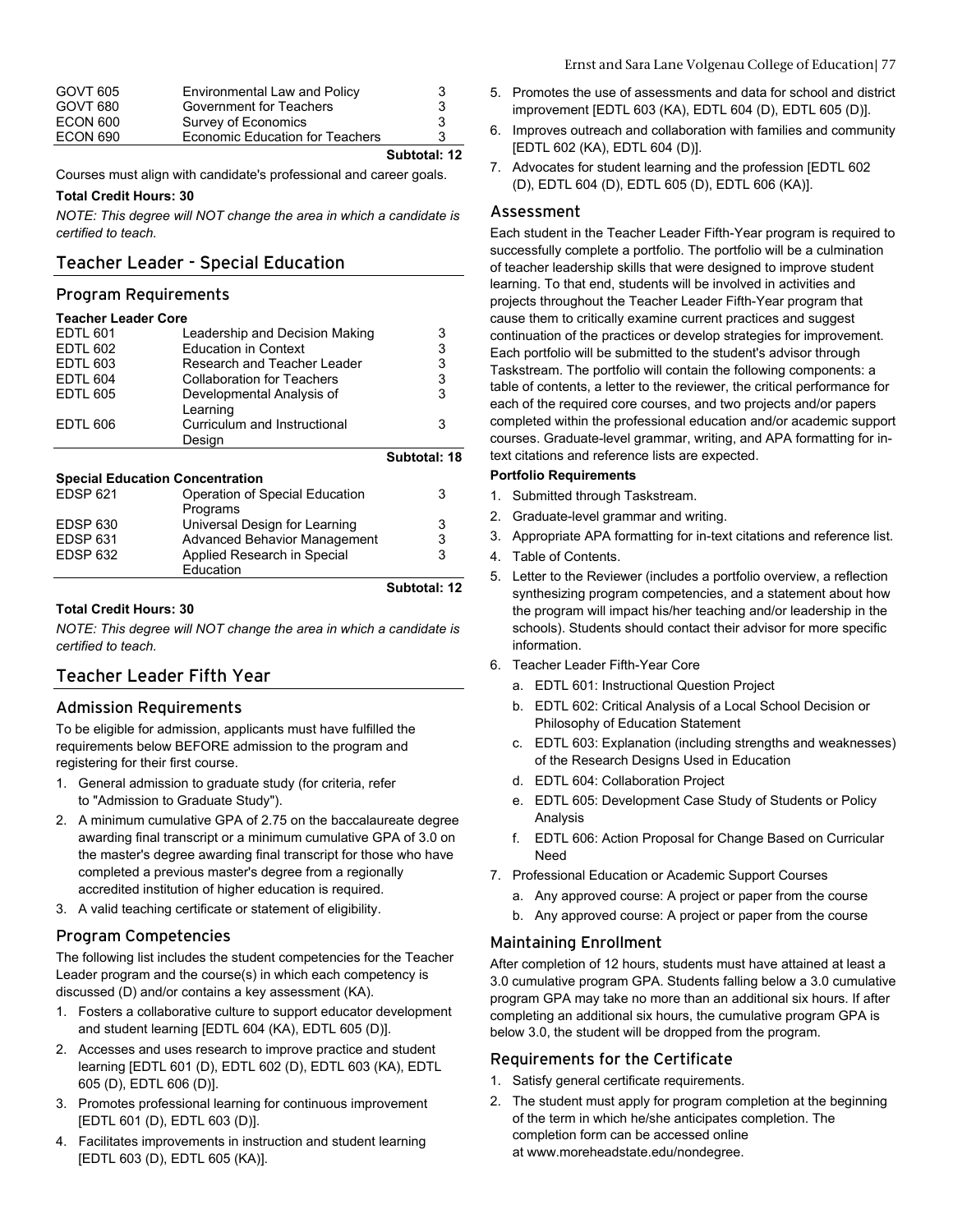| | | |
|---|---|---|
| GOVT 605 | Environmental Law and Policy | 3 |
| GOVT 680 | Government for Teachers | 3 |
| ECON 600 | Survey of Economics | 3 |
| ECON 690 | Economic Education for Teachers | 3 |
| | | **Subtotal: 12** |

Courses must align with candidate's professional and career goals.

**Total Credit Hours: 30**

*NOTE: This degree will NOT change the area in which a candidate is certified to teach.*

## Teacher Leader - Special Education

### Program Requirements

**Teacher Leader Core**

| | | |
|---|---|---|
| EDTL 601 | Leadership and Decision Making | 3 |
| EDTL 602 | Education in Context | 3 |
| EDTL 603 | Research and Teacher Leader | 3 |
| EDTL 604 | Collaboration for Teachers | 3 |
| EDTL 605 | Developmental Analysis of Learning | 3 |
| EDTL 606 | Curriculum and Instructional Design | 3 |
| | | **Subtotal: 18** |

**Special Education Concentration**

| | | |
|---|---|---|
| EDSP 621 | Operation of Special Education Programs | 3 |
| EDSP 630 | Universal Design for Learning | 3 |
| EDSP 631 | Advanced Behavior Management | 3 |
| EDSP 632 | Applied Research in Special Education | 3 |
| | | **Subtotal: 12** |

**Total Credit Hours: 30**

*NOTE: This degree will NOT change the area in which a candidate is certified to teach.*

## Teacher Leader Fifth Year

### Admission Requirements

To be eligible for admission, applicants must have fulfilled the requirements below BEFORE admission to the program and registering for their first course.

1. General admission to graduate study (for criteria, refer to "Admission to Graduate Study").
2. A minimum cumulative GPA of 2.75 on the baccalaureate degree awarding final transcript or a minimum cumulative GPA of 3.0 on the master's degree awarding final transcript for those who have completed a previous master's degree from a regionally accredited institution of higher education is required.
3. A valid teaching certificate or statement of eligibility.

### Program Competencies

The following list includes the student competencies for the Teacher Leader program and the course(s) in which each competency is discussed (D) and/or contains a key assessment (KA).

1. Fosters a collaborative culture to support educator development and student learning [EDTL 604 (KA), EDTL 605 (D)].
2. Accesses and uses research to improve practice and student learning [EDTL 601 (D), EDTL 602 (D), EDTL 603 (KA), EDTL 605 (D), EDTL 606 (D)].
3. Promotes professional learning for continuous improvement [EDTL 601 (D), EDTL 603 (D)].
4. Facilitates improvements in instruction and student learning [EDTL 603 (D), EDTL 605 (KA)].
5. Promotes the use of assessments and data for school and district improvement [EDTL 603 (KA), EDTL 604 (D), EDTL 605 (D)].
6. Improves outreach and collaboration with families and community [EDTL 602 (KA), EDTL 604 (D)].
7. Advocates for student learning and the profession [EDTL 602 (D), EDTL 604 (D), EDTL 605 (D), EDTL 606 (KA)].

### Assessment

Each student in the Teacher Leader Fifth-Year program is required to successfully complete a portfolio. The portfolio will be a culmination of teacher leadership skills that were designed to improve student learning. To that end, students will be involved in activities and projects throughout the Teacher Leader Fifth-Year program that cause them to critically examine current practices and suggest continuation of the practices or develop strategies for improvement. Each portfolio will be submitted to the student's advisor through Taskstream. The portfolio will contain the following components: a table of contents, a letter to the reviewer, the critical performance for each of the required core courses, and two projects and/or papers completed within the professional education and/or academic support courses. Graduate-level grammar, writing, and APA formatting for in-text citations and reference lists are expected.

**Portfolio Requirements**

1. Submitted through Taskstream.
2. Graduate-level grammar and writing.
3. Appropriate APA formatting for in-text citations and reference list.
4. Table of Contents.
5. Letter to the Reviewer (includes a portfolio overview, a reflection synthesizing program competencies, and a statement about how the program will impact his/her teaching and/or leadership in the schools). Students should contact their advisor for more specific information.
6. Teacher Leader Fifth-Year Core
   a. EDTL 601: Instructional Question Project
   b. EDTL 602: Critical Analysis of a Local School Decision or Philosophy of Education Statement
   c. EDTL 603: Explanation (including strengths and weaknesses) of the Research Designs Used in Education
   d. EDTL 604: Collaboration Project
   e. EDTL 605: Development Case Study of Students or Policy Analysis
   f. EDTL 606: Action Proposal for Change Based on Curricular Need
7. Professional Education or Academic Support Courses
   a. Any approved course: A project or paper from the course
   b. Any approved course: A project or paper from the course

### Maintaining Enrollment

After completion of 12 hours, students must have attained at least a 3.0 cumulative program GPA. Students falling below a 3.0 cumulative program GPA may take no more than an additional six hours. If after completing an additional six hours, the cumulative program GPA is below 3.0, the student will be dropped from the program.

### Requirements for the Certificate

1. Satisfy general certificate requirements.
2. The student must apply for program completion at the beginning of the term in which he/she anticipates completion. The completion form can be accessed online at www.moreheadstate.edu/nondegree.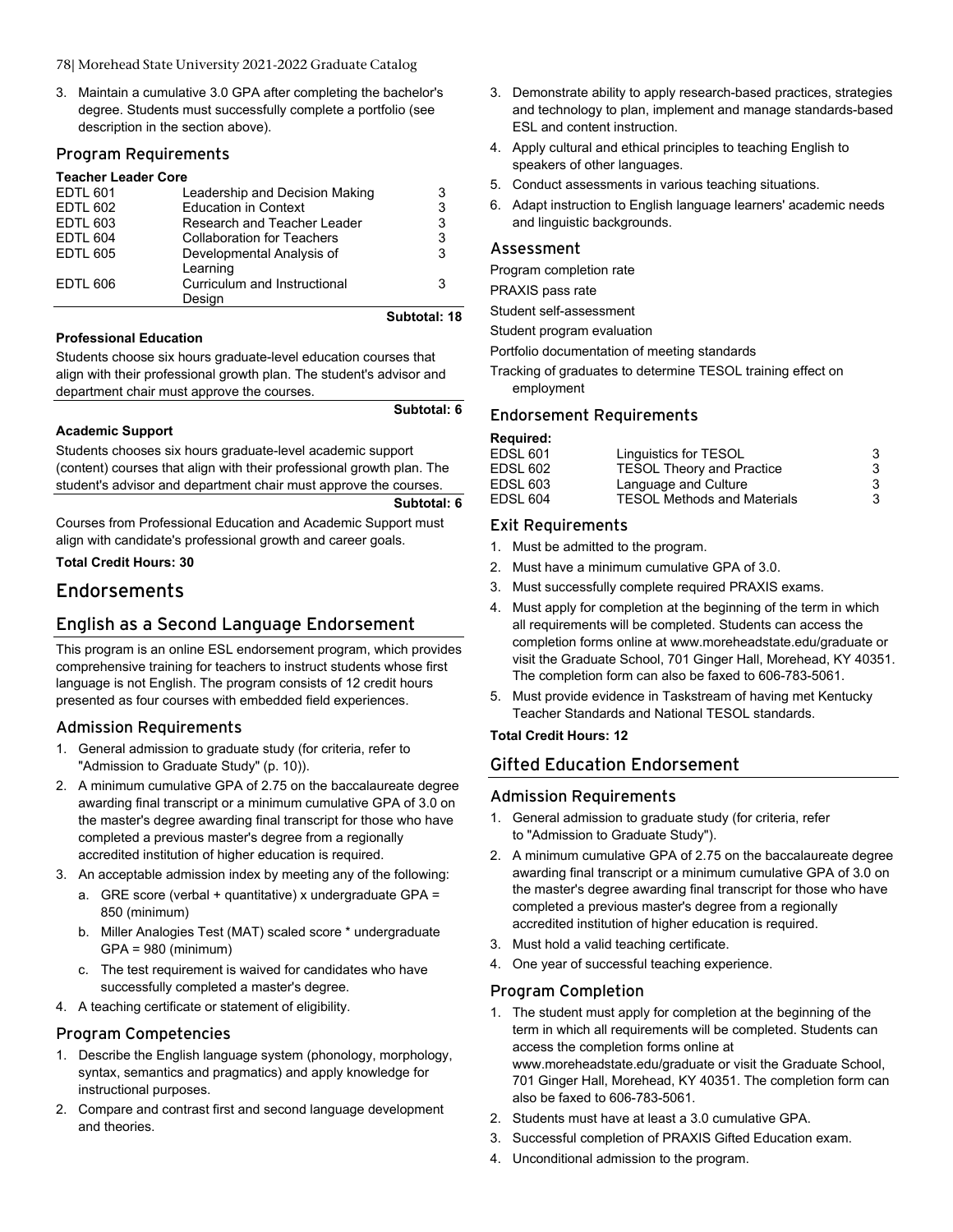3. Maintain a cumulative 3.0 GPA after completing the bachelor's degree. Students must successfully complete a portfolio (see description in the section above).

### Program Requirements

**Teacher Leader Core**

| | | |
|---|---|---|
| EDTL 601 | Leadership and Decision Making | 3 |
| EDTL 602 | Education in Context | 3 |
| EDTL 603 | Research and Teacher Leader | 3 |
| EDTL 604 | Collaboration for Teachers | 3 |
| EDTL 605 | Developmental Analysis of Learning | 3 |
| EDTL 606 | Curriculum and Instructional Design | 3 |

**Subtotal: 18**

**Professional Education**

Students choose six hours graduate-level education courses that align with their professional growth plan. The student's advisor and department chair must approve the courses.

**Subtotal: 6**

**Academic Support**

Students chooses six hours graduate-level academic support (content) courses that align with their professional growth plan. The student's advisor and department chair must approve the courses.

**Subtotal: 6**

Courses from Professional Education and Academic Support must align with candidate's professional growth and career goals.

**Total Credit Hours: 30**

# Endorsements

## English as a Second Language Endorsement

This program is an online ESL endorsement program, which provides comprehensive training for teachers to instruct students whose first language is not English. The program consists of 12 credit hours presented as four courses with embedded field experiences.

### Admission Requirements

1. General admission to graduate study (for criteria, refer to "Admission to Graduate Study" (p. 10)).
2. A minimum cumulative GPA of 2.75 on the baccalaureate degree awarding final transcript or a minimum cumulative GPA of 3.0 on the master's degree awarding final transcript for those who have completed a previous master's degree from a regionally accredited institution of higher education is required.
3. An acceptable admission index by meeting any of the following:
   a. GRE score (verbal + quantitative) x undergraduate GPA = 850 (minimum)
   b. Miller Analogies Test (MAT) scaled score * undergraduate GPA = 980 (minimum)
   c. The test requirement is waived for candidates who have successfully completed a master's degree.
4. A teaching certificate or statement of eligibility.

### Program Competencies

1. Describe the English language system (phonology, morphology, syntax, semantics and pragmatics) and apply knowledge for instructional purposes.
2. Compare and contrast first and second language development and theories.
3. Demonstrate ability to apply research-based practices, strategies and technology to plan, implement and manage standards-based ESL and content instruction.
4. Apply cultural and ethical principles to teaching English to speakers of other languages.
5. Conduct assessments in various teaching situations.
6. Adapt instruction to English language learners' academic needs and linguistic backgrounds.

### Assessment

Program completion rate

PRAXIS pass rate

Student self-assessment

Student program evaluation

Portfolio documentation of meeting standards

Tracking of graduates to determine TESOL training effect on employment

### Endorsement Requirements

**Required:**

| | | |
|---|---|---|
| EDSL 601 | Linguistics for TESOL | 3 |
| EDSL 602 | TESOL Theory and Practice | 3 |
| EDSL 603 | Language and Culture | 3 |
| EDSL 604 | TESOL Methods and Materials | 3 |

### Exit Requirements

1. Must be admitted to the program.
2. Must have a minimum cumulative GPA of 3.0.
3. Must successfully complete required PRAXIS exams.
4. Must apply for completion at the beginning of the term in which all requirements will be completed. Students can access the completion forms online at www.moreheadstate.edu/graduate or visit the Graduate School, 701 Ginger Hall, Morehead, KY 40351. The completion form can also be faxed to 606-783-5061.
5. Must provide evidence in Taskstream of having met Kentucky Teacher Standards and National TESOL standards.

**Total Credit Hours: 12**

## Gifted Education Endorsement

### Admission Requirements

1. General admission to graduate study (for criteria, refer to "Admission to Graduate Study").
2. A minimum cumulative GPA of 2.75 on the baccalaureate degree awarding final transcript or a minimum cumulative GPA of 3.0 on the master's degree awarding final transcript for those who have completed a previous master's degree from a regionally accredited institution of higher education is required.
3. Must hold a valid teaching certificate.
4. One year of successful teaching experience.

### Program Completion

1. The student must apply for completion at the beginning of the term in which all requirements will be completed. Students can access the completion forms online at www.moreheadstate.edu/graduate or visit the Graduate School, 701 Ginger Hall, Morehead, KY 40351. The completion form can also be faxed to 606-783-5061.
2. Students must have at least a 3.0 cumulative GPA.
3. Successful completion of PRAXIS Gifted Education exam.
4. Unconditional admission to the program.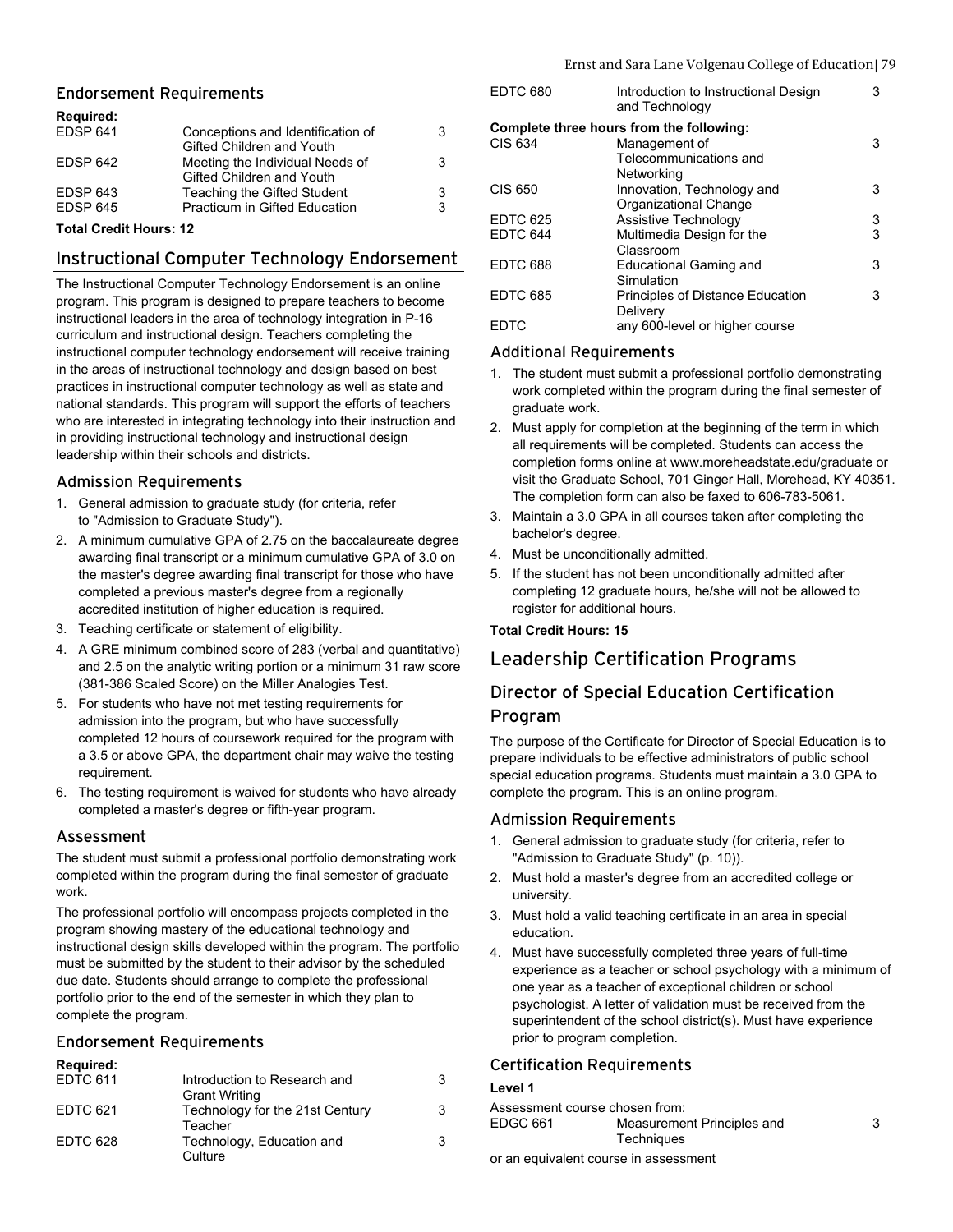### Endorsement Requirements

**Required:**

| | | |
|---|---|---|
| EDSP 641 | Conceptions and Identification of Gifted Children and Youth | 3 |
| EDSP 642 | Meeting the Individual Needs of Gifted Children and Youth | 3 |
| EDSP 643 | Teaching the Gifted Student | 3 |
| EDSP 645 | Practicum in Gifted Education | 3 |

**Total Credit Hours: 12**

## Instructional Computer Technology Endorsement

The Instructional Computer Technology Endorsement is an online program. This program is designed to prepare teachers to become instructional leaders in the area of technology integration in P-16 curriculum and instructional design. Teachers completing the instructional computer technology endorsement will receive training in the areas of instructional technology and design based on best practices in instructional computer technology as well as state and national standards. This program will support the efforts of teachers who are interested in integrating technology into their instruction and in providing instructional technology and instructional design leadership within their schools and districts.

### Admission Requirements

1. General admission to graduate study (for criteria, refer to "Admission to Graduate Study").
2. A minimum cumulative GPA of 2.75 on the baccalaureate degree awarding final transcript or a minimum cumulative GPA of 3.0 on the master's degree awarding final transcript for those who have completed a previous master's degree from a regionally accredited institution of higher education is required.
3. Teaching certificate or statement of eligibility.
4. A GRE minimum combined score of 283 (verbal and quantitative) and 2.5 on the analytic writing portion or a minimum 31 raw score (381-386 Scaled Score) on the Miller Analogies Test.
5. For students who have not met testing requirements for admission into the program, but who have successfully completed 12 hours of coursework required for the program with a 3.5 or above GPA, the department chair may waive the testing requirement.
6. The testing requirement is waived for students who have already completed a master's degree or fifth-year program.

### Assessment

The student must submit a professional portfolio demonstrating work completed within the program during the final semester of graduate work.

The professional portfolio will encompass projects completed in the program showing mastery of the educational technology and instructional design skills developed within the program. The portfolio must be submitted by the student to their advisor by the scheduled due date. Students should arrange to complete the professional portfolio prior to the end of the semester in which they plan to complete the program.

### Endorsement Requirements

**Required:**

| | | |
|---|---|---|
| EDTC 611 | Introduction to Research and Grant Writing | 3 |
| EDTC 621 | Technology for the 21st Century Teacher | 3 |
| EDTC 628 | Technology, Education and Culture | 3 |
| EDTC 680 | Introduction to Instructional Design and Technology | 3 |

**Complete three hours from the following:**

| | | |
|---|---|---|
| CIS 634 | Management of Telecommunications and Networking | 3 |
| CIS 650 | Innovation, Technology and Organizational Change | 3 |
| EDTC 625 | Assistive Technology | 3 |
| EDTC 644 | Multimedia Design for the Classroom | 3 |
| EDTC 688 | Educational Gaming and Simulation | 3 |
| EDTC 685 | Principles of Distance Education Delivery | 3 |
| EDTC | any 600-level or higher course | |

### Additional Requirements

1. The student must submit a professional portfolio demonstrating work completed within the program during the final semester of graduate work.
2. Must apply for completion at the beginning of the term in which all requirements will be completed. Students can access the completion forms online at www.moreheadstate.edu/graduate or visit the Graduate School, 701 Ginger Hall, Morehead, KY 40351. The completion form can also be faxed to 606-783-5061.
3. Maintain a 3.0 GPA in all courses taken after completing the bachelor's degree.
4. Must be unconditionally admitted.
5. If the student has not been unconditionally admitted after completing 12 graduate hours, he/she will not be allowed to register for additional hours.

**Total Credit Hours: 15**

# Leadership Certification Programs

## Director of Special Education Certification Program

The purpose of the Certificate for Director of Special Education is to prepare individuals to be effective administrators of public school special education programs. Students must maintain a 3.0 GPA to complete the program. This is an online program.

### Admission Requirements

1. General admission to graduate study (for criteria, refer to "Admission to Graduate Study" (p. 10)).
2. Must hold a master's degree from an accredited college or university.
3. Must hold a valid teaching certificate in an area in special education.
4. Must have successfully completed three years of full-time experience as a teacher or school psychology with a minimum of one year as a teacher of exceptional children or school psychologist. A letter of validation must be received from the superintendent of the school district(s). Must have experience prior to program completion.

### Certification Requirements

**Level 1**

Assessment course chosen from:

| | | |
|---|---|---|
| EDGC 661 | Measurement Principles and Techniques | 3 |

or an equivalent course in assessment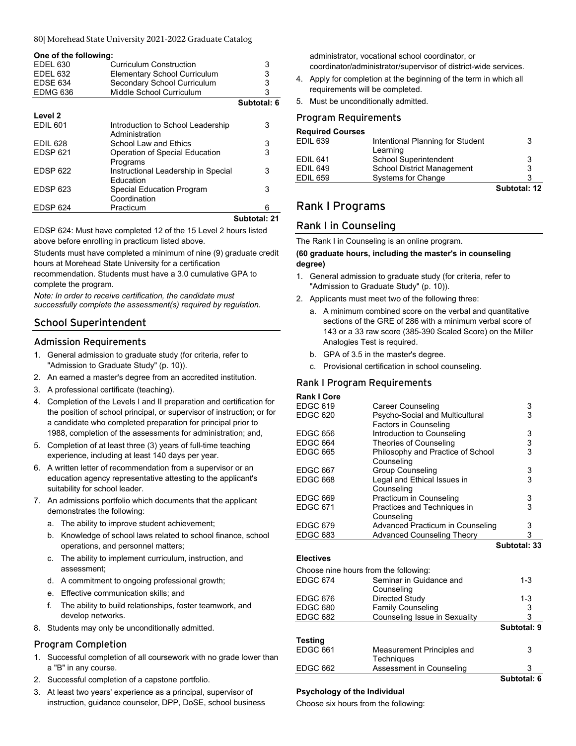**One of the following:**

| | | |
|---|---|---|
| EDEL 630 | Curriculum Construction | 3 |
| EDEL 632 | Elementary School Curriculum | 3 |
| EDSE 634 | Secondary School Curriculum | 3 |
| EDMG 636 | Middle School Curriculum | 3 |
| | | **Subtotal: 6** |

**Level 2**

| | | |
|---|---|---|
| EDIL 601 | Introduction to School Leadership Administration | 3 |
| EDIL 628 | School Law and Ethics | 3 |
| EDSP 621 | Operation of Special Education Programs | 3 |
| EDSP 622 | Instructional Leadership in Special Education | 3 |
| EDSP 623 | Special Education Program Coordination | 3 |
| EDSP 624 | Practicum | 6 |
| | | **Subtotal: 21** |

EDSP 624: Must have completed 12 of the 15 Level 2 hours listed above before enrolling in practicum listed above.

Students must have completed a minimum of nine (9) graduate credit hours at Morehead State University for a certification recommendation. Students must have a 3.0 cumulative GPA to complete the program.

*Note: In order to receive certification, the candidate must successfully complete the assessment(s) required by regulation.*

## School Superintendent

### Admission Requirements

1. General admission to graduate study (for criteria, refer to "Admission to Graduate Study" (p. 10)).
2. An earned a master's degree from an accredited institution.
3. A professional certificate (teaching).
4. Completion of the Levels I and II preparation and certification for the position of school principal, or supervisor of instruction; or for a candidate who completed preparation for principal prior to 1988, completion of the assessments for administration; and,
5. Completion of at least three (3) years of full-time teaching experience, including at least 140 days per year.
6. A written letter of recommendation from a supervisor or an education agency representative attesting to the applicant's suitability for school leader.
7. An admissions portfolio which documents that the applicant demonstrates the following:
   a. The ability to improve student achievement;
   b. Knowledge of school laws related to school finance, school operations, and personnel matters;
   c. The ability to implement curriculum, instruction, and assessment;
   d. A commitment to ongoing professional growth;
   e. Effective communication skills; and
   f. The ability to build relationships, foster teamwork, and develop networks.
8. Students may only be unconditionally admitted.

### Program Completion

1. Successful completion of all coursework with no grade lower than a "B" in any course.
2. Successful completion of a capstone portfolio.
3. At least two years' experience as a principal, supervisor of instruction, guidance counselor, DPP, DoSE, school business administrator, vocational school coordinator, or coordinator/administrator/supervisor of district-wide services.
4. Apply for completion at the beginning of the term in which all requirements will be completed.
5. Must be unconditionally admitted.

### Program Requirements

**Required Courses**

| | | |
|---|---|---|
| EDIL 639 | Intentional Planning for Student Learning | 3 |
| EDIL 641 | School Superintendent | 3 |
| EDIL 649 | School District Management | 3 |
| EDIL 659 | Systems for Change | 3 |
| | | **Subtotal: 12** |

# Rank I Programs

## Rank I in Counseling

The Rank I in Counseling is an online program.

**(60 graduate hours, including the master's in counseling degree)**

1. General admission to graduate study (for criteria, refer to "Admission to Graduate Study" (p. 10)).
2. Applicants must meet two of the following three:
   a. A minimum combined score on the verbal and quantitative sections of the GRE of 286 with a minimum verbal score of 143 or a 33 raw score (385-390 Scaled Score) on the Miller Analogies Test is required.
   b. GPA of 3.5 in the master's degree.
   c. Provisional certification in school counseling.

### Rank I Program Requirements

**Rank I Core**

| | | |
|---|---|---|
| EDGC 619 | Career Counseling | 3 |
| EDGC 620 | Psycho-Social and Multicultural Factors in Counseling | 3 |
| EDGC 656 | Introduction to Counseling | 3 |
| EDGC 664 | Theories of Counseling | 3 |
| EDGC 665 | Philosophy and Practice of School Counseling | 3 |
| EDGC 667 | Group Counseling | 3 |
| EDGC 668 | Legal and Ethical Issues in Counseling | 3 |
| EDGC 669 | Practicum in Counseling | 3 |
| EDGC 671 | Practices and Techniques in Counseling | 3 |
| EDGC 679 | Advanced Practicum in Counseling | 3 |
| EDGC 683 | Advanced Counseling Theory | 3 |
| | | **Subtotal: 33** |

**Electives**

Choose nine hours from the following:

| | | |
|---|---|---|
| EDGC 674 | Seminar in Guidance and Counseling | 1-3 |
| EDGC 676 | Directed Study | 1-3 |
| EDGC 680 | Family Counseling | 3 |
| EDGC 682 | Counseling Issue in Sexuality | 3 |
| | | **Subtotal: 9** |

**Testing**

| | | |
|---|---|---|
| EDGC 661 | Measurement Principles and Techniques | 3 |
| EDGC 662 | Assessment in Counseling | 3 |
| | | **Subtotal: 6** |

**Psychology of the Individual**

Choose six hours from the following: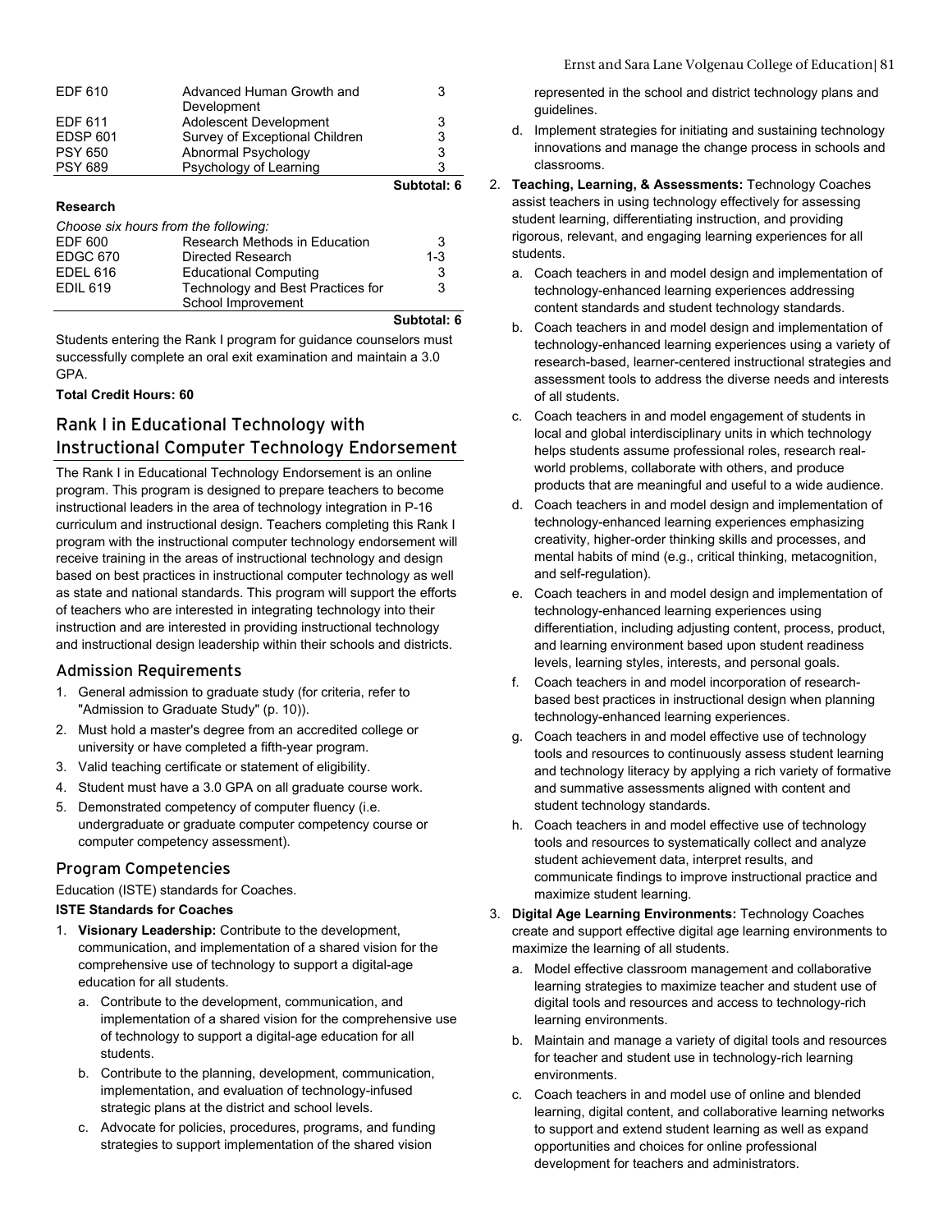| | | |
|---|---|---|
| EDF 610 | Advanced Human Growth and Development | 3 |
| EDF 611 | Adolescent Development | 3 |
| EDSP 601 | Survey of Exceptional Children | 3 |
| PSY 650 | Abnormal Psychology | 3 |
| PSY 689 | Psychology of Learning | 3 |
| | | **Subtotal: 6** |

**Research**

*Choose six hours from the following:*

| | | |
|---|---|---|
| EDF 600 | Research Methods in Education | 3 |
| EDGC 670 | Directed Research | 1-3 |
| EDEL 616 | Educational Computing | 3 |
| EDIL 619 | Technology and Best Practices for School Improvement | 3 |
| | | **Subtotal: 6** |

Students entering the Rank I program for guidance counselors must successfully complete an oral exit examination and maintain a 3.0 GPA.

**Total Credit Hours: 60**

## Rank I in Educational Technology with Instructional Computer Technology Endorsement

The Rank I in Educational Technology Endorsement is an online program. This program is designed to prepare teachers to become instructional leaders in the area of technology integration in P-16 curriculum and instructional design. Teachers completing this Rank I program with the instructional computer technology endorsement will receive training in the areas of instructional technology and design based on best practices in instructional computer technology as well as state and national standards. This program will support the efforts of teachers who are interested in integrating technology into their instruction and are interested in providing instructional technology and instructional design leadership within their schools and districts.

### Admission Requirements

1. General admission to graduate study (for criteria, refer to "Admission to Graduate Study" (p. 10)).
2. Must hold a master's degree from an accredited college or university or have completed a fifth-year program.
3. Valid teaching certificate or statement of eligibility.
4. Student must have a 3.0 GPA on all graduate course work.
5. Demonstrated competency of computer fluency (i.e. undergraduate or graduate computer competency course or computer competency assessment).

### Program Competencies

Education (ISTE) standards for Coaches.

**ISTE Standards for Coaches**

1. **Visionary Leadership:** Contribute to the development, communication, and implementation of a shared vision for the comprehensive use of technology to support a digital-age education for all students.
   a. Contribute to the development, communication, and implementation of a shared vision for the comprehensive use of technology to support a digital-age education for all students.
   b. Contribute to the planning, development, communication, implementation, and evaluation of technology-infused strategic plans at the district and school levels.
   c. Advocate for policies, procedures, programs, and funding strategies to support implementation of the shared vision represented in the school and district technology plans and guidelines.
   d. Implement strategies for initiating and sustaining technology innovations and manage the change process in schools and classrooms.
2. **Teaching, Learning, & Assessments:** Technology Coaches assist teachers in using technology effectively for assessing student learning, differentiating instruction, and providing rigorous, relevant, and engaging learning experiences for all students.
   a. Coach teachers in and model design and implementation of technology-enhanced learning experiences addressing content standards and student technology standards.
   b. Coach teachers in and model design and implementation of technology-enhanced learning experiences using a variety of research-based, learner-centered instructional strategies and assessment tools to address the diverse needs and interests of all students.
   c. Coach teachers in and model engagement of students in local and global interdisciplinary units in which technology helps students assume professional roles, research real-world problems, collaborate with others, and produce products that are meaningful and useful to a wide audience.
   d. Coach teachers in and model design and implementation of technology-enhanced learning experiences emphasizing creativity, higher-order thinking skills and processes, and mental habits of mind (e.g., critical thinking, metacognition, and self-regulation).
   e. Coach teachers in and model design and implementation of technology-enhanced learning experiences using differentiation, including adjusting content, process, product, and learning environment based upon student readiness levels, learning styles, interests, and personal goals.
   f. Coach teachers in and model incorporation of research-based best practices in instructional design when planning technology-enhanced learning experiences.
   g. Coach teachers in and model effective use of technology tools and resources to continuously assess student learning and technology literacy by applying a rich variety of formative and summative assessments aligned with content and student technology standards.
   h. Coach teachers in and model effective use of technology tools and resources to systematically collect and analyze student achievement data, interpret results, and communicate findings to improve instructional practice and maximize student learning.
3. **Digital Age Learning Environments:** Technology Coaches create and support effective digital age learning environments to maximize the learning of all students.
   a. Model effective classroom management and collaborative learning strategies to maximize teacher and student use of digital tools and resources and access to technology-rich learning environments.
   b. Maintain and manage a variety of digital tools and resources for teacher and student use in technology-rich learning environments.
   c. Coach teachers in and model use of online and blended learning, digital content, and collaborative learning networks to support and extend student learning as well as expand opportunities and choices for online professional development for teachers and administrators.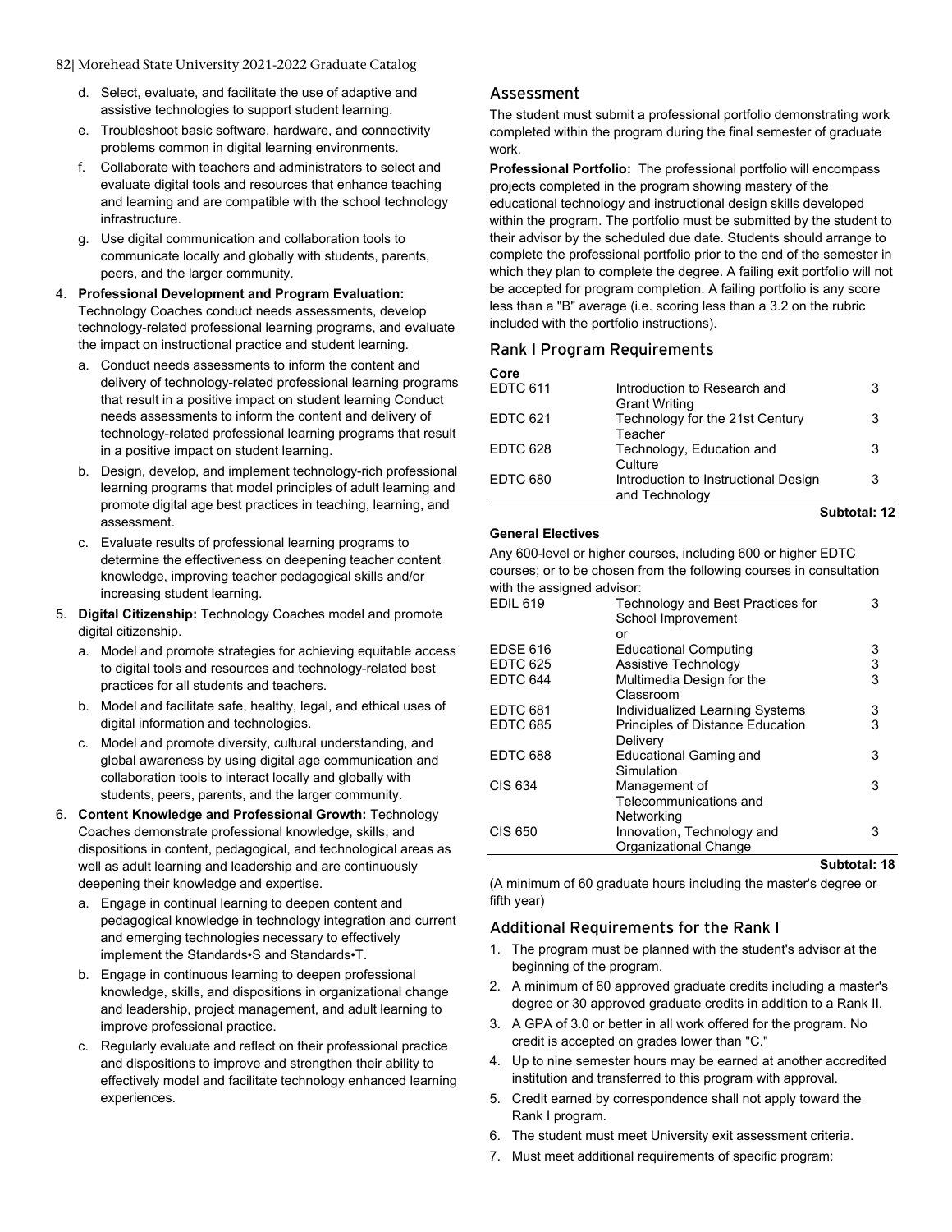d. Select, evaluate, and facilitate the use of adaptive and assistive technologies to support student learning.
e. Troubleshoot basic software, hardware, and connectivity problems common in digital learning environments.
f. Collaborate with teachers and administrators to select and evaluate digital tools and resources that enhance teaching and learning and are compatible with the school technology infrastructure.
g. Use digital communication and collaboration tools to communicate locally and globally with students, parents, peers, and the larger community.

4. **Professional Development and Program Evaluation:** Technology Coaches conduct needs assessments, develop technology-related professional learning programs, and evaluate the impact on instructional practice and student learning.
   a. Conduct needs assessments to inform the content and delivery of technology-related professional learning programs that result in a positive impact on student learning Conduct needs assessments to inform the content and delivery of technology-related professional learning programs that result in a positive impact on student learning.
   b. Design, develop, and implement technology-rich professional learning programs that model principles of adult learning and promote digital age best practices in teaching, learning, and assessment.
   c. Evaluate results of professional learning programs to determine the effectiveness on deepening teacher content knowledge, improving teacher pedagogical skills and/or increasing student learning.
5. **Digital Citizenship:** Technology Coaches model and promote digital citizenship.
   a. Model and promote strategies for achieving equitable access to digital tools and resources and technology-related best practices for all students and teachers.
   b. Model and facilitate safe, healthy, legal, and ethical uses of digital information and technologies.
   c. Model and promote diversity, cultural understanding, and global awareness by using digital age communication and collaboration tools to interact locally and globally with students, peers, parents, and the larger community.
6. **Content Knowledge and Professional Growth:** Technology Coaches demonstrate professional knowledge, skills, and dispositions in content, pedagogical, and technological areas as well as adult learning and leadership and are continuously deepening their knowledge and expertise.
   a. Engage in continual learning to deepen content and pedagogical knowledge in technology integration and current and emerging technologies necessary to effectively implement the Standards•S and Standards•T.
   b. Engage in continuous learning to deepen professional knowledge, skills, and dispositions in organizational change and leadership, project management, and adult learning to improve professional practice.
   c. Regularly evaluate and reflect on their professional practice and dispositions to improve and strengthen their ability to effectively model and facilitate technology enhanced learning experiences.

## Assessment

The student must submit a professional portfolio demonstrating work completed within the program during the final semester of graduate work.

**Professional Portfolio:** The professional portfolio will encompass projects completed in the program showing mastery of the educational technology and instructional design skills developed within the program. The portfolio must be submitted by the student to their advisor by the scheduled due date. Students should arrange to complete the professional portfolio prior to the end of the semester in which they plan to complete the degree. A failing exit portfolio will not be accepted for program completion. A failing portfolio is any score less than a "B" average (i.e. scoring less than a 3.2 on the rubric included with the portfolio instructions).

## Rank I Program Requirements

**Core**

| | | |
|---|---|---|
| EDTC 611 | Introduction to Research and Grant Writing | 3 |
| EDTC 621 | Technology for the 21st Century Teacher | 3 |
| EDTC 628 | Technology, Education and Culture | 3 |
| EDTC 680 | Introduction to Instructional Design and Technology | 3 |
| | | **Subtotal: 12** |

**General Electives**

Any 600-level or higher courses, including 600 or higher EDTC courses; or to be chosen from the following courses in consultation with the assigned advisor:

| | | |
|---|---|---|
| EDIL 619 | Technology and Best Practices for School Improvement<br>or | 3 |
| EDSE 616 | Educational Computing | 3 |
| EDTC 625 | Assistive Technology | 3 |
| EDTC 644 | Multimedia Design for the Classroom | 3 |
| EDTC 681 | Individualized Learning Systems | 3 |
| EDTC 685 | Principles of Distance Education Delivery | 3 |
| EDTC 688 | Educational Gaming and Simulation | 3 |
| CIS 634 | Management of Telecommunications and Networking | 3 |
| CIS 650 | Innovation, Technology and Organizational Change | 3 |
| | | **Subtotal: 18** |

(A minimum of 60 graduate hours including the master's degree or fifth year)

## Additional Requirements for the Rank I

1. The program must be planned with the student's advisor at the beginning of the program.
2. A minimum of 60 approved graduate credits including a master's degree or 30 approved graduate credits in addition to a Rank II.
3. A GPA of 3.0 or better in all work offered for the program. No credit is accepted on grades lower than "C."
4. Up to nine semester hours may be earned at another accredited institution and transferred to this program with approval.
5. Credit earned by correspondence shall not apply toward the Rank I program.
6. The student must meet University exit assessment criteria.
7. Must meet additional requirements of specific program: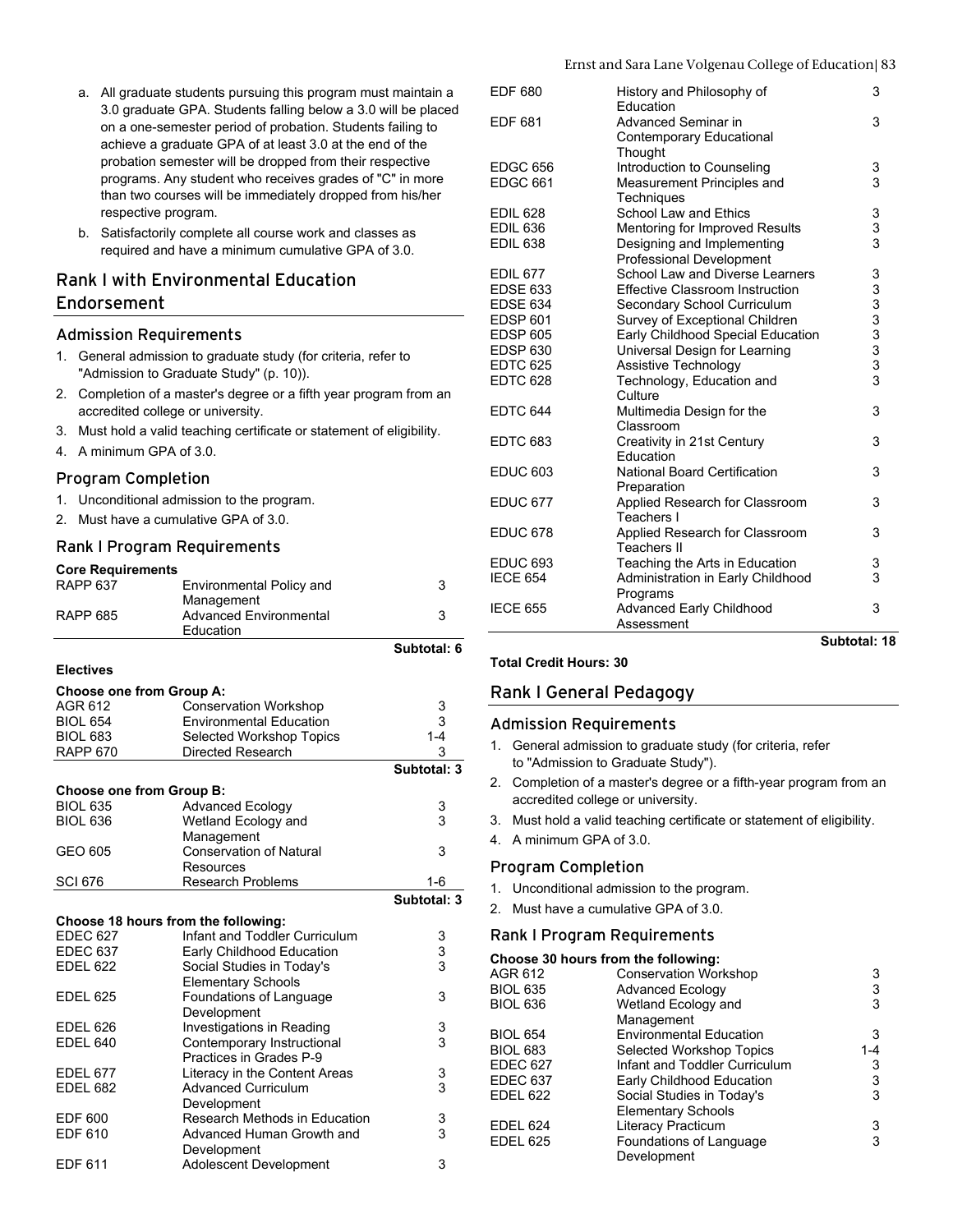a. All graduate students pursuing this program must maintain a 3.0 graduate GPA. Students falling below a 3.0 will be placed on a one-semester period of probation. Students failing to achieve a graduate GPA of at least 3.0 at the end of the probation semester will be dropped from their respective programs. Any student who receives grades of "C" in more than two courses will be immediately dropped from his/her respective program.

b. Satisfactorily complete all course work and classes as required and have a minimum cumulative GPA of 3.0.

## Rank I with Environmental Education Endorsement

### Admission Requirements

1. General admission to graduate study (for criteria, refer to "Admission to Graduate Study" (p. 10)).
2. Completion of a master's degree or a fifth year program from an accredited college or university.
3. Must hold a valid teaching certificate or statement of eligibility.
4. A minimum GPA of 3.0.

### Program Completion

1. Unconditional admission to the program.
2. Must have a cumulative GPA of 3.0.

### Rank I Program Requirements

**Core Requirements**

| | | |
|---|---|---|
| RAPP 637 | Environmental Policy and Management | 3 |
| RAPP 685 | Advanced Environmental Education | 3 |
| | | **Subtotal: 6** |

**Electives**

**Choose one from Group A:**

| | | |
|---|---|---|
| AGR 612 | Conservation Workshop | 3 |
| BIOL 654 | Environmental Education | 3 |
| BIOL 683 | Selected Workshop Topics | 1-4 |
| RAPP 670 | Directed Research | 3 |
| | | **Subtotal: 3** |

**Choose one from Group B:**

| | | |
|---|---|---|
| BIOL 635 | Advanced Ecology | 3 |
| BIOL 636 | Wetland Ecology and Management | 3 |
| GEO 605 | Conservation of Natural Resources | 3 |
| SCI 676 | Research Problems | 1-6 |
| | | **Subtotal: 3** |

**Choose 18 hours from the following:**

| | | |
|---|---|---|
| EDEC 627 | Infant and Toddler Curriculum | 3 |
| EDEC 637 | Early Childhood Education | 3 |
| EDEL 622 | Social Studies in Today's Elementary Schools | 3 |
| EDEL 625 | Foundations of Language Development | 3 |
| EDEL 626 | Investigations in Reading | 3 |
| EDEL 640 | Contemporary Instructional Practices in Grades P-9 | 3 |
| EDEL 677 | Literacy in the Content Areas | 3 |
| EDEL 682 | Advanced Curriculum Development | 3 |
| EDF 600 | Research Methods in Education | 3 |
| EDF 610 | Advanced Human Growth and Development | 3 |
| EDF 611 | Adolescent Development | 3 |
| EDF 680 | History and Philosophy of Education | 3 |
| EDF 681 | Advanced Seminar in Contemporary Educational Thought | 3 |
| EDGC 656 | Introduction to Counseling | 3 |
| EDGC 661 | Measurement Principles and Techniques | 3 |
| EDIL 628 | School Law and Ethics | 3 |
| EDIL 636 | Mentoring for Improved Results | 3 |
| EDIL 638 | Designing and Implementing Professional Development | 3 |
| EDIL 677 | School Law and Diverse Learners | 3 |
| EDSE 633 | Effective Classroom Instruction | 3 |
| EDSE 634 | Secondary School Curriculum | 3 |
| EDSP 601 | Survey of Exceptional Children | 3 |
| EDSP 605 | Early Childhood Special Education | 3 |
| EDSP 630 | Universal Design for Learning | 3 |
| EDTC 625 | Assistive Technology | 3 |
| EDTC 628 | Technology, Education and Culture | 3 |
| EDTC 644 | Multimedia Design for the Classroom | 3 |
| EDTC 683 | Creativity in 21st Century Education | 3 |
| EDUC 603 | National Board Certification Preparation | 3 |
| EDUC 677 | Applied Research for Classroom Teachers I | 3 |
| EDUC 678 | Applied Research for Classroom Teachers II | 3 |
| EDUC 693 | Teaching the Arts in Education | 3 |
| IECE 654 | Administration in Early Childhood Programs | 3 |
| IECE 655 | Advanced Early Childhood Assessment | 3 |
| | | **Subtotal: 18** |

**Total Credit Hours: 30**

## Rank I General Pedagogy

### Admission Requirements

1. General admission to graduate study (for criteria, refer to "Admission to Graduate Study").
2. Completion of a master's degree or a fifth-year program from an accredited college or university.
3. Must hold a valid teaching certificate or statement of eligibility.
4. A minimum GPA of 3.0.

### Program Completion

1. Unconditional admission to the program.
2. Must have a cumulative GPA of 3.0.

### Rank I Program Requirements

**Choose 30 hours from the following:**

| | | |
|---|---|---|
| AGR 612 | Conservation Workshop | 3 |
| BIOL 635 | Advanced Ecology | 3 |
| BIOL 636 | Wetland Ecology and Management | 3 |
| BIOL 654 | Environmental Education | 3 |
| BIOL 683 | Selected Workshop Topics | 1-4 |
| EDEC 627 | Infant and Toddler Curriculum | 3 |
| EDEC 637 | Early Childhood Education | 3 |
| EDEL 622 | Social Studies in Today's Elementary Schools | 3 |
| EDEL 624 | Literacy Practicum | 3 |
| EDEL 625 | Foundations of Language Development | 3 |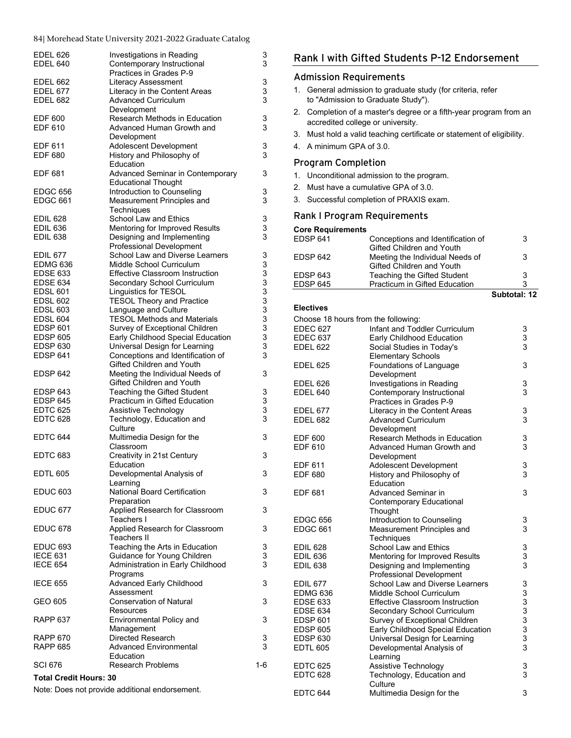| | | |
|---|---|---|
| EDEL 626 | Investigations in Reading | 3 |
| EDEL 640 | Contemporary Instructional Practices in Grades P-9 | 3 |
| EDEL 662 | Literacy Assessment | 3 |
| EDEL 677 | Literacy in the Content Areas | 3 |
| EDEL 682 | Advanced Curriculum Development | 3 |
| EDF 600 | Research Methods in Education | 3 |
| EDF 610 | Advanced Human Growth and Development | 3 |
| EDF 611 | Adolescent Development | 3 |
| EDF 680 | History and Philosophy of Education | 3 |
| EDF 681 | Advanced Seminar in Contemporary Educational Thought | 3 |
| EDGC 656 | Introduction to Counseling | 3 |
| EDGC 661 | Measurement Principles and Techniques | 3 |
| EDIL 628 | School Law and Ethics | 3 |
| EDIL 636 | Mentoring for Improved Results | 3 |
| EDIL 638 | Designing and Implementing Professional Development | 3 |
| EDIL 677 | School Law and Diverse Learners | 3 |
| EDMG 636 | Middle School Curriculum | 3 |
| EDSE 633 | Effective Classroom Instruction | 3 |
| EDSE 634 | Secondary School Curriculum | 3 |
| EDSL 601 | Linguistics for TESOL | 3 |
| EDSL 602 | TESOL Theory and Practice | 3 |
| EDSL 603 | Language and Culture | 3 |
| EDSL 604 | TESOL Methods and Materials | 3 |
| EDSP 601 | Survey of Exceptional Children | 3 |
| EDSP 605 | Early Childhood Special Education | 3 |
| EDSP 630 | Universal Design for Learning | 3 |
| EDSP 641 | Conceptions and Identification of Gifted Children and Youth | 3 |
| EDSP 642 | Meeting the Individual Needs of Gifted Children and Youth | 3 |
| EDSP 643 | Teaching the Gifted Student | 3 |
| EDSP 645 | Practicum in Gifted Education | 3 |
| EDTC 625 | Assistive Technology | 3 |
| EDTC 628 | Technology, Education and Culture | 3 |
| EDTC 644 | Multimedia Design for the Classroom | 3 |
| EDTC 683 | Creativity in 21st Century Education | 3 |
| EDTL 605 | Developmental Analysis of Learning | 3 |
| EDUC 603 | National Board Certification Preparation | 3 |
| EDUC 677 | Applied Research for Classroom Teachers I | 3 |
| EDUC 678 | Applied Research for Classroom Teachers II | 3 |
| EDUC 693 | Teaching the Arts in Education | 3 |
| IECE 631 | Guidance for Young Children | 3 |
| IECE 654 | Administration in Early Childhood Programs | 3 |
| IECE 655 | Advanced Early Childhood Assessment | 3 |
| GEO 605 | Conservation of Natural Resources | 3 |
| RAPP 637 | Environmental Policy and Management | 3 |
| RAPP 670 | Directed Research | 3 |
| RAPP 685 | Advanced Environmental Education | 3 |
| SCI 676 | Research Problems | 1-6 |

**Total Credit Hours: 30**

Note: Does not provide additional endorsement.

## Rank I with Gifted Students P-12 Endorsement

### Admission Requirements

1. General admission to graduate study (for criteria, refer to "Admission to Graduate Study").
2. Completion of a master's degree or a fifth-year program from an accredited college or university.
3. Must hold a valid teaching certificate or statement of eligibility.
4. A minimum GPA of 3.0.

### Program Completion

1. Unconditional admission to the program.
2. Must have a cumulative GPA of 3.0.
3. Successful completion of PRAXIS exam.

### Rank I Program Requirements

**Core Requirements**

| | | |
|---|---|---|
| EDSP 641 | Conceptions and Identification of Gifted Children and Youth | 3 |
| EDSP 642 | Meeting the Individual Needs of Gifted Children and Youth | 3 |
| EDSP 643 | Teaching the Gifted Student | 3 |
| EDSP 645 | Practicum in Gifted Education | 3 |
| | | **Subtotal: 12** |

**Electives**

Choose 18 hours from the following:

| | | |
|---|---|---|
| EDEC 627 | Infant and Toddler Curriculum | 3 |
| EDEC 637 | Early Childhood Education | 3 |
| EDEL 622 | Social Studies in Today's Elementary Schools | 3 |
| EDEL 625 | Foundations of Language Development | 3 |
| EDEL 626 | Investigations in Reading | 3 |
| EDEL 640 | Contemporary Instructional Practices in Grades P-9 | 3 |
| EDEL 677 | Literacy in the Content Areas | 3 |
| EDEL 682 | Advanced Curriculum Development | 3 |
| EDF 600 | Research Methods in Education | 3 |
| EDF 610 | Advanced Human Growth and Development | 3 |
| EDF 611 | Adolescent Development | 3 |
| EDF 680 | History and Philosophy of Education | 3 |
| EDF 681 | Advanced Seminar in Contemporary Educational Thought | 3 |
| EDGC 656 | Introduction to Counseling | 3 |
| EDGC 661 | Measurement Principles and Techniques | 3 |
| EDIL 628 | School Law and Ethics | 3 |
| EDIL 636 | Mentoring for Improved Results | 3 |
| EDIL 638 | Designing and Implementing Professional Development | 3 |
| EDIL 677 | School Law and Diverse Learners | 3 |
| EDMG 636 | Middle School Curriculum | 3 |
| EDSE 633 | Effective Classroom Instruction | 3 |
| EDSE 634 | Secondary School Curriculum | 3 |
| EDSP 601 | Survey of Exceptional Children | 3 |
| EDSP 605 | Early Childhood Special Education | 3 |
| EDSP 630 | Universal Design for Learning | 3 |
| EDTL 605 | Developmental Analysis of Learning | 3 |
| EDTC 625 | Assistive Technology | 3 |
| EDTC 628 | Technology, Education and Culture | 3 |
| EDTC 644 | Multimedia Design for the | 3 |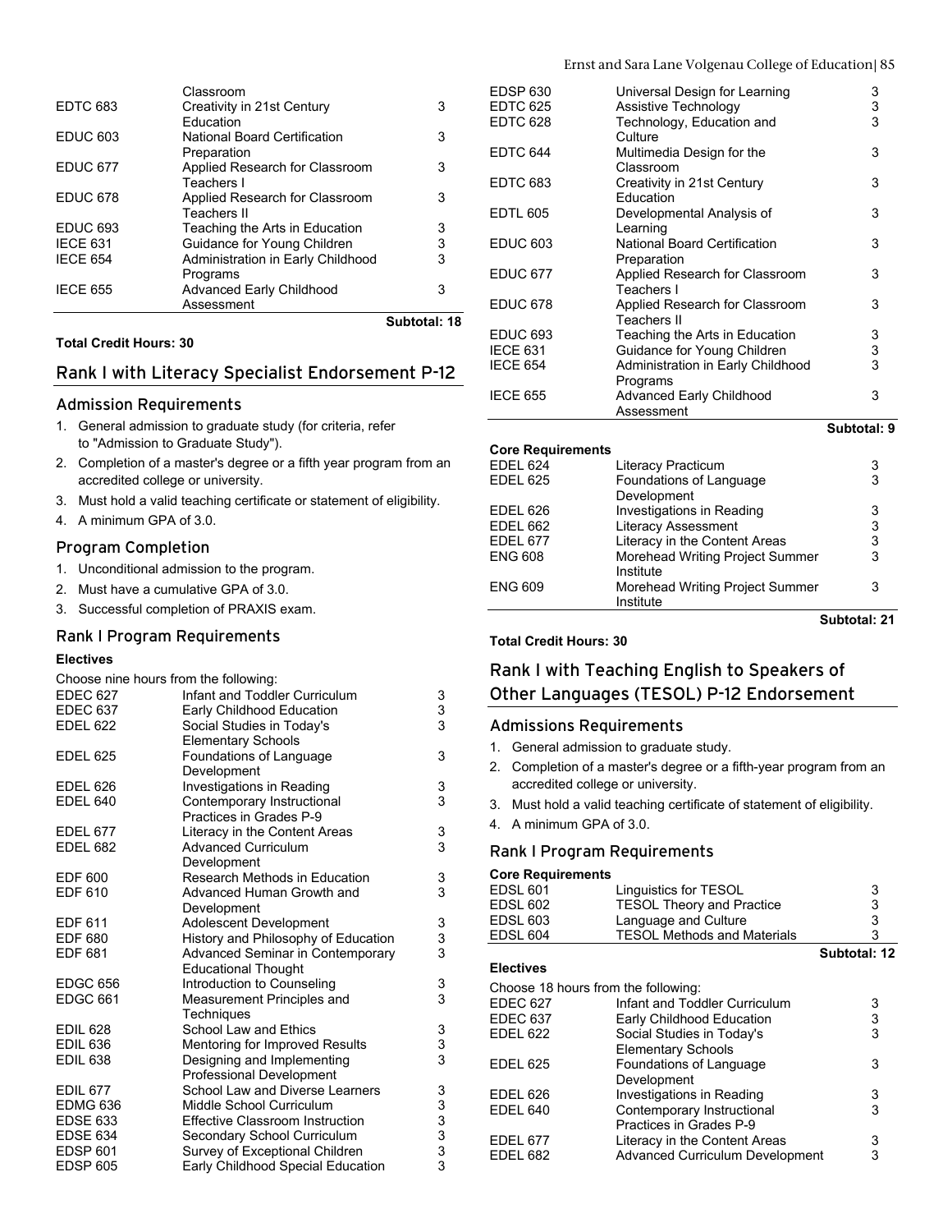| | | |
|---|---|---|
| | Classroom | |
| EDTC 683 | Creativity in 21st Century Education | 3 |
| EDUC 603 | National Board Certification Preparation | 3 |
| EDUC 677 | Applied Research for Classroom Teachers I | 3 |
| EDUC 678 | Applied Research for Classroom Teachers II | 3 |
| EDUC 693 | Teaching the Arts in Education | 3 |
| IECE 631 | Guidance for Young Children | 3 |
| IECE 654 | Administration in Early Childhood Programs | 3 |
| IECE 655 | Advanced Early Childhood Assessment | 3 |
| | | **Subtotal: 18** |

**Total Credit Hours: 30**

## Rank I with Literacy Specialist Endorsement P-12

### Admission Requirements

1. General admission to graduate study (for criteria, refer to "Admission to Graduate Study").
2. Completion of a master's degree or a fifth year program from an accredited college or university.
3. Must hold a valid teaching certificate or statement of eligibility.
4. A minimum GPA of 3.0.

### Program Completion

1. Unconditional admission to the program.
2. Must have a cumulative GPA of 3.0.
3. Successful completion of PRAXIS exam.

### Rank I Program Requirements

**Electives**

Choose nine hours from the following:

| | | |
|---|---|---|
| EDEC 627 | Infant and Toddler Curriculum | 3 |
| EDEC 637 | Early Childhood Education | 3 |
| EDEL 622 | Social Studies in Today's Elementary Schools | 3 |
| EDEL 625 | Foundations of Language Development | 3 |
| EDEL 626 | Investigations in Reading | 3 |
| EDEL 640 | Contemporary Instructional Practices in Grades P-9 | 3 |
| EDEL 677 | Literacy in the Content Areas | 3 |
| EDEL 682 | Advanced Curriculum Development | 3 |
| EDF 600 | Research Methods in Education | 3 |
| EDF 610 | Advanced Human Growth and Development | 3 |
| EDF 611 | Adolescent Development | 3 |
| EDF 680 | History and Philosophy of Education | 3 |
| EDF 681 | Advanced Seminar in Contemporary Educational Thought | 3 |
| EDGC 656 | Introduction to Counseling | 3 |
| EDGC 661 | Measurement Principles and Techniques | 3 |
| EDIL 628 | School Law and Ethics | 3 |
| EDIL 636 | Mentoring for Improved Results | 3 |
| EDIL 638 | Designing and Implementing Professional Development | 3 |
| EDIL 677 | School Law and Diverse Learners | 3 |
| EDMG 636 | Middle School Curriculum | 3 |
| EDSE 633 | Effective Classroom Instruction | 3 |
| EDSE 634 | Secondary School Curriculum | 3 |
| EDSP 601 | Survey of Exceptional Children | 3 |
| EDSP 605 | Early Childhood Special Education | 3 |
| EDSP 630 | Universal Design for Learning | 3 |
| EDTC 625 | Assistive Technology | 3 |
| EDTC 628 | Technology, Education and Culture | 3 |
| EDTC 644 | Multimedia Design for the Classroom | 3 |
| EDTC 683 | Creativity in 21st Century Education | 3 |
| EDTL 605 | Developmental Analysis of Learning | 3 |
| EDUC 603 | National Board Certification Preparation | 3 |
| EDUC 677 | Applied Research for Classroom Teachers I | 3 |
| EDUC 678 | Applied Research for Classroom Teachers II | 3 |
| EDUC 693 | Teaching the Arts in Education | 3 |
| IECE 631 | Guidance for Young Children | 3 |
| IECE 654 | Administration in Early Childhood Programs | 3 |
| IECE 655 | Advanced Early Childhood Assessment | 3 |
| | | **Subtotal: 9** |

**Core Requirements**

| | | |
|---|---|---|
| EDEL 624 | Literacy Practicum | 3 |
| EDEL 625 | Foundations of Language Development | 3 |
| EDEL 626 | Investigations in Reading | 3 |
| EDEL 662 | Literacy Assessment | 3 |
| EDEL 677 | Literacy in the Content Areas | 3 |
| ENG 608 | Morehead Writing Project Summer Institute | 3 |
| ENG 609 | Morehead Writing Project Summer Institute | 3 |
| | | **Subtotal: 21** |

**Total Credit Hours: 30**

## Rank I with Teaching English to Speakers of Other Languages (TESOL) P-12 Endorsement

### Admissions Requirements

1. General admission to graduate study.
2. Completion of a master's degree or a fifth-year program from an accredited college or university.
3. Must hold a valid teaching certificate of statement of eligibility.
4. A minimum GPA of 3.0.

### Rank I Program Requirements

**Core Requirements**

| | | |
|---|---|---|
| EDSL 601 | Linguistics for TESOL | 3 |
| EDSL 602 | TESOL Theory and Practice | 3 |
| EDSL 603 | Language and Culture | 3 |
| EDSL 604 | TESOL Methods and Materials | 3 |
| | | **Subtotal: 12** |

**Electives**

Choose 18 hours from the following:

| | | |
|---|---|---|
| EDEC 627 | Infant and Toddler Curriculum | 3 |
| EDEC 637 | Early Childhood Education | 3 |
| EDEL 622 | Social Studies in Today's Elementary Schools | 3 |
| EDEL 625 | Foundations of Language Development | 3 |
| EDEL 626 | Investigations in Reading | 3 |
| EDEL 640 | Contemporary Instructional Practices in Grades P-9 | 3 |
| EDEL 677 | Literacy in the Content Areas | 3 |
| EDEL 682 | Advanced Curriculum Development | 3 |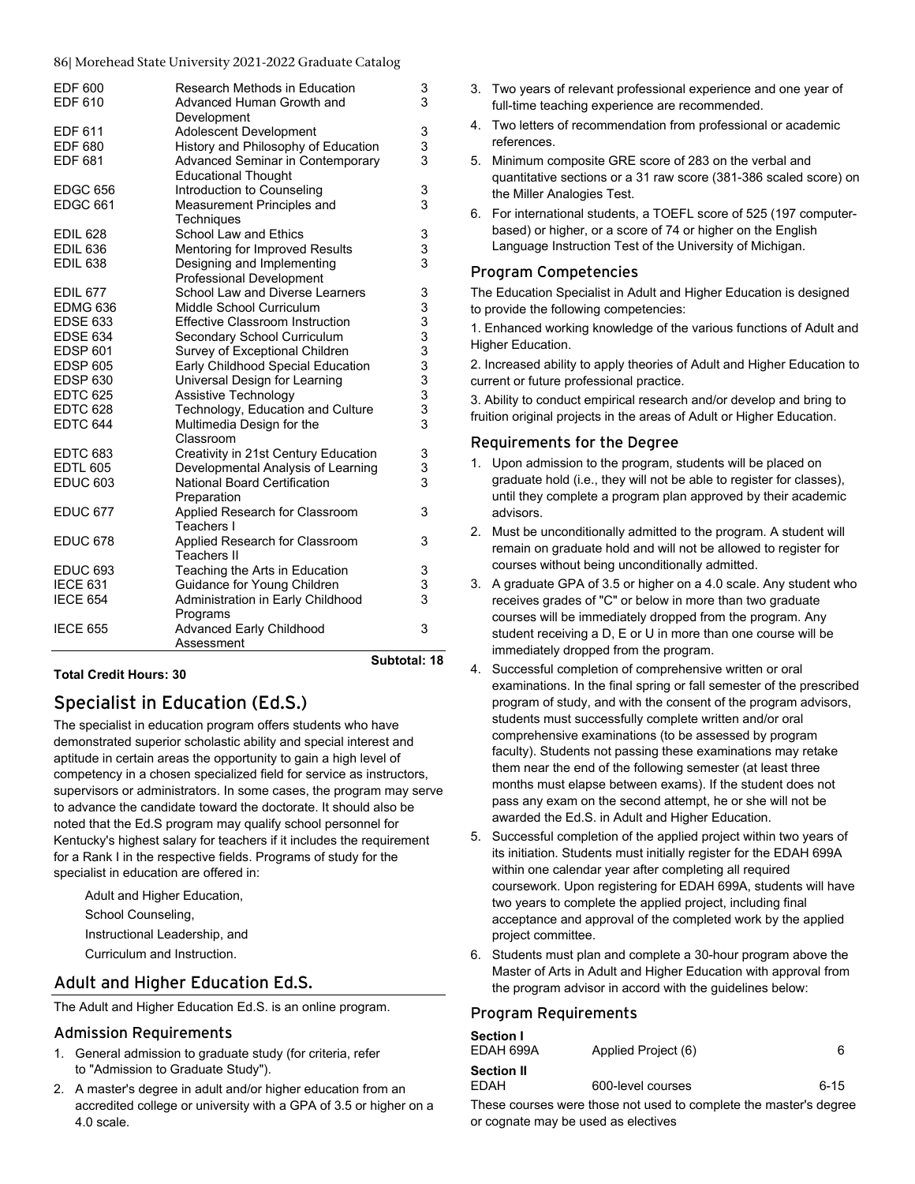| | | |
|---|---|---|
| EDF 600 | Research Methods in Education | 3 |
| EDF 610 | Advanced Human Growth and Development | 3 |
| EDF 611 | Adolescent Development | 3 |
| EDF 680 | History and Philosophy of Education | 3 |
| EDF 681 | Advanced Seminar in Contemporary Educational Thought | 3 |
| EDGC 656 | Introduction to Counseling | 3 |
| EDGC 661 | Measurement Principles and Techniques | 3 |
| EDIL 628 | School Law and Ethics | 3 |
| EDIL 636 | Mentoring for Improved Results | 3 |
| EDIL 638 | Designing and Implementing Professional Development | 3 |
| EDIL 677 | School Law and Diverse Learners | 3 |
| EDMG 636 | Middle School Curriculum | 3 |
| EDSE 633 | Effective Classroom Instruction | 3 |
| EDSE 634 | Secondary School Curriculum | 3 |
| EDSP 601 | Survey of Exceptional Children | 3 |
| EDSP 605 | Early Childhood Special Education | 3 |
| EDSP 630 | Universal Design for Learning | 3 |
| EDTC 625 | Assistive Technology | 3 |
| EDTC 628 | Technology, Education and Culture | 3 |
| EDTC 644 | Multimedia Design for the Classroom | 3 |
| EDTC 683 | Creativity in 21st Century Education | 3 |
| EDTL 605 | Developmental Analysis of Learning | 3 |
| EDUC 603 | National Board Certification Preparation | 3 |
| EDUC 677 | Applied Research for Classroom Teachers I | 3 |
| EDUC 678 | Applied Research for Classroom Teachers II | 3 |
| EDUC 693 | Teaching the Arts in Education | 3 |
| IECE 631 | Guidance for Young Children | 3 |
| IECE 654 | Administration in Early Childhood Programs | 3 |
| IECE 655 | Advanced Early Childhood Assessment | 3 |

**Subtotal: 18**

**Total Credit Hours: 30**

## Specialist in Education (Ed.S.)

The specialist in education program offers students who have demonstrated superior scholastic ability and special interest and aptitude in certain areas the opportunity to gain a high level of competency in a chosen specialized field for service as instructors, supervisors or administrators. In some cases, the program may serve to advance the candidate toward the doctorate. It should also be noted that the Ed.S program may qualify school personnel for Kentucky's highest salary for teachers if it includes the requirement for a Rank I in the respective fields. Programs of study for the specialist in education are offered in:

Adult and Higher Education,

School Counseling,

Instructional Leadership, and

Curriculum and Instruction.

## Adult and Higher Education Ed.S.

The Adult and Higher Education Ed.S. is an online program.

### Admission Requirements

1. General admission to graduate study (for criteria, refer to "Admission to Graduate Study").
2. A master's degree in adult and/or higher education from an accredited college or university with a GPA of 3.5 or higher on a 4.0 scale.
3. Two years of relevant professional experience and one year of full-time teaching experience are recommended.
4. Two letters of recommendation from professional or academic references.
5. Minimum composite GRE score of 283 on the verbal and quantitative sections or a 31 raw score (381-386 scaled score) on the Miller Analogies Test.
6. For international students, a TOEFL score of 525 (197 computer-based) or higher, or a score of 74 or higher on the English Language Instruction Test of the University of Michigan.

### Program Competencies

The Education Specialist in Adult and Higher Education is designed to provide the following competencies:

1. Enhanced working knowledge of the various functions of Adult and Higher Education.

2. Increased ability to apply theories of Adult and Higher Education to current or future professional practice.

3. Ability to conduct empirical research and/or develop and bring to fruition original projects in the areas of Adult or Higher Education.

### Requirements for the Degree

1. Upon admission to the program, students will be placed on graduate hold (i.e., they will not be able to register for classes), until they complete a program plan approved by their academic advisors.
2. Must be unconditionally admitted to the program. A student will remain on graduate hold and will not be allowed to register for courses without being unconditionally admitted.
3. A graduate GPA of 3.5 or higher on a 4.0 scale. Any student who receives grades of "C" or below in more than two graduate courses will be immediately dropped from the program. Any student receiving a D, E or U in more than one course will be immediately dropped from the program.
4. Successful completion of comprehensive written or oral examinations. In the final spring or fall semester of the prescribed program of study, and with the consent of the program advisors, students must successfully complete written and/or oral comprehensive examinations (to be assessed by program faculty). Students not passing these examinations may retake them near the end of the following semester (at least three months must elapse between exams). If the student does not pass any exam on the second attempt, he or she will not be awarded the Ed.S. in Adult and Higher Education.
5. Successful completion of the applied project within two years of its initiation. Students must initially register for the EDAH 699A within one calendar year after completing all required coursework. Upon registering for EDAH 699A, students will have two years to complete the applied project, including final acceptance and approval of the completed work by the applied project committee.
6. Students must plan and complete a 30-hour program above the Master of Arts in Adult and Higher Education with approval from the program advisor in accord with the guidelines below:

### Program Requirements

**Section I**

| | | |
|---|---|---|
| EDAH 699A | Applied Project (6) | 6 |

**Section II**

| | | |
|---|---|---|
| EDAH | 600-level courses | 6-15 |

These courses were those not used to complete the master's degree or cognate may be used as electives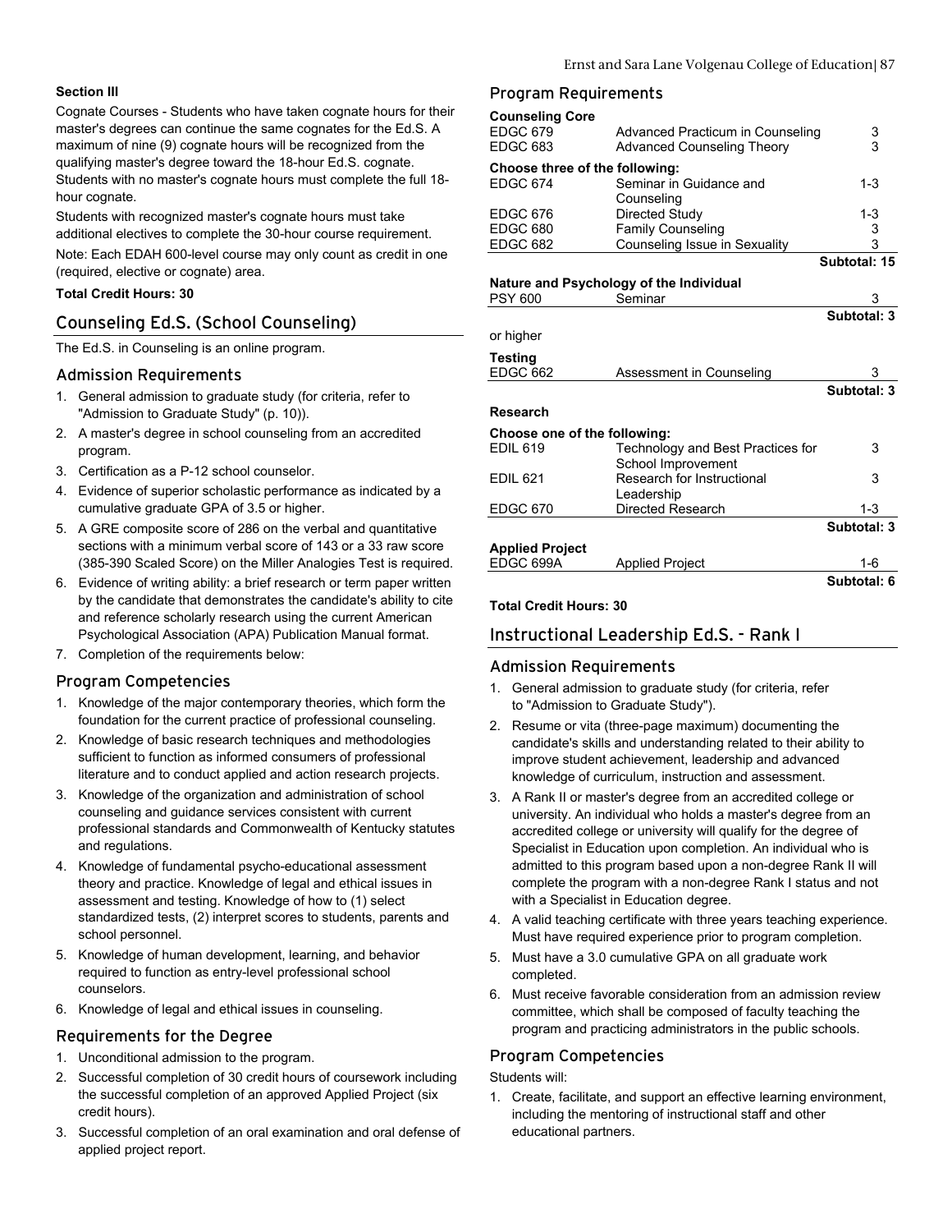**Section III**

Cognate Courses - Students who have taken cognate hours for their master's degrees can continue the same cognates for the Ed.S. A maximum of nine (9) cognate hours will be recognized from the qualifying master's degree toward the 18-hour Ed.S. cognate. Students with no master's cognate hours must complete the full 18-hour cognate.

Students with recognized master's cognate hours must take additional electives to complete the 30-hour course requirement.

Note: Each EDAH 600-level course may only count as credit in one (required, elective or cognate) area.

**Total Credit Hours: 30**

## Counseling Ed.S. (School Counseling)

The Ed.S. in Counseling is an online program.

### Admission Requirements

1. General admission to graduate study (for criteria, refer to "Admission to Graduate Study" (p. 10)).
2. A master's degree in school counseling from an accredited program.
3. Certification as a P-12 school counselor.
4. Evidence of superior scholastic performance as indicated by a cumulative graduate GPA of 3.5 or higher.
5. A GRE composite score of 286 on the verbal and quantitative sections with a minimum verbal score of 143 or a 33 raw score (385-390 Scaled Score) on the Miller Analogies Test is required.
6. Evidence of writing ability: a brief research or term paper written by the candidate that demonstrates the candidate's ability to cite and reference scholarly research using the current American Psychological Association (APA) Publication Manual format.
7. Completion of the requirements below:

### Program Competencies

1. Knowledge of the major contemporary theories, which form the foundation for the current practice of professional counseling.
2. Knowledge of basic research techniques and methodologies sufficient to function as informed consumers of professional literature and to conduct applied and action research projects.
3. Knowledge of the organization and administration of school counseling and guidance services consistent with current professional standards and Commonwealth of Kentucky statutes and regulations.
4. Knowledge of fundamental psycho-educational assessment theory and practice. Knowledge of legal and ethical issues in assessment and testing. Knowledge of how to (1) select standardized tests, (2) interpret scores to students, parents and school personnel.
5. Knowledge of human development, learning, and behavior required to function as entry-level professional school counselors.
6. Knowledge of legal and ethical issues in counseling.

### Requirements for the Degree

1. Unconditional admission to the program.
2. Successful completion of 30 credit hours of coursework including the successful completion of an approved Applied Project (six credit hours).
3. Successful completion of an oral examination and oral defense of applied project report.

### Program Requirements

**Counseling Core**

| | | |
|---|---|---|
| EDGC 679 | Advanced Practicum in Counseling | 3 |
| EDGC 683 | Advanced Counseling Theory | 3 |
| **Choose three of the following:** | | |
| EDGC 674 | Seminar in Guidance and Counseling | 1-3 |
| EDGC 676 | Directed Study | 1-3 |
| EDGC 680 | Family Counseling | 3 |
| EDGC 682 | Counseling Issue in Sexuality | 3 |
| | | **Subtotal: 15** |

**Nature and Psychology of the Individual**

| | | |
|---|---|---|
| PSY 600 | Seminar | 3 |
| | | **Subtotal: 3** |

or higher

**Testing**

| | | |
|---|---|---|
| EDGC 662 | Assessment in Counseling | 3 |
| | | **Subtotal: 3** |

**Research**

| | | |
|---|---|---|
| **Choose one of the following:** | | |
| EDIL 619 | Technology and Best Practices for School Improvement | 3 |
| EDIL 621 | Research for Instructional Leadership | 3 |
| EDGC 670 | Directed Research | 1-3 |
| | | **Subtotal: 3** |

**Applied Project**

| | | |
|---|---|---|
| EDGC 699A | Applied Project | 1-6 |
| | | **Subtotal: 6** |

**Total Credit Hours: 30**

## Instructional Leadership Ed.S. - Rank I

### Admission Requirements

1. General admission to graduate study (for criteria, refer to "Admission to Graduate Study").
2. Resume or vita (three-page maximum) documenting the candidate's skills and understanding related to their ability to improve student achievement, leadership and advanced knowledge of curriculum, instruction and assessment.
3. A Rank II or master's degree from an accredited college or university. An individual who holds a master's degree from an accredited college or university will qualify for the degree of Specialist in Education upon completion. An individual who is admitted to this program based upon a non-degree Rank II will complete the program with a non-degree Rank I status and not with a Specialist in Education degree.
4. A valid teaching certificate with three years teaching experience. Must have required experience prior to program completion.
5. Must have a 3.0 cumulative GPA on all graduate work completed.
6. Must receive favorable consideration from an admission review committee, which shall be composed of faculty teaching the program and practicing administrators in the public schools.

### Program Competencies

Students will:

1. Create, facilitate, and support an effective learning environment, including the mentoring of instructional staff and other educational partners.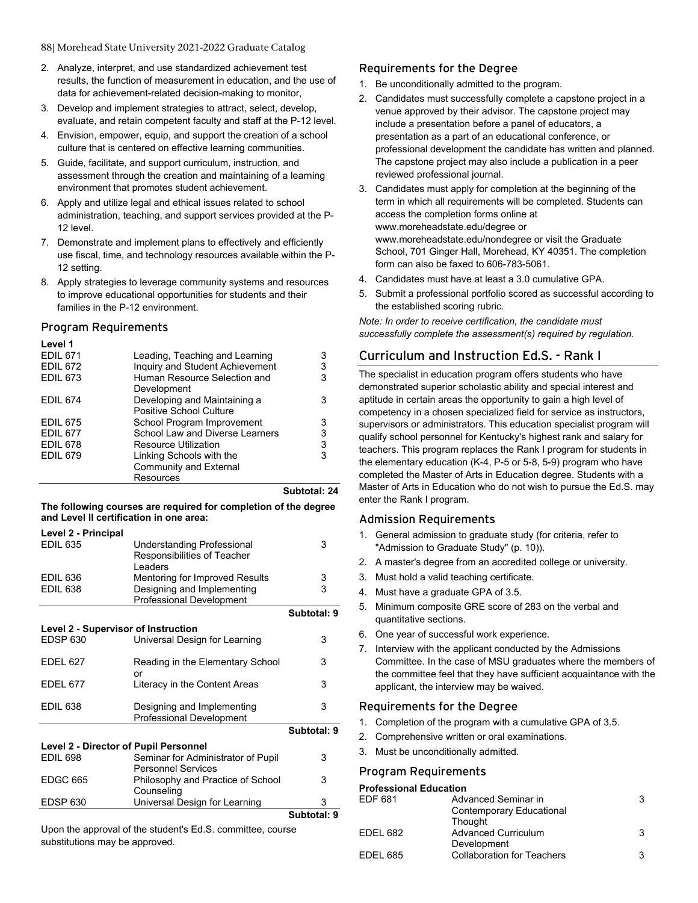2. Analyze, interpret, and use standardized achievement test results, the function of measurement in education, and the use of data for achievement-related decision-making to monitor,
3. Develop and implement strategies to attract, select, develop, evaluate, and retain competent faculty and staff at the P-12 level.
4. Envision, empower, equip, and support the creation of a school culture that is centered on effective learning communities.
5. Guide, facilitate, and support curriculum, instruction, and assessment through the creation and maintaining of a learning environment that promotes student achievement.
6. Apply and utilize legal and ethical issues related to school administration, teaching, and support services provided at the P-12 level.
7. Demonstrate and implement plans to effectively and efficiently use fiscal, time, and technology resources available within the P-12 setting.
8. Apply strategies to leverage community systems and resources to improve educational opportunities for students and their families in the P-12 environment.

### Program Requirements

**Level 1**

| | | |
|---|---|---|
| EDIL 671 | Leading, Teaching and Learning | 3 |
| EDIL 672 | Inquiry and Student Achievement | 3 |
| EDIL 673 | Human Resource Selection and Development | 3 |
| EDIL 674 | Developing and Maintaining a Positive School Culture | 3 |
| EDIL 675 | School Program Improvement | 3 |
| EDIL 677 | School Law and Diverse Learners | 3 |
| EDIL 678 | Resource Utilization | 3 |
| EDIL 679 | Linking Schools with the Community and External Resources | 3 |
| | | **Subtotal: 24** |

**The following courses are required for completion of the degree and Level II certification in one area:**

**Level 2 - Principal**

| | | |
|---|---|---|
| EDIL 635 | Understanding Professional Responsibilities of Teacher Leaders | 3 |
| EDIL 636 | Mentoring for Improved Results | 3 |
| EDIL 638 | Designing and Implementing Professional Development | 3 |
| | | **Subtotal: 9** |

**Level 2 - Supervisor of Instruction**

| | | |
|---|---|---|
| EDSP 630 | Universal Design for Learning | 3 |
| EDEL 627 | Reading in the Elementary School or | 3 |
| EDEL 677 | Literacy in the Content Areas | 3 |
| EDIL 638 | Designing and Implementing Professional Development | 3 |
| | | **Subtotal: 9** |

**Level 2 - Director of Pupil Personnel**

| | | |
|---|---|---|
| EDIL 698 | Seminar for Administrator of Pupil Personnel Services | 3 |
| EDGC 665 | Philosophy and Practice of School Counseling | 3 |
| EDSP 630 | Universal Design for Learning | 3 |
| | | **Subtotal: 9** |

Upon the approval of the student's Ed.S. committee, course substitutions may be approved.

### Requirements for the Degree

1. Be unconditionally admitted to the program.
2. Candidates must successfully complete a capstone project in a venue approved by their advisor. The capstone project may include a presentation before a panel of educators, a presentation as a part of an educational conference, or professional development the candidate has written and planned. The capstone project may also include a publication in a peer reviewed professional journal.
3. Candidates must apply for completion at the beginning of the term in which all requirements will be completed. Students can access the completion forms online at www.moreheadstate.edu/degree or www.moreheadstate.edu/nondegree or visit the Graduate School, 701 Ginger Hall, Morehead, KY 40351. The completion form can also be faxed to 606-783-5061.
4. Candidates must have at least a 3.0 cumulative GPA.
5. Submit a professional portfolio scored as successful according to the established scoring rubric.

*Note: In order to receive certification, the candidate must successfully complete the assessment(s) required by regulation.*

## Curriculum and Instruction Ed.S. - Rank I

The specialist in education program offers students who have demonstrated superior scholastic ability and special interest and aptitude in certain areas the opportunity to gain a high level of competency in a chosen specialized field for service as instructors, supervisors or administrators. This education specialist program will qualify school personnel for Kentucky's highest rank and salary for teachers. This program replaces the Rank I program for students in the elementary education (K-4, P-5 or 5-8, 5-9) program who have completed the Master of Arts in Education degree. Students with a Master of Arts in Education who do not wish to pursue the Ed.S. may enter the Rank I program.

### Admission Requirements

1. General admission to graduate study (for criteria, refer to "Admission to Graduate Study" (p. 10)).
2. A master's degree from an accredited college or university.
3. Must hold a valid teaching certificate.
4. Must have a graduate GPA of 3.5.
5. Minimum composite GRE score of 283 on the verbal and quantitative sections.
6. One year of successful work experience.
7. Interview with the applicant conducted by the Admissions Committee. In the case of MSU graduates where the members of the committee feel that they have sufficient acquaintance with the applicant, the interview may be waived.

### Requirements for the Degree

1. Completion of the program with a cumulative GPA of 3.5.
2. Comprehensive written or oral examinations.
3. Must be unconditionally admitted.

### Program Requirements

**Professional Education**

| | | |
|---|---|---|
| EDF 681 | Advanced Seminar in Contemporary Educational Thought | 3 |
| EDEL 682 | Advanced Curriculum Development | 3 |
| EDEL 685 | Collaboration for Teachers | 3 |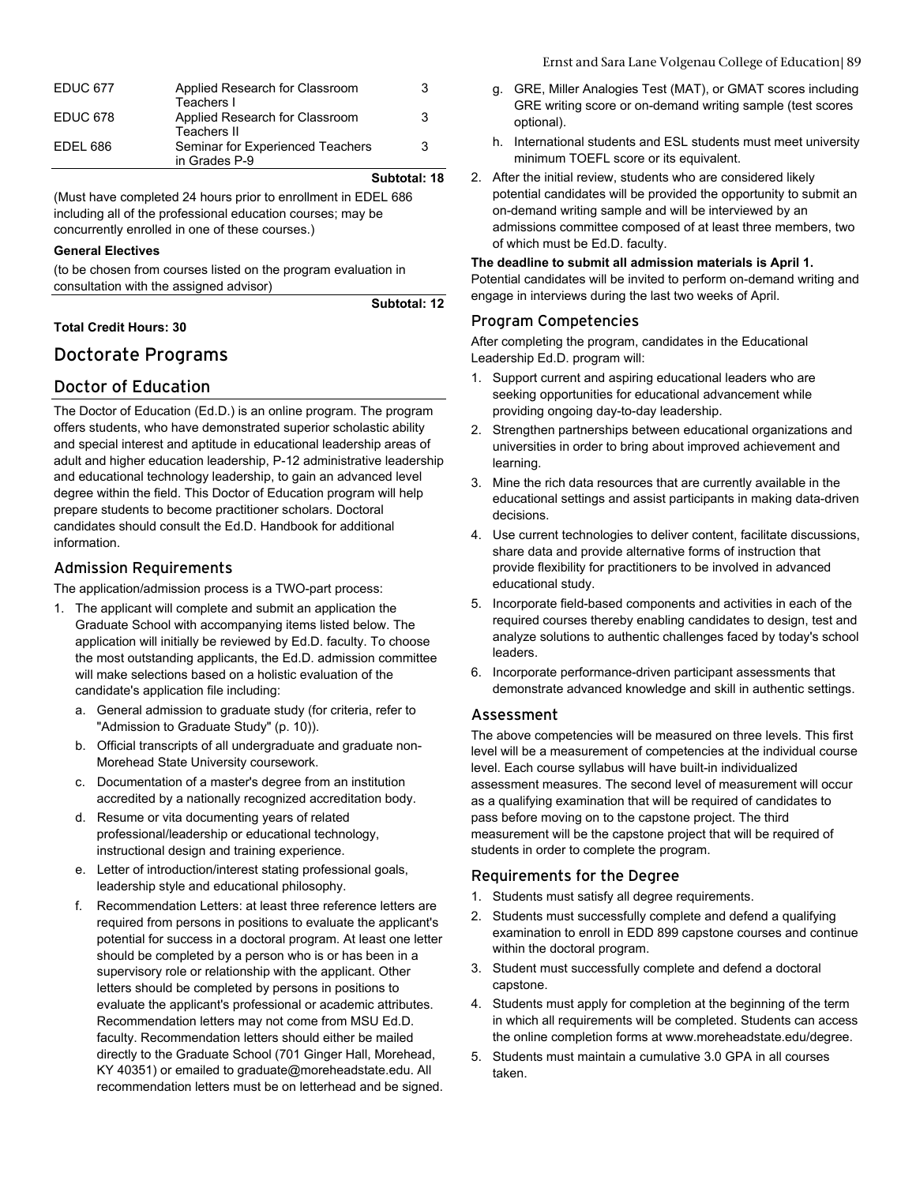| | | |
|---|---|---|
| EDUC 677 | Applied Research for Classroom Teachers I | 3 |
| EDUC 678 | Applied Research for Classroom Teachers II | 3 |
| EDEL 686 | Seminar for Experienced Teachers in Grades P-9 | 3 |
| | **Subtotal: 18** | |

(Must have completed 24 hours prior to enrollment in EDEL 686 including all of the professional education courses; may be concurrently enrolled in one of these courses.)

**General Electives**

(to be chosen from courses listed on the program evaluation in consultation with the assigned advisor)

**Subtotal: 12**

**Total Credit Hours: 30**

# Doctorate Programs

## Doctor of Education

The Doctor of Education (Ed.D.) is an online program. The program offers students, who have demonstrated superior scholastic ability and special interest and aptitude in educational leadership areas of adult and higher education leadership, P-12 administrative leadership and educational technology leadership, to gain an advanced level degree within the field. This Doctor of Education program will help prepare students to become practitioner scholars. Doctoral candidates should consult the Ed.D. Handbook for additional information.

### Admission Requirements

The application/admission process is a TWO-part process:

1. The applicant will complete and submit an application the Graduate School with accompanying items listed below. The application will initially be reviewed by Ed.D. faculty. To choose the most outstanding applicants, the Ed.D. admission committee will make selections based on a holistic evaluation of the candidate's application file including:
   a. General admission to graduate study (for criteria, refer to "Admission to Graduate Study" (p. 10)).
   b. Official transcripts of all undergraduate and graduate non-Morehead State University coursework.
   c. Documentation of a master's degree from an institution accredited by a nationally recognized accreditation body.
   d. Resume or vita documenting years of related professional/leadership or educational technology, instructional design and training experience.
   e. Letter of introduction/interest stating professional goals, leadership style and educational philosophy.
   f. Recommendation Letters: at least three reference letters are required from persons in positions to evaluate the applicant's potential for success in a doctoral program. At least one letter should be completed by a person who is or has been in a supervisory role or relationship with the applicant. Other letters should be completed by persons in positions to evaluate the applicant's professional or academic attributes. Recommendation letters may not come from MSU Ed.D. faculty. Recommendation letters should either be mailed directly to the Graduate School (701 Ginger Hall, Morehead, KY 40351) or emailed to graduate@moreheadstate.edu. All recommendation letters must be on letterhead and be signed.
   g. GRE, Miller Analogies Test (MAT), or GMAT scores including GRE writing score or on-demand writing sample (test scores optional).
   h. International students and ESL students must meet university minimum TOEFL score or its equivalent.
2. After the initial review, students who are considered likely potential candidates will be provided the opportunity to submit an on-demand writing sample and will be interviewed by an admissions committee composed of at least three members, two of which must be Ed.D. faculty.

**The deadline to submit all admission materials is April 1.** Potential candidates will be invited to perform on-demand writing and engage in interviews during the last two weeks of April.

### Program Competencies

After completing the program, candidates in the Educational Leadership Ed.D. program will:

1. Support current and aspiring educational leaders who are seeking opportunities for educational advancement while providing ongoing day-to-day leadership.
2. Strengthen partnerships between educational organizations and universities in order to bring about improved achievement and learning.
3. Mine the rich data resources that are currently available in the educational settings and assist participants in making data-driven decisions.
4. Use current technologies to deliver content, facilitate discussions, share data and provide alternative forms of instruction that provide flexibility for practitioners to be involved in advanced educational study.
5. Incorporate field-based components and activities in each of the required courses thereby enabling candidates to design, test and analyze solutions to authentic challenges faced by today's school leaders.
6. Incorporate performance-driven participant assessments that demonstrate advanced knowledge and skill in authentic settings.

### Assessment

The above competencies will be measured on three levels. This first level will be a measurement of competencies at the individual course level. Each course syllabus will have built-in individualized assessment measures. The second level of measurement will occur as a qualifying examination that will be required of candidates to pass before moving on to the capstone project. The third measurement will be the capstone project that will be required of students in order to complete the program.

### Requirements for the Degree

1. Students must satisfy all degree requirements.
2. Students must successfully complete and defend a qualifying examination to enroll in EDD 899 capstone courses and continue within the doctoral program.
3. Student must successfully complete and defend a doctoral capstone.
4. Students must apply for completion at the beginning of the term in which all requirements will be completed. Students can access the online completion forms at www.moreheadstate.edu/degree.
5. Students must maintain a cumulative 3.0 GPA in all courses taken.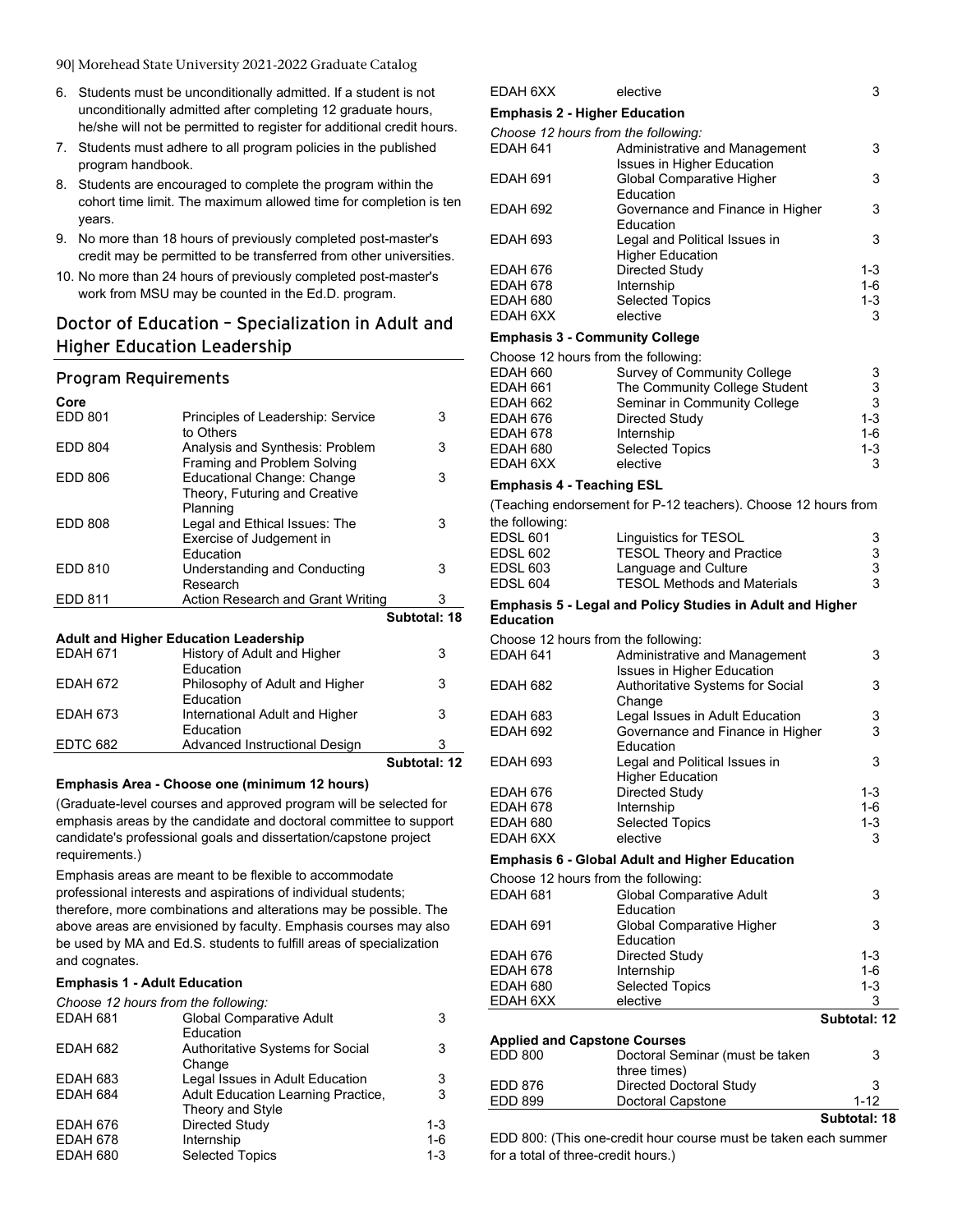6. Students must be unconditionally admitted. If a student is not unconditionally admitted after completing 12 graduate hours, he/she will not be permitted to register for additional credit hours.
7. Students must adhere to all program policies in the published program handbook.
8. Students are encouraged to complete the program within the cohort time limit. The maximum allowed time for completion is ten years.
9. No more than 18 hours of previously completed post-master's credit may be permitted to be transferred from other universities.
10. No more than 24 hours of previously completed post-master's work from MSU may be counted in the Ed.D. program.

## Doctor of Education – Specialization in Adult and Higher Education Leadership

### Program Requirements

**Core**

| | | |
|---|---|---|
| EDD 801 | Principles of Leadership: Service to Others | 3 |
| EDD 804 | Analysis and Synthesis: Problem Framing and Problem Solving | 3 |
| EDD 806 | Educational Change: Change Theory, Futuring and Creative Planning | 3 |
| EDD 808 | Legal and Ethical Issues: The Exercise of Judgement in Education | 3 |
| EDD 810 | Understanding and Conducting Research | 3 |
| EDD 811 | Action Research and Grant Writing | 3 |
| | | **Subtotal: 18** |

**Adult and Higher Education Leadership**

| | | |
|---|---|---|
| EDAH 671 | History of Adult and Higher Education | 3 |
| EDAH 672 | Philosophy of Adult and Higher Education | 3 |
| EDAH 673 | International Adult and Higher Education | 3 |
| EDTC 682 | Advanced Instructional Design | 3 |
| | | **Subtotal: 12** |

**Emphasis Area - Choose one (minimum 12 hours)**

(Graduate-level courses and approved program will be selected for emphasis areas by the candidate and doctoral committee to support candidate's professional goals and dissertation/capstone project requirements.)

Emphasis areas are meant to be flexible to accommodate professional interests and aspirations of individual students; therefore, more combinations and alterations may be possible. The above areas are envisioned by faculty. Emphasis courses may also be used by MA and Ed.S. students to fulfill areas of specialization and cognates.

**Emphasis 1 - Adult Education**

*Choose 12 hours from the following:*

| | | |
|---|---|---|
| EDAH 681 | Global Comparative Adult Education | 3 |
| EDAH 682 | Authoritative Systems for Social Change | 3 |
| EDAH 683 | Legal Issues in Adult Education | 3 |
| EDAH 684 | Adult Education Learning Practice, Theory and Style | 3 |
| EDAH 676 | Directed Study | 1-3 |
| EDAH 678 | Internship | 1-6 |
| EDAH 680 | Selected Topics | 1-3 |
| EDAH 6XX | elective | 3 |

**Emphasis 2 - Higher Education**

*Choose 12 hours from the following:*

| | | |
|---|---|---|
| EDAH 641 | Administrative and Management Issues in Higher Education | 3 |
| EDAH 691 | Global Comparative Higher Education | 3 |
| EDAH 692 | Governance and Finance in Higher Education | 3 |
| EDAH 693 | Legal and Political Issues in Higher Education | 3 |
| EDAH 676 | Directed Study | 1-3 |
| EDAH 678 | Internship | 1-6 |
| EDAH 680 | Selected Topics | 1-3 |
| EDAH 6XX | elective | 3 |

**Emphasis 3 - Community College**

Choose 12 hours from the following:

| | | |
|---|---|---|
| EDAH 660 | Survey of Community College | 3 |
| EDAH 661 | The Community College Student | 3 |
| EDAH 662 | Seminar in Community College | 3 |
| EDAH 676 | Directed Study | 1-3 |
| EDAH 678 | Internship | 1-6 |
| EDAH 680 | Selected Topics | 1-3 |
| EDAH 6XX | elective | 3 |

**Emphasis 4 - Teaching ESL**

(Teaching endorsement for P-12 teachers). Choose 12 hours from the following:

| | | |
|---|---|---|
| EDSL 601 | Linguistics for TESOL | 3 |
| EDSL 602 | TESOL Theory and Practice | 3 |
| EDSL 603 | Language and Culture | 3 |
| EDSL 604 | TESOL Methods and Materials | 3 |

**Emphasis 5 - Legal and Policy Studies in Adult and Higher Education**

Choose 12 hours from the following:

| | | |
|---|---|---|
| EDAH 641 | Administrative and Management Issues in Higher Education | 3 |
| EDAH 682 | Authoritative Systems for Social Change | 3 |
| EDAH 683 | Legal Issues in Adult Education | 3 |
| EDAH 692 | Governance and Finance in Higher Education | 3 |
| EDAH 693 | Legal and Political Issues in Higher Education | 3 |
| EDAH 676 | Directed Study | 1-3 |
| EDAH 678 | Internship | 1-6 |
| EDAH 680 | Selected Topics | 1-3 |
| EDAH 6XX | elective | 3 |

**Emphasis 6 - Global Adult and Higher Education**

Choose 12 hours from the following:

| | | |
|---|---|---|
| EDAH 681 | Global Comparative Adult Education | 3 |
| EDAH 691 | Global Comparative Higher Education | 3 |
| EDAH 676 | Directed Study | 1-3 |
| EDAH 678 | Internship | 1-6 |
| EDAH 680 | Selected Topics | 1-3 |
| EDAH 6XX | elective | 3 |
| | | **Subtotal: 12** |

**Applied and Capstone Courses**

| | | |
|---|---|---|
| EDD 800 | Doctoral Seminar (must be taken three times) | 3 |
| EDD 876 | Directed Doctoral Study | 3 |
| EDD 899 | Doctoral Capstone | 1-12 |
| | | **Subtotal: 18** |

EDD 800: (This one-credit hour course must be taken each summer for a total of three-credit hours.)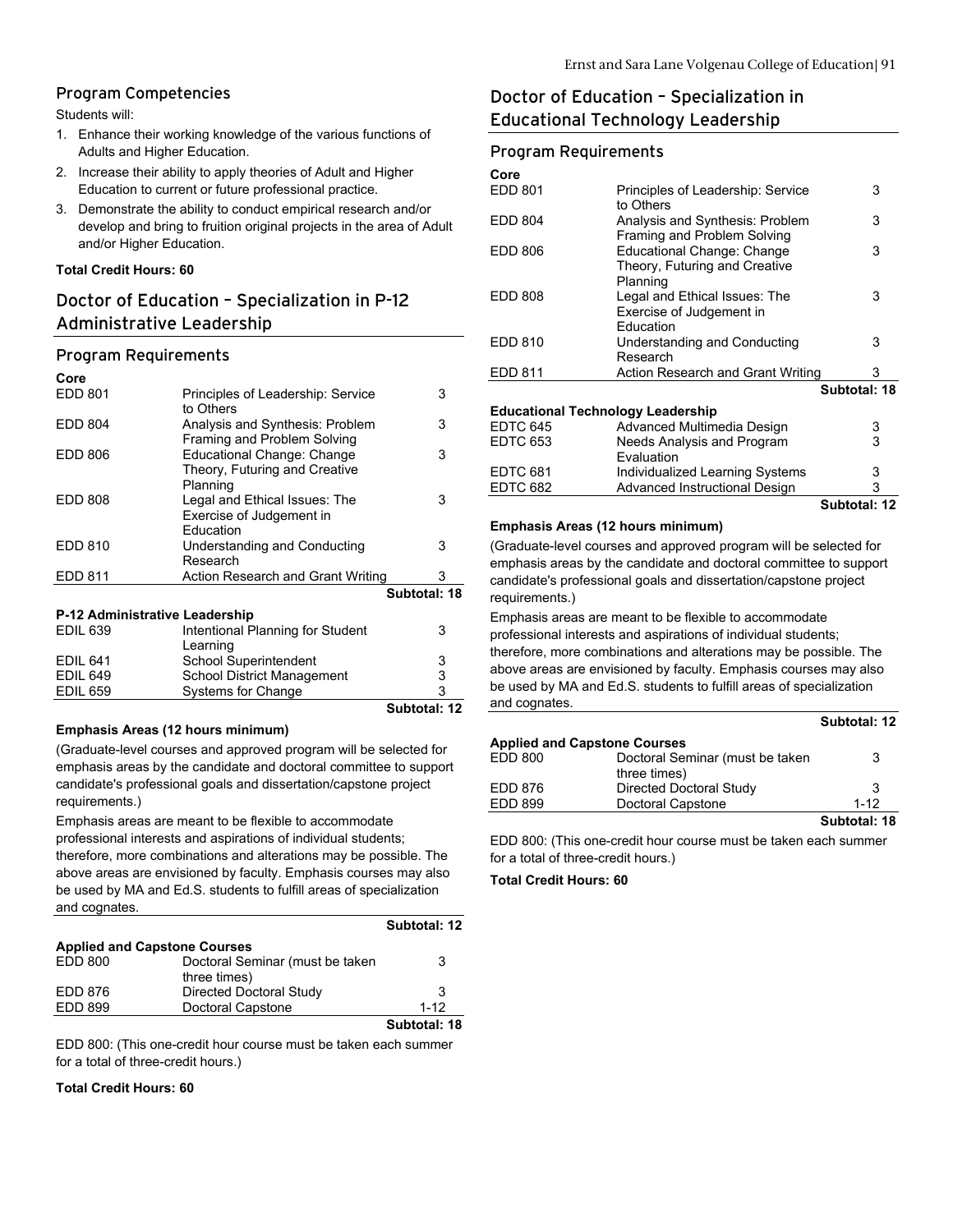### Program Competencies

Students will:

1. Enhance their working knowledge of the various functions of Adults and Higher Education.
2. Increase their ability to apply theories of Adult and Higher Education to current or future professional practice.
3. Demonstrate the ability to conduct empirical research and/or develop and bring to fruition original projects in the area of Adult and/or Higher Education.

**Total Credit Hours: 60**

## Doctor of Education – Specialization in P-12 Administrative Leadership

### Program Requirements

**Core**

| | | |
|---|---|---|
| EDD 801 | Principles of Leadership: Service to Others | 3 |
| EDD 804 | Analysis and Synthesis: Problem Framing and Problem Solving | 3 |
| EDD 806 | Educational Change: Change Theory, Futuring and Creative Planning | 3 |
| EDD 808 | Legal and Ethical Issues: The Exercise of Judgement in Education | 3 |
| EDD 810 | Understanding and Conducting Research | 3 |
| EDD 811 | Action Research and Grant Writing | 3 |
| | | **Subtotal: 18** |

**P-12 Administrative Leadership**

| | | |
|---|---|---|
| EDIL 639 | Intentional Planning for Student Learning | 3 |
| EDIL 641 | School Superintendent | 3 |
| EDIL 649 | School District Management | 3 |
| EDIL 659 | Systems for Change | 3 |
| | | **Subtotal: 12** |

**Emphasis Areas (12 hours minimum)**

(Graduate-level courses and approved program will be selected for emphasis areas by the candidate and doctoral committee to support candidate's professional goals and dissertation/capstone project requirements.)

Emphasis areas are meant to be flexible to accommodate professional interests and aspirations of individual students; therefore, more combinations and alterations may be possible. The above areas are envisioned by faculty. Emphasis courses may also be used by MA and Ed.S. students to fulfill areas of specialization and cognates.

**Subtotal: 12**

**Applied and Capstone Courses**

| | | |
|---|---|---|
| EDD 800 | Doctoral Seminar (must be taken three times) | 3 |
| EDD 876 | Directed Doctoral Study | 3 |
| EDD 899 | Doctoral Capstone | 1-12 |
| | | **Subtotal: 18** |

EDD 800: (This one-credit hour course must be taken each summer for a total of three-credit hours.)

**Total Credit Hours: 60**

## Doctor of Education – Specialization in Educational Technology Leadership

### Program Requirements

**Core**

| | | |
|---|---|---|
| EDD 801 | Principles of Leadership: Service to Others | 3 |
| EDD 804 | Analysis and Synthesis: Problem Framing and Problem Solving | 3 |
| EDD 806 | Educational Change: Change Theory, Futuring and Creative Planning | 3 |
| EDD 808 | Legal and Ethical Issues: The Exercise of Judgement in Education | 3 |
| EDD 810 | Understanding and Conducting Research | 3 |
| EDD 811 | Action Research and Grant Writing | 3 |
| | | **Subtotal: 18** |

**Educational Technology Leadership**

| | | |
|---|---|---|
| EDTC 645 | Advanced Multimedia Design | 3 |
| EDTC 653 | Needs Analysis and Program Evaluation | 3 |
| EDTC 681 | Individualized Learning Systems | 3 |
| EDTC 682 | Advanced Instructional Design | 3 |
| | | **Subtotal: 12** |

**Emphasis Areas (12 hours minimum)**

(Graduate-level courses and approved program will be selected for emphasis areas by the candidate and doctoral committee to support candidate's professional goals and dissertation/capstone project requirements.)

Emphasis areas are meant to be flexible to accommodate professional interests and aspirations of individual students; therefore, more combinations and alterations may be possible. The above areas are envisioned by faculty. Emphasis courses may also be used by MA and Ed.S. students to fulfill areas of specialization and cognates.

**Subtotal: 12**

**Applied and Capstone Courses**

| | | |
|---|---|---|
| EDD 800 | Doctoral Seminar (must be taken three times) | 3 |
| EDD 876 | Directed Doctoral Study | 3 |
| EDD 899 | Doctoral Capstone | 1-12 |
| | | **Subtotal: 18** |

EDD 800: (This one-credit hour course must be taken each summer for a total of three-credit hours.)

**Total Credit Hours: 60**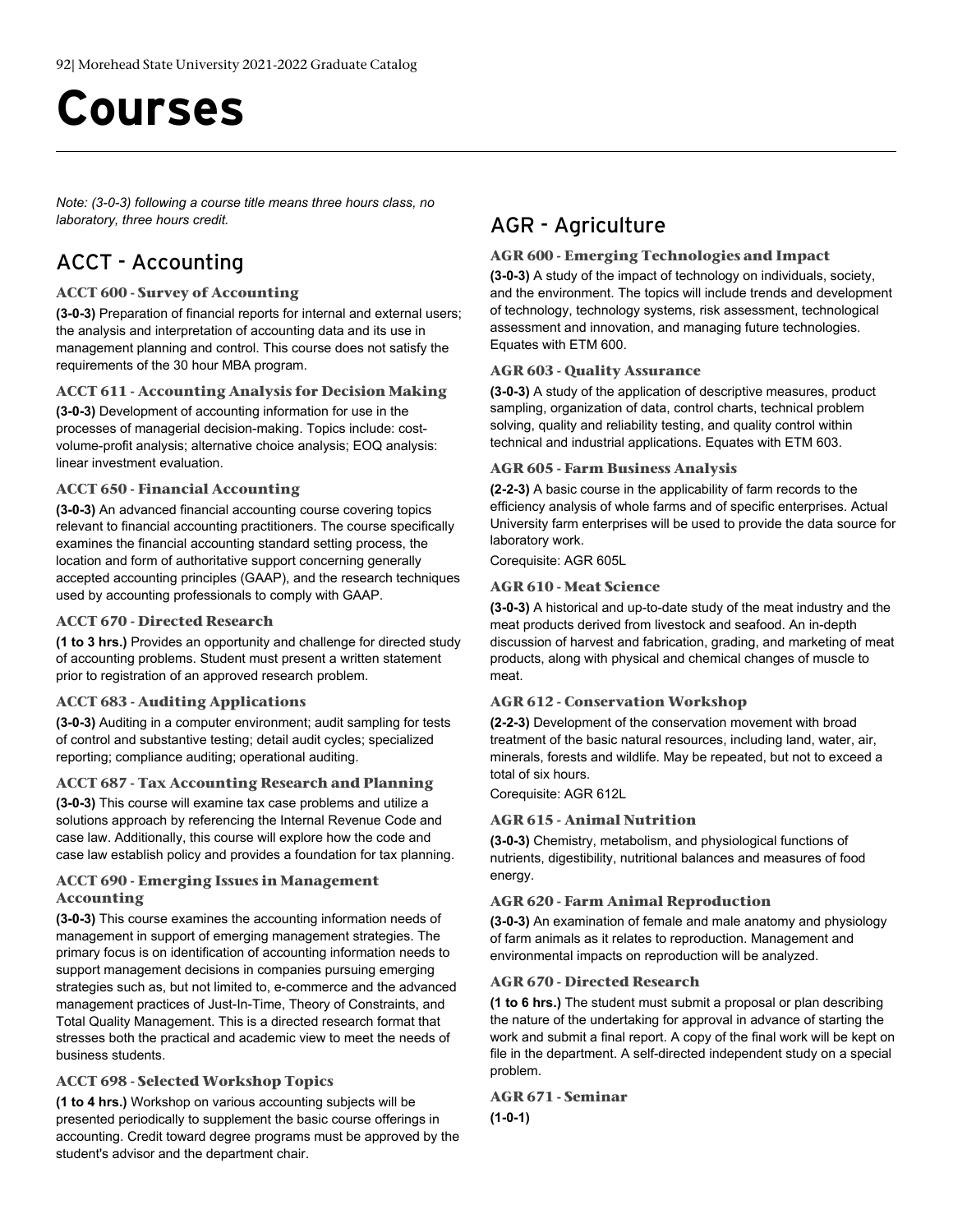# Courses

*Note: (3-0-3) following a course title means three hours class, no laboratory, three hours credit.*

## ACCT - Accounting

### ACCT 600 - Survey of Accounting

**(3-0-3)** Preparation of financial reports for internal and external users; the analysis and interpretation of accounting data and its use in management planning and control. This course does not satisfy the requirements of the 30 hour MBA program.

### ACCT 611 - Accounting Analysis for Decision Making

**(3-0-3)** Development of accounting information for use in the processes of managerial decision-making. Topics include: cost-volume-profit analysis; alternative choice analysis; EOQ analysis: linear investment evaluation.

### ACCT 650 - Financial Accounting

**(3-0-3)** An advanced financial accounting course covering topics relevant to financial accounting practitioners. The course specifically examines the financial accounting standard setting process, the location and form of authoritative support concerning generally accepted accounting principles (GAAP), and the research techniques used by accounting professionals to comply with GAAP.

### ACCT 670 - Directed Research

**(1 to 3 hrs.)** Provides an opportunity and challenge for directed study of accounting problems. Student must present a written statement prior to registration of an approved research problem.

### ACCT 683 - Auditing Applications

**(3-0-3)** Auditing in a computer environment; audit sampling for tests of control and substantive testing; detail audit cycles; specialized reporting; compliance auditing; operational auditing.

### ACCT 687 - Tax Accounting Research and Planning

**(3-0-3)** This course will examine tax case problems and utilize a solutions approach by referencing the Internal Revenue Code and case law. Additionally, this course will explore how the code and case law establish policy and provides a foundation for tax planning.

### ACCT 690 - Emerging Issues in Management Accounting

**(3-0-3)** This course examines the accounting information needs of management in support of emerging management strategies. The primary focus is on identification of accounting information needs to support management decisions in companies pursuing emerging strategies such as, but not limited to, e-commerce and the advanced management practices of Just-In-Time, Theory of Constraints, and Total Quality Management. This is a directed research format that stresses both the practical and academic view to meet the needs of business students.

### ACCT 698 - Selected Workshop Topics

**(1 to 4 hrs.)** Workshop on various accounting subjects will be presented periodically to supplement the basic course offerings in accounting. Credit toward degree programs must be approved by the student's advisor and the department chair.

## AGR - Agriculture

### AGR 600 - Emerging Technologies and Impact

**(3-0-3)** A study of the impact of technology on individuals, society, and the environment. The topics will include trends and development of technology, technology systems, risk assessment, technological assessment and innovation, and managing future technologies. Equates with ETM 600.

### AGR 603 - Quality Assurance

**(3-0-3)** A study of the application of descriptive measures, product sampling, organization of data, control charts, technical problem solving, quality and reliability testing, and quality control within technical and industrial applications. Equates with ETM 603.

### AGR 605 - Farm Business Analysis

**(2-2-3)** A basic course in the applicability of farm records to the efficiency analysis of whole farms and of specific enterprises. Actual University farm enterprises will be used to provide the data source for laboratory work.

Corequisite: AGR 605L

### AGR 610 - Meat Science

**(3-0-3)** A historical and up-to-date study of the meat industry and the meat products derived from livestock and seafood. An in-depth discussion of harvest and fabrication, grading, and marketing of meat products, along with physical and chemical changes of muscle to meat.

### AGR 612 - Conservation Workshop

**(2-2-3)** Development of the conservation movement with broad treatment of the basic natural resources, including land, water, air, minerals, forests and wildlife. May be repeated, but not to exceed a total of six hours.

Corequisite: AGR 612L

### AGR 615 - Animal Nutrition

**(3-0-3)** Chemistry, metabolism, and physiological functions of nutrients, digestibility, nutritional balances and measures of food energy.

### AGR 620 - Farm Animal Reproduction

**(3-0-3)** An examination of female and male anatomy and physiology of farm animals as it relates to reproduction. Management and environmental impacts on reproduction will be analyzed.

### AGR 670 - Directed Research

**(1 to 6 hrs.)** The student must submit a proposal or plan describing the nature of the undertaking for approval in advance of starting the work and submit a final report. A copy of the final work will be kept on file in the department. A self-directed independent study on a special problem.

### AGR 671 - Seminar

**(1-0-1)**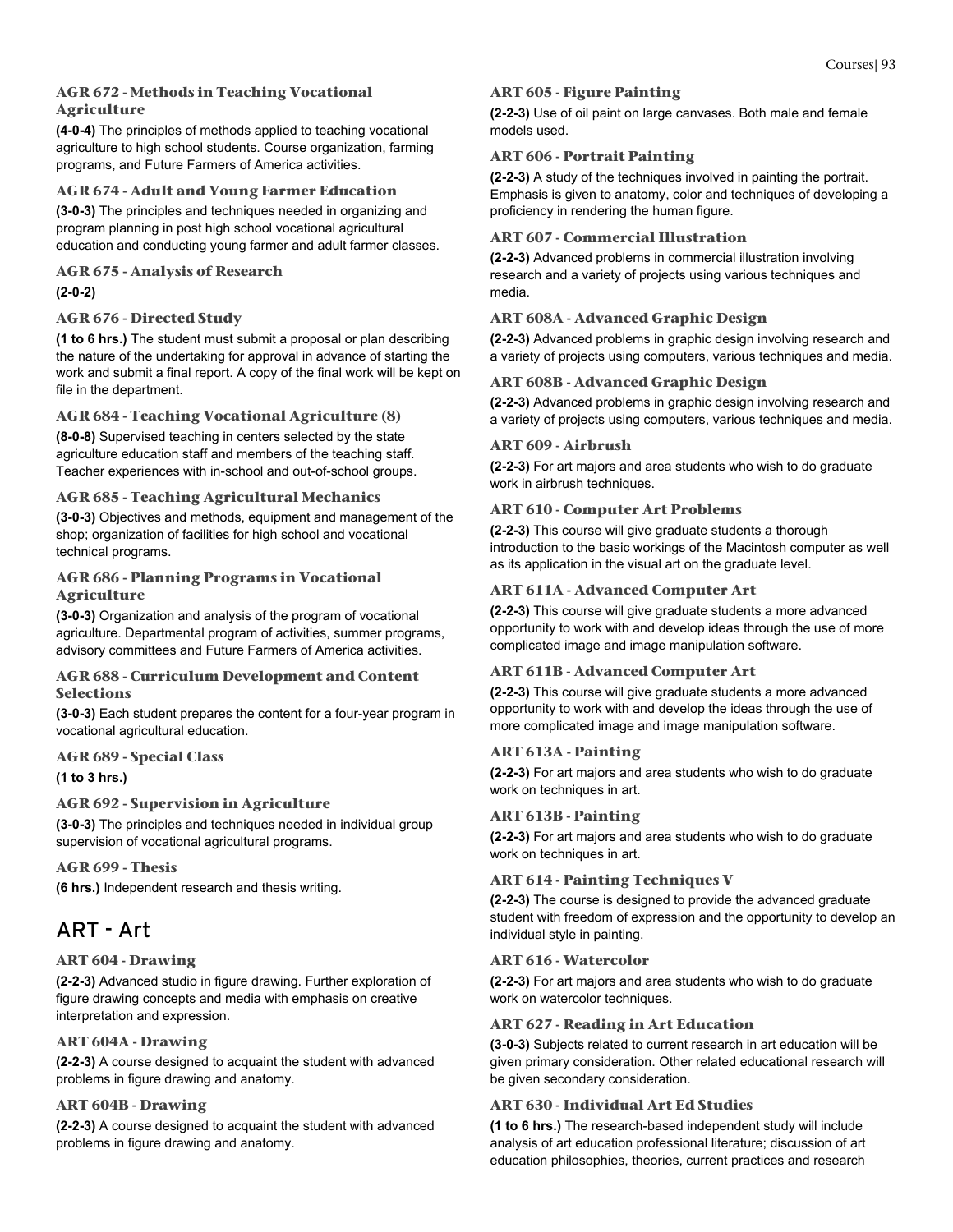### AGR 672 - Methods in Teaching Vocational Agriculture

**(4-0-4)** The principles of methods applied to teaching vocational agriculture to high school students. Course organization, farming programs, and Future Farmers of America activities.

### AGR 674 - Adult and Young Farmer Education

**(3-0-3)** The principles and techniques needed in organizing and program planning in post high school vocational agricultural education and conducting young farmer and adult farmer classes.

### AGR 675 - Analysis of Research

**(2-0-2)**

### AGR 676 - Directed Study

**(1 to 6 hrs.)** The student must submit a proposal or plan describing the nature of the undertaking for approval in advance of starting the work and submit a final report. A copy of the final work will be kept on file in the department.

### AGR 684 - Teaching Vocational Agriculture (8)

**(8-0-8)** Supervised teaching in centers selected by the state agriculture education staff and members of the teaching staff. Teacher experiences with in-school and out-of-school groups.

### AGR 685 - Teaching Agricultural Mechanics

**(3-0-3)** Objectives and methods, equipment and management of the shop; organization of facilities for high school and vocational technical programs.

### AGR 686 - Planning Programs in Vocational Agriculture

**(3-0-3)** Organization and analysis of the program of vocational agriculture. Departmental program of activities, summer programs, advisory committees and Future Farmers of America activities.

### AGR 688 - Curriculum Development and Content Selections

**(3-0-3)** Each student prepares the content for a four-year program in vocational agricultural education.

### AGR 689 - Special Class

**(1 to 3 hrs.)**

### AGR 692 - Supervision in Agriculture

**(3-0-3)** The principles and techniques needed in individual group supervision of vocational agricultural programs.

### AGR 699 - Thesis

**(6 hrs.)** Independent research and thesis writing.

## ART - Art

### ART 604 - Drawing

**(2-2-3)** Advanced studio in figure drawing. Further exploration of figure drawing concepts and media with emphasis on creative interpretation and expression.

### ART 604A - Drawing

**(2-2-3)** A course designed to acquaint the student with advanced problems in figure drawing and anatomy.

### ART 604B - Drawing

**(2-2-3)** A course designed to acquaint the student with advanced problems in figure drawing and anatomy.

### ART 605 - Figure Painting

**(2-2-3)** Use of oil paint on large canvases. Both male and female models used.

### ART 606 - Portrait Painting

**(2-2-3)** A study of the techniques involved in painting the portrait. Emphasis is given to anatomy, color and techniques of developing a proficiency in rendering the human figure.

### ART 607 - Commercial Illustration

**(2-2-3)** Advanced problems in commercial illustration involving research and a variety of projects using various techniques and media.

### ART 608A - Advanced Graphic Design

**(2-2-3)** Advanced problems in graphic design involving research and a variety of projects using computers, various techniques and media.

### ART 608B - Advanced Graphic Design

**(2-2-3)** Advanced problems in graphic design involving research and a variety of projects using computers, various techniques and media.

### ART 609 - Airbrush

**(2-2-3)** For art majors and area students who wish to do graduate work in airbrush techniques.

### ART 610 - Computer Art Problems

**(2-2-3)** This course will give graduate students a thorough introduction to the basic workings of the Macintosh computer as well as its application in the visual art on the graduate level.

### ART 611A - Advanced Computer Art

**(2-2-3)** This course will give graduate students a more advanced opportunity to work with and develop ideas through the use of more complicated image and image manipulation software.

### ART 611B - Advanced Computer Art

**(2-2-3)** This course will give graduate students a more advanced opportunity to work with and develop the ideas through the use of more complicated image and image manipulation software.

### ART 613A - Painting

**(2-2-3)** For art majors and area students who wish to do graduate work on techniques in art.

### ART 613B - Painting

**(2-2-3)** For art majors and area students who wish to do graduate work on techniques in art.

### ART 614 - Painting Techniques V

**(2-2-3)** The course is designed to provide the advanced graduate student with freedom of expression and the opportunity to develop an individual style in painting.

### ART 616 - Watercolor

**(2-2-3)** For art majors and area students who wish to do graduate work on watercolor techniques.

### ART 627 - Reading in Art Education

**(3-0-3)** Subjects related to current research in art education will be given primary consideration. Other related educational research will be given secondary consideration.

### ART 630 - Individual Art Ed Studies

**(1 to 6 hrs.)** The research-based independent study will include analysis of art education professional literature; discussion of art education philosophies, theories, current practices and research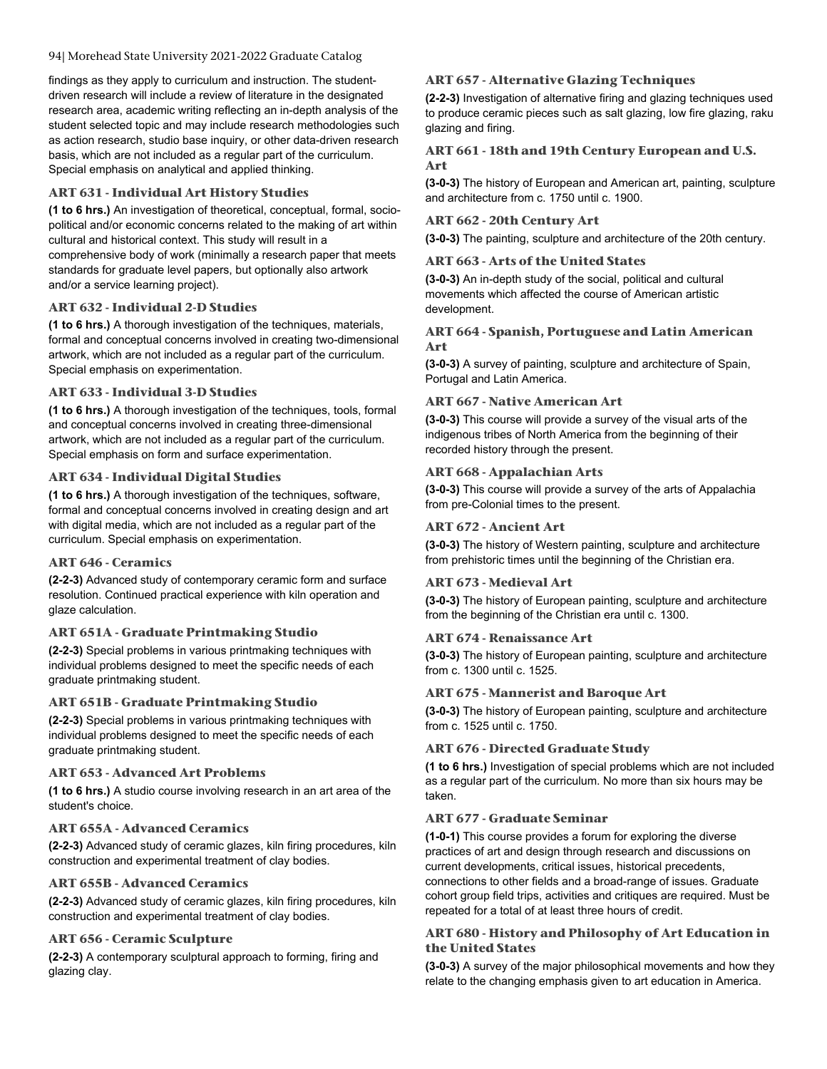findings as they apply to curriculum and instruction. The student-driven research will include a review of literature in the designated research area, academic writing reflecting an in-depth analysis of the student selected topic and may include research methodologies such as action research, studio base inquiry, or other data-driven research basis, which are not included as a regular part of the curriculum. Special emphasis on analytical and applied thinking.

### ART 631 - Individual Art History Studies

**(1 to 6 hrs.)** An investigation of theoretical, conceptual, formal, socio-political and/or economic concerns related to the making of art within cultural and historical context. This study will result in a comprehensive body of work (minimally a research paper that meets standards for graduate level papers, but optionally also artwork and/or a service learning project).

### ART 632 - Individual 2-D Studies

**(1 to 6 hrs.)** A thorough investigation of the techniques, materials, formal and conceptual concerns involved in creating two-dimensional artwork, which are not included as a regular part of the curriculum. Special emphasis on experimentation.

### ART 633 - Individual 3-D Studies

**(1 to 6 hrs.)** A thorough investigation of the techniques, tools, formal and conceptual concerns involved in creating three-dimensional artwork, which are not included as a regular part of the curriculum. Special emphasis on form and surface experimentation.

### ART 634 - Individual Digital Studies

**(1 to 6 hrs.)** A thorough investigation of the techniques, software, formal and conceptual concerns involved in creating design and art with digital media, which are not included as a regular part of the curriculum. Special emphasis on experimentation.

### ART 646 - Ceramics

**(2-2-3)** Advanced study of contemporary ceramic form and surface resolution. Continued practical experience with kiln operation and glaze calculation.

### ART 651A - Graduate Printmaking Studio

**(2-2-3)** Special problems in various printmaking techniques with individual problems designed to meet the specific needs of each graduate printmaking student.

### ART 651B - Graduate Printmaking Studio

**(2-2-3)** Special problems in various printmaking techniques with individual problems designed to meet the specific needs of each graduate printmaking student.

### ART 653 - Advanced Art Problems

**(1 to 6 hrs.)** A studio course involving research in an art area of the student's choice.

### ART 655A - Advanced Ceramics

**(2-2-3)** Advanced study of ceramic glazes, kiln firing procedures, kiln construction and experimental treatment of clay bodies.

### ART 655B - Advanced Ceramics

**(2-2-3)** Advanced study of ceramic glazes, kiln firing procedures, kiln construction and experimental treatment of clay bodies.

### ART 656 - Ceramic Sculpture

**(2-2-3)** A contemporary sculptural approach to forming, firing and glazing clay.

### ART 657 - Alternative Glazing Techniques

**(2-2-3)** Investigation of alternative firing and glazing techniques used to produce ceramic pieces such as salt glazing, low fire glazing, raku glazing and firing.

### ART 661 - 18th and 19th Century European and U.S. Art

**(3-0-3)** The history of European and American art, painting, sculpture and architecture from c. 1750 until c. 1900.

### ART 662 - 20th Century Art

**(3-0-3)** The painting, sculpture and architecture of the 20th century.

### ART 663 - Arts of the United States

**(3-0-3)** An in-depth study of the social, political and cultural movements which affected the course of American artistic development.

### ART 664 - Spanish, Portuguese and Latin American Art

**(3-0-3)** A survey of painting, sculpture and architecture of Spain, Portugal and Latin America.

### ART 667 - Native American Art

**(3-0-3)** This course will provide a survey of the visual arts of the indigenous tribes of North America from the beginning of their recorded history through the present.

### ART 668 - Appalachian Arts

**(3-0-3)** This course will provide a survey of the arts of Appalachia from pre-Colonial times to the present.

### ART 672 - Ancient Art

**(3-0-3)** The history of Western painting, sculpture and architecture from prehistoric times until the beginning of the Christian era.

### ART 673 - Medieval Art

**(3-0-3)** The history of European painting, sculpture and architecture from the beginning of the Christian era until c. 1300.

### ART 674 - Renaissance Art

**(3-0-3)** The history of European painting, sculpture and architecture from c. 1300 until c. 1525.

### ART 675 - Mannerist and Baroque Art

**(3-0-3)** The history of European painting, sculpture and architecture from c. 1525 until c. 1750.

### ART 676 - Directed Graduate Study

**(1 to 6 hrs.)** Investigation of special problems which are not included as a regular part of the curriculum. No more than six hours may be taken.

### ART 677 - Graduate Seminar

**(1-0-1)** This course provides a forum for exploring the diverse practices of art and design through research and discussions on current developments, critical issues, historical precedents, connections to other fields and a broad-range of issues. Graduate cohort group field trips, activities and critiques are required. Must be repeated for a total of at least three hours of credit.

### ART 680 - History and Philosophy of Art Education in the United States

**(3-0-3)** A survey of the major philosophical movements and how they relate to the changing emphasis given to art education in America.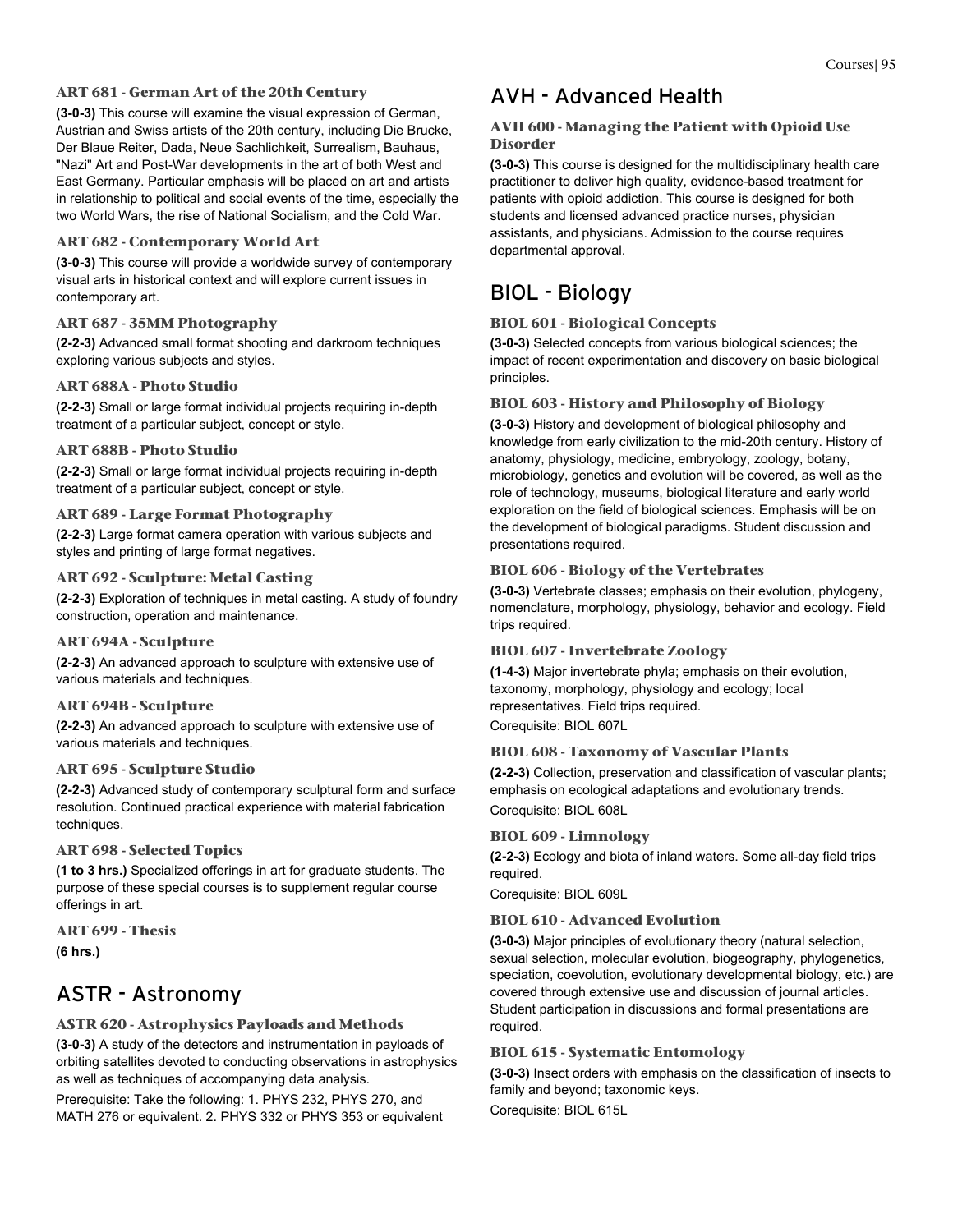### ART 681 - German Art of the 20th Century

**(3-0-3)** This course will examine the visual expression of German, Austrian and Swiss artists of the 20th century, including Die Brucke, Der Blaue Reiter, Dada, Neue Sachlichkeit, Surrealism, Bauhaus, "Nazi" Art and Post-War developments in the art of both West and East Germany. Particular emphasis will be placed on art and artists in relationship to political and social events of the time, especially the two World Wars, the rise of National Socialism, and the Cold War.

### ART 682 - Contemporary World Art

**(3-0-3)** This course will provide a worldwide survey of contemporary visual arts in historical context and will explore current issues in contemporary art.

### ART 687 - 35MM Photography

**(2-2-3)** Advanced small format shooting and darkroom techniques exploring various subjects and styles.

### ART 688A - Photo Studio

**(2-2-3)** Small or large format individual projects requiring in-depth treatment of a particular subject, concept or style.

### ART 688B - Photo Studio

**(2-2-3)** Small or large format individual projects requiring in-depth treatment of a particular subject, concept or style.

### ART 689 - Large Format Photography

**(2-2-3)** Large format camera operation with various subjects and styles and printing of large format negatives.

### ART 692 - Sculpture: Metal Casting

**(2-2-3)** Exploration of techniques in metal casting. A study of foundry construction, operation and maintenance.

### ART 694A - Sculpture

**(2-2-3)** An advanced approach to sculpture with extensive use of various materials and techniques.

### ART 694B - Sculpture

**(2-2-3)** An advanced approach to sculpture with extensive use of various materials and techniques.

### ART 695 - Sculpture Studio

**(2-2-3)** Advanced study of contemporary sculptural form and surface resolution. Continued practical experience with material fabrication techniques.

### ART 698 - Selected Topics

**(1 to 3 hrs.)** Specialized offerings in art for graduate students. The purpose of these special courses is to supplement regular course offerings in art.

### ART 699 - Thesis

**(6 hrs.)**

## ASTR - Astronomy

### ASTR 620 - Astrophysics Payloads and Methods

**(3-0-3)** A study of the detectors and instrumentation in payloads of orbiting satellites devoted to conducting observations in astrophysics as well as techniques of accompanying data analysis.

Prerequisite: Take the following: 1. PHYS 232, PHYS 270, and MATH 276 or equivalent. 2. PHYS 332 or PHYS 353 or equivalent

## AVH - Advanced Health

### AVH 600 - Managing the Patient with Opioid Use Disorder

**(3-0-3)** This course is designed for the multidisciplinary health care practitioner to deliver high quality, evidence-based treatment for patients with opioid addiction. This course is designed for both students and licensed advanced practice nurses, physician assistants, and physicians. Admission to the course requires departmental approval.

## BIOL - Biology

### BIOL 601 - Biological Concepts

**(3-0-3)** Selected concepts from various biological sciences; the impact of recent experimentation and discovery on basic biological principles.

### BIOL 603 - History and Philosophy of Biology

**(3-0-3)** History and development of biological philosophy and knowledge from early civilization to the mid-20th century. History of anatomy, physiology, medicine, embryology, zoology, botany, microbiology, genetics and evolution will be covered, as well as the role of technology, museums, biological literature and early world exploration on the field of biological sciences. Emphasis will be on the development of biological paradigms. Student discussion and presentations required.

### BIOL 606 - Biology of the Vertebrates

**(3-0-3)** Vertebrate classes; emphasis on their evolution, phylogeny, nomenclature, morphology, physiology, behavior and ecology. Field trips required.

### BIOL 607 - Invertebrate Zoology

**(1-4-3)** Major invertebrate phyla; emphasis on their evolution, taxonomy, morphology, physiology and ecology; local representatives. Field trips required.

Corequisite: BIOL 607L

### BIOL 608 - Taxonomy of Vascular Plants

**(2-2-3)** Collection, preservation and classification of vascular plants; emphasis on ecological adaptations and evolutionary trends.

Corequisite: BIOL 608L

### BIOL 609 - Limnology

**(2-2-3)** Ecology and biota of inland waters. Some all-day field trips required.

Corequisite: BIOL 609L

### BIOL 610 - Advanced Evolution

**(3-0-3)** Major principles of evolutionary theory (natural selection, sexual selection, molecular evolution, biogeography, phylogenetics, speciation, coevolution, evolutionary developmental biology, etc.) are covered through extensive use and discussion of journal articles. Student participation in discussions and formal presentations are required.

### BIOL 615 - Systematic Entomology

**(3-0-3)** Insect orders with emphasis on the classification of insects to family and beyond; taxonomic keys.

Corequisite: BIOL 615L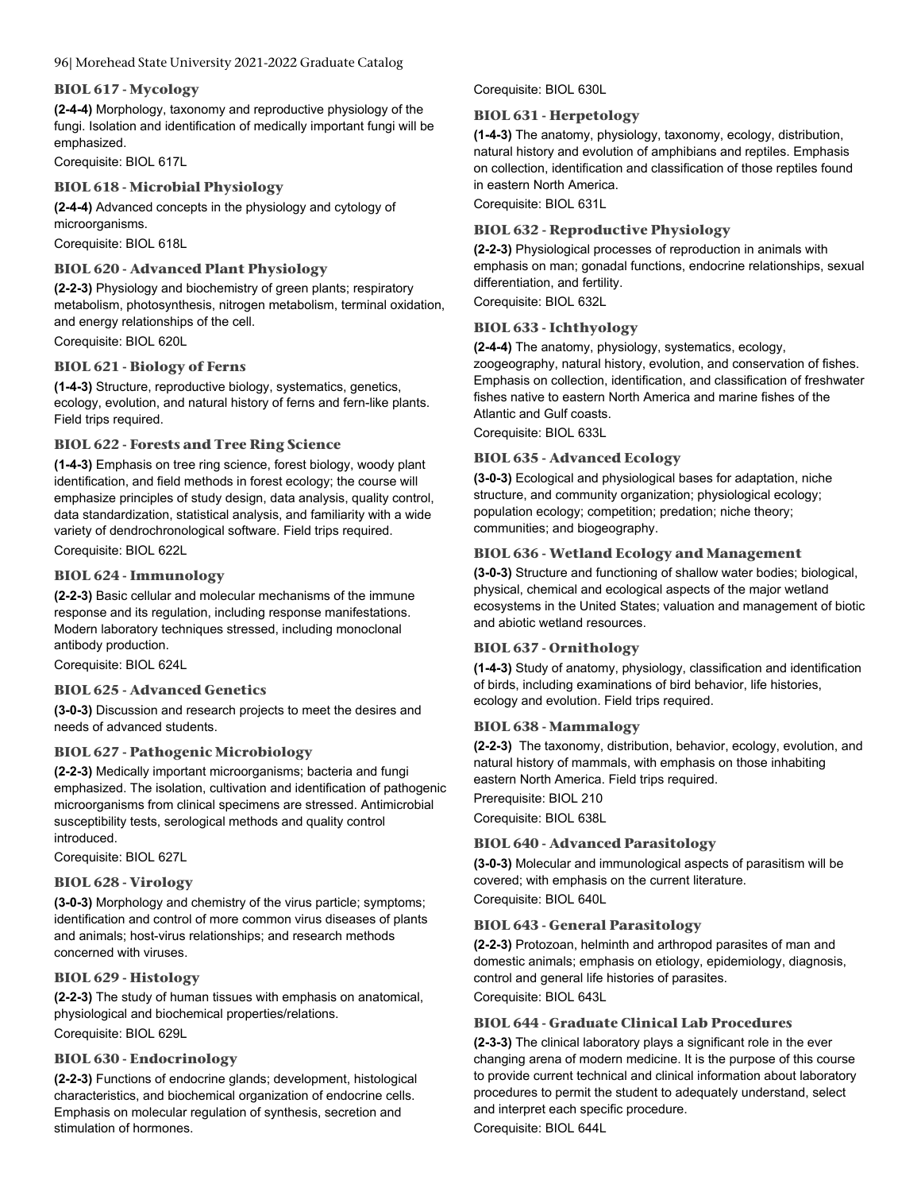### BIOL 617 - Mycology

**(2-4-4)** Morphology, taxonomy and reproductive physiology of the fungi. Isolation and identification of medically important fungi will be emphasized.

Corequisite: BIOL 617L

### BIOL 618 - Microbial Physiology

**(2-4-4)** Advanced concepts in the physiology and cytology of microorganisms.

Corequisite: BIOL 618L

### BIOL 620 - Advanced Plant Physiology

**(2-2-3)** Physiology and biochemistry of green plants; respiratory metabolism, photosynthesis, nitrogen metabolism, terminal oxidation, and energy relationships of the cell.

Corequisite: BIOL 620L

### BIOL 621 - Biology of Ferns

**(1-4-3)** Structure, reproductive biology, systematics, genetics, ecology, evolution, and natural history of ferns and fern-like plants. Field trips required.

### BIOL 622 - Forests and Tree Ring Science

**(1-4-3)** Emphasis on tree ring science, forest biology, woody plant identification, and field methods in forest ecology; the course will emphasize principles of study design, data analysis, quality control, data standardization, statistical analysis, and familiarity with a wide variety of dendrochronological software. Field trips required.

Corequisite: BIOL 622L

### BIOL 624 - Immunology

**(2-2-3)** Basic cellular and molecular mechanisms of the immune response and its regulation, including response manifestations. Modern laboratory techniques stressed, including monoclonal antibody production.

Corequisite: BIOL 624L

### BIOL 625 - Advanced Genetics

**(3-0-3)** Discussion and research projects to meet the desires and needs of advanced students.

### BIOL 627 - Pathogenic Microbiology

**(2-2-3)** Medically important microorganisms; bacteria and fungi emphasized. The isolation, cultivation and identification of pathogenic microorganisms from clinical specimens are stressed. Antimicrobial susceptibility tests, serological methods and quality control introduced.

Corequisite: BIOL 627L

### BIOL 628 - Virology

**(3-0-3)** Morphology and chemistry of the virus particle; symptoms; identification and control of more common virus diseases of plants and animals; host-virus relationships; and research methods concerned with viruses.

### BIOL 629 - Histology

**(2-2-3)** The study of human tissues with emphasis on anatomical, physiological and biochemical properties/relations.

Corequisite: BIOL 629L

### BIOL 630 - Endocrinology

**(2-2-3)** Functions of endocrine glands; development, histological characteristics, and biochemical organization of endocrine cells. Emphasis on molecular regulation of synthesis, secretion and stimulation of hormones.

Corequisite: BIOL 630L

### BIOL 631 - Herpetology

**(1-4-3)** The anatomy, physiology, taxonomy, ecology, distribution, natural history and evolution of amphibians and reptiles. Emphasis on collection, identification and classification of those reptiles found in eastern North America.

Corequisite: BIOL 631L

### BIOL 632 - Reproductive Physiology

**(2-2-3)** Physiological processes of reproduction in animals with emphasis on man; gonadal functions, endocrine relationships, sexual differentiation, and fertility.

Corequisite: BIOL 632L

### BIOL 633 - Ichthyology

**(2-4-4)** The anatomy, physiology, systematics, ecology, zoogeography, natural history, evolution, and conservation of fishes. Emphasis on collection, identification, and classification of freshwater fishes native to eastern North America and marine fishes of the Atlantic and Gulf coasts.

Corequisite: BIOL 633L

### BIOL 635 - Advanced Ecology

**(3-0-3)** Ecological and physiological bases for adaptation, niche structure, and community organization; physiological ecology; population ecology; competition; predation; niche theory; communities; and biogeography.

### BIOL 636 - Wetland Ecology and Management

**(3-0-3)** Structure and functioning of shallow water bodies; biological, physical, chemical and ecological aspects of the major wetland ecosystems in the United States; valuation and management of biotic and abiotic wetland resources.

### BIOL 637 - Ornithology

**(1-4-3)** Study of anatomy, physiology, classification and identification of birds, including examinations of bird behavior, life histories, ecology and evolution. Field trips required.

### BIOL 638 - Mammalogy

**(2-2-3)** The taxonomy, distribution, behavior, ecology, evolution, and natural history of mammals, with emphasis on those inhabiting eastern North America. Field trips required.

Prerequisite: BIOL 210

Corequisite: BIOL 638L

### BIOL 640 - Advanced Parasitology

**(3-0-3)** Molecular and immunological aspects of parasitism will be covered; with emphasis on the current literature.

Corequisite: BIOL 640L

### BIOL 643 - General Parasitology

**(2-2-3)** Protozoan, helminth and arthropod parasites of man and domestic animals; emphasis on etiology, epidemiology, diagnosis, control and general life histories of parasites.

Corequisite: BIOL 643L

### BIOL 644 - Graduate Clinical Lab Procedures

**(2-3-3)** The clinical laboratory plays a significant role in the ever changing arena of modern medicine. It is the purpose of this course to provide current technical and clinical information about laboratory procedures to permit the student to adequately understand, select and interpret each specific procedure.

Corequisite: BIOL 644L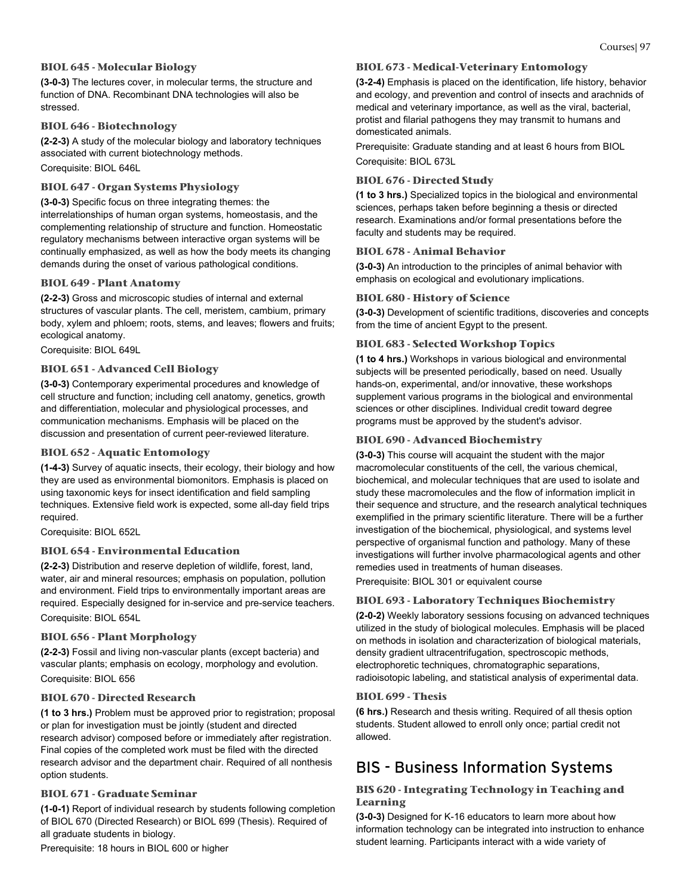### BIOL 645 - Molecular Biology

**(3-0-3)** The lectures cover, in molecular terms, the structure and function of DNA. Recombinant DNA technologies will also be stressed.

### BIOL 646 - Biotechnology

**(2-2-3)** A study of the molecular biology and laboratory techniques associated with current biotechnology methods.

Corequisite: BIOL 646L

### BIOL 647 - Organ Systems Physiology

**(3-0-3)** Specific focus on three integrating themes: the interrelationships of human organ systems, homeostasis, and the complementing relationship of structure and function. Homeostatic regulatory mechanisms between interactive organ systems will be continually emphasized, as well as how the body meets its changing demands during the onset of various pathological conditions.

### BIOL 649 - Plant Anatomy

**(2-2-3)** Gross and microscopic studies of internal and external structures of vascular plants. The cell, meristem, cambium, primary body, xylem and phloem; roots, stems, and leaves; flowers and fruits; ecological anatomy.

Corequisite: BIOL 649L

### BIOL 651 - Advanced Cell Biology

**(3-0-3)** Contemporary experimental procedures and knowledge of cell structure and function; including cell anatomy, genetics, growth and differentiation, molecular and physiological processes, and communication mechanisms. Emphasis will be placed on the discussion and presentation of current peer-reviewed literature.

### BIOL 652 - Aquatic Entomology

**(1-4-3)** Survey of aquatic insects, their ecology, their biology and how they are used as environmental biomonitors. Emphasis is placed on using taxonomic keys for insect identification and field sampling techniques. Extensive field work is expected, some all-day field trips required.

Corequisite: BIOL 652L

### BIOL 654 - Environmental Education

**(2-2-3)** Distribution and reserve depletion of wildlife, forest, land, water, air and mineral resources; emphasis on population, pollution and environment. Field trips to environmentally important areas are required. Especially designed for in-service and pre-service teachers.

Corequisite: BIOL 654L

### BIOL 656 - Plant Morphology

**(2-2-3)** Fossil and living non-vascular plants (except bacteria) and vascular plants; emphasis on ecology, morphology and evolution.

Corequisite: BIOL 656

### BIOL 670 - Directed Research

**(1 to 3 hrs.)** Problem must be approved prior to registration; proposal or plan for investigation must be jointly (student and directed research advisor) composed before or immediately after registration. Final copies of the completed work must be filed with the directed research advisor and the department chair. Required of all nonthesis option students.

### BIOL 671 - Graduate Seminar

**(1-0-1)** Report of individual research by students following completion of BIOL 670 (Directed Research) or BIOL 699 (Thesis). Required of all graduate students in biology.

Prerequisite: 18 hours in BIOL 600 or higher

### BIOL 673 - Medical-Veterinary Entomology

**(3-2-4)** Emphasis is placed on the identification, life history, behavior and ecology, and prevention and control of insects and arachnids of medical and veterinary importance, as well as the viral, bacterial, protist and filarial pathogens they may transmit to humans and domesticated animals.

Prerequisite: Graduate standing and at least 6 hours from BIOL

Corequisite: BIOL 673L

### BIOL 676 - Directed Study

**(1 to 3 hrs.)** Specialized topics in the biological and environmental sciences, perhaps taken before beginning a thesis or directed research. Examinations and/or formal presentations before the faculty and students may be required.

### BIOL 678 - Animal Behavior

**(3-0-3)** An introduction to the principles of animal behavior with emphasis on ecological and evolutionary implications.

### BIOL 680 - History of Science

**(3-0-3)** Development of scientific traditions, discoveries and concepts from the time of ancient Egypt to the present.

### BIOL 683 - Selected Workshop Topics

**(1 to 4 hrs.)** Workshops in various biological and environmental subjects will be presented periodically, based on need. Usually hands-on, experimental, and/or innovative, these workshops supplement various programs in the biological and environmental sciences or other disciplines. Individual credit toward degree programs must be approved by the student's advisor.

### BIOL 690 - Advanced Biochemistry

**(3-0-3)** This course will acquaint the student with the major macromolecular constituents of the cell, the various chemical, biochemical, and molecular techniques that are used to isolate and study these macromolecules and the flow of information implicit in their sequence and structure, and the research analytical techniques exemplified in the primary scientific literature. There will be a further investigation of the biochemical, physiological, and systems level perspective of organismal function and pathology. Many of these investigations will further involve pharmacological agents and other remedies used in treatments of human diseases.

Prerequisite: BIOL 301 or equivalent course

### BIOL 693 - Laboratory Techniques Biochemistry

**(2-0-2)** Weekly laboratory sessions focusing on advanced techniques utilized in the study of biological molecules. Emphasis will be placed on methods in isolation and characterization of biological materials, density gradient ultracentrifugation, spectroscopic methods, electrophoretic techniques, chromatographic separations, radioisotopic labeling, and statistical analysis of experimental data.

### BIOL 699 - Thesis

**(6 hrs.)** Research and thesis writing. Required of all thesis option students. Student allowed to enroll only once; partial credit not allowed.

## BIS - Business Information Systems

### BIS 620 - Integrating Technology in Teaching and Learning

**(3-0-3)** Designed for K-16 educators to learn more about how information technology can be integrated into instruction to enhance student learning. Participants interact with a wide variety of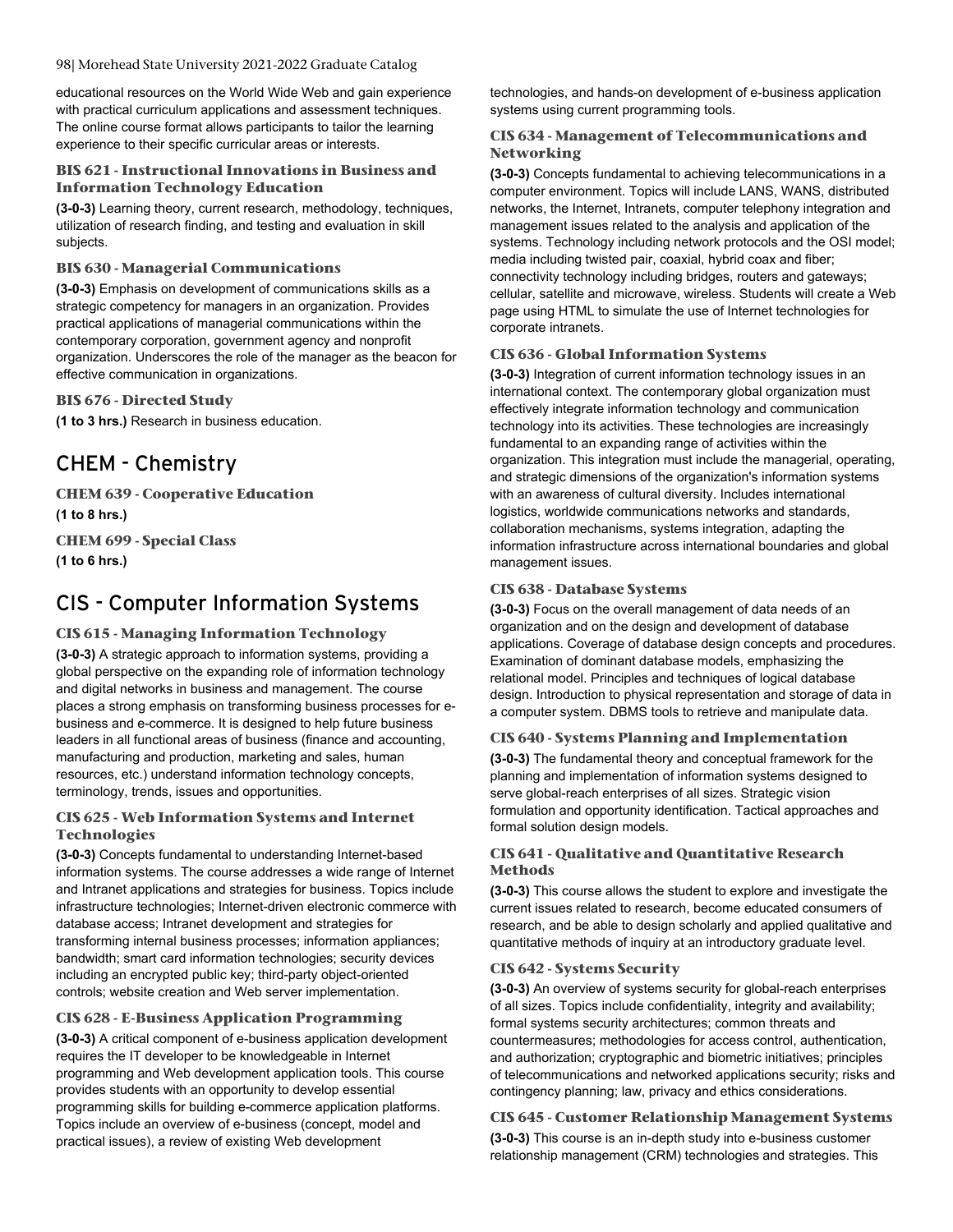educational resources on the World Wide Web and gain experience with practical curriculum applications and assessment techniques. The online course format allows participants to tailor the learning experience to their specific curricular areas or interests.

### BIS 621 - Instructional Innovations in Business and Information Technology Education

**(3-0-3)** Learning theory, current research, methodology, techniques, utilization of research finding, and testing and evaluation in skill subjects.

### BIS 630 - Managerial Communications

**(3-0-3)** Emphasis on development of communications skills as a strategic competency for managers in an organization. Provides practical applications of managerial communications within the contemporary corporation, government agency and nonprofit organization. Underscores the role of the manager as the beacon for effective communication in organizations.

### BIS 676 - Directed Study

**(1 to 3 hrs.)** Research in business education.

## CHEM - Chemistry

### CHEM 639 - Cooperative Education

**(1 to 8 hrs.)**

### CHEM 699 - Special Class

**(1 to 6 hrs.)**

## CIS - Computer Information Systems

### CIS 615 - Managing Information Technology

**(3-0-3)** A strategic approach to information systems, providing a global perspective on the expanding role of information technology and digital networks in business and management. The course places a strong emphasis on transforming business processes for e-business and e-commerce. It is designed to help future business leaders in all functional areas of business (finance and accounting, manufacturing and production, marketing and sales, human resources, etc.) understand information technology concepts, terminology, trends, issues and opportunities.

### CIS 625 - Web Information Systems and Internet Technologies

**(3-0-3)** Concepts fundamental to understanding Internet-based information systems. The course addresses a wide range of Internet and Intranet applications and strategies for business. Topics include infrastructure technologies; Internet-driven electronic commerce with database access; Intranet development and strategies for transforming internal business processes; information appliances; bandwidth; smart card information technologies; security devices including an encrypted public key; third-party object-oriented controls; website creation and Web server implementation.

### CIS 628 - E-Business Application Programming

**(3-0-3)** A critical component of e-business application development requires the IT developer to be knowledgeable in Internet programming and Web development application tools. This course provides students with an opportunity to develop essential programming skills for building e-commerce application platforms. Topics include an overview of e-business (concept, model and practical issues), a review of existing Web development technologies, and hands-on development of e-business application systems using current programming tools.

### CIS 634 - Management of Telecommunications and Networking

**(3-0-3)** Concepts fundamental to achieving telecommunications in a computer environment. Topics will include LANS, WANS, distributed networks, the Internet, Intranets, computer telephony integration and management issues related to the analysis and application of the systems. Technology including network protocols and the OSI model; media including twisted pair, coaxial, hybrid coax and fiber; connectivity technology including bridges, routers and gateways; cellular, satellite and microwave, wireless. Students will create a Web page using HTML to simulate the use of Internet technologies for corporate intranets.

### CIS 636 - Global Information Systems

**(3-0-3)** Integration of current information technology issues in an international context. The contemporary global organization must effectively integrate information technology and communication technology into its activities. These technologies are increasingly fundamental to an expanding range of activities within the organization. This integration must include the managerial, operating, and strategic dimensions of the organization's information systems with an awareness of cultural diversity. Includes international logistics, worldwide communications networks and standards, collaboration mechanisms, systems integration, adapting the information infrastructure across international boundaries and global management issues.

### CIS 638 - Database Systems

**(3-0-3)** Focus on the overall management of data needs of an organization and on the design and development of database applications. Coverage of database design concepts and procedures. Examination of dominant database models, emphasizing the relational model. Principles and techniques of logical database design. Introduction to physical representation and storage of data in a computer system. DBMS tools to retrieve and manipulate data.

### CIS 640 - Systems Planning and Implementation

**(3-0-3)** The fundamental theory and conceptual framework for the planning and implementation of information systems designed to serve global-reach enterprises of all sizes. Strategic vision formulation and opportunity identification. Tactical approaches and formal solution design models.

### CIS 641 - Qualitative and Quantitative Research Methods

**(3-0-3)** This course allows the student to explore and investigate the current issues related to research, become educated consumers of research, and be able to design scholarly and applied qualitative and quantitative methods of inquiry at an introductory graduate level.

### CIS 642 - Systems Security

**(3-0-3)** An overview of systems security for global-reach enterprises of all sizes. Topics include confidentiality, integrity and availability; formal systems security architectures; common threats and countermeasures; methodologies for access control, authentication, and authorization; cryptographic and biometric initiatives; principles of telecommunications and networked applications security; risks and contingency planning; law, privacy and ethics considerations.

### CIS 645 - Customer Relationship Management Systems

**(3-0-3)** This course is an in-depth study into e-business customer relationship management (CRM) technologies and strategies. This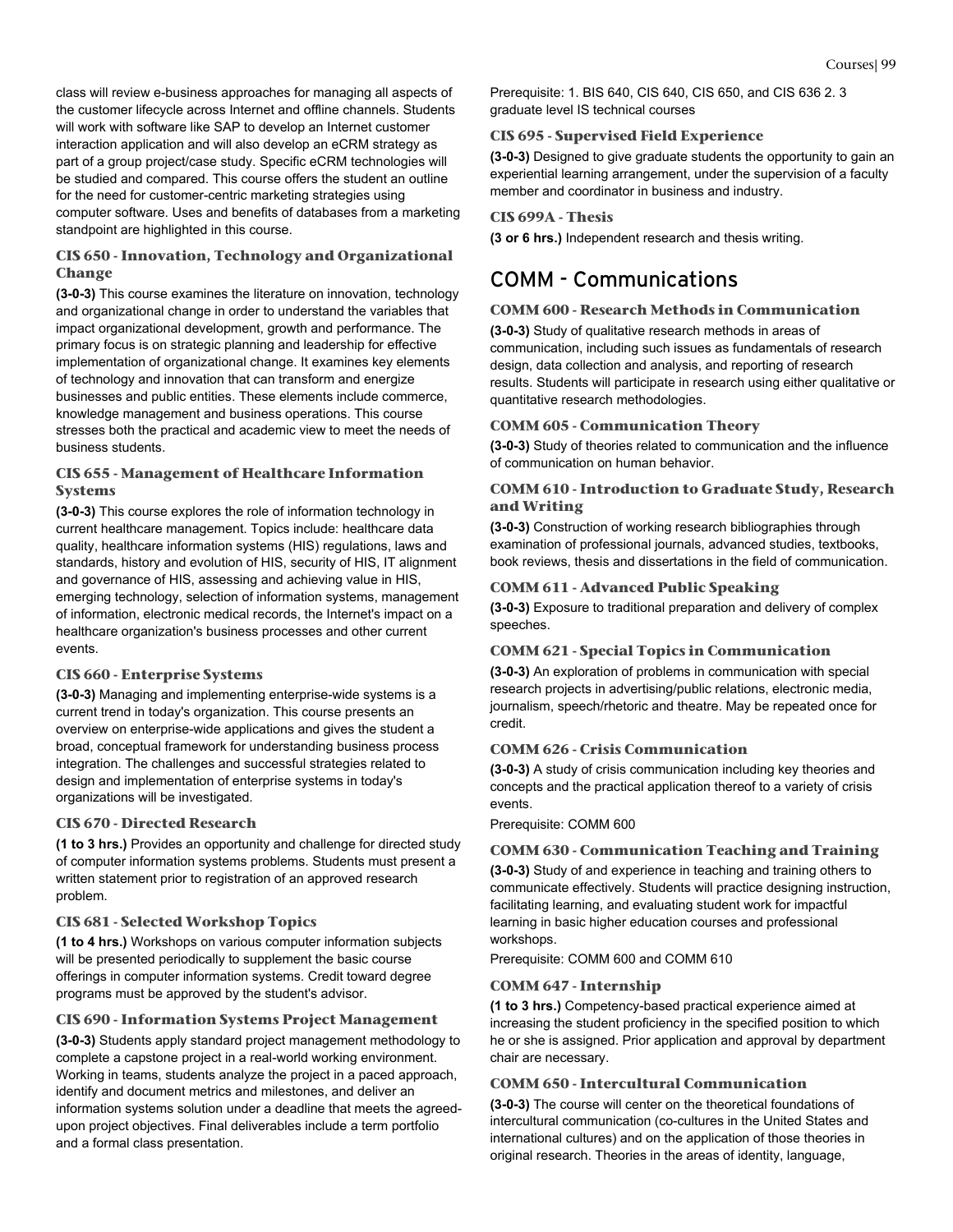class will review e-business approaches for managing all aspects of the customer lifecycle across Internet and offline channels. Students will work with software like SAP to develop an Internet customer interaction application and will also develop an eCRM strategy as part of a group project/case study. Specific eCRM technologies will be studied and compared. This course offers the student an outline for the need for customer-centric marketing strategies using computer software. Uses and benefits of databases from a marketing standpoint are highlighted in this course.

### CIS 650 - Innovation, Technology and Organizational Change

**(3-0-3)** This course examines the literature on innovation, technology and organizational change in order to understand the variables that impact organizational development, growth and performance. The primary focus is on strategic planning and leadership for effective implementation of organizational change. It examines key elements of technology and innovation that can transform and energize businesses and public entities. These elements include commerce, knowledge management and business operations. This course stresses both the practical and academic view to meet the needs of business students.

### CIS 655 - Management of Healthcare Information Systems

**(3-0-3)** This course explores the role of information technology in current healthcare management. Topics include: healthcare data quality, healthcare information systems (HIS) regulations, laws and standards, history and evolution of HIS, security of HIS, IT alignment and governance of HIS, assessing and achieving value in HIS, emerging technology, selection of information systems, management of information, electronic medical records, the Internet's impact on a healthcare organization's business processes and other current events.

### CIS 660 - Enterprise Systems

**(3-0-3)** Managing and implementing enterprise-wide systems is a current trend in today's organization. This course presents an overview on enterprise-wide applications and gives the student a broad, conceptual framework for understanding business process integration. The challenges and successful strategies related to design and implementation of enterprise systems in today's organizations will be investigated.

### CIS 670 - Directed Research

**(1 to 3 hrs.)** Provides an opportunity and challenge for directed study of computer information systems problems. Students must present a written statement prior to registration of an approved research problem.

### CIS 681 - Selected Workshop Topics

**(1 to 4 hrs.)** Workshops on various computer information subjects will be presented periodically to supplement the basic course offerings in computer information systems. Credit toward degree programs must be approved by the student's advisor.

### CIS 690 - Information Systems Project Management

**(3-0-3)** Students apply standard project management methodology to complete a capstone project in a real-world working environment. Working in teams, students analyze the project in a paced approach, identify and document metrics and milestones, and deliver an information systems solution under a deadline that meets the agreed-upon project objectives. Final deliverables include a term portfolio and a formal class presentation.

Prerequisite: 1. BIS 640, CIS 640, CIS 650, and CIS 636 2. 3 graduate level IS technical courses

### CIS 695 - Supervised Field Experience

**(3-0-3)** Designed to give graduate students the opportunity to gain an experiential learning arrangement, under the supervision of a faculty member and coordinator in business and industry.

### CIS 699A - Thesis

**(3 or 6 hrs.)** Independent research and thesis writing.

## COMM - Communications

### COMM 600 - Research Methods in Communication

**(3-0-3)** Study of qualitative research methods in areas of communication, including such issues as fundamentals of research design, data collection and analysis, and reporting of research results. Students will participate in research using either qualitative or quantitative research methodologies.

### COMM 605 - Communication Theory

**(3-0-3)** Study of theories related to communication and the influence of communication on human behavior.

### COMM 610 - Introduction to Graduate Study, Research and Writing

**(3-0-3)** Construction of working research bibliographies through examination of professional journals, advanced studies, textbooks, book reviews, thesis and dissertations in the field of communication.

### COMM 611 - Advanced Public Speaking

**(3-0-3)** Exposure to traditional preparation and delivery of complex speeches.

### COMM 621 - Special Topics in Communication

**(3-0-3)** An exploration of problems in communication with special research projects in advertising/public relations, electronic media, journalism, speech/rhetoric and theatre. May be repeated once for credit.

### COMM 626 - Crisis Communication

**(3-0-3)** A study of crisis communication including key theories and concepts and the practical application thereof to a variety of crisis events.

Prerequisite: COMM 600

### COMM 630 - Communication Teaching and Training

**(3-0-3)** Study of and experience in teaching and training others to communicate effectively. Students will practice designing instruction, facilitating learning, and evaluating student work for impactful learning in basic higher education courses and professional workshops.

Prerequisite: COMM 600 and COMM 610

### COMM 647 - Internship

**(1 to 3 hrs.)** Competency-based practical experience aimed at increasing the student proficiency in the specified position to which he or she is assigned. Prior application and approval by department chair are necessary.

### COMM 650 - Intercultural Communication

**(3-0-3)** The course will center on the theoretical foundations of intercultural communication (co-cultures in the United States and international cultures) and on the application of those theories in original research. Theories in the areas of identity, language,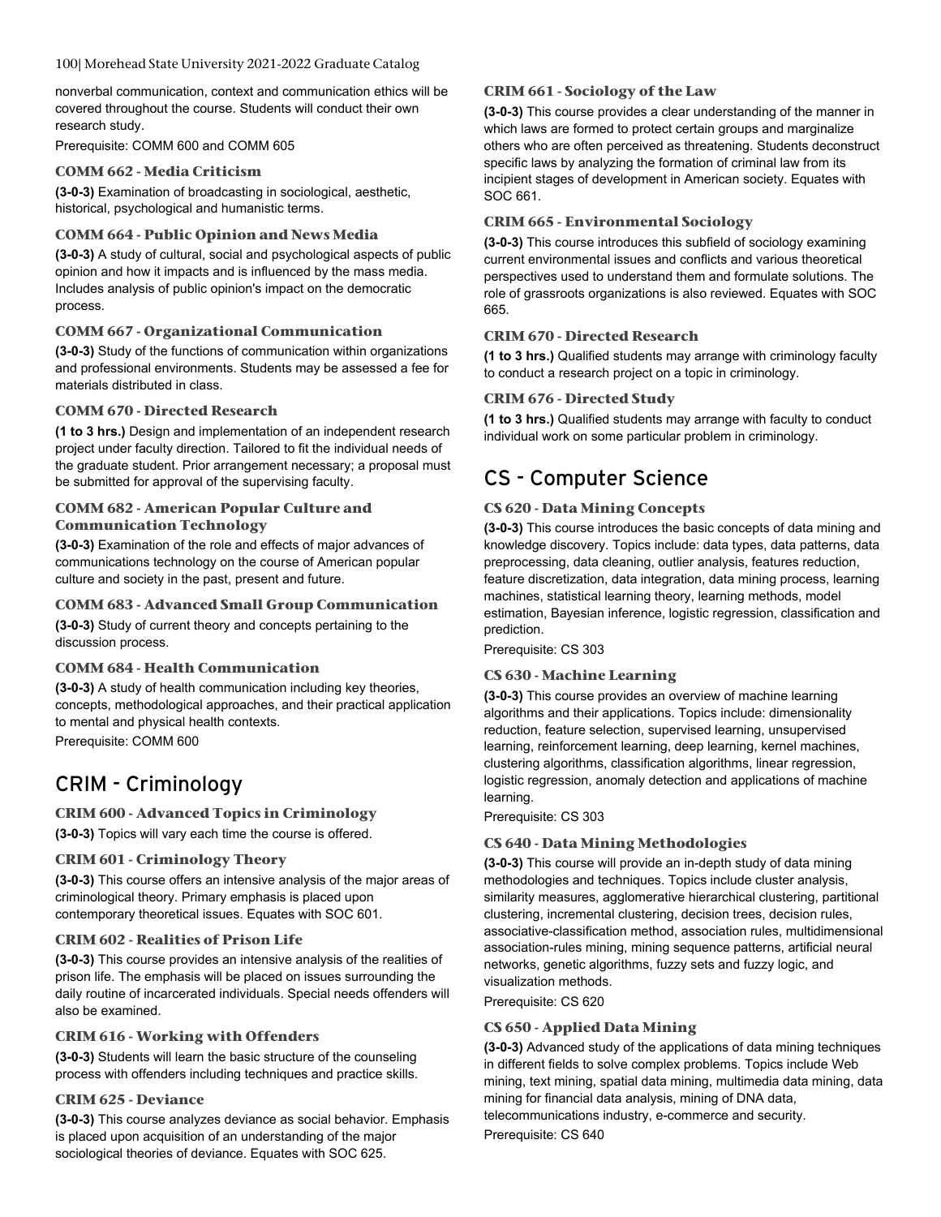nonverbal communication, context and communication ethics will be covered throughout the course. Students will conduct their own research study.

Prerequisite: COMM 600 and COMM 605

### COMM 662 - Media Criticism

**(3-0-3)** Examination of broadcasting in sociological, aesthetic, historical, psychological and humanistic terms.

### COMM 664 - Public Opinion and News Media

**(3-0-3)** A study of cultural, social and psychological aspects of public opinion and how it impacts and is influenced by the mass media. Includes analysis of public opinion's impact on the democratic process.

### COMM 667 - Organizational Communication

**(3-0-3)** Study of the functions of communication within organizations and professional environments. Students may be assessed a fee for materials distributed in class.

### COMM 670 - Directed Research

**(1 to 3 hrs.)** Design and implementation of an independent research project under faculty direction. Tailored to fit the individual needs of the graduate student. Prior arrangement necessary; a proposal must be submitted for approval of the supervising faculty.

### COMM 682 - American Popular Culture and Communication Technology

**(3-0-3)** Examination of the role and effects of major advances of communications technology on the course of American popular culture and society in the past, present and future.

### COMM 683 - Advanced Small Group Communication

**(3-0-3)** Study of current theory and concepts pertaining to the discussion process.

### COMM 684 - Health Communication

**(3-0-3)** A study of health communication including key theories, concepts, methodological approaches, and their practical application to mental and physical health contexts.

Prerequisite: COMM 600

## CRIM - Criminology

### CRIM 600 - Advanced Topics in Criminology

**(3-0-3)** Topics will vary each time the course is offered.

### CRIM 601 - Criminology Theory

**(3-0-3)** This course offers an intensive analysis of the major areas of criminological theory. Primary emphasis is placed upon contemporary theoretical issues. Equates with SOC 601.

### CRIM 602 - Realities of Prison Life

**(3-0-3)** This course provides an intensive analysis of the realities of prison life. The emphasis will be placed on issues surrounding the daily routine of incarcerated individuals. Special needs offenders will also be examined.

### CRIM 616 - Working with Offenders

**(3-0-3)** Students will learn the basic structure of the counseling process with offenders including techniques and practice skills.

### CRIM 625 - Deviance

**(3-0-3)** This course analyzes deviance as social behavior. Emphasis is placed upon acquisition of an understanding of the major sociological theories of deviance. Equates with SOC 625.

### CRIM 661 - Sociology of the Law

**(3-0-3)** This course provides a clear understanding of the manner in which laws are formed to protect certain groups and marginalize others who are often perceived as threatening. Students deconstruct specific laws by analyzing the formation of criminal law from its incipient stages of development in American society. Equates with SOC 661.

### CRIM 665 - Environmental Sociology

**(3-0-3)** This course introduces this subfield of sociology examining current environmental issues and conflicts and various theoretical perspectives used to understand them and formulate solutions. The role of grassroots organizations is also reviewed. Equates with SOC 665.

### CRIM 670 - Directed Research

**(1 to 3 hrs.)** Qualified students may arrange with criminology faculty to conduct a research project on a topic in criminology.

### CRIM 676 - Directed Study

**(1 to 3 hrs.)** Qualified students may arrange with faculty to conduct individual work on some particular problem in criminology.

## CS - Computer Science

### CS 620 - Data Mining Concepts

**(3-0-3)** This course introduces the basic concepts of data mining and knowledge discovery. Topics include: data types, data patterns, data preprocessing, data cleaning, outlier analysis, features reduction, feature discretization, data integration, data mining process, learning machines, statistical learning theory, learning methods, model estimation, Bayesian inference, logistic regression, classification and prediction.

Prerequisite: CS 303

### CS 630 - Machine Learning

**(3-0-3)** This course provides an overview of machine learning algorithms and their applications. Topics include: dimensionality reduction, feature selection, supervised learning, unsupervised learning, reinforcement learning, deep learning, kernel machines, clustering algorithms, classification algorithms, linear regression, logistic regression, anomaly detection and applications of machine learning.

Prerequisite: CS 303

### CS 640 - Data Mining Methodologies

**(3-0-3)** This course will provide an in-depth study of data mining methodologies and techniques. Topics include cluster analysis, similarity measures, agglomerative hierarchical clustering, partitional clustering, incremental clustering, decision trees, decision rules, associative-classification method, association rules, multidimensional association-rules mining, mining sequence patterns, artificial neural networks, genetic algorithms, fuzzy sets and fuzzy logic, and visualization methods.

Prerequisite: CS 620

### CS 650 - Applied Data Mining

**(3-0-3)** Advanced study of the applications of data mining techniques in different fields to solve complex problems. Topics include Web mining, text mining, spatial data mining, multimedia data mining, data mining for financial data analysis, mining of DNA data, telecommunications industry, e-commerce and security.

Prerequisite: CS 640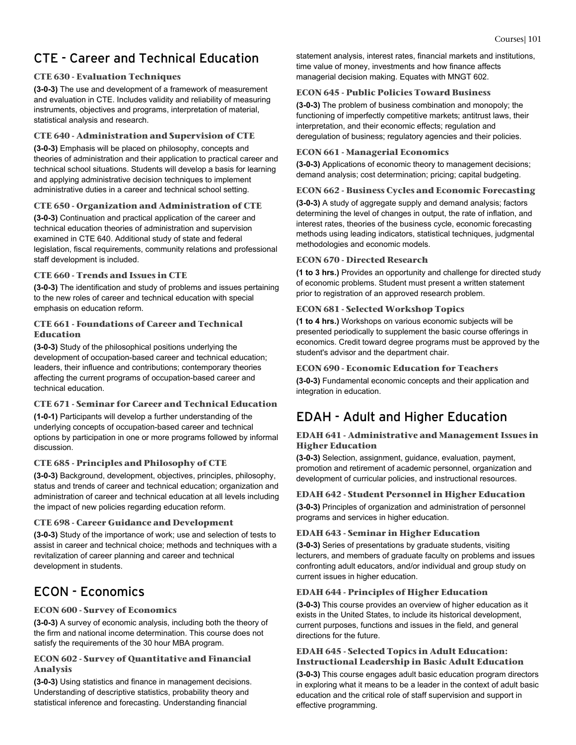## CTE - Career and Technical Education

### CTE 630 - Evaluation Techniques

**(3-0-3)** The use and development of a framework of measurement and evaluation in CTE. Includes validity and reliability of measuring instruments, objectives and programs, interpretation of material, statistical analysis and research.

### CTE 640 - Administration and Supervision of CTE

**(3-0-3)** Emphasis will be placed on philosophy, concepts and theories of administration and their application to practical career and technical school situations. Students will develop a basis for learning and applying administrative decision techniques to implement administrative duties in a career and technical school setting.

### CTE 650 - Organization and Administration of CTE

**(3-0-3)** Continuation and practical application of the career and technical education theories of administration and supervision examined in CTE 640. Additional study of state and federal legislation, fiscal requirements, community relations and professional staff development is included.

### CTE 660 - Trends and Issues in CTE

**(3-0-3)** The identification and study of problems and issues pertaining to the new roles of career and technical education with special emphasis on education reform.

### CTE 661 - Foundations of Career and Technical Education

**(3-0-3)** Study of the philosophical positions underlying the development of occupation-based career and technical education; leaders, their influence and contributions; contemporary theories affecting the current programs of occupation-based career and technical education.

### CTE 671 - Seminar for Career and Technical Education

**(1-0-1)** Participants will develop a further understanding of the underlying concepts of occupation-based career and technical options by participation in one or more programs followed by informal discussion.

### CTE 685 - Principles and Philosophy of CTE

**(3-0-3)** Background, development, objectives, principles, philosophy, status and trends of career and technical education; organization and administration of career and technical education at all levels including the impact of new policies regarding education reform.

### CTE 698 - Career Guidance and Development

**(3-0-3)** Study of the importance of work; use and selection of tests to assist in career and technical choice; methods and techniques with a revitalization of career planning and career and technical development in students.

## ECON - Economics

### ECON 600 - Survey of Economics

**(3-0-3)** A survey of economic analysis, including both the theory of the firm and national income determination. This course does not satisfy the requirements of the 30 hour MBA program.

### ECON 602 - Survey of Quantitative and Financial Analysis

**(3-0-3)** Using statistics and finance in management decisions. Understanding of descriptive statistics, probability theory and statistical inference and forecasting. Understanding financial statement analysis, interest rates, financial markets and institutions, time value of money, investments and how finance affects managerial decision making. Equates with MNGT 602.

### ECON 645 - Public Policies Toward Business

**(3-0-3)** The problem of business combination and monopoly; the functioning of imperfectly competitive markets; antitrust laws, their interpretation, and their economic effects; regulation and deregulation of business; regulatory agencies and their policies.

### ECON 661 - Managerial Economics

**(3-0-3)** Applications of economic theory to management decisions; demand analysis; cost determination; pricing; capital budgeting.

### ECON 662 - Business Cycles and Economic Forecasting

**(3-0-3)** A study of aggregate supply and demand analysis; factors determining the level of changes in output, the rate of inflation, and interest rates, theories of the business cycle, economic forecasting methods using leading indicators, statistical techniques, judgmental methodologies and economic models.

### ECON 670 - Directed Research

**(1 to 3 hrs.)** Provides an opportunity and challenge for directed study of economic problems. Student must present a written statement prior to registration of an approved research problem.

### ECON 681 - Selected Workshop Topics

**(1 to 4 hrs.)** Workshops on various economic subjects will be presented periodically to supplement the basic course offerings in economics. Credit toward degree programs must be approved by the student's advisor and the department chair.

### ECON 690 - Economic Education for Teachers

**(3-0-3)** Fundamental economic concepts and their application and integration in education.

## EDAH - Adult and Higher Education

### EDAH 641 - Administrative and Management Issues in Higher Education

**(3-0-3)** Selection, assignment, guidance, evaluation, payment, promotion and retirement of academic personnel, organization and development of curricular policies, and instructional resources.

### EDAH 642 - Student Personnel in Higher Education

**(3-0-3)** Principles of organization and administration of personnel programs and services in higher education.

### EDAH 643 - Seminar in Higher Education

**(3-0-3)** Series of presentations by graduate students, visiting lecturers, and members of graduate faculty on problems and issues confronting adult educators, and/or individual and group study on current issues in higher education.

### EDAH 644 - Principles of Higher Education

**(3-0-3)** This course provides an overview of higher education as it exists in the United States, to include its historical development, current purposes, functions and issues in the field, and general directions for the future.

### EDAH 645 - Selected Topics in Adult Education: Instructional Leadership in Basic Adult Education

**(3-0-3)** This course engages adult basic education program directors in exploring what it means to be a leader in the context of adult basic education and the critical role of staff supervision and support in effective programming.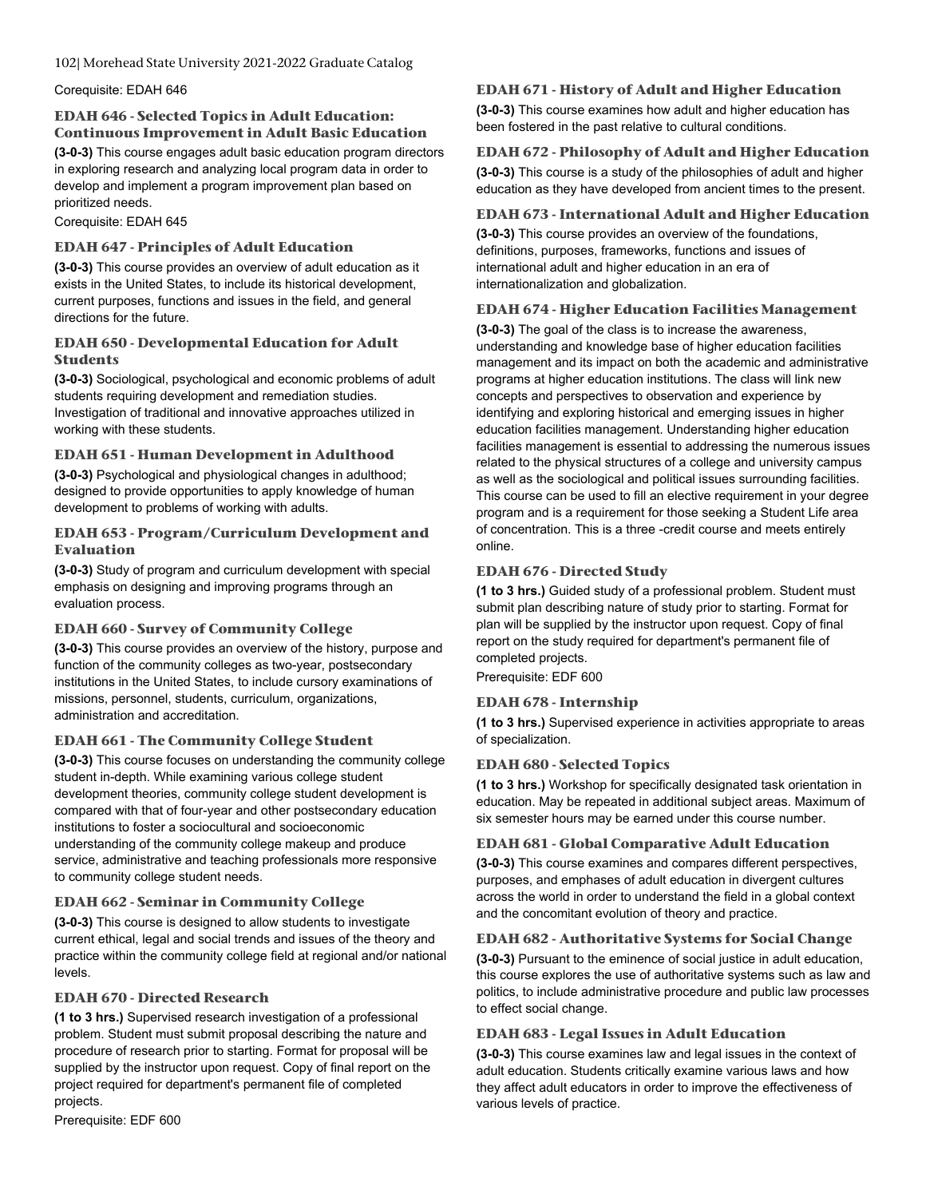Corequisite: EDAH 646

### EDAH 646 - Selected Topics in Adult Education: Continuous Improvement in Adult Basic Education

**(3-0-3)** This course engages adult basic education program directors in exploring research and analyzing local program data in order to develop and implement a program improvement plan based on prioritized needs.

Corequisite: EDAH 645

### EDAH 647 - Principles of Adult Education

**(3-0-3)** This course provides an overview of adult education as it exists in the United States, to include its historical development, current purposes, functions and issues in the field, and general directions for the future.

### EDAH 650 - Developmental Education for Adult Students

**(3-0-3)** Sociological, psychological and economic problems of adult students requiring development and remediation studies. Investigation of traditional and innovative approaches utilized in working with these students.

### EDAH 651 - Human Development in Adulthood

**(3-0-3)** Psychological and physiological changes in adulthood; designed to provide opportunities to apply knowledge of human development to problems of working with adults.

### EDAH 653 - Program/Curriculum Development and Evaluation

**(3-0-3)** Study of program and curriculum development with special emphasis on designing and improving programs through an evaluation process.

### EDAH 660 - Survey of Community College

**(3-0-3)** This course provides an overview of the history, purpose and function of the community colleges as two-year, postsecondary institutions in the United States, to include cursory examinations of missions, personnel, students, curriculum, organizations, administration and accreditation.

### EDAH 661 - The Community College Student

**(3-0-3)** This course focuses on understanding the community college student in-depth. While examining various college student development theories, community college student development is compared with that of four-year and other postsecondary education institutions to foster a sociocultural and socioeconomic understanding of the community college makeup and produce service, administrative and teaching professionals more responsive to community college student needs.

### EDAH 662 - Seminar in Community College

**(3-0-3)** This course is designed to allow students to investigate current ethical, legal and social trends and issues of the theory and practice within the community college field at regional and/or national levels.

### EDAH 670 - Directed Research

**(1 to 3 hrs.)** Supervised research investigation of a professional problem. Student must submit proposal describing the nature and procedure of research prior to starting. Format for proposal will be supplied by the instructor upon request. Copy of final report on the project required for department's permanent file of completed projects.

Prerequisite: EDF 600

### EDAH 671 - History of Adult and Higher Education

**(3-0-3)** This course examines how adult and higher education has been fostered in the past relative to cultural conditions.

### EDAH 672 - Philosophy of Adult and Higher Education

**(3-0-3)** This course is a study of the philosophies of adult and higher education as they have developed from ancient times to the present.

### EDAH 673 - International Adult and Higher Education

**(3-0-3)** This course provides an overview of the foundations, definitions, purposes, frameworks, functions and issues of international adult and higher education in an era of internationalization and globalization.

### EDAH 674 - Higher Education Facilities Management

**(3-0-3)** The goal of the class is to increase the awareness, understanding and knowledge base of higher education facilities management and its impact on both the academic and administrative programs at higher education institutions. The class will link new concepts and perspectives to observation and experience by identifying and exploring historical and emerging issues in higher education facilities management. Understanding higher education facilities management is essential to addressing the numerous issues related to the physical structures of a college and university campus as well as the sociological and political issues surrounding facilities. This course can be used to fill an elective requirement in your degree program and is a requirement for those seeking a Student Life area of concentration. This is a three -credit course and meets entirely online.

### EDAH 676 - Directed Study

**(1 to 3 hrs.)** Guided study of a professional problem. Student must submit plan describing nature of study prior to starting. Format for plan will be supplied by the instructor upon request. Copy of final report on the study required for department's permanent file of completed projects.

Prerequisite: EDF 600

### EDAH 678 - Internship

**(1 to 3 hrs.)** Supervised experience in activities appropriate to areas of specialization.

### EDAH 680 - Selected Topics

**(1 to 3 hrs.)** Workshop for specifically designated task orientation in education. May be repeated in additional subject areas. Maximum of six semester hours may be earned under this course number.

### EDAH 681 - Global Comparative Adult Education

**(3-0-3)** This course examines and compares different perspectives, purposes, and emphases of adult education in divergent cultures across the world in order to understand the field in a global context and the concomitant evolution of theory and practice.

### EDAH 682 - Authoritative Systems for Social Change

**(3-0-3)** Pursuant to the eminence of social justice in adult education, this course explores the use of authoritative systems such as law and politics, to include administrative procedure and public law processes to effect social change.

### EDAH 683 - Legal Issues in Adult Education

**(3-0-3)** This course examines law and legal issues in the context of adult education. Students critically examine various laws and how they affect adult educators in order to improve the effectiveness of various levels of practice.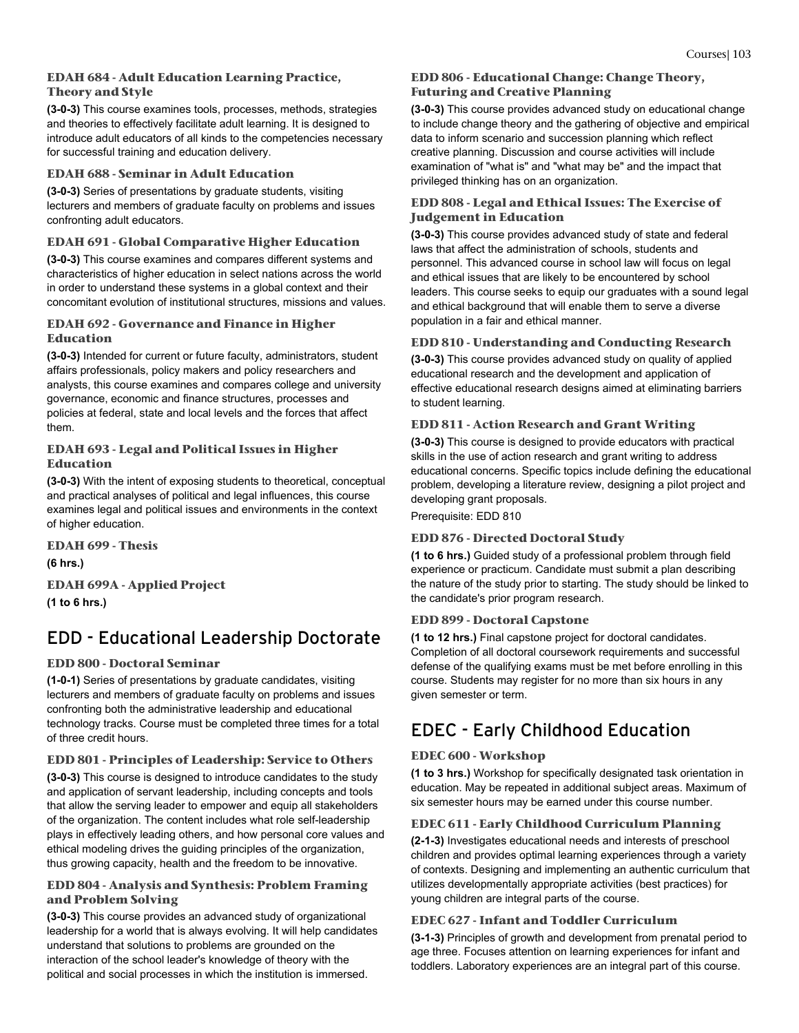### EDAH 684 - Adult Education Learning Practice, Theory and Style

**(3-0-3)** This course examines tools, processes, methods, strategies and theories to effectively facilitate adult learning. It is designed to introduce adult educators of all kinds to the competencies necessary for successful training and education delivery.

### EDAH 688 - Seminar in Adult Education

**(3-0-3)** Series of presentations by graduate students, visiting lecturers and members of graduate faculty on problems and issues confronting adult educators.

### EDAH 691 - Global Comparative Higher Education

**(3-0-3)** This course examines and compares different systems and characteristics of higher education in select nations across the world in order to understand these systems in a global context and their concomitant evolution of institutional structures, missions and values.

### EDAH 692 - Governance and Finance in Higher Education

**(3-0-3)** Intended for current or future faculty, administrators, student affairs professionals, policy makers and policy researchers and analysts, this course examines and compares college and university governance, economic and finance structures, processes and policies at federal, state and local levels and the forces that affect them.

### EDAH 693 - Legal and Political Issues in Higher Education

**(3-0-3)** With the intent of exposing students to theoretical, conceptual and practical analyses of political and legal influences, this course examines legal and political issues and environments in the context of higher education.

### EDAH 699 - Thesis

**(6 hrs.)**

### EDAH 699A - Applied Project

**(1 to 6 hrs.)**

## EDD - Educational Leadership Doctorate

### EDD 800 - Doctoral Seminar

**(1-0-1)** Series of presentations by graduate candidates, visiting lecturers and members of graduate faculty on problems and issues confronting both the administrative leadership and educational technology tracks. Course must be completed three times for a total of three credit hours.

### EDD 801 - Principles of Leadership: Service to Others

**(3-0-3)** This course is designed to introduce candidates to the study and application of servant leadership, including concepts and tools that allow the serving leader to empower and equip all stakeholders of the organization. The content includes what role self-leadership plays in effectively leading others, and how personal core values and ethical modeling drives the guiding principles of the organization, thus growing capacity, health and the freedom to be innovative.

### EDD 804 - Analysis and Synthesis: Problem Framing and Problem Solving

**(3-0-3)** This course provides an advanced study of organizational leadership for a world that is always evolving. It will help candidates understand that solutions to problems are grounded on the interaction of the school leader's knowledge of theory with the political and social processes in which the institution is immersed.

### EDD 806 - Educational Change: Change Theory, Futuring and Creative Planning

**(3-0-3)** This course provides advanced study on educational change to include change theory and the gathering of objective and empirical data to inform scenario and succession planning which reflect creative planning. Discussion and course activities will include examination of "what is" and "what may be" and the impact that privileged thinking has on an organization.

### EDD 808 - Legal and Ethical Issues: The Exercise of Judgement in Education

**(3-0-3)** This course provides advanced study of state and federal laws that affect the administration of schools, students and personnel. This advanced course in school law will focus on legal and ethical issues that are likely to be encountered by school leaders. This course seeks to equip our graduates with a sound legal and ethical background that will enable them to serve a diverse population in a fair and ethical manner.

### EDD 810 - Understanding and Conducting Research

**(3-0-3)** This course provides advanced study on quality of applied educational research and the development and application of effective educational research designs aimed at eliminating barriers to student learning.

### EDD 811 - Action Research and Grant Writing

**(3-0-3)** This course is designed to provide educators with practical skills in the use of action research and grant writing to address educational concerns. Specific topics include defining the educational problem, developing a literature review, designing a pilot project and developing grant proposals.

Prerequisite: EDD 810

### EDD 876 - Directed Doctoral Study

**(1 to 6 hrs.)** Guided study of a professional problem through field experience or practicum. Candidate must submit a plan describing the nature of the study prior to starting. The study should be linked to the candidate's prior program research.

### EDD 899 - Doctoral Capstone

**(1 to 12 hrs.)** Final capstone project for doctoral candidates. Completion of all doctoral coursework requirements and successful defense of the qualifying exams must be met before enrolling in this course. Students may register for no more than six hours in any given semester or term.

## EDEC - Early Childhood Education

### EDEC 600 - Workshop

**(1 to 3 hrs.)** Workshop for specifically designated task orientation in education. May be repeated in additional subject areas. Maximum of six semester hours may be earned under this course number.

### EDEC 611 - Early Childhood Curriculum Planning

**(2-1-3)** Investigates educational needs and interests of preschool children and provides optimal learning experiences through a variety of contexts. Designing and implementing an authentic curriculum that utilizes developmentally appropriate activities (best practices) for young children are integral parts of the course.

### EDEC 627 - Infant and Toddler Curriculum

**(3-1-3)** Principles of growth and development from prenatal period to age three. Focuses attention on learning experiences for infant and toddlers. Laboratory experiences are an integral part of this course.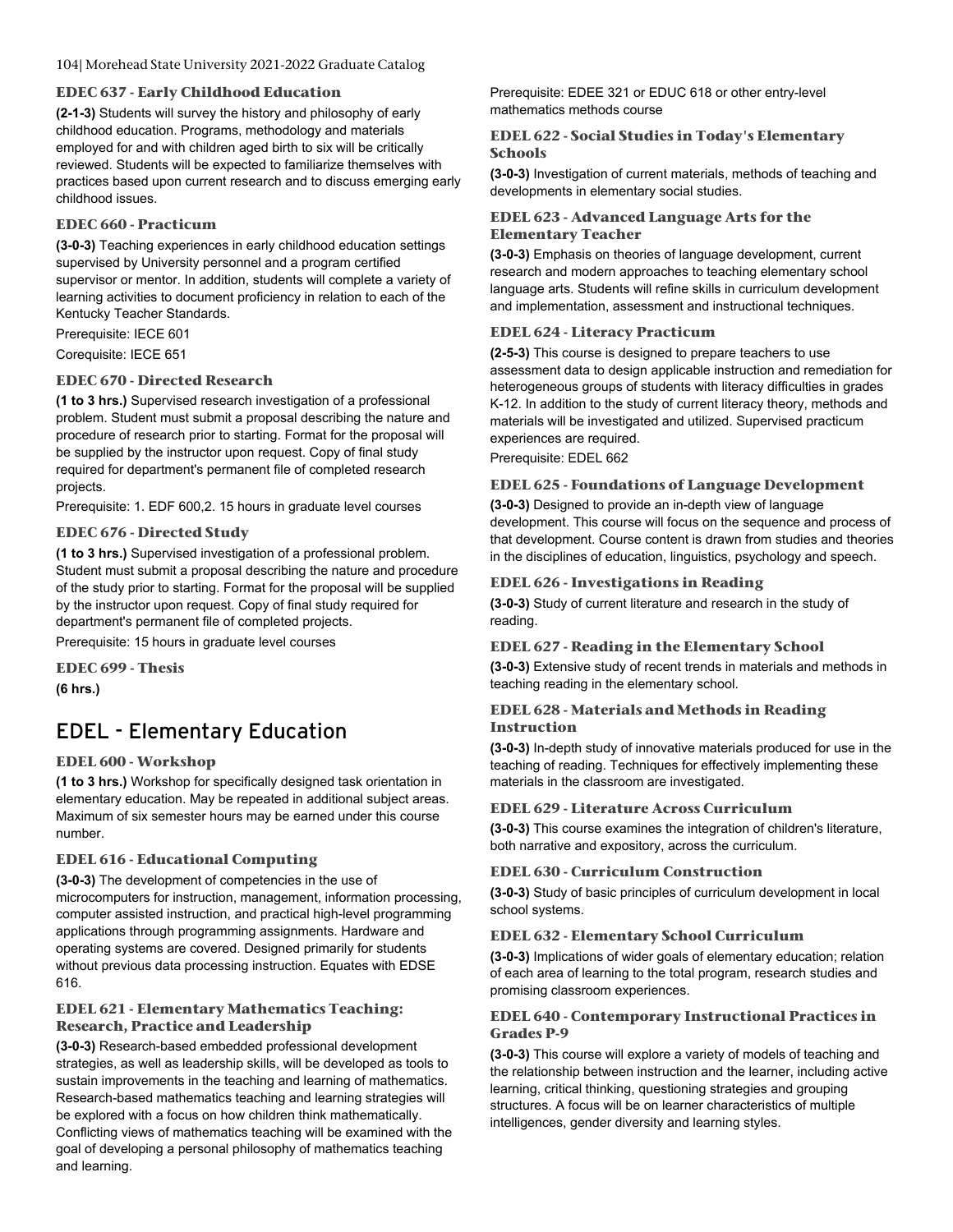### EDEC 637 - Early Childhood Education

**(2-1-3)** Students will survey the history and philosophy of early childhood education. Programs, methodology and materials employed for and with children aged birth to six will be critically reviewed. Students will be expected to familiarize themselves with practices based upon current research and to discuss emerging early childhood issues.

### EDEC 660 - Practicum

**(3-0-3)** Teaching experiences in early childhood education settings supervised by University personnel and a program certified supervisor or mentor. In addition, students will complete a variety of learning activities to document proficiency in relation to each of the Kentucky Teacher Standards.

Prerequisite: IECE 601

Corequisite: IECE 651

### EDEC 670 - Directed Research

**(1 to 3 hrs.)** Supervised research investigation of a professional problem. Student must submit a proposal describing the nature and procedure of research prior to starting. Format for the proposal will be supplied by the instructor upon request. Copy of final study required for department's permanent file of completed research projects.

Prerequisite: 1. EDF 600,2. 15 hours in graduate level courses

### EDEC 676 - Directed Study

**(1 to 3 hrs.)** Supervised investigation of a professional problem. Student must submit a proposal describing the nature and procedure of the study prior to starting. Format for the proposal will be supplied by the instructor upon request. Copy of final study required for department's permanent file of completed projects.

Prerequisite: 15 hours in graduate level courses

### EDEC 699 - Thesis

**(6 hrs.)**

## EDEL - Elementary Education

### EDEL 600 - Workshop

**(1 to 3 hrs.)** Workshop for specifically designed task orientation in elementary education. May be repeated in additional subject areas. Maximum of six semester hours may be earned under this course number.

### EDEL 616 - Educational Computing

**(3-0-3)** The development of competencies in the use of microcomputers for instruction, management, information processing, computer assisted instruction, and practical high-level programming applications through programming assignments. Hardware and operating systems are covered. Designed primarily for students without previous data processing instruction. Equates with EDSE 616.

### EDEL 621 - Elementary Mathematics Teaching: Research, Practice and Leadership

**(3-0-3)** Research-based embedded professional development strategies, as well as leadership skills, will be developed as tools to sustain improvements in the teaching and learning of mathematics. Research-based mathematics teaching and learning strategies will be explored with a focus on how children think mathematically. Conflicting views of mathematics teaching will be examined with the goal of developing a personal philosophy of mathematics teaching and learning.

Prerequisite: EDEE 321 or EDUC 618 or other entry-level mathematics methods course

### EDEL 622 - Social Studies in Today's Elementary Schools

**(3-0-3)** Investigation of current materials, methods of teaching and developments in elementary social studies.

### EDEL 623 - Advanced Language Arts for the Elementary Teacher

**(3-0-3)** Emphasis on theories of language development, current research and modern approaches to teaching elementary school language arts. Students will refine skills in curriculum development and implementation, assessment and instructional techniques.

### EDEL 624 - Literacy Practicum

**(2-5-3)** This course is designed to prepare teachers to use assessment data to design applicable instruction and remediation for heterogeneous groups of students with literacy difficulties in grades K-12. In addition to the study of current literacy theory, methods and materials will be investigated and utilized. Supervised practicum experiences are required.

Prerequisite: EDEL 662

### EDEL 625 - Foundations of Language Development

**(3-0-3)** Designed to provide an in-depth view of language development. This course will focus on the sequence and process of that development. Course content is drawn from studies and theories in the disciplines of education, linguistics, psychology and speech.

### EDEL 626 - Investigations in Reading

**(3-0-3)** Study of current literature and research in the study of reading.

### EDEL 627 - Reading in the Elementary School

**(3-0-3)** Extensive study of recent trends in materials and methods in teaching reading in the elementary school.

### EDEL 628 - Materials and Methods in Reading Instruction

**(3-0-3)** In-depth study of innovative materials produced for use in the teaching of reading. Techniques for effectively implementing these materials in the classroom are investigated.

### EDEL 629 - Literature Across Curriculum

**(3-0-3)** This course examines the integration of children's literature, both narrative and expository, across the curriculum.

### EDEL 630 - Curriculum Construction

**(3-0-3)** Study of basic principles of curriculum development in local school systems.

### EDEL 632 - Elementary School Curriculum

**(3-0-3)** Implications of wider goals of elementary education; relation of each area of learning to the total program, research studies and promising classroom experiences.

### EDEL 640 - Contemporary Instructional Practices in Grades P-9

**(3-0-3)** This course will explore a variety of models of teaching and the relationship between instruction and the learner, including active learning, critical thinking, questioning strategies and grouping structures. A focus will be on learner characteristics of multiple intelligences, gender diversity and learning styles.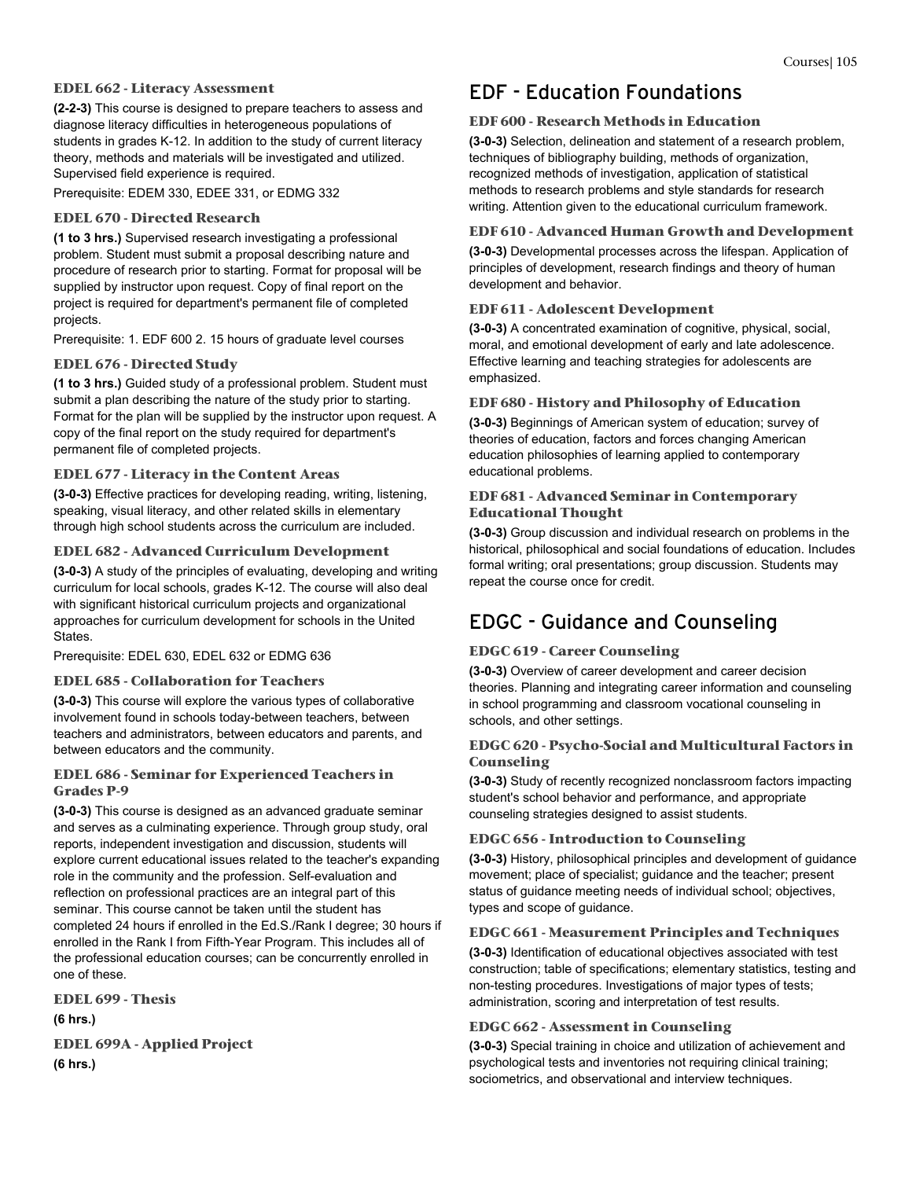### EDEL 662 - Literacy Assessment

**(2-2-3)** This course is designed to prepare teachers to assess and diagnose literacy difficulties in heterogeneous populations of students in grades K-12. In addition to the study of current literacy theory, methods and materials will be investigated and utilized. Supervised field experience is required.

Prerequisite: EDEM 330, EDEE 331, or EDMG 332

### EDEL 670 - Directed Research

**(1 to 3 hrs.)** Supervised research investigating a professional problem. Student must submit a proposal describing nature and procedure of research prior to starting. Format for proposal will be supplied by instructor upon request. Copy of final report on the project is required for department's permanent file of completed projects.

Prerequisite: 1. EDF 600 2. 15 hours of graduate level courses

### EDEL 676 - Directed Study

**(1 to 3 hrs.)** Guided study of a professional problem. Student must submit a plan describing the nature of the study prior to starting. Format for the plan will be supplied by the instructor upon request. A copy of the final report on the study required for department's permanent file of completed projects.

### EDEL 677 - Literacy in the Content Areas

**(3-0-3)** Effective practices for developing reading, writing, listening, speaking, visual literacy, and other related skills in elementary through high school students across the curriculum are included.

### EDEL 682 - Advanced Curriculum Development

**(3-0-3)** A study of the principles of evaluating, developing and writing curriculum for local schools, grades K-12. The course will also deal with significant historical curriculum projects and organizational approaches for curriculum development for schools in the United States.

Prerequisite: EDEL 630, EDEL 632 or EDMG 636

### EDEL 685 - Collaboration for Teachers

**(3-0-3)** This course will explore the various types of collaborative involvement found in schools today-between teachers, between teachers and administrators, between educators and parents, and between educators and the community.

### EDEL 686 - Seminar for Experienced Teachers in Grades P-9

**(3-0-3)** This course is designed as an advanced graduate seminar and serves as a culminating experience. Through group study, oral reports, independent investigation and discussion, students will explore current educational issues related to the teacher's expanding role in the community and the profession. Self-evaluation and reflection on professional practices are an integral part of this seminar. This course cannot be taken until the student has completed 24 hours if enrolled in the Ed.S./Rank I degree; 30 hours if enrolled in the Rank I from Fifth-Year Program. This includes all of the professional education courses; can be concurrently enrolled in one of these.

### EDEL 699 - Thesis

**(6 hrs.)**

### EDEL 699A - Applied Project

**(6 hrs.)**

## EDF - Education Foundations

### EDF 600 - Research Methods in Education

**(3-0-3)** Selection, delineation and statement of a research problem, techniques of bibliography building, methods of organization, recognized methods of investigation, application of statistical methods to research problems and style standards for research writing. Attention given to the educational curriculum framework.

### EDF 610 - Advanced Human Growth and Development

**(3-0-3)** Developmental processes across the lifespan. Application of principles of development, research findings and theory of human development and behavior.

### EDF 611 - Adolescent Development

**(3-0-3)** A concentrated examination of cognitive, physical, social, moral, and emotional development of early and late adolescence. Effective learning and teaching strategies for adolescents are emphasized.

### EDF 680 - History and Philosophy of Education

**(3-0-3)** Beginnings of American system of education; survey of theories of education, factors and forces changing American education philosophies of learning applied to contemporary educational problems.

### EDF 681 - Advanced Seminar in Contemporary Educational Thought

**(3-0-3)** Group discussion and individual research on problems in the historical, philosophical and social foundations of education. Includes formal writing; oral presentations; group discussion. Students may repeat the course once for credit.

## EDGC - Guidance and Counseling

### EDGC 619 - Career Counseling

**(3-0-3)** Overview of career development and career decision theories. Planning and integrating career information and counseling in school programming and classroom vocational counseling in schools, and other settings.

### EDGC 620 - Psycho-Social and Multicultural Factors in Counseling

**(3-0-3)** Study of recently recognized nonclassroom factors impacting student's school behavior and performance, and appropriate counseling strategies designed to assist students.

### EDGC 656 - Introduction to Counseling

**(3-0-3)** History, philosophical principles and development of guidance movement; place of specialist; guidance and the teacher; present status of guidance meeting needs of individual school; objectives, types and scope of guidance.

### EDGC 661 - Measurement Principles and Techniques

**(3-0-3)** Identification of educational objectives associated with test construction; table of specifications; elementary statistics, testing and non-testing procedures. Investigations of major types of tests; administration, scoring and interpretation of test results.

### EDGC 662 - Assessment in Counseling

**(3-0-3)** Special training in choice and utilization of achievement and psychological tests and inventories not requiring clinical training; sociometrics, and observational and interview techniques.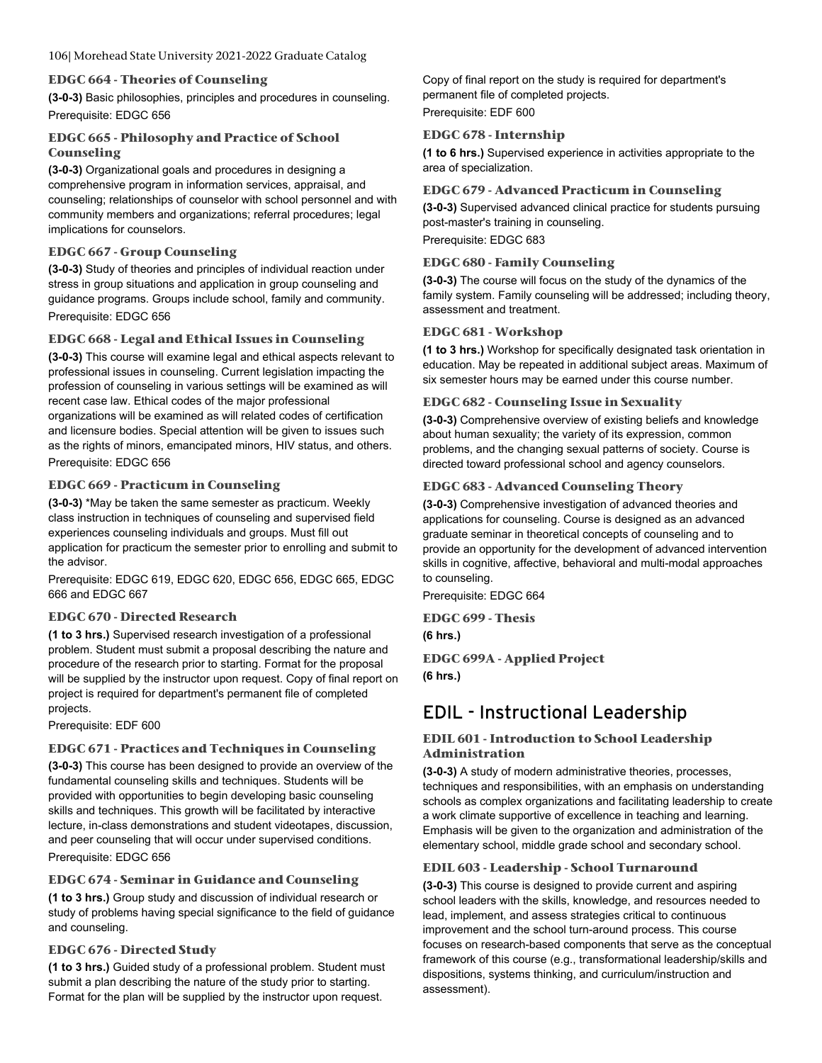### EDGC 664 - Theories of Counseling

**(3-0-3)** Basic philosophies, principles and procedures in counseling.

Prerequisite: EDGC 656

### EDGC 665 - Philosophy and Practice of School Counseling

**(3-0-3)** Organizational goals and procedures in designing a comprehensive program in information services, appraisal, and counseling; relationships of counselor with school personnel and with community members and organizations; referral procedures; legal implications for counselors.

### EDGC 667 - Group Counseling

**(3-0-3)** Study of theories and principles of individual reaction under stress in group situations and application in group counseling and guidance programs. Groups include school, family and community.

Prerequisite: EDGC 656

### EDGC 668 - Legal and Ethical Issues in Counseling

**(3-0-3)** This course will examine legal and ethical aspects relevant to professional issues in counseling. Current legislation impacting the profession of counseling in various settings will be examined as will recent case law. Ethical codes of the major professional organizations will be examined as will related codes of certification and licensure bodies. Special attention will be given to issues such as the rights of minors, emancipated minors, HIV status, and others.

Prerequisite: EDGC 656

### EDGC 669 - Practicum in Counseling

**(3-0-3)** *May be taken the same semester as practicum. Weekly class instruction in techniques of counseling and supervised field experiences counseling individuals and groups. Must fill out application for practicum the semester prior to enrolling and submit to the advisor.

Prerequisite: EDGC 619, EDGC 620, EDGC 656, EDGC 665, EDGC 666 and EDGC 667

### EDGC 670 - Directed Research

**(1 to 3 hrs.)** Supervised research investigation of a professional problem. Student must submit a proposal describing the nature and procedure of the research prior to starting. Format for the proposal will be supplied by the instructor upon request. Copy of final report on project is required for department's permanent file of completed projects.

Prerequisite: EDF 600

### EDGC 671 - Practices and Techniques in Counseling

**(3-0-3)** This course has been designed to provide an overview of the fundamental counseling skills and techniques. Students will be provided with opportunities to begin developing basic counseling skills and techniques. This growth will be facilitated by interactive lecture, in-class demonstrations and student videotapes, discussion, and peer counseling that will occur under supervised conditions.

Prerequisite: EDGC 656

### EDGC 674 - Seminar in Guidance and Counseling

**(1 to 3 hrs.)** Group study and discussion of individual research or study of problems having special significance to the field of guidance and counseling.

### EDGC 676 - Directed Study

**(1 to 3 hrs.)** Guided study of a professional problem. Student must submit a plan describing the nature of the study prior to starting. Format for the plan will be supplied by the instructor upon request. Copy of final report on the study is required for department's permanent file of completed projects.

Prerequisite: EDF 600

### EDGC 678 - Internship

**(1 to 6 hrs.)** Supervised experience in activities appropriate to the area of specialization.

### EDGC 679 - Advanced Practicum in Counseling

**(3-0-3)** Supervised advanced clinical practice for students pursuing post-master's training in counseling.

Prerequisite: EDGC 683

### EDGC 680 - Family Counseling

**(3-0-3)** The course will focus on the study of the dynamics of the family system. Family counseling will be addressed; including theory, assessment and treatment.

### EDGC 681 - Workshop

**(1 to 3 hrs.)** Workshop for specifically designated task orientation in education. May be repeated in additional subject areas. Maximum of six semester hours may be earned under this course number.

### EDGC 682 - Counseling Issue in Sexuality

**(3-0-3)** Comprehensive overview of existing beliefs and knowledge about human sexuality; the variety of its expression, common problems, and the changing sexual patterns of society. Course is directed toward professional school and agency counselors.

### EDGC 683 - Advanced Counseling Theory

**(3-0-3)** Comprehensive investigation of advanced theories and applications for counseling. Course is designed as an advanced graduate seminar in theoretical concepts of counseling and to provide an opportunity for the development of advanced intervention skills in cognitive, affective, behavioral and multi-modal approaches to counseling.

Prerequisite: EDGC 664

### EDGC 699 - Thesis

**(6 hrs.)**

### EDGC 699A - Applied Project

**(6 hrs.)**

## EDIL - Instructional Leadership

### EDIL 601 - Introduction to School Leadership Administration

**(3-0-3)** A study of modern administrative theories, processes, techniques and responsibilities, with an emphasis on understanding schools as complex organizations and facilitating leadership to create a work climate supportive of excellence in teaching and learning. Emphasis will be given to the organization and administration of the elementary school, middle grade school and secondary school.

### EDIL 603 - Leadership - School Turnaround

**(3-0-3)** This course is designed to provide current and aspiring school leaders with the skills, knowledge, and resources needed to lead, implement, and assess strategies critical to continuous improvement and the school turn-around process. This course focuses on research-based components that serve as the conceptual framework of this course (e.g., transformational leadership/skills and dispositions, systems thinking, and curriculum/instruction and assessment).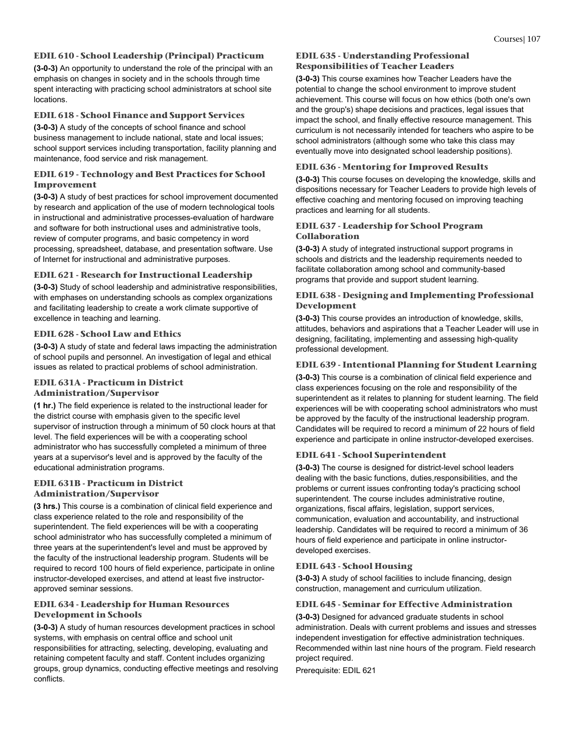### EDIL 610 - School Leadership (Principal) Practicum

**(3-0-3)** An opportunity to understand the role of the principal with an emphasis on changes in society and in the schools through time spent interacting with practicing school administrators at school site locations.

### EDIL 618 - School Finance and Support Services

**(3-0-3)** A study of the concepts of school finance and school business management to include national, state and local issues; school support services including transportation, facility planning and maintenance, food service and risk management.

### EDIL 619 - Technology and Best Practices for School Improvement

**(3-0-3)** A study of best practices for school improvement documented by research and application of the use of modern technological tools in instructional and administrative processes-evaluation of hardware and software for both instructional uses and administrative tools, review of computer programs, and basic competency in word processing, spreadsheet, database, and presentation software. Use of Internet for instructional and administrative purposes.

### EDIL 621 - Research for Instructional Leadership

**(3-0-3)** Study of school leadership and administrative responsibilities, with emphases on understanding schools as complex organizations and facilitating leadership to create a work climate supportive of excellence in teaching and learning.

### EDIL 628 - School Law and Ethics

**(3-0-3)** A study of state and federal laws impacting the administration of school pupils and personnel. An investigation of legal and ethical issues as related to practical problems of school administration.

### EDIL 631A - Practicum in District Administration/Supervisor

**(1 hr.)** The field experience is related to the instructional leader for the district course with emphasis given to the specific level supervisor of instruction through a minimum of 50 clock hours at that level. The field experiences will be with a cooperating school administrator who has successfully completed a minimum of three years at a supervisor's level and is approved by the faculty of the educational administration programs.

### EDIL 631B - Practicum in District Administration/Supervisor

**(3 hrs.)** This course is a combination of clinical field experience and class experience related to the role and responsibility of the superintendent. The field experiences will be with a cooperating school administrator who has successfully completed a minimum of three years at the superintendent's level and must be approved by the faculty of the instructional leadership program. Students will be required to record 100 hours of field experience, participate in online instructor-developed exercises, and attend at least five instructor-approved seminar sessions.

### EDIL 634 - Leadership for Human Resources Development in Schools

**(3-0-3)** A study of human resources development practices in school systems, with emphasis on central office and school unit responsibilities for attracting, selecting, developing, evaluating and retaining competent faculty and staff. Content includes organizing groups, group dynamics, conducting effective meetings and resolving conflicts.

### EDIL 635 - Understanding Professional Responsibilities of Teacher Leaders

**(3-0-3)** This course examines how Teacher Leaders have the potential to change the school environment to improve student achievement. This course will focus on how ethics (both one's own and the group's) shape decisions and practices, legal issues that impact the school, and finally effective resource management. This curriculum is not necessarily intended for teachers who aspire to be school administrators (although some who take this class may eventually move into designated school leadership positions).

### EDIL 636 - Mentoring for Improved Results

**(3-0-3)** This course focuses on developing the knowledge, skills and dispositions necessary for Teacher Leaders to provide high levels of effective coaching and mentoring focused on improving teaching practices and learning for all students.

### EDIL 637 - Leadership for School Program Collaboration

**(3-0-3)** A study of integrated instructional support programs in schools and districts and the leadership requirements needed to facilitate collaboration among school and community-based programs that provide and support student learning.

### EDIL 638 - Designing and Implementing Professional Development

**(3-0-3)** This course provides an introduction of knowledge, skills, attitudes, behaviors and aspirations that a Teacher Leader will use in designing, facilitating, implementing and assessing high-quality professional development.

### EDIL 639 - Intentional Planning for Student Learning

**(3-0-3)** This course is a combination of clinical field experience and class experiences focusing on the role and responsibility of the superintendent as it relates to planning for student learning. The field experiences will be with cooperating school administrators who must be approved by the faculty of the instructional leadership program. Candidates will be required to record a minimum of 22 hours of field experience and participate in online instructor-developed exercises.

### EDIL 641 - School Superintendent

**(3-0-3)** The course is designed for district-level school leaders dealing with the basic functions, duties,responsibilities, and the problems or current issues confronting today's practicing school superintendent. The course includes administrative routine, organizations, fiscal affairs, legislation, support services, communication, evaluation and accountability, and instructional leadership. Candidates will be required to record a minimum of 36 hours of field experience and participate in online instructor-developed exercises.

### EDIL 643 - School Housing

**(3-0-3)** A study of school facilities to include financing, design construction, management and curriculum utilization.

### EDIL 645 - Seminar for Effective Administration

**(3-0-3)** Designed for advanced graduate students in school administration. Deals with current problems and issues and stresses independent investigation for effective administration techniques. Recommended within last nine hours of the program. Field research project required.

Prerequisite: EDIL 621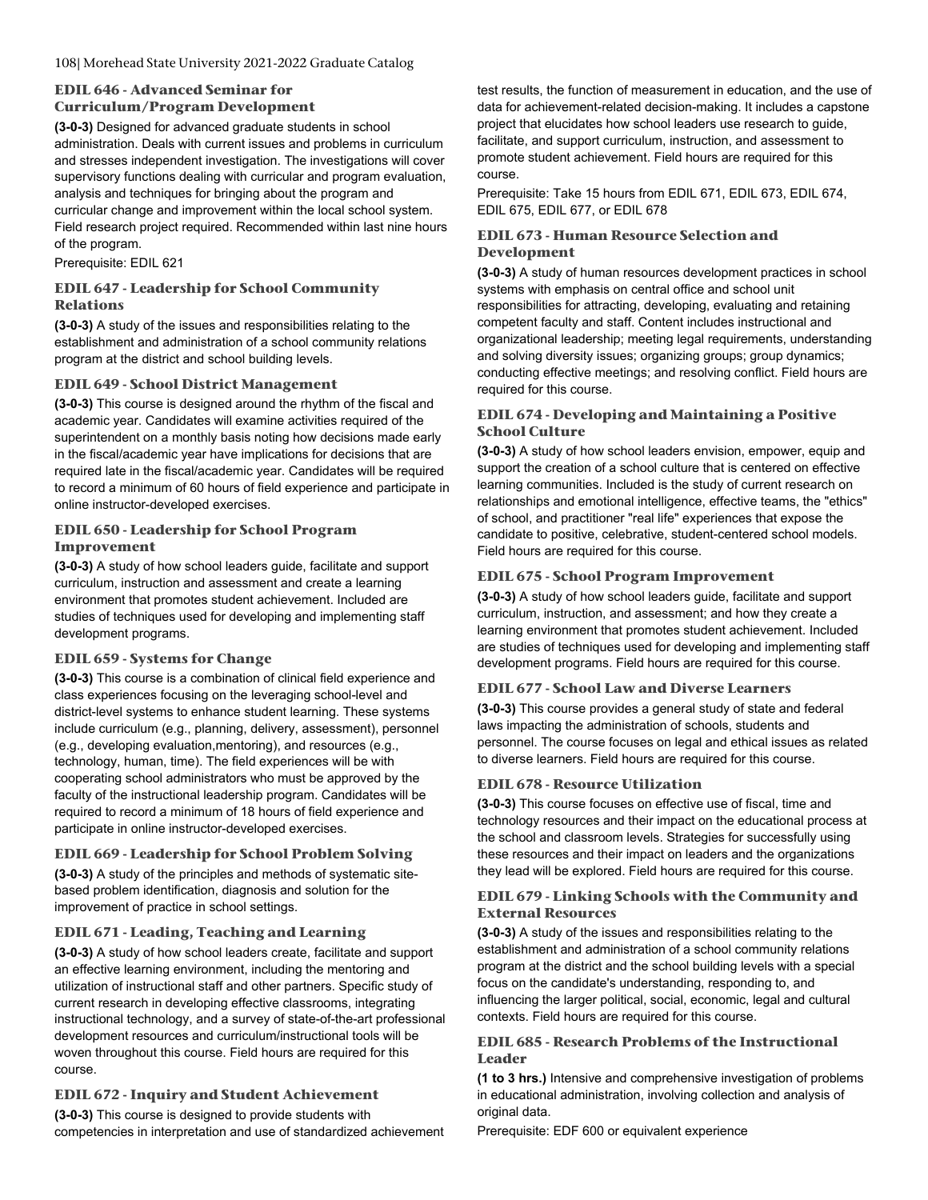### EDIL 646 - Advanced Seminar for Curriculum/Program Development

**(3-0-3)** Designed for advanced graduate students in school administration. Deals with current issues and problems in curriculum and stresses independent investigation. The investigations will cover supervisory functions dealing with curricular and program evaluation, analysis and techniques for bringing about the program and curricular change and improvement within the local school system. Field research project required. Recommended within last nine hours of the program.

Prerequisite: EDIL 621

### EDIL 647 - Leadership for School Community Relations

**(3-0-3)** A study of the issues and responsibilities relating to the establishment and administration of a school community relations program at the district and school building levels.

### EDIL 649 - School District Management

**(3-0-3)** This course is designed around the rhythm of the fiscal and academic year. Candidates will examine activities required of the superintendent on a monthly basis noting how decisions made early in the fiscal/academic year have implications for decisions that are required late in the fiscal/academic year. Candidates will be required to record a minimum of 60 hours of field experience and participate in online instructor-developed exercises.

### EDIL 650 - Leadership for School Program Improvement

**(3-0-3)** A study of how school leaders guide, facilitate and support curriculum, instruction and assessment and create a learning environment that promotes student achievement. Included are studies of techniques used for developing and implementing staff development programs.

### EDIL 659 - Systems for Change

**(3-0-3)** This course is a combination of clinical field experience and class experiences focusing on the leveraging school-level and district-level systems to enhance student learning. These systems include curriculum (e.g., planning, delivery, assessment), personnel (e.g., developing evaluation,mentoring), and resources (e.g., technology, human, time). The field experiences will be with cooperating school administrators who must be approved by the faculty of the instructional leadership program. Candidates will be required to record a minimum of 18 hours of field experience and participate in online instructor-developed exercises.

### EDIL 669 - Leadership for School Problem Solving

**(3-0-3)** A study of the principles and methods of systematic site-based problem identification, diagnosis and solution for the improvement of practice in school settings.

### EDIL 671 - Leading, Teaching and Learning

**(3-0-3)** A study of how school leaders create, facilitate and support an effective learning environment, including the mentoring and utilization of instructional staff and other partners. Specific study of current research in developing effective classrooms, integrating instructional technology, and a survey of state-of-the-art professional development resources and curriculum/instructional tools will be woven throughout this course. Field hours are required for this course.

### EDIL 672 - Inquiry and Student Achievement

**(3-0-3)** This course is designed to provide students with competencies in interpretation and use of standardized achievement test results, the function of measurement in education, and the use of data for achievement-related decision-making. It includes a capstone project that elucidates how school leaders use research to guide, facilitate, and support curriculum, instruction, and assessment to promote student achievement. Field hours are required for this course.

Prerequisite: Take 15 hours from EDIL 671, EDIL 673, EDIL 674, EDIL 675, EDIL 677, or EDIL 678

### EDIL 673 - Human Resource Selection and Development

**(3-0-3)** A study of human resources development practices in school systems with emphasis on central office and school unit responsibilities for attracting, developing, evaluating and retaining competent faculty and staff. Content includes instructional and organizational leadership; meeting legal requirements, understanding and solving diversity issues; organizing groups; group dynamics; conducting effective meetings; and resolving conflict. Field hours are required for this course.

### EDIL 674 - Developing and Maintaining a Positive School Culture

**(3-0-3)** A study of how school leaders envision, empower, equip and support the creation of a school culture that is centered on effective learning communities. Included is the study of current research on relationships and emotional intelligence, effective teams, the "ethics" of school, and practitioner "real life" experiences that expose the candidate to positive, celebrative, student-centered school models. Field hours are required for this course.

### EDIL 675 - School Program Improvement

**(3-0-3)** A study of how school leaders guide, facilitate and support curriculum, instruction, and assessment; and how they create a learning environment that promotes student achievement. Included are studies of techniques used for developing and implementing staff development programs. Field hours are required for this course.

### EDIL 677 - School Law and Diverse Learners

**(3-0-3)** This course provides a general study of state and federal laws impacting the administration of schools, students and personnel. The course focuses on legal and ethical issues as related to diverse learners. Field hours are required for this course.

### EDIL 678 - Resource Utilization

**(3-0-3)** This course focuses on effective use of fiscal, time and technology resources and their impact on the educational process at the school and classroom levels. Strategies for successfully using these resources and their impact on leaders and the organizations they lead will be explored. Field hours are required for this course.

### EDIL 679 - Linking Schools with the Community and External Resources

**(3-0-3)** A study of the issues and responsibilities relating to the establishment and administration of a school community relations program at the district and the school building levels with a special focus on the candidate's understanding, responding to, and influencing the larger political, social, economic, legal and cultural contexts. Field hours are required for this course.

### EDIL 685 - Research Problems of the Instructional Leader

**(1 to 3 hrs.)** Intensive and comprehensive investigation of problems in educational administration, involving collection and analysis of original data.

Prerequisite: EDF 600 or equivalent experience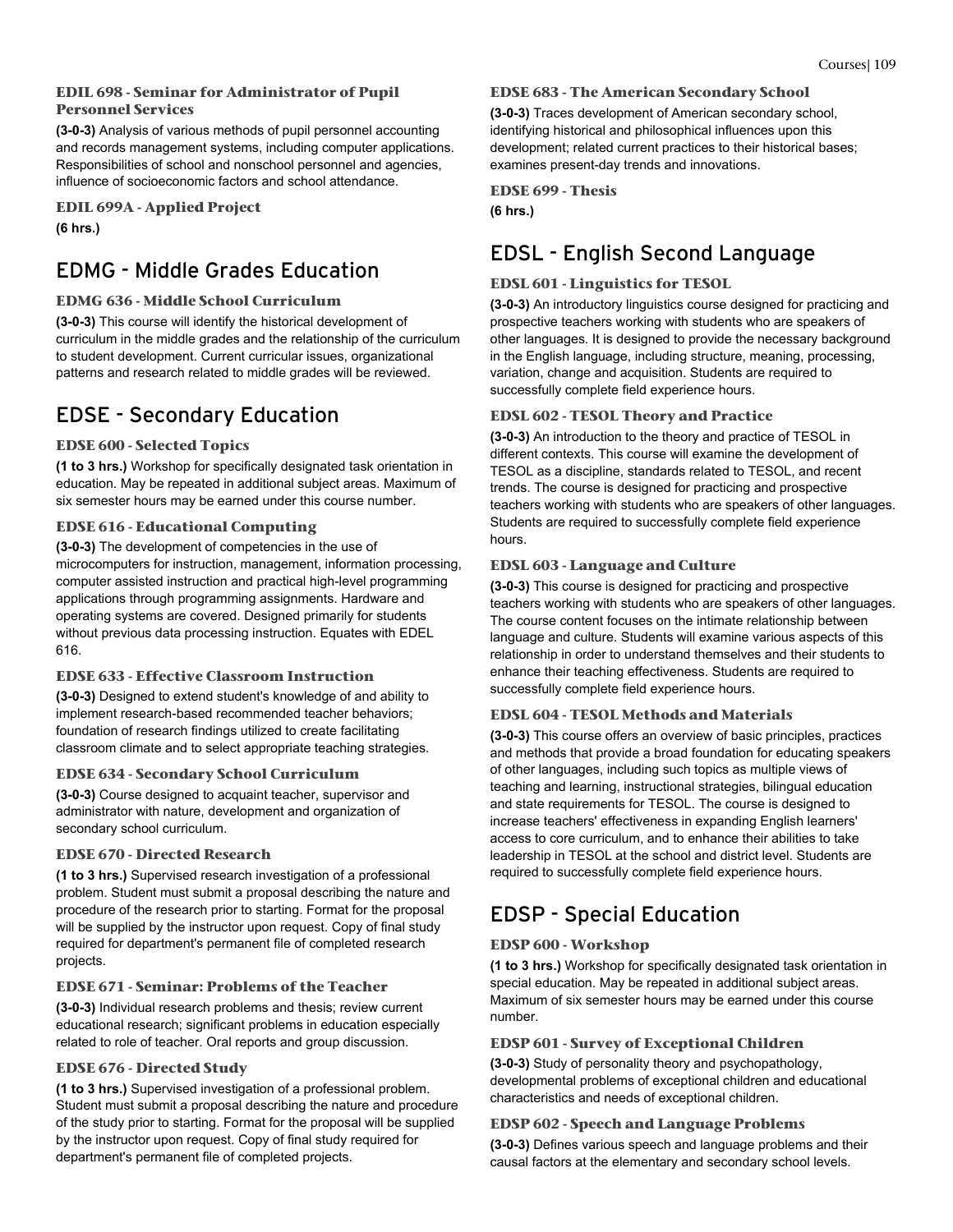### EDIL 698 - Seminar for Administrator of Pupil Personnel Services

**(3-0-3)** Analysis of various methods of pupil personnel accounting and records management systems, including computer applications. Responsibilities of school and nonschool personnel and agencies, influence of socioeconomic factors and school attendance.

### EDIL 699A - Applied Project

**(6 hrs.)**

## EDMG - Middle Grades Education

### EDMG 636 - Middle School Curriculum

**(3-0-3)** This course will identify the historical development of curriculum in the middle grades and the relationship of the curriculum to student development. Current curricular issues, organizational patterns and research related to middle grades will be reviewed.

## EDSE - Secondary Education

### EDSE 600 - Selected Topics

**(1 to 3 hrs.)** Workshop for specifically designated task orientation in education. May be repeated in additional subject areas. Maximum of six semester hours may be earned under this course number.

### EDSE 616 - Educational Computing

**(3-0-3)** The development of competencies in the use of microcomputers for instruction, management, information processing, computer assisted instruction and practical high-level programming applications through programming assignments. Hardware and operating systems are covered. Designed primarily for students without previous data processing instruction. Equates with EDEL 616.

### EDSE 633 - Effective Classroom Instruction

**(3-0-3)** Designed to extend student's knowledge of and ability to implement research-based recommended teacher behaviors; foundation of research findings utilized to create facilitating classroom climate and to select appropriate teaching strategies.

### EDSE 634 - Secondary School Curriculum

**(3-0-3)** Course designed to acquaint teacher, supervisor and administrator with nature, development and organization of secondary school curriculum.

### EDSE 670 - Directed Research

**(1 to 3 hrs.)** Supervised research investigation of a professional problem. Student must submit a proposal describing the nature and procedure of the research prior to starting. Format for the proposal will be supplied by the instructor upon request. Copy of final study required for department's permanent file of completed research projects.

### EDSE 671 - Seminar: Problems of the Teacher

**(3-0-3)** Individual research problems and thesis; review current educational research; significant problems in education especially related to role of teacher. Oral reports and group discussion.

### EDSE 676 - Directed Study

**(1 to 3 hrs.)** Supervised investigation of a professional problem. Student must submit a proposal describing the nature and procedure of the study prior to starting. Format for the proposal will be supplied by the instructor upon request. Copy of final study required for department's permanent file of completed projects.

### EDSE 683 - The American Secondary School

**(3-0-3)** Traces development of American secondary school, identifying historical and philosophical influences upon this development; related current practices to their historical bases; examines present-day trends and innovations.

### EDSE 699 - Thesis

**(6 hrs.)**

## EDSL - English Second Language

### EDSL 601 - Linguistics for TESOL

**(3-0-3)** An introductory linguistics course designed for practicing and prospective teachers working with students who are speakers of other languages. It is designed to provide the necessary background in the English language, including structure, meaning, processing, variation, change and acquisition. Students are required to successfully complete field experience hours.

### EDSL 602 - TESOL Theory and Practice

**(3-0-3)** An introduction to the theory and practice of TESOL in different contexts. This course will examine the development of TESOL as a discipline, standards related to TESOL, and recent trends. The course is designed for practicing and prospective teachers working with students who are speakers of other languages. Students are required to successfully complete field experience hours.

### EDSL 603 - Language and Culture

**(3-0-3)** This course is designed for practicing and prospective teachers working with students who are speakers of other languages. The course content focuses on the intimate relationship between language and culture. Students will examine various aspects of this relationship in order to understand themselves and their students to enhance their teaching effectiveness. Students are required to successfully complete field experience hours.

### EDSL 604 - TESOL Methods and Materials

**(3-0-3)** This course offers an overview of basic principles, practices and methods that provide a broad foundation for educating speakers of other languages, including such topics as multiple views of teaching and learning, instructional strategies, bilingual education and state requirements for TESOL. The course is designed to increase teachers' effectiveness in expanding English learners' access to core curriculum, and to enhance their abilities to take leadership in TESOL at the school and district level. Students are required to successfully complete field experience hours.

## EDSP - Special Education

### EDSP 600 - Workshop

**(1 to 3 hrs.)** Workshop for specifically designated task orientation in special education. May be repeated in additional subject areas. Maximum of six semester hours may be earned under this course number.

### EDSP 601 - Survey of Exceptional Children

**(3-0-3)** Study of personality theory and psychopathology, developmental problems of exceptional children and educational characteristics and needs of exceptional children.

### EDSP 602 - Speech and Language Problems

**(3-0-3)** Defines various speech and language problems and their causal factors at the elementary and secondary school levels.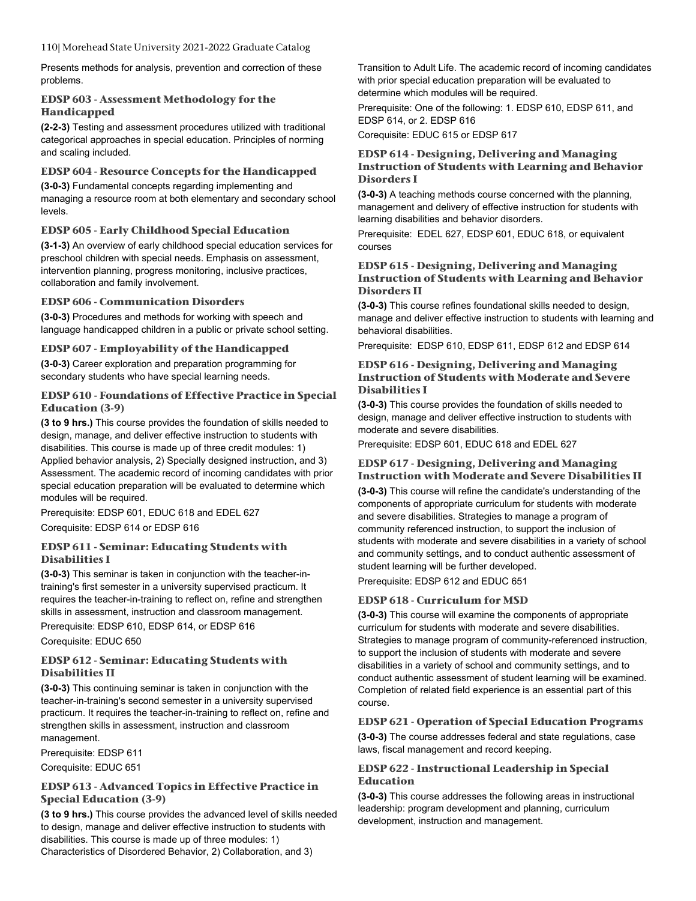Presents methods for analysis, prevention and correction of these problems.

### EDSP 603 - Assessment Methodology for the Handicapped

**(2-2-3)** Testing and assessment procedures utilized with traditional categorical approaches in special education. Principles of norming and scaling included.

### EDSP 604 - Resource Concepts for the Handicapped

**(3-0-3)** Fundamental concepts regarding implementing and managing a resource room at both elementary and secondary school levels.

### EDSP 605 - Early Childhood Special Education

**(3-1-3)** An overview of early childhood special education services for preschool children with special needs. Emphasis on assessment, intervention planning, progress monitoring, inclusive practices, collaboration and family involvement.

### EDSP 606 - Communication Disorders

**(3-0-3)** Procedures and methods for working with speech and language handicapped children in a public or private school setting.

### EDSP 607 - Employability of the Handicapped

**(3-0-3)** Career exploration and preparation programming for secondary students who have special learning needs.

### EDSP 610 - Foundations of Effective Practice in Special Education (3-9)

**(3 to 9 hrs.)** This course provides the foundation of skills needed to design, manage, and deliver effective instruction to students with disabilities. This course is made up of three credit modules: 1) Applied behavior analysis, 2) Specially designed instruction, and 3) Assessment. The academic record of incoming candidates with prior special education preparation will be evaluated to determine which modules will be required.

Prerequisite: EDSP 601, EDUC 618 and EDEL 627

Corequisite: EDSP 614 or EDSP 616

### EDSP 611 - Seminar: Educating Students with Disabilities I

**(3-0-3)** This seminar is taken in conjunction with the teacher-in-training's first semester in a university supervised practicum. It requires the teacher-in-training to reflect on, refine and strengthen skills in assessment, instruction and classroom management.

Prerequisite: EDSP 610, EDSP 614, or EDSP 616

Corequisite: EDUC 650

### EDSP 612 - Seminar: Educating Students with Disabilities II

**(3-0-3)** This continuing seminar is taken in conjunction with the teacher-in-training's second semester in a university supervised practicum. It requires the teacher-in-training to reflect on, refine and strengthen skills in assessment, instruction and classroom management.

Prerequisite: EDSP 611

Corequisite: EDUC 651

### EDSP 613 - Advanced Topics in Effective Practice in Special Education (3-9)

**(3 to 9 hrs.)** This course provides the advanced level of skills needed to design, manage and deliver effective instruction to students with disabilities. This course is made up of three modules: 1) Characteristics of Disordered Behavior, 2) Collaboration, and 3) Transition to Adult Life. The academic record of incoming candidates with prior special education preparation will be evaluated to determine which modules will be required.

Prerequisite: One of the following: 1. EDSP 610, EDSP 611, and EDSP 614, or 2. EDSP 616

Corequisite: EDUC 615 or EDSP 617

### EDSP 614 - Designing, Delivering and Managing Instruction of Students with Learning and Behavior Disorders I

**(3-0-3)** A teaching methods course concerned with the planning, management and delivery of effective instruction for students with learning disabilities and behavior disorders.

Prerequisite: EDEL 627, EDSP 601, EDUC 618, or equivalent courses

### EDSP 615 - Designing, Delivering and Managing Instruction of Students with Learning and Behavior Disorders II

**(3-0-3)** This course refines foundational skills needed to design, manage and deliver effective instruction to students with learning and behavioral disabilities.

Prerequisite: EDSP 610, EDSP 611, EDSP 612 and EDSP 614

### EDSP 616 - Designing, Delivering and Managing Instruction of Students with Moderate and Severe Disabilities I

**(3-0-3)** This course provides the foundation of skills needed to design, manage and deliver effective instruction to students with moderate and severe disabilities.

Prerequisite: EDSP 601, EDUC 618 and EDEL 627

### EDSP 617 - Designing, Delivering and Managing Instruction with Moderate and Severe Disabilities II

**(3-0-3)** This course will refine the candidate's understanding of the components of appropriate curriculum for students with moderate and severe disabilities. Strategies to manage a program of community referenced instruction, to support the inclusion of students with moderate and severe disabilities in a variety of school and community settings, and to conduct authentic assessment of student learning will be further developed.

Prerequisite: EDSP 612 and EDUC 651

### EDSP 618 - Curriculum for MSD

**(3-0-3)** This course will examine the components of appropriate curriculum for students with moderate and severe disabilities. Strategies to manage program of community-referenced instruction, to support the inclusion of students with moderate and severe disabilities in a variety of school and community settings, and to conduct authentic assessment of student learning will be examined. Completion of related field experience is an essential part of this course.

### EDSP 621 - Operation of Special Education Programs

**(3-0-3)** The course addresses federal and state regulations, case laws, fiscal management and record keeping.

### EDSP 622 - Instructional Leadership in Special Education

**(3-0-3)** This course addresses the following areas in instructional leadership: program development and planning, curriculum development, instruction and management.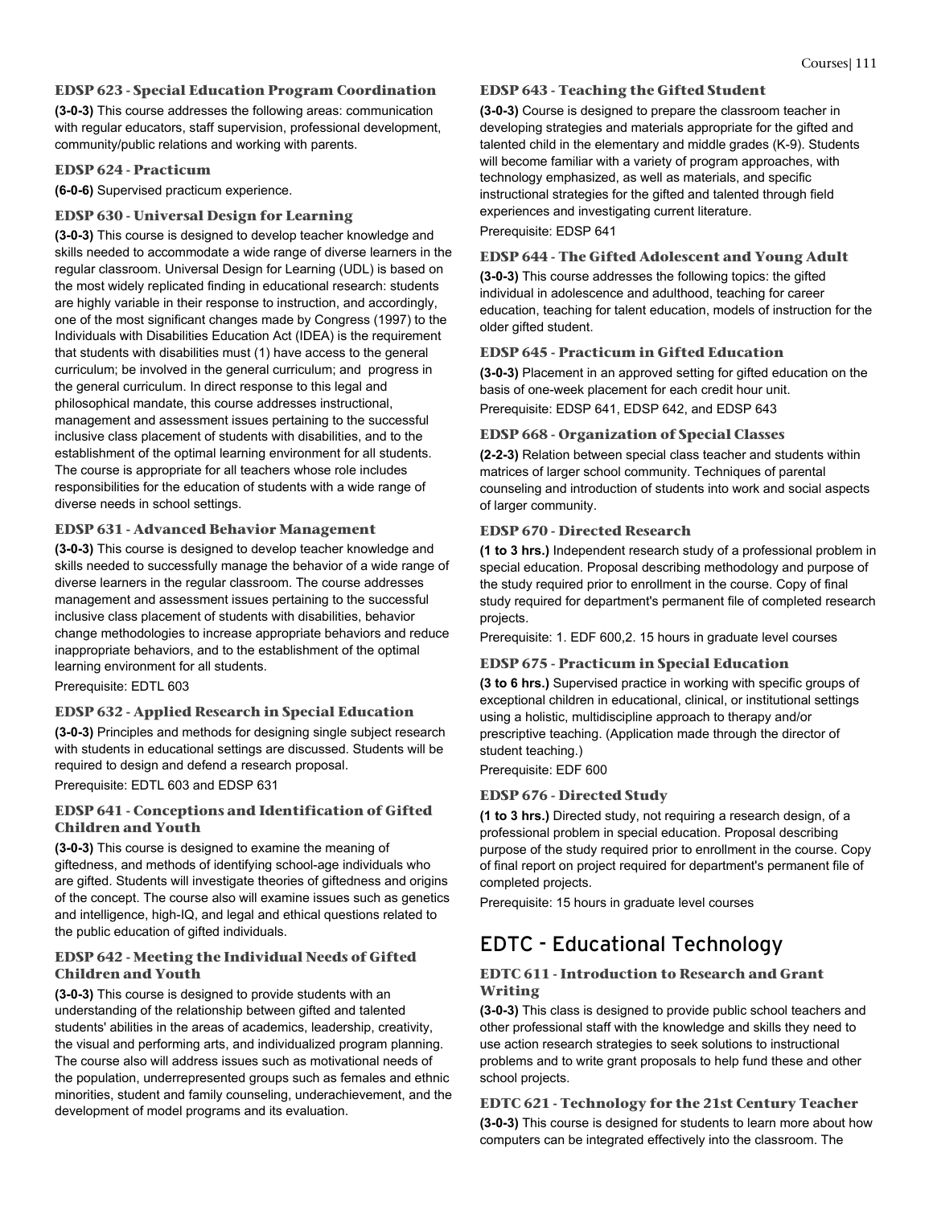### EDSP 623 - Special Education Program Coordination

**(3-0-3)** This course addresses the following areas: communication with regular educators, staff supervision, professional development, community/public relations and working with parents.

### EDSP 624 - Practicum

**(6-0-6)** Supervised practicum experience.

### EDSP 630 - Universal Design for Learning

**(3-0-3)** This course is designed to develop teacher knowledge and skills needed to accommodate a wide range of diverse learners in the regular classroom. Universal Design for Learning (UDL) is based on the most widely replicated finding in educational research: students are highly variable in their response to instruction, and accordingly, one of the most significant changes made by Congress (1997) to the Individuals with Disabilities Education Act (IDEA) is the requirement that students with disabilities must (1) have access to the general curriculum; be involved in the general curriculum; and progress in the general curriculum. In direct response to this legal and philosophical mandate, this course addresses instructional, management and assessment issues pertaining to the successful inclusive class placement of students with disabilities, and to the establishment of the optimal learning environment for all students. The course is appropriate for all teachers whose role includes responsibilities for the education of students with a wide range of diverse needs in school settings.

### EDSP 631 - Advanced Behavior Management

**(3-0-3)** This course is designed to develop teacher knowledge and skills needed to successfully manage the behavior of a wide range of diverse learners in the regular classroom. The course addresses management and assessment issues pertaining to the successful inclusive class placement of students with disabilities, behavior change methodologies to increase appropriate behaviors and reduce inappropriate behaviors, and to the establishment of the optimal learning environment for all students.

Prerequisite: EDTL 603

### EDSP 632 - Applied Research in Special Education

**(3-0-3)** Principles and methods for designing single subject research with students in educational settings are discussed. Students will be required to design and defend a research proposal.

Prerequisite: EDTL 603 and EDSP 631

### EDSP 641 - Conceptions and Identification of Gifted Children and Youth

**(3-0-3)** This course is designed to examine the meaning of giftedness, and methods of identifying school-age individuals who are gifted. Students will investigate theories of giftedness and origins of the concept. The course also will examine issues such as genetics and intelligence, high-IQ, and legal and ethical questions related to the public education of gifted individuals.

### EDSP 642 - Meeting the Individual Needs of Gifted Children and Youth

**(3-0-3)** This course is designed to provide students with an understanding of the relationship between gifted and talented students' abilities in the areas of academics, leadership, creativity, the visual and performing arts, and individualized program planning. The course also will address issues such as motivational needs of the population, underrepresented groups such as females and ethnic minorities, student and family counseling, underachievement, and the development of model programs and its evaluation.

### EDSP 643 - Teaching the Gifted Student

**(3-0-3)** Course is designed to prepare the classroom teacher in developing strategies and materials appropriate for the gifted and talented child in the elementary and middle grades (K-9). Students will become familiar with a variety of program approaches, with technology emphasized, as well as materials, and specific instructional strategies for the gifted and talented through field experiences and investigating current literature.

Prerequisite: EDSP 641

### EDSP 644 - The Gifted Adolescent and Young Adult

**(3-0-3)** This course addresses the following topics: the gifted individual in adolescence and adulthood, teaching for career education, teaching for talent education, models of instruction for the older gifted student.

### EDSP 645 - Practicum in Gifted Education

**(3-0-3)** Placement in an approved setting for gifted education on the basis of one-week placement for each credit hour unit.

Prerequisite: EDSP 641, EDSP 642, and EDSP 643

### EDSP 668 - Organization of Special Classes

**(2-2-3)** Relation between special class teacher and students within matrices of larger school community. Techniques of parental counseling and introduction of students into work and social aspects of larger community.

### EDSP 670 - Directed Research

**(1 to 3 hrs.)** Independent research study of a professional problem in special education. Proposal describing methodology and purpose of the study required prior to enrollment in the course. Copy of final study required for department's permanent file of completed research projects.

Prerequisite: 1. EDF 600,2. 15 hours in graduate level courses

### EDSP 675 - Practicum in Special Education

**(3 to 6 hrs.)** Supervised practice in working with specific groups of exceptional children in educational, clinical, or institutional settings using a holistic, multidiscipline approach to therapy and/or prescriptive teaching. (Application made through the director of student teaching.)

Prerequisite: EDF 600

### EDSP 676 - Directed Study

**(1 to 3 hrs.)** Directed study, not requiring a research design, of a professional problem in special education. Proposal describing purpose of the study required prior to enrollment in the course. Copy of final report on project required for department's permanent file of completed projects.

Prerequisite: 15 hours in graduate level courses

## EDTC - Educational Technology

### EDTC 611 - Introduction to Research and Grant Writing

**(3-0-3)** This class is designed to provide public school teachers and other professional staff with the knowledge and skills they need to use action research strategies to seek solutions to instructional problems and to write grant proposals to help fund these and other school projects.

### EDTC 621 - Technology for the 21st Century Teacher

**(3-0-3)** This course is designed for students to learn more about how computers can be integrated effectively into the classroom. The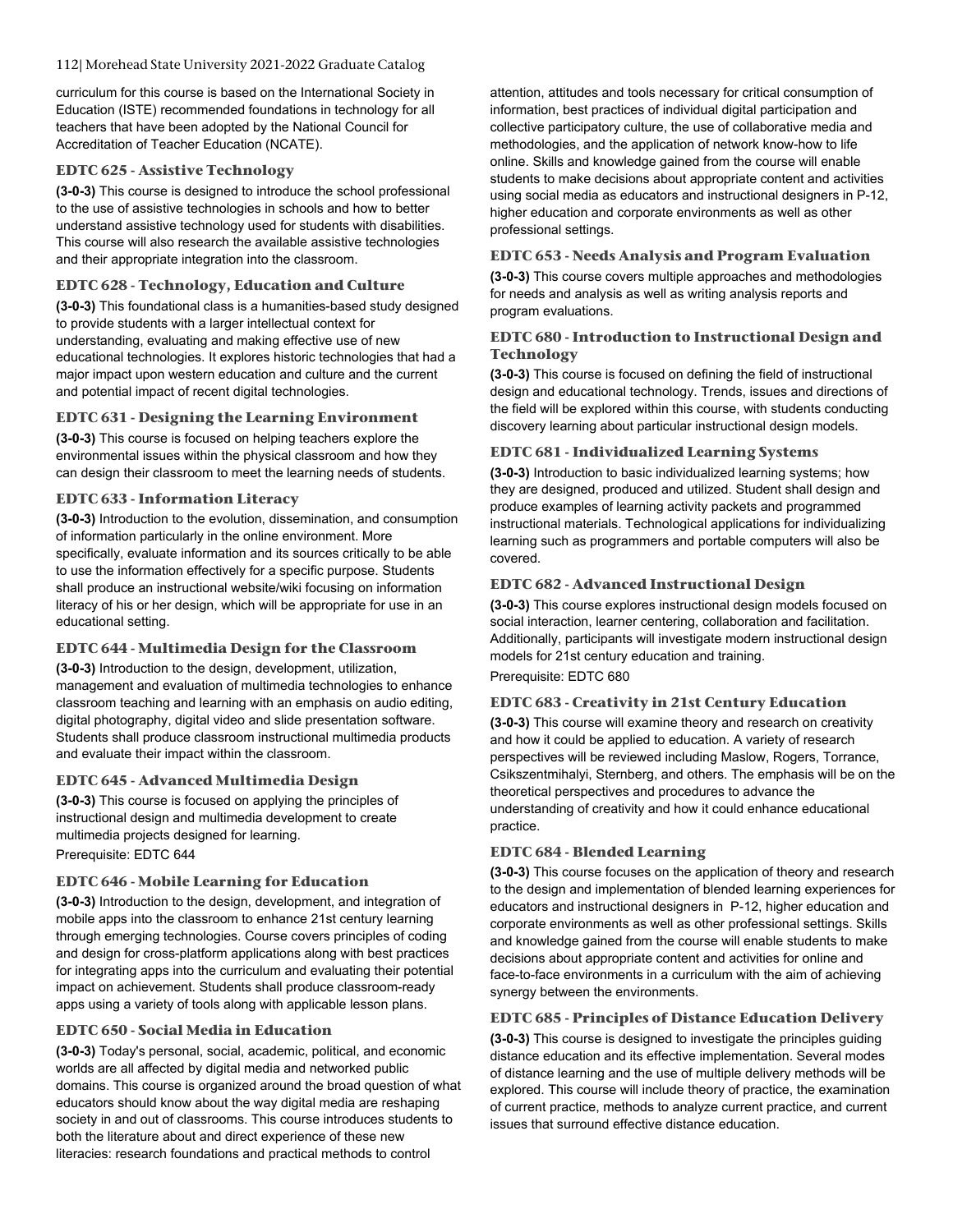curriculum for this course is based on the International Society in Education (ISTE) recommended foundations in technology for all teachers that have been adopted by the National Council for Accreditation of Teacher Education (NCATE).

### EDTC 625 - Assistive Technology

**(3-0-3)** This course is designed to introduce the school professional to the use of assistive technologies in schools and how to better understand assistive technology used for students with disabilities. This course will also research the available assistive technologies and their appropriate integration into the classroom.

### EDTC 628 - Technology, Education and Culture

**(3-0-3)** This foundational class is a humanities-based study designed to provide students with a larger intellectual context for understanding, evaluating and making effective use of new educational technologies. It explores historic technologies that had a major impact upon western education and culture and the current and potential impact of recent digital technologies.

### EDTC 631 - Designing the Learning Environment

**(3-0-3)** This course is focused on helping teachers explore the environmental issues within the physical classroom and how they can design their classroom to meet the learning needs of students.

### EDTC 633 - Information Literacy

**(3-0-3)** Introduction to the evolution, dissemination, and consumption of information particularly in the online environment. More specifically, evaluate information and its sources critically to be able to use the information effectively for a specific purpose. Students shall produce an instructional website/wiki focusing on information literacy of his or her design, which will be appropriate for use in an educational setting.

### EDTC 644 - Multimedia Design for the Classroom

**(3-0-3)** Introduction to the design, development, utilization, management and evaluation of multimedia technologies to enhance classroom teaching and learning with an emphasis on audio editing, digital photography, digital video and slide presentation software. Students shall produce classroom instructional multimedia products and evaluate their impact within the classroom.

### EDTC 645 - Advanced Multimedia Design

**(3-0-3)** This course is focused on applying the principles of instructional design and multimedia development to create multimedia projects designed for learning.

Prerequisite: EDTC 644

### EDTC 646 - Mobile Learning for Education

**(3-0-3)** Introduction to the design, development, and integration of mobile apps into the classroom to enhance 21st century learning through emerging technologies. Course covers principles of coding and design for cross-platform applications along with best practices for integrating apps into the curriculum and evaluating their potential impact on achievement. Students shall produce classroom-ready apps using a variety of tools along with applicable lesson plans.

### EDTC 650 - Social Media in Education

**(3-0-3)** Today's personal, social, academic, political, and economic worlds are all affected by digital media and networked public domains. This course is organized around the broad question of what educators should know about the way digital media are reshaping society in and out of classrooms. This course introduces students to both the literature about and direct experience of these new literacies: research foundations and practical methods to control attention, attitudes and tools necessary for critical consumption of information, best practices of individual digital participation and collective participatory culture, the use of collaborative media and methodologies, and the application of network know-how to life online. Skills and knowledge gained from the course will enable students to make decisions about appropriate content and activities using social media as educators and instructional designers in P-12, higher education and corporate environments as well as other professional settings.

### EDTC 653 - Needs Analysis and Program Evaluation

**(3-0-3)** This course covers multiple approaches and methodologies for needs and analysis as well as writing analysis reports and program evaluations.

### EDTC 680 - Introduction to Instructional Design and Technology

**(3-0-3)** This course is focused on defining the field of instructional design and educational technology. Trends, issues and directions of the field will be explored within this course, with students conducting discovery learning about particular instructional design models.

### EDTC 681 - Individualized Learning Systems

**(3-0-3)** Introduction to basic individualized learning systems; how they are designed, produced and utilized. Student shall design and produce examples of learning activity packets and programmed instructional materials. Technological applications for individualizing learning such as programmers and portable computers will also be covered.

### EDTC 682 - Advanced Instructional Design

**(3-0-3)** This course explores instructional design models focused on social interaction, learner centering, collaboration and facilitation. Additionally, participants will investigate modern instructional design models for 21st century education and training.

Prerequisite: EDTC 680

### EDTC 683 - Creativity in 21st Century Education

**(3-0-3)** This course will examine theory and research on creativity and how it could be applied to education. A variety of research perspectives will be reviewed including Maslow, Rogers, Torrance, Csikszentmihalyi, Sternberg, and others. The emphasis will be on the theoretical perspectives and procedures to advance the understanding of creativity and how it could enhance educational practice.

### EDTC 684 - Blended Learning

**(3-0-3)** This course focuses on the application of theory and research to the design and implementation of blended learning experiences for educators and instructional designers in P-12, higher education and corporate environments as well as other professional settings. Skills and knowledge gained from the course will enable students to make decisions about appropriate content and activities for online and face-to-face environments in a curriculum with the aim of achieving synergy between the environments.

### EDTC 685 - Principles of Distance Education Delivery

**(3-0-3)** This course is designed to investigate the principles guiding distance education and its effective implementation. Several modes of distance learning and the use of multiple delivery methods will be explored. This course will include theory of practice, the examination of current practice, methods to analyze current practice, and current issues that surround effective distance education.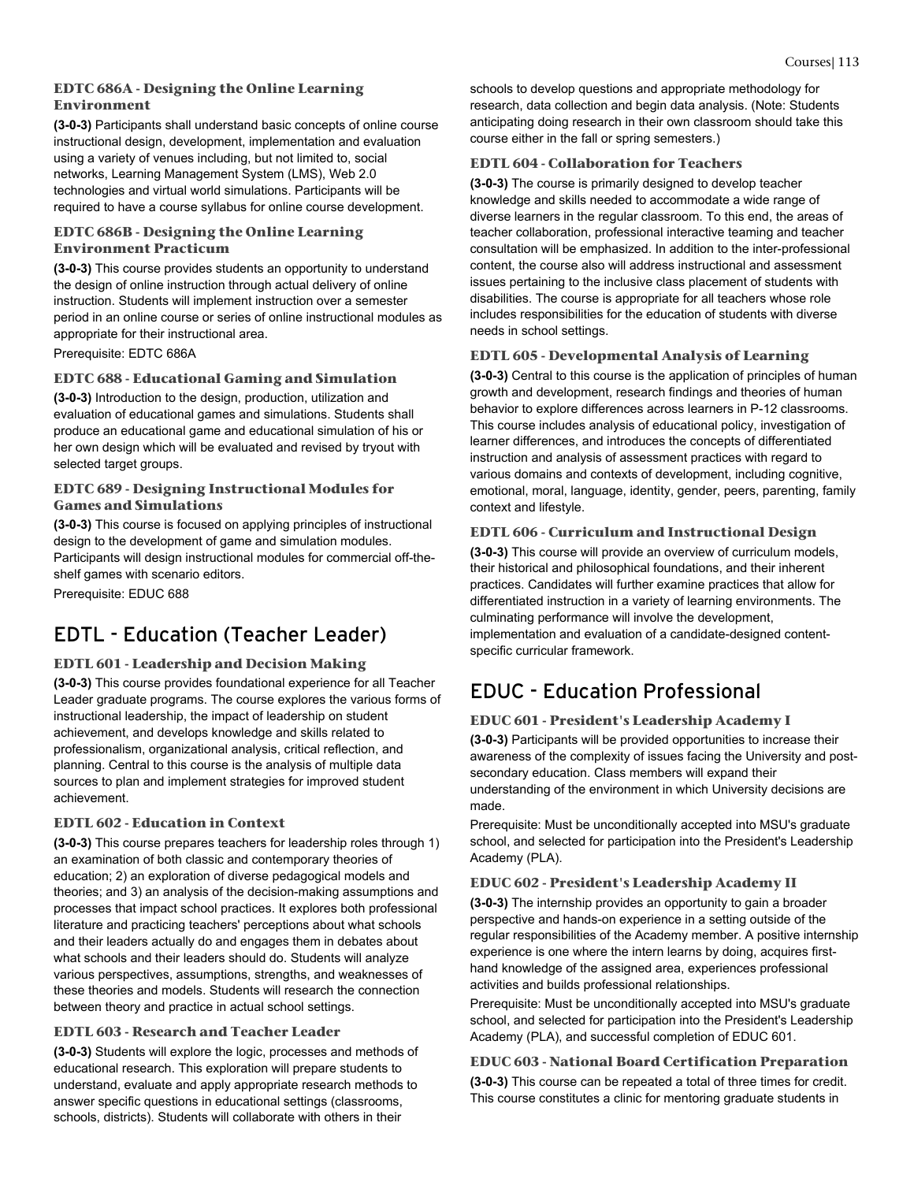### EDTC 686A - Designing the Online Learning Environment

**(3-0-3)** Participants shall understand basic concepts of online course instructional design, development, implementation and evaluation using a variety of venues including, but not limited to, social networks, Learning Management System (LMS), Web 2.0 technologies and virtual world simulations. Participants will be required to have a course syllabus for online course development.

### EDTC 686B - Designing the Online Learning Environment Practicum

**(3-0-3)** This course provides students an opportunity to understand the design of online instruction through actual delivery of online instruction. Students will implement instruction over a semester period in an online course or series of online instructional modules as appropriate for their instructional area.

Prerequisite: EDTC 686A

### EDTC 688 - Educational Gaming and Simulation

**(3-0-3)** Introduction to the design, production, utilization and evaluation of educational games and simulations. Students shall produce an educational game and educational simulation of his or her own design which will be evaluated and revised by tryout with selected target groups.

### EDTC 689 - Designing Instructional Modules for Games and Simulations

**(3-0-3)** This course is focused on applying principles of instructional design to the development of game and simulation modules. Participants will design instructional modules for commercial off-the-shelf games with scenario editors.

Prerequisite: EDUC 688

## EDTL - Education (Teacher Leader)

### EDTL 601 - Leadership and Decision Making

**(3-0-3)** This course provides foundational experience for all Teacher Leader graduate programs. The course explores the various forms of instructional leadership, the impact of leadership on student achievement, and develops knowledge and skills related to professionalism, organizational analysis, critical reflection, and planning. Central to this course is the analysis of multiple data sources to plan and implement strategies for improved student achievement.

### EDTL 602 - Education in Context

**(3-0-3)** This course prepares teachers for leadership roles through 1) an examination of both classic and contemporary theories of education; 2) an exploration of diverse pedagogical models and theories; and 3) an analysis of the decision-making assumptions and processes that impact school practices. It explores both professional literature and practicing teachers' perceptions about what schools and their leaders actually do and engages them in debates about what schools and their leaders should do. Students will analyze various perspectives, assumptions, strengths, and weaknesses of these theories and models. Students will research the connection between theory and practice in actual school settings.

### EDTL 603 - Research and Teacher Leader

**(3-0-3)** Students will explore the logic, processes and methods of educational research. This exploration will prepare students to understand, evaluate and apply appropriate research methods to answer specific questions in educational settings (classrooms, schools, districts). Students will collaborate with others in their schools to develop questions and appropriate methodology for research, data collection and begin data analysis. (Note: Students anticipating doing research in their own classroom should take this course either in the fall or spring semesters.)

### EDTL 604 - Collaboration for Teachers

**(3-0-3)** The course is primarily designed to develop teacher knowledge and skills needed to accommodate a wide range of diverse learners in the regular classroom. To this end, the areas of teacher collaboration, professional interactive teaming and teacher consultation will be emphasized. In addition to the inter-professional content, the course also will address instructional and assessment issues pertaining to the inclusive class placement of students with disabilities. The course is appropriate for all teachers whose role includes responsibilities for the education of students with diverse needs in school settings.

### EDTL 605 - Developmental Analysis of Learning

**(3-0-3)** Central to this course is the application of principles of human growth and development, research findings and theories of human behavior to explore differences across learners in P-12 classrooms. This course includes analysis of educational policy, investigation of learner differences, and introduces the concepts of differentiated instruction and analysis of assessment practices with regard to various domains and contexts of development, including cognitive, emotional, moral, language, identity, gender, peers, parenting, family context and lifestyle.

### EDTL 606 - Curriculum and Instructional Design

**(3-0-3)** This course will provide an overview of curriculum models, their historical and philosophical foundations, and their inherent practices. Candidates will further examine practices that allow for differentiated instruction in a variety of learning environments. The culminating performance will involve the development, implementation and evaluation of a candidate-designed content-specific curricular framework.

## EDUC - Education Professional

### EDUC 601 - President's Leadership Academy I

**(3-0-3)** Participants will be provided opportunities to increase their awareness of the complexity of issues facing the University and post-secondary education. Class members will expand their understanding of the environment in which University decisions are made.

Prerequisite: Must be unconditionally accepted into MSU's graduate school, and selected for participation into the President's Leadership Academy (PLA).

### EDUC 602 - President's Leadership Academy II

**(3-0-3)** The internship provides an opportunity to gain a broader perspective and hands-on experience in a setting outside of the regular responsibilities of the Academy member. A positive internship experience is one where the intern learns by doing, acquires first-hand knowledge of the assigned area, experiences professional activities and builds professional relationships.

Prerequisite: Must be unconditionally accepted into MSU's graduate school, and selected for participation into the President's Leadership Academy (PLA), and successful completion of EDUC 601.

### EDUC 603 - National Board Certification Preparation

**(3-0-3)** This course can be repeated a total of three times for credit. This course constitutes a clinic for mentoring graduate students in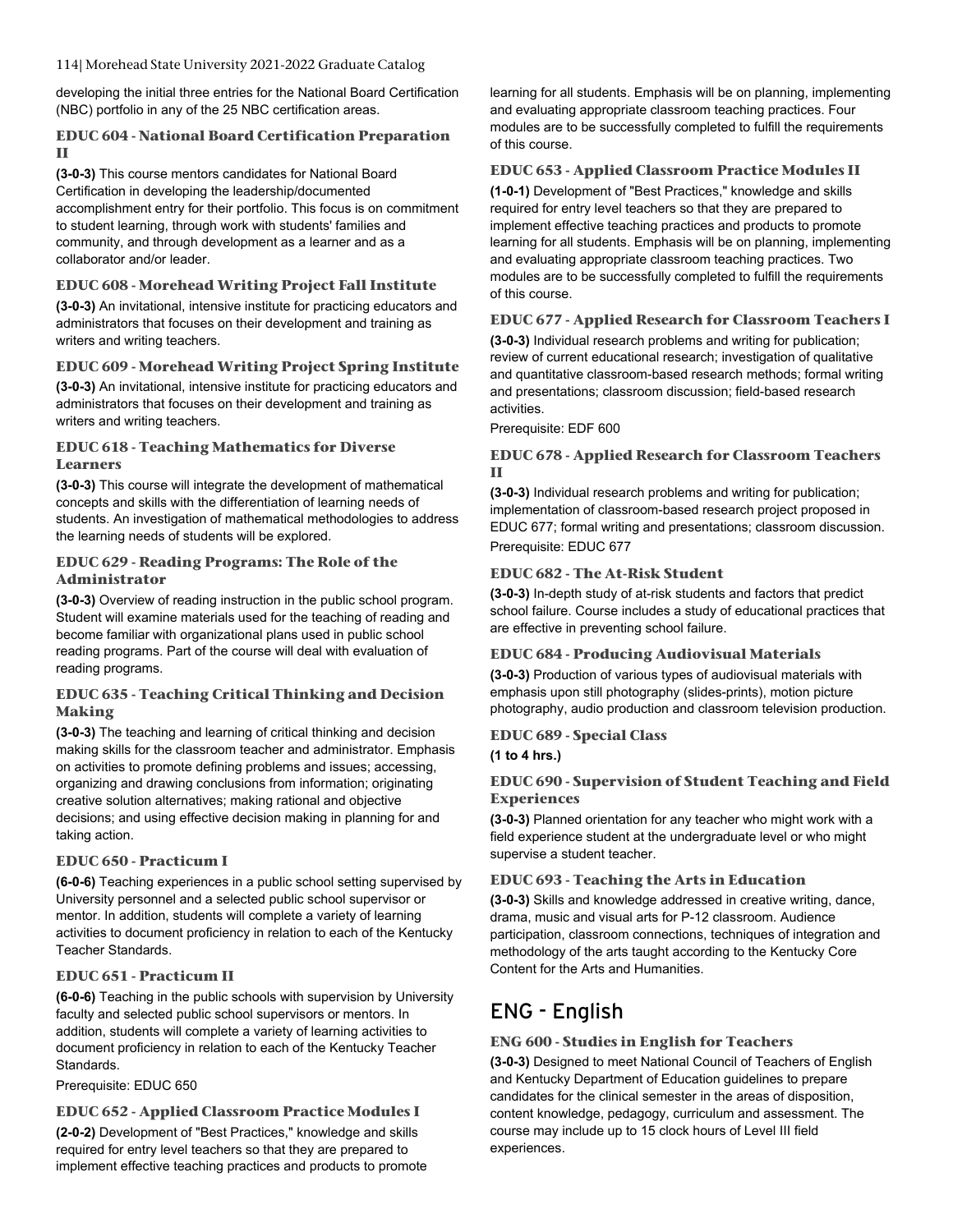developing the initial three entries for the National Board Certification (NBC) portfolio in any of the 25 NBC certification areas.

### EDUC 604 - National Board Certification Preparation II

**(3-0-3)** This course mentors candidates for National Board Certification in developing the leadership/documented accomplishment entry for their portfolio. This focus is on commitment to student learning, through work with students' families and community, and through development as a learner and as a collaborator and/or leader.

### EDUC 608 - Morehead Writing Project Fall Institute

**(3-0-3)** An invitational, intensive institute for practicing educators and administrators that focuses on their development and training as writers and writing teachers.

### EDUC 609 - Morehead Writing Project Spring Institute

**(3-0-3)** An invitational, intensive institute for practicing educators and administrators that focuses on their development and training as writers and writing teachers.

### EDUC 618 - Teaching Mathematics for Diverse Learners

**(3-0-3)** This course will integrate the development of mathematical concepts and skills with the differentiation of learning needs of students. An investigation of mathematical methodologies to address the learning needs of students will be explored.

### EDUC 629 - Reading Programs: The Role of the Administrator

**(3-0-3)** Overview of reading instruction in the public school program. Student will examine materials used for the teaching of reading and become familiar with organizational plans used in public school reading programs. Part of the course will deal with evaluation of reading programs.

### EDUC 635 - Teaching Critical Thinking and Decision Making

**(3-0-3)** The teaching and learning of critical thinking and decision making skills for the classroom teacher and administrator. Emphasis on activities to promote defining problems and issues; accessing, organizing and drawing conclusions from information; originating creative solution alternatives; making rational and objective decisions; and using effective decision making in planning for and taking action.

### EDUC 650 - Practicum I

**(6-0-6)** Teaching experiences in a public school setting supervised by University personnel and a selected public school supervisor or mentor. In addition, students will complete a variety of learning activities to document proficiency in relation to each of the Kentucky Teacher Standards.

### EDUC 651 - Practicum II

**(6-0-6)** Teaching in the public schools with supervision by University faculty and selected public school supervisors or mentors. In addition, students will complete a variety of learning activities to document proficiency in relation to each of the Kentucky Teacher Standards.

Prerequisite: EDUC 650

### EDUC 652 - Applied Classroom Practice Modules I

**(2-0-2)** Development of "Best Practices," knowledge and skills required for entry level teachers so that they are prepared to implement effective teaching practices and products to promote learning for all students. Emphasis will be on planning, implementing and evaluating appropriate classroom teaching practices. Four modules are to be successfully completed to fulfill the requirements of this course.

### EDUC 653 - Applied Classroom Practice Modules II

**(1-0-1)** Development of "Best Practices," knowledge and skills required for entry level teachers so that they are prepared to implement effective teaching practices and products to promote learning for all students. Emphasis will be on planning, implementing and evaluating appropriate classroom teaching practices. Two modules are to be successfully completed to fulfill the requirements of this course.

### EDUC 677 - Applied Research for Classroom Teachers I

**(3-0-3)** Individual research problems and writing for publication; review of current educational research; investigation of qualitative and quantitative classroom-based research methods; formal writing and presentations; classroom discussion; field-based research activities.

Prerequisite: EDF 600

### EDUC 678 - Applied Research for Classroom Teachers II

**(3-0-3)** Individual research problems and writing for publication; implementation of classroom-based research project proposed in EDUC 677; formal writing and presentations; classroom discussion.

Prerequisite: EDUC 677

### EDUC 682 - The At-Risk Student

**(3-0-3)** In-depth study of at-risk students and factors that predict school failure. Course includes a study of educational practices that are effective in preventing school failure.

### EDUC 684 - Producing Audiovisual Materials

**(3-0-3)** Production of various types of audiovisual materials with emphasis upon still photography (slides-prints), motion picture photography, audio production and classroom television production.

### EDUC 689 - Special Class

**(1 to 4 hrs.)**

### EDUC 690 - Supervision of Student Teaching and Field Experiences

**(3-0-3)** Planned orientation for any teacher who might work with a field experience student at the undergraduate level or who might supervise a student teacher.

### EDUC 693 - Teaching the Arts in Education

**(3-0-3)** Skills and knowledge addressed in creative writing, dance, drama, music and visual arts for P-12 classroom. Audience participation, classroom connections, techniques of integration and methodology of the arts taught according to the Kentucky Core Content for the Arts and Humanities.

## ENG - English

### ENG 600 - Studies in English for Teachers

**(3-0-3)** Designed to meet National Council of Teachers of English and Kentucky Department of Education guidelines to prepare candidates for the clinical semester in the areas of disposition, content knowledge, pedagogy, curriculum and assessment. The course may include up to 15 clock hours of Level III field experiences.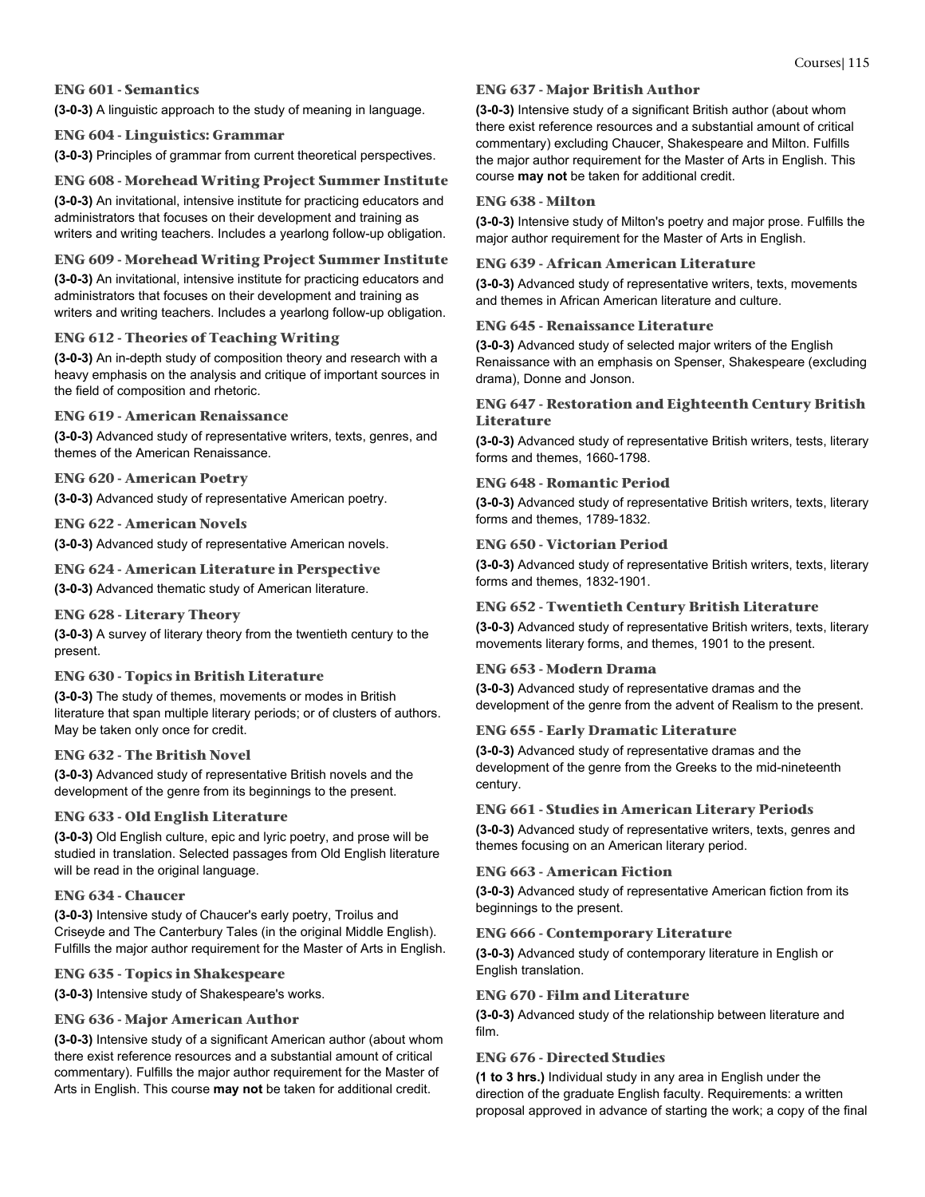### ENG 601 - Semantics

**(3-0-3)** A linguistic approach to the study of meaning in language.

### ENG 604 - Linguistics: Grammar

**(3-0-3)** Principles of grammar from current theoretical perspectives.

### ENG 608 - Morehead Writing Project Summer Institute

**(3-0-3)** An invitational, intensive institute for practicing educators and administrators that focuses on their development and training as writers and writing teachers. Includes a yearlong follow-up obligation.

### ENG 609 - Morehead Writing Project Summer Institute

**(3-0-3)** An invitational, intensive institute for practicing educators and administrators that focuses on their development and training as writers and writing teachers. Includes a yearlong follow-up obligation.

### ENG 612 - Theories of Teaching Writing

**(3-0-3)** An in-depth study of composition theory and research with a heavy emphasis on the analysis and critique of important sources in the field of composition and rhetoric.

### ENG 619 - American Renaissance

**(3-0-3)** Advanced study of representative writers, texts, genres, and themes of the American Renaissance.

### ENG 620 - American Poetry

**(3-0-3)** Advanced study of representative American poetry.

### ENG 622 - American Novels

**(3-0-3)** Advanced study of representative American novels.

### ENG 624 - American Literature in Perspective

**(3-0-3)** Advanced thematic study of American literature.

### ENG 628 - Literary Theory

**(3-0-3)** A survey of literary theory from the twentieth century to the present.

### ENG 630 - Topics in British Literature

**(3-0-3)** The study of themes, movements or modes in British literature that span multiple literary periods; or of clusters of authors. May be taken only once for credit.

### ENG 632 - The British Novel

**(3-0-3)** Advanced study of representative British novels and the development of the genre from its beginnings to the present.

### ENG 633 - Old English Literature

**(3-0-3)** Old English culture, epic and lyric poetry, and prose will be studied in translation. Selected passages from Old English literature will be read in the original language.

### ENG 634 - Chaucer

**(3-0-3)** Intensive study of Chaucer's early poetry, Troilus and Criseyde and The Canterbury Tales (in the original Middle English). Fulfills the major author requirement for the Master of Arts in English.

### ENG 635 - Topics in Shakespeare

**(3-0-3)** Intensive study of Shakespeare's works.

### ENG 636 - Major American Author

**(3-0-3)** Intensive study of a significant American author (about whom there exist reference resources and a substantial amount of critical commentary). Fulfills the major author requirement for the Master of Arts in English. This course **may not** be taken for additional credit.

### ENG 637 - Major British Author

**(3-0-3)** Intensive study of a significant British author (about whom there exist reference resources and a substantial amount of critical commentary) excluding Chaucer, Shakespeare and Milton. Fulfills the major author requirement for the Master of Arts in English. This course **may not** be taken for additional credit.

### ENG 638 - Milton

**(3-0-3)** Intensive study of Milton's poetry and major prose. Fulfills the major author requirement for the Master of Arts in English.

### ENG 639 - African American Literature

**(3-0-3)** Advanced study of representative writers, texts, movements and themes in African American literature and culture.

### ENG 645 - Renaissance Literature

**(3-0-3)** Advanced study of selected major writers of the English Renaissance with an emphasis on Spenser, Shakespeare (excluding drama), Donne and Jonson.

### ENG 647 - Restoration and Eighteenth Century British Literature

**(3-0-3)** Advanced study of representative British writers, tests, literary forms and themes, 1660-1798.

### ENG 648 - Romantic Period

**(3-0-3)** Advanced study of representative British writers, texts, literary forms and themes, 1789-1832.

### ENG 650 - Victorian Period

**(3-0-3)** Advanced study of representative British writers, texts, literary forms and themes, 1832-1901.

### ENG 652 - Twentieth Century British Literature

**(3-0-3)** Advanced study of representative British writers, texts, literary movements literary forms, and themes, 1901 to the present.

### ENG 653 - Modern Drama

**(3-0-3)** Advanced study of representative dramas and the development of the genre from the advent of Realism to the present.

### ENG 655 - Early Dramatic Literature

**(3-0-3)** Advanced study of representative dramas and the development of the genre from the Greeks to the mid-nineteenth century.

### ENG 661 - Studies in American Literary Periods

**(3-0-3)** Advanced study of representative writers, texts, genres and themes focusing on an American literary period.

### ENG 663 - American Fiction

**(3-0-3)** Advanced study of representative American fiction from its beginnings to the present.

### ENG 666 - Contemporary Literature

**(3-0-3)** Advanced study of contemporary literature in English or English translation.

### ENG 670 - Film and Literature

**(3-0-3)** Advanced study of the relationship between literature and film.

### ENG 676 - Directed Studies

**(1 to 3 hrs.)** Individual study in any area in English under the direction of the graduate English faculty. Requirements: a written proposal approved in advance of starting the work; a copy of the final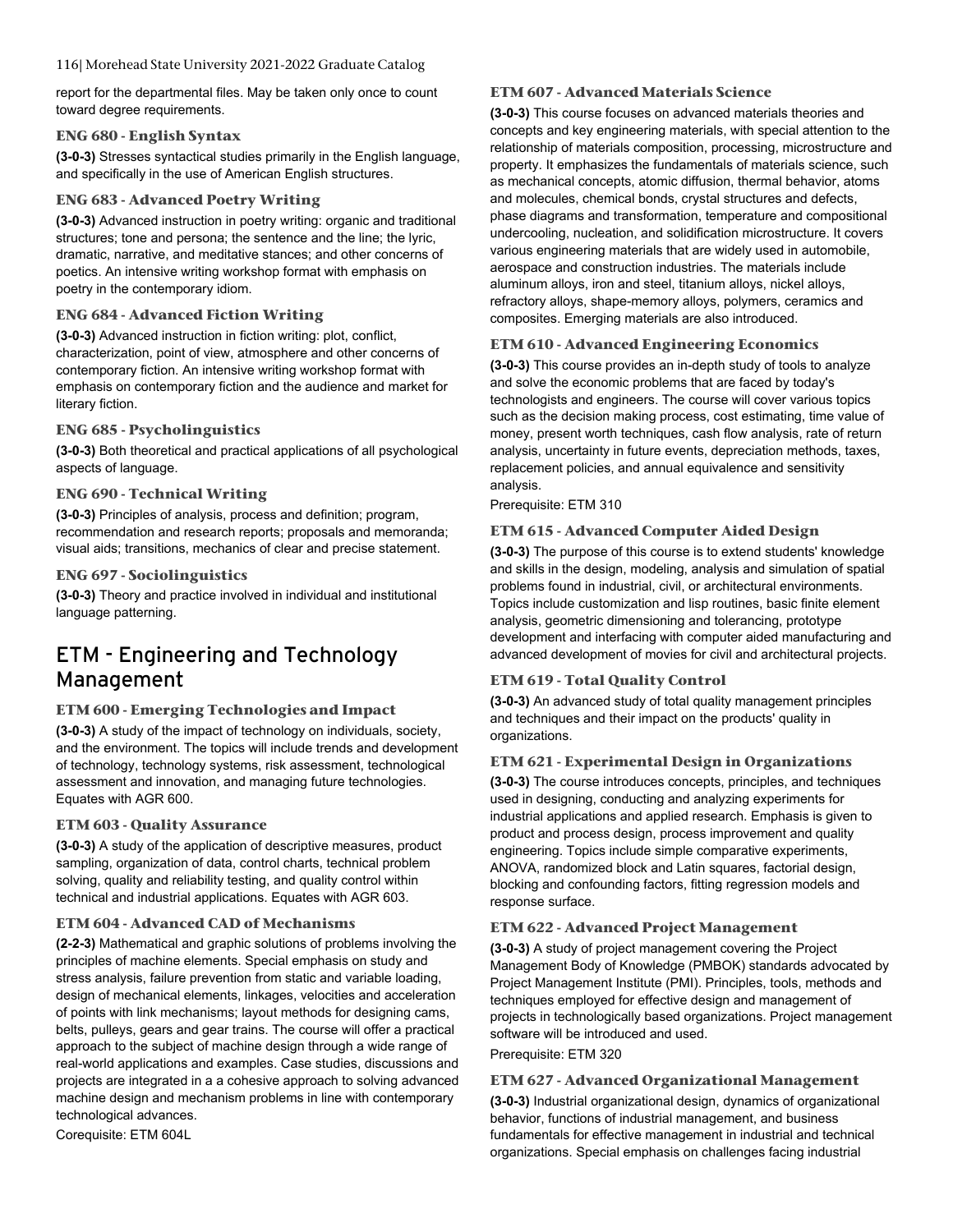report for the departmental files. May be taken only once to count toward degree requirements.

### ENG 680 - English Syntax

**(3-0-3)** Stresses syntactical studies primarily in the English language, and specifically in the use of American English structures.

### ENG 683 - Advanced Poetry Writing

**(3-0-3)** Advanced instruction in poetry writing: organic and traditional structures; tone and persona; the sentence and the line; the lyric, dramatic, narrative, and meditative stances; and other concerns of poetics. An intensive writing workshop format with emphasis on poetry in the contemporary idiom.

### ENG 684 - Advanced Fiction Writing

**(3-0-3)** Advanced instruction in fiction writing: plot, conflict, characterization, point of view, atmosphere and other concerns of contemporary fiction. An intensive writing workshop format with emphasis on contemporary fiction and the audience and market for literary fiction.

### ENG 685 - Psycholinguistics

**(3-0-3)** Both theoretical and practical applications of all psychological aspects of language.

### ENG 690 - Technical Writing

**(3-0-3)** Principles of analysis, process and definition; program, recommendation and research reports; proposals and memoranda; visual aids; transitions, mechanics of clear and precise statement.

### ENG 697 - Sociolinguistics

**(3-0-3)** Theory and practice involved in individual and institutional language patterning.

## ETM - Engineering and Technology Management

### ETM 600 - Emerging Technologies and Impact

**(3-0-3)** A study of the impact of technology on individuals, society, and the environment. The topics will include trends and development of technology, technology systems, risk assessment, technological assessment and innovation, and managing future technologies. Equates with AGR 600.

### ETM 603 - Quality Assurance

**(3-0-3)** A study of the application of descriptive measures, product sampling, organization of data, control charts, technical problem solving, quality and reliability testing, and quality control within technical and industrial applications. Equates with AGR 603.

### ETM 604 - Advanced CAD of Mechanisms

**(2-2-3)** Mathematical and graphic solutions of problems involving the principles of machine elements. Special emphasis on study and stress analysis, failure prevention from static and variable loading, design of mechanical elements, linkages, velocities and acceleration of points with link mechanisms; layout methods for designing cams, belts, pulleys, gears and gear trains. The course will offer a practical approach to the subject of machine design through a wide range of real-world applications and examples. Case studies, discussions and projects are integrated in a a cohesive approach to solving advanced machine design and mechanism problems in line with contemporary technological advances.

Corequisite: ETM 604L

### ETM 607 - Advanced Materials Science

**(3-0-3)** This course focuses on advanced materials theories and concepts and key engineering materials, with special attention to the relationship of materials composition, processing, microstructure and property. It emphasizes the fundamentals of materials science, such as mechanical concepts, atomic diffusion, thermal behavior, atoms and molecules, chemical bonds, crystal structures and defects, phase diagrams and transformation, temperature and compositional undercooling, nucleation, and solidification microstructure. It covers various engineering materials that are widely used in automobile, aerospace and construction industries. The materials include aluminum alloys, iron and steel, titanium alloys, nickel alloys, refractory alloys, shape-memory alloys, polymers, ceramics and composites. Emerging materials are also introduced.

### ETM 610 - Advanced Engineering Economics

**(3-0-3)** This course provides an in-depth study of tools to analyze and solve the economic problems that are faced by today's technologists and engineers. The course will cover various topics such as the decision making process, cost estimating, time value of money, present worth techniques, cash flow analysis, rate of return analysis, uncertainty in future events, depreciation methods, taxes, replacement policies, and annual equivalence and sensitivity analysis.

Prerequisite: ETM 310

### ETM 615 - Advanced Computer Aided Design

**(3-0-3)** The purpose of this course is to extend students' knowledge and skills in the design, modeling, analysis and simulation of spatial problems found in industrial, civil, or architectural environments. Topics include customization and lisp routines, basic finite element analysis, geometric dimensioning and tolerancing, prototype development and interfacing with computer aided manufacturing and advanced development of movies for civil and architectural projects.

### ETM 619 - Total Quality Control

**(3-0-3)** An advanced study of total quality management principles and techniques and their impact on the products' quality in organizations.

### ETM 621 - Experimental Design in Organizations

**(3-0-3)** The course introduces concepts, principles, and techniques used in designing, conducting and analyzing experiments for industrial applications and applied research. Emphasis is given to product and process design, process improvement and quality engineering. Topics include simple comparative experiments, ANOVA, randomized block and Latin squares, factorial design, blocking and confounding factors, fitting regression models and response surface.

### ETM 622 - Advanced Project Management

**(3-0-3)** A study of project management covering the Project Management Body of Knowledge (PMBOK) standards advocated by Project Management Institute (PMI). Principles, tools, methods and techniques employed for effective design and management of projects in technologically based organizations. Project management software will be introduced and used.

Prerequisite: ETM 320

### ETM 627 - Advanced Organizational Management

**(3-0-3)** Industrial organizational design, dynamics of organizational behavior, functions of industrial management, and business fundamentals for effective management in industrial and technical organizations. Special emphasis on challenges facing industrial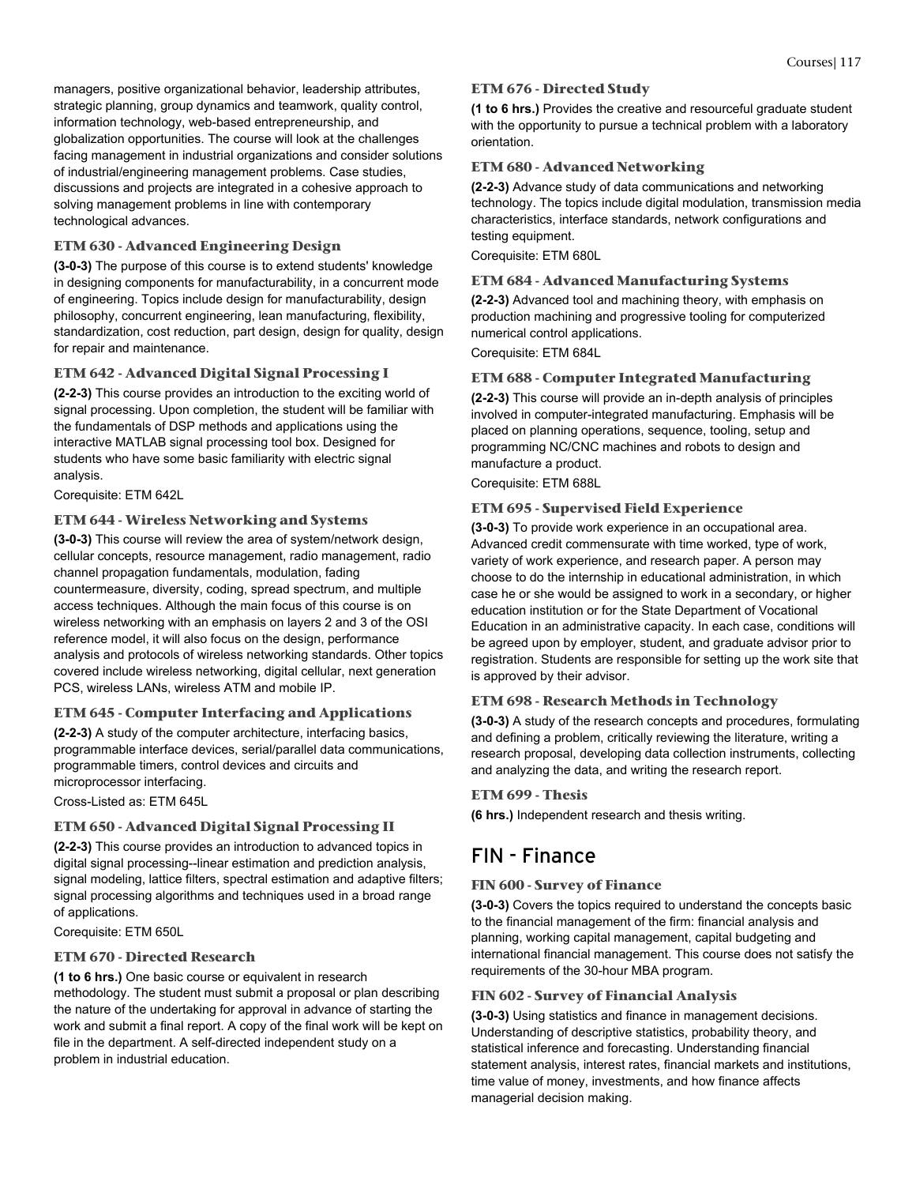managers, positive organizational behavior, leadership attributes, strategic planning, group dynamics and teamwork, quality control, information technology, web-based entrepreneurship, and globalization opportunities. The course will look at the challenges facing management in industrial organizations and consider solutions of industrial/engineering management problems. Case studies, discussions and projects are integrated in a cohesive approach to solving management problems in line with contemporary technological advances.

### ETM 630 - Advanced Engineering Design

**(3-0-3)** The purpose of this course is to extend students' knowledge in designing components for manufacturability, in a concurrent mode of engineering. Topics include design for manufacturability, design philosophy, concurrent engineering, lean manufacturing, flexibility, standardization, cost reduction, part design, design for quality, design for repair and maintenance.

### ETM 642 - Advanced Digital Signal Processing I

**(2-2-3)** This course provides an introduction to the exciting world of signal processing. Upon completion, the student will be familiar with the fundamentals of DSP methods and applications using the interactive MATLAB signal processing tool box. Designed for students who have some basic familiarity with electric signal analysis.

Corequisite: ETM 642L

### ETM 644 - Wireless Networking and Systems

**(3-0-3)** This course will review the area of system/network design, cellular concepts, resource management, radio management, radio channel propagation fundamentals, modulation, fading countermeasure, diversity, coding, spread spectrum, and multiple access techniques. Although the main focus of this course is on wireless networking with an emphasis on layers 2 and 3 of the OSI reference model, it will also focus on the design, performance analysis and protocols of wireless networking standards. Other topics covered include wireless networking, digital cellular, next generation PCS, wireless LANs, wireless ATM and mobile IP.

### ETM 645 - Computer Interfacing and Applications

**(2-2-3)** A study of the computer architecture, interfacing basics, programmable interface devices, serial/parallel data communications, programmable timers, control devices and circuits and microprocessor interfacing.

Cross-Listed as: ETM 645L

### ETM 650 - Advanced Digital Signal Processing II

**(2-2-3)** This course provides an introduction to advanced topics in digital signal processing--linear estimation and prediction analysis, signal modeling, lattice filters, spectral estimation and adaptive filters; signal processing algorithms and techniques used in a broad range of applications.

Corequisite: ETM 650L

### ETM 670 - Directed Research

**(1 to 6 hrs.)** One basic course or equivalent in research methodology. The student must submit a proposal or plan describing the nature of the undertaking for approval in advance of starting the work and submit a final report. A copy of the final work will be kept on file in the department. A self-directed independent study on a problem in industrial education.

### ETM 676 - Directed Study

**(1 to 6 hrs.)** Provides the creative and resourceful graduate student with the opportunity to pursue a technical problem with a laboratory orientation.

### ETM 680 - Advanced Networking

**(2-2-3)** Advance study of data communications and networking technology. The topics include digital modulation, transmission media characteristics, interface standards, network configurations and testing equipment.

Corequisite: ETM 680L

### ETM 684 - Advanced Manufacturing Systems

**(2-2-3)** Advanced tool and machining theory, with emphasis on production machining and progressive tooling for computerized numerical control applications.

Corequisite: ETM 684L

### ETM 688 - Computer Integrated Manufacturing

**(2-2-3)** This course will provide an in-depth analysis of principles involved in computer-integrated manufacturing. Emphasis will be placed on planning operations, sequence, tooling, setup and programming NC/CNC machines and robots to design and manufacture a product.

Corequisite: ETM 688L

### ETM 695 - Supervised Field Experience

**(3-0-3)** To provide work experience in an occupational area. Advanced credit commensurate with time worked, type of work, variety of work experience, and research paper. A person may choose to do the internship in educational administration, in which case he or she would be assigned to work in a secondary, or higher education institution or for the State Department of Vocational Education in an administrative capacity. In each case, conditions will be agreed upon by employer, student, and graduate advisor prior to registration. Students are responsible for setting up the work site that is approved by their advisor.

### ETM 698 - Research Methods in Technology

**(3-0-3)** A study of the research concepts and procedures, formulating and defining a problem, critically reviewing the literature, writing a research proposal, developing data collection instruments, collecting and analyzing the data, and writing the research report.

### ETM 699 - Thesis

**(6 hrs.)** Independent research and thesis writing.

## FIN - Finance

### FIN 600 - Survey of Finance

**(3-0-3)** Covers the topics required to understand the concepts basic to the financial management of the firm: financial analysis and planning, working capital management, capital budgeting and international financial management. This course does not satisfy the requirements of the 30-hour MBA program.

### FIN 602 - Survey of Financial Analysis

**(3-0-3)** Using statistics and finance in management decisions. Understanding of descriptive statistics, probability theory, and statistical inference and forecasting. Understanding financial statement analysis, interest rates, financial markets and institutions, time value of money, investments, and how finance affects managerial decision making.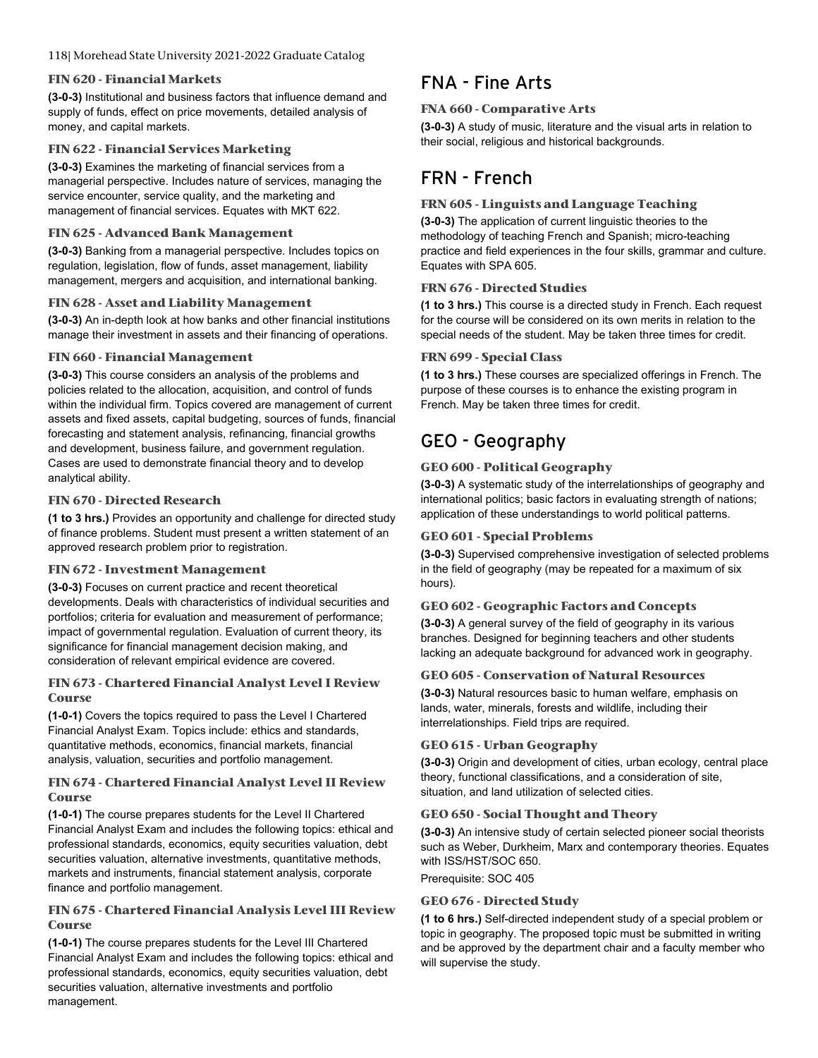### FIN 620 - Financial Markets

**(3-0-3)** Institutional and business factors that influence demand and supply of funds, effect on price movements, detailed analysis of money, and capital markets.

### FIN 622 - Financial Services Marketing

**(3-0-3)** Examines the marketing of financial services from a managerial perspective. Includes nature of services, managing the service encounter, service quality, and the marketing and management of financial services. Equates with MKT 622.

### FIN 625 - Advanced Bank Management

**(3-0-3)** Banking from a managerial perspective. Includes topics on regulation, legislation, flow of funds, asset management, liability management, mergers and acquisition, and international banking.

### FIN 628 - Asset and Liability Management

**(3-0-3)** An in-depth look at how banks and other financial institutions manage their investment in assets and their financing of operations.

### FIN 660 - Financial Management

**(3-0-3)** This course considers an analysis of the problems and policies related to the allocation, acquisition, and control of funds within the individual firm. Topics covered are management of current assets and fixed assets, capital budgeting, sources of funds, financial forecasting and statement analysis, refinancing, financial growths and development, business failure, and government regulation. Cases are used to demonstrate financial theory and to develop analytical ability.

### FIN 670 - Directed Research

**(1 to 3 hrs.)** Provides an opportunity and challenge for directed study of finance problems. Student must present a written statement of an approved research problem prior to registration.

### FIN 672 - Investment Management

**(3-0-3)** Focuses on current practice and recent theoretical developments. Deals with characteristics of individual securities and portfolios; criteria for evaluation and measurement of performance; impact of governmental regulation. Evaluation of current theory, its significance for financial management decision making, and consideration of relevant empirical evidence are covered.

### FIN 673 - Chartered Financial Analyst Level I Review Course

**(1-0-1)** Covers the topics required to pass the Level I Chartered Financial Analyst Exam. Topics include: ethics and standards, quantitative methods, economics, financial markets, financial analysis, valuation, securities and portfolio management.

### FIN 674 - Chartered Financial Analyst Level II Review Course

**(1-0-1)** The course prepares students for the Level II Chartered Financial Analyst Exam and includes the following topics: ethical and professional standards, economics, equity securities valuation, debt securities valuation, alternative investments, quantitative methods, markets and instruments, financial statement analysis, corporate finance and portfolio management.

### FIN 675 - Chartered Financial Analysis Level III Review Course

**(1-0-1)** The course prepares students for the Level III Chartered Financial Analyst Exam and includes the following topics: ethical and professional standards, economics, equity securities valuation, debt securities valuation, alternative investments and portfolio management.

## FNA - Fine Arts

### FNA 660 - Comparative Arts

**(3-0-3)** A study of music, literature and the visual arts in relation to their social, religious and historical backgrounds.

## FRN - French

### FRN 605 - Linguists and Language Teaching

**(3-0-3)** The application of current linguistic theories to the methodology of teaching French and Spanish; micro-teaching practice and field experiences in the four skills, grammar and culture. Equates with SPA 605.

### FRN 676 - Directed Studies

**(1 to 3 hrs.)** This course is a directed study in French. Each request for the course will be considered on its own merits in relation to the special needs of the student. May be taken three times for credit.

### FRN 699 - Special Class

**(1 to 3 hrs.)** These courses are specialized offerings in French. The purpose of these courses is to enhance the existing program in French. May be taken three times for credit.

## GEO - Geography

### GEO 600 - Political Geography

**(3-0-3)** A systematic study of the interrelationships of geography and international politics; basic factors in evaluating strength of nations; application of these understandings to world political patterns.

### GEO 601 - Special Problems

**(3-0-3)** Supervised comprehensive investigation of selected problems in the field of geography (may be repeated for a maximum of six hours).

### GEO 602 - Geographic Factors and Concepts

**(3-0-3)** A general survey of the field of geography in its various branches. Designed for beginning teachers and other students lacking an adequate background for advanced work in geography.

### GEO 605 - Conservation of Natural Resources

**(3-0-3)** Natural resources basic to human welfare, emphasis on lands, water, minerals, forests and wildlife, including their interrelationships. Field trips are required.

### GEO 615 - Urban Geography

**(3-0-3)** Origin and development of cities, urban ecology, central place theory, functional classifications, and a consideration of site, situation, and land utilization of selected cities.

### GEO 650 - Social Thought and Theory

**(3-0-3)** An intensive study of certain selected pioneer social theorists such as Weber, Durkheim, Marx and contemporary theories. Equates with ISS/HST/SOC 650.

Prerequisite: SOC 405

### GEO 676 - Directed Study

**(1 to 6 hrs.)** Self-directed independent study of a special problem or topic in geography. The proposed topic must be submitted in writing and be approved by the department chair and a faculty member who will supervise the study.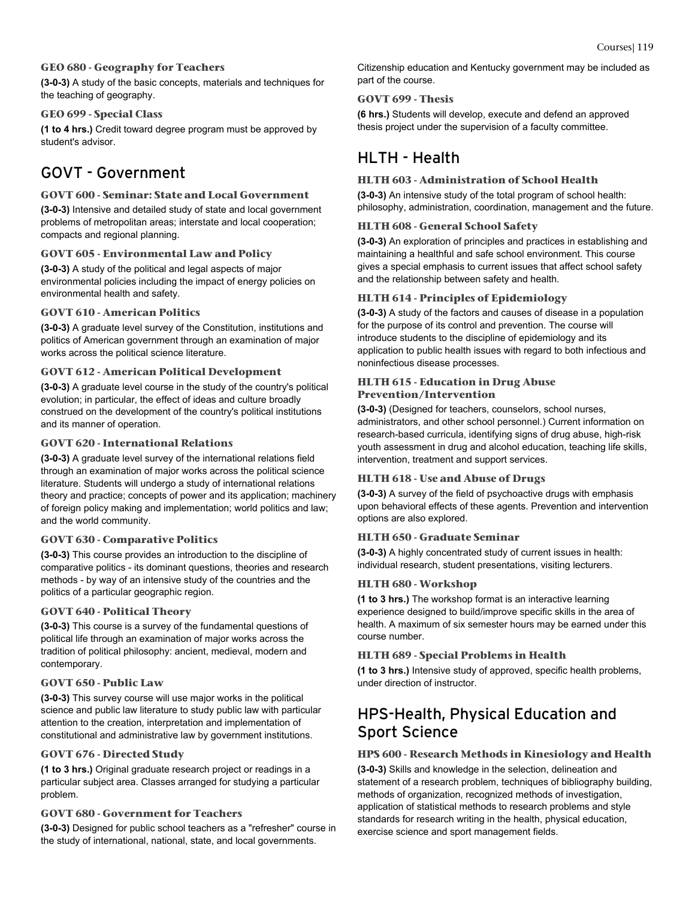### GEO 680 - Geography for Teachers

**(3-0-3)** A study of the basic concepts, materials and techniques for the teaching of geography.

### GEO 699 - Special Class

**(1 to 4 hrs.)** Credit toward degree program must be approved by student's advisor.

## GOVT - Government

### GOVT 600 - Seminar: State and Local Government

**(3-0-3)** Intensive and detailed study of state and local government problems of metropolitan areas; interstate and local cooperation; compacts and regional planning.

### GOVT 605 - Environmental Law and Policy

**(3-0-3)** A study of the political and legal aspects of major environmental policies including the impact of energy policies on environmental health and safety.

### GOVT 610 - American Politics

**(3-0-3)** A graduate level survey of the Constitution, institutions and politics of American government through an examination of major works across the political science literature.

### GOVT 612 - American Political Development

**(3-0-3)** A graduate level course in the study of the country's political evolution; in particular, the effect of ideas and culture broadly construed on the development of the country's political institutions and its manner of operation.

### GOVT 620 - International Relations

**(3-0-3)** A graduate level survey of the international relations field through an examination of major works across the political science literature. Students will undergo a study of international relations theory and practice; concepts of power and its application; machinery of foreign policy making and implementation; world politics and law; and the world community.

### GOVT 630 - Comparative Politics

**(3-0-3)** This course provides an introduction to the discipline of comparative politics - its dominant questions, theories and research methods - by way of an intensive study of the countries and the politics of a particular geographic region.

### GOVT 640 - Political Theory

**(3-0-3)** This course is a survey of the fundamental questions of political life through an examination of major works across the tradition of political philosophy: ancient, medieval, modern and contemporary.

### GOVT 650 - Public Law

**(3-0-3)** This survey course will use major works in the political science and public law literature to study public law with particular attention to the creation, interpretation and implementation of constitutional and administrative law by government institutions.

### GOVT 676 - Directed Study

**(1 to 3 hrs.)** Original graduate research project or readings in a particular subject area. Classes arranged for studying a particular problem.

### GOVT 680 - Government for Teachers

**(3-0-3)** Designed for public school teachers as a "refresher" course in the study of international, national, state, and local governments. Citizenship education and Kentucky government may be included as part of the course.

### GOVT 699 - Thesis

**(6 hrs.)** Students will develop, execute and defend an approved thesis project under the supervision of a faculty committee.

## HLTH - Health

### HLTH 603 - Administration of School Health

**(3-0-3)** An intensive study of the total program of school health: philosophy, administration, coordination, management and the future.

### HLTH 608 - General School Safety

**(3-0-3)** An exploration of principles and practices in establishing and maintaining a healthful and safe school environment. This course gives a special emphasis to current issues that affect school safety and the relationship between safety and health.

### HLTH 614 - Principles of Epidemiology

**(3-0-3)** A study of the factors and causes of disease in a population for the purpose of its control and prevention. The course will introduce students to the discipline of epidemiology and its application to public health issues with regard to both infectious and noninfectious disease processes.

### HLTH 615 - Education in Drug Abuse Prevention/Intervention

**(3-0-3)** (Designed for teachers, counselors, school nurses, administrators, and other school personnel.) Current information on research-based curricula, identifying signs of drug abuse, high-risk youth assessment in drug and alcohol education, teaching life skills, intervention, treatment and support services.

### HLTH 618 - Use and Abuse of Drugs

**(3-0-3)** A survey of the field of psychoactive drugs with emphasis upon behavioral effects of these agents. Prevention and intervention options are also explored.

### HLTH 650 - Graduate Seminar

**(3-0-3)** A highly concentrated study of current issues in health: individual research, student presentations, visiting lecturers.

### HLTH 680 - Workshop

**(1 to 3 hrs.)** The workshop format is an interactive learning experience designed to build/improve specific skills in the area of health. A maximum of six semester hours may be earned under this course number.

### HLTH 689 - Special Problems in Health

**(1 to 3 hrs.)** Intensive study of approved, specific health problems, under direction of instructor.

## HPS-Health, Physical Education and Sport Science

### HPS 600 - Research Methods in Kinesiology and Health

**(3-0-3)** Skills and knowledge in the selection, delineation and statement of a research problem, techniques of bibliography building, methods of organization, recognized methods of investigation, application of statistical methods to research problems and style standards for research writing in the health, physical education, exercise science and sport management fields.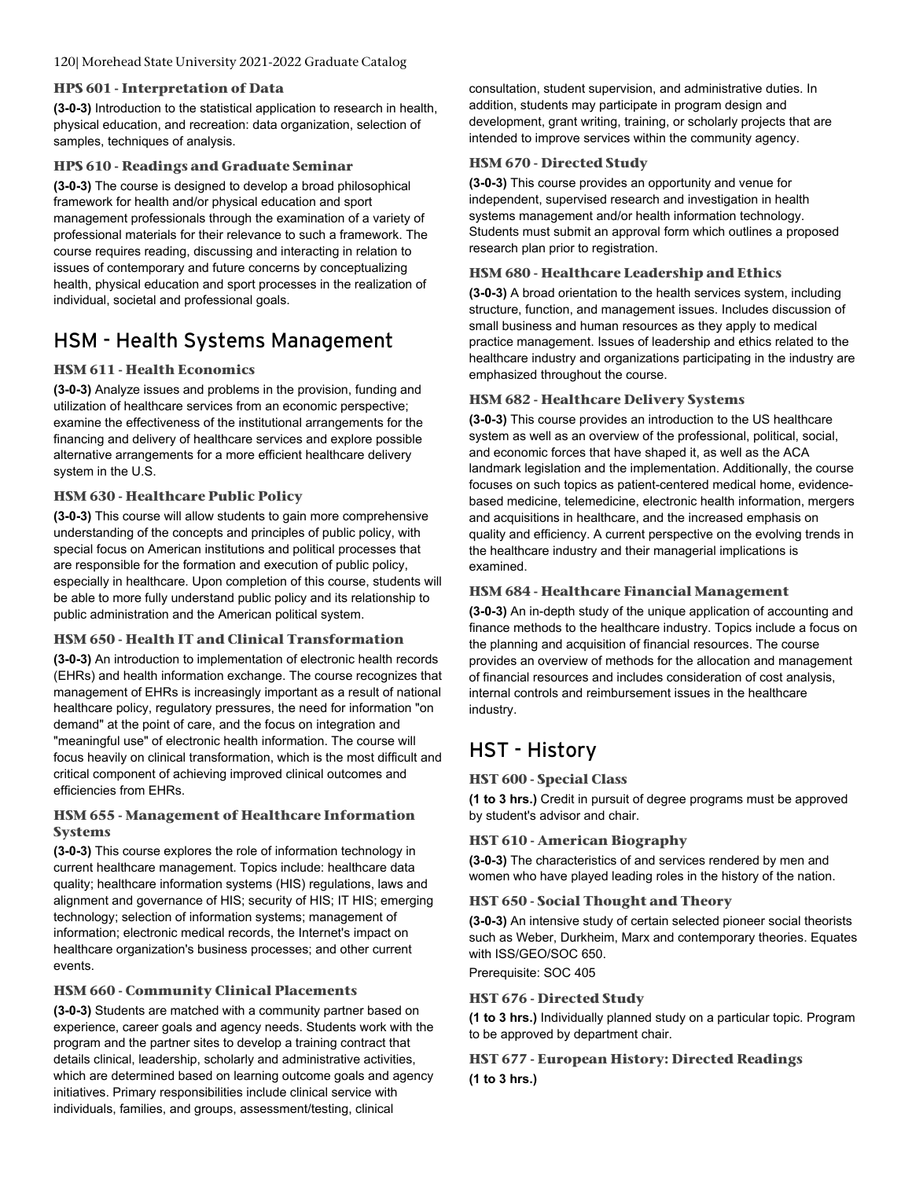### HPS 601 - Interpretation of Data

**(3-0-3)** Introduction to the statistical application to research in health, physical education, and recreation: data organization, selection of samples, techniques of analysis.

### HPS 610 - Readings and Graduate Seminar

**(3-0-3)** The course is designed to develop a broad philosophical framework for health and/or physical education and sport management professionals through the examination of a variety of professional materials for their relevance to such a framework. The course requires reading, discussing and interacting in relation to issues of contemporary and future concerns by conceptualizing health, physical education and sport processes in the realization of individual, societal and professional goals.

## HSM - Health Systems Management

### HSM 611 - Health Economics

**(3-0-3)** Analyze issues and problems in the provision, funding and utilization of healthcare services from an economic perspective; examine the effectiveness of the institutional arrangements for the financing and delivery of healthcare services and explore possible alternative arrangements for a more efficient healthcare delivery system in the U.S.

### HSM 630 - Healthcare Public Policy

**(3-0-3)** This course will allow students to gain more comprehensive understanding of the concepts and principles of public policy, with special focus on American institutions and political processes that are responsible for the formation and execution of public policy, especially in healthcare. Upon completion of this course, students will be able to more fully understand public policy and its relationship to public administration and the American political system.

### HSM 650 - Health IT and Clinical Transformation

**(3-0-3)** An introduction to implementation of electronic health records (EHRs) and health information exchange. The course recognizes that management of EHRs is increasingly important as a result of national healthcare policy, regulatory pressures, the need for information "on demand" at the point of care, and the focus on integration and "meaningful use" of electronic health information. The course will focus heavily on clinical transformation, which is the most difficult and critical component of achieving improved clinical outcomes and efficiencies from EHRs.

### HSM 655 - Management of Healthcare Information Systems

**(3-0-3)** This course explores the role of information technology in current healthcare management. Topics include: healthcare data quality; healthcare information systems (HIS) regulations, laws and alignment and governance of HIS; security of HIS; IT HIS; emerging technology; selection of information systems; management of information; electronic medical records, the Internet's impact on healthcare organization's business processes; and other current events.

### HSM 660 - Community Clinical Placements

**(3-0-3)** Students are matched with a community partner based on experience, career goals and agency needs. Students work with the program and the partner sites to develop a training contract that details clinical, leadership, scholarly and administrative activities, which are determined based on learning outcome goals and agency initiatives. Primary responsibilities include clinical service with individuals, families, and groups, assessment/testing, clinical consultation, student supervision, and administrative duties. In addition, students may participate in program design and development, grant writing, training, or scholarly projects that are intended to improve services within the community agency.

### HSM 670 - Directed Study

**(3-0-3)** This course provides an opportunity and venue for independent, supervised research and investigation in health systems management and/or health information technology. Students must submit an approval form which outlines a proposed research plan prior to registration.

### HSM 680 - Healthcare Leadership and Ethics

**(3-0-3)** A broad orientation to the health services system, including structure, function, and management issues. Includes discussion of small business and human resources as they apply to medical practice management. Issues of leadership and ethics related to the healthcare industry and organizations participating in the industry are emphasized throughout the course.

### HSM 682 - Healthcare Delivery Systems

**(3-0-3)** This course provides an introduction to the US healthcare system as well as an overview of the professional, political, social, and economic forces that have shaped it, as well as the ACA landmark legislation and the implementation. Additionally, the course focuses on such topics as patient-centered medical home, evidence-based medicine, telemedicine, electronic health information, mergers and acquisitions in healthcare, and the increased emphasis on quality and efficiency. A current perspective on the evolving trends in the healthcare industry and their managerial implications is examined.

### HSM 684 - Healthcare Financial Management

**(3-0-3)** An in-depth study of the unique application of accounting and finance methods to the healthcare industry. Topics include a focus on the planning and acquisition of financial resources. The course provides an overview of methods for the allocation and management of financial resources and includes consideration of cost analysis, internal controls and reimbursement issues in the healthcare industry.

## HST - History

### HST 600 - Special Class

**(1 to 3 hrs.)** Credit in pursuit of degree programs must be approved by student's advisor and chair.

### HST 610 - American Biography

**(3-0-3)** The characteristics of and services rendered by men and women who have played leading roles in the history of the nation.

### HST 650 - Social Thought and Theory

**(3-0-3)** An intensive study of certain selected pioneer social theorists such as Weber, Durkheim, Marx and contemporary theories. Equates with ISS/GEO/SOC 650.

Prerequisite: SOC 405

### HST 676 - Directed Study

**(1 to 3 hrs.)** Individually planned study on a particular topic. Program to be approved by department chair.

### HST 677 - European History: Directed Readings

**(1 to 3 hrs.)**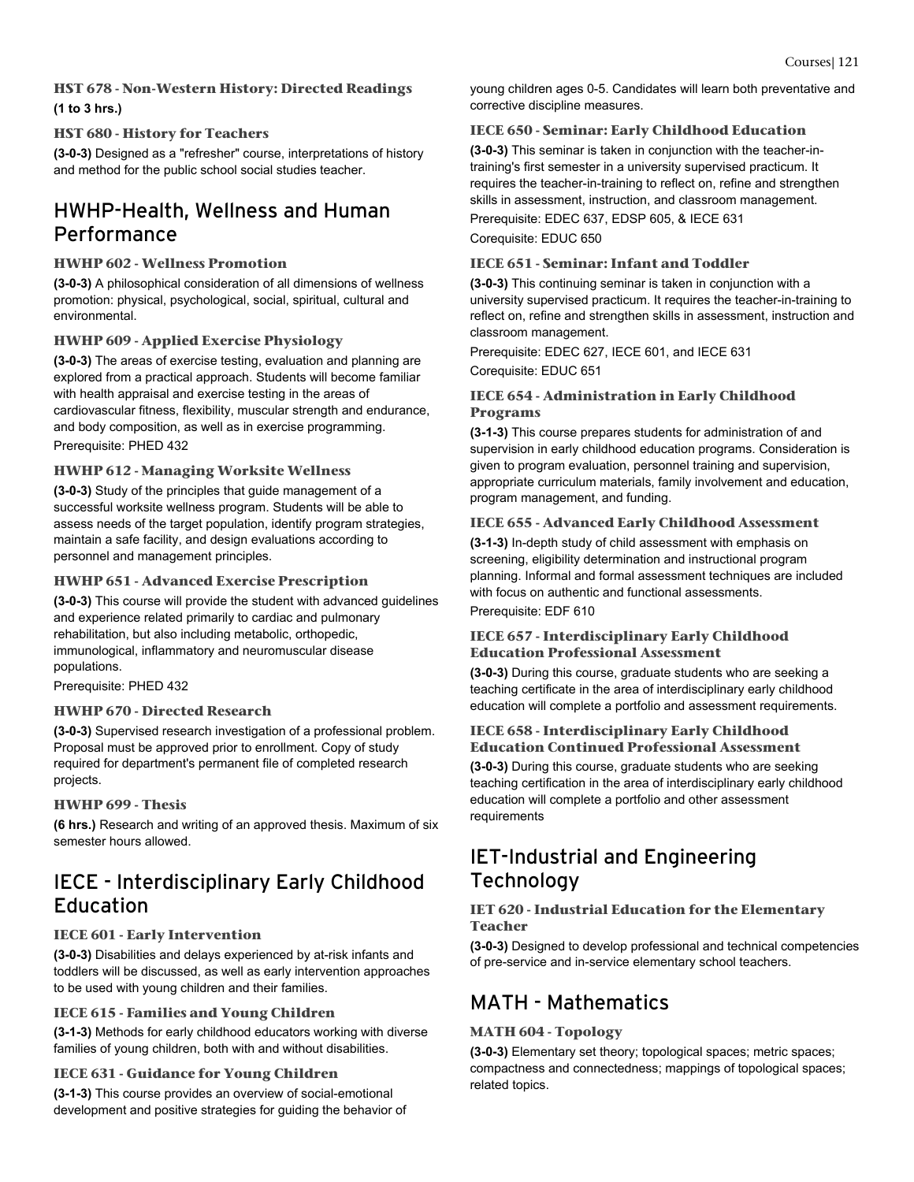### HST 678 - Non-Western History: Directed Readings

**(1 to 3 hrs.)**

### HST 680 - History for Teachers

**(3-0-3)** Designed as a "refresher" course, interpretations of history and method for the public school social studies teacher.

## HWHP-Health, Wellness and Human Performance

### HWHP 602 - Wellness Promotion

**(3-0-3)** A philosophical consideration of all dimensions of wellness promotion: physical, psychological, social, spiritual, cultural and environmental.

### HWHP 609 - Applied Exercise Physiology

**(3-0-3)** The areas of exercise testing, evaluation and planning are explored from a practical approach. Students will become familiar with health appraisal and exercise testing in the areas of cardiovascular fitness, flexibility, muscular strength and endurance, and body composition, as well as in exercise programming.

Prerequisite: PHED 432

### HWHP 612 - Managing Worksite Wellness

**(3-0-3)** Study of the principles that guide management of a successful worksite wellness program. Students will be able to assess needs of the target population, identify program strategies, maintain a safe facility, and design evaluations according to personnel and management principles.

### HWHP 651 - Advanced Exercise Prescription

**(3-0-3)** This course will provide the student with advanced guidelines and experience related primarily to cardiac and pulmonary rehabilitation, but also including metabolic, orthopedic, immunological, inflammatory and neuromuscular disease populations.

Prerequisite: PHED 432

### HWHP 670 - Directed Research

**(3-0-3)** Supervised research investigation of a professional problem. Proposal must be approved prior to enrollment. Copy of study required for department's permanent file of completed research projects.

### HWHP 699 - Thesis

**(6 hrs.)** Research and writing of an approved thesis. Maximum of six semester hours allowed.

## IECE - Interdisciplinary Early Childhood Education

### IECE 601 - Early Intervention

**(3-0-3)** Disabilities and delays experienced by at-risk infants and toddlers will be discussed, as well as early intervention approaches to be used with young children and their families.

### IECE 615 - Families and Young Children

**(3-1-3)** Methods for early childhood educators working with diverse families of young children, both with and without disabilities.

### IECE 631 - Guidance for Young Children

**(3-1-3)** This course provides an overview of social-emotional development and positive strategies for guiding the behavior of young children ages 0-5. Candidates will learn both preventative and corrective discipline measures.

### IECE 650 - Seminar: Early Childhood Education

**(3-0-3)** This seminar is taken in conjunction with the teacher-in-training's first semester in a university supervised practicum. It requires the teacher-in-training to reflect on, refine and strengthen skills in assessment, instruction, and classroom management.

Prerequisite: EDEC 637, EDSP 605, & IECE 631

Corequisite: EDUC 650

### IECE 651 - Seminar: Infant and Toddler

**(3-0-3)** This continuing seminar is taken in conjunction with a university supervised practicum. It requires the teacher-in-training to reflect on, refine and strengthen skills in assessment, instruction and classroom management.

Prerequisite: EDEC 627, IECE 601, and IECE 631

Corequisite: EDUC 651

### IECE 654 - Administration in Early Childhood Programs

**(3-1-3)** This course prepares students for administration of and supervision in early childhood education programs. Consideration is given to program evaluation, personnel training and supervision, appropriate curriculum materials, family involvement and education, program management, and funding.

### IECE 655 - Advanced Early Childhood Assessment

**(3-1-3)** In-depth study of child assessment with emphasis on screening, eligibility determination and instructional program planning. Informal and formal assessment techniques are included with focus on authentic and functional assessments.

Prerequisite: EDF 610

### IECE 657 - Interdisciplinary Early Childhood Education Professional Assessment

**(3-0-3)** During this course, graduate students who are seeking a teaching certificate in the area of interdisciplinary early childhood education will complete a portfolio and assessment requirements.

### IECE 658 - Interdisciplinary Early Childhood Education Continued Professional Assessment

**(3-0-3)** During this course, graduate students who are seeking teaching certification in the area of interdisciplinary early childhood education will complete a portfolio and other assessment requirements

## IET-Industrial and Engineering Technology

### IET 620 - Industrial Education for the Elementary Teacher

**(3-0-3)** Designed to develop professional and technical competencies of pre-service and in-service elementary school teachers.

## MATH - Mathematics

### MATH 604 - Topology

**(3-0-3)** Elementary set theory; topological spaces; metric spaces; compactness and connectedness; mappings of topological spaces; related topics.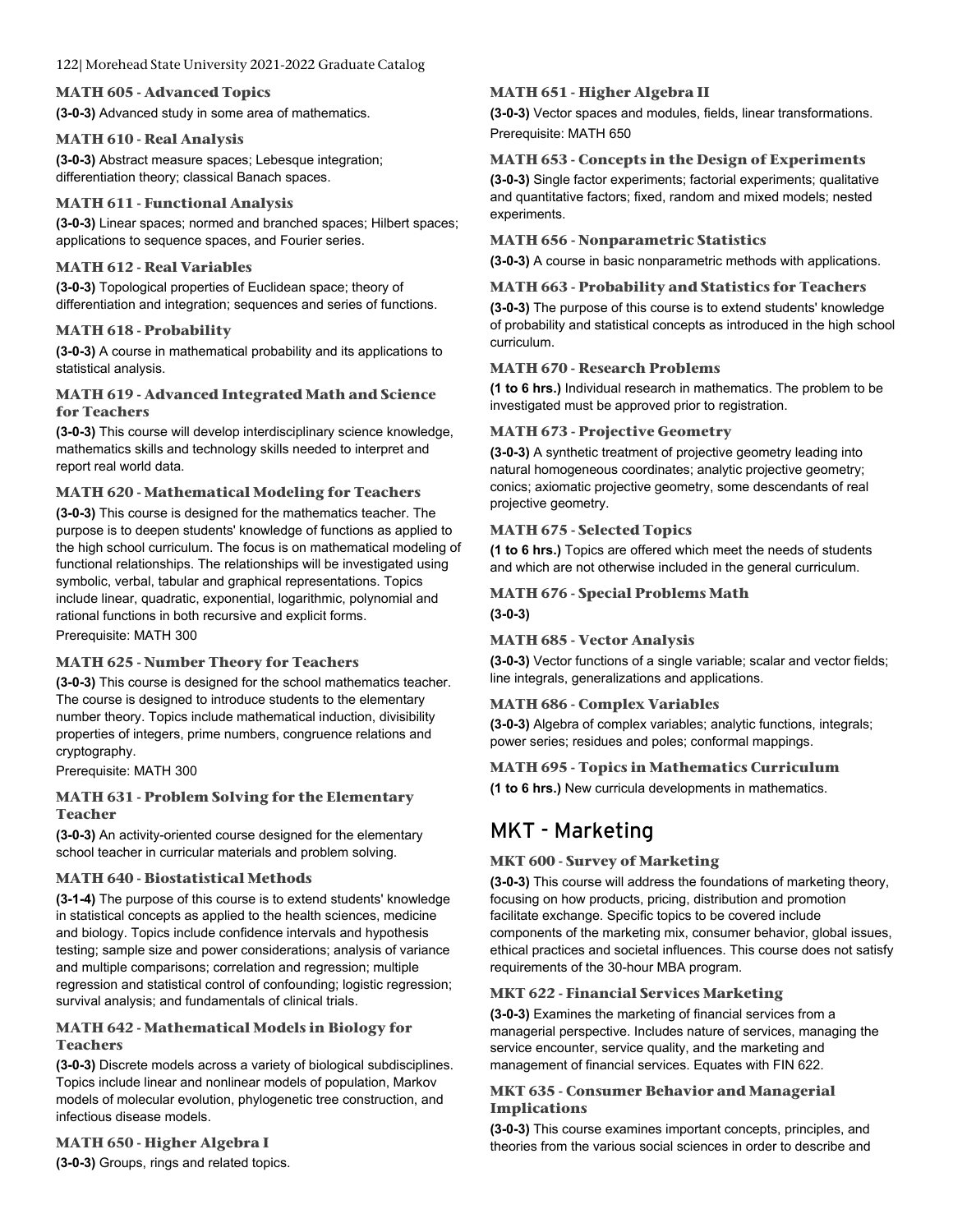### MATH 605 - Advanced Topics

**(3-0-3)** Advanced study in some area of mathematics.

### MATH 610 - Real Analysis

**(3-0-3)** Abstract measure spaces; Lebesque integration; differentiation theory; classical Banach spaces.

### MATH 611 - Functional Analysis

**(3-0-3)** Linear spaces; normed and branched spaces; Hilbert spaces; applications to sequence spaces, and Fourier series.

### MATH 612 - Real Variables

**(3-0-3)** Topological properties of Euclidean space; theory of differentiation and integration; sequences and series of functions.

### MATH 618 - Probability

**(3-0-3)** A course in mathematical probability and its applications to statistical analysis.

### MATH 619 - Advanced Integrated Math and Science for Teachers

**(3-0-3)** This course will develop interdisciplinary science knowledge, mathematics skills and technology skills needed to interpret and report real world data.

### MATH 620 - Mathematical Modeling for Teachers

**(3-0-3)** This course is designed for the mathematics teacher. The purpose is to deepen students' knowledge of functions as applied to the high school curriculum. The focus is on mathematical modeling of functional relationships. The relationships will be investigated using symbolic, verbal, tabular and graphical representations. Topics include linear, quadratic, exponential, logarithmic, polynomial and rational functions in both recursive and explicit forms.

Prerequisite: MATH 300

### MATH 625 - Number Theory for Teachers

**(3-0-3)** This course is designed for the school mathematics teacher. The course is designed to introduce students to the elementary number theory. Topics include mathematical induction, divisibility properties of integers, prime numbers, congruence relations and cryptography.

Prerequisite: MATH 300

### MATH 631 - Problem Solving for the Elementary Teacher

**(3-0-3)** An activity-oriented course designed for the elementary school teacher in curricular materials and problem solving.

### MATH 640 - Biostatistical Methods

**(3-1-4)** The purpose of this course is to extend students' knowledge in statistical concepts as applied to the health sciences, medicine and biology. Topics include confidence intervals and hypothesis testing; sample size and power considerations; analysis of variance and multiple comparisons; correlation and regression; multiple regression and statistical control of confounding; logistic regression; survival analysis; and fundamentals of clinical trials.

### MATH 642 - Mathematical Models in Biology for Teachers

**(3-0-3)** Discrete models across a variety of biological subdisciplines. Topics include linear and nonlinear models of population, Markov models of molecular evolution, phylogenetic tree construction, and infectious disease models.

### MATH 650 - Higher Algebra I

**(3-0-3)** Groups, rings and related topics.

### MATH 651 - Higher Algebra II

**(3-0-3)** Vector spaces and modules, fields, linear transformations.

Prerequisite: MATH 650

### MATH 653 - Concepts in the Design of Experiments

**(3-0-3)** Single factor experiments; factorial experiments; qualitative and quantitative factors; fixed, random and mixed models; nested experiments.

### MATH 656 - Nonparametric Statistics

**(3-0-3)** A course in basic nonparametric methods with applications.

### MATH 663 - Probability and Statistics for Teachers

**(3-0-3)** The purpose of this course is to extend students' knowledge of probability and statistical concepts as introduced in the high school curriculum.

### MATH 670 - Research Problems

**(1 to 6 hrs.)** Individual research in mathematics. The problem to be investigated must be approved prior to registration.

### MATH 673 - Projective Geometry

**(3-0-3)** A synthetic treatment of projective geometry leading into natural homogeneous coordinates; analytic projective geometry; conics; axiomatic projective geometry, some descendants of real projective geometry.

### MATH 675 - Selected Topics

**(1 to 6 hrs.)** Topics are offered which meet the needs of students and which are not otherwise included in the general curriculum.

### MATH 676 - Special Problems Math

**(3-0-3)**

### MATH 685 - Vector Analysis

**(3-0-3)** Vector functions of a single variable; scalar and vector fields; line integrals, generalizations and applications.

### MATH 686 - Complex Variables

**(3-0-3)** Algebra of complex variables; analytic functions, integrals; power series; residues and poles; conformal mappings.

### MATH 695 - Topics in Mathematics Curriculum

**(1 to 6 hrs.)** New curricula developments in mathematics.

## MKT - Marketing

### MKT 600 - Survey of Marketing

**(3-0-3)** This course will address the foundations of marketing theory, focusing on how products, pricing, distribution and promotion facilitate exchange. Specific topics to be covered include components of the marketing mix, consumer behavior, global issues, ethical practices and societal influences. This course does not satisfy requirements of the 30-hour MBA program.

### MKT 622 - Financial Services Marketing

**(3-0-3)** Examines the marketing of financial services from a managerial perspective. Includes nature of services, managing the service encounter, service quality, and the marketing and management of financial services. Equates with FIN 622.

### MKT 635 - Consumer Behavior and Managerial Implications

**(3-0-3)** This course examines important concepts, principles, and theories from the various social sciences in order to describe and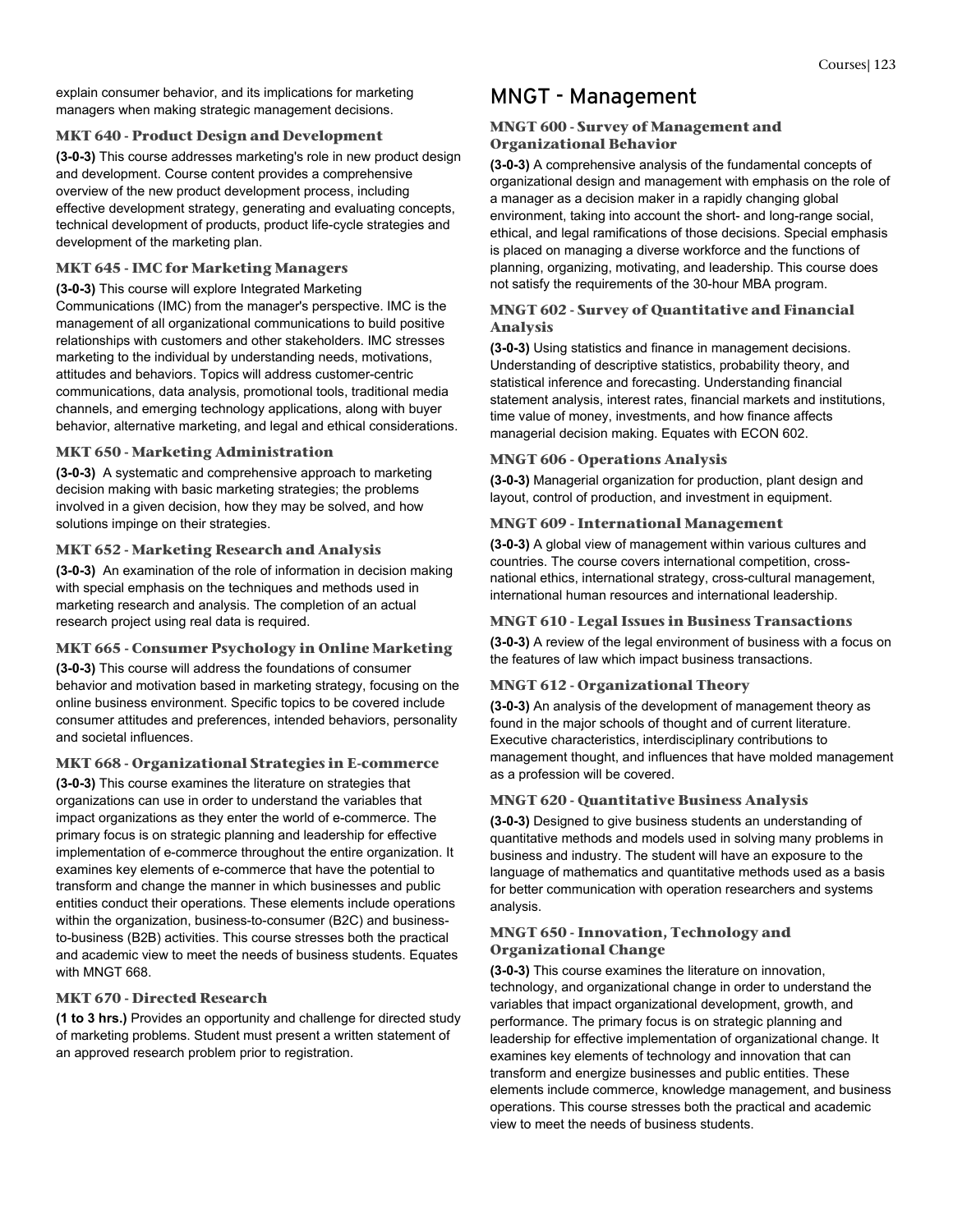explain consumer behavior, and its implications for marketing managers when making strategic management decisions.

### MKT 640 - Product Design and Development

**(3-0-3)** This course addresses marketing's role in new product design and development. Course content provides a comprehensive overview of the new product development process, including effective development strategy, generating and evaluating concepts, technical development of products, product life-cycle strategies and development of the marketing plan.

### MKT 645 - IMC for Marketing Managers

**(3-0-3)** This course will explore Integrated Marketing Communications (IMC) from the manager's perspective. IMC is the management of all organizational communications to build positive relationships with customers and other stakeholders. IMC stresses marketing to the individual by understanding needs, motivations, attitudes and behaviors. Topics will address customer-centric communications, data analysis, promotional tools, traditional media channels, and emerging technology applications, along with buyer behavior, alternative marketing, and legal and ethical considerations.

### MKT 650 - Marketing Administration

**(3-0-3)** A systematic and comprehensive approach to marketing decision making with basic marketing strategies; the problems involved in a given decision, how they may be solved, and how solutions impinge on their strategies.

### MKT 652 - Marketing Research and Analysis

**(3-0-3)** An examination of the role of information in decision making with special emphasis on the techniques and methods used in marketing research and analysis. The completion of an actual research project using real data is required.

### MKT 665 - Consumer Psychology in Online Marketing

**(3-0-3)** This course will address the foundations of consumer behavior and motivation based in marketing strategy, focusing on the online business environment. Specific topics to be covered include consumer attitudes and preferences, intended behaviors, personality and societal influences.

### MKT 668 - Organizational Strategies in E-commerce

**(3-0-3)** This course examines the literature on strategies that organizations can use in order to understand the variables that impact organizations as they enter the world of e-commerce. The primary focus is on strategic planning and leadership for effective implementation of e-commerce throughout the entire organization. It examines key elements of e-commerce that have the potential to transform and change the manner in which businesses and public entities conduct their operations. These elements include operations within the organization, business-to-consumer (B2C) and business-to-business (B2B) activities. This course stresses both the practical and academic view to meet the needs of business students. Equates with MNGT 668.

### MKT 670 - Directed Research

**(1 to 3 hrs.)** Provides an opportunity and challenge for directed study of marketing problems. Student must present a written statement of an approved research problem prior to registration.

## MNGT - Management

### MNGT 600 - Survey of Management and Organizational Behavior

**(3-0-3)** A comprehensive analysis of the fundamental concepts of organizational design and management with emphasis on the role of a manager as a decision maker in a rapidly changing global environment, taking into account the short- and long-range social, ethical, and legal ramifications of those decisions. Special emphasis is placed on managing a diverse workforce and the functions of planning, organizing, motivating, and leadership. This course does not satisfy the requirements of the 30-hour MBA program.

### MNGT 602 - Survey of Quantitative and Financial Analysis

**(3-0-3)** Using statistics and finance in management decisions. Understanding of descriptive statistics, probability theory, and statistical inference and forecasting. Understanding financial statement analysis, interest rates, financial markets and institutions, time value of money, investments, and how finance affects managerial decision making. Equates with ECON 602.

### MNGT 606 - Operations Analysis

**(3-0-3)** Managerial organization for production, plant design and layout, control of production, and investment in equipment.

### MNGT 609 - International Management

**(3-0-3)** A global view of management within various cultures and countries. The course covers international competition, cross-national ethics, international strategy, cross-cultural management, international human resources and international leadership.

### MNGT 610 - Legal Issues in Business Transactions

**(3-0-3)** A review of the legal environment of business with a focus on the features of law which impact business transactions.

### MNGT 612 - Organizational Theory

**(3-0-3)** An analysis of the development of management theory as found in the major schools of thought and of current literature. Executive characteristics, interdisciplinary contributions to management thought, and influences that have molded management as a profession will be covered.

### MNGT 620 - Quantitative Business Analysis

**(3-0-3)** Designed to give business students an understanding of quantitative methods and models used in solving many problems in business and industry. The student will have an exposure to the language of mathematics and quantitative methods used as a basis for better communication with operation researchers and systems analysis.

### MNGT 650 - Innovation, Technology and Organizational Change

**(3-0-3)** This course examines the literature on innovation, technology, and organizational change in order to understand the variables that impact organizational development, growth, and performance. The primary focus is on strategic planning and leadership for effective implementation of organizational change. It examines key elements of technology and innovation that can transform and energize businesses and public entities. These elements include commerce, knowledge management, and business operations. This course stresses both the practical and academic view to meet the needs of business students.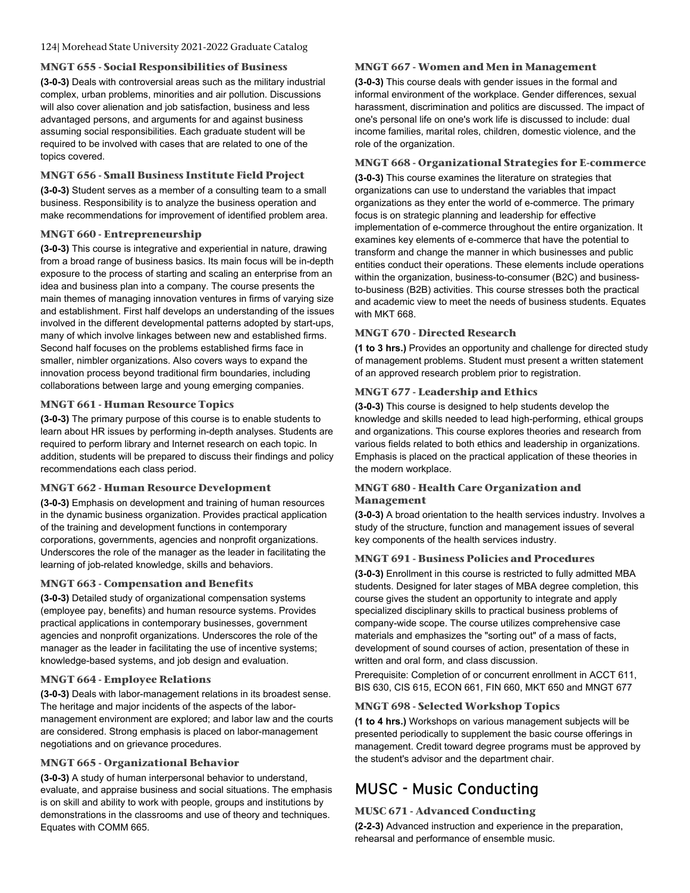### MNGT 655 - Social Responsibilities of Business

**(3-0-3)** Deals with controversial areas such as the military industrial complex, urban problems, minorities and air pollution. Discussions will also cover alienation and job satisfaction, business and less advantaged persons, and arguments for and against business assuming social responsibilities. Each graduate student will be required to be involved with cases that are related to one of the topics covered.

### MNGT 656 - Small Business Institute Field Project

**(3-0-3)** Student serves as a member of a consulting team to a small business. Responsibility is to analyze the business operation and make recommendations for improvement of identified problem area.

### MNGT 660 - Entrepreneurship

**(3-0-3)** This course is integrative and experiential in nature, drawing from a broad range of business basics. Its main focus will be in-depth exposure to the process of starting and scaling an enterprise from an idea and business plan into a company. The course presents the main themes of managing innovation ventures in firms of varying size and establishment. First half develops an understanding of the issues involved in the different developmental patterns adopted by start-ups, many of which involve linkages between new and established firms. Second half focuses on the problems established firms face in smaller, nimbler organizations. Also covers ways to expand the innovation process beyond traditional firm boundaries, including collaborations between large and young emerging companies.

### MNGT 661 - Human Resource Topics

**(3-0-3)** The primary purpose of this course is to enable students to learn about HR issues by performing in-depth analyses. Students are required to perform library and Internet research on each topic. In addition, students will be prepared to discuss their findings and policy recommendations each class period.

### MNGT 662 - Human Resource Development

**(3-0-3)** Emphasis on development and training of human resources in the dynamic business organization. Provides practical application of the training and development functions in contemporary corporations, governments, agencies and nonprofit organizations. Underscores the role of the manager as the leader in facilitating the learning of job-related knowledge, skills and behaviors.

### MNGT 663 - Compensation and Benefits

**(3-0-3)** Detailed study of organizational compensation systems (employee pay, benefits) and human resource systems. Provides practical applications in contemporary businesses, government agencies and nonprofit organizations. Underscores the role of the manager as the leader in facilitating the use of incentive systems; knowledge-based systems, and job design and evaluation.

### MNGT 664 - Employee Relations

**(3-0-3)** Deals with labor-management relations in its broadest sense. The heritage and major incidents of the aspects of the labor-management environment are explored; and labor law and the courts are considered. Strong emphasis is placed on labor-management negotiations and on grievance procedures.

### MNGT 665 - Organizational Behavior

**(3-0-3)** A study of human interpersonal behavior to understand, evaluate, and appraise business and social situations. The emphasis is on skill and ability to work with people, groups and institutions by demonstrations in the classrooms and use of theory and techniques. Equates with COMM 665.

### MNGT 667 - Women and Men in Management

**(3-0-3)** This course deals with gender issues in the formal and informal environment of the workplace. Gender differences, sexual harassment, discrimination and politics are discussed. The impact of one's personal life on one's work life is discussed to include: dual income families, marital roles, children, domestic violence, and the role of the organization.

### MNGT 668 - Organizational Strategies for E-commerce

**(3-0-3)** This course examines the literature on strategies that organizations can use to understand the variables that impact organizations as they enter the world of e-commerce. The primary focus is on strategic planning and leadership for effective implementation of e-commerce throughout the entire organization. It examines key elements of e-commerce that have the potential to transform and change the manner in which businesses and public entities conduct their operations. These elements include operations within the organization, business-to-consumer (B2C) and business-to-business (B2B) activities. This course stresses both the practical and academic view to meet the needs of business students. Equates with MKT 668.

### MNGT 670 - Directed Research

**(1 to 3 hrs.)** Provides an opportunity and challenge for directed study of management problems. Student must present a written statement of an approved research problem prior to registration.

### MNGT 677 - Leadership and Ethics

**(3-0-3)** This course is designed to help students develop the knowledge and skills needed to lead high-performing, ethical groups and organizations. This course explores theories and research from various fields related to both ethics and leadership in organizations. Emphasis is placed on the practical application of these theories in the modern workplace.

### MNGT 680 - Health Care Organization and Management

**(3-0-3)** A broad orientation to the health services industry. Involves a study of the structure, function and management issues of several key components of the health services industry.

### MNGT 691 - Business Policies and Procedures

**(3-0-3)** Enrollment in this course is restricted to fully admitted MBA students. Designed for later stages of MBA degree completion, this course gives the student an opportunity to integrate and apply specialized disciplinary skills to practical business problems of company-wide scope. The course utilizes comprehensive case materials and emphasizes the "sorting out" of a mass of facts, development of sound courses of action, presentation of these in written and oral form, and class discussion.

Prerequisite: Completion of or concurrent enrollment in ACCT 611, BIS 630, CIS 615, ECON 661, FIN 660, MKT 650 and MNGT 677

### MNGT 698 - Selected Workshop Topics

**(1 to 4 hrs.)** Workshops on various management subjects will be presented periodically to supplement the basic course offerings in management. Credit toward degree programs must be approved by the student's advisor and the department chair.

## MUSC - Music Conducting

### MUSC 671 - Advanced Conducting

**(2-2-3)** Advanced instruction and experience in the preparation, rehearsal and performance of ensemble music.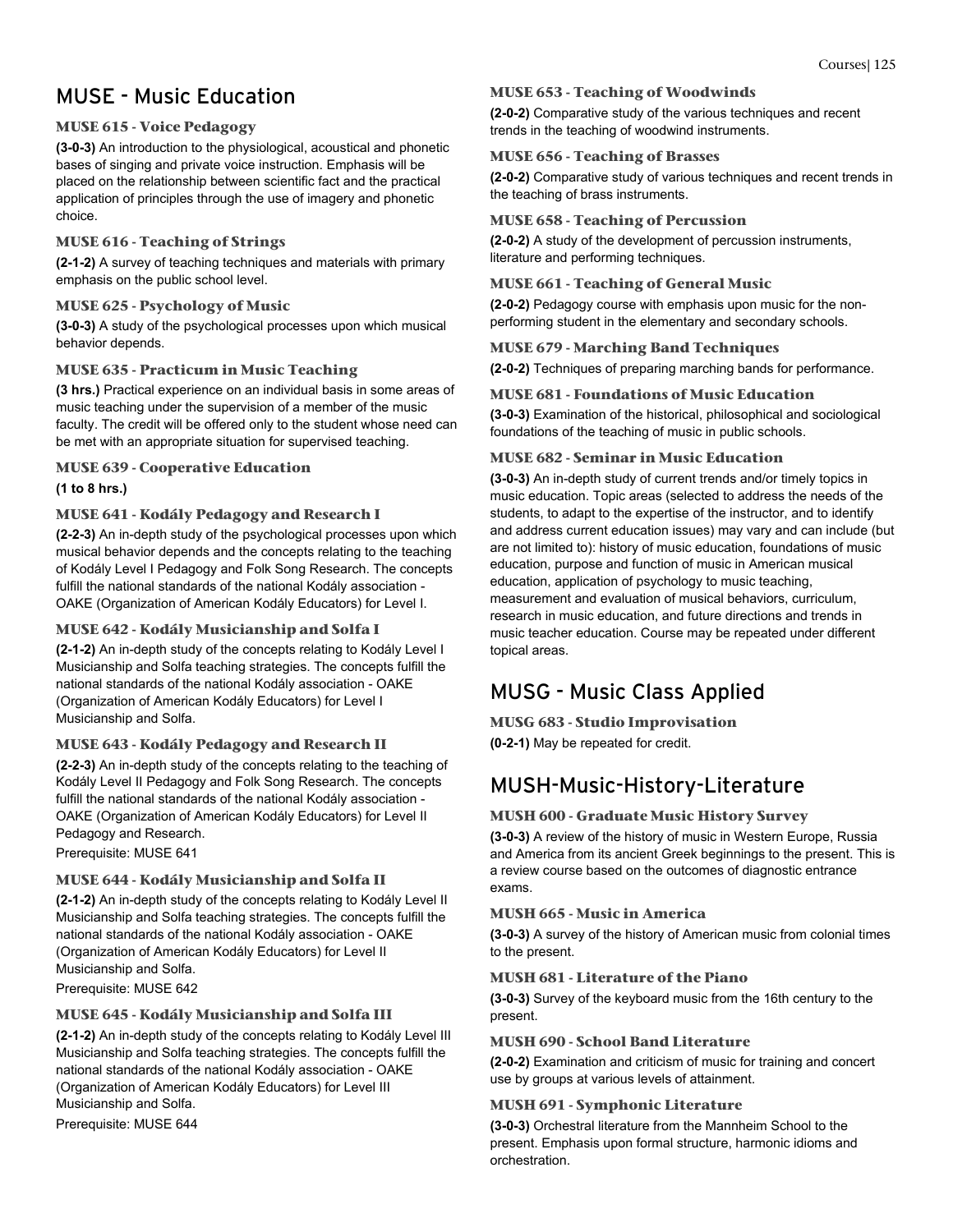## MUSE - Music Education

### MUSE 615 - Voice Pedagogy

**(3-0-3)** An introduction to the physiological, acoustical and phonetic bases of singing and private voice instruction. Emphasis will be placed on the relationship between scientific fact and the practical application of principles through the use of imagery and phonetic choice.

### MUSE 616 - Teaching of Strings

**(2-1-2)** A survey of teaching techniques and materials with primary emphasis on the public school level.

### MUSE 625 - Psychology of Music

**(3-0-3)** A study of the psychological processes upon which musical behavior depends.

### MUSE 635 - Practicum in Music Teaching

**(3 hrs.)** Practical experience on an individual basis in some areas of music teaching under the supervision of a member of the music faculty. The credit will be offered only to the student whose need can be met with an appropriate situation for supervised teaching.

### MUSE 639 - Cooperative Education

**(1 to 8 hrs.)**

### MUSE 641 - Kodály Pedagogy and Research I

**(2-2-3)** An in-depth study of the psychological processes upon which musical behavior depends and the concepts relating to the teaching of Kodály Level I Pedagogy and Folk Song Research. The concepts fulfill the national standards of the national Kodály association - OAKE (Organization of American Kodály Educators) for Level I.

### MUSE 642 - Kodály Musicianship and Solfa I

**(2-1-2)** An in-depth study of the concepts relating to Kodály Level I Musicianship and Solfa teaching strategies. The concepts fulfill the national standards of the national Kodály association - OAKE (Organization of American Kodály Educators) for Level I Musicianship and Solfa.

### MUSE 643 - Kodály Pedagogy and Research II

**(2-2-3)** An in-depth study of the concepts relating to the teaching of Kodály Level II Pedagogy and Folk Song Research. The concepts fulfill the national standards of the national Kodály association - OAKE (Organization of American Kodály Educators) for Level II Pedagogy and Research.

Prerequisite: MUSE 641

### MUSE 644 - Kodály Musicianship and Solfa II

**(2-1-2)** An in-depth study of the concepts relating to Kodály Level II Musicianship and Solfa teaching strategies. The concepts fulfill the national standards of the national Kodály association - OAKE (Organization of American Kodály Educators) for Level II Musicianship and Solfa.

Prerequisite: MUSE 642

### MUSE 645 - Kodály Musicianship and Solfa III

**(2-1-2)** An in-depth study of the concepts relating to Kodály Level III Musicianship and Solfa teaching strategies. The concepts fulfill the national standards of the national Kodály association - OAKE (Organization of American Kodály Educators) for Level III Musicianship and Solfa.

Prerequisite: MUSE 644

### MUSE 653 - Teaching of Woodwinds

**(2-0-2)** Comparative study of the various techniques and recent trends in the teaching of woodwind instruments.

### MUSE 656 - Teaching of Brasses

**(2-0-2)** Comparative study of various techniques and recent trends in the teaching of brass instruments.

### MUSE 658 - Teaching of Percussion

**(2-0-2)** A study of the development of percussion instruments, literature and performing techniques.

### MUSE 661 - Teaching of General Music

**(2-0-2)** Pedagogy course with emphasis upon music for the non-performing student in the elementary and secondary schools.

### MUSE 679 - Marching Band Techniques

**(2-0-2)** Techniques of preparing marching bands for performance.

### MUSE 681 - Foundations of Music Education

**(3-0-3)** Examination of the historical, philosophical and sociological foundations of the teaching of music in public schools.

### MUSE 682 - Seminar in Music Education

**(3-0-3)** An in-depth study of current trends and/or timely topics in music education. Topic areas (selected to address the needs of the students, to adapt to the expertise of the instructor, and to identify and address current education issues) may vary and can include (but are not limited to): history of music education, foundations of music education, purpose and function of music in American musical education, application of psychology to music teaching, measurement and evaluation of musical behaviors, curriculum, research in music education, and future directions and trends in music teacher education. Course may be repeated under different topical areas.

## MUSG - Music Class Applied

### MUSG 683 - Studio Improvisation

**(0-2-1)** May be repeated for credit.

## MUSH-Music-History-Literature

### MUSH 600 - Graduate Music History Survey

**(3-0-3)** A review of the history of music in Western Europe, Russia and America from its ancient Greek beginnings to the present. This is a review course based on the outcomes of diagnostic entrance exams.

### MUSH 665 - Music in America

**(3-0-3)** A survey of the history of American music from colonial times to the present.

### MUSH 681 - Literature of the Piano

**(3-0-3)** Survey of the keyboard music from the 16th century to the present.

### MUSH 690 - School Band Literature

**(2-0-2)** Examination and criticism of music for training and concert use by groups at various levels of attainment.

### MUSH 691 - Symphonic Literature

**(3-0-3)** Orchestral literature from the Mannheim School to the present. Emphasis upon formal structure, harmonic idioms and orchestration.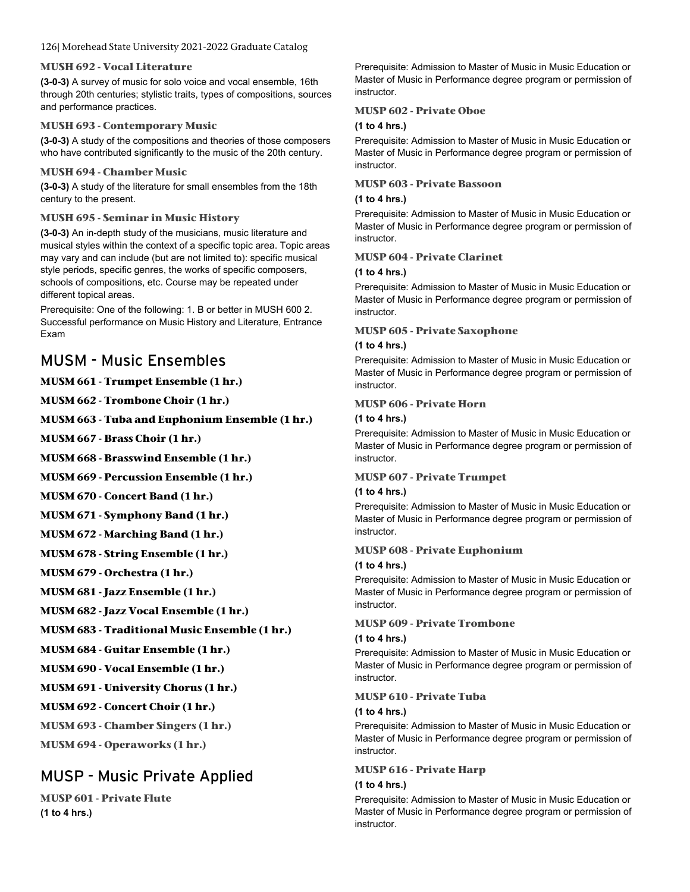### MUSH 692 - Vocal Literature

**(3-0-3)** A survey of music for solo voice and vocal ensemble, 16th through 20th centuries; stylistic traits, types of compositions, sources and performance practices.

### MUSH 693 - Contemporary Music

**(3-0-3)** A study of the compositions and theories of those composers who have contributed significantly to the music of the 20th century.

### MUSH 694 - Chamber Music

**(3-0-3)** A study of the literature for small ensembles from the 18th century to the present.

### MUSH 695 - Seminar in Music History

**(3-0-3)** An in-depth study of the musicians, music literature and musical styles within the context of a specific topic area. Topic areas may vary and can include (but are not limited to): specific musical style periods, specific genres, the works of specific composers, schools of compositions, etc. Course may be repeated under different topical areas.

Prerequisite: One of the following: 1. B or better in MUSH 600 2. Successful performance on Music History and Literature, Entrance Exam

## MUSM - Music Ensembles

### MUSM 661 - Trumpet Ensemble (1 hr.)

### MUSM 662 - Trombone Choir (1 hr.)

### MUSM 663 - Tuba and Euphonium Ensemble (1 hr.)

### MUSM 667 - Brass Choir (1 hr.)

### MUSM 668 - Brasswind Ensemble (1 hr.)

### MUSM 669 - Percussion Ensemble (1 hr.)

### MUSM 670 - Concert Band (1 hr.)

### MUSM 671 - Symphony Band (1 hr.)

### MUSM 672 - Marching Band (1 hr.)

### MUSM 678 - String Ensemble (1 hr.)

### MUSM 679 - Orchestra (1 hr.)

### MUSM 681 - Jazz Ensemble (1 hr.)

### MUSM 682 - Jazz Vocal Ensemble (1 hr.)

### MUSM 683 - Traditional Music Ensemble (1 hr.)

### MUSM 684 - Guitar Ensemble (1 hr.)

### MUSM 690 - Vocal Ensemble (1 hr.)

### MUSM 691 - University Chorus (1 hr.)

### MUSM 692 - Concert Choir (1 hr.)

### MUSM 693 - Chamber Singers (1 hr.)

### MUSM 694 - Operaworks (1 hr.)

## MUSP - Music Private Applied

### MUSP 601 - Private Flute

**(1 to 4 hrs.)**

Prerequisite: Admission to Master of Music in Music Education or Master of Music in Performance degree program or permission of instructor.

### MUSP 602 - Private Oboe

**(1 to 4 hrs.)**

Prerequisite: Admission to Master of Music in Music Education or Master of Music in Performance degree program or permission of instructor.

### MUSP 603 - Private Bassoon

**(1 to 4 hrs.)**

Prerequisite: Admission to Master of Music in Music Education or Master of Music in Performance degree program or permission of instructor.

### MUSP 604 - Private Clarinet

**(1 to 4 hrs.)**

Prerequisite: Admission to Master of Music in Music Education or Master of Music in Performance degree program or permission of instructor.

### MUSP 605 - Private Saxophone

**(1 to 4 hrs.)**

Prerequisite: Admission to Master of Music in Music Education or Master of Music in Performance degree program or permission of instructor.

### MUSP 606 - Private Horn

**(1 to 4 hrs.)**

Prerequisite: Admission to Master of Music in Music Education or Master of Music in Performance degree program or permission of instructor.

### MUSP 607 - Private Trumpet

**(1 to 4 hrs.)**

Prerequisite: Admission to Master of Music in Music Education or Master of Music in Performance degree program or permission of instructor.

### MUSP 608 - Private Euphonium

**(1 to 4 hrs.)**

Prerequisite: Admission to Master of Music in Music Education or Master of Music in Performance degree program or permission of instructor.

### MUSP 609 - Private Trombone

**(1 to 4 hrs.)**

Prerequisite: Admission to Master of Music in Music Education or Master of Music in Performance degree program or permission of instructor.

### MUSP 610 - Private Tuba

**(1 to 4 hrs.)**

Prerequisite: Admission to Master of Music in Music Education or Master of Music in Performance degree program or permission of instructor.

### MUSP 616 - Private Harp

**(1 to 4 hrs.)**

Prerequisite: Admission to Master of Music in Music Education or Master of Music in Performance degree program or permission of instructor.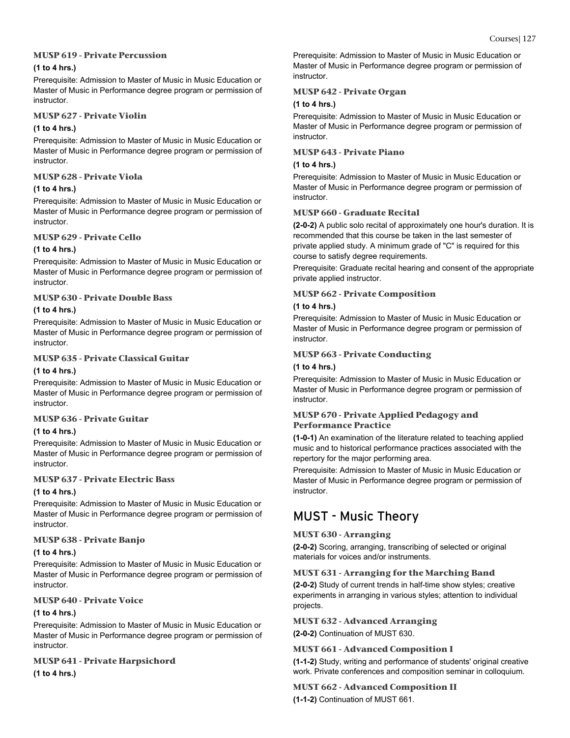### MUSP 619 - Private Percussion

**(1 to 4 hrs.)**

Prerequisite: Admission to Master of Music in Music Education or Master of Music in Performance degree program or permission of instructor.

### MUSP 627 - Private Violin

**(1 to 4 hrs.)**

Prerequisite: Admission to Master of Music in Music Education or Master of Music in Performance degree program or permission of instructor.

### MUSP 628 - Private Viola

**(1 to 4 hrs.)**

Prerequisite: Admission to Master of Music in Music Education or Master of Music in Performance degree program or permission of instructor.

### MUSP 629 - Private Cello

**(1 to 4 hrs.)**

Prerequisite: Admission to Master of Music in Music Education or Master of Music in Performance degree program or permission of instructor.

### MUSP 630 - Private Double Bass

**(1 to 4 hrs.)**

Prerequisite: Admission to Master of Music in Music Education or Master of Music in Performance degree program or permission of instructor.

### MUSP 635 - Private Classical Guitar

**(1 to 4 hrs.)**

Prerequisite: Admission to Master of Music in Music Education or Master of Music in Performance degree program or permission of instructor.

### MUSP 636 - Private Guitar

**(1 to 4 hrs.)**

Prerequisite: Admission to Master of Music in Music Education or Master of Music in Performance degree program or permission of instructor.

### MUSP 637 - Private Electric Bass

**(1 to 4 hrs.)**

Prerequisite: Admission to Master of Music in Music Education or Master of Music in Performance degree program or permission of instructor.

### MUSP 638 - Private Banjo

**(1 to 4 hrs.)**

Prerequisite: Admission to Master of Music in Music Education or Master of Music in Performance degree program or permission of instructor.

### MUSP 640 - Private Voice

**(1 to 4 hrs.)**

Prerequisite: Admission to Master of Music in Music Education or Master of Music in Performance degree program or permission of instructor.

### MUSP 641 - Private Harpsichord

**(1 to 4 hrs.)**

Prerequisite: Admission to Master of Music in Music Education or Master of Music in Performance degree program or permission of instructor.

### MUSP 642 - Private Organ

**(1 to 4 hrs.)**

Prerequisite: Admission to Master of Music in Music Education or Master of Music in Performance degree program or permission of instructor.

### MUSP 643 - Private Piano

**(1 to 4 hrs.)**

Prerequisite: Admission to Master of Music in Music Education or Master of Music in Performance degree program or permission of instructor.

### MUSP 660 - Graduate Recital

**(2-0-2)** A public solo recital of approximately one hour's duration. It is recommended that this course be taken in the last semester of private applied study. A minimum grade of "C" is required for this course to satisfy degree requirements.

Prerequisite: Graduate recital hearing and consent of the appropriate private applied instructor.

### MUSP 662 - Private Composition

**(1 to 4 hrs.)**

Prerequisite: Admission to Master of Music in Music Education or Master of Music in Performance degree program or permission of instructor.

### MUSP 663 - Private Conducting

**(1 to 4 hrs.)**

Prerequisite: Admission to Master of Music in Music Education or Master of Music in Performance degree program or permission of instructor.

### MUSP 670 - Private Applied Pedagogy and Performance Practice

**(1-0-1)** An examination of the literature related to teaching applied music and to historical performance practices associated with the repertory for the major performing area.

Prerequisite: Admission to Master of Music in Music Education or Master of Music in Performance degree program or permission of instructor.

## MUST - Music Theory

### MUST 630 - Arranging

**(2-0-2)** Scoring, arranging, transcribing of selected or original materials for voices and/or instruments.

### MUST 631 - Arranging for the Marching Band

**(2-0-2)** Study of current trends in half-time show styles; creative experiments in arranging in various styles; attention to individual projects.

### MUST 632 - Advanced Arranging

**(2-0-2)** Continuation of MUST 630.

### MUST 661 - Advanced Composition I

**(1-1-2)** Study, writing and performance of students' original creative work. Private conferences and composition seminar in colloquium.

### MUST 662 - Advanced Composition II

**(1-1-2)** Continuation of MUST 661.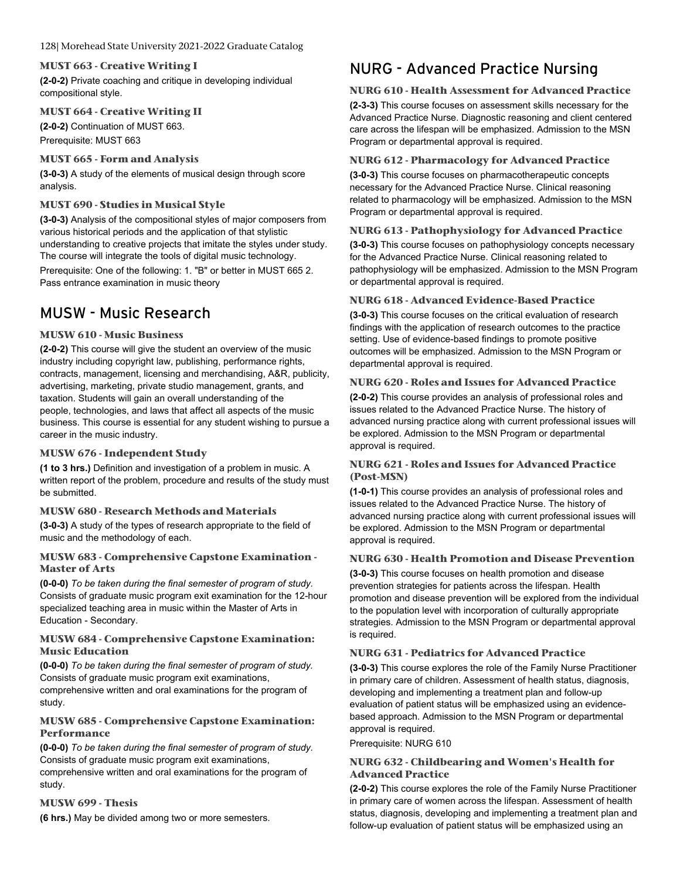### MUST 663 - Creative Writing I

**(2-0-2)** Private coaching and critique in developing individual compositional style.

### MUST 664 - Creative Writing II

**(2-0-2)** Continuation of MUST 663.

Prerequisite: MUST 663

### MUST 665 - Form and Analysis

**(3-0-3)** A study of the elements of musical design through score analysis.

### MUST 690 - Studies in Musical Style

**(3-0-3)** Analysis of the compositional styles of major composers from various historical periods and the application of that stylistic understanding to creative projects that imitate the styles under study. The course will integrate the tools of digital music technology.

Prerequisite: One of the following: 1. "B" or better in MUST 665 2. Pass entrance examination in music theory

## MUSW - Music Research

### MUSW 610 - Music Business

**(2-0-2)** This course will give the student an overview of the music industry including copyright law, publishing, performance rights, contracts, management, licensing and merchandising, A&R, publicity, advertising, marketing, private studio management, grants, and taxation. Students will gain an overall understanding of the people, technologies, and laws that affect all aspects of the music business. This course is essential for any student wishing to pursue a career in the music industry.

### MUSW 676 - Independent Study

**(1 to 3 hrs.)** Definition and investigation of a problem in music. A written report of the problem, procedure and results of the study must be submitted.

### MUSW 680 - Research Methods and Materials

**(3-0-3)** A study of the types of research appropriate to the field of music and the methodology of each.

### MUSW 683 - Comprehensive Capstone Examination - Master of Arts

**(0-0-0)** *To be taken during the final semester of program of study.* Consists of graduate music program exit examination for the 12-hour specialized teaching area in music within the Master of Arts in Education - Secondary.

### MUSW 684 - Comprehensive Capstone Examination: Music Education

**(0-0-0)** *To be taken during the final semester of program of study.* Consists of graduate music program exit examinations, comprehensive written and oral examinations for the program of study.

### MUSW 685 - Comprehensive Capstone Examination: Performance

**(0-0-0)** *To be taken during the final semester of program of study.* Consists of graduate music program exit examinations, comprehensive written and oral examinations for the program of study.

### MUSW 699 - Thesis

**(6 hrs.)** May be divided among two or more semesters.

## NURG - Advanced Practice Nursing

### NURG 610 - Health Assessment for Advanced Practice

**(2-3-3)** This course focuses on assessment skills necessary for the Advanced Practice Nurse. Diagnostic reasoning and client centered care across the lifespan will be emphasized. Admission to the MSN Program or departmental approval is required.

### NURG 612 - Pharmacology for Advanced Practice

**(3-0-3)** This course focuses on pharmacotherapeutic concepts necessary for the Advanced Practice Nurse. Clinical reasoning related to pharmacology will be emphasized. Admission to the MSN Program or departmental approval is required.

### NURG 613 - Pathophysiology for Advanced Practice

**(3-0-3)** This course focuses on pathophysiology concepts necessary for the Advanced Practice Nurse. Clinical reasoning related to pathophysiology will be emphasized. Admission to the MSN Program or departmental approval is required.

### NURG 618 - Advanced Evidence-Based Practice

**(3-0-3)** This course focuses on the critical evaluation of research findings with the application of research outcomes to the practice setting. Use of evidence-based findings to promote positive outcomes will be emphasized. Admission to the MSN Program or departmental approval is required.

### NURG 620 - Roles and Issues for Advanced Practice

**(2-0-2)** This course provides an analysis of professional roles and issues related to the Advanced Practice Nurse. The history of advanced nursing practice along with current professional issues will be explored. Admission to the MSN Program or departmental approval is required.

### NURG 621 - Roles and Issues for Advanced Practice (Post-MSN)

**(1-0-1)** This course provides an analysis of professional roles and issues related to the Advanced Practice Nurse. The history of advanced nursing practice along with current professional issues will be explored. Admission to the MSN Program or departmental approval is required.

### NURG 630 - Health Promotion and Disease Prevention

**(3-0-3)** This course focuses on health promotion and disease prevention strategies for patients across the lifespan. Health promotion and disease prevention will be explored from the individual to the population level with incorporation of culturally appropriate strategies. Admission to the MSN Program or departmental approval is required.

### NURG 631 - Pediatrics for Advanced Practice

**(3-0-3)** This course explores the role of the Family Nurse Practitioner in primary care of children. Assessment of health status, diagnosis, developing and implementing a treatment plan and follow-up evaluation of patient status will be emphasized using an evidence-based approach. Admission to the MSN Program or departmental approval is required.

Prerequisite: NURG 610

### NURG 632 - Childbearing and Women's Health for Advanced Practice

**(2-0-2)** This course explores the role of the Family Nurse Practitioner in primary care of women across the lifespan. Assessment of health status, diagnosis, developing and implementing a treatment plan and follow-up evaluation of patient status will be emphasized using an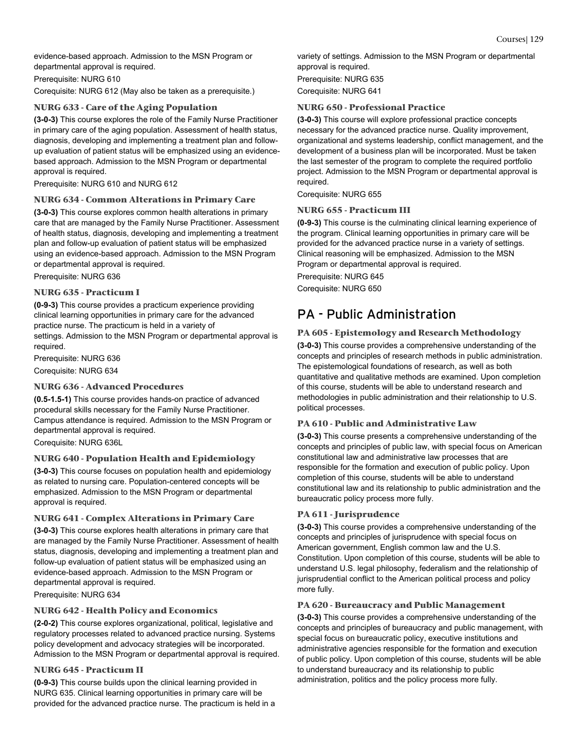evidence-based approach. Admission to the MSN Program or departmental approval is required.

Prerequisite: NURG 610

Corequisite: NURG 612 (May also be taken as a prerequisite.)

### NURG 633 - Care of the Aging Population

**(3-0-3)** This course explores the role of the Family Nurse Practitioner in primary care of the aging population. Assessment of health status, diagnosis, developing and implementing a treatment plan and follow-up evaluation of patient status will be emphasized using an evidence-based approach. Admission to the MSN Program or departmental approval is required.

Prerequisite: NURG 610 and NURG 612

### NURG 634 - Common Alterations in Primary Care

**(3-0-3)** This course explores common health alterations in primary care that are managed by the Family Nurse Practitioner. Assessment of health status, diagnosis, developing and implementing a treatment plan and follow-up evaluation of patient status will be emphasized using an evidence-based approach. Admission to the MSN Program or departmental approval is required.

Prerequisite: NURG 636

### NURG 635 - Practicum I

**(0-9-3)** This course provides a practicum experience providing clinical learning opportunities in primary care for the advanced practice nurse. The practicum is held in a variety of settings. Admission to the MSN Program or departmental approval is required.

Prerequisite: NURG 636

Corequisite: NURG 634

### NURG 636 - Advanced Procedures

**(0.5-1.5-1)** This course provides hands-on practice of advanced procedural skills necessary for the Family Nurse Practitioner. Campus attendance is required. Admission to the MSN Program or departmental approval is required.

Corequisite: NURG 636L

### NURG 640 - Population Health and Epidemiology

**(3-0-3)** This course focuses on population health and epidemiology as related to nursing care. Population-centered concepts will be emphasized. Admission to the MSN Program or departmental approval is required.

### NURG 641 - Complex Alterations in Primary Care

**(3-0-3)** This course explores health alterations in primary care that are managed by the Family Nurse Practitioner. Assessment of health status, diagnosis, developing and implementing a treatment plan and follow-up evaluation of patient status will be emphasized using an evidence-based approach. Admission to the MSN Program or departmental approval is required.

Prerequisite: NURG 634

### NURG 642 - Health Policy and Economics

**(2-0-2)** This course explores organizational, political, legislative and regulatory processes related to advanced practice nursing. Systems policy development and advocacy strategies will be incorporated. Admission to the MSN Program or departmental approval is required.

### NURG 645 - Practicum II

**(0-9-3)** This course builds upon the clinical learning provided in NURG 635. Clinical learning opportunities in primary care will be provided for the advanced practice nurse. The practicum is held in a variety of settings. Admission to the MSN Program or departmental approval is required.

Prerequisite: NURG 635

Corequisite: NURG 641

### NURG 650 - Professional Practice

**(3-0-3)** This course will explore professional practice concepts necessary for the advanced practice nurse. Quality improvement, organizational and systems leadership, conflict management, and the development of a business plan will be incorporated. Must be taken the last semester of the program to complete the required portfolio project. Admission to the MSN Program or departmental approval is required.

Corequisite: NURG 655

### NURG 655 - Practicum III

**(0-9-3)** This course is the culminating clinical learning experience of the program. Clinical learning opportunities in primary care will be provided for the advanced practice nurse in a variety of settings. Clinical reasoning will be emphasized. Admission to the MSN Program or departmental approval is required.

Prerequisite: NURG 645

Corequisite: NURG 650

## PA - Public Administration

### PA 605 - Epistemology and Research Methodology

**(3-0-3)** This course provides a comprehensive understanding of the concepts and principles of research methods in public administration. The epistemological foundations of research, as well as both quantitative and qualitative methods are examined. Upon completion of this course, students will be able to understand research and methodologies in public administration and their relationship to U.S. political processes.

### PA 610 - Public and Administrative Law

**(3-0-3)** This course presents a comprehensive understanding of the concepts and principles of public law, with special focus on American constitutional law and administrative law processes that are responsible for the formation and execution of public policy. Upon completion of this course, students will be able to understand constitutional law and its relationship to public administration and the bureaucratic policy process more fully.

### PA 611 - Jurisprudence

**(3-0-3)** This course provides a comprehensive understanding of the concepts and principles of jurisprudence with special focus on American government, English common law and the U.S. Constitution. Upon completion of this course, students will be able to understand U.S. legal philosophy, federalism and the relationship of jurisprudential conflict to the American political process and policy more fully.

### PA 620 - Bureaucracy and Public Management

**(3-0-3)** This course provides a comprehensive understanding of the concepts and principles of bureaucracy and public management, with special focus on bureaucratic policy, executive institutions and administrative agencies responsible for the formation and execution of public policy. Upon completion of this course, students will be able to understand bureaucracy and its relationship to public administration, politics and the policy process more fully.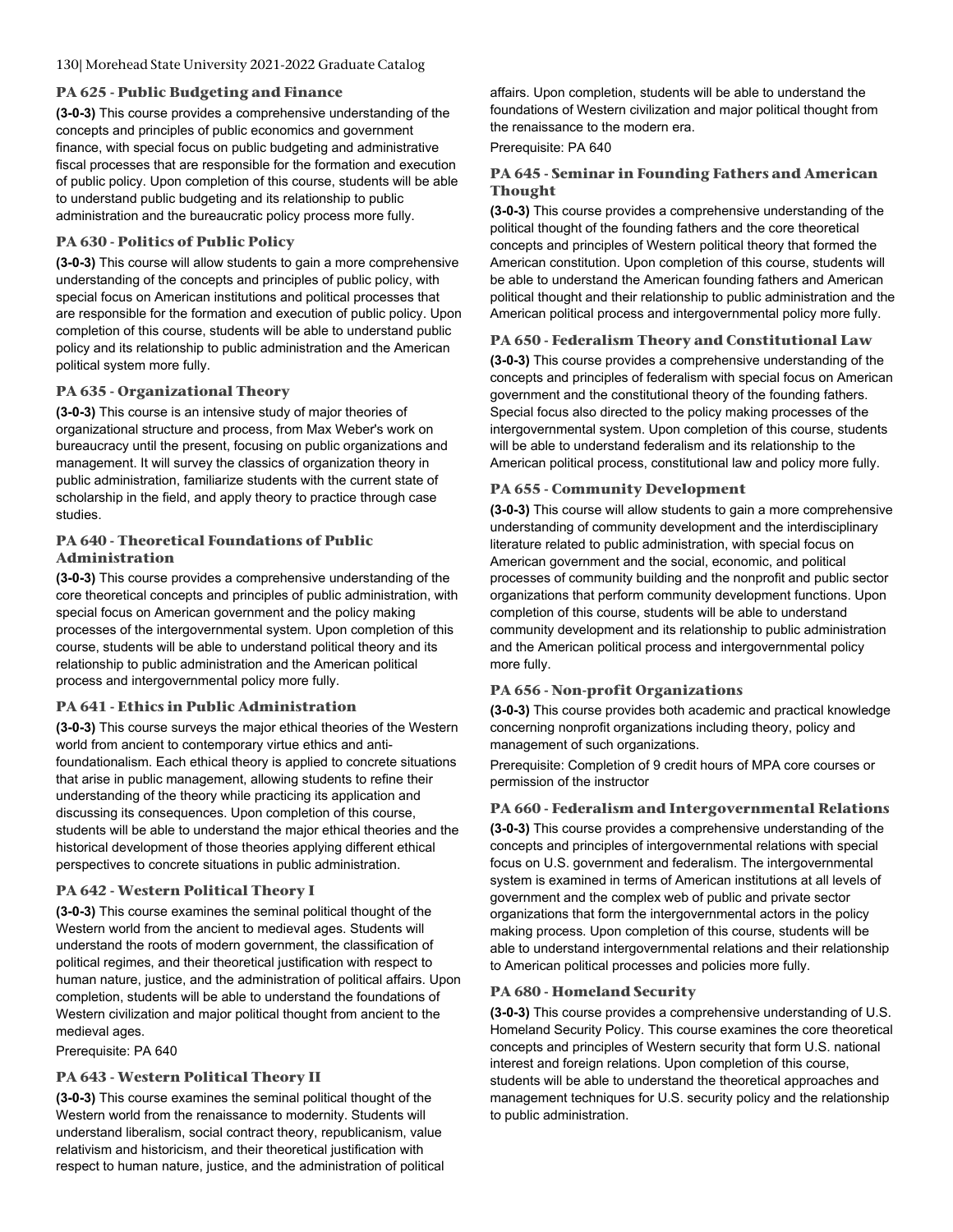### PA 625 - Public Budgeting and Finance

**(3-0-3)** This course provides a comprehensive understanding of the concepts and principles of public economics and government finance, with special focus on public budgeting and administrative fiscal processes that are responsible for the formation and execution of public policy. Upon completion of this course, students will be able to understand public budgeting and its relationship to public administration and the bureaucratic policy process more fully.

### PA 630 - Politics of Public Policy

**(3-0-3)** This course will allow students to gain a more comprehensive understanding of the concepts and principles of public policy, with special focus on American institutions and political processes that are responsible for the formation and execution of public policy. Upon completion of this course, students will be able to understand public policy and its relationship to public administration and the American political system more fully.

### PA 635 - Organizational Theory

**(3-0-3)** This course is an intensive study of major theories of organizational structure and process, from Max Weber's work on bureaucracy until the present, focusing on public organizations and management. It will survey the classics of organization theory in public administration, familiarize students with the current state of scholarship in the field, and apply theory to practice through case studies.

### PA 640 - Theoretical Foundations of Public Administration

**(3-0-3)** This course provides a comprehensive understanding of the core theoretical concepts and principles of public administration, with special focus on American government and the policy making processes of the intergovernmental system. Upon completion of this course, students will be able to understand political theory and its relationship to public administration and the American political process and intergovernmental policy more fully.

### PA 641 - Ethics in Public Administration

**(3-0-3)** This course surveys the major ethical theories of the Western world from ancient to contemporary virtue ethics and anti-foundationalism. Each ethical theory is applied to concrete situations that arise in public management, allowing students to refine their understanding of the theory while practicing its application and discussing its consequences. Upon completion of this course, students will be able to understand the major ethical theories and the historical development of those theories applying different ethical perspectives to concrete situations in public administration.

### PA 642 - Western Political Theory I

**(3-0-3)** This course examines the seminal political thought of the Western world from the ancient to medieval ages. Students will understand the roots of modern government, the classification of political regimes, and their theoretical justification with respect to human nature, justice, and the administration of political affairs. Upon completion, students will be able to understand the foundations of Western civilization and major political thought from ancient to the medieval ages.

Prerequisite: PA 640

### PA 643 - Western Political Theory II

**(3-0-3)** This course examines the seminal political thought of the Western world from the renaissance to modernity. Students will understand liberalism, social contract theory, republicanism, value relativism and historicism, and their theoretical justification with respect to human nature, justice, and the administration of political affairs. Upon completion, students will be able to understand the foundations of Western civilization and major political thought from the renaissance to the modern era.

Prerequisite: PA 640

### PA 645 - Seminar in Founding Fathers and American Thought

**(3-0-3)** This course provides a comprehensive understanding of the political thought of the founding fathers and the core theoretical concepts and principles of Western political theory that formed the American constitution. Upon completion of this course, students will be able to understand the American founding fathers and American political thought and their relationship to public administration and the American political process and intergovernmental policy more fully.

### PA 650 - Federalism Theory and Constitutional Law

**(3-0-3)** This course provides a comprehensive understanding of the concepts and principles of federalism with special focus on American government and the constitutional theory of the founding fathers. Special focus also directed to the policy making processes of the intergovernmental system. Upon completion of this course, students will be able to understand federalism and its relationship to the American political process, constitutional law and policy more fully.

### PA 655 - Community Development

**(3-0-3)** This course will allow students to gain a more comprehensive understanding of community development and the interdisciplinary literature related to public administration, with special focus on American government and the social, economic, and political processes of community building and the nonprofit and public sector organizations that perform community development functions. Upon completion of this course, students will be able to understand community development and its relationship to public administration and the American political process and intergovernmental policy more fully.

### PA 656 - Non-profit Organizations

**(3-0-3)** This course provides both academic and practical knowledge concerning nonprofit organizations including theory, policy and management of such organizations.

Prerequisite: Completion of 9 credit hours of MPA core courses or permission of the instructor

### PA 660 - Federalism and Intergovernmental Relations

**(3-0-3)** This course provides a comprehensive understanding of the concepts and principles of intergovernmental relations with special focus on U.S. government and federalism. The intergovernmental system is examined in terms of American institutions at all levels of government and the complex web of public and private sector organizations that form the intergovernmental actors in the policy making process. Upon completion of this course, students will be able to understand intergovernmental relations and their relationship to American political processes and policies more fully.

### PA 680 - Homeland Security

**(3-0-3)** This course provides a comprehensive understanding of U.S. Homeland Security Policy. This course examines the core theoretical concepts and principles of Western security that form U.S. national interest and foreign relations. Upon completion of this course, students will be able to understand the theoretical approaches and management techniques for U.S. security policy and the relationship to public administration.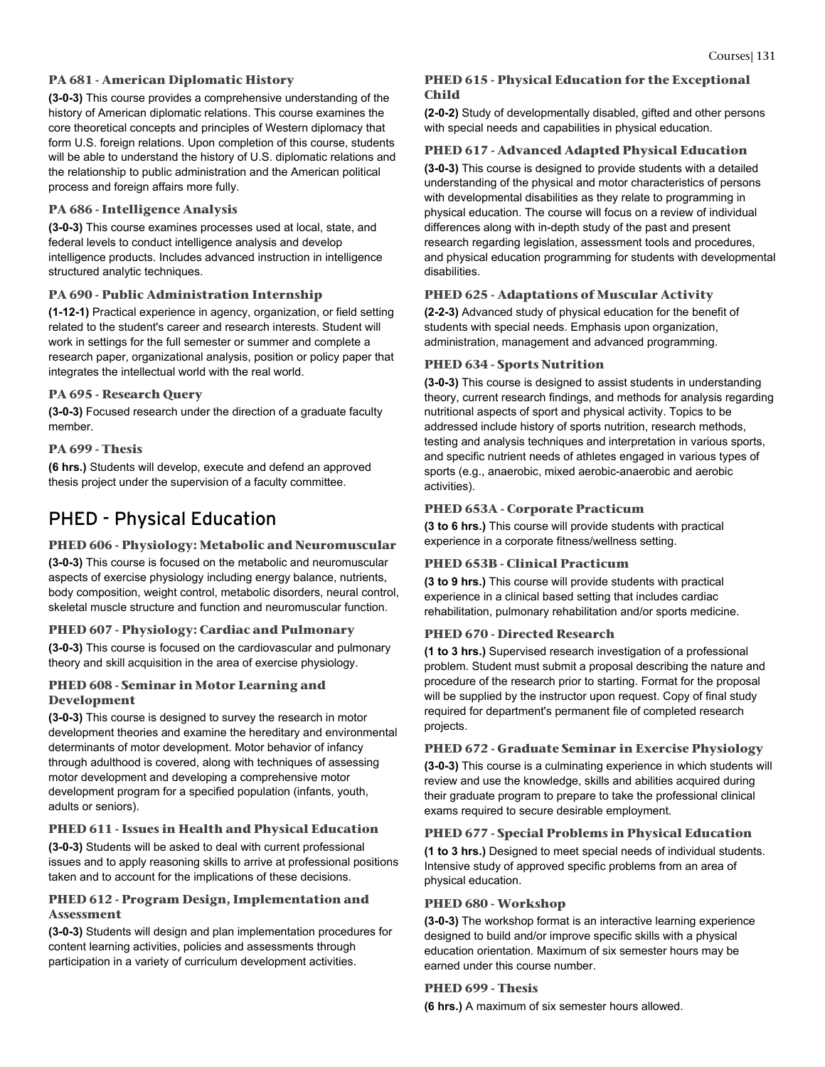### PA 681 - American Diplomatic History

**(3-0-3)** This course provides a comprehensive understanding of the history of American diplomatic relations. This course examines the core theoretical concepts and principles of Western diplomacy that form U.S. foreign relations. Upon completion of this course, students will be able to understand the history of U.S. diplomatic relations and the relationship to public administration and the American political process and foreign affairs more fully.

### PA 686 - Intelligence Analysis

**(3-0-3)** This course examines processes used at local, state, and federal levels to conduct intelligence analysis and develop intelligence products. Includes advanced instruction in intelligence structured analytic techniques.

### PA 690 - Public Administration Internship

**(1-12-1)** Practical experience in agency, organization, or field setting related to the student's career and research interests. Student will work in settings for the full semester or summer and complete a research paper, organizational analysis, position or policy paper that integrates the intellectual world with the real world.

### PA 695 - Research Query

**(3-0-3)** Focused research under the direction of a graduate faculty member.

### PA 699 - Thesis

**(6 hrs.)** Students will develop, execute and defend an approved thesis project under the supervision of a faculty committee.

## PHED - Physical Education

### PHED 606 - Physiology: Metabolic and Neuromuscular

**(3-0-3)** This course is focused on the metabolic and neuromuscular aspects of exercise physiology including energy balance, nutrients, body composition, weight control, metabolic disorders, neural control, skeletal muscle structure and function and neuromuscular function.

### PHED 607 - Physiology: Cardiac and Pulmonary

**(3-0-3)** This course is focused on the cardiovascular and pulmonary theory and skill acquisition in the area of exercise physiology.

### PHED 608 - Seminar in Motor Learning and Development

**(3-0-3)** This course is designed to survey the research in motor development theories and examine the hereditary and environmental determinants of motor development. Motor behavior of infancy through adulthood is covered, along with techniques of assessing motor development and developing a comprehensive motor development program for a specified population (infants, youth, adults or seniors).

### PHED 611 - Issues in Health and Physical Education

**(3-0-3)** Students will be asked to deal with current professional issues and to apply reasoning skills to arrive at professional positions taken and to account for the implications of these decisions.

### PHED 612 - Program Design, Implementation and Assessment

**(3-0-3)** Students will design and plan implementation procedures for content learning activities, policies and assessments through participation in a variety of curriculum development activities.

### PHED 615 - Physical Education for the Exceptional Child

**(2-0-2)** Study of developmentally disabled, gifted and other persons with special needs and capabilities in physical education.

### PHED 617 - Advanced Adapted Physical Education

**(3-0-3)** This course is designed to provide students with a detailed understanding of the physical and motor characteristics of persons with developmental disabilities as they relate to programming in physical education. The course will focus on a review of individual differences along with in-depth study of the past and present research regarding legislation, assessment tools and procedures, and physical education programming for students with developmental disabilities.

### PHED 625 - Adaptations of Muscular Activity

**(2-2-3)** Advanced study of physical education for the benefit of students with special needs. Emphasis upon organization, administration, management and advanced programming.

### PHED 634 - Sports Nutrition

**(3-0-3)** This course is designed to assist students in understanding theory, current research findings, and methods for analysis regarding nutritional aspects of sport and physical activity. Topics to be addressed include history of sports nutrition, research methods, testing and analysis techniques and interpretation in various sports, and specific nutrient needs of athletes engaged in various types of sports (e.g., anaerobic, mixed aerobic-anaerobic and aerobic activities).

### PHED 653A - Corporate Practicum

**(3 to 6 hrs.)** This course will provide students with practical experience in a corporate fitness/wellness setting.

### PHED 653B - Clinical Practicum

**(3 to 9 hrs.)** This course will provide students with practical experience in a clinical based setting that includes cardiac rehabilitation, pulmonary rehabilitation and/or sports medicine.

### PHED 670 - Directed Research

**(1 to 3 hrs.)** Supervised research investigation of a professional problem. Student must submit a proposal describing the nature and procedure of the research prior to starting. Format for the proposal will be supplied by the instructor upon request. Copy of final study required for department's permanent file of completed research projects.

### PHED 672 - Graduate Seminar in Exercise Physiology

**(3-0-3)** This course is a culminating experience in which students will review and use the knowledge, skills and abilities acquired during their graduate program to prepare to take the professional clinical exams required to secure desirable employment.

### PHED 677 - Special Problems in Physical Education

**(1 to 3 hrs.)** Designed to meet special needs of individual students. Intensive study of approved specific problems from an area of physical education.

### PHED 680 - Workshop

**(3-0-3)** The workshop format is an interactive learning experience designed to build and/or improve specific skills with a physical education orientation. Maximum of six semester hours may be earned under this course number.

### PHED 699 - Thesis

**(6 hrs.)** A maximum of six semester hours allowed.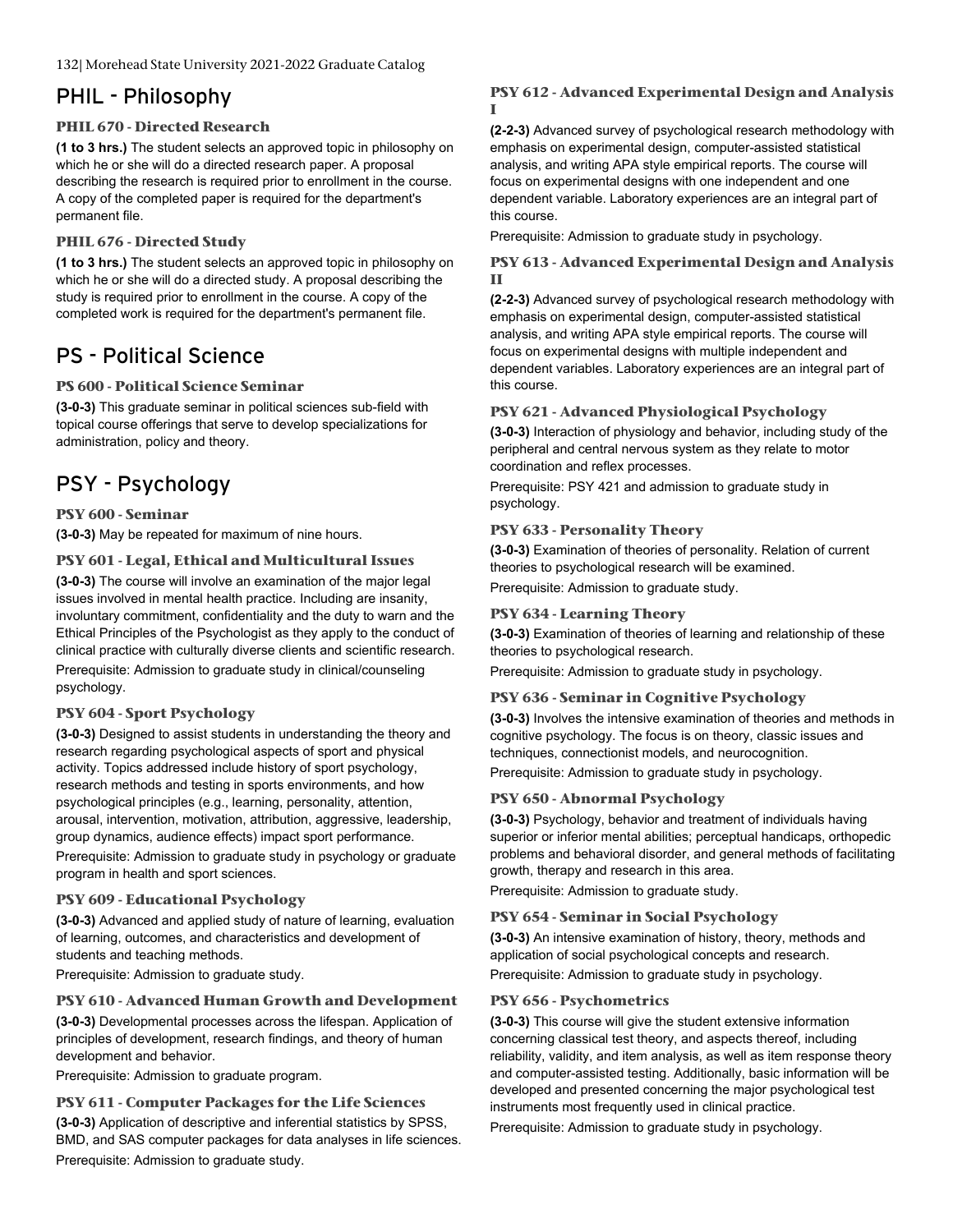## PHIL - Philosophy

### PHIL 670 - Directed Research

**(1 to 3 hrs.)** The student selects an approved topic in philosophy on which he or she will do a directed research paper. A proposal describing the research is required prior to enrollment in the course. A copy of the completed paper is required for the department's permanent file.

### PHIL 676 - Directed Study

**(1 to 3 hrs.)** The student selects an approved topic in philosophy on which he or she will do a directed study. A proposal describing the study is required prior to enrollment in the course. A copy of the completed work is required for the department's permanent file.

## PS - Political Science

### PS 600 - Political Science Seminar

**(3-0-3)** This graduate seminar in political sciences sub-field with topical course offerings that serve to develop specializations for administration, policy and theory.

## PSY - Psychology

### PSY 600 - Seminar

**(3-0-3)** May be repeated for maximum of nine hours.

### PSY 601 - Legal, Ethical and Multicultural Issues

**(3-0-3)** The course will involve an examination of the major legal issues involved in mental health practice. Including are insanity, involuntary commitment, confidentiality and the duty to warn and the Ethical Principles of the Psychologist as they apply to the conduct of clinical practice with culturally diverse clients and scientific research.

Prerequisite: Admission to graduate study in clinical/counseling psychology.

### PSY 604 - Sport Psychology

**(3-0-3)** Designed to assist students in understanding the theory and research regarding psychological aspects of sport and physical activity. Topics addressed include history of sport psychology, research methods and testing in sports environments, and how psychological principles (e.g., learning, personality, attention, arousal, intervention, motivation, attribution, aggressive, leadership, group dynamics, audience effects) impact sport performance.

Prerequisite: Admission to graduate study in psychology or graduate program in health and sport sciences.

### PSY 609 - Educational Psychology

**(3-0-3)** Advanced and applied study of nature of learning, evaluation of learning, outcomes, and characteristics and development of students and teaching methods.

Prerequisite: Admission to graduate study.

### PSY 610 - Advanced Human Growth and Development

**(3-0-3)** Developmental processes across the lifespan. Application of principles of development, research findings, and theory of human development and behavior.

Prerequisite: Admission to graduate program.

### PSY 611 - Computer Packages for the Life Sciences

**(3-0-3)** Application of descriptive and inferential statistics by SPSS, BMD, and SAS computer packages for data analyses in life sciences.

Prerequisite: Admission to graduate study.

### PSY 612 - Advanced Experimental Design and Analysis I

**(2-2-3)** Advanced survey of psychological research methodology with emphasis on experimental design, computer-assisted statistical analysis, and writing APA style empirical reports. The course will focus on experimental designs with one independent and one dependent variable. Laboratory experiences are an integral part of this course.

Prerequisite: Admission to graduate study in psychology.

### PSY 613 - Advanced Experimental Design and Analysis II

**(2-2-3)** Advanced survey of psychological research methodology with emphasis on experimental design, computer-assisted statistical analysis, and writing APA style empirical reports. The course will focus on experimental designs with multiple independent and dependent variables. Laboratory experiences are an integral part of this course.

### PSY 621 - Advanced Physiological Psychology

**(3-0-3)** Interaction of physiology and behavior, including study of the peripheral and central nervous system as they relate to motor coordination and reflex processes.

Prerequisite: PSY 421 and admission to graduate study in psychology.

### PSY 633 - Personality Theory

**(3-0-3)** Examination of theories of personality. Relation of current theories to psychological research will be examined.

Prerequisite: Admission to graduate study.

### PSY 634 - Learning Theory

**(3-0-3)** Examination of theories of learning and relationship of these theories to psychological research.

Prerequisite: Admission to graduate study in psychology.

### PSY 636 - Seminar in Cognitive Psychology

**(3-0-3)** Involves the intensive examination of theories and methods in cognitive psychology. The focus is on theory, classic issues and techniques, connectionist models, and neurocognition.

Prerequisite: Admission to graduate study in psychology.

### PSY 650 - Abnormal Psychology

**(3-0-3)** Psychology, behavior and treatment of individuals having superior or inferior mental abilities; perceptual handicaps, orthopedic problems and behavioral disorder, and general methods of facilitating growth, therapy and research in this area.

Prerequisite: Admission to graduate study.

### PSY 654 - Seminar in Social Psychology

**(3-0-3)** An intensive examination of history, theory, methods and application of social psychological concepts and research.

Prerequisite: Admission to graduate study in psychology.

### PSY 656 - Psychometrics

**(3-0-3)** This course will give the student extensive information concerning classical test theory, and aspects thereof, including reliability, validity, and item analysis, as well as item response theory and computer-assisted testing. Additionally, basic information will be developed and presented concerning the major psychological test instruments most frequently used in clinical practice.

Prerequisite: Admission to graduate study in psychology.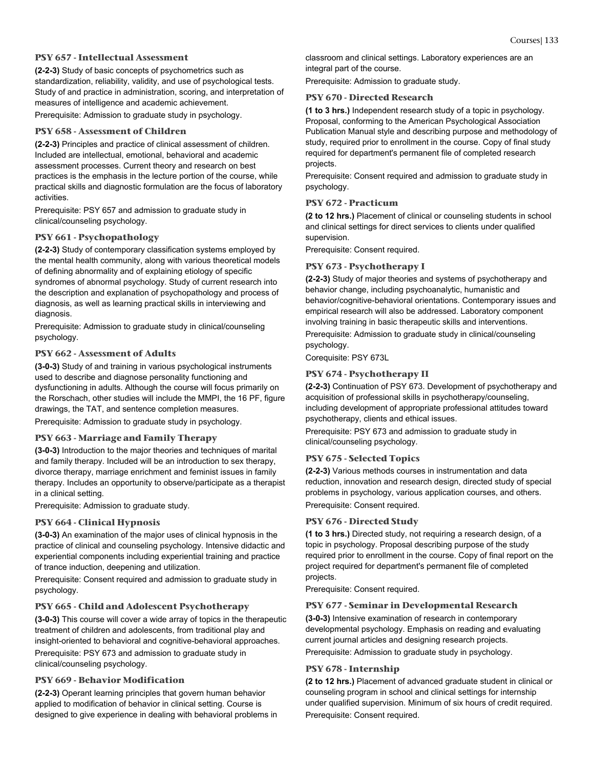### PSY 657 - Intellectual Assessment

**(2-2-3)** Study of basic concepts of psychometrics such as standardization, reliability, validity, and use of psychological tests. Study of and practice in administration, scoring, and interpretation of measures of intelligence and academic achievement.

Prerequisite: Admission to graduate study in psychology.

### PSY 658 - Assessment of Children

**(2-2-3)** Principles and practice of clinical assessment of children. Included are intellectual, emotional, behavioral and academic assessment processes. Current theory and research on best practices is the emphasis in the lecture portion of the course, while practical skills and diagnostic formulation are the focus of laboratory activities.

Prerequisite: PSY 657 and admission to graduate study in clinical/counseling psychology.

### PSY 661 - Psychopathology

**(2-2-3)** Study of contemporary classification systems employed by the mental health community, along with various theoretical models of defining abnormality and of explaining etiology of specific syndromes of abnormal psychology. Study of current research into the description and explanation of psychopathology and process of diagnosis, as well as learning practical skills in interviewing and diagnosis.

Prerequisite: Admission to graduate study in clinical/counseling psychology.

### PSY 662 - Assessment of Adults

**(3-0-3)** Study of and training in various psychological instruments used to describe and diagnose personality functioning and dysfunctioning in adults. Although the course will focus primarily on the Rorschach, other studies will include the MMPI, the 16 PF, figure drawings, the TAT, and sentence completion measures.

Prerequisite: Admission to graduate study in psychology.

### PSY 663 - Marriage and Family Therapy

**(3-0-3)** Introduction to the major theories and techniques of marital and family therapy. Included will be an introduction to sex therapy, divorce therapy, marriage enrichment and feminist issues in family therapy. Includes an opportunity to observe/participate as a therapist in a clinical setting.

Prerequisite: Admission to graduate study.

### PSY 664 - Clinical Hypnosis

**(3-0-3)** An examination of the major uses of clinical hypnosis in the practice of clinical and counseling psychology. Intensive didactic and experiential components including experiential training and practice of trance induction, deepening and utilization.

Prerequisite: Consent required and admission to graduate study in psychology.

### PSY 665 - Child and Adolescent Psychotherapy

**(3-0-3)** This course will cover a wide array of topics in the therapeutic treatment of children and adolescents, from traditional play and insight-oriented to behavioral and cognitive-behavioral approaches.

Prerequisite: PSY 673 and admission to graduate study in clinical/counseling psychology.

### PSY 669 - Behavior Modification

**(2-2-3)** Operant learning principles that govern human behavior applied to modification of behavior in clinical setting. Course is designed to give experience in dealing with behavioral problems in classroom and clinical settings. Laboratory experiences are an integral part of the course.

Prerequisite: Admission to graduate study.

### PSY 670 - Directed Research

**(1 to 3 hrs.)** Independent research study of a topic in psychology. Proposal, conforming to the American Psychological Association Publication Manual style and describing purpose and methodology of study, required prior to enrollment in the course. Copy of final study required for department's permanent file of completed research projects.

Prerequisite: Consent required and admission to graduate study in psychology.

### PSY 672 - Practicum

**(2 to 12 hrs.)** Placement of clinical or counseling students in school and clinical settings for direct services to clients under qualified supervision.

Prerequisite: Consent required.

### PSY 673 - Psychotherapy I

**(2-2-3)** Study of major theories and systems of psychotherapy and behavior change, including psychoanalytic, humanistic and behavior/cognitive-behavioral orientations. Contemporary issues and empirical research will also be addressed. Laboratory component involving training in basic therapeutic skills and interventions.

Prerequisite: Admission to graduate study in clinical/counseling psychology.

Corequisite: PSY 673L

### PSY 674 - Psychotherapy II

**(2-2-3)** Continuation of PSY 673. Development of psychotherapy and acquisition of professional skills in psychotherapy/counseling, including development of appropriate professional attitudes toward psychotherapy, clients and ethical issues.

Prerequisite: PSY 673 and admission to graduate study in clinical/counseling psychology.

### PSY 675 - Selected Topics

**(2-2-3)** Various methods courses in instrumentation and data reduction, innovation and research design, directed study of special problems in psychology, various application courses, and others.

Prerequisite: Consent required.

### PSY 676 - Directed Study

**(1 to 3 hrs.)** Directed study, not requiring a research design, of a topic in psychology. Proposal describing purpose of the study required prior to enrollment in the course. Copy of final report on the project required for department's permanent file of completed projects.

Prerequisite: Consent required.

### PSY 677 - Seminar in Developmental Research

**(3-0-3)** Intensive examination of research in contemporary developmental psychology. Emphasis on reading and evaluating current journal articles and designing research projects.

Prerequisite: Admission to graduate study in psychology.

### PSY 678 - Internship

**(2 to 12 hrs.)** Placement of advanced graduate student in clinical or counseling program in school and clinical settings for internship under qualified supervision. Minimum of six hours of credit required.

Prerequisite: Consent required.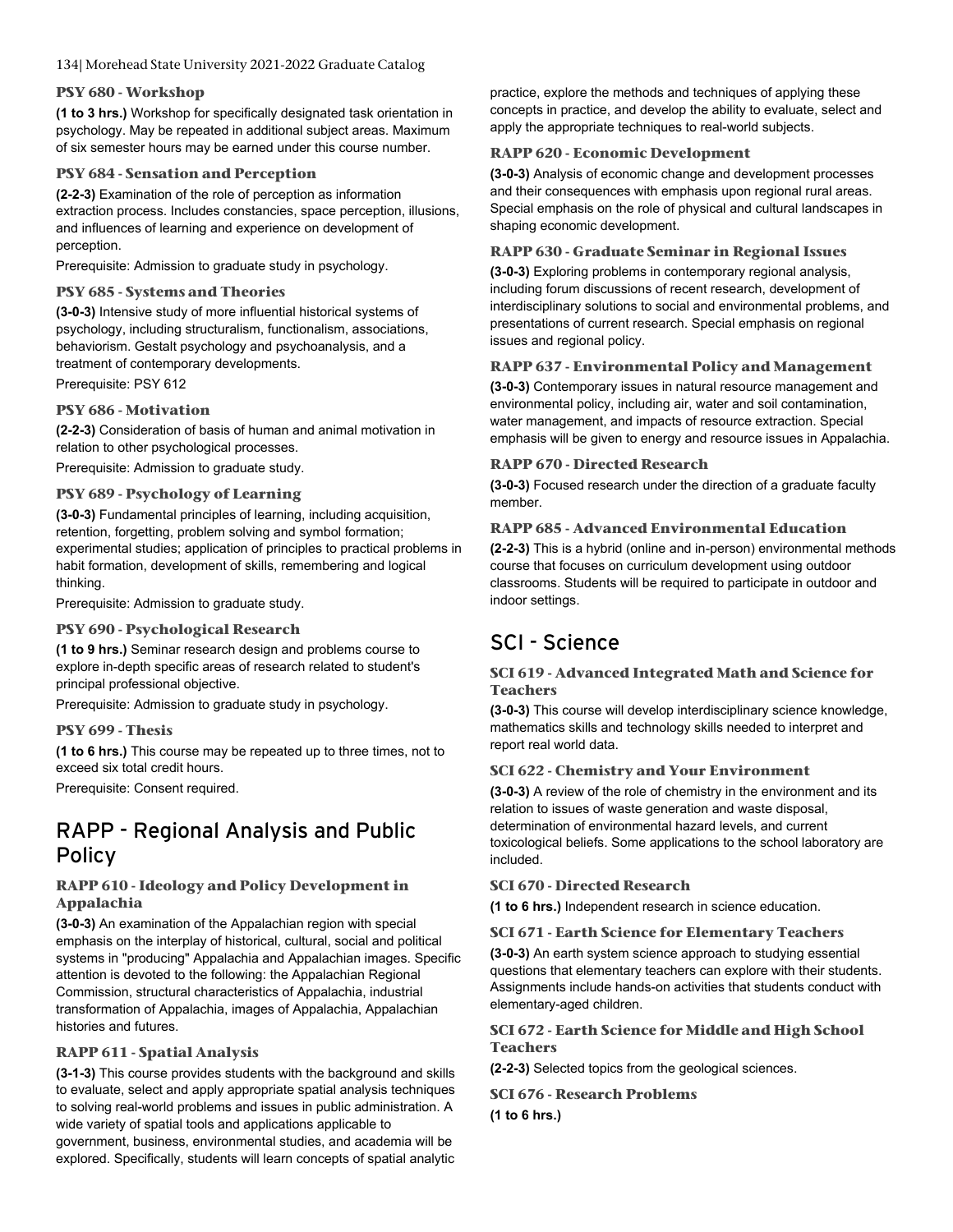### PSY 680 - Workshop

**(1 to 3 hrs.)** Workshop for specifically designated task orientation in psychology. May be repeated in additional subject areas. Maximum of six semester hours may be earned under this course number.

### PSY 684 - Sensation and Perception

**(2-2-3)** Examination of the role of perception as information extraction process. Includes constancies, space perception, illusions, and influences of learning and experience on development of perception.

Prerequisite: Admission to graduate study in psychology.

### PSY 685 - Systems and Theories

**(3-0-3)** Intensive study of more influential historical systems of psychology, including structuralism, functionalism, associations, behaviorism. Gestalt psychology and psychoanalysis, and a treatment of contemporary developments.

Prerequisite: PSY 612

### PSY 686 - Motivation

**(2-2-3)** Consideration of basis of human and animal motivation in relation to other psychological processes.

Prerequisite: Admission to graduate study.

### PSY 689 - Psychology of Learning

**(3-0-3)** Fundamental principles of learning, including acquisition, retention, forgetting, problem solving and symbol formation; experimental studies; application of principles to practical problems in habit formation, development of skills, remembering and logical thinking.

Prerequisite: Admission to graduate study.

### PSY 690 - Psychological Research

**(1 to 9 hrs.)** Seminar research design and problems course to explore in-depth specific areas of research related to student's principal professional objective.

Prerequisite: Admission to graduate study in psychology.

### PSY 699 - Thesis

**(1 to 6 hrs.)** This course may be repeated up to three times, not to exceed six total credit hours.

Prerequisite: Consent required.

## RAPP - Regional Analysis and Public Policy

### RAPP 610 - Ideology and Policy Development in Appalachia

**(3-0-3)** An examination of the Appalachian region with special emphasis on the interplay of historical, cultural, social and political systems in "producing" Appalachia and Appalachian images. Specific attention is devoted to the following: the Appalachian Regional Commission, structural characteristics of Appalachia, industrial transformation of Appalachia, images of Appalachia, Appalachian histories and futures.

### RAPP 611 - Spatial Analysis

**(3-1-3)** This course provides students with the background and skills to evaluate, select and apply appropriate spatial analysis techniques to solving real-world problems and issues in public administration. A wide variety of spatial tools and applications applicable to government, business, environmental studies, and academia will be explored. Specifically, students will learn concepts of spatial analytic practice, explore the methods and techniques of applying these concepts in practice, and develop the ability to evaluate, select and apply the appropriate techniques to real-world subjects.

### RAPP 620 - Economic Development

**(3-0-3)** Analysis of economic change and development processes and their consequences with emphasis upon regional rural areas. Special emphasis on the role of physical and cultural landscapes in shaping economic development.

### RAPP 630 - Graduate Seminar in Regional Issues

**(3-0-3)** Exploring problems in contemporary regional analysis, including forum discussions of recent research, development of interdisciplinary solutions to social and environmental problems, and presentations of current research. Special emphasis on regional issues and regional policy.

### RAPP 637 - Environmental Policy and Management

**(3-0-3)** Contemporary issues in natural resource management and environmental policy, including air, water and soil contamination, water management, and impacts of resource extraction. Special emphasis will be given to energy and resource issues in Appalachia.

### RAPP 670 - Directed Research

**(3-0-3)** Focused research under the direction of a graduate faculty member.

### RAPP 685 - Advanced Environmental Education

**(2-2-3)** This is a hybrid (online and in-person) environmental methods course that focuses on curriculum development using outdoor classrooms. Students will be required to participate in outdoor and indoor settings.

## SCI - Science

### SCI 619 - Advanced Integrated Math and Science for Teachers

**(3-0-3)** This course will develop interdisciplinary science knowledge, mathematics skills and technology skills needed to interpret and report real world data.

### SCI 622 - Chemistry and Your Environment

**(3-0-3)** A review of the role of chemistry in the environment and its relation to issues of waste generation and waste disposal, determination of environmental hazard levels, and current toxicological beliefs. Some applications to the school laboratory are included.

### SCI 670 - Directed Research

**(1 to 6 hrs.)** Independent research in science education.

### SCI 671 - Earth Science for Elementary Teachers

**(3-0-3)** An earth system science approach to studying essential questions that elementary teachers can explore with their students. Assignments include hands-on activities that students conduct with elementary-aged children.

### SCI 672 - Earth Science for Middle and High School Teachers

**(2-2-3)** Selected topics from the geological sciences.

### SCI 676 - Research Problems

**(1 to 6 hrs.)**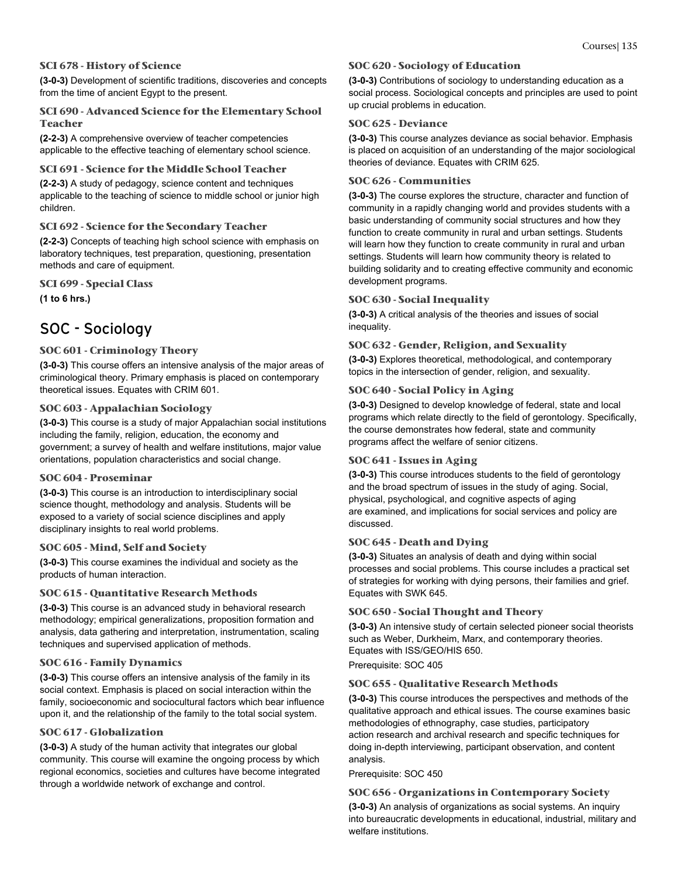### SCI 678 - History of Science

**(3-0-3)** Development of scientific traditions, discoveries and concepts from the time of ancient Egypt to the present.

### SCI 690 - Advanced Science for the Elementary School Teacher

**(2-2-3)** A comprehensive overview of teacher competencies applicable to the effective teaching of elementary school science.

### SCI 691 - Science for the Middle School Teacher

**(2-2-3)** A study of pedagogy, science content and techniques applicable to the teaching of science to middle school or junior high children.

### SCI 692 - Science for the Secondary Teacher

**(2-2-3)** Concepts of teaching high school science with emphasis on laboratory techniques, test preparation, questioning, presentation methods and care of equipment.

### SCI 699 - Special Class

**(1 to 6 hrs.)**

## SOC - Sociology

### SOC 601 - Criminology Theory

**(3-0-3)** This course offers an intensive analysis of the major areas of criminological theory. Primary emphasis is placed on contemporary theoretical issues. Equates with CRIM 601.

### SOC 603 - Appalachian Sociology

**(3-0-3)** This course is a study of major Appalachian social institutions including the family, religion, education, the economy and government; a survey of health and welfare institutions, major value orientations, population characteristics and social change.

### SOC 604 - Proseminar

**(3-0-3)** This course is an introduction to interdisciplinary social science thought, methodology and analysis. Students will be exposed to a variety of social science disciplines and apply disciplinary insights to real world problems.

### SOC 605 - Mind, Self and Society

**(3-0-3)** This course examines the individual and society as the products of human interaction.

### SOC 615 - Quantitative Research Methods

**(3-0-3)** This course is an advanced study in behavioral research methodology; empirical generalizations, proposition formation and analysis, data gathering and interpretation, instrumentation, scaling techniques and supervised application of methods.

### SOC 616 - Family Dynamics

**(3-0-3)** This course offers an intensive analysis of the family in its social context. Emphasis is placed on social interaction within the family, socioeconomic and sociocultural factors which bear influence upon it, and the relationship of the family to the total social system.

### SOC 617 - Globalization

**(3-0-3)** A study of the human activity that integrates our global community. This course will examine the ongoing process by which regional economics, societies and cultures have become integrated through a worldwide network of exchange and control.

### SOC 620 - Sociology of Education

**(3-0-3)** Contributions of sociology to understanding education as a social process. Sociological concepts and principles are used to point up crucial problems in education.

### SOC 625 - Deviance

**(3-0-3)** This course analyzes deviance as social behavior. Emphasis is placed on acquisition of an understanding of the major sociological theories of deviance. Equates with CRIM 625.

### SOC 626 - Communities

**(3-0-3)** The course explores the structure, character and function of community in a rapidly changing world and provides students with a basic understanding of community social structures and how they function to create community in rural and urban settings. Students will learn how they function to create community in rural and urban settings. Students will learn how community theory is related to building solidarity and to creating effective community and economic development programs.

### SOC 630 - Social Inequality

**(3-0-3)** A critical analysis of the theories and issues of social inequality.

### SOC 632 - Gender, Religion, and Sexuality

**(3-0-3)** Explores theoretical, methodological, and contemporary topics in the intersection of gender, religion, and sexuality.

### SOC 640 - Social Policy in Aging

**(3-0-3)** Designed to develop knowledge of federal, state and local programs which relate directly to the field of gerontology. Specifically, the course demonstrates how federal, state and community programs affect the welfare of senior citizens.

### SOC 641 - Issues in Aging

**(3-0-3)** This course introduces students to the field of gerontology and the broad spectrum of issues in the study of aging. Social, physical, psychological, and cognitive aspects of aging are examined, and implications for social services and policy are discussed.

### SOC 645 - Death and Dying

**(3-0-3)** Situates an analysis of death and dying within social processes and social problems. This course includes a practical set of strategies for working with dying persons, their families and grief. Equates with SWK 645.

### SOC 650 - Social Thought and Theory

**(3-0-3)** An intensive study of certain selected pioneer social theorists such as Weber, Durkheim, Marx, and contemporary theories. Equates with ISS/GEO/HIS 650.

Prerequisite: SOC 405

### SOC 655 - Qualitative Research Methods

**(3-0-3)** This course introduces the perspectives and methods of the qualitative approach and ethical issues. The course examines basic methodologies of ethnography, case studies, participatory action research and archival research and specific techniques for doing in-depth interviewing, participant observation, and content analysis.

Prerequisite: SOC 450

### SOC 656 - Organizations in Contemporary Society

**(3-0-3)** An analysis of organizations as social systems. An inquiry into bureaucratic developments in educational, industrial, military and welfare institutions.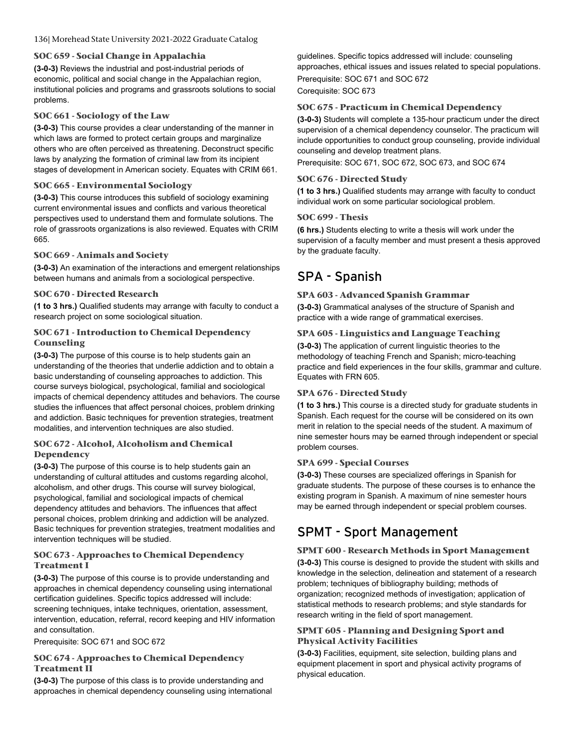### SOC 659 - Social Change in Appalachia

**(3-0-3)** Reviews the industrial and post-industrial periods of economic, political and social change in the Appalachian region, institutional policies and programs and grassroots solutions to social problems.

### SOC 661 - Sociology of the Law

**(3-0-3)** This course provides a clear understanding of the manner in which laws are formed to protect certain groups and marginalize others who are often perceived as threatening. Deconstruct specific laws by analyzing the formation of criminal law from its incipient stages of development in American society. Equates with CRIM 661.

### SOC 665 - Environmental Sociology

**(3-0-3)** This course introduces this subfield of sociology examining current environmental issues and conflicts and various theoretical perspectives used to understand them and formulate solutions. The role of grassroots organizations is also reviewed. Equates with CRIM 665.

### SOC 669 - Animals and Society

**(3-0-3)** An examination of the interactions and emergent relationships between humans and animals from a sociological perspective.

### SOC 670 - Directed Research

**(1 to 3 hrs.)** Qualified students may arrange with faculty to conduct a research project on some sociological situation.

### SOC 671 - Introduction to Chemical Dependency Counseling

**(3-0-3)** The purpose of this course is to help students gain an understanding of the theories that underlie addiction and to obtain a basic understanding of counseling approaches to addiction. This course surveys biological, psychological, familial and sociological impacts of chemical dependency attitudes and behaviors. The course studies the influences that affect personal choices, problem drinking and addiction. Basic techniques for prevention strategies, treatment modalities, and intervention techniques are also studied.

### SOC 672 - Alcohol, Alcoholism and Chemical Dependency

**(3-0-3)** The purpose of this course is to help students gain an understanding of cultural attitudes and customs regarding alcohol, alcoholism, and other drugs. This course will survey biological, psychological, familial and sociological impacts of chemical dependency attitudes and behaviors. The influences that affect personal choices, problem drinking and addiction will be analyzed. Basic techniques for prevention strategies, treatment modalities and intervention techniques will be studied.

### SOC 673 - Approaches to Chemical Dependency Treatment I

**(3-0-3)** The purpose of this course is to provide understanding and approaches in chemical dependency counseling using international certification guidelines. Specific topics addressed will include: screening techniques, intake techniques, orientation, assessment, intervention, education, referral, record keeping and HIV information and consultation.

Prerequisite: SOC 671 and SOC 672

### SOC 674 - Approaches to Chemical Dependency Treatment II

**(3-0-3)** The purpose of this class is to provide understanding and approaches in chemical dependency counseling using international guidelines. Specific topics addressed will include: counseling approaches, ethical issues and issues related to special populations.

Prerequisite: SOC 671 and SOC 672

Corequisite: SOC 673

### SOC 675 - Practicum in Chemical Dependency

**(3-0-3)** Students will complete a 135-hour practicum under the direct supervision of a chemical dependency counselor. The practicum will include opportunities to conduct group counseling, provide individual counseling and develop treatment plans.

Prerequisite: SOC 671, SOC 672, SOC 673, and SOC 674

### SOC 676 - Directed Study

**(1 to 3 hrs.)** Qualified students may arrange with faculty to conduct individual work on some particular sociological problem.

### SOC 699 - Thesis

**(6 hrs.)** Students electing to write a thesis will work under the supervision of a faculty member and must present a thesis approved by the graduate faculty.

## SPA - Spanish

### SPA 603 - Advanced Spanish Grammar

**(3-0-3)** Grammatical analyses of the structure of Spanish and practice with a wide range of grammatical exercises.

### SPA 605 - Linguistics and Language Teaching

**(3-0-3)** The application of current linguistic theories to the methodology of teaching French and Spanish; micro-teaching practice and field experiences in the four skills, grammar and culture. Equates with FRN 605.

### SPA 676 - Directed Study

**(1 to 3 hrs.)** This course is a directed study for graduate students in Spanish. Each request for the course will be considered on its own merit in relation to the special needs of the student. A maximum of nine semester hours may be earned through independent or special problem courses.

### SPA 699 - Special Courses

**(3-0-3)** These courses are specialized offerings in Spanish for graduate students. The purpose of these courses is to enhance the existing program in Spanish. A maximum of nine semester hours may be earned through independent or special problem courses.

## SPMT - Sport Management

### SPMT 600 - Research Methods in Sport Management

**(3-0-3)** This course is designed to provide the student with skills and knowledge in the selection, delineation and statement of a research problem; techniques of bibliography building; methods of organization; recognized methods of investigation; application of statistical methods to research problems; and style standards for research writing in the field of sport management.

### SPMT 605 - Planning and Designing Sport and Physical Activity Facilities

**(3-0-3)** Facilities, equipment, site selection, building plans and equipment placement in sport and physical activity programs of physical education.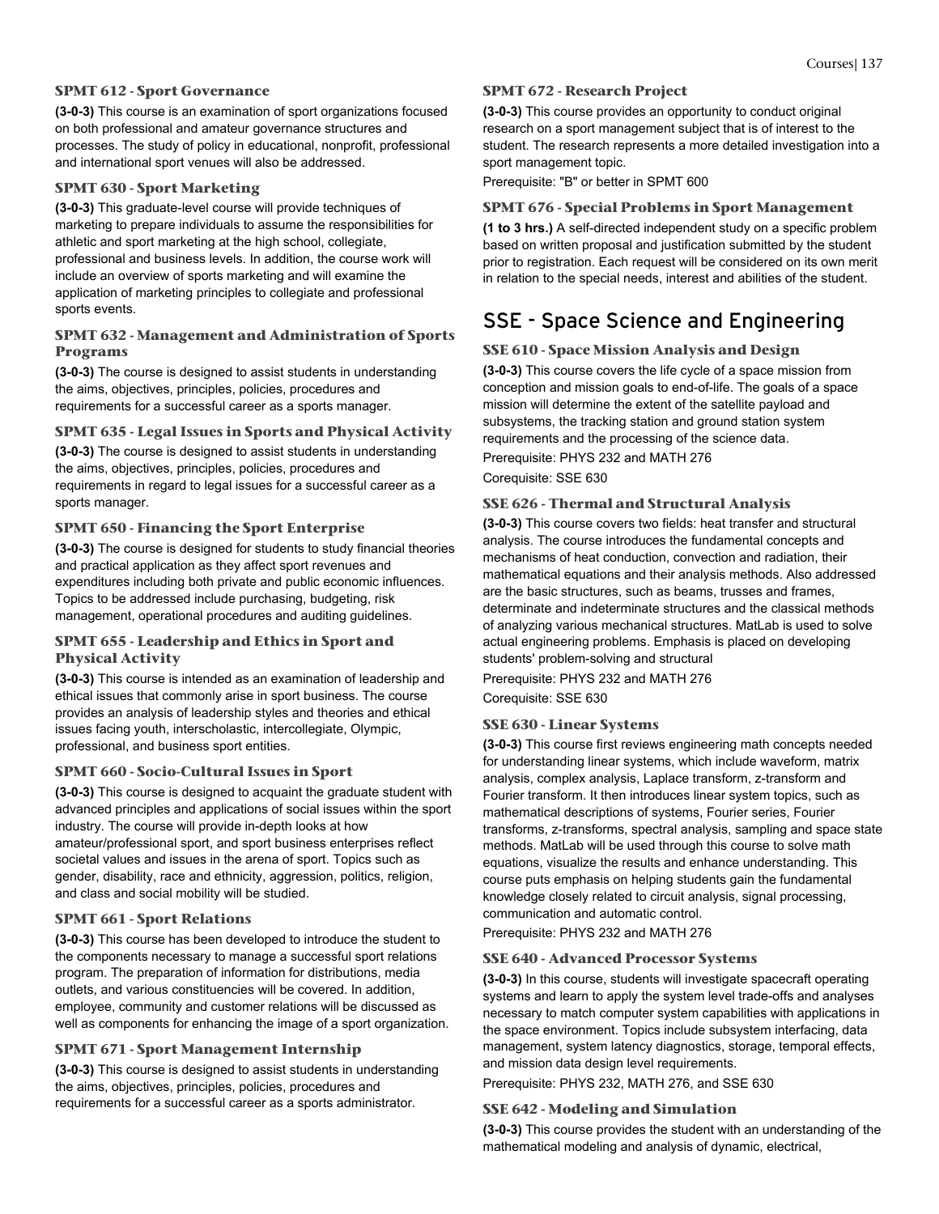### SPMT 612 - Sport Governance

**(3-0-3)** This course is an examination of sport organizations focused on both professional and amateur governance structures and processes. The study of policy in educational, nonprofit, professional and international sport venues will also be addressed.

### SPMT 630 - Sport Marketing

**(3-0-3)** This graduate-level course will provide techniques of marketing to prepare individuals to assume the responsibilities for athletic and sport marketing at the high school, collegiate, professional and business levels. In addition, the course work will include an overview of sports marketing and will examine the application of marketing principles to collegiate and professional sports events.

### SPMT 632 - Management and Administration of Sports Programs

**(3-0-3)** The course is designed to assist students in understanding the aims, objectives, principles, policies, procedures and requirements for a successful career as a sports manager.

### SPMT 635 - Legal Issues in Sports and Physical Activity

**(3-0-3)** The course is designed to assist students in understanding the aims, objectives, principles, policies, procedures and requirements in regard to legal issues for a successful career as a sports manager.

### SPMT 650 - Financing the Sport Enterprise

**(3-0-3)** The course is designed for students to study financial theories and practical application as they affect sport revenues and expenditures including both private and public economic influences. Topics to be addressed include purchasing, budgeting, risk management, operational procedures and auditing guidelines.

### SPMT 655 - Leadership and Ethics in Sport and Physical Activity

**(3-0-3)** This course is intended as an examination of leadership and ethical issues that commonly arise in sport business. The course provides an analysis of leadership styles and theories and ethical issues facing youth, interscholastic, intercollegiate, Olympic, professional, and business sport entities.

### SPMT 660 - Socio-Cultural Issues in Sport

**(3-0-3)** This course is designed to acquaint the graduate student with advanced principles and applications of social issues within the sport industry. The course will provide in-depth looks at how amateur/professional sport, and sport business enterprises reflect societal values and issues in the arena of sport. Topics such as gender, disability, race and ethnicity, aggression, politics, religion, and class and social mobility will be studied.

### SPMT 661 - Sport Relations

**(3-0-3)** This course has been developed to introduce the student to the components necessary to manage a successful sport relations program. The preparation of information for distributions, media outlets, and various constituencies will be covered. In addition, employee, community and customer relations will be discussed as well as components for enhancing the image of a sport organization.

### SPMT 671 - Sport Management Internship

**(3-0-3)** This course is designed to assist students in understanding the aims, objectives, principles, policies, procedures and requirements for a successful career as a sports administrator.

### SPMT 672 - Research Project

**(3-0-3)** This course provides an opportunity to conduct original research on a sport management subject that is of interest to the student. The research represents a more detailed investigation into a sport management topic.

Prerequisite: "B" or better in SPMT 600

### SPMT 676 - Special Problems in Sport Management

**(1 to 3 hrs.)** A self-directed independent study on a specific problem based on written proposal and justification submitted by the student prior to registration. Each request will be considered on its own merit in relation to the special needs, interest and abilities of the student.

## SSE - Space Science and Engineering

### SSE 610 - Space Mission Analysis and Design

**(3-0-3)** This course covers the life cycle of a space mission from conception and mission goals to end-of-life. The goals of a space mission will determine the extent of the satellite payload and subsystems, the tracking station and ground station system requirements and the processing of the science data.

Prerequisite: PHYS 232 and MATH 276

Corequisite: SSE 630

### SSE 626 - Thermal and Structural Analysis

**(3-0-3)** This course covers two fields: heat transfer and structural analysis. The course introduces the fundamental concepts and mechanisms of heat conduction, convection and radiation, their mathematical equations and their analysis methods. Also addressed are the basic structures, such as beams, trusses and frames, determinate and indeterminate structures and the classical methods of analyzing various mechanical structures. MatLab is used to solve actual engineering problems. Emphasis is placed on developing students' problem-solving and structural

Prerequisite: PHYS 232 and MATH 276

Corequisite: SSE 630

### SSE 630 - Linear Systems

**(3-0-3)** This course first reviews engineering math concepts needed for understanding linear systems, which include waveform, matrix analysis, complex analysis, Laplace transform, z-transform and Fourier transform. It then introduces linear system topics, such as mathematical descriptions of systems, Fourier series, Fourier transforms, z-transforms, spectral analysis, sampling and space state methods. MatLab will be used through this course to solve math equations, visualize the results and enhance understanding. This course puts emphasis on helping students gain the fundamental knowledge closely related to circuit analysis, signal processing, communication and automatic control.

Prerequisite: PHYS 232 and MATH 276

### SSE 640 - Advanced Processor Systems

**(3-0-3)** In this course, students will investigate spacecraft operating systems and learn to apply the system level trade-offs and analyses necessary to match computer system capabilities with applications in the space environment. Topics include subsystem interfacing, data management, system latency diagnostics, storage, temporal effects, and mission data design level requirements.

Prerequisite: PHYS 232, MATH 276, and SSE 630

### SSE 642 - Modeling and Simulation

**(3-0-3)** This course provides the student with an understanding of the mathematical modeling and analysis of dynamic, electrical,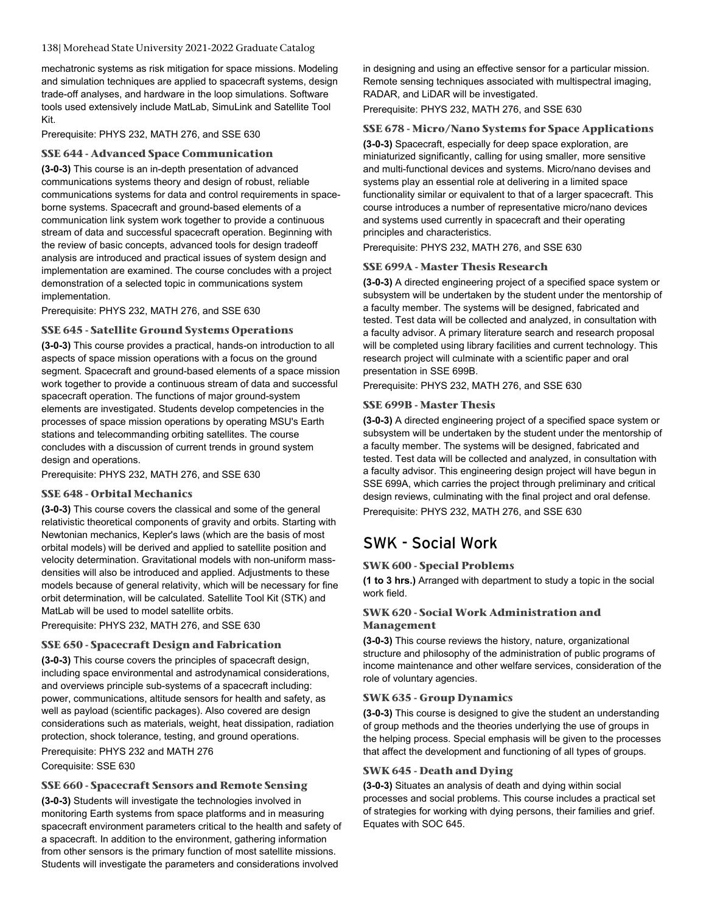mechatronic systems as risk mitigation for space missions. Modeling and simulation techniques are applied to spacecraft systems, design trade-off analyses, and hardware in the loop simulations. Software tools used extensively include MatLab, SimuLink and Satellite Tool Kit.

Prerequisite: PHYS 232, MATH 276, and SSE 630

### SSE 644 - Advanced Space Communication

**(3-0-3)** This course is an in-depth presentation of advanced communications systems theory and design of robust, reliable communications systems for data and control requirements in space-borne systems. Spacecraft and ground-based elements of a communication link system work together to provide a continuous stream of data and successful spacecraft operation. Beginning with the review of basic concepts, advanced tools for design tradeoff analysis are introduced and practical issues of system design and implementation are examined. The course concludes with a project demonstration of a selected topic in communications system implementation.

Prerequisite: PHYS 232, MATH 276, and SSE 630

### SSE 645 - Satellite Ground Systems Operations

**(3-0-3)** This course provides a practical, hands-on introduction to all aspects of space mission operations with a focus on the ground segment. Spacecraft and ground-based elements of a space mission work together to provide a continuous stream of data and successful spacecraft operation. The functions of major ground-system elements are investigated. Students develop competencies in the processes of space mission operations by operating MSU's Earth stations and telecommanding orbiting satellites. The course concludes with a discussion of current trends in ground system design and operations.

Prerequisite: PHYS 232, MATH 276, and SSE 630

### SSE 648 - Orbital Mechanics

**(3-0-3)** This course covers the classical and some of the general relativistic theoretical components of gravity and orbits. Starting with Newtonian mechanics, Kepler's laws (which are the basis of most orbital models) will be derived and applied to satellite position and velocity determination. Gravitational models with non-uniform mass-densities will also be introduced and applied. Adjustments to these models because of general relativity, which will be necessary for fine orbit determination, will be calculated. Satellite Tool Kit (STK) and MatLab will be used to model satellite orbits.

Prerequisite: PHYS 232, MATH 276, and SSE 630

### SSE 650 - Spacecraft Design and Fabrication

**(3-0-3)** This course covers the principles of spacecraft design, including space environmental and astrodynamical considerations, and overviews principle sub-systems of a spacecraft including: power, communications, altitude sensors for health and safety, as well as payload (scientific packages). Also covered are design considerations such as materials, weight, heat dissipation, radiation protection, shock tolerance, testing, and ground operations.

Prerequisite: PHYS 232 and MATH 276

Corequisite: SSE 630

### SSE 660 - Spacecraft Sensors and Remote Sensing

**(3-0-3)** Students will investigate the technologies involved in monitoring Earth systems from space platforms and in measuring spacecraft environment parameters critical to the health and safety of a spacecraft. In addition to the environment, gathering information from other sensors is the primary function of most satellite missions. Students will investigate the parameters and considerations involved in designing and using an effective sensor for a particular mission. Remote sensing techniques associated with multispectral imaging, RADAR, and LiDAR will be investigated.

Prerequisite: PHYS 232, MATH 276, and SSE 630

### SSE 678 - Micro/Nano Systems for Space Applications

**(3-0-3)** Spacecraft, especially for deep space exploration, are miniaturized significantly, calling for using smaller, more sensitive and multi-functional devices and systems. Micro/nano devises and systems play an essential role at delivering in a limited space functionality similar or equivalent to that of a larger spacecraft. This course introduces a number of representative micro/nano devices and systems used currently in spacecraft and their operating principles and characteristics.

Prerequisite: PHYS 232, MATH 276, and SSE 630

### SSE 699A - Master Thesis Research

**(3-0-3)** A directed engineering project of a specified space system or subsystem will be undertaken by the student under the mentorship of a faculty member. The systems will be designed, fabricated and tested. Test data will be collected and analyzed, in consultation with a faculty advisor. A primary literature search and research proposal will be completed using library facilities and current technology. This research project will culminate with a scientific paper and oral presentation in SSE 699B.

Prerequisite: PHYS 232, MATH 276, and SSE 630

### SSE 699B - Master Thesis

**(3-0-3)** A directed engineering project of a specified space system or subsystem will be undertaken by the student under the mentorship of a faculty member. The systems will be designed, fabricated and tested. Test data will be collected and analyzed, in consultation with a faculty advisor. This engineering design project will have begun in SSE 699A, which carries the project through preliminary and critical design reviews, culminating with the final project and oral defense.

Prerequisite: PHYS 232, MATH 276, and SSE 630

## SWK - Social Work

### SWK 600 - Special Problems

**(1 to 3 hrs.)** Arranged with department to study a topic in the social work field.

### SWK 620 - Social Work Administration and Management

**(3-0-3)** This course reviews the history, nature, organizational structure and philosophy of the administration of public programs of income maintenance and other welfare services, consideration of the role of voluntary agencies.

### SWK 635 - Group Dynamics

**(3-0-3)** This course is designed to give the student an understanding of group methods and the theories underlying the use of groups in the helping process. Special emphasis will be given to the processes that affect the development and functioning of all types of groups.

### SWK 645 - Death and Dying

**(3-0-3)** Situates an analysis of death and dying within social processes and social problems. This course includes a practical set of strategies for working with dying persons, their families and grief. Equates with SOC 645.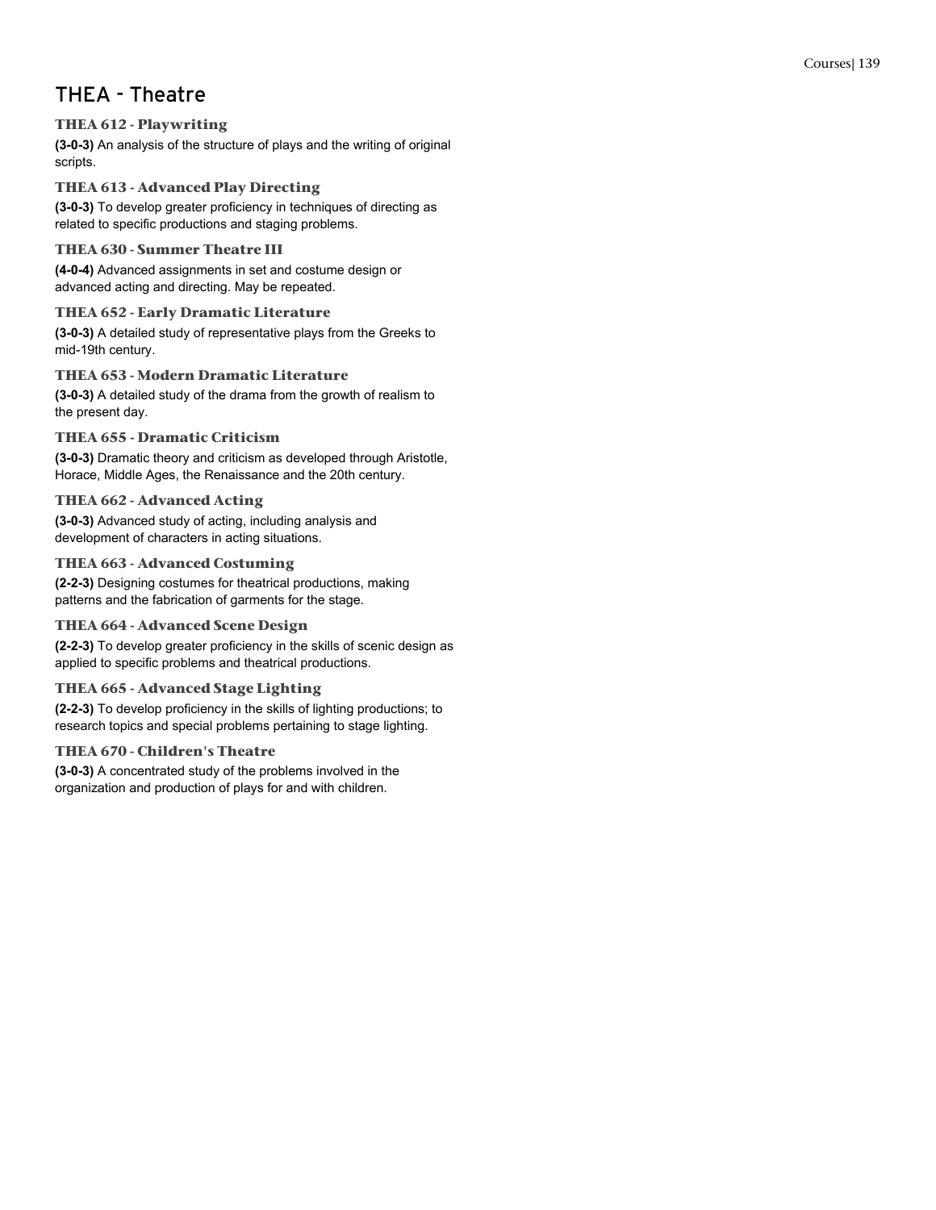## THEA - Theatre

### THEA 612 - Playwriting

**(3-0-3)** An analysis of the structure of plays and the writing of original scripts.

### THEA 613 - Advanced Play Directing

**(3-0-3)** To develop greater proficiency in techniques of directing as related to specific productions and staging problems.

### THEA 630 - Summer Theatre III

**(4-0-4)** Advanced assignments in set and costume design or advanced acting and directing. May be repeated.

### THEA 652 - Early Dramatic Literature

**(3-0-3)** A detailed study of representative plays from the Greeks to mid-19th century.

### THEA 653 - Modern Dramatic Literature

**(3-0-3)** A detailed study of the drama from the growth of realism to the present day.

### THEA 655 - Dramatic Criticism

**(3-0-3)** Dramatic theory and criticism as developed through Aristotle, Horace, Middle Ages, the Renaissance and the 20th century.

### THEA 662 - Advanced Acting

**(3-0-3)** Advanced study of acting, including analysis and development of characters in acting situations.

### THEA 663 - Advanced Costuming

**(2-2-3)** Designing costumes for theatrical productions, making patterns and the fabrication of garments for the stage.

### THEA 664 - Advanced Scene Design

**(2-2-3)** To develop greater proficiency in the skills of scenic design as applied to specific problems and theatrical productions.

### THEA 665 - Advanced Stage Lighting

**(2-2-3)** To develop proficiency in the skills of lighting productions; to research topics and special problems pertaining to stage lighting.

### THEA 670 - Children's Theatre

**(3-0-3)** A concentrated study of the problems involved in the organization and production of plays for and with children.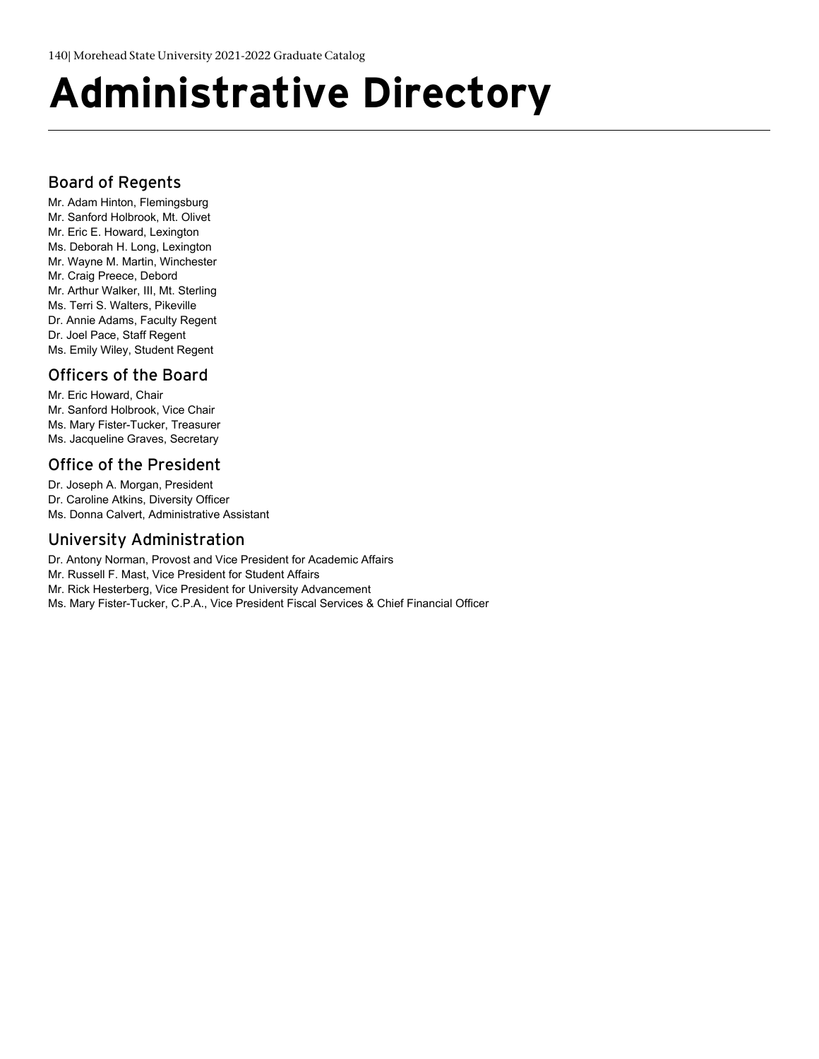# Administrative Directory

## Board of Regents

Mr. Adam Hinton, Flemingsburg
Mr. Sanford Holbrook, Mt. Olivet
Mr. Eric E. Howard, Lexington
Ms. Deborah H. Long, Lexington
Mr. Wayne M. Martin, Winchester
Mr. Craig Preece, Debord
Mr. Arthur Walker, III, Mt. Sterling
Ms. Terri S. Walters, Pikeville
Dr. Annie Adams, Faculty Regent
Dr. Joel Pace, Staff Regent
Ms. Emily Wiley, Student Regent

## Officers of the Board

Mr. Eric Howard, Chair
Mr. Sanford Holbrook, Vice Chair
Ms. Mary Fister-Tucker, Treasurer
Ms. Jacqueline Graves, Secretary

## Office of the President

Dr. Joseph A. Morgan, President
Dr. Caroline Atkins, Diversity Officer
Ms. Donna Calvert, Administrative Assistant

## University Administration

Dr. Antony Norman, Provost and Vice President for Academic Affairs
Mr. Russell F. Mast, Vice President for Student Affairs
Mr. Rick Hesterberg, Vice President for University Advancement
Ms. Mary Fister-Tucker, C.P.A., Vice President Fiscal Services & Chief Financial Officer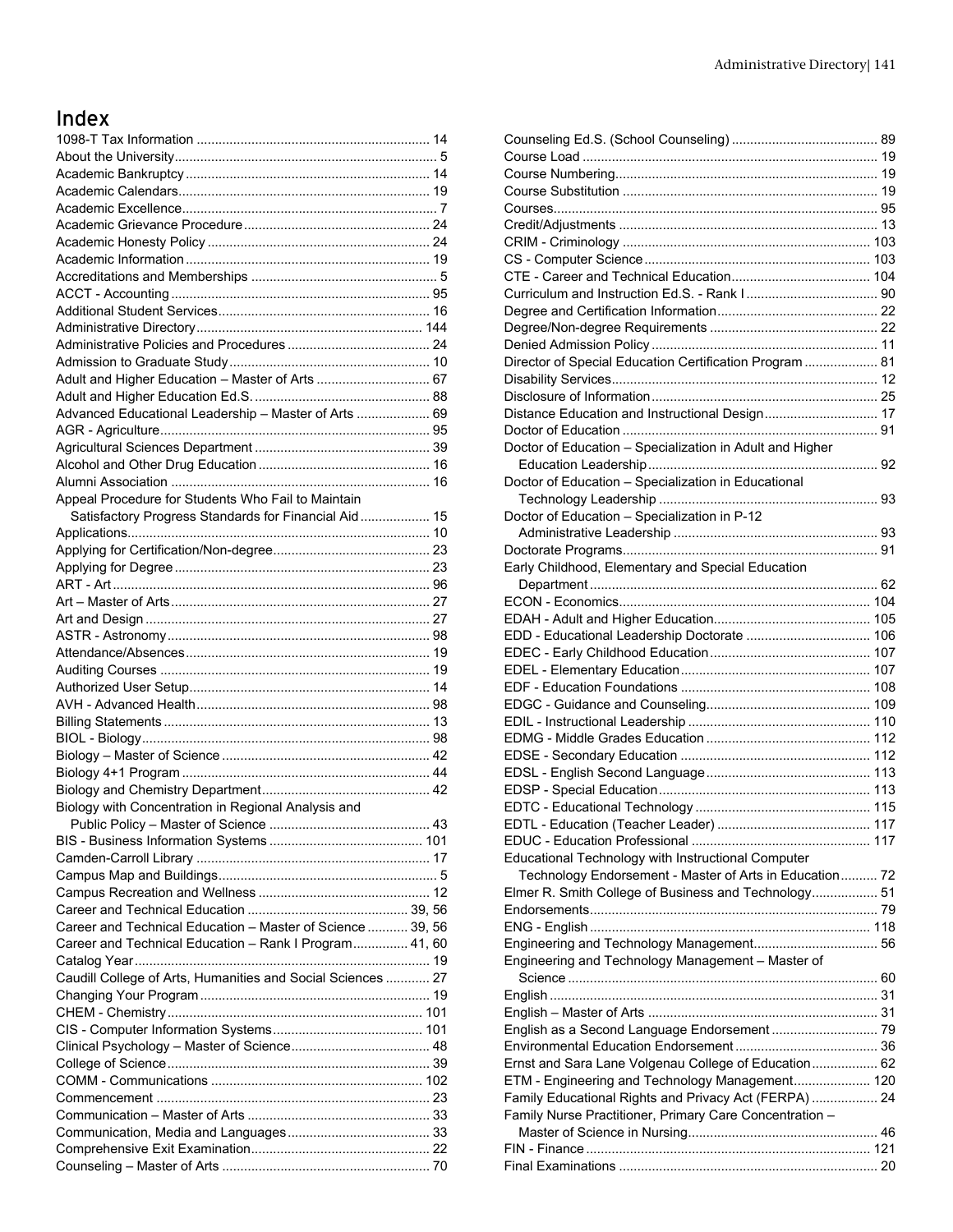# Index

1098-T Tax Information ... 14
About the University ... 5
Academic Bankruptcy ... 14
Academic Calendars ... 19
Academic Excellence ... 7
Academic Grievance Procedure ... 24
Academic Honesty Policy ... 24
Academic Information ... 19
Accreditations and Memberships ... 5
ACCT - Accounting ... 95
Additional Student Services ... 16
Administrative Directory ... 144
Administrative Policies and Procedures ... 24
Admission to Graduate Study ... 10
Adult and Higher Education – Master of Arts ... 67
Adult and Higher Education Ed.S. ... 88
Advanced Educational Leadership – Master of Arts ... 69
AGR - Agriculture ... 95
Agricultural Sciences Department ... 39
Alcohol and Other Drug Education ... 16
Alumni Association ... 16
Appeal Procedure for Students Who Fail to Maintain Satisfactory Progress Standards for Financial Aid ... 15
Applications ... 10
Applying for Certification/Non-degree ... 23
Applying for Degree ... 23
ART - Art ... 96
Art – Master of Arts ... 27
Art and Design ... 27
ASTR - Astronomy ... 98
Attendance/Absences ... 19
Auditing Courses ... 19
Authorized User Setup ... 14
AVH - Advanced Health ... 98
Billing Statements ... 13
BIOL - Biology ... 98
Biology – Master of Science ... 42
Biology 4+1 Program ... 44
Biology and Chemistry Department ... 42
Biology with Concentration in Regional Analysis and Public Policy – Master of Science ... 43
BIS - Business Information Systems ... 101
Camden-Carroll Library ... 17
Campus Map and Buildings ... 5
Campus Recreation and Wellness ... 12
Career and Technical Education ... 39, 56
Career and Technical Education – Master of Science ... 39, 56
Career and Technical Education – Rank I Program ... 41, 60
Catalog Year ... 19
Caudill College of Arts, Humanities and Social Sciences ... 27
Changing Your Program ... 19
CHEM - Chemistry ... 101
CIS - Computer Information Systems ... 101
Clinical Psychology – Master of Science ... 48
College of Science ... 39
COMM - Communications ... 102
Commencement ... 23
Communication – Master of Arts ... 33
Communication, Media and Languages ... 33
Comprehensive Exit Examination ... 22
Counseling – Master of Arts ... 70
Counseling Ed.S. (School Counseling) ... 89
Course Load ... 19
Course Numbering ... 19
Course Substitution ... 19
Courses ... 95
Credit/Adjustments ... 13
CRIM - Criminology ... 103
CS - Computer Science ... 103
CTE - Career and Technical Education ... 104
Curriculum and Instruction Ed.S. - Rank I ... 90
Degree and Certification Information ... 22
Degree/Non-degree Requirements ... 22
Denied Admission Policy ... 11
Director of Special Education Certification Program ... 81
Disability Services ... 12
Disclosure of Information ... 25
Distance Education and Instructional Design ... 17
Doctor of Education ... 91
Doctor of Education – Specialization in Adult and Higher Education Leadership ... 92
Doctor of Education – Specialization in Educational Technology Leadership ... 93
Doctor of Education – Specialization in P-12 Administrative Leadership ... 93
Doctorate Programs ... 91
Early Childhood, Elementary and Special Education Department ... 62
ECON - Economics ... 104
EDAH - Adult and Higher Education ... 105
EDD - Educational Leadership Doctorate ... 106
EDEC - Early Childhood Education ... 107
EDEL - Elementary Education ... 107
EDF - Education Foundations ... 108
EDGC - Guidance and Counseling ... 109
EDIL - Instructional Leadership ... 110
EDMG - Middle Grades Education ... 112
EDSE - Secondary Education ... 112
EDSL - English Second Language ... 113
EDSP - Special Education ... 113
EDTC - Educational Technology ... 115
EDTL - Education (Teacher Leader) ... 117
EDUC - Education Professional ... 117
Educational Technology with Instructional Computer Technology Endorsement - Master of Arts in Education ... 72
Elmer R. Smith College of Business and Technology ... 51
Endorsements ... 79
ENG - English ... 118
Engineering and Technology Management ... 56
Engineering and Technology Management – Master of Science ... 60
English ... 31
English – Master of Arts ... 31
English as a Second Language Endorsement ... 79
Environmental Education Endorsement ... 36
Ernst and Sara Lane Volgenau College of Education ... 62
ETM - Engineering and Technology Management ... 120
Family Educational Rights and Privacy Act (FERPA) ... 24
Family Nurse Practitioner, Primary Care Concentration – Master of Science in Nursing ... 46
FIN - Finance ... 121
Final Examinations ... 20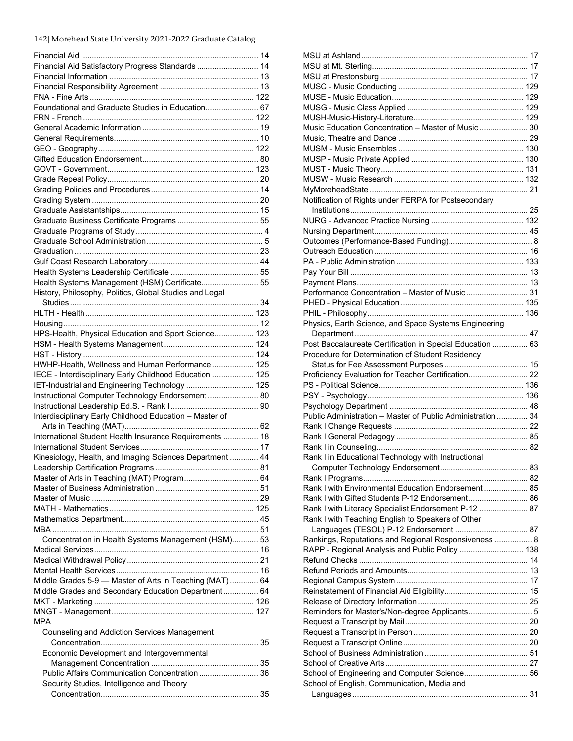Financial Aid ................................................................................ 14
Financial Aid Satisfactory Progress Standards ............................ 14
Financial Information .................................................................... 13
Financial Responsibility Agreement ............................................. 13
FNA - Fine Arts ............................................................................ 122
Foundational and Graduate Studies in Education......................... 67
FRN - French ............................................................................... 122
General Academic Information ..................................................... 19
General Requirements.................................................................. 10
GEO - Geography........................................................................ 122
Gifted Education Endorsement..................................................... 80
GOVT - Government.................................................................... 123
Grade Repeat Policy..................................................................... 20
Grading Policies and Procedures.................................................. 14
Grading System ............................................................................ 20
Graduate Assistantships................................................................ 15
Graduate Business Certificate Programs ...................................... 55
Graduate Programs of Study ........................................................... 4
Graduate School Administration ...................................................... 5
Graduation .................................................................................... 23
Gulf Coast Research Laboratory................................................... 44
Health Systems Leadership Certificate ......................................... 55
Health Systems Management (HSM) Certificate........................... 55
History, Philosophy, Politics, Global Studies and Legal Studies ...................................................................................... 34
HLTH - Health ............................................................................. 123
Housing......................................................................................... 12
HPS-Health, Physical Education and Sport Science.................. 123
HSM - Health Systems Management .......................................... 124
HST - History .............................................................................. 124
HWHP-Health, Wellness and Human Performance .................... 125
IECE - Interdisciplinary Early Childhood Education ................... 125
IET-Industrial and Engineering Technology ............................... 125
Instructional Computer Technology Endorsement ....................... 80
Instructional Leadership Ed.S. - Rank I ........................................ 90
Interdisciplinary Early Childhood Education – Master of Arts in Teaching (MAT)............................................................ 62
International Student Health Insurance Requirements ................ 18
International Student Services...................................................... 17
Kinesiology, Health, and Imaging Sciences Department ............. 44
Leadership Certification Programs ............................................... 81
Master of Arts in Teaching (MAT) Program.................................. 64
Master of Business Administration ............................................... 51
Master of Music ............................................................................ 29
MATH - Mathematics .................................................................. 125
Mathematics Department.............................................................. 45
MBA .............................................................................................. 51
  Concentration in Health Systems Management (HSM)............ 53
Medical Services........................................................................... 16
Medical Withdrawal Policy ............................................................ 21
Mental Health Services................................................................. 16
Middle Grades 5-9 — Master of Arts in Teaching (MAT) ............. 64
Middle Grades and Secondary Education Department................ 64
MKT - Marketing ......................................................................... 126
MNGT - Management ................................................................. 127
MPA
  Counseling and Addiction Services Management Concentration....................................................................... 35
  Economic Development and Intergovernmental Management Concentration ................................................. 35
  Public Affairs Communication Concentration ........................... 36
  Security Studies, Intelligence and Theory Concentration....................................................................... 35
MSU at Ashland............................................................................ 17
MSU at Mt. Sterling....................................................................... 17
MSU at Prestonsburg ................................................................... 17
MUSC - Music Conducting .......................................................... 129
MUSE - Music Education............................................................ 129
MUSG - Music Class Applied ..................................................... 129
MUSH-Music-History-Literature.................................................. 129
Music Education Concentration – Master of Music ...................... 30
Music, Theatre and Dance ........................................................... 29
MUSM - Music Ensembles ......................................................... 130
MUSP - Music Private Applied ................................................... 130
MUST - Music Theory................................................................. 131
MUSW - Music Research ........................................................... 132
MyMoreheadState ........................................................................ 21
Notification of Rights under FERPA for Postsecondary Institutions................................................................................. 25
NURG - Advanced Practice Nursing .......................................... 132
Nursing Department...................................................................... 45
Outcomes (Performance-Based Funding)...................................... 8
Outreach Education ...................................................................... 16
PA - Public Administration .......................................................... 133
Pay Your Bill ................................................................................. 13
Payment Plans.............................................................................. 13
Performance Concentration – Master of Music............................ 31
PHED - Physical Education ........................................................ 135
PHIL - Philosophy ....................................................................... 136
Physics, Earth Science, and Space Systems Engineering Department ............................................................................... 47
Post Baccalaureate Certification in Special Education ................ 63
Procedure for Determination of Student Residency Status for Fee Assessment Purposes ...................................... 15
Proficiency Evaluation for Teacher Certification........................... 22
PS - Political Science.................................................................. 136
PSY - Psychology ....................................................................... 136
Psychology Department ............................................................... 48
Public Administration – Master of Public Administration .............. 34
Rank I Change Requests ............................................................. 22
Rank I General Pedagogy ............................................................ 85
Rank I in Counseling..................................................................... 82
Rank I in Educational Technology with Instructional Computer Technology Endorsement........................................ 83
Rank I Programs........................................................................... 82
Rank I with Environmental Education Endorsement .................... 85
Rank I with Gifted Students P-12 Endorsement........................... 86
Rank I with Literacy Specialist Endorsement P-12 ....................... 87
Rank I with Teaching English to Speakers of Other Languages (TESOL) P-12 Endorsement .................................. 87
Rankings, Reputations and Regional Responsiveness ................. 8
RAPP - Regional Analysis and Public Policy ............................. 138
Refund Checks ............................................................................. 14
Refund Periods and Amounts....................................................... 13
Regional Campus System ............................................................ 17
Reinstatement of Financial Aid Eligibility...................................... 15
Release of Directory Information .................................................. 25
Reminders for Master's/Non-degree Applicants............................. 5
Request a Transcript by Mail ........................................................ 20
Request a Transcript in Person .................................................... 20
Request a Transcript Online......................................................... 20
School of Business Administration ............................................... 51
School of Creative Arts ................................................................. 27
School of Engineering and Computer Science............................. 56
School of English, Communication, Media and Languages ................................................................................ 31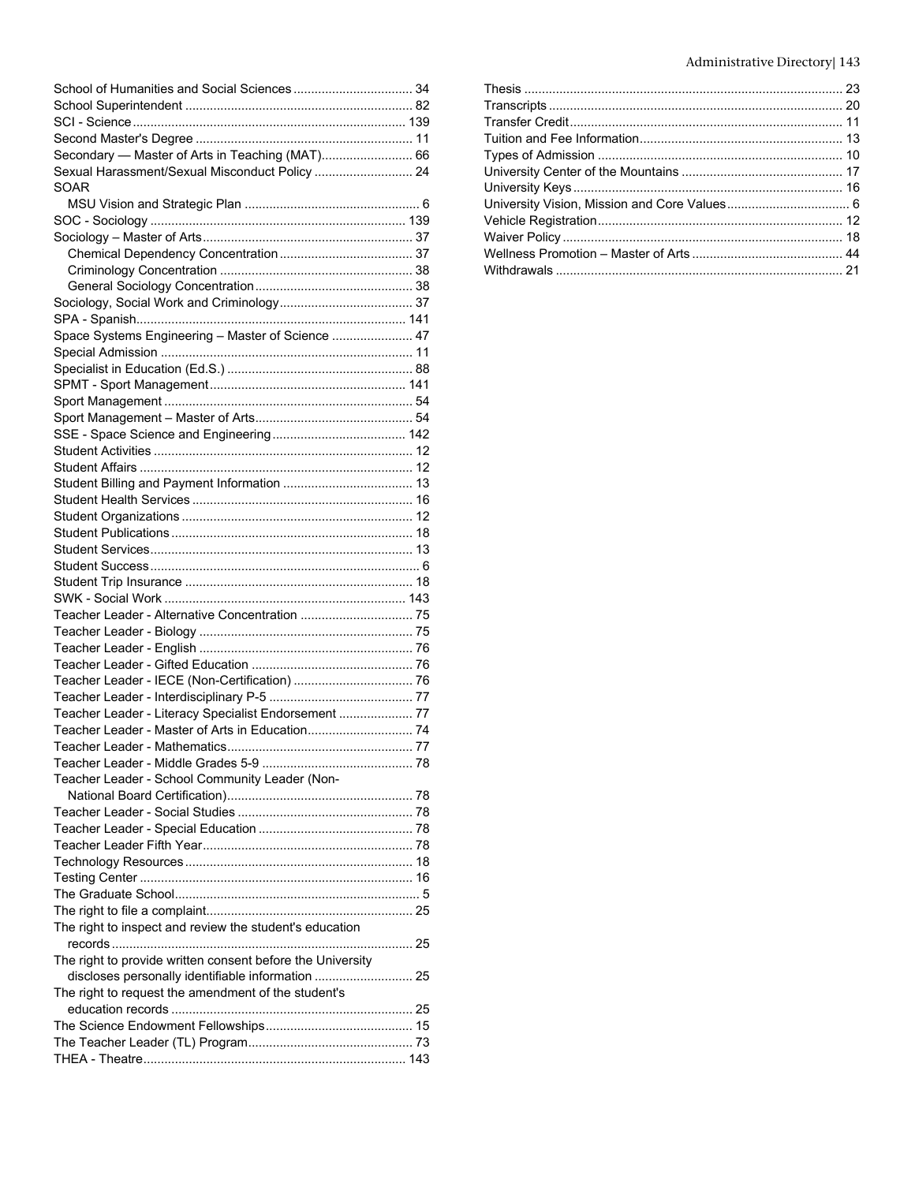School of Humanities and Social Sciences .................................. 34
School Superintendent ................................................................ 82
SCI - Science ............................................................................. 139
Second Master's Degree ............................................................. 11
Secondary — Master of Arts in Teaching (MAT).......................... 66
Sexual Harassment/Sexual Misconduct Policy ............................ 24
SOAR
  MSU Vision and Strategic Plan .................................................. 6
SOC - Sociology ........................................................................ 139
Sociology – Master of Arts........................................................... 37
  Chemical Dependency Concentration ...................................... 37
  Criminology Concentration ....................................................... 38
  General Sociology Concentration ............................................. 38
Sociology, Social Work and Criminology...................................... 37
SPA - Spanish............................................................................ 141
Space Systems Engineering – Master of Science ....................... 47
Special Admission ....................................................................... 11
Specialist in Education (Ed.S.) .................................................... 88
SPMT - Sport Management ........................................................ 141
Sport Management ...................................................................... 54
Sport Management – Master of Arts............................................. 54
SSE - Space Science and Engineering ...................................... 142
Student Activities ......................................................................... 12
Student Affairs ............................................................................. 12
Student Billing and Payment Information ..................................... 13
Student Health Services ............................................................... 16
Student Organizations .................................................................. 12
Student Publications .................................................................... 18
Student Services........................................................................... 13
Student Success ............................................................................ 6
Student Trip Insurance ................................................................. 18
SWK - Social Work .................................................................... 143
Teacher Leader - Alternative Concentration ................................ 75
Teacher Leader - Biology ............................................................ 75
Teacher Leader - English ............................................................ 76
Teacher Leader - Gifted Education ............................................. 76
Teacher Leader - IECE (Non-Certification) .................................. 76
Teacher Leader - Interdisciplinary P-5 ......................................... 77
Teacher Leader - Literacy Specialist Endorsement ..................... 77
Teacher Leader - Master of Arts in Education.............................. 74
Teacher Leader - Mathematics..................................................... 77
Teacher Leader - Middle Grades 5-9 ........................................... 78
Teacher Leader - School Community Leader (Non-
  National Board Certification)..................................................... 78
Teacher Leader - Social Studies .................................................. 78
Teacher Leader - Special Education ............................................ 78
Teacher Leader Fifth Year............................................................ 78
Technology Resources ................................................................. 18
Testing Center .............................................................................. 16
The Graduate School...................................................................... 5
The right to file a complaint........................................................... 25
The right to inspect and review the student's education
  records ...................................................................................... 25
The right to provide written consent before the University
  discloses personally identifiable information ............................ 25
The right to request the amendment of the student's
  education records ..................................................................... 25
The Science Endowment Fellowships.......................................... 15
The Teacher Leader (TL) Program............................................... 73
THEA - Theatre........................................................................... 143
Thesis .......................................................................................... 23
Transcripts ................................................................................... 20
Transfer Credit.............................................................................. 11
Tuition and Fee Information.......................................................... 13
Types of Admission ...................................................................... 10
University Center of the Mountains .............................................. 17
University Keys ............................................................................. 16
University Vision, Mission and Core Values.................................... 6
Vehicle Registration...................................................................... 12
Waiver Policy ................................................................................ 18
Wellness Promotion – Master of Arts ........................................... 44
Withdrawals .................................................................................. 21